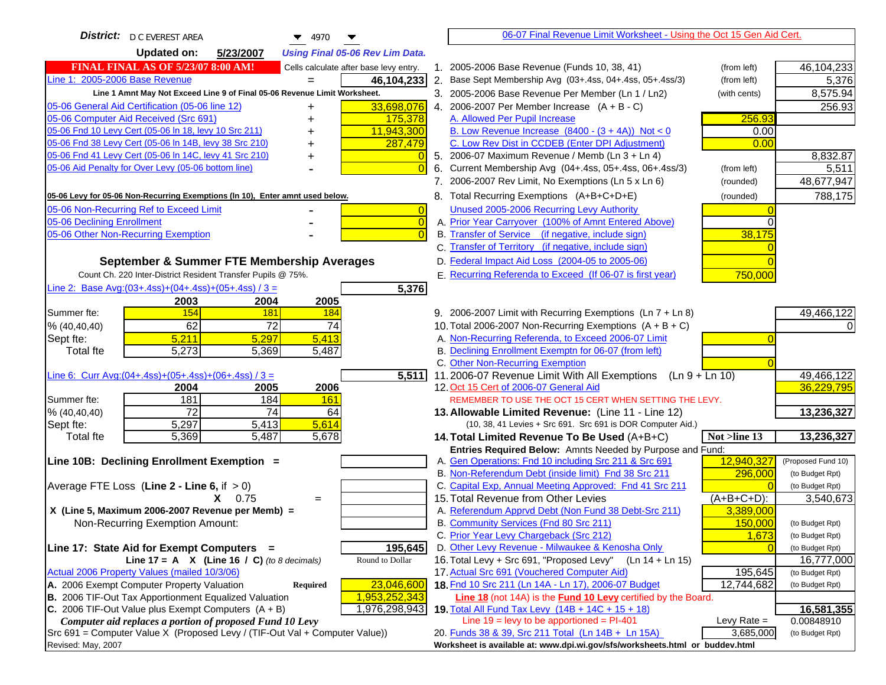**District:** D C EVEREST AREA 4970

**Updated on:** 5/23/2007 *Using Final 05-06 Rev Lim Data.*

[06-07 Final Revenue Limit Worksheet - Using the Oct 15 Gen Aid Cert.]

**FINAL FINAL AS OF 5/23/07 8:00 AM!** Cells calculate after base levy entry.

| | | |
|---|---|---|
| Line 1: 2005-2006 Base Revenue | = | 46,104,233 |
| Line 1 Amnt May Not Exceed Line 9 of Final 05-06 Revenue Limit Worksheet. | | |
| 05-06 General Aid Certification (05-06 line 12) | + | 33,698,076 |
| 05-06 Computer Aid Received (Src 691) | + | 175,378 |
| 05-06 Fnd 10 Levy Cert (05-06 ln 18, levy 10 Src 211) | + | 11,943,300 |
| 05-06 Fnd 38 Levy Cert (05-06 ln 14B, levy 38 Src 210) | + | 287,479 |
| 05-06 Fnd 41 Levy Cert (05-06 ln 14C, levy 41 Src 210) | + | 0 |
| 05-06 Aid Penalty for Over Levy (05-06 bottom line) | - | 0 |

**05-06 Levy for 05-06 Non-Recurring Exemptions (ln 10), Enter amnt used below.**

| | | |
|---|---|---|
| 05-06 Non-Recurring Ref to Exceed Limit | - | 0 |
| 05-06 Declining Enrollment | - | 0 |
| 05-06 Other Non-Recurring Exemption | - | 0 |

## September & Summer FTE Membership Averages

Count Ch. 220 Inter-District Resident Transfer Pupils @ 75%.

Line 2: Base Avg:(03+.4ss)+(04+.4ss)+(05+.4ss) / 3 = **5,376**

| | 2003 | 2004 | 2005 |
|---|---|---|---|
| Summer fte: | 154 | 181 | 184 |
| % (40,40,40) | 62 | 72 | 74 |
| Sept fte: | 5,211 | 5,297 | 5,413 |
| Total fte | 5,273 | 5,369 | 5,487 |

Line 6: Curr Avg:(04+.4ss)+(05+.4ss)+(06+.4ss) / 3 = **5,511**

| | 2004 | 2005 | 2006 |
|---|---|---|---|
| Summer fte: | 181 | 184 | 161 |
| % (40,40,40) | 72 | 74 | 64 |
| Sept fte: | 5,297 | 5,413 | 5,614 |
| Total fte | 5,369 | 5,487 | 5,678 |

**Line 10B: Declining Enrollment Exemption =**

Average FTE Loss (**Line 2 - Line 6**, if > 0) =

X 0.75 =

X (Line 5, Maximum 2006-2007 Revenue per Memb) =

Non-Recurring Exemption Amount:

**Line 17: State Aid for Exempt Computers =** **195,645**

Line 17 = A X (Line 16 / C) *(to 8 decimals)* Round to Dollar

Actual 2006 Property Values (mailed 10/3/06)

| | | |
|---|---|---|
| A. 2006 Exempt Computer Property Valuation | Required | 23,046,600 |
| B. 2006 TIF-Out Tax Apportionment Equalized Valuation | | 1,953,252,343 |
| C. 2006 TIF-Out Value plus Exempt Computers (A + B) | | 1,976,298,943 |

*Computer aid replaces a portion of proposed Fund 10 Levy*

Src 691 = Computer Value X (Proposed Levy / (TIF-Out Val + Computer Value))

Revised: May, 2007

| | | | |
|---|---|---|---|
| 1. 2005-2006 Base Revenue (Funds 10, 38, 41) | (from left) | | 46,104,233 |
| 2. Base Sept Membership Avg (03+.4ss, 04+.4ss, 05+.4ss/3) | (from left) | | 5,376 |
| 3. 2005-2006 Base Revenue Per Member (Ln 1 / Ln2) | (with cents) | | 8,575.94 |
| 4. 2006-2007 Per Member Increase (A + B - C) | | | 256.93 |
| A. Allowed Per Pupil Increase | | 256.93 | |
| B. Low Revenue Increase (8400 - (3 + 4A)) Not < 0 | | 0.00 | |
| C. Low Rev Dist in CCDEB (Enter DPI Adjustment) | | 0.00 | |
| 5. 2006-07 Maximum Revenue / Memb (Ln 3 + Ln 4) | | | 8,832.87 |
| 6. Current Membership Avg (04+.4ss, 05+.4ss, 06+.4ss/3) | (from left) | | 5,511 |
| 7. 2006-2007 Rev Limit, No Exemptions (Ln 5 x Ln 6) | (rounded) | | 48,677,947 |
| 8. Total Recurring Exemptions (A+B+C+D+E) | (rounded) | | 788,175 |
| Unused 2005-2006 Recurring Levy Authority | | 0 | |
| A. Prior Year Carryover (100% of Amnt Entered Above) | | 0 | |
| B. Transfer of Service (if negative, include sign) | | 38,175 | |
| C. Transfer of Territory (if negative, include sign) | | 0 | |
| D. Federal Impact Aid Loss (2004-05 to 2005-06) | | 0 | |
| E. Recurring Referenda to Exceed (If 06-07 is first year) | | 750,000 | |
| 9. 2006-2007 Limit with Recurring Exemptions (Ln 7 + Ln 8) | | | 49,466,122 |
| 10. Total 2006-2007 Non-Recurring Exemptions (A + B + C) | | | 0 |
| A. Non-Recurring Referenda, to Exceed 2006-07 Limit | | 0 | |
| B. Declining Enrollment Exemptn for 06-07 (from left) | | | |
| C. Other Non-Recurring Exemption | | 0 | |
| 11. 2006-07 Revenue Limit With All Exemptions (Ln 9 + Ln 10) | | | 49,466,122 |
| 12. Oct 15 Cert of 2006-07 General Aid | | | 36,229,795 |
| REMEMBER TO USE THE OCT 15 CERT WHEN SETTING THE LEVY. | | | |
| **13. Allowable Limited Revenue:** (Line 11 - Line 12) | | | **13,236,327** |
| (10, 38, 41 Levies + Src 691. Src 691 is DOR Computer Aid.) | | | |
| **14. Total Limited Revenue To Be Used** (A+B+C) | | Not >line 13 | **13,236,327** |
| Entries Required Below: Amnts Needed by Purpose and Fund: | | | |
| A. Gen Operations: Fnd 10 including Src 211 & Src 691 | | 12,940,327 | (Proposed Fund 10) |
| B. Non-Referendum Debt (inside limit) Fnd 38 Src 211 | | 296,000 | (to Budget Rpt) |
| C. Capital Exp, Annual Meeting Approved: Fnd 41 Src 211 | | 0 | (to Budget Rpt) |
| 15. Total Revenue from Other Levies | | (A+B+C+D): | 3,540,673 |
| A. Referendum Apprvd Debt (Non Fund 38 Debt-Src 211) | | 3,389,000 | |
| B. Community Services (Fnd 80 Src 211) | | 150,000 | (to Budget Rpt) |
| C. Prior Year Levy Chargeback (Src 212) | | 1,673 | (to Budget Rpt) |
| D. Other Levy Revenue - Milwaukee & Kenosha Only | | 0 | (to Budget Rpt) |
| 16. Total Levy + Src 691, "Proposed Levy" (Ln 14 + Ln 15) | | | 16,777,000 |
| 17. Actual Src 691 (Vouchered Computer Aid) | | 195,645 | (to Budget Rpt) |
| **18.** Fnd 10 Src 211 (Ln 14A - Ln 17), 2006-07 Budget | | 12,744,682 | (to Budget Rpt) |
| **Line 18** (not 14A) is the **Fund 10 Levy** certified by the Board. | | | |
| **19.** Total All Fund Tax Levy (14B + 14C + 15 + 18) | | | **16,581,355** |
| Line 19 = levy to be apportioned = PI-401 | | Levy Rate = | 0.00848910 |
| 20. Funds 38 & 39, Src 211 Total (Ln 14B + Ln 15A) | | 3,685,000 | (to Budget Rpt) |

Worksheet is available at: www.dpi.wi.gov/sfs/worksheets.html or buddev.html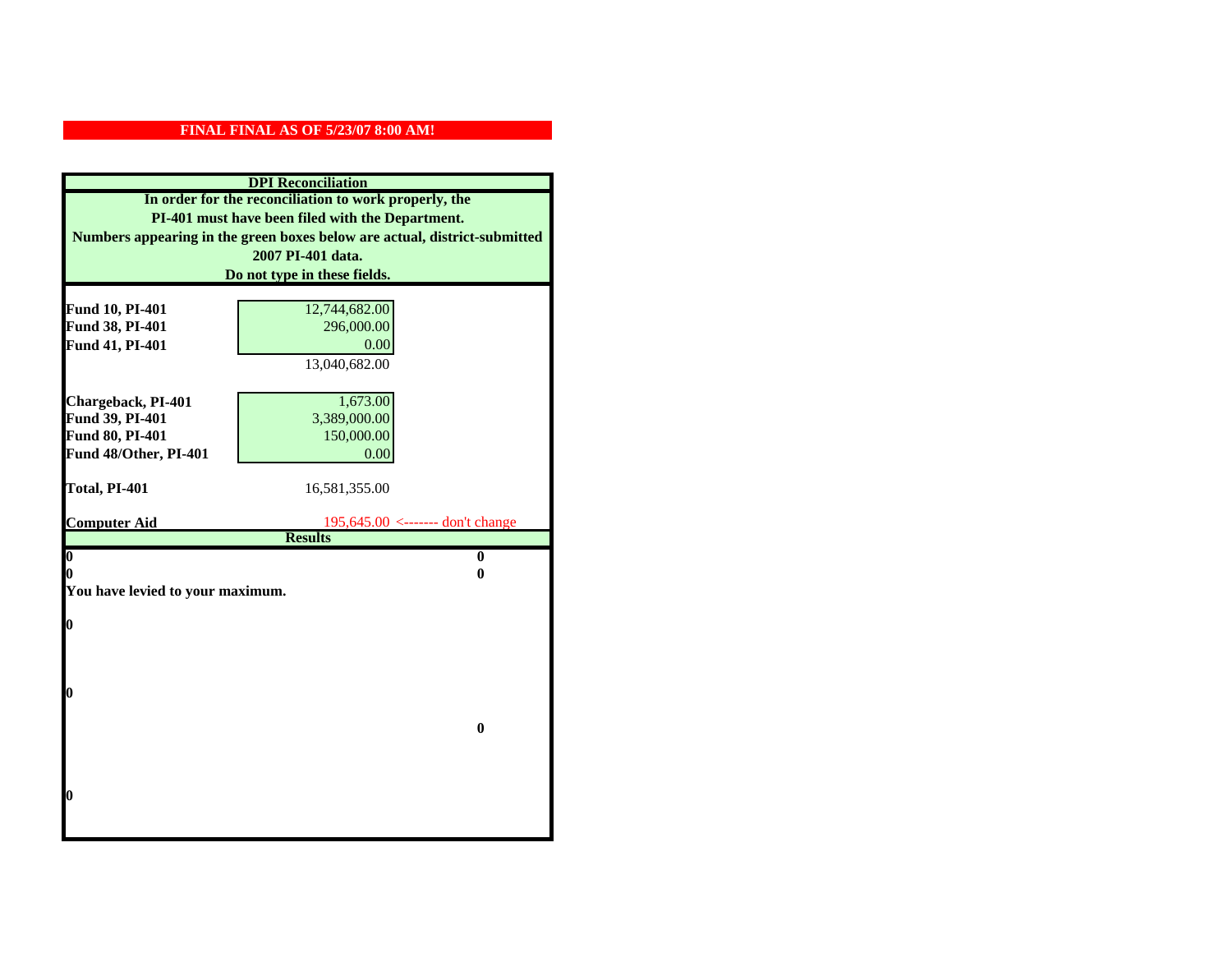**FINAL FINAL AS OF 5/23/07 8:00 AM!**

**DPI Reconciliation**

**In order for the reconciliation to work properly, the PI-401 must have been filed with the Department. Numbers appearing in the green boxes below are actual, district-submitted 2007 PI-401 data. Do not type in these fields.**

| | | |
|---|---|---|
| **Fund 10, PI-401** | 12,744,682.00 | |
| **Fund 38, PI-401** | 296,000.00 | |
| **Fund 41, PI-401** | 0.00 | |
| | 13,040,682.00 | |
| **Chargeback, PI-401** | 1,673.00 | |
| **Fund 39, PI-401** | 3,389,000.00 | |
| **Fund 80, PI-401** | 150,000.00 | |
| **Fund 48/Other, PI-401** | 0.00 | |
| **Total, PI-401** | 16,581,355.00 | |
| **Computer Aid** | 195,645.00 | <------- don't change |

**Results**

| | |
|---|---|
| **0** | **0** |
| **0** | **0** |

**You have levied to your maximum.**

**0**

**0**

**0**

**0**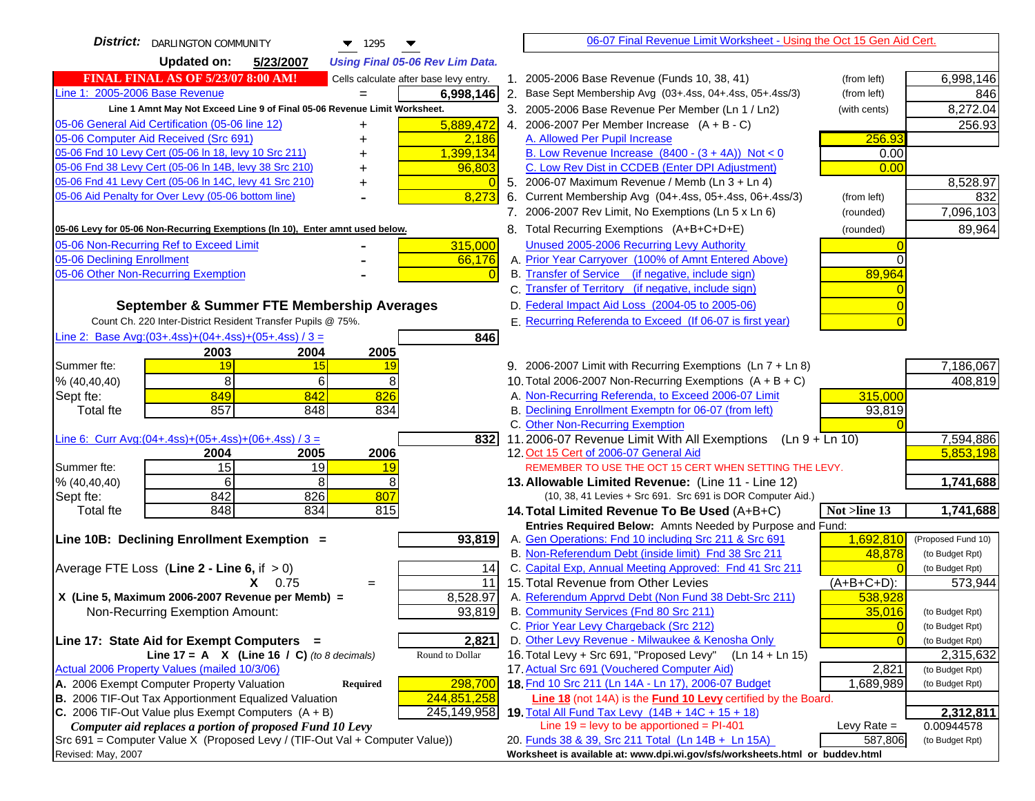**District:** DARLINGTON COMMUNITY 1295

**Updated on:** 5/23/2007 *Using Final 05-06 Rev Lim Data.*

**FINAL FINAL AS OF 5/23/07 8:00 AM!** Cells calculate after base levy entry.

| | | |
|---|---|---|
| Line 1: 2005-2006 Base Revenue | = | **6,998,146** |

**Line 1 Amnt May Not Exceed Line 9 of Final 05-06 Revenue Limit Worksheet.**

| | | |
|---|---|---|
| 05-06 General Aid Certification (05-06 line 12) | + | 5,889,472 |
| 05-06 Computer Aid Received (Src 691) | + | 2,186 |
| 05-06 Fnd 10 Levy Cert (05-06 ln 18, levy 10 Src 211) | + | 1,399,134 |
| 05-06 Fnd 38 Levy Cert (05-06 ln 14B, levy 38 Src 210) | + | 96,803 |
| 05-06 Fnd 41 Levy Cert (05-06 ln 14C, levy 41 Src 210) | + | 0 |
| 05-06 Aid Penalty for Over Levy (05-06 bottom line) | - | 8,273 |

**05-06 Levy for 05-06 Non-Recurring Exemptions (ln 10), Enter amnt used below.**

| | | |
|---|---|---|
| 05-06 Non-Recurring Ref to Exceed Limit | - | 315,000 |
| 05-06 Declining Enrollment | - | 66,176 |
| 05-06 Other Non-Recurring Exemption | - | 0 |

### September & Summer FTE Membership Averages

Count Ch. 220 Inter-District Resident Transfer Pupils @ 75%.

Line 2: Base Avg:(03+.4ss)+(04+.4ss)+(05+.4ss) / 3 = **846**

| | 2003 | 2004 | 2005 |
|---|---|---|---|
| Summer fte: | 19 | 15 | 19 |
| % (40,40,40) | 8 | 6 | 8 |
| Sept fte: | 849 | 842 | 826 |
| Total fte | 857 | 848 | 834 |

Line 6: Curr Avg:(04+.4ss)+(05+.4ss)+(06+.4ss) / 3 = **832**

| | 2004 | 2005 | 2006 |
|---|---|---|---|
| Summer fte: | 15 | 19 | 19 |
| % (40,40,40) | 6 | 8 | 8 |
| Sept fte: | 842 | 826 | 807 |
| Total fte | 848 | 834 | 815 |

**Line 10B: Declining Enrollment Exemption =** **93,819**

| | | |
|---|---|---|
| Average FTE Loss (**Line 2 - Line 6**, if > 0) | | 14 |
| X 0.75 | = | 11 |
| X (Line 5, Maximum 2006-2007 Revenue per Memb) = | | 8,528.97 |
| Non-Recurring Exemption Amount: | | 93,819 |

**Line 17: State Aid for Exempt Computers =** **2,821**

**Line 17 = A X (Line 16 / C)** *(to 8 decimals)* Round to Dollar

Actual 2006 Property Values (mailed 10/3/06)

| | | |
|---|---|---|
| A. 2006 Exempt Computer Property Valuation | **Required** | 298,700 |
| B. 2006 TIF-Out Tax Apportionment Equalized Valuation | | 244,851,258 |
| C. 2006 TIF-Out Value plus Exempt Computers (A + B) | | 245,149,958 |

***Computer aid replaces a portion of proposed Fund 10 Levy***

Src 691 = Computer Value X (Proposed Levy / (TIF-Out Val + Computer Value))

Revised: May, 2007

---

06-07 Final Revenue Limit Worksheet - Using the Oct 15 Gen Aid Cert.

| | | | |
|---|---|---|---|
| 1. 2005-2006 Base Revenue (Funds 10, 38, 41) | (from left) | | 6,998,146 |
| 2. Base Sept Membership Avg (03+.4ss, 04+.4ss, 05+.4ss/3) | (from left) | | 846 |
| 3. 2005-2006 Base Revenue Per Member (Ln 1 / Ln2) | (with cents) | | 8,272.04 |
| 4. 2006-2007 Per Member Increase (A + B - C) | | | 256.93 |
| A. Allowed Per Pupil Increase | | 256.93 | |
| B. Low Revenue Increase (8400 - (3 + 4A)) Not < 0 | | 0.00 | |
| C. Low Rev Dist in CCDEB (Enter DPI Adjustment) | | 0.00 | |
| 5. 2006-07 Maximum Revenue / Memb (Ln 3 + Ln 4) | | | 8,528.97 |
| 6. Current Membership Avg (04+.4ss, 05+.4ss, 06+.4ss/3) | (from left) | | 832 |
| 7. 2006-2007 Rev Limit, No Exemptions (Ln 5 x Ln 6) | (rounded) | | 7,096,103 |
| 8. Total Recurring Exemptions (A+B+C+D+E) | (rounded) | | 89,964 |
| Unused 2005-2006 Recurring Levy Authority | | 0 | |
| A. Prior Year Carryover (100% of Amnt Entered Above) | | 0 | |
| B. Transfer of Service (if negative, include sign) | | 89,964 | |
| C. Transfer of Territory (if negative, include sign) | | 0 | |
| D. Federal Impact Aid Loss (2004-05 to 2005-06) | | 0 | |
| E. Recurring Referenda to Exceed (If 06-07 is first year) | | 0 | |
| 9. 2006-2007 Limit with Recurring Exemptions (Ln 7 + Ln 8) | | | 7,186,067 |
| 10. Total 2006-2007 Non-Recurring Exemptions (A + B + C) | | | 408,819 |
| A. Non-Recurring Referenda, to Exceed 2006-07 Limit | | 315,000 | |
| B. Declining Enrollment Exemptn for 06-07 (from left) | | 93,819 | |
| C. Other Non-Recurring Exemption | | 0 | |
| 11. 2006-07 Revenue Limit With All Exemptions (Ln 9 + Ln 10) | | | 7,594,886 |
| 12. Oct 15 Cert of 2006-07 General Aid | | | 5,853,198 |

REMEMBER TO USE THE OCT 15 CERT WHEN SETTING THE LEVY.

| | | | |
|---|---|---|---|
| **13. Allowable Limited Revenue:** (Line 11 - Line 12) | | | **1,741,688** |
| (10, 38, 41 Levies + Src 691. Src 691 is DOR Computer Aid.) | | | |
| **14. Total Limited Revenue To Be Used** (A+B+C) | | **Not >line 13** | **1,741,688** |
| **Entries Required Below: Amnts Needed by Purpose and Fund:** | | | |
| A. Gen Operations: Fnd 10 including Src 211 & Src 691 | | 1,692,810 | (Proposed Fund 10) |
| B. Non-Referendum Debt (inside limit) Fnd 38 Src 211 | | 48,878 | (to Budget Rpt) |
| C. Capital Exp, Annual Meeting Approved: Fnd 41 Src 211 | | 0 | (to Budget Rpt) |
| 15. Total Revenue from Other Levies | | (A+B+C+D): | 573,944 |
| A. Referendum Apprvd Debt (Non Fund 38 Debt-Src 211) | | 538,928 | |
| B. Community Services (Fnd 80 Src 211) | | 35,016 | (to Budget Rpt) |
| C. Prior Year Levy Chargeback (Src 212) | | 0 | (to Budget Rpt) |
| D. Other Levy Revenue - Milwaukee & Kenosha Only | | 0 | (to Budget Rpt) |
| 16. Total Levy + Src 691, "Proposed Levy" (Ln 14 + Ln 15) | | | 2,315,632 |
| 17. Actual Src 691 (Vouchered Computer Aid) | | 2,821 | (to Budget Rpt) |
| **18.** Fnd 10 Src 211 (Ln 14A - Ln 17), 2006-07 Budget | | 1,689,989 | (to Budget Rpt) |
| **Line 18** (not 14A) is the **Fund 10 Levy** certified by the Board. | | | |
| **19.** Total All Fund Tax Levy (14B + 14C + 15 + 18) | | | **2,312,811** |
| Line 19 = levy to be apportioned = PI-401 | | Levy Rate = | 0.00944578 |
| 20. Funds 38 & 39, Src 211 Total (Ln 14B + Ln 15A) | | 587,806 | (to Budget Rpt) |

**Worksheet is available at: www.dpi.wi.gov/sfs/worksheets.html or buddev.html**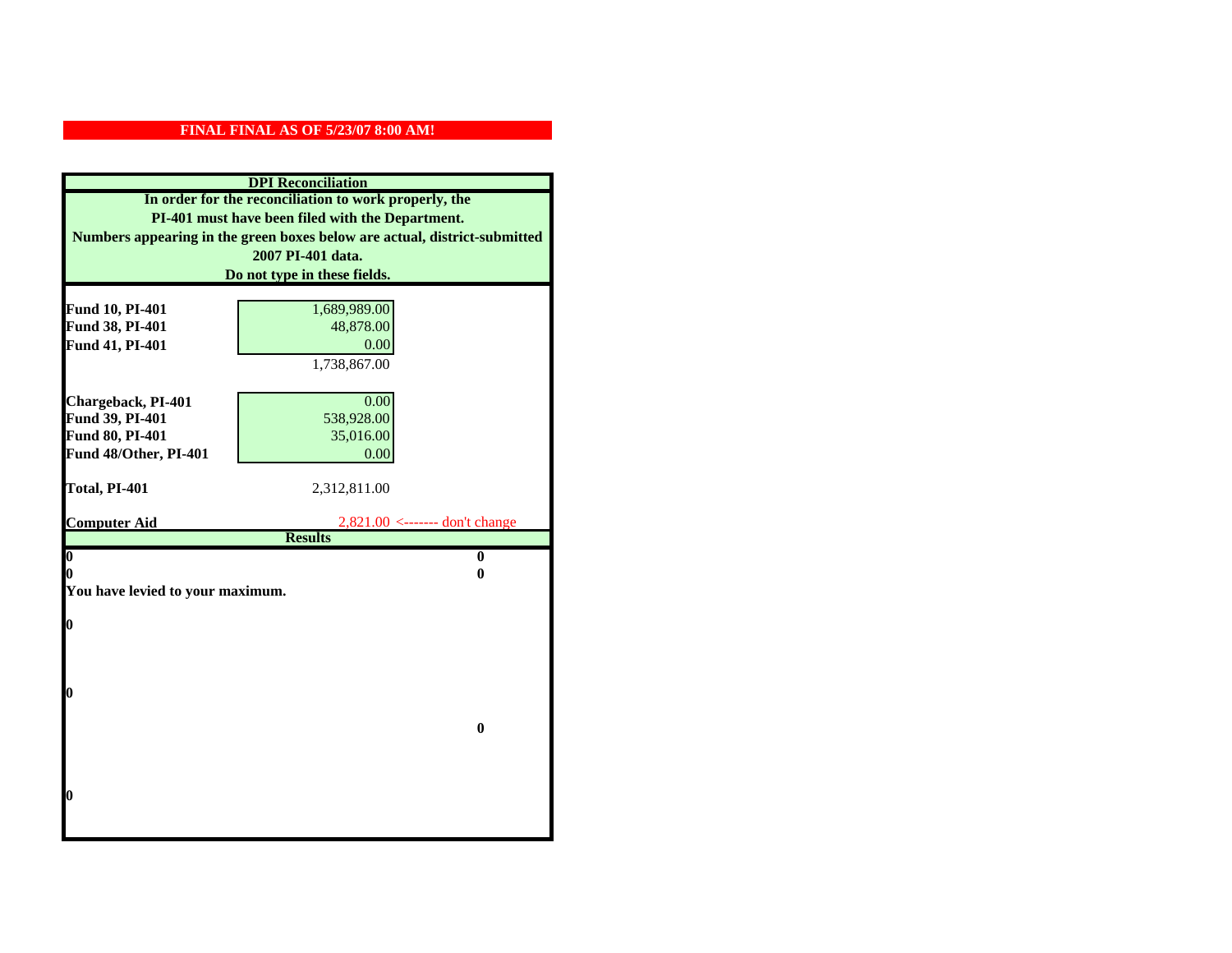**FINAL FINAL AS OF 5/23/07 8:00 AM!**

## DPI Reconciliation

**In order for the reconciliation to work properly, the PI-401 must have been filed with the Department. Numbers appearing in the green boxes below are actual, district-submitted 2007 PI-401 data. Do not type in these fields.**

| | | |
|---|---|---|
| **Fund 10, PI-401** | 1,689,989.00 | |
| **Fund 38, PI-401** | 48,878.00 | |
| **Fund 41, PI-401** | 0.00 | |
| | 1,738,867.00 | |
| | | |
| **Chargeback, PI-401** | 0.00 | |
| **Fund 39, PI-401** | 538,928.00 | |
| **Fund 80, PI-401** | 35,016.00 | |
| **Fund 48/Other, PI-401** | 0.00 | |
| | | |
| **Total, PI-401** | 2,312,811.00 | |
| | | |
| **Computer Aid** | 2,821.00 | <------- don't change |

## Results

| | |
|---|---|
| **0** | **0** |
| **0** | **0** |

**You have levied to your maximum.**

**0**

**0**

**0**

**0**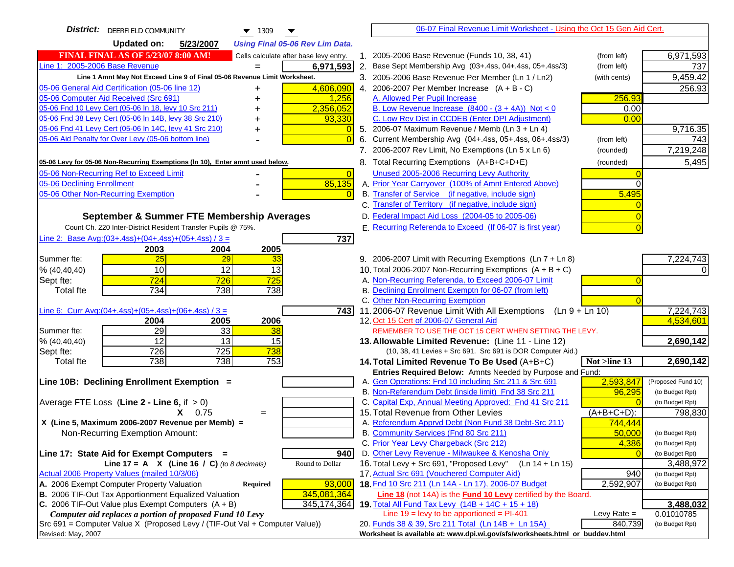**District:** DEERFIELD COMMUNITY 1309

**Updated on:** 5/23/2007 *Using Final 05-06 Rev Lim Data.*

[06-07 Final Revenue Limit Worksheet - Using the Oct 15 Gen Aid Cert.](#)

**FINAL FINAL AS OF 5/23/07 8:00 AM!** Cells calculate after base levy entry.

| | | |
|---|---|---|
| Line 1: 2005-2006 Base Revenue | = | 6,971,593 |

Line 1 Amnt May Not Exceed Line 9 of Final 05-06 Revenue Limit Worksheet.

| | | |
|---|---|---|
| 05-06 General Aid Certification (05-06 line 12) | + | 4,606,090 |
| 05-06 Computer Aid Received (Src 691) | + | 1,256 |
| 05-06 Fnd 10 Levy Cert (05-06 ln 18, levy 10 Src 211) | + | 2,356,052 |
| 05-06 Fnd 38 Levy Cert (05-06 ln 14B, levy 38 Src 210) | + | 93,330 |
| 05-06 Fnd 41 Levy Cert (05-06 ln 14C, levy 41 Src 210) | + | 0 |
| 05-06 Aid Penalty for Over Levy (05-06 bottom line) | - | 0 |

**05-06 Levy for 05-06 Non-Recurring Exemptions (ln 10), Enter amnt used below.**

| | | |
|---|---|---|
| 05-06 Non-Recurring Ref to Exceed Limit | - | 0 |
| 05-06 Declining Enrollment | - | 85,135 |
| 05-06 Other Non-Recurring Exemption | - | 0 |

### September & Summer FTE Membership Averages

Count Ch. 220 Inter-District Resident Transfer Pupils @ 75%.

Line 2: Base Avg:(03+.4ss)+(04+.4ss)+(05+.4ss) / 3 = **737**

| | 2003 | 2004 | 2005 |
|---|---|---|---|
| Summer fte: | 25 | 29 | 33 |
| % (40,40,40) | 10 | 12 | 13 |
| Sept fte: | 724 | 726 | 725 |
| Total fte | 734 | 738 | 738 |

Line 6: Curr Avg:(04+.4ss)+(05+.4ss)+(06+.4ss) / 3 = **743**

| | 2004 | 2005 | 2006 |
|---|---|---|---|
| Summer fte: | 29 | 33 | 38 |
| % (40,40,40) | 12 | 13 | 15 |
| Sept fte: | 726 | 725 | 738 |
| Total fte | 738 | 738 | 753 |

**Line 10B: Declining Enrollment Exemption =**

Average FTE Loss (Line 2 - Line 6, if > 0)

X 0.75 =

X (Line 5, Maximum 2006-2007 Revenue per Memb) =

Non-Recurring Exemption Amount:

**Line 17: State Aid for Exempt Computers =** 940

Line 17 = A X (Line 16 / C) *(to 8 decimals)* Round to Dollar

Actual 2006 Property Values (mailed 10/3/06)

| | | |
|---|---|---|
| A. 2006 Exempt Computer Property Valuation | Required | 93,000 |
| B. 2006 TIF-Out Tax Apportionment Equalized Valuation | | 345,081,364 |
| C. 2006 TIF-Out Value plus Exempt Computers (A + B) | | 345,174,364 |

*Computer aid replaces a portion of proposed Fund 10 Levy*

Src 691 = Computer Value X (Proposed Levy / (TIF-Out Val + Computer Value))

Revised: May, 2007

| | | | |
|---|---|---|---|
| 1. 2005-2006 Base Revenue (Funds 10, 38, 41) | (from left) | | 6,971,593 |
| 2. Base Sept Membership Avg (03+.4ss, 04+.4ss, 05+.4ss/3) | (from left) | | 737 |
| 3. 2005-2006 Base Revenue Per Member (Ln 1 / Ln2) | (with cents) | | 9,459.42 |
| 4. 2006-2007 Per Member Increase (A + B - C) | | | 256.93 |
| A. Allowed Per Pupil Increase | | 256.93 | |
| B. Low Revenue Increase (8400 - (3 + 4A)) Not < 0 | | 0.00 | |
| C. Low Rev Dist in CCDEB (Enter DPI Adjustment) | | 0.00 | |
| 5. 2006-07 Maximum Revenue / Memb (Ln 3 + Ln 4) | | | 9,716.35 |
| 6. Current Membership Avg (04+.4ss, 05+.4ss, 06+.4ss/3) | (from left) | | 743 |
| 7. 2006-2007 Rev Limit, No Exemptions (Ln 5 x Ln 6) | (rounded) | | 7,219,248 |
| 8. Total Recurring Exemptions (A+B+C+D+E) | (rounded) | | 5,495 |
| Unused 2005-2006 Recurring Levy Authority | | 0 | |
| A. Prior Year Carryover (100% of Amnt Entered Above) | | 0 | |
| B. Transfer of Service (if negative, include sign) | | 5,495 | |
| C. Transfer of Territory (if negative, include sign) | | 0 | |
| D. Federal Impact Aid Loss (2004-05 to 2005-06) | | 0 | |
| E. Recurring Referenda to Exceed (If 06-07 is first year) | | 0 | |
| 9. 2006-2007 Limit with Recurring Exemptions (Ln 7 + Ln 8) | | | 7,224,743 |
| 10. Total 2006-2007 Non-Recurring Exemptions (A + B + C) | | | 0 |
| A. Non-Recurring Referenda, to Exceed 2006-07 Limit | | 0 | |
| B. Declining Enrollment Exemptn for 06-07 (from left) | | | |
| C. Other Non-Recurring Exemption | | 0 | |
| 11. 2006-07 Revenue Limit With All Exemptions (Ln 9 + Ln 10) | | | 7,224,743 |
| 12. Oct 15 Cert of 2006-07 General Aid | | | 4,534,601 |

REMEMBER TO USE THE OCT 15 CERT WHEN SETTING THE LEVY.

| | | | |
|---|---|---|---|
| **13. Allowable Limited Revenue:** (Line 11 - Line 12) | | | **2,690,142** |
| (10, 38, 41 Levies + Src 691. Src 691 is DOR Computer Aid.) | | | |
| **14. Total Limited Revenue To Be Used** (A+B+C) | | Not >line 13 | **2,690,142** |
| Entries Required Below: Amnts Needed by Purpose and Fund: | | | |
| A. Gen Operations: Fnd 10 including Src 211 & Src 691 | | 2,593,847 | (Proposed Fund 10) |
| B. Non-Referendum Debt (inside limit) Fnd 38 Src 211 | | 96,295 | (to Budget Rpt) |
| C. Capital Exp, Annual Meeting Approved: Fnd 41 Src 211 | | 0 | (to Budget Rpt) |
| 15. Total Revenue from Other Levies | | (A+B+C+D): | 798,830 |
| A. Referendum Apprvd Debt (Non Fund 38 Debt-Src 211) | | 744,444 | |
| B. Community Services (Fnd 80 Src 211) | | 50,000 | (to Budget Rpt) |
| C. Prior Year Levy Chargeback (Src 212) | | 4,386 | (to Budget Rpt) |
| D. Other Levy Revenue - Milwaukee & Kenosha Only | | 0 | (to Budget Rpt) |
| 16. Total Levy + Src 691, "Proposed Levy" (Ln 14 + Ln 15) | | | 3,488,972 |
| 17. Actual Src 691 (Vouchered Computer Aid) | | 940 | (to Budget Rpt) |
| **18.** Fnd 10 Src 211 (Ln 14A - Ln 17), 2006-07 Budget | | 2,592,907 | (to Budget Rpt) |
| **Line 18** (not 14A) is the **Fund 10 Levy** certified by the Board. | | | |
| **19.** Total All Fund Tax Levy (14B + 14C + 15 + 18) | | | **3,488,032** |
| Line 19 = levy to be apportioned = PI-401 | | Levy Rate = | 0.01010785 |
| 20. Funds 38 & 39, Src 211 Total (Ln 14B + Ln 15A) | | 840,739 | (to Budget Rpt) |

Worksheet is available at: www.dpi.wi.gov/sfs/worksheets.html or buddev.html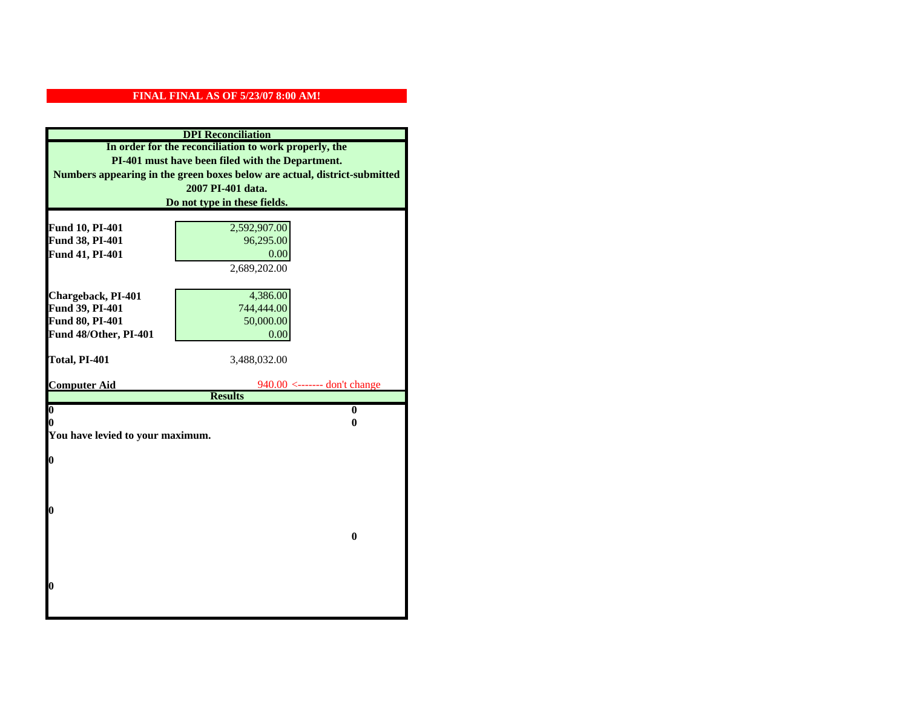**FINAL FINAL AS OF 5/23/07 8:00 AM!**

**DPI Reconciliation**

**In order for the reconciliation to work properly, the PI-401 must have been filed with the Department. Numbers appearing in the green boxes below are actual, district-submitted 2007 PI-401 data. Do not type in these fields.**

| | | |
|---|---|---|
| **Fund 10, PI-401** | 2,592,907.00 | |
| **Fund 38, PI-401** | 96,295.00 | |
| **Fund 41, PI-401** | 0.00 | |
| | 2,689,202.00 | |
| **Chargeback, PI-401** | 4,386.00 | |
| **Fund 39, PI-401** | 744,444.00 | |
| **Fund 80, PI-401** | 50,000.00 | |
| **Fund 48/Other, PI-401** | 0.00 | |
| **Total, PI-401** | 3,488,032.00 | |
| **Computer Aid** | 940.00 | <------- don't change |

**Results**

| | |
|---|---|
| **0** | **0** |
| **0** | **0** |

**You have levied to your maximum.**

**0**

**0**

**0**

**0**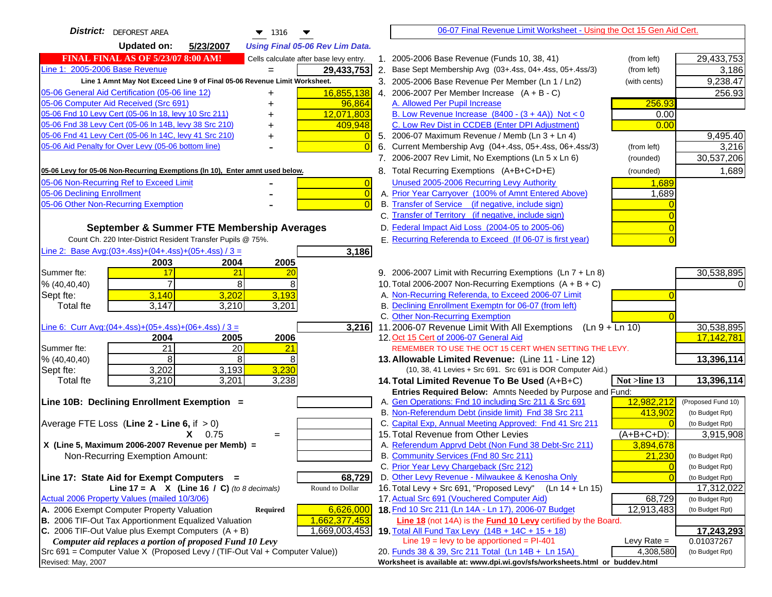**District:** DEFOREST AREA 1316

**Updated on:** 5/23/2007 *Using Final 05-06 Rev Lim Data.*

**FINAL FINAL AS OF 5/23/07 8:00 AM!** Cells calculate after base levy entry.

| | | |
|---|---|---|
| Line 1: 2005-2006 Base Revenue | = | 29,433,753 |
| *Line 1 Amnt May Not Exceed Line 9 of Final 05-06 Revenue Limit Worksheet.* | | |
| 05-06 General Aid Certification (05-06 line 12) | + | 16,855,138 |
| 05-06 Computer Aid Received (Src 691) | + | 96,864 |
| 05-06 Fnd 10 Levy Cert (05-06 ln 18, levy 10 Src 211) | + | 12,071,803 |
| 05-06 Fnd 38 Levy Cert (05-06 ln 14B, levy 38 Src 210) | + | 409,948 |
| 05-06 Fnd 41 Levy Cert (05-06 ln 14C, levy 41 Src 210) | + | 0 |
| 05-06 Aid Penalty for Over Levy (05-06 bottom line) | - | 0 |

**05-06 Levy for 05-06 Non-Recurring Exemptions (ln 10), Enter amnt used below.**

| | | |
|---|---|---|
| 05-06 Non-Recurring Ref to Exceed Limit | - | 0 |
| 05-06 Declining Enrollment | - | 0 |
| 05-06 Other Non-Recurring Exemption | - | 0 |

## September & Summer FTE Membership Averages

Count Ch. 220 Inter-District Resident Transfer Pupils @ 75%.

Line 2: Base Avg:(03+.4ss)+(04+.4ss)+(05+.4ss) / 3 = **3,186**

| | 2003 | 2004 | 2005 |
|---|---|---|---|
| Summer fte: | 17 | 21 | 20 |
| % (40,40,40) | 7 | 8 | 8 |
| Sept fte: | 3,140 | 3,202 | 3,193 |
| Total fte | 3,147 | 3,210 | 3,201 |

Line 6: Curr Avg:(04+.4ss)+(05+.4ss)+(06+.4ss) / 3 = **3,216**

| | 2004 | 2005 | 2006 |
|---|---|---|---|
| Summer fte: | 21 | 20 | 21 |
| % (40,40,40) | 8 | 8 | 8 |
| Sept fte: | 3,202 | 3,193 | 3,230 |
| Total fte | 3,210 | 3,201 | 3,238 |

**Line 10B: Declining Enrollment Exemption =**

Average FTE Loss (**Line 2 - Line 6**, if > 0)

X 0.75 =

X (Line 5, Maximum 2006-2007 Revenue per Memb) =

Non-Recurring Exemption Amount:

**Line 17: State Aid for Exempt Computers =** **68,729**

Line 17 = A X (Line 16 / C) *(to 8 decimals)* Round to Dollar

Actual 2006 Property Values (mailed 10/3/06)

| | | |
|---|---|---|
| A. 2006 Exempt Computer Property Valuation | Required | 6,626,000 |
| B. 2006 TIF-Out Tax Apportionment Equalized Valuation | | 1,662,377,453 |
| C. 2006 TIF-Out Value plus Exempt Computers (A + B) | | 1,669,003,453 |

*Computer aid replaces a portion of proposed Fund 10 Levy*

Src 691 = Computer Value X (Proposed Levy / (TIF-Out Val + Computer Value))

Revised: May, 2007

## 06-07 Final Revenue Limit Worksheet - Using the Oct 15 Gen Aid Cert.

| | | | |
|---|---|---|---|
| 1. 2005-2006 Base Revenue (Funds 10, 38, 41) | (from left) | | 29,433,753 |
| 2. Base Sept Membership Avg (03+.4ss, 04+.4ss, 05+.4ss/3) | (from left) | | 3,186 |
| 3. 2005-2006 Base Revenue Per Member (Ln 1 / Ln2) | (with cents) | | 9,238.47 |
| 4. 2006-2007 Per Member Increase (A + B - C) | | | 256.93 |
| A. Allowed Per Pupil Increase | | 256.93 | |
| B. Low Revenue Increase (8400 - (3 + 4A)) Not < 0 | | 0.00 | |
| C. Low Rev Dist in CCDEB (Enter DPI Adjustment) | | 0.00 | |
| 5. 2006-07 Maximum Revenue / Memb (Ln 3 + Ln 4) | | | 9,495.40 |
| 6. Current Membership Avg (04+.4ss, 05+.4ss, 06+.4ss/3) | (from left) | | 3,216 |
| 7. 2006-2007 Rev Limit, No Exemptions (Ln 5 x Ln 6) | (rounded) | | 30,537,206 |
| 8. Total Recurring Exemptions (A+B+C+D+E) | (rounded) | | 1,689 |
| Unused 2005-2006 Recurring Levy Authority | | 1,689 | |
| A. Prior Year Carryover (100% of Amnt Entered Above) | | 1,689 | |
| B. Transfer of Service (if negative, include sign) | | 0 | |
| C. Transfer of Territory (if negative, include sign) | | 0 | |
| D. Federal Impact Aid Loss (2004-05 to 2005-06) | | 0 | |
| E. Recurring Referenda to Exceed (If 06-07 is first year) | | 0 | |
| 9. 2006-2007 Limit with Recurring Exemptions (Ln 7 + Ln 8) | | | 30,538,895 |
| 10. Total 2006-2007 Non-Recurring Exemptions (A + B + C) | | | 0 |
| A. Non-Recurring Referenda, to Exceed 2006-07 Limit | | 0 | |
| B. Declining Enrollment Exemptn for 06-07 (from left) | | | |
| C. Other Non-Recurring Exemption | | 0 | |
| 11. 2006-07 Revenue Limit With All Exemptions (Ln 9 + Ln 10) | | | 30,538,895 |
| 12. Oct 15 Cert of 2006-07 General Aid | | | 17,142,781 |
| REMEMBER TO USE THE OCT 15 CERT WHEN SETTING THE LEVY. | | | |
| **13. Allowable Limited Revenue: (Line 11 - Line 12)** | | | **13,396,114** |
| (10, 38, 41 Levies + Src 691. Src 691 is DOR Computer Aid.) | | | |
| **14. Total Limited Revenue To Be Used (A+B+C)** | | **Not >line 13** | **13,396,114** |
| Entries Required Below: Amnts Needed by Purpose and Fund: | | | |
| A. Gen Operations: Fnd 10 including Src 211 & Src 691 | | 12,982,212 | (Proposed Fund 10) |
| B. Non-Referendum Debt (inside limit) Fnd 38 Src 211 | | 413,902 | (to Budget Rpt) |
| C. Capital Exp, Annual Meeting Approved: Fnd 41 Src 211 | | 0 | (to Budget Rpt) |
| 15. Total Revenue from Other Levies | | (A+B+C+D): | 3,915,908 |
| A. Referendum Apprvd Debt (Non Fund 38 Debt-Src 211) | | 3,894,678 | |
| B. Community Services (Fnd 80 Src 211) | | 21,230 | (to Budget Rpt) |
| C. Prior Year Levy Chargeback (Src 212) | | 0 | (to Budget Rpt) |
| D. Other Levy Revenue - Milwaukee & Kenosha Only | | 0 | (to Budget Rpt) |
| 16. Total Levy + Src 691, "Proposed Levy" (Ln 14 + Ln 15) | | | 17,312,022 |
| 17. Actual Src 691 (Vouchered Computer Aid) | | 68,729 | (to Budget Rpt) |
| **18.** Fnd 10 Src 211 (Ln 14A - Ln 17), 2006-07 Budget | | 12,913,483 | (to Budget Rpt) |
| Line 18 (not 14A) is the **Fund 10 Levy** certified by the Board. | | | |
| **19.** Total All Fund Tax Levy (14B + 14C + 15 + 18) | | | **17,243,293** |
| Line 19 = levy to be apportioned = PI-401 | | Levy Rate = | 0.01037267 |
| 20. Funds 38 & 39, Src 211 Total (Ln 14B + Ln 15A) | | 4,308,580 | (to Budget Rpt) |

**Worksheet is available at: www.dpi.wi.gov/sfs/worksheets.html or buddev.html**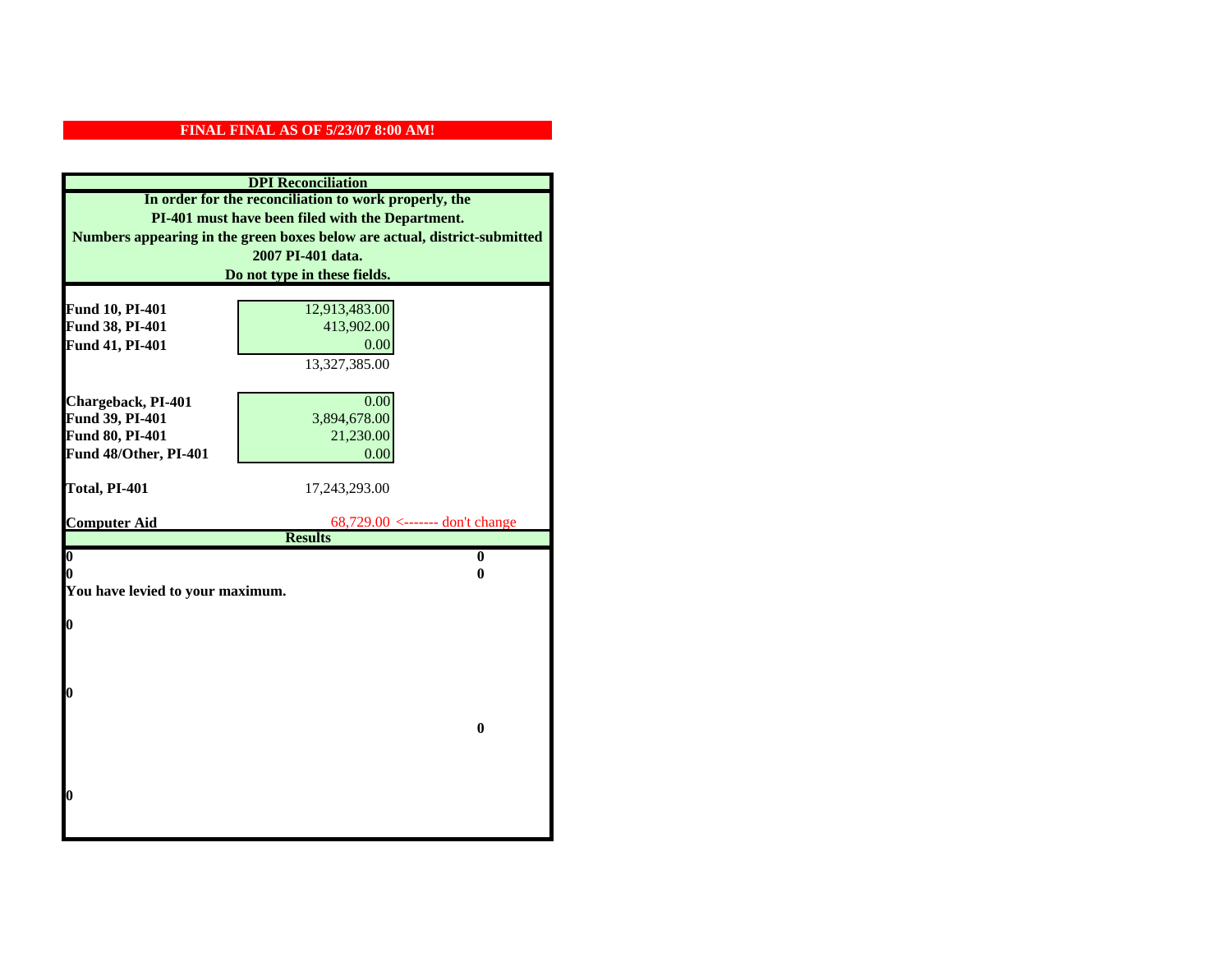**FINAL FINAL AS OF 5/23/07 8:00 AM!**

**DPI Reconciliation**

**In order for the reconciliation to work properly, the PI-401 must have been filed with the Department. Numbers appearing in the green boxes below are actual, district-submitted 2007 PI-401 data. Do not type in these fields.**

| | |
|---|---|
| **Fund 10, PI-401** | 12,913,483.00 |
| **Fund 38, PI-401** | 413,902.00 |
| **Fund 41, PI-401** | 0.00 |
| | 13,327,385.00 |
| **Chargeback, PI-401** | 0.00 |
| **Fund 39, PI-401** | 3,894,678.00 |
| **Fund 80, PI-401** | 21,230.00 |
| **Fund 48/Other, PI-401** | 0.00 |
| **Total, PI-401** | 17,243,293.00 |
| **Computer Aid** | 68,729.00 <------- don't change |

**Results**

| | |
|---|---|
| **0** | **0** |
| **0** | **0** |

**You have levied to your maximum.**

**0**

**0**

**0**

**0**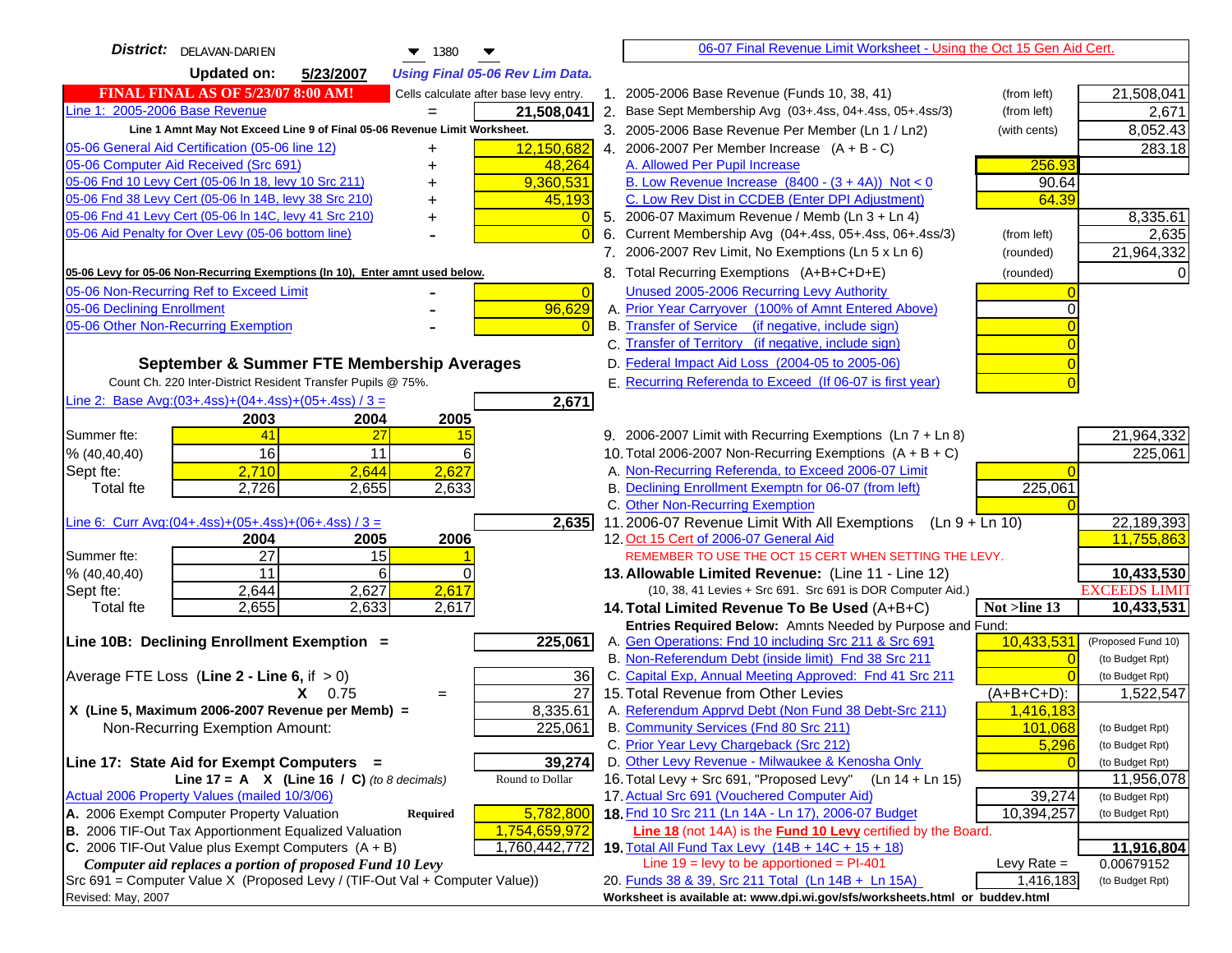**District:** DELAVAN-DARIEN 1380

**Updated on:** 5/23/2007 *Using Final 05-06 Rev Lim Data.*

**FINAL FINAL AS OF 5/23/07 8:00 AM!** Cells calculate after base levy entry.

| | | |
|---|---|---|
| Line 1: 2005-2006 Base Revenue | = | 21,508,041 |
| Line 1 Amnt May Not Exceed Line 9 of Final 05-06 Revenue Limit Worksheet. | | |
| 05-06 General Aid Certification (05-06 line 12) | + | 12,150,682 |
| 05-06 Computer Aid Received (Src 691) | + | 48,264 |
| 05-06 Fnd 10 Levy Cert (05-06 ln 18, levy 10 Src 211) | + | 9,360,531 |
| 05-06 Fnd 38 Levy Cert (05-06 ln 14B, levy 38 Src 210) | + | 45,193 |
| 05-06 Fnd 41 Levy Cert (05-06 ln 14C, levy 41 Src 210) | + | 0 |
| 05-06 Aid Penalty for Over Levy (05-06 bottom line) | - | 0 |

**05-06 Levy for 05-06 Non-Recurring Exemptions (ln 10), Enter amnt used below.**

| | | |
|---|---|---|
| 05-06 Non-Recurring Ref to Exceed Limit | - | 0 |
| 05-06 Declining Enrollment | - | 96,629 |
| 05-06 Other Non-Recurring Exemption | - | 0 |

### September & Summer FTE Membership Averages

Count Ch. 220 Inter-District Resident Transfer Pupils @ 75%.

Line 2: Base Avg:(03+.4ss)+(04+.4ss)+(05+.4ss) / 3 = **2,671**

| | 2003 | 2004 | 2005 |
|---|---|---|---|
| Summer fte: | 41 | 27 | 15 |
| % (40,40,40) | 16 | 11 | 6 |
| Sept fte: | 2,710 | 2,644 | 2,627 |
| Total fte | 2,726 | 2,655 | 2,633 |

Line 6: Curr Avg:(04+.4ss)+(05+.4ss)+(06+.4ss) / 3 = **2,635**

| | 2004 | 2005 | 2006 |
|---|---|---|---|
| Summer fte: | 27 | 15 | 1 |
| % (40,40,40) | 11 | 6 | 0 |
| Sept fte: | 2,644 | 2,627 | 2,617 |
| Total fte | 2,655 | 2,633 | 2,617 |

**Line 10B: Declining Enrollment Exemption =** **225,061**

| | | |
|---|---|---|
| Average FTE Loss (Line 2 - Line 6, if > 0) | | 36 |
| X 0.75 | = | 27 |
| X (Line 5, Maximum 2006-2007 Revenue per Memb) = | | 8,335.61 |
| Non-Recurring Exemption Amount: | | 225,061 |

**Line 17: State Aid for Exempt Computers =** **39,274**

Line 17 = A X (Line 16 / C) *(to 8 decimals)* Round to Dollar

| | | |
|---|---|---|
| Actual 2006 Property Values (mailed 10/3/06) | | |
| A. 2006 Exempt Computer Property Valuation | Required | 5,782,800 |
| B. 2006 TIF-Out Tax Apportionment Equalized Valuation | | 1,754,659,972 |
| C. 2006 TIF-Out Value plus Exempt Computers (A + B) | | 1,760,442,772 |

*Computer aid replaces a portion of proposed Fund 10 Levy*

Src 691 = Computer Value X (Proposed Levy / (TIF-Out Val + Computer Value))

Revised: May, 2007

## 06-07 Final Revenue Limit Worksheet - Using the Oct 15 Gen Aid Cert.

| | | | |
|---|---|---|---|
| 1. 2005-2006 Base Revenue (Funds 10, 38, 41) | (from left) | | 21,508,041 |
| 2. Base Sept Membership Avg (03+.4ss, 04+.4ss, 05+.4ss/3) | (from left) | | 2,671 |
| 3. 2005-2006 Base Revenue Per Member (Ln 1 / Ln2) | (with cents) | | 8,052.43 |
| 4. 2006-2007 Per Member Increase (A + B - C) | | | 283.18 |
| A. Allowed Per Pupil Increase | | 256.93 | |
| B. Low Revenue Increase (8400 - (3 + 4A)) Not < 0 | | 90.64 | |
| C. Low Rev Dist in CCDEB (Enter DPI Adjustment) | | 64.39 | |
| 5. 2006-07 Maximum Revenue / Memb (Ln 3 + Ln 4) | | | 8,335.61 |
| 6. Current Membership Avg (04+.4ss, 05+.4ss, 06+.4ss/3) | (from left) | | 2,635 |
| 7. 2006-2007 Rev Limit, No Exemptions (Ln 5 x Ln 6) | (rounded) | | 21,964,332 |
| 8. Total Recurring Exemptions (A+B+C+D+E) | (rounded) | | 0 |
| Unused 2005-2006 Recurring Levy Authority | | 0 | |
| A. Prior Year Carryover (100% of Amnt Entered Above) | | 0 | |
| B. Transfer of Service (if negative, include sign) | | 0 | |
| C. Transfer of Territory (if negative, include sign) | | 0 | |
| D. Federal Impact Aid Loss (2004-05 to 2005-06) | | 0 | |
| E. Recurring Referenda to Exceed (If 06-07 is first year) | | 0 | |
| 9. 2006-2007 Limit with Recurring Exemptions (Ln 7 + Ln 8) | | | 21,964,332 |
| 10. Total 2006-2007 Non-Recurring Exemptions (A + B + C) | | | 225,061 |
| A. Non-Recurring Referenda, to Exceed 2006-07 Limit | | 0 | |
| B. Declining Enrollment Exemptn for 06-07 (from left) | | 225,061 | |
| C. Other Non-Recurring Exemption | | 0 | |
| 11. 2006-07 Revenue Limit With All Exemptions (Ln 9 + Ln 10) | | | 22,189,393 |
| 12. Oct 15 Cert of 2006-07 General Aid | | | 11,755,863 |
| REMEMBER TO USE THE OCT 15 CERT WHEN SETTING THE LEVY. | | | |
| **13. Allowable Limited Revenue:** (Line 11 - Line 12) | | | **10,433,530** |
| (10, 38, 41 Levies + Src 691. Src 691 is DOR Computer Aid.) | | | EXCEEDS LIMIT |
| **14. Total Limited Revenue To Be Used** (A+B+C) | | Not >line 13 | **10,433,531** |
| Entries Required Below: Amnts Needed by Purpose and Fund: | | | |
| A. Gen Operations: Fnd 10 including Src 211 & Src 691 | | 10,433,531 | (Proposed Fund 10) |
| B. Non-Referendum Debt (inside limit) Fnd 38 Src 211 | | 0 | (to Budget Rpt) |
| C. Capital Exp, Annual Meeting Approved: Fnd 41 Src 211 | | 0 | (to Budget Rpt) |
| 15. Total Revenue from Other Levies | | (A+B+C+D): | 1,522,547 |
| A. Referendum Apprvd Debt (Non Fund 38 Debt-Src 211) | | 1,416,183 | |
| B. Community Services (Fnd 80 Src 211) | | 101,068 | (to Budget Rpt) |
| C. Prior Year Levy Chargeback (Src 212) | | 5,296 | (to Budget Rpt) |
| D. Other Levy Revenue - Milwaukee & Kenosha Only | | 0 | (to Budget Rpt) |
| 16. Total Levy + Src 691, "Proposed Levy" (Ln 14 + Ln 15) | | | 11,956,078 |
| 17. Actual Src 691 (Vouchered Computer Aid) | | 39,274 | (to Budget Rpt) |
| **18.** Fnd 10 Src 211 (Ln 14A - Ln 17), 2006-07 Budget | | 10,394,257 | (to Budget Rpt) |
| Line 18 (not 14A) is the **Fund 10 Levy** certified by the Board. | | | |
| **19.** Total All Fund Tax Levy (14B + 14C + 15 + 18) | | | **11,916,804** |
| Line 19 = levy to be apportioned = PI-401 | | Levy Rate = | 0.00679152 |
| 20. Funds 38 & 39, Src 211 Total (Ln 14B + Ln 15A) | | 1,416,183 | (to Budget Rpt) |

Worksheet is available at: www.dpi.wi.gov/sfs/worksheets.html or buddev.html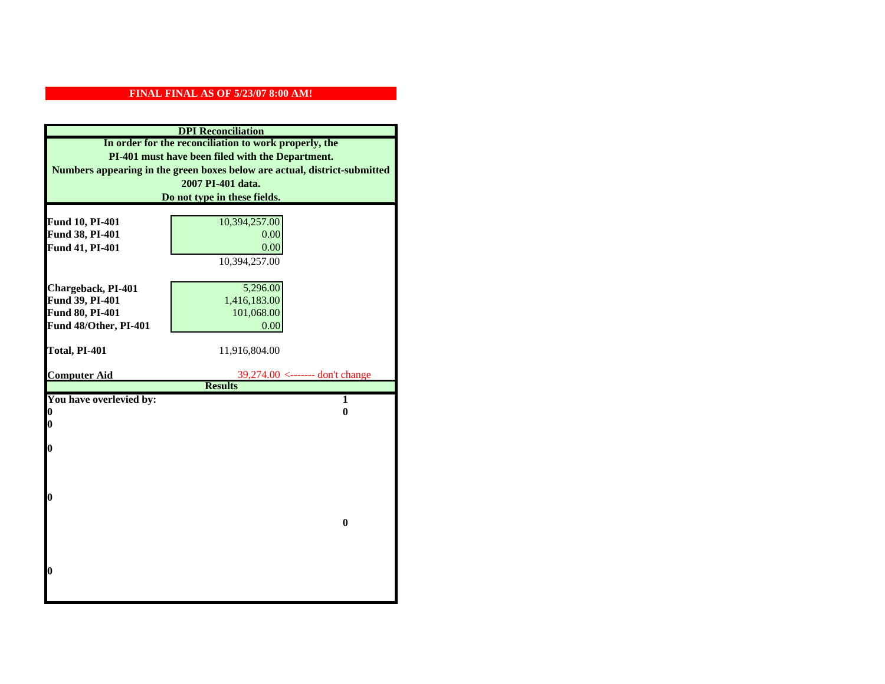**FINAL FINAL AS OF 5/23/07 8:00 AM!**

| DPI Reconciliation | | |
|---|---|---|
| In order for the reconciliation to work properly, the PI-401 must have been filed with the Department. Numbers appearing in the green boxes below are actual, district-submitted 2007 PI-401 data. Do not type in these fields. | | |
| **Fund 10, PI-401** | 10,394,257.00 | |
| **Fund 38, PI-401** | 0.00 | |
| **Fund 41, PI-401** | 0.00 | |
| | 10,394,257.00 | |
| **Chargeback, PI-401** | 5,296.00 | |
| **Fund 39, PI-401** | 1,416,183.00 | |
| **Fund 80, PI-401** | 101,068.00 | |
| **Fund 48/Other, PI-401** | 0.00 | |
| **Total, PI-401** | 11,916,804.00 | |
| **Computer Aid** | 39,274.00 | <------- don't change |
| **Results** | | |
| **You have overlevied by:** | | **1** |
| **0** | | **0** |
| **0** | | |
| **0** | | |
| **0** | | |
| | | **0** |
| **0** | | |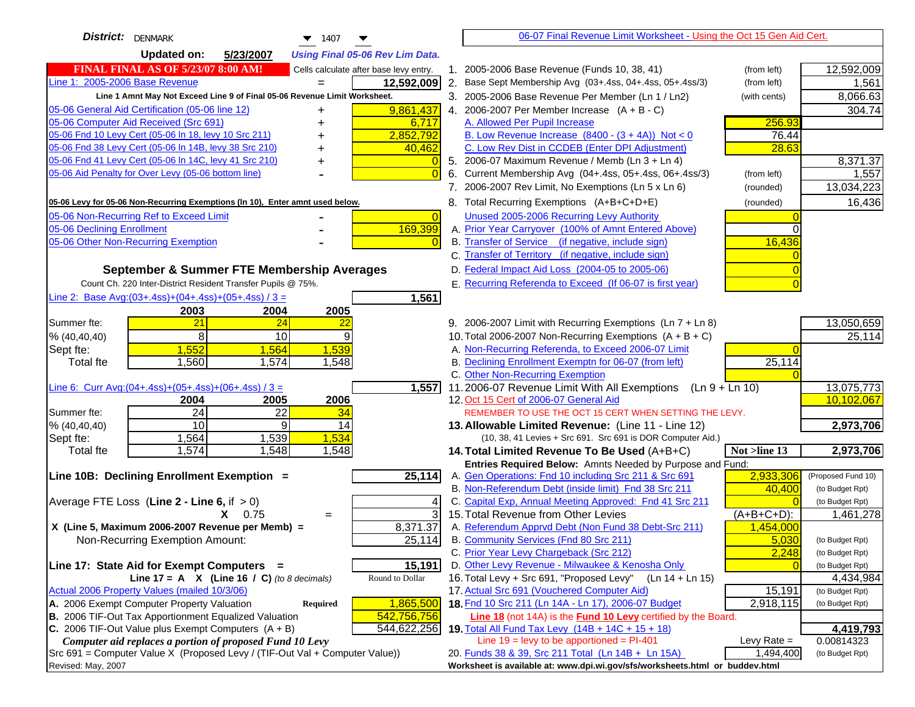**District:** DENMARK 1407

**Updated on:** 5/23/2007 *Using Final 05-06 Rev Lim Data.*

**FINAL FINAL AS OF 5/23/07 8:00 AM!** Cells calculate after base levy entry.

| | | |
|---|---|---|
| Line 1: 2005-2006 Base Revenue | = | 12,592,009 |
| Line 1 Amnt May Not Exceed Line 9 of Final 05-06 Revenue Limit Worksheet. | | |
| 05-06 General Aid Certification (05-06 line 12) | + | 9,861,437 |
| 05-06 Computer Aid Received (Src 691) | + | 6,717 |
| 05-06 Fnd 10 Levy Cert (05-06 ln 18, levy 10 Src 211) | + | 2,852,792 |
| 05-06 Fnd 38 Levy Cert (05-06 ln 14B, levy 38 Src 210) | + | 40,462 |
| 05-06 Fnd 41 Levy Cert (05-06 ln 14C, levy 41 Src 210) | + | 0 |
| 05-06 Aid Penalty for Over Levy (05-06 bottom line) | - | 0 |

**05-06 Levy for 05-06 Non-Recurring Exemptions (ln 10), Enter amnt used below.**

| | | |
|---|---|---|
| 05-06 Non-Recurring Ref to Exceed Limit | - | 0 |
| 05-06 Declining Enrollment | - | 169,399 |
| 05-06 Other Non-Recurring Exemption | - | 0 |

## September & Summer FTE Membership Averages

Count Ch. 220 Inter-District Resident Transfer Pupils @ 75%.

Line 2: Base Avg:(03+.4ss)+(04+.4ss)+(05+.4ss) / 3 = **1,561**

| | 2003 | 2004 | 2005 |
|---|---|---|---|
| Summer fte: | 21 | 24 | 22 |
| % (40,40,40) | 8 | 10 | 9 |
| Sept fte: | 1,552 | 1,564 | 1,539 |
| Total fte | 1,560 | 1,574 | 1,548 |

Line 6: Curr Avg:(04+.4ss)+(05+.4ss)+(06+.4ss) / 3 = **1,557**

| | 2004 | 2005 | 2006 |
|---|---|---|---|
| Summer fte: | 24 | 22 | 34 |
| % (40,40,40) | 10 | 9 | 14 |
| Sept fte: | 1,564 | 1,539 | 1,534 |
| Total fte | 1,574 | 1,548 | 1,548 |

**Line 10B: Declining Enrollment Exemption =** **25,114**

| | | |
|---|---|---|
| Average FTE Loss (Line 2 - Line 6, if > 0) | | 4 |
| X 0.75 | = | 3 |
| X (Line 5, Maximum 2006-2007 Revenue per Memb) = | | 8,371.37 |
| Non-Recurring Exemption Amount: | | 25,114 |

**Line 17: State Aid for Exempt Computers =** **15,191**

Line 17 = A X (Line 16 / C) *(to 8 decimals)* Round to Dollar

Actual 2006 Property Values (mailed 10/3/06)

| | | |
|---|---|---|
| A. 2006 Exempt Computer Property Valuation | Required | 1,865,500 |
| B. 2006 TIF-Out Tax Apportionment Equalized Valuation | | 542,756,756 |
| C. 2006 TIF-Out Value plus Exempt Computers (A + B) | | 544,622,256 |

*Computer aid replaces a portion of proposed Fund 10 Levy*

Src 691 = Computer Value X (Proposed Levy / (TIF-Out Val + Computer Value))

Revised: May, 2007

## 06-07 Final Revenue Limit Worksheet - Using the Oct 15 Gen Aid Cert.

| | | | |
|---|---|---|---|
| 1. 2005-2006 Base Revenue (Funds 10, 38, 41) | (from left) | | 12,592,009 |
| 2. Base Sept Membership Avg (03+.4ss, 04+.4ss, 05+.4ss/3) | (from left) | | 1,561 |
| 3. 2005-2006 Base Revenue Per Member (Ln 1 / Ln2) | (with cents) | | 8,066.63 |
| 4. 2006-2007 Per Member Increase (A + B - C) | | | 304.74 |
| A. Allowed Per Pupil Increase | | 256.93 | |
| B. Low Revenue Increase (8400 - (3 + 4A)) Not < 0 | | 76.44 | |
| C. Low Rev Dist in CCDEB (Enter DPI Adjustment) | | 28.63 | |
| 5. 2006-07 Maximum Revenue / Memb (Ln 3 + Ln 4) | | | 8,371.37 |
| 6. Current Membership Avg (04+.4ss, 05+.4ss, 06+.4ss/3) | (from left) | | 1,557 |
| 7. 2006-2007 Rev Limit, No Exemptions (Ln 5 x Ln 6) | (rounded) | | 13,034,223 |
| 8. Total Recurring Exemptions (A+B+C+D+E) | (rounded) | | 16,436 |
| Unused 2005-2006 Recurring Levy Authority | | 0 | |
| A. Prior Year Carryover (100% of Amnt Entered Above) | | 0 | |
| B. Transfer of Service (if negative, include sign) | | 16,436 | |
| C. Transfer of Territory (if negative, include sign) | | 0 | |
| D. Federal Impact Aid Loss (2004-05 to 2005-06) | | 0 | |
| E. Recurring Referenda to Exceed (If 06-07 is first year) | | 0 | |
| 9. 2006-2007 Limit with Recurring Exemptions (Ln 7 + Ln 8) | | | 13,050,659 |
| 10. Total 2006-2007 Non-Recurring Exemptions (A + B + C) | | | 25,114 |
| A. Non-Recurring Referenda, to Exceed 2006-07 Limit | | 0 | |
| B. Declining Enrollment Exemptn for 06-07 (from left) | | 25,114 | |
| C. Other Non-Recurring Exemption | | 0 | |
| 11. 2006-07 Revenue Limit With All Exemptions (Ln 9 + Ln 10) | | | 13,075,773 |
| 12. Oct 15 Cert of 2006-07 General Aid | | | 10,102,067 |
| REMEMBER TO USE THE OCT 15 CERT WHEN SETTING THE LEVY. | | | |
| **13. Allowable Limited Revenue:** (Line 11 - Line 12) | | | **2,973,706** |
| (10, 38, 41 Levies + Src 691. Src 691 is DOR Computer Aid.) | | | |
| **14. Total Limited Revenue To Be Used** (A+B+C) | | **Not >line 13** | **2,973,706** |
| Entries Required Below: Amnts Needed by Purpose and Fund: | | | |
| A. Gen Operations: Fnd 10 including Src 211 & Src 691 | | 2,933,306 | (Proposed Fund 10) |
| B. Non-Referendum Debt (inside limit) Fnd 38 Src 211 | | 40,400 | (to Budget Rpt) |
| C. Capital Exp, Annual Meeting Approved: Fnd 41 Src 211 | | 0 | (to Budget Rpt) |
| 15. Total Revenue from Other Levies | | (A+B+C+D): | 1,461,278 |
| A. Referendum Apprvd Debt (Non Fund 38 Debt-Src 211) | | 1,454,000 | |
| B. Community Services (Fnd 80 Src 211) | | 5,030 | (to Budget Rpt) |
| C. Prior Year Levy Chargeback (Src 212) | | 2,248 | (to Budget Rpt) |
| D. Other Levy Revenue - Milwaukee & Kenosha Only | | 0 | (to Budget Rpt) |
| 16. Total Levy + Src 691, "Proposed Levy" (Ln 14 + Ln 15) | | | 4,434,984 |
| 17. Actual Src 691 (Vouchered Computer Aid) | | 15,191 | (to Budget Rpt) |
| **18.** Fnd 10 Src 211 (Ln 14A - Ln 17), 2006-07 Budget | | 2,918,115 | (to Budget Rpt) |
| **Line 18** (not 14A) is the **Fund 10 Levy** certified by the Board. | | | |
| **19.** Total All Fund Tax Levy (14B + 14C + 15 + 18) | | | **4,419,793** |
| Line 19 = levy to be apportioned = PI-401 | | Levy Rate = | 0.00814323 |
| 20. Funds 38 & 39, Src 211 Total (Ln 14B + Ln 15A) | | 1,494,400 | (to Budget Rpt) |

**Worksheet is available at: www.dpi.wi.gov/sfs/worksheets.html or buddev.html**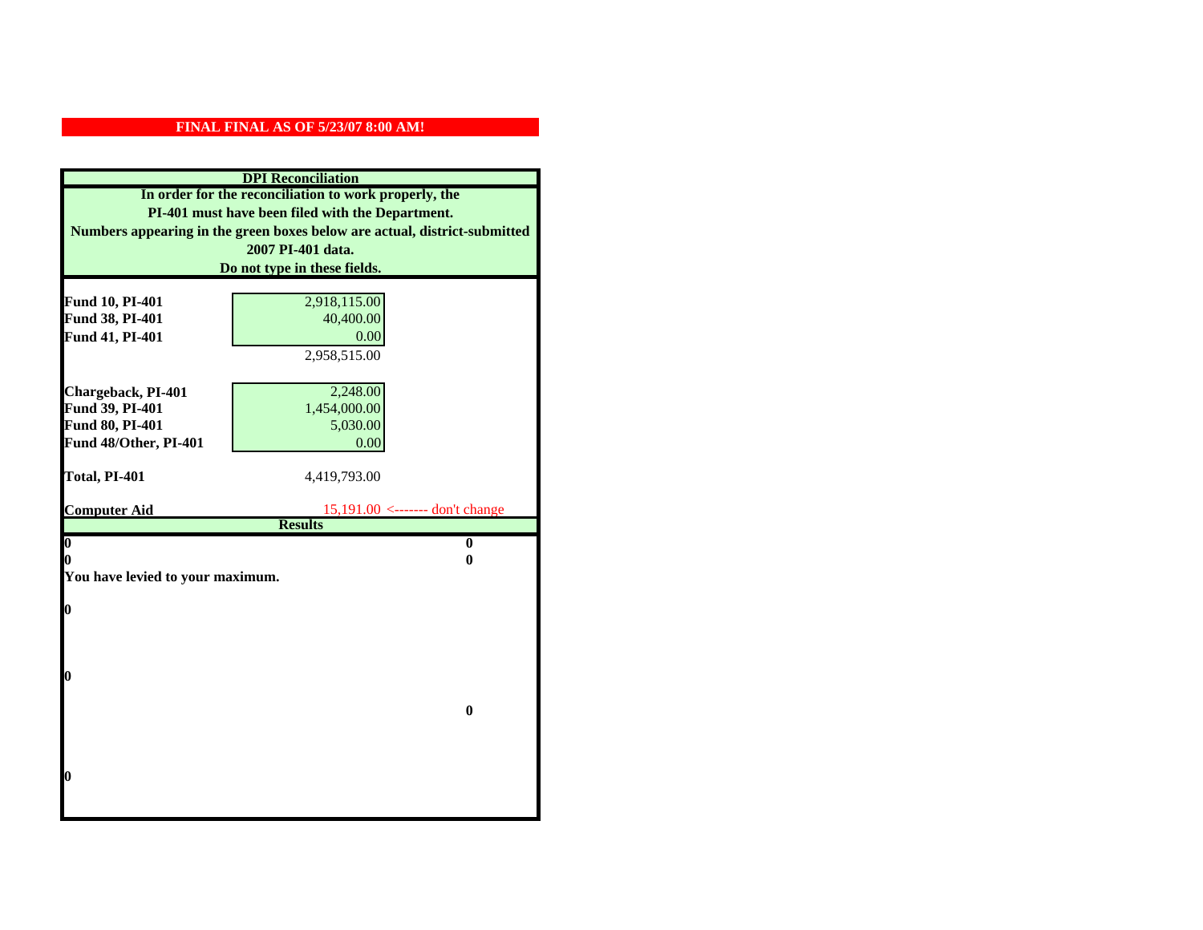**FINAL FINAL AS OF 5/23/07 8:00 AM!**

**DPI Reconciliation**

**In order for the reconciliation to work properly, the PI-401 must have been filed with the Department. Numbers appearing in the green boxes below are actual, district-submitted 2007 PI-401 data. Do not type in these fields.**

| | | |
|---|---|---|
| **Fund 10, PI-401** | 2,918,115.00 | |
| **Fund 38, PI-401** | 40,400.00 | |
| **Fund 41, PI-401** | 0.00 | |
| | 2,958,515.00 | |
| **Chargeback, PI-401** | 2,248.00 | |
| **Fund 39, PI-401** | 1,454,000.00 | |
| **Fund 80, PI-401** | 5,030.00 | |
| **Fund 48/Other, PI-401** | 0.00 | |
| **Total, PI-401** | 4,419,793.00 | |
| **Computer Aid** | 15,191.00 | <------- don't change |

**Results**

| | |
|---|---|
| **0** | **0** |
| **0** | **0** |

**You have levied to your maximum.**

**0**

**0**

**0**

**0**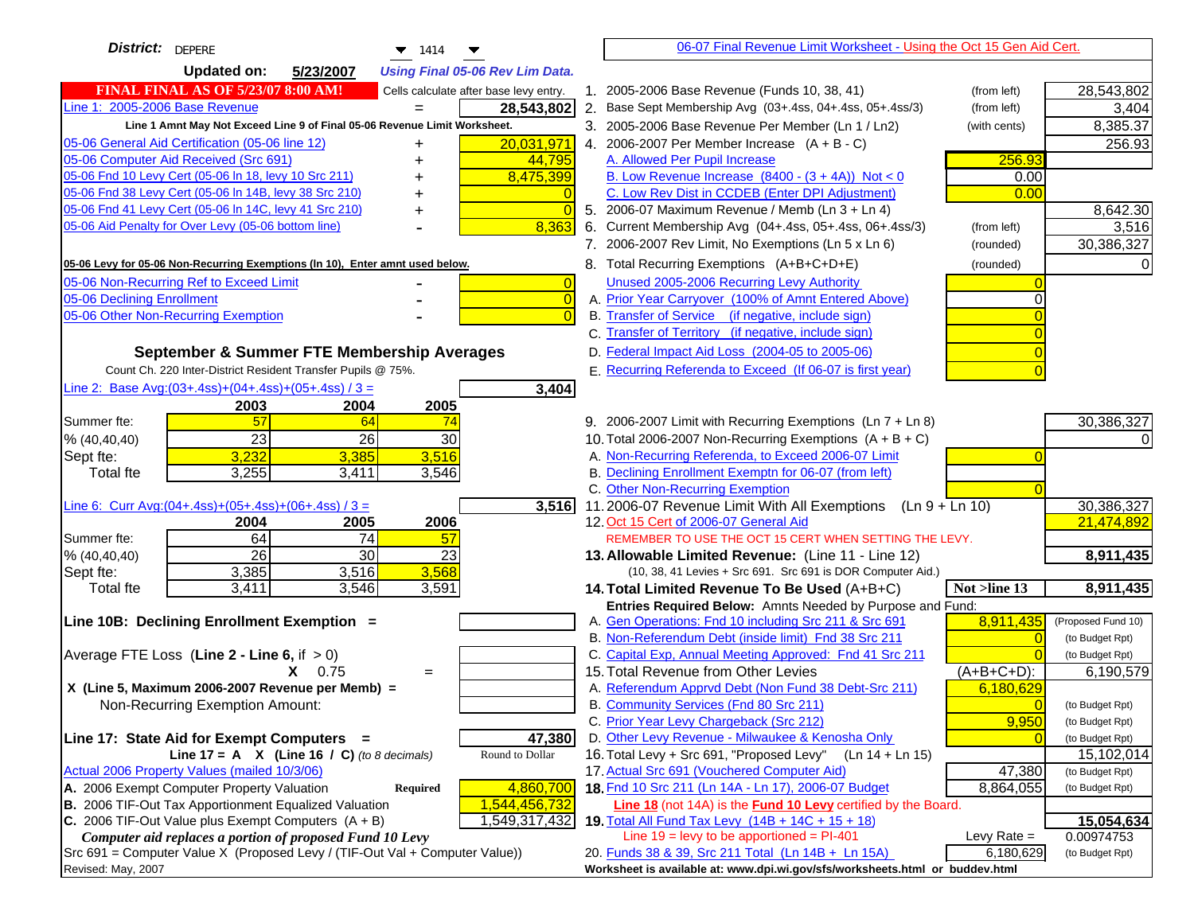**District:** DEPERE 1414

**Updated on:** 5/23/2007 *Using Final 05-06 Rev Lim Data.*

**FINAL FINAL AS OF 5/23/07 8:00 AM!** Cells calculate after base levy entry.

06-07 Final Revenue Limit Worksheet - Using the Oct 15 Gen Aid Cert.

| Left Side | | Amount |
|---|---|---|
| Line 1: 2005-2006 Base Revenue | = | 28,543,802 |
| Line 1 Amnt May Not Exceed Line 9 of Final 05-06 Revenue Limit Worksheet. | | |
| 05-06 General Aid Certification (05-06 line 12) | + | 20,031,971 |
| 05-06 Computer Aid Received (Src 691) | + | 44,795 |
| 05-06 Fnd 10 Levy Cert (05-06 ln 18, levy 10 Src 211) | + | 8,475,399 |
| 05-06 Fnd 38 Levy Cert (05-06 ln 14B, levy 38 Src 210) | + | 0 |
| 05-06 Fnd 41 Levy Cert (05-06 ln 14C, levy 41 Src 210) | + | 0 |
| 05-06 Aid Penalty for Over Levy (05-06 bottom line) | - | 8,363 |
| 05-06 Levy for 05-06 Non-Recurring Exemptions (ln 10), Enter amnt used below. | | |
| 05-06 Non-Recurring Ref to Exceed Limit | - | 0 |
| 05-06 Declining Enrollment | - | 0 |
| 05-06 Other Non-Recurring Exemption | - | 0 |

| Line | Description | | Amount |
|---|---|---|---|
| 1. | 2005-2006 Base Revenue (Funds 10, 38, 41) | (from left) | 28,543,802 |
| 2. | Base Sept Membership Avg (03+.4ss, 04+.4ss, 05+.4ss/3) | (from left) | 3,404 |
| 3. | 2005-2006 Base Revenue Per Member (Ln 1 / Ln2) | (with cents) | 8,385.37 |
| 4. | 2006-2007 Per Member Increase (A + B - C) | | 256.93 |
| | A. Allowed Per Pupil Increase | 256.93 | |
| | B. Low Revenue Increase (8400 - (3 + 4A)) Not < 0 | 0.00 | |
| | C. Low Rev Dist in CCDEB (Enter DPI Adjustment) | 0.00 | |
| 5. | 2006-07 Maximum Revenue / Memb (Ln 3 + Ln 4) | | 8,642.30 |
| 6. | Current Membership Avg (04+.4ss, 05+.4ss, 06+.4ss/3) | (from left) | 3,516 |
| 7. | 2006-2007 Rev Limit, No Exemptions (Ln 5 x Ln 6) | (rounded) | 30,386,327 |
| 8. | Total Recurring Exemptions (A+B+C+D+E) | (rounded) | 0 |
| | Unused 2005-2006 Recurring Levy Authority | 0 | |
| | A. Prior Year Carryover (100% of Amnt Entered Above) | 0 | |
| | B. Transfer of Service (if negative, include sign) | 0 | |
| | C. Transfer of Territory (if negative, include sign) | 0 | |
| | D. Federal Impact Aid Loss (2004-05 to 2005-06) | 0 | |
| | E. Recurring Referenda to Exceed (If 06-07 is first year) | 0 | |

## September & Summer FTE Membership Averages

Count Ch. 220 Inter-District Resident Transfer Pupils @ 75%.

Line 2: Base Avg:(03+.4ss)+(04+.4ss)+(05+.4ss) / 3 = **3,404**

| | 2003 | 2004 | 2005 |
|---|---|---|---|
| Summer fte: | 57 | 64 | 74 |
| % (40,40,40) | 23 | 26 | 30 |
| Sept fte: | 3,232 | 3,385 | 3,516 |
| Total fte | 3,255 | 3,411 | 3,546 |

Line 6: Curr Avg:(04+.4ss)+(05+.4ss)+(06+.4ss) / 3 = **3,516**

| | 2004 | 2005 | 2006 |
|---|---|---|---|
| Summer fte: | 64 | 74 | 57 |
| % (40,40,40) | 26 | 30 | 23 |
| Sept fte: | 3,385 | 3,516 | 3,568 |
| Total fte | 3,411 | 3,546 | 3,591 |

**Line 10B: Declining Enrollment Exemption =**

Average FTE Loss (Line 2 - Line 6, if > 0)

X 0.75 =

X (Line 5, Maximum 2006-2007 Revenue per Memb) =

Non-Recurring Exemption Amount:

**Line 17: State Aid for Exempt Computers =** 47,380

Line 17 = A X (Line 16 / C) *(to 8 decimals)* Round to Dollar

Actual 2006 Property Values (mailed 10/3/06)

| | | |
|---|---|---|
| A. 2006 Exempt Computer Property Valuation | Required | 4,860,700 |
| B. 2006 TIF-Out Tax Apportionment Equalized Valuation | | 1,544,456,732 |
| C. 2006 TIF-Out Value plus Exempt Computers (A + B) | | 1,549,317,432 |

*Computer aid replaces a portion of proposed Fund 10 Levy*

Src 691 = Computer Value X (Proposed Levy / (TIF-Out Val + Computer Value))

| Line | Description | | Amount |
|---|---|---|---|
| 9. | 2006-2007 Limit with Recurring Exemptions (Ln 7 + Ln 8) | | 30,386,327 |
| 10. | Total 2006-2007 Non-Recurring Exemptions (A + B + C) | | 0 |
| | A. Non-Recurring Referenda, to Exceed 2006-07 Limit | 0 | |
| | B. Declining Enrollment Exemptn for 06-07 (from left) | | |
| | C. Other Non-Recurring Exemption | 0 | |
| 11. | 2006-07 Revenue Limit With All Exemptions (Ln 9 + Ln 10) | | 30,386,327 |
| 12. | Oct 15 Cert of 2006-07 General Aid | | 21,474,892 |
| | REMEMBER TO USE THE OCT 15 CERT WHEN SETTING THE LEVY. | | |
| **13.** | **Allowable Limited Revenue:** (Line 11 - Line 12) | | **8,911,435** |
| | (10, 38, 41 Levies + Src 691. Src 691 is DOR Computer Aid.) | | |
| **14.** | **Total Limited Revenue To Be Used** (A+B+C) | Not >line 13 | **8,911,435** |
| | Entries Required Below: Amnts Needed by Purpose and Fund: | | |
| | A. Gen Operations: Fnd 10 including Src 211 & Src 691 | 8,911,435 | (Proposed Fund 10) |
| | B. Non-Referendum Debt (inside limit) Fnd 38 Src 211 | 0 | (to Budget Rpt) |
| | C. Capital Exp, Annual Meeting Approved: Fnd 41 Src 211 | 0 | (to Budget Rpt) |
| 15. | Total Revenue from Other Levies | (A+B+C+D): | 6,190,579 |
| | A. Referendum Apprvd Debt (Non Fund 38 Debt-Src 211) | 6,180,629 | |
| | B. Community Services (Fnd 80 Src 211) | 0 | (to Budget Rpt) |
| | C. Prior Year Levy Chargeback (Src 212) | 9,950 | (to Budget Rpt) |
| | D. Other Levy Revenue - Milwaukee & Kenosha Only | 0 | (to Budget Rpt) |
| 16. | Total Levy + Src 691, "Proposed Levy" (Ln 14 + Ln 15) | | 15,102,014 |
| 17. | Actual Src 691 (Vouchered Computer Aid) | 47,380 | (to Budget Rpt) |
| **18.** | Fnd 10 Src 211 (Ln 14A - Ln 17), 2006-07 Budget | 8,864,055 | (to Budget Rpt) |
| | Line 18 (not 14A) is the Fund 10 Levy certified by the Board. | | |
| **19.** | Total All Fund Tax Levy (14B + 14C + 15 + 18) | | **15,054,634** |
| | Line 19 = levy to be apportioned = PI-401 | Levy Rate = | 0.00974753 |
| 20. | Funds 38 & 39, Src 211 Total (Ln 14B + Ln 15A) | 6,180,629 | (to Budget Rpt) |

Revised: May, 2007

Worksheet is available at: www.dpi.wi.gov/sfs/worksheets.html or buddev.html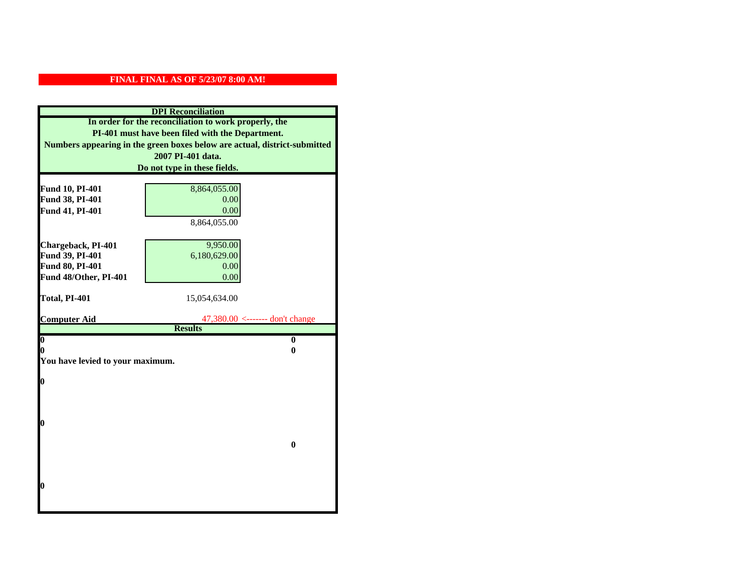**FINAL FINAL AS OF 5/23/07 8:00 AM!**

## DPI Reconciliation

**In order for the reconciliation to work properly, the PI-401 must have been filed with the Department. Numbers appearing in the green boxes below are actual, district-submitted 2007 PI-401 data. Do not type in these fields.**

| | | |
|---|---|---|
| **Fund 10, PI-401** | 8,864,055.00 | |
| **Fund 38, PI-401** | 0.00 | |
| **Fund 41, PI-401** | 0.00 | |
| | 8,864,055.00 | |
| | | |
| **Chargeback, PI-401** | 9,950.00 | |
| **Fund 39, PI-401** | 6,180,629.00 | |
| **Fund 80, PI-401** | 0.00 | |
| **Fund 48/Other, PI-401** | 0.00 | |
| | | |
| **Total, PI-401** | 15,054,634.00 | |
| | | |
| **Computer Aid** | 47,380.00 | <------- don't change |

## Results

| | |
|---|---|
| **0** | **0** |
| **0** | **0** |

**You have levied to your maximum.**

**0**

**0**

**0**

**0**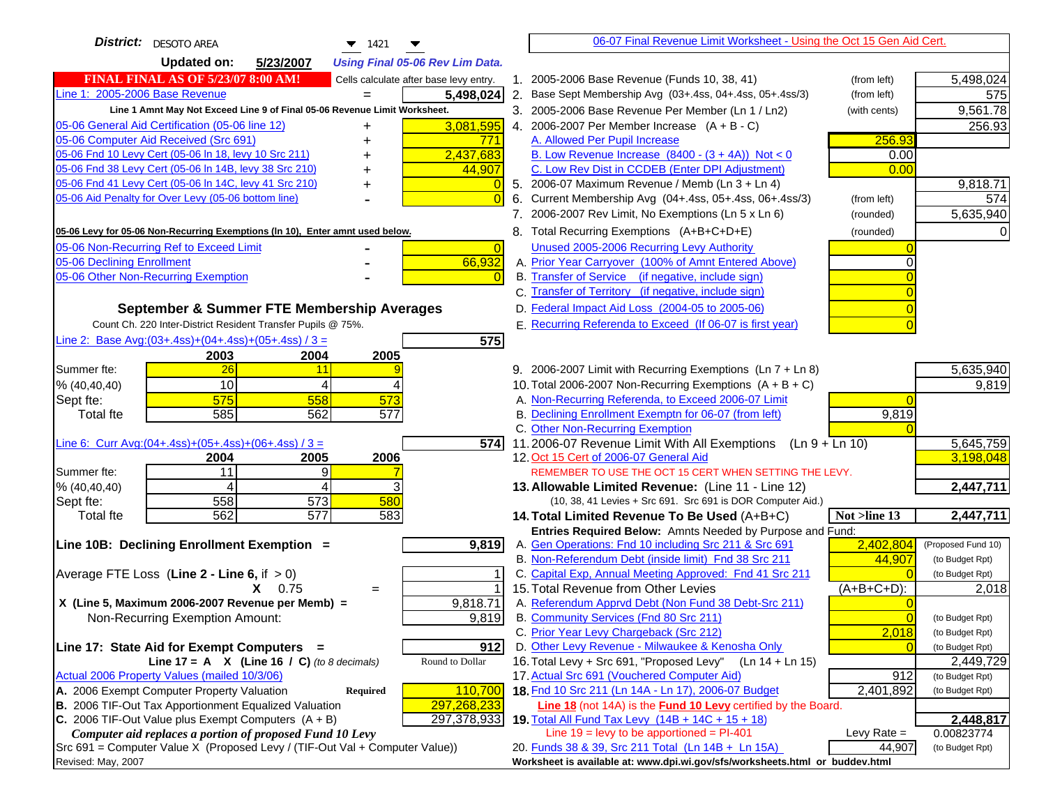**District:** DESOTO AREA 1421

**Updated on:** 5/23/2007 *Using Final 05-06 Rev Lim Data.*

**FINAL FINAL AS OF 5/23/07 8:00 AM!** Cells calculate after base levy entry.

| | | |
|---|---|---|
| Line 1: 2005-2006 Base Revenue | = | 5,498,024 |

Line 1 Amnt May Not Exceed Line 9 of Final 05-06 Revenue Limit Worksheet.

| | | |
|---|---|---|
| 05-06 General Aid Certification (05-06 line 12) | + | 3,081,595 |
| 05-06 Computer Aid Received (Src 691) | + | 771 |
| 05-06 Fnd 10 Levy Cert (05-06 ln 18, levy 10 Src 211) | + | 2,437,683 |
| 05-06 Fnd 38 Levy Cert (05-06 ln 14B, levy 38 Src 210) | + | 44,907 |
| 05-06 Fnd 41 Levy Cert (05-06 ln 14C, levy 41 Src 210) | + | 0 |
| 05-06 Aid Penalty for Over Levy (05-06 bottom line) | - | 0 |

**05-06 Levy for 05-06 Non-Recurring Exemptions (ln 10), Enter amnt used below.**

| | | |
|---|---|---|
| 05-06 Non-Recurring Ref to Exceed Limit | - | 0 |
| 05-06 Declining Enrollment | - | 66,932 |
| 05-06 Other Non-Recurring Exemption | - | 0 |

## September & Summer FTE Membership Averages

Count Ch. 220 Inter-District Resident Transfer Pupils @ 75%.

Line 2: Base Avg:(03+.4ss)+(04+.4ss)+(05+.4ss) / 3 = **575**

| | 2003 | 2004 | 2005 |
|---|---|---|---|
| Summer fte: | 26 | 11 | 9 |
| % (40,40,40) | 10 | 4 | 4 |
| Sept fte: | 575 | 558 | 573 |
| Total fte | 585 | 562 | 577 |

Line 6: Curr Avg:(04+.4ss)+(05+.4ss)+(06+.4ss) / 3 = **574**

| | 2004 | 2005 | 2006 |
|---|---|---|---|
| Summer fte: | 11 | 9 | 7 |
| % (40,40,40) | 4 | 4 | 3 |
| Sept fte: | 558 | 573 | 580 |
| Total fte | 562 | 577 | 583 |

**Line 10B: Declining Enrollment Exemption =** **9,819**

| | | |
|---|---|---|
| Average FTE Loss (Line 2 - Line 6, if > 0) | | 1 |
| X 0.75 | = | 1 |
| X (Line 5, Maximum 2006-2007 Revenue per Memb) = | | 9,818.71 |
| Non-Recurring Exemption Amount: | | 9,819 |

**Line 17: State Aid for Exempt Computers =** **912**

Line 17 = A X (Line 16 / C) *(to 8 decimals)* Round to Dollar

Actual 2006 Property Values (mailed 10/3/06)

| | | |
|---|---|---|
| A. 2006 Exempt Computer Property Valuation | Required | 110,700 |
| B. 2006 TIF-Out Tax Apportionment Equalized Valuation | | 297,268,233 |
| C. 2006 TIF-Out Value plus Exempt Computers (A + B) | | 297,378,933 |

*Computer aid replaces a portion of proposed Fund 10 Levy*

Src 691 = Computer Value X (Proposed Levy / (TIF-Out Val + Computer Value))

Revised: May, 2007

---

06-07 Final Revenue Limit Worksheet - Using the Oct 15 Gen Aid Cert.

| | | | |
|---|---|---|---|
| 1. 2005-2006 Base Revenue (Funds 10, 38, 41) | (from left) | | 5,498,024 |
| 2. Base Sept Membership Avg (03+.4ss, 04+.4ss, 05+.4ss/3) | (from left) | | 575 |
| 3. 2005-2006 Base Revenue Per Member (Ln 1 / Ln2) | (with cents) | | 9,561.78 |
| 4. 2006-2007 Per Member Increase (A + B - C) | | | 256.93 |
| A. Allowed Per Pupil Increase | | 256.93 | |
| B. Low Revenue Increase (8400 - (3 + 4A)) Not < 0 | | 0.00 | |
| C. Low Rev Dist in CCDEB (Enter DPI Adjustment) | | 0.00 | |
| 5. 2006-07 Maximum Revenue / Memb (Ln 3 + Ln 4) | | | 9,818.71 |
| 6. Current Membership Avg (04+.4ss, 05+.4ss, 06+.4ss/3) | (from left) | | 574 |
| 7. 2006-2007 Rev Limit, No Exemptions (Ln 5 x Ln 6) | (rounded) | | 5,635,940 |
| 8. Total Recurring Exemptions (A+B+C+D+E) | (rounded) | | 0 |
| Unused 2005-2006 Recurring Levy Authority | | 0 | |
| A. Prior Year Carryover (100% of Amnt Entered Above) | | 0 | |
| B. Transfer of Service (if negative, include sign) | | 0 | |
| C. Transfer of Territory (if negative, include sign) | | 0 | |
| D. Federal Impact Aid Loss (2004-05 to 2005-06) | | 0 | |
| E. Recurring Referenda to Exceed (If 06-07 is first year) | | 0 | |
| 9. 2006-2007 Limit with Recurring Exemptions (Ln 7 + Ln 8) | | | 5,635,940 |
| 10. Total 2006-2007 Non-Recurring Exemptions (A + B + C) | | | 9,819 |
| A. Non-Recurring Referenda, to Exceed 2006-07 Limit | | 0 | |
| B. Declining Enrollment Exemptn for 06-07 (from left) | | 9,819 | |
| C. Other Non-Recurring Exemption | | 0 | |
| 11. 2006-07 Revenue Limit With All Exemptions (Ln 9 + Ln 10) | | | 5,645,759 |
| 12. Oct 15 Cert of 2006-07 General Aid | | | 3,198,048 |
| REMEMBER TO USE THE OCT 15 CERT WHEN SETTING THE LEVY. | | | |
| **13. Allowable Limited Revenue:** (Line 11 - Line 12) | | | **2,447,711** |
| (10, 38, 41 Levies + Src 691. Src 691 is DOR Computer Aid.) | | | |
| **14. Total Limited Revenue To Be Used** (A+B+C) | | Not >line 13 | **2,447,711** |
| Entries Required Below: Amnts Needed by Purpose and Fund: | | | |
| A. Gen Operations: Fnd 10 including Src 211 & Src 691 | | 2,402,804 | (Proposed Fund 10) |
| B. Non-Referendum Debt (inside limit) Fnd 38 Src 211 | | 44,907 | (to Budget Rpt) |
| C. Capital Exp, Annual Meeting Approved: Fnd 41 Src 211 | | 0 | (to Budget Rpt) |
| 15. Total Revenue from Other Levies | | (A+B+C+D): | 2,018 |
| A. Referendum Apprvd Debt (Non Fund 38 Debt-Src 211) | | 0 | |
| B. Community Services (Fnd 80 Src 211) | | 0 | (to Budget Rpt) |
| C. Prior Year Levy Chargeback (Src 212) | | 2,018 | (to Budget Rpt) |
| D. Other Levy Revenue - Milwaukee & Kenosha Only | | 0 | (to Budget Rpt) |
| 16. Total Levy + Src 691, "Proposed Levy" (Ln 14 + Ln 15) | | | 2,449,729 |
| 17. Actual Src 691 (Vouchered Computer Aid) | | 912 | (to Budget Rpt) |
| **18.** Fnd 10 Src 211 (Ln 14A - Ln 17), 2006-07 Budget | | 2,401,892 | (to Budget Rpt) |
| **Line 18** (not 14A) is the **Fund 10 Levy** certified by the Board. | | | |
| **19.** Total All Fund Tax Levy (14B + 14C + 15 + 18) | | | **2,448,817** |
| Line 19 = levy to be apportioned = PI-401 | | Levy Rate = | 0.00823774 |
| 20. Funds 38 & 39, Src 211 Total (Ln 14B + Ln 15A) | | 44,907 | (to Budget Rpt) |

Worksheet is available at: www.dpi.wi.gov/sfs/worksheets.html or buddev.html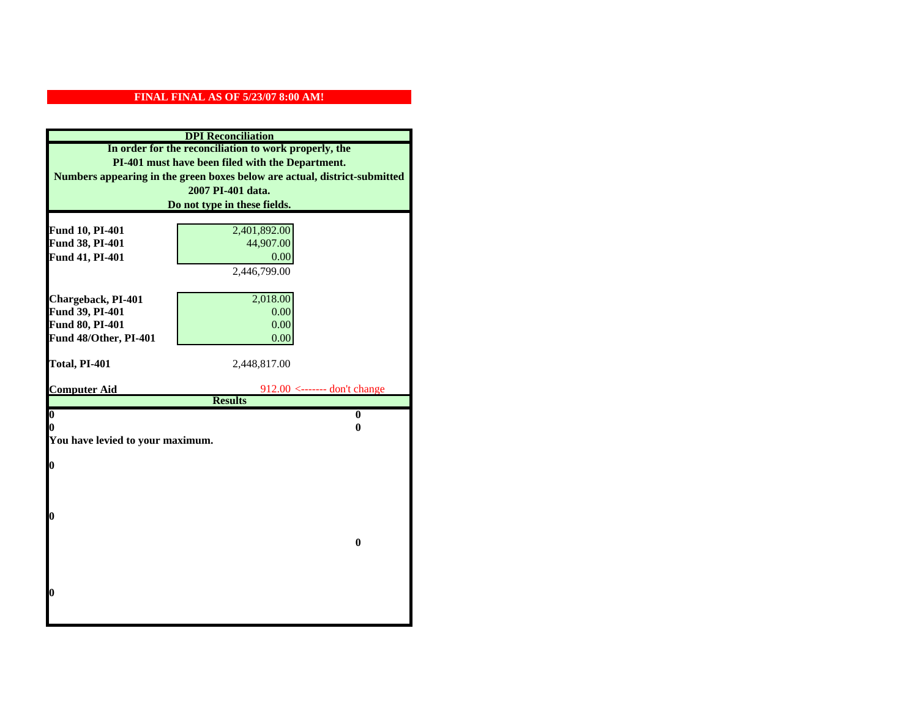**FINAL FINAL AS OF 5/23/07 8:00 AM!**

## DPI Reconciliation

**In order for the reconciliation to work properly, the PI-401 must have been filed with the Department. Numbers appearing in the green boxes below are actual, district-submitted 2007 PI-401 data. Do not type in these fields.**

| | | |
|---|---|---|
| **Fund 10, PI-401** | 2,401,892.00 | |
| **Fund 38, PI-401** | 44,907.00 | |
| **Fund 41, PI-401** | 0.00 | |
| | 2,446,799.00 | |
| **Chargeback, PI-401** | 2,018.00 | |
| **Fund 39, PI-401** | 0.00 | |
| **Fund 80, PI-401** | 0.00 | |
| **Fund 48/Other, PI-401** | 0.00 | |
| **Total, PI-401** | 2,448,817.00 | |
| **Computer Aid** | 912.00 | <------- don't change |

**Results**

| | |
|---|---|
| **0** | **0** |
| **0** | **0** |

**You have levied to your maximum.**

**0**

**0**

**0**

**0**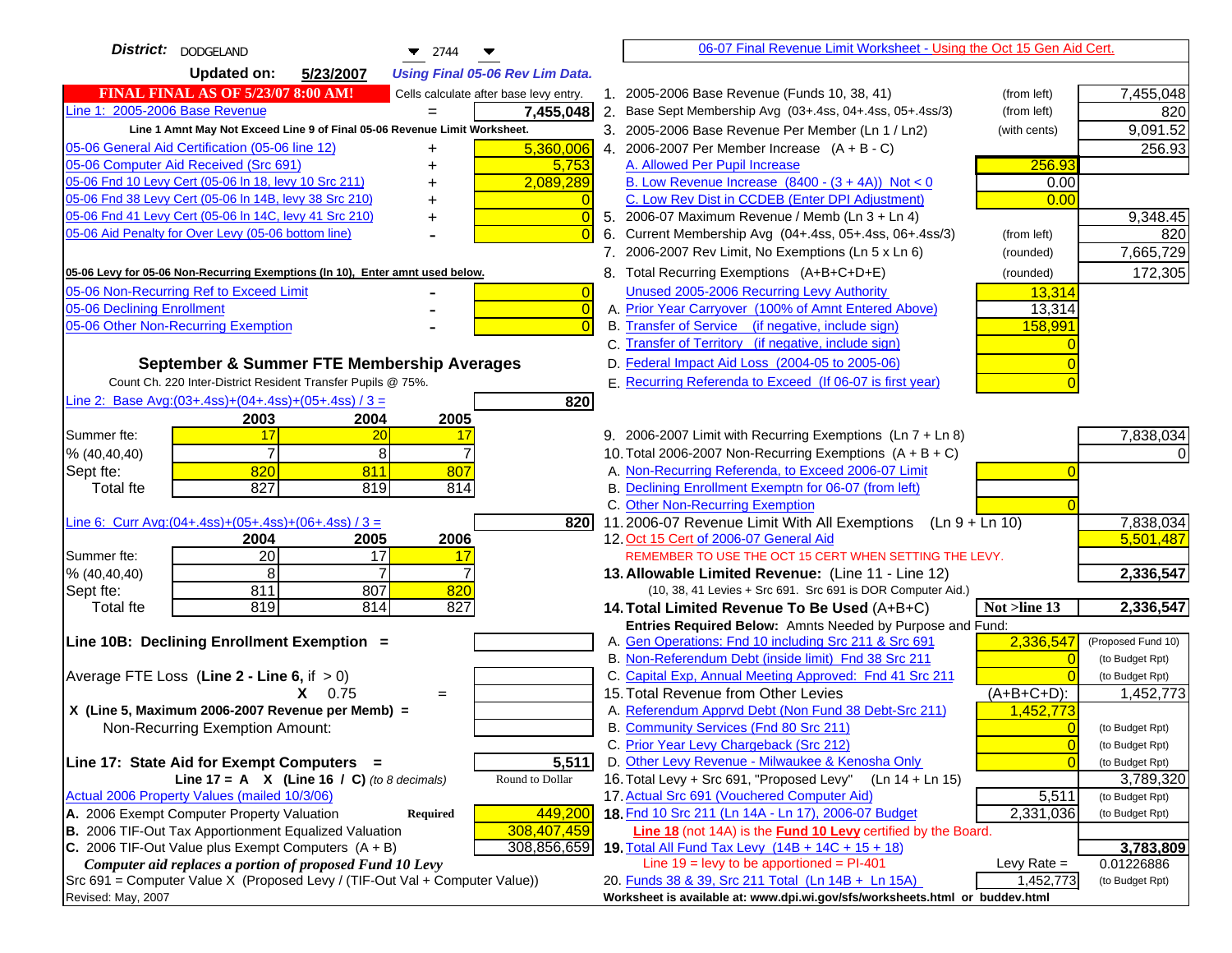**District:** DODGELAND 2744

**Updated on:** 5/23/2007 *Using Final 05-06 Rev Lim Data.*

**FINAL FINAL AS OF 5/23/07 8:00 AM!** Cells calculate after base levy entry.

| | | |
|---|---|---|
| Line 1: 2005-2006 Base Revenue | = | 7,455,048 |
| Line 1 Amnt May Not Exceed Line 9 of Final 05-06 Revenue Limit Worksheet. | | |
| 05-06 General Aid Certification (05-06 line 12) | + | 5,360,006 |
| 05-06 Computer Aid Received (Src 691) | + | 5,753 |
| 05-06 Fnd 10 Levy Cert (05-06 ln 18, levy 10 Src 211) | + | 2,089,289 |
| 05-06 Fnd 38 Levy Cert (05-06 ln 14B, levy 38 Src 210) | + | 0 |
| 05-06 Fnd 41 Levy Cert (05-06 ln 14C, levy 41 Src 210) | + | 0 |
| 05-06 Aid Penalty for Over Levy (05-06 bottom line) | - | 0 |

**05-06 Levy for 05-06 Non-Recurring Exemptions (ln 10), Enter amnt used below.**

| | | |
|---|---|---|
| 05-06 Non-Recurring Ref to Exceed Limit | - | 0 |
| 05-06 Declining Enrollment | - | 0 |
| 05-06 Other Non-Recurring Exemption | - | 0 |

### September & Summer FTE Membership Averages

Count Ch. 220 Inter-District Resident Transfer Pupils @ 75%.

Line 2: Base Avg:(03+.4ss)+(04+.4ss)+(05+.4ss) / 3 = **820**

| | 2003 | 2004 | 2005 |
|---|---|---|---|
| Summer fte: | 17 | 20 | 17 |
| % (40,40,40) | 7 | 8 | 7 |
| Sept fte: | 820 | 811 | 807 |
| Total fte | 827 | 819 | 814 |

Line 6: Curr Avg:(04+.4ss)+(05+.4ss)+(06+.4ss) / 3 = **820**

| | 2004 | 2005 | 2006 |
|---|---|---|---|
| Summer fte: | 20 | 17 | 17 |
| % (40,40,40) | 8 | 7 | 7 |
| Sept fte: | 811 | 807 | 820 |
| Total fte | 819 | 814 | 827 |

**Line 10B: Declining Enrollment Exemption =**

Average FTE Loss (**Line 2 - Line 6**, if > 0)

X 0.75 =

X (Line 5, Maximum 2006-2007 Revenue per Memb) =

Non-Recurring Exemption Amount:

**Line 17: State Aid for Exempt Computers =** **5,511**

Line 17 = A X (Line 16 / C) *(to 8 decimals)* Round to Dollar

Actual 2006 Property Values (mailed 10/3/06)

| | | |
|---|---|---|
| A. 2006 Exempt Computer Property Valuation | Required | 449,200 |
| B. 2006 TIF-Out Tax Apportionment Equalized Valuation | | 308,407,459 |
| C. 2006 TIF-Out Value plus Exempt Computers (A + B) | | 308,856,659 |

*Computer aid replaces a portion of proposed Fund 10 Levy*

Src 691 = Computer Value X (Proposed Levy / (TIF-Out Val + Computer Value))

Revised: May, 2007

---

06-07 Final Revenue Limit Worksheet - Using the Oct 15 Gen Aid Cert.

| | | | |
|---|---|---|---|
| 1. 2005-2006 Base Revenue (Funds 10, 38, 41) | (from left) | | 7,455,048 |
| 2. Base Sept Membership Avg (03+.4ss, 04+.4ss, 05+.4ss/3) | (from left) | | 820 |
| 3. 2005-2006 Base Revenue Per Member (Ln 1 / Ln2) | (with cents) | | 9,091.52 |
| 4. 2006-2007 Per Member Increase (A + B - C) | | | 256.93 |
| A. Allowed Per Pupil Increase | | 256.93 | |
| B. Low Revenue Increase (8400 - (3 + 4A)) Not < 0 | | 0.00 | |
| C. Low Rev Dist in CCDEB (Enter DPI Adjustment) | | 0.00 | |
| 5. 2006-07 Maximum Revenue / Memb (Ln 3 + Ln 4) | | | 9,348.45 |
| 6. Current Membership Avg (04+.4ss, 05+.4ss, 06+.4ss/3) | (from left) | | 820 |
| 7. 2006-2007 Rev Limit, No Exemptions (Ln 5 x Ln 6) | (rounded) | | 7,665,729 |
| 8. Total Recurring Exemptions (A+B+C+D+E) | (rounded) | | 172,305 |
| Unused 2005-2006 Recurring Levy Authority | | 13,314 | |
| A. Prior Year Carryover (100% of Amnt Entered Above) | | 13,314 | |
| B. Transfer of Service (if negative, include sign) | | 158,991 | |
| C. Transfer of Territory (if negative, include sign) | | 0 | |
| D. Federal Impact Aid Loss (2004-05 to 2005-06) | | 0 | |
| E. Recurring Referenda to Exceed (If 06-07 is first year) | | 0 | |
| 9. 2006-2007 Limit with Recurring Exemptions (Ln 7 + Ln 8) | | | 7,838,034 |
| 10. Total 2006-2007 Non-Recurring Exemptions (A + B + C) | | | 0 |
| A. Non-Recurring Referenda, to Exceed 2006-07 Limit | | 0 | |
| B. Declining Enrollment Exemptn for 06-07 (from left) | | | |
| C. Other Non-Recurring Exemption | | 0 | |
| 11. 2006-07 Revenue Limit With All Exemptions (Ln 9 + Ln 10) | | | 7,838,034 |
| 12. Oct 15 Cert of 2006-07 General Aid | | | 5,501,487 |
| REMEMBER TO USE THE OCT 15 CERT WHEN SETTING THE LEVY. | | | |
| **13. Allowable Limited Revenue:** (Line 11 - Line 12) | | | **2,336,547** |
| (10, 38, 41 Levies + Src 691. Src 691 is DOR Computer Aid.) | | | |
| **14. Total Limited Revenue To Be Used** (A+B+C) | | Not >line 13 | **2,336,547** |
| Entries Required Below: Amnts Needed by Purpose and Fund: | | | |
| A. Gen Operations: Fnd 10 including Src 211 & Src 691 | | 2,336,547 | (Proposed Fund 10) |
| B. Non-Referendum Debt (inside limit) Fnd 38 Src 211 | | 0 | (to Budget Rpt) |
| C. Capital Exp, Annual Meeting Approved: Fnd 41 Src 211 | | 0 | (to Budget Rpt) |
| 15. Total Revenue from Other Levies | | (A+B+C+D): | 1,452,773 |
| A. Referendum Apprvd Debt (Non Fund 38 Debt-Src 211) | | 1,452,773 | |
| B. Community Services (Fnd 80 Src 211) | | 0 | (to Budget Rpt) |
| C. Prior Year Levy Chargeback (Src 212) | | 0 | (to Budget Rpt) |
| D. Other Levy Revenue - Milwaukee & Kenosha Only | | 0 | (to Budget Rpt) |
| 16. Total Levy + Src 691, "Proposed Levy" (Ln 14 + Ln 15) | | | 3,789,320 |
| 17. Actual Src 691 (Vouchered Computer Aid) | | 5,511 | (to Budget Rpt) |
| **18.** Fnd 10 Src 211 (Ln 14A - Ln 17), 2006-07 Budget | | 2,331,036 | (to Budget Rpt) |
| **Line 18** (not 14A) is the **Fund 10 Levy** certified by the Board. | | | |
| **19.** Total All Fund Tax Levy (14B + 14C + 15 + 18) | | | **3,783,809** |
| Line 19 = levy to be apportioned = PI-401 | | Levy Rate = | 0.01226886 |
| 20. Funds 38 & 39, Src 211 Total (Ln 14B + Ln 15A) | | 1,452,773 | (to Budget Rpt) |

Worksheet is available at: www.dpi.wi.gov/sfs/worksheets.html or buddev.html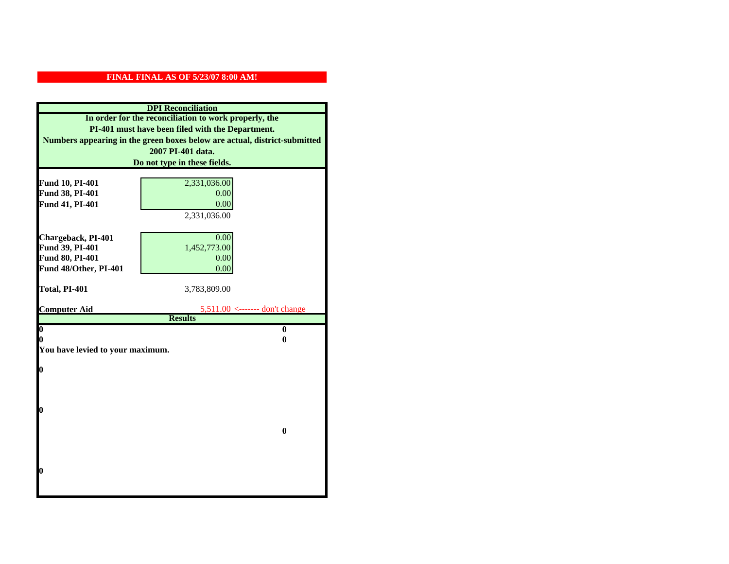**FINAL FINAL AS OF 5/23/07 8:00 AM!**

**DPI Reconciliation**

**In order for the reconciliation to work properly, the PI-401 must have been filed with the Department. Numbers appearing in the green boxes below are actual, district-submitted 2007 PI-401 data. Do not type in these fields.**

| | | |
|---|---|---|
| **Fund 10, PI-401** | 2,331,036.00 | |
| **Fund 38, PI-401** | 0.00 | |
| **Fund 41, PI-401** | 0.00 | |
| | 2,331,036.00 | |
| **Chargeback, PI-401** | 0.00 | |
| **Fund 39, PI-401** | 1,452,773.00 | |
| **Fund 80, PI-401** | 0.00 | |
| **Fund 48/Other, PI-401** | 0.00 | |
| **Total, PI-401** | 3,783,809.00 | |
| **Computer Aid** | 5,511.00 | <------- don't change |

**Results**

| | |
|---|---|
| **0** | **0** |
| **0** | **0** |

**You have levied to your maximum.**

**0**

**0**

**0**

**0**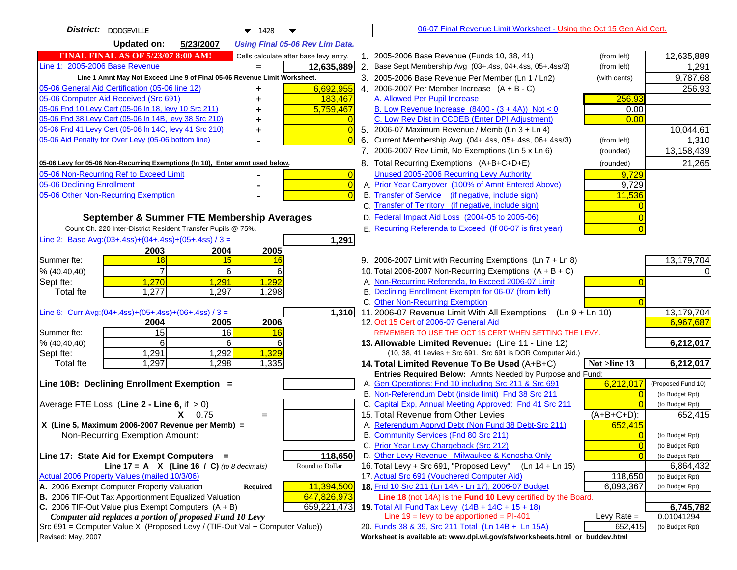**District:** DODGEVILLE 1428

**Updated on:** 5/23/2007 *Using Final 05-06 Rev Lim Data.*

**FINAL FINAL AS OF 5/23/07 8:00 AM!** Cells calculate after base levy entry.

| | | |
|---|---|---|
| Line 1: 2005-2006 Base Revenue | = | 12,635,889 |

Line 1 Amnt May Not Exceed Line 9 of Final 05-06 Revenue Limit Worksheet.

| | | |
|---|---|---|
| 05-06 General Aid Certification (05-06 line 12) | + | 6,692,955 |
| 05-06 Computer Aid Received (Src 691) | + | 183,467 |
| 05-06 Fnd 10 Levy Cert (05-06 ln 18, levy 10 Src 211) | + | 5,759,467 |
| 05-06 Fnd 38 Levy Cert (05-06 ln 14B, levy 38 Src 210) | + | 0 |
| 05-06 Fnd 41 Levy Cert (05-06 ln 14C, levy 41 Src 210) | + | 0 |
| 05-06 Aid Penalty for Over Levy (05-06 bottom line) | - | 0 |

**05-06 Levy for 05-06 Non-Recurring Exemptions (ln 10), Enter amnt used below.**

| | | |
|---|---|---|
| 05-06 Non-Recurring Ref to Exceed Limit | - | 0 |
| 05-06 Declining Enrollment | - | 0 |
| 05-06 Other Non-Recurring Exemption | - | 0 |

## September & Summer FTE Membership Averages

Count Ch. 220 Inter-District Resident Transfer Pupils @ 75%.

Line 2: Base Avg:(03+.4ss)+(04+.4ss)+(05+.4ss) / 3 = **1,291**

| | 2003 | 2004 | 2005 |
|---|---|---|---|
| Summer fte: | 18 | 15 | 16 |
| % (40,40,40) | 7 | 6 | 6 |
| Sept fte: | 1,270 | 1,291 | 1,292 |
| Total fte | 1,277 | 1,297 | 1,298 |

Line 6: Curr Avg:(04+.4ss)+(05+.4ss)+(06+.4ss) / 3 = **1,310**

| | 2004 | 2005 | 2006 |
|---|---|---|---|
| Summer fte: | 15 | 16 | 16 |
| % (40,40,40) | 6 | 6 | 6 |
| Sept fte: | 1,291 | 1,292 | 1,329 |
| Total fte | 1,297 | 1,298 | 1,335 |

**Line 10B: Declining Enrollment Exemption =**

Average FTE Loss (**Line 2 - Line 6**, if > 0)

X 0.75 =

X (Line 5, Maximum 2006-2007 Revenue per Memb) =

Non-Recurring Exemption Amount:

**Line 17: State Aid for Exempt Computers =** **118,650**

Line 17 = A X (Line 16 / C) *(to 8 decimals)* Round to Dollar

Actual 2006 Property Values (mailed 10/3/06)

| | | |
|---|---|---|
| A. 2006 Exempt Computer Property Valuation | **Required** | 11,394,500 |
| B. 2006 TIF-Out Tax Apportionment Equalized Valuation | | 647,826,973 |
| C. 2006 TIF-Out Value plus Exempt Computers (A + B) | | 659,221,473 |

***Computer aid replaces a portion of proposed Fund 10 Levy***

Src 691 = Computer Value X (Proposed Levy / (TIF-Out Val + Computer Value))

Revised: May, 2007

## 06-07 Final Revenue Limit Worksheet - Using the Oct 15 Gen Aid Cert.

| | | | |
|---|---|---|---|
| 1. 2005-2006 Base Revenue (Funds 10, 38, 41) | (from left) | | 12,635,889 |
| 2. Base Sept Membership Avg (03+.4ss, 04+.4ss, 05+.4ss/3) | (from left) | | 1,291 |
| 3. 2005-2006 Base Revenue Per Member (Ln 1 / Ln2) | (with cents) | | 9,787.68 |
| 4. 2006-2007 Per Member Increase (A + B - C) | | | 256.93 |
| A. Allowed Per Pupil Increase | | 256.93 | |
| B. Low Revenue Increase (8400 - (3 + 4A)) Not < 0 | | 0.00 | |
| C. Low Rev Dist in CCDEB (Enter DPI Adjustment) | | 0.00 | |
| 5. 2006-07 Maximum Revenue / Memb (Ln 3 + Ln 4) | | | 10,044.61 |
| 6. Current Membership Avg (04+.4ss, 05+.4ss, 06+.4ss/3) | (from left) | | 1,310 |
| 7. 2006-2007 Rev Limit, No Exemptions (Ln 5 x Ln 6) | (rounded) | | 13,158,439 |
| 8. Total Recurring Exemptions (A+B+C+D+E) | (rounded) | | 21,265 |
| Unused 2005-2006 Recurring Levy Authority | | 9,729 | |
| A. Prior Year Carryover (100% of Amnt Entered Above) | | 9,729 | |
| B. Transfer of Service (if negative, include sign) | | 11,536 | |
| C. Transfer of Territory (if negative, include sign) | | 0 | |
| D. Federal Impact Aid Loss (2004-05 to 2005-06) | | 0 | |
| E. Recurring Referenda to Exceed (If 06-07 is first year) | | 0 | |
| 9. 2006-2007 Limit with Recurring Exemptions (Ln 7 + Ln 8) | | | 13,179,704 |
| 10. Total 2006-2007 Non-Recurring Exemptions (A + B + C) | | | 0 |
| A. Non-Recurring Referenda, to Exceed 2006-07 Limit | | 0 | |
| B. Declining Enrollment Exemptn for 06-07 (from left) | | | |
| C. Other Non-Recurring Exemption | | 0 | |
| 11. 2006-07 Revenue Limit With All Exemptions (Ln 9 + Ln 10) | | | 13,179,704 |
| 12. Oct 15 Cert of 2006-07 General Aid | | | 6,967,687 |

REMEMBER TO USE THE OCT 15 CERT WHEN SETTING THE LEVY.

| | | | |
|---|---|---|---|
| **13. Allowable Limited Revenue:** (Line 11 - Line 12) | | | **6,212,017** |
| (10, 38, 41 Levies + Src 691. Src 691 is DOR Computer Aid.) | | | |
| **14. Total Limited Revenue To Be Used** (A+B+C) | | **Not >line 13** | **6,212,017** |
| Entries Required Below: Amnts Needed by Purpose and Fund: | | | |
| A. Gen Operations: Fnd 10 including Src 211 & Src 691 | | 6,212,017 | (Proposed Fund 10) |
| B. Non-Referendum Debt (inside limit) Fnd 38 Src 211 | | 0 | (to Budget Rpt) |
| C. Capital Exp, Annual Meeting Approved: Fnd 41 Src 211 | | 0 | (to Budget Rpt) |
| 15. Total Revenue from Other Levies | | (A+B+C+D): | 652,415 |
| A. Referendum Apprvd Debt (Non Fund 38 Debt-Src 211) | | 652,415 | |
| B. Community Services (Fnd 80 Src 211) | | 0 | (to Budget Rpt) |
| C. Prior Year Levy Chargeback (Src 212) | | 0 | (to Budget Rpt) |
| D. Other Levy Revenue - Milwaukee & Kenosha Only | | 0 | (to Budget Rpt) |
| 16. Total Levy + Src 691, "Proposed Levy" (Ln 14 + Ln 15) | | | 6,864,432 |
| 17. Actual Src 691 (Vouchered Computer Aid) | | 118,650 | (to Budget Rpt) |
| **18.** Fnd 10 Src 211 (Ln 14A - Ln 17), 2006-07 Budget | | 6,093,367 | (to Budget Rpt) |

**Line 18** (not 14A) is the **Fund 10 Levy** certified by the Board.

| | | |
|---|---|---|
| **19.** Total All Fund Tax Levy (14B + 14C + 15 + 18) | | **6,745,782** |
| Line 19 = levy to be apportioned = PI-401 | Levy Rate = | 0.01041294 |
| 20. Funds 38 & 39, Src 211 Total (Ln 14B + Ln 15A) | 652,415 | (to Budget Rpt) |

**Worksheet is available at: www.dpi.wi.gov/sfs/worksheets.html or buddev.html**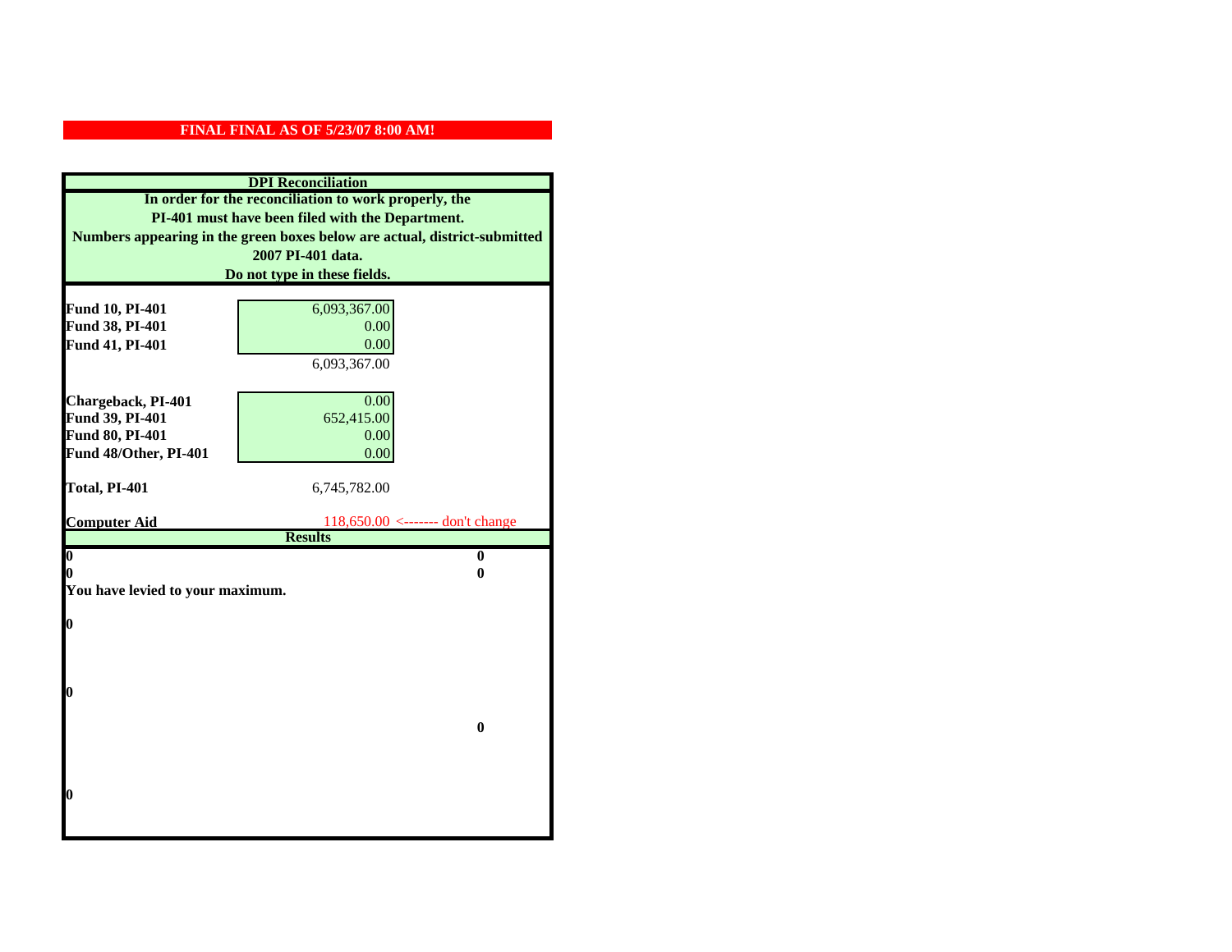**FINAL FINAL AS OF 5/23/07 8:00 AM!**

**DPI Reconciliation**

**In order for the reconciliation to work properly, the PI-401 must have been filed with the Department. Numbers appearing in the green boxes below are actual, district-submitted 2007 PI-401 data. Do not type in these fields.**

| | | |
|---|---|---|
| **Fund 10, PI-401** | 6,093,367.00 | |
| **Fund 38, PI-401** | 0.00 | |
| **Fund 41, PI-401** | 0.00 | |
| | 6,093,367.00 | |
| | | |
| **Chargeback, PI-401** | 0.00 | |
| **Fund 39, PI-401** | 652,415.00 | |
| **Fund 80, PI-401** | 0.00 | |
| **Fund 48/Other, PI-401** | 0.00 | |
| | | |
| **Total, PI-401** | 6,745,782.00 | |
| | | |
| **Computer Aid** | 118,650.00 | <------- don't change |

**Results**

| | |
|---|---|
| **0** | **0** |
| **0** | **0** |

**You have levied to your maximum.**

**0**

**0**

**0**

**0**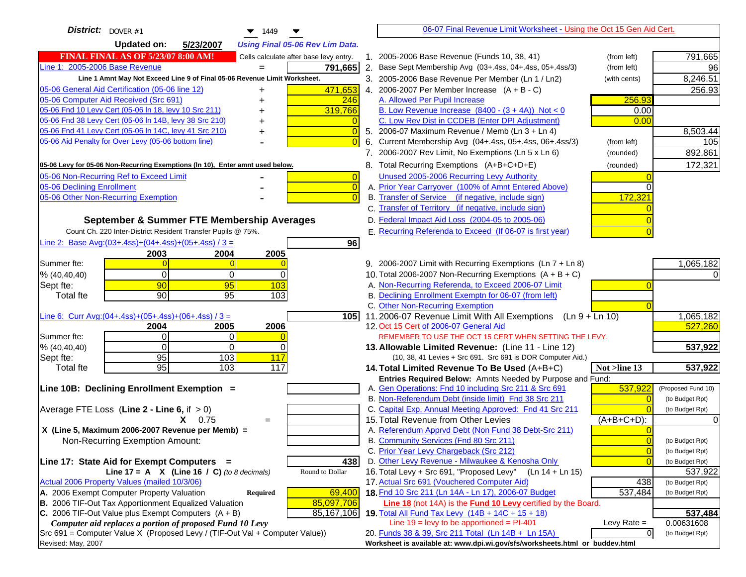**District:** DOVER #1 — 1449

**Updated on:** 5/23/2007 — *Using Final 05-06 Rev Lim Data.*

**FINAL FINAL AS OF 5/23/07 8:00 AM!** — Cells calculate after base levy entry.

| | | |
|---|---|---|
| Line 1: 2005-2006 Base Revenue | = | 791,665 |

Line 1 Amnt May Not Exceed Line 9 of Final 05-06 Revenue Limit Worksheet.

| | | |
|---|---|---|
| 05-06 General Aid Certification (05-06 line 12) | + | 471,653 |
| 05-06 Computer Aid Received (Src 691) | + | 246 |
| 05-06 Fnd 10 Levy Cert (05-06 ln 18, levy 10 Src 211) | + | 319,766 |
| 05-06 Fnd 38 Levy Cert (05-06 ln 14B, levy 38 Src 210) | + | 0 |
| 05-06 Fnd 41 Levy Cert (05-06 ln 14C, levy 41 Src 210) | + | 0 |
| 05-06 Aid Penalty for Over Levy (05-06 bottom line) | - | 0 |

**05-06 Levy for 05-06 Non-Recurring Exemptions (ln 10), Enter amnt used below.**

| | | |
|---|---|---|
| 05-06 Non-Recurring Ref to Exceed Limit | - | 0 |
| 05-06 Declining Enrollment | - | 0 |
| 05-06 Other Non-Recurring Exemption | - | 0 |

## September & Summer FTE Membership Averages

Count Ch. 220 Inter-District Resident Transfer Pupils @ 75%.

Line 2: Base Avg:(03+.4ss)+(04+.4ss)+(05+.4ss) / 3 = **96**

| | 2003 | 2004 | 2005 |
|---|---|---|---|
| Summer fte: | 0 | 0 | 0 |
| % (40,40,40) | 0 | 0 | 0 |
| Sept fte: | 90 | 95 | 103 |
| Total fte | 90 | 95 | 103 |

Line 6: Curr Avg:(04+.4ss)+(05+.4ss)+(06+.4ss) / 3 = **105**

| | 2004 | 2005 | 2006 |
|---|---|---|---|
| Summer fte: | 0 | 0 | 0 |
| % (40,40,40) | 0 | 0 | 0 |
| Sept fte: | 95 | 103 | 117 |
| Total fte | 95 | 103 | 117 |

**Line 10B: Declining Enrollment Exemption =**

Average FTE Loss (**Line 2 - Line 6**, if > 0)

X 0.75 =

**X (Line 5, Maximum 2006-2007 Revenue per Memb) =**

Non-Recurring Exemption Amount:

**Line 17: State Aid for Exempt Computers =** 438

**Line 17 = A X (Line 16 / C)** *(to 8 decimals)* — Round to Dollar

Actual 2006 Property Values (mailed 10/3/06)

| | | |
|---|---|---|
| A. 2006 Exempt Computer Property Valuation | **Required** | 69,400 |
| B. 2006 TIF-Out Tax Apportionment Equalized Valuation | | 85,097,706 |
| C. 2006 TIF-Out Value plus Exempt Computers (A + B) | | 85,167,106 |

***Computer aid replaces a portion of proposed Fund 10 Levy***

Src 691 = Computer Value X (Proposed Levy / (TIF-Out Val + Computer Value))

Revised: May, 2007

---

## 06-07 Final Revenue Limit Worksheet - Using the Oct 15 Gen Aid Cert.

| | | | |
|---|---|---|---|
| 1. 2005-2006 Base Revenue (Funds 10, 38, 41) | (from left) | | 791,665 |
| 2. Base Sept Membership Avg (03+.4ss, 04+.4ss, 05+.4ss/3) | (from left) | | 96 |
| 3. 2005-2006 Base Revenue Per Member (Ln 1 / Ln2) | (with cents) | | 8,246.51 |
| 4. 2006-2007 Per Member Increase (A + B - C) | | | 256.93 |
| A. Allowed Per Pupil Increase | | 256.93 | |
| B. Low Revenue Increase (8400 - (3 + 4A)) Not < 0 | | 0.00 | |
| C. Low Rev Dist in CCDEB (Enter DPI Adjustment) | | 0.00 | |
| 5. 2006-07 Maximum Revenue / Memb (Ln 3 + Ln 4) | | | 8,503.44 |
| 6. Current Membership Avg (04+.4ss, 05+.4ss, 06+.4ss/3) | (from left) | | 105 |
| 7. 2006-2007 Rev Limit, No Exemptions (Ln 5 x Ln 6) | (rounded) | | 892,861 |
| 8. Total Recurring Exemptions (A+B+C+D+E) | (rounded) | | 172,321 |
| Unused 2005-2006 Recurring Levy Authority | | 0 | |
| A. Prior Year Carryover (100% of Amnt Entered Above) | | 0 | |
| B. Transfer of Service (if negative, include sign) | | 172,321 | |
| C. Transfer of Territory (if negative, include sign) | | 0 | |
| D. Federal Impact Aid Loss (2004-05 to 2005-06) | | 0 | |
| E. Recurring Referenda to Exceed (If 06-07 is first year) | | 0 | |
| 9. 2006-2007 Limit with Recurring Exemptions (Ln 7 + Ln 8) | | | 1,065,182 |
| 10. Total 2006-2007 Non-Recurring Exemptions (A + B + C) | | | 0 |
| A. Non-Recurring Referenda, to Exceed 2006-07 Limit | | 0 | |
| B. Declining Enrollment Exemptn for 06-07 (from left) | | | |
| C. Other Non-Recurring Exemption | | 0 | |
| 11. 2006-07 Revenue Limit With All Exemptions (Ln 9 + Ln 10) | | | 1,065,182 |
| 12. Oct 15 Cert of 2006-07 General Aid | | | 527,260 |

REMEMBER TO USE THE OCT 15 CERT WHEN SETTING THE LEVY.

| | | | |
|---|---|---|---|
| **13. Allowable Limited Revenue:** (Line 11 - Line 12) | | | **537,922** |
| (10, 38, 41 Levies + Src 691. Src 691 is DOR Computer Aid.) | | | |
| **14. Total Limited Revenue To Be Used** (A+B+C) | | **Not >line 13** | **537,922** |
| **Entries Required Below:** Amnts Needed by Purpose and Fund: | | | |
| A. Gen Operations: Fnd 10 including Src 211 & Src 691 | | 537,922 | (Proposed Fund 10) |
| B. Non-Referendum Debt (inside limit) Fnd 38 Src 211 | | 0 | (to Budget Rpt) |
| C. Capital Exp, Annual Meeting Approved: Fnd 41 Src 211 | | 0 | (to Budget Rpt) |
| 15. Total Revenue from Other Levies | | (A+B+C+D): | 0 |
| A. Referendum Apprvd Debt (Non Fund 38 Debt-Src 211) | | 0 | |
| B. Community Services (Fnd 80 Src 211) | | 0 | (to Budget Rpt) |
| C. Prior Year Levy Chargeback (Src 212) | | 0 | (to Budget Rpt) |
| D. Other Levy Revenue - Milwaukee & Kenosha Only | | 0 | (to Budget Rpt) |
| 16. Total Levy + Src 691, "Proposed Levy" (Ln 14 + Ln 15) | | | 537,922 |
| 17. Actual Src 691 (Vouchered Computer Aid) | | 438 | (to Budget Rpt) |
| **18.** Fnd 10 Src 211 (Ln 14A - Ln 17), 2006-07 Budget | | 537,484 | (to Budget Rpt) |

**Line 18** (not 14A) is the **Fund 10 Levy** certified by the Board.

| | | | |
|---|---|---|---|
| **19.** Total All Fund Tax Levy (14B + 14C + 15 + 18) | | | **537,484** |
| Line 19 = levy to be apportioned = PI-401 | | Levy Rate = | 0.00631608 |
| 20. Funds 38 & 39, Src 211 Total (Ln 14B + Ln 15A) | | 0 | (to Budget Rpt) |

**Worksheet is available at: www.dpi.wi.gov/sfs/worksheets.html or buddev.html**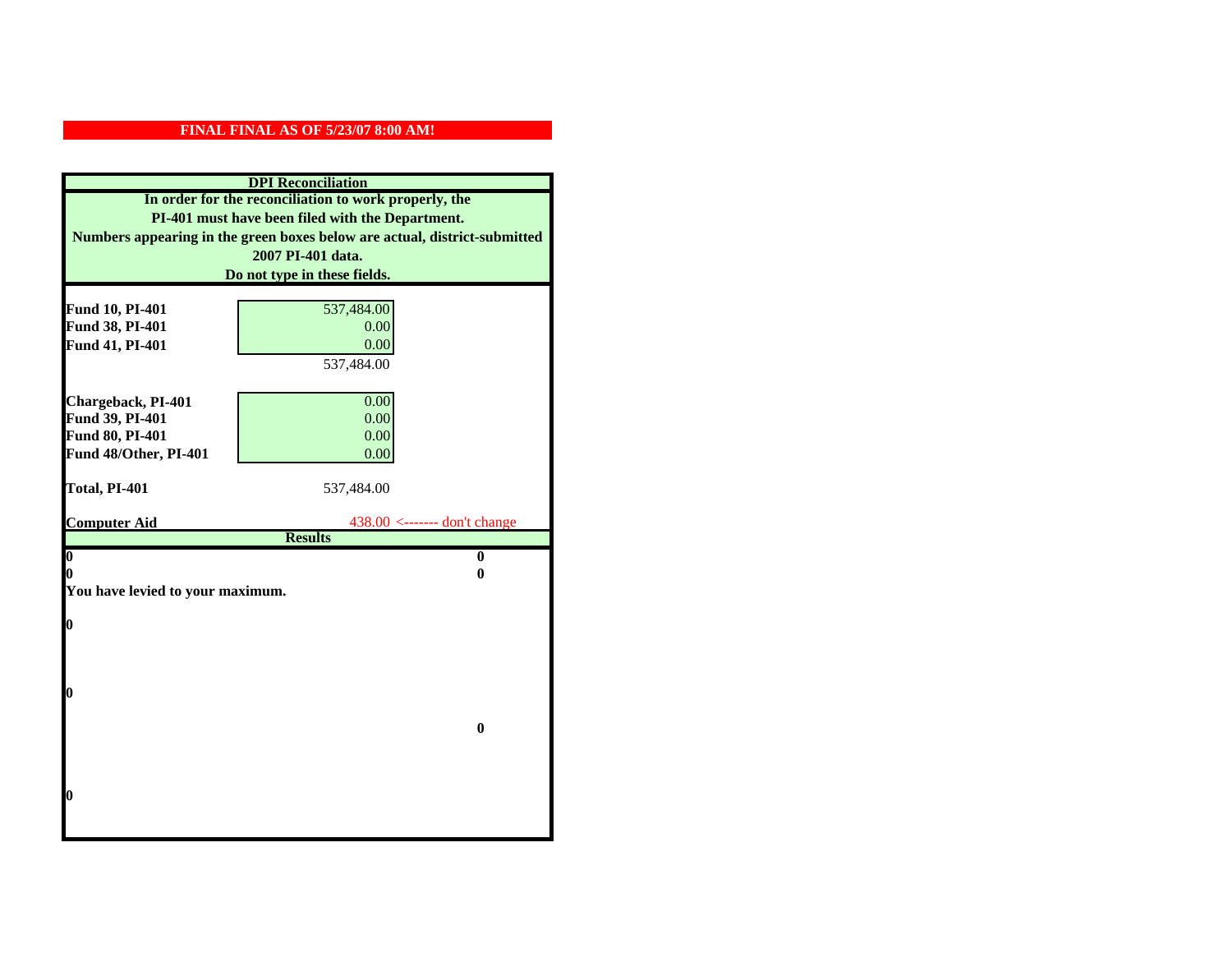**FINAL FINAL AS OF 5/23/07 8:00 AM!**

**DPI Reconciliation**

**In order for the reconciliation to work properly, the PI-401 must have been filed with the Department. Numbers appearing in the green boxes below are actual, district-submitted 2007 PI-401 data. Do not type in these fields.**

| | | |
|---|---|---|
| **Fund 10, PI-401** | 537,484.00 | |
| **Fund 38, PI-401** | 0.00 | |
| **Fund 41, PI-401** | 0.00 | |
| | 537,484.00 | |
| | | |
| **Chargeback, PI-401** | 0.00 | |
| **Fund 39, PI-401** | 0.00 | |
| **Fund 80, PI-401** | 0.00 | |
| **Fund 48/Other, PI-401** | 0.00 | |
| | | |
| **Total, PI-401** | 537,484.00 | |
| | | |
| **Computer Aid** | 438.00 | <------- don't change |

**Results**

| | |
|---|---|
| **0** | **0** |
| **0** | **0** |
| **You have levied to your maximum.** | |
| **0** | |
| **0** | |
| | **0** |
| **0** | |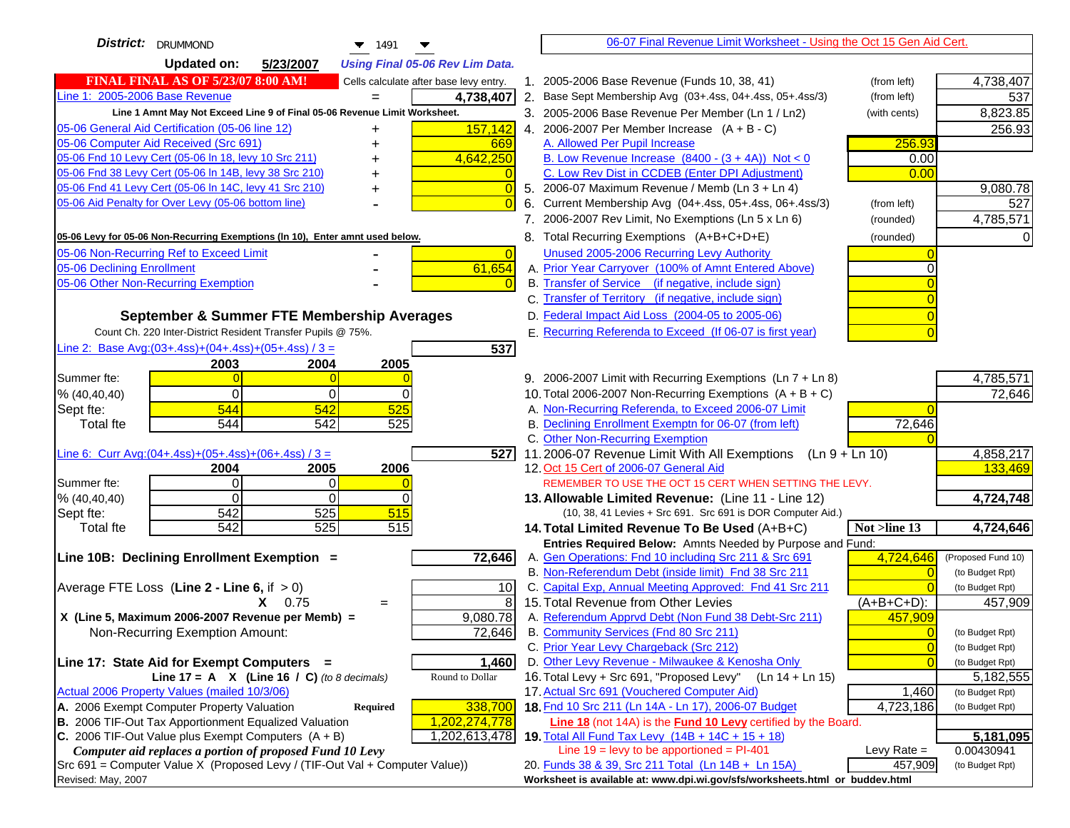**District:** DRUMMOND 1491

**Updated on:** 5/23/2007 *Using Final 05-06 Rev Lim Data.*

**FINAL FINAL AS OF 5/23/07 8:00 AM!** Cells calculate after base levy entry.

| | | |
|---|---|---|
| Line 1: 2005-2006 Base Revenue | = | 4,738,407 |

Line 1 Amnt May Not Exceed Line 9 of Final 05-06 Revenue Limit Worksheet.

| | | |
|---|---|---|
| 05-06 General Aid Certification (05-06 line 12) | + | 157,142 |
| 05-06 Computer Aid Received (Src 691) | + | 669 |
| 05-06 Fnd 10 Levy Cert (05-06 ln 18, levy 10 Src 211) | + | 4,642,250 |
| 05-06 Fnd 38 Levy Cert (05-06 ln 14B, levy 38 Src 210) | + | 0 |
| 05-06 Fnd 41 Levy Cert (05-06 ln 14C, levy 41 Src 210) | + | 0 |
| 05-06 Aid Penalty for Over Levy (05-06 bottom line) | - | 0 |

**05-06 Levy for 05-06 Non-Recurring Exemptions (ln 10), Enter amnt used below.**

| | | |
|---|---|---|
| 05-06 Non-Recurring Ref to Exceed Limit | - | 0 |
| 05-06 Declining Enrollment | - | 61,654 |
| 05-06 Other Non-Recurring Exemption | - | 0 |

## September & Summer FTE Membership Averages

Count Ch. 220 Inter-District Resident Transfer Pupils @ 75%.

Line 2: Base Avg:(03+.4ss)+(04+.4ss)+(05+.4ss) / 3 = **537**

| | 2003 | 2004 | 2005 |
|---|---|---|---|
| Summer fte: | 0 | 0 | 0 |
| % (40,40,40) | 0 | 0 | 0 |
| Sept fte: | 544 | 542 | 525 |
| Total fte | 544 | 542 | 525 |

Line 6: Curr Avg:(04+.4ss)+(05+.4ss)+(06+.4ss) / 3 = **527**

| | 2004 | 2005 | 2006 |
|---|---|---|---|
| Summer fte: | 0 | 0 | 0 |
| % (40,40,40) | 0 | 0 | 0 |
| Sept fte: | 542 | 525 | 515 |
| Total fte | 542 | 525 | 515 |

**Line 10B: Declining Enrollment Exemption =** **72,646**

| | | |
|---|---|---|
| Average FTE Loss (**Line 2 - Line 6**, if > 0) | | 10 |
| X 0.75 | = | 8 |
| X (Line 5, Maximum 2006-2007 Revenue per Memb) = | | 9,080.78 |
| Non-Recurring Exemption Amount: | | 72,646 |

**Line 17: State Aid for Exempt Computers =** **1,460**

**Line 17 = A X (Line 16 / C)** *(to 8 decimals)* Round to Dollar

Actual 2006 Property Values (mailed 10/3/06)

| | | |
|---|---|---|
| A. 2006 Exempt Computer Property Valuation | **Required** | 338,700 |
| B. 2006 TIF-Out Tax Apportionment Equalized Valuation | | 1,202,274,778 |
| C. 2006 TIF-Out Value plus Exempt Computers (A + B) | | 1,202,613,478 |

*Computer aid replaces a portion of proposed Fund 10 Levy*

Src 691 = Computer Value X (Proposed Levy / (TIF-Out Val + Computer Value))

Revised: May, 2007

---

06-07 Final Revenue Limit Worksheet - Using the Oct 15 Gen Aid Cert.

| | | | |
|---|---|---|---|
| 1. 2005-2006 Base Revenue (Funds 10, 38, 41) | (from left) | | 4,738,407 |
| 2. Base Sept Membership Avg (03+.4ss, 04+.4ss, 05+.4ss/3) | (from left) | | 537 |
| 3. 2005-2006 Base Revenue Per Member (Ln 1 / Ln2) | (with cents) | | 8,823.85 |
| 4. 2006-2007 Per Member Increase (A + B - C) | | | 256.93 |
| A. Allowed Per Pupil Increase | | 256.93 | |
| B. Low Revenue Increase (8400 - (3 + 4A)) Not < 0 | | 0.00 | |
| C. Low Rev Dist in CCDEB (Enter DPI Adjustment) | | 0.00 | |
| 5. 2006-07 Maximum Revenue / Memb (Ln 3 + Ln 4) | | | 9,080.78 |
| 6. Current Membership Avg (04+.4ss, 05+.4ss, 06+.4ss/3) | (from left) | | 527 |
| 7. 2006-2007 Rev Limit, No Exemptions (Ln 5 x Ln 6) | (rounded) | | 4,785,571 |
| 8. Total Recurring Exemptions (A+B+C+D+E) | (rounded) | | 0 |
| Unused 2005-2006 Recurring Levy Authority | | 0 | |
| A. Prior Year Carryover (100% of Amnt Entered Above) | | 0 | |
| B. Transfer of Service (if negative, include sign) | | 0 | |
| C. Transfer of Territory (if negative, include sign) | | 0 | |
| D. Federal Impact Aid Loss (2004-05 to 2005-06) | | 0 | |
| E. Recurring Referenda to Exceed (If 06-07 is first year) | | 0 | |
| 9. 2006-2007 Limit with Recurring Exemptions (Ln 7 + Ln 8) | | | 4,785,571 |
| 10. Total 2006-2007 Non-Recurring Exemptions (A + B + C) | | | 72,646 |
| A. Non-Recurring Referenda, to Exceed 2006-07 Limit | | 0 | |
| B. Declining Enrollment Exemptn for 06-07 (from left) | | 72,646 | |
| C. Other Non-Recurring Exemption | | 0 | |
| 11. 2006-07 Revenue Limit With All Exemptions (Ln 9 + Ln 10) | | | 4,858,217 |
| 12. Oct 15 Cert of 2006-07 General Aid | | | 133,469 |

REMEMBER TO USE THE OCT 15 CERT WHEN SETTING THE LEVY.

| | | | |
|---|---|---|---|
| **13. Allowable Limited Revenue:** (Line 11 - Line 12) | | | **4,724,748** |
| (10, 38, 41 Levies + Src 691. Src 691 is DOR Computer Aid.) | | | |
| **14. Total Limited Revenue To Be Used** (A+B+C) | | **Not >line 13** | **4,724,646** |
| Entries Required Below: Amnts Needed by Purpose and Fund: | | | |
| A. Gen Operations: Fnd 10 including Src 211 & Src 691 | | 4,724,646 | (Proposed Fund 10) |
| B. Non-Referendum Debt (inside limit) Fnd 38 Src 211 | | 0 | (to Budget Rpt) |
| C. Capital Exp, Annual Meeting Approved: Fnd 41 Src 211 | | 0 | (to Budget Rpt) |
| 15. Total Revenue from Other Levies | | (A+B+C+D): | 457,909 |
| A. Referendum Apprvd Debt (Non Fund 38 Debt-Src 211) | | 457,909 | |
| B. Community Services (Fnd 80 Src 211) | | 0 | (to Budget Rpt) |
| C. Prior Year Levy Chargeback (Src 212) | | 0 | (to Budget Rpt) |
| D. Other Levy Revenue - Milwaukee & Kenosha Only | | 0 | (to Budget Rpt) |
| 16. Total Levy + Src 691, "Proposed Levy" (Ln 14 + Ln 15) | | | 5,182,555 |
| 17. Actual Src 691 (Vouchered Computer Aid) | | 1,460 | (to Budget Rpt) |
| **18.** Fnd 10 Src 211 (Ln 14A - Ln 17), 2006-07 Budget | | 4,723,186 | (to Budget Rpt) |

**Line 18** (not 14A) is the **Fund 10 Levy** certified by the Board.

| | | | |
|---|---|---|---|
| **19.** Total All Fund Tax Levy (14B + 14C + 15 + 18) | | | **5,181,095** |
| Line 19 = levy to be apportioned = PI-401 | | Levy Rate = | 0.00430941 |
| 20. Funds 38 & 39, Src 211 Total (Ln 14B + Ln 15A) | | 457,909 | (to Budget Rpt) |

Worksheet is available at: www.dpi.wi.gov/sfs/worksheets.html or buddev.html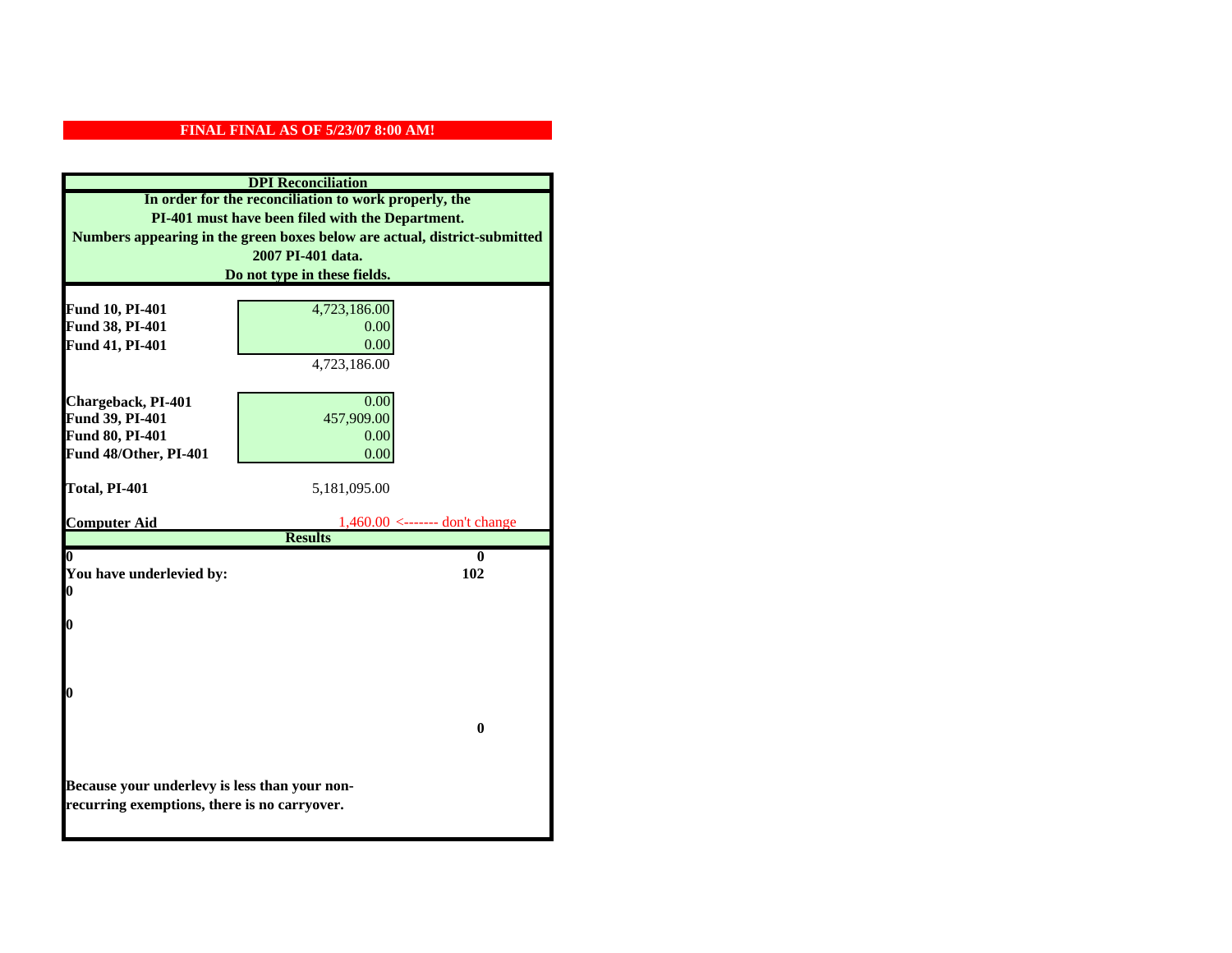**FINAL FINAL AS OF 5/23/07 8:00 AM!**

**DPI Reconciliation**

**In order for the reconciliation to work properly, the PI-401 must have been filed with the Department.**
**Numbers appearing in the green boxes below are actual, district-submitted 2007 PI-401 data.**
**Do not type in these fields.**

| | | |
|---|---|---|
| **Fund 10, PI-401** | 4,723,186.00 | |
| **Fund 38, PI-401** | 0.00 | |
| **Fund 41, PI-401** | 0.00 | |
| | 4,723,186.00 | |
| **Chargeback, PI-401** | 0.00 | |
| **Fund 39, PI-401** | 457,909.00 | |
| **Fund 80, PI-401** | 0.00 | |
| **Fund 48/Other, PI-401** | 0.00 | |
| **Total, PI-401** | 5,181,095.00 | |
| **Computer Aid** | 1,460.00 | <------- don't change |

**Results**

| | |
|---|---|
| **0** | **0** |
| **You have underlevied by:** | **102** |
| **0** | |
| **0** | |
| **0** | |
| | **0** |

**Because your underlevy is less than your non-recurring exemptions, there is no carryover.**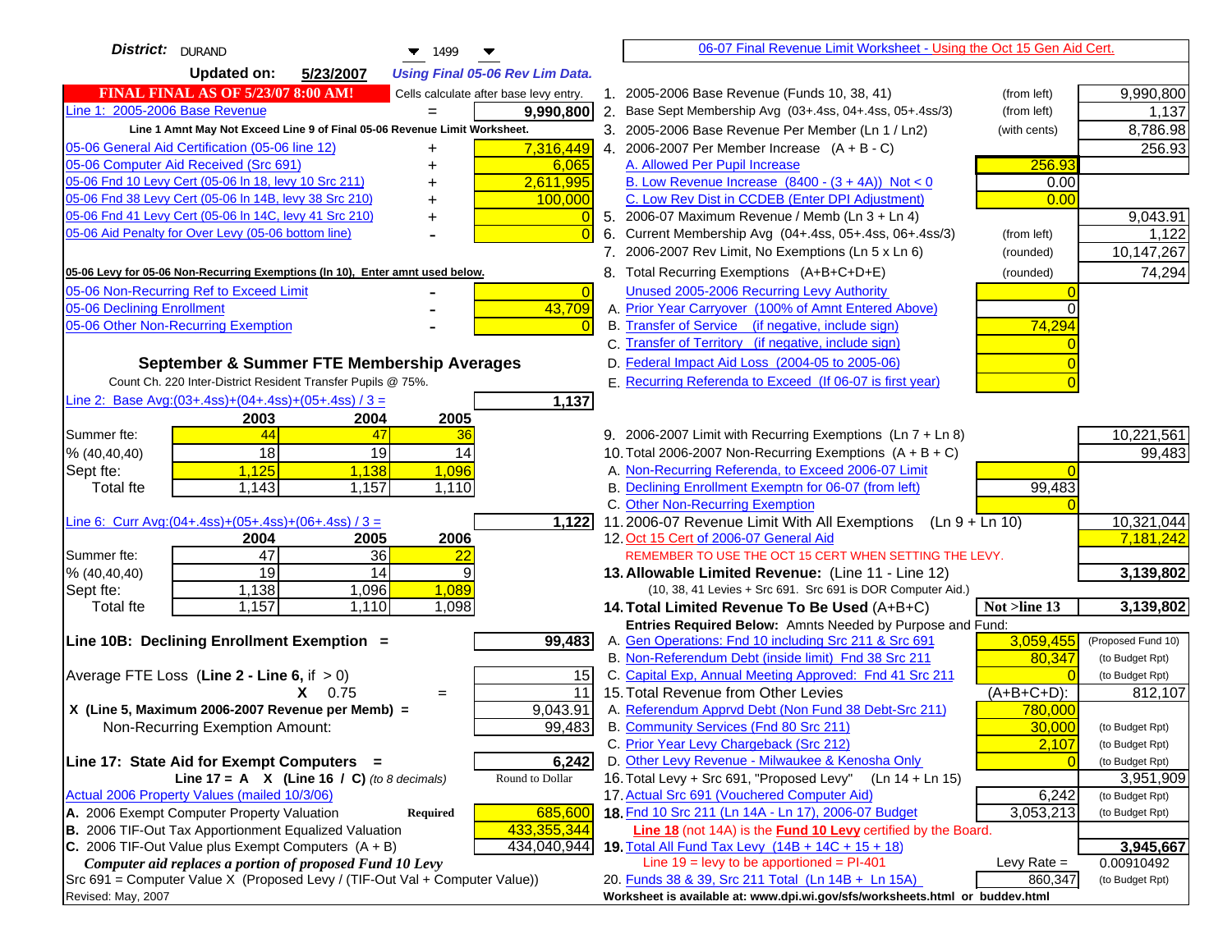**District:** DURAND 1499

**Updated on:** 5/23/2007 *Using Final 05-06 Rev Lim Data.*

[06-07 Final Revenue Limit Worksheet - Using the Oct 15 Gen Aid Cert.]

**FINAL FINAL AS OF 5/23/07 8:00 AM!** Cells calculate after base levy entry.

| | | |
|---|---|---|
| Line 1: 2005-2006 Base Revenue | = | 9,990,800 |

**Line 1 Amnt May Not Exceed Line 9 of Final 05-06 Revenue Limit Worksheet.**

| | | |
|---|---|---|
| 05-06 General Aid Certification (05-06 line 12) | + | 7,316,449 |
| 05-06 Computer Aid Received (Src 691) | + | 6,065 |
| 05-06 Fnd 10 Levy Cert (05-06 ln 18, levy 10 Src 211) | + | 2,611,995 |
| 05-06 Fnd 38 Levy Cert (05-06 ln 14B, levy 38 Src 210) | + | 100,000 |
| 05-06 Fnd 41 Levy Cert (05-06 ln 14C, levy 41 Src 210) | + | 0 |
| 05-06 Aid Penalty for Over Levy (05-06 bottom line) | - | 0 |

**05-06 Levy for 05-06 Non-Recurring Exemptions (ln 10), Enter amnt used below.**

| | | |
|---|---|---|
| 05-06 Non-Recurring Ref to Exceed Limit | - | 0 |
| 05-06 Declining Enrollment | - | 43,709 |
| 05-06 Other Non-Recurring Exemption | - | 0 |

### September & Summer FTE Membership Averages

Count Ch. 220 Inter-District Resident Transfer Pupils @ 75%.

Line 2: Base Avg:(03+.4ss)+(04+.4ss)+(05+.4ss) / 3 = **1,137**

| | 2003 | 2004 | 2005 |
|---|---|---|---|
| Summer fte: | 44 | 47 | 36 |
| % (40,40,40) | 18 | 19 | 14 |
| Sept fte: | 1,125 | 1,138 | 1,096 |
| Total fte | 1,143 | 1,157 | 1,110 |

Line 6: Curr Avg:(04+.4ss)+(05+.4ss)+(06+.4ss) / 3 = **1,122**

| | 2004 | 2005 | 2006 |
|---|---|---|---|
| Summer fte: | 47 | 36 | 22 |
| % (40,40,40) | 19 | 14 | 9 |
| Sept fte: | 1,138 | 1,096 | 1,089 |
| Total fte | 1,157 | 1,110 | 1,098 |

**Line 10B: Declining Enrollment Exemption =** **99,483**

| | | |
|---|---|---|
| Average FTE Loss (Line 2 - Line 6, if > 0) | | 15 |
| X 0.75 | = | 11 |
| X (Line 5, Maximum 2006-2007 Revenue per Memb) = | | 9,043.91 |
| Non-Recurring Exemption Amount: | | 99,483 |

**Line 17: State Aid for Exempt Computers =** **6,242**

Line 17 = A X (Line 16 / C) *(to 8 decimals)* Round to Dollar

Actual 2006 Property Values (mailed 10/3/06)

| | | |
|---|---|---|
| A. 2006 Exempt Computer Property Valuation | Required | 685,600 |
| B. 2006 TIF-Out Tax Apportionment Equalized Valuation | | 433,355,344 |
| C. 2006 TIF-Out Value plus Exempt Computers (A + B) | | 434,040,944 |

*Computer aid replaces a portion of proposed Fund 10 Levy*

Src 691 = Computer Value X (Proposed Levy / (TIF-Out Val + Computer Value))

Revised: May, 2007

| | | | |
|---|---|---|---|
| 1. 2005-2006 Base Revenue (Funds 10, 38, 41) | (from left) | | 9,990,800 |
| 2. Base Sept Membership Avg (03+.4ss, 04+.4ss, 05+.4ss/3) | (from left) | | 1,137 |
| 3. 2005-2006 Base Revenue Per Member (Ln 1 / Ln2) | (with cents) | | 8,786.98 |
| 4. 2006-2007 Per Member Increase (A + B - C) | | | 256.93 |
| A. Allowed Per Pupil Increase | | 256.93 | |
| B. Low Revenue Increase (8400 - (3 + 4A)) Not < 0 | | 0.00 | |
| C. Low Rev Dist in CCDEB (Enter DPI Adjustment) | | 0.00 | |
| 5. 2006-07 Maximum Revenue / Memb (Ln 3 + Ln 4) | | | 9,043.91 |
| 6. Current Membership Avg (04+.4ss, 05+.4ss, 06+.4ss/3) | (from left) | | 1,122 |
| 7. 2006-2007 Rev Limit, No Exemptions (Ln 5 x Ln 6) | (rounded) | | 10,147,267 |
| 8. Total Recurring Exemptions (A+B+C+D+E) | (rounded) | | 74,294 |
| Unused 2005-2006 Recurring Levy Authority | | 0 | |
| A. Prior Year Carryover (100% of Amnt Entered Above) | | 0 | |
| B. Transfer of Service (if negative, include sign) | | 74,294 | |
| C. Transfer of Territory (if negative, include sign) | | 0 | |
| D. Federal Impact Aid Loss (2004-05 to 2005-06) | | 0 | |
| E. Recurring Referenda to Exceed (If 06-07 is first year) | | 0 | |
| 9. 2006-2007 Limit with Recurring Exemptions (Ln 7 + Ln 8) | | | 10,221,561 |
| 10. Total 2006-2007 Non-Recurring Exemptions (A + B + C) | | | 99,483 |
| A. Non-Recurring Referenda, to Exceed 2006-07 Limit | | 0 | |
| B. Declining Enrollment Exemptn for 06-07 (from left) | | 99,483 | |
| C. Other Non-Recurring Exemption | | 0 | |
| 11. 2006-07 Revenue Limit With All Exemptions (Ln 9 + Ln 10) | | | 10,321,044 |
| 12. Oct 15 Cert of 2006-07 General Aid | | | 7,181,242 |

REMEMBER TO USE THE OCT 15 CERT WHEN SETTING THE LEVY.

| | | | |
|---|---|---|---|
| **13. Allowable Limited Revenue:** (Line 11 - Line 12) | | | **3,139,802** |
| (10, 38, 41 Levies + Src 691. Src 691 is DOR Computer Aid.) | | | |
| **14. Total Limited Revenue To Be Used (A+B+C)** | **Not >line 13** | | **3,139,802** |
| Entries Required Below: Amnts Needed by Purpose and Fund: | | | |
| A. Gen Operations: Fnd 10 including Src 211 & Src 691 | 3,059,455 | (Proposed Fund 10) | |
| B. Non-Referendum Debt (inside limit) Fnd 38 Src 211 | 80,347 | (to Budget Rpt) | |
| C. Capital Exp, Annual Meeting Approved: Fnd 41 Src 211 | 0 | (to Budget Rpt) | |
| 15. Total Revenue from Other Levies | (A+B+C+D): | | 812,107 |
| A. Referendum Apprvd Debt (Non Fund 38 Debt-Src 211) | 780,000 | | |
| B. Community Services (Fnd 80 Src 211) | 30,000 | (to Budget Rpt) | |
| C. Prior Year Levy Chargeback (Src 212) | 2,107 | (to Budget Rpt) | |
| D. Other Levy Revenue - Milwaukee & Kenosha Only | 0 | (to Budget Rpt) | |
| 16. Total Levy + Src 691, "Proposed Levy" (Ln 14 + Ln 15) | | | 3,951,909 |
| 17. Actual Src 691 (Vouchered Computer Aid) | 6,242 | (to Budget Rpt) | |
| **18.** Fnd 10 Src 211 (Ln 14A - Ln 17), 2006-07 Budget | 3,053,213 | (to Budget Rpt) | |

Line 18 (not 14A) is the **Fund 10 Levy** certified by the Board.

| | | |
|---|---|---|
| **19.** Total All Fund Tax Levy (14B + 14C + 15 + 18) | | **3,945,667** |
| Line 19 = levy to be apportioned = PI-401 | Levy Rate = | 0.00910492 |
| 20. Funds 38 & 39, Src 211 Total (Ln 14B + Ln 15A) | 860,347 | (to Budget Rpt) |

Worksheet is available at: www.dpi.wi.gov/sfs/worksheets.html or buddev.html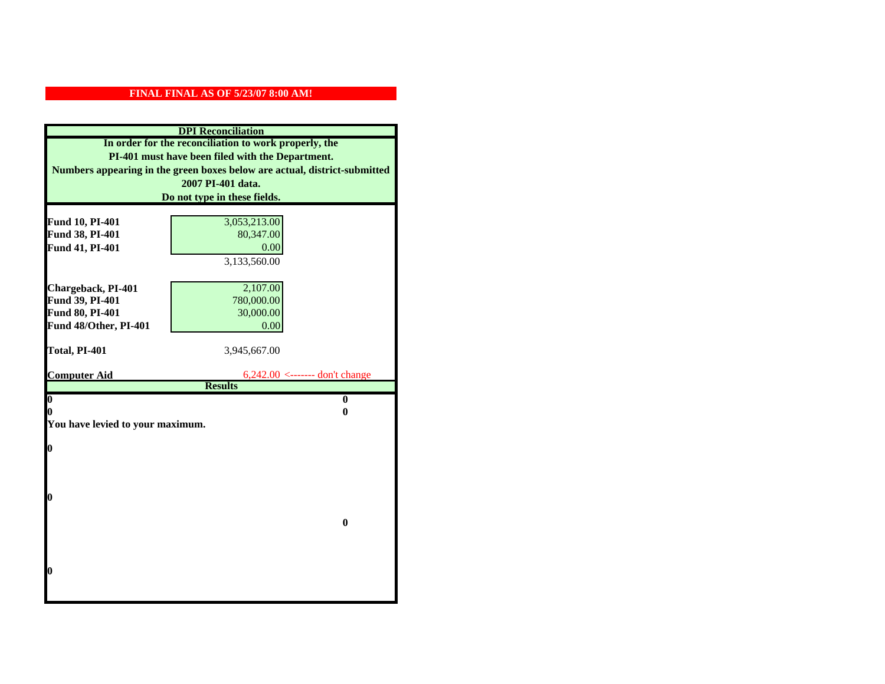**FINAL FINAL AS OF 5/23/07 8:00 AM!**

**DPI Reconciliation**

**In order for the reconciliation to work properly, the PI-401 must have been filed with the Department. Numbers appearing in the green boxes below are actual, district-submitted 2007 PI-401 data. Do not type in these fields.**

| | | |
|---|---|---|
| **Fund 10, PI-401** | 3,053,213.00 | |
| **Fund 38, PI-401** | 80,347.00 | |
| **Fund 41, PI-401** | 0.00 | |
| | 3,133,560.00 | |
| **Chargeback, PI-401** | 2,107.00 | |
| **Fund 39, PI-401** | 780,000.00 | |
| **Fund 80, PI-401** | 30,000.00 | |
| **Fund 48/Other, PI-401** | 0.00 | |
| **Total, PI-401** | 3,945,667.00 | |
| **Computer Aid** | 6,242.00 | <------- don't change |

**Results**

| | |
|---|---|
| **0** | **0** |
| **0** | **0** |

**You have levied to your maximum.**

**0**

**0**

**0**

**0**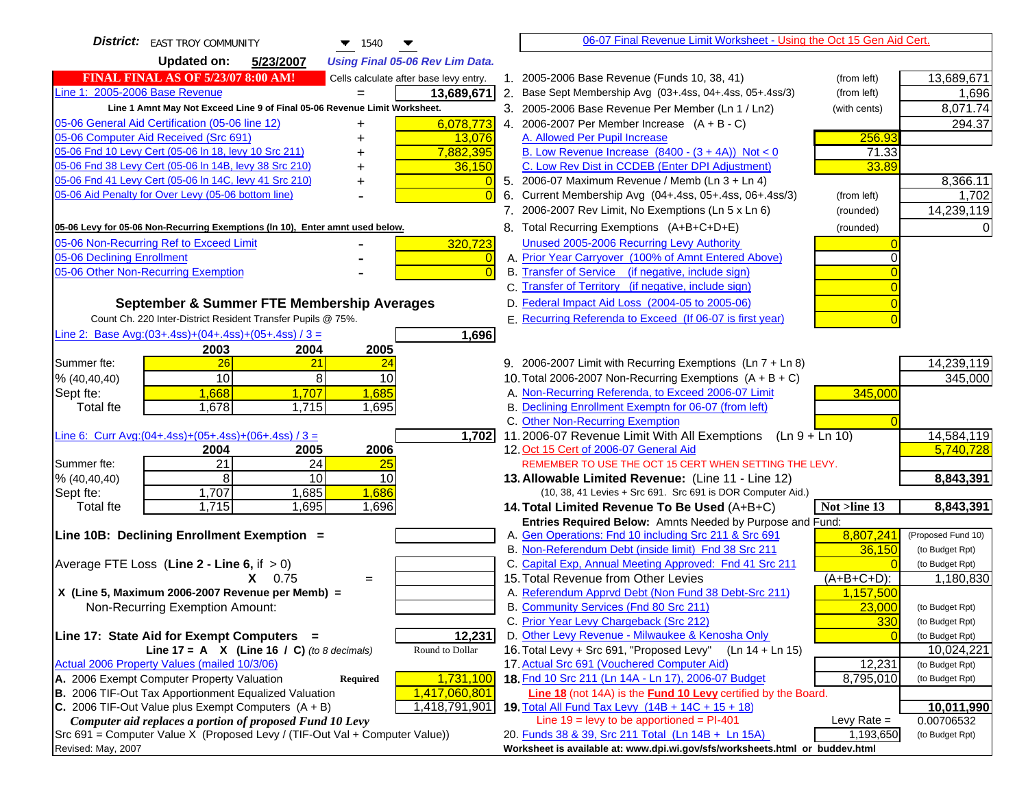**District:** EAST TROY COMMUNITY 1540

**Updated on:** 5/23/2007 *Using Final 05-06 Rev Lim Data.*

**FINAL FINAL AS OF 5/23/07 8:00 AM!** Cells calculate after base levy entry.

| | | |
|---|---|---|
| Line 1: 2005-2006 Base Revenue | = | 13,689,671 |

Line 1 Amnt May Not Exceed Line 9 of Final 05-06 Revenue Limit Worksheet.

| | | |
|---|---|---|
| 05-06 General Aid Certification (05-06 line 12) | + | 6,078,773 |
| 05-06 Computer Aid Received (Src 691) | + | 13,076 |
| 05-06 Fnd 10 Levy Cert (05-06 ln 18, levy 10 Src 211) | + | 7,882,395 |
| 05-06 Fnd 38 Levy Cert (05-06 ln 14B, levy 38 Src 210) | + | 36,150 |
| 05-06 Fnd 41 Levy Cert (05-06 ln 14C, levy 41 Src 210) | + | 0 |
| 05-06 Aid Penalty for Over Levy (05-06 bottom line) | - | 0 |

**05-06 Levy for 05-06 Non-Recurring Exemptions (ln 10), Enter amnt used below.**

| | | |
|---|---|---|
| 05-06 Non-Recurring Ref to Exceed Limit | - | 320,723 |
| 05-06 Declining Enrollment | - | 0 |
| 05-06 Other Non-Recurring Exemption | - | 0 |

## September & Summer FTE Membership Averages

Count Ch. 220 Inter-District Resident Transfer Pupils @ 75%.

Line 2: Base Avg:(03+.4ss)+(04+.4ss)+(05+.4ss) / 3 = **1,696**

| | 2003 | 2004 | 2005 |
|---|---|---|---|
| Summer fte: | 26 | 21 | 24 |
| % (40,40,40) | 10 | 8 | 10 |
| Sept fte: | 1,668 | 1,707 | 1,685 |
| Total fte | 1,678 | 1,715 | 1,695 |

Line 6: Curr Avg:(04+.4ss)+(05+.4ss)+(06+.4ss) / 3 = **1,702**

| | 2004 | 2005 | 2006 |
|---|---|---|---|
| Summer fte: | 21 | 24 | 25 |
| % (40,40,40) | 8 | 10 | 10 |
| Sept fte: | 1,707 | 1,685 | 1,686 |
| Total fte | 1,715 | 1,695 | 1,696 |

**Line 10B: Declining Enrollment Exemption =**

Average FTE Loss (**Line 2 - Line 6**, if > 0)

**X** 0.75 =

**X (Line 5, Maximum 2006-2007 Revenue per Memb) =**

Non-Recurring Exemption Amount:

**Line 17: State Aid for Exempt Computers =** **12,231**

**Line 17 = A X (Line 16 / C)** *(to 8 decimals)* Round to Dollar

Actual 2006 Property Values (mailed 10/3/06)

| | | |
|---|---|---|
| A. 2006 Exempt Computer Property Valuation | Required | 1,731,100 |
| B. 2006 TIF-Out Tax Apportionment Equalized Valuation | | 1,417,060,801 |
| C. 2006 TIF-Out Value plus Exempt Computers (A + B) | | 1,418,791,901 |

***Computer aid replaces a portion of proposed Fund 10 Levy***

Src 691 = Computer Value X (Proposed Levy / (TIF-Out Val + Computer Value))

Revised: May, 2007

---

06-07 Final Revenue Limit Worksheet - Using the Oct 15 Gen Aid Cert.

| | | | |
|---|---|---|---|
| 1. 2005-2006 Base Revenue (Funds 10, 38, 41) | (from left) | | 13,689,671 |
| 2. Base Sept Membership Avg (03+.4ss, 04+.4ss, 05+.4ss/3) | (from left) | | 1,696 |
| 3. 2005-2006 Base Revenue Per Member (Ln 1 / Ln2) | (with cents) | | 8,071.74 |
| 4. 2006-2007 Per Member Increase (A + B - C) | | | 294.37 |
| A. Allowed Per Pupil Increase | | 256.93 | |
| B. Low Revenue Increase (8400 - (3 + 4A)) Not < 0 | | 71.33 | |
| C. Low Rev Dist in CCDEB (Enter DPI Adjustment) | | 33.89 | |
| 5. 2006-07 Maximum Revenue / Memb (Ln 3 + Ln 4) | | | 8,366.11 |
| 6. Current Membership Avg (04+.4ss, 05+.4ss, 06+.4ss/3) | (from left) | | 1,702 |
| 7. 2006-2007 Rev Limit, No Exemptions (Ln 5 x Ln 6) | (rounded) | | 14,239,119 |
| 8. Total Recurring Exemptions (A+B+C+D+E) | (rounded) | | 0 |
| Unused 2005-2006 Recurring Levy Authority | | 0 | |
| A. Prior Year Carryover (100% of Amnt Entered Above) | | 0 | |
| B. Transfer of Service (if negative, include sign) | | 0 | |
| C. Transfer of Territory (if negative, include sign) | | 0 | |
| D. Federal Impact Aid Loss (2004-05 to 2005-06) | | 0 | |
| E. Recurring Referenda to Exceed (If 06-07 is first year) | | 0 | |
| 9. 2006-2007 Limit with Recurring Exemptions (Ln 7 + Ln 8) | | | 14,239,119 |
| 10. Total 2006-2007 Non-Recurring Exemptions (A + B + C) | | | 345,000 |
| A. Non-Recurring Referenda, to Exceed 2006-07 Limit | | 345,000 | |
| B. Declining Enrollment Exemptn for 06-07 (from left) | | | |
| C. Other Non-Recurring Exemption | | 0 | |
| 11. 2006-07 Revenue Limit With All Exemptions (Ln 9 + Ln 10) | | | 14,584,119 |
| 12. Oct 15 Cert of 2006-07 General Aid | | | 5,740,728 |

REMEMBER TO USE THE OCT 15 CERT WHEN SETTING THE LEVY.

| | | | |
|---|---|---|---|
| **13. Allowable Limited Revenue:** (Line 11 - Line 12) | | | **8,843,391** |
| (10, 38, 41 Levies + Src 691. Src 691 is DOR Computer Aid.) | | | |
| **14. Total Limited Revenue To Be Used** (A+B+C) | | **Not >line 13** | **8,843,391** |
| Entries Required Below: Amnts Needed by Purpose and Fund: | | | |
| A. Gen Operations: Fnd 10 including Src 211 & Src 691 | | 8,807,241 | (Proposed Fund 10) |
| B. Non-Referendum Debt (inside limit) Fnd 38 Src 211 | | 36,150 | (to Budget Rpt) |
| C. Capital Exp, Annual Meeting Approved: Fnd 41 Src 211 | | 0 | (to Budget Rpt) |
| 15. Total Revenue from Other Levies | | (A+B+C+D): | 1,180,830 |
| A. Referendum Apprvd Debt (Non Fund 38 Debt-Src 211) | | 1,157,500 | |
| B. Community Services (Fnd 80 Src 211) | | 23,000 | (to Budget Rpt) |
| C. Prior Year Levy Chargeback (Src 212) | | 330 | (to Budget Rpt) |
| D. Other Levy Revenue - Milwaukee & Kenosha Only | | 0 | (to Budget Rpt) |
| 16. Total Levy + Src 691, "Proposed Levy" (Ln 14 + Ln 15) | | | 10,024,221 |
| 17. Actual Src 691 (Vouchered Computer Aid) | | 12,231 | (to Budget Rpt) |
| **18.** Fnd 10 Src 211 (Ln 14A - Ln 17), 2006-07 Budget | | 8,795,010 | (to Budget Rpt) |
| **Line 18** (not 14A) is the **Fund 10 Levy** certified by the Board. | | | |
| **19.** Total All Fund Tax Levy (14B + 14C + 15 + 18) | | | **10,011,990** |
| Line 19 = levy to be apportioned = PI-401 | | Levy Rate = | 0.00706532 |
| 20. Funds 38 & 39, Src 211 Total (Ln 14B + Ln 15A) | | 1,193,650 | (to Budget Rpt) |

Worksheet is available at: www.dpi.wi.gov/sfs/worksheets.html or buddev.html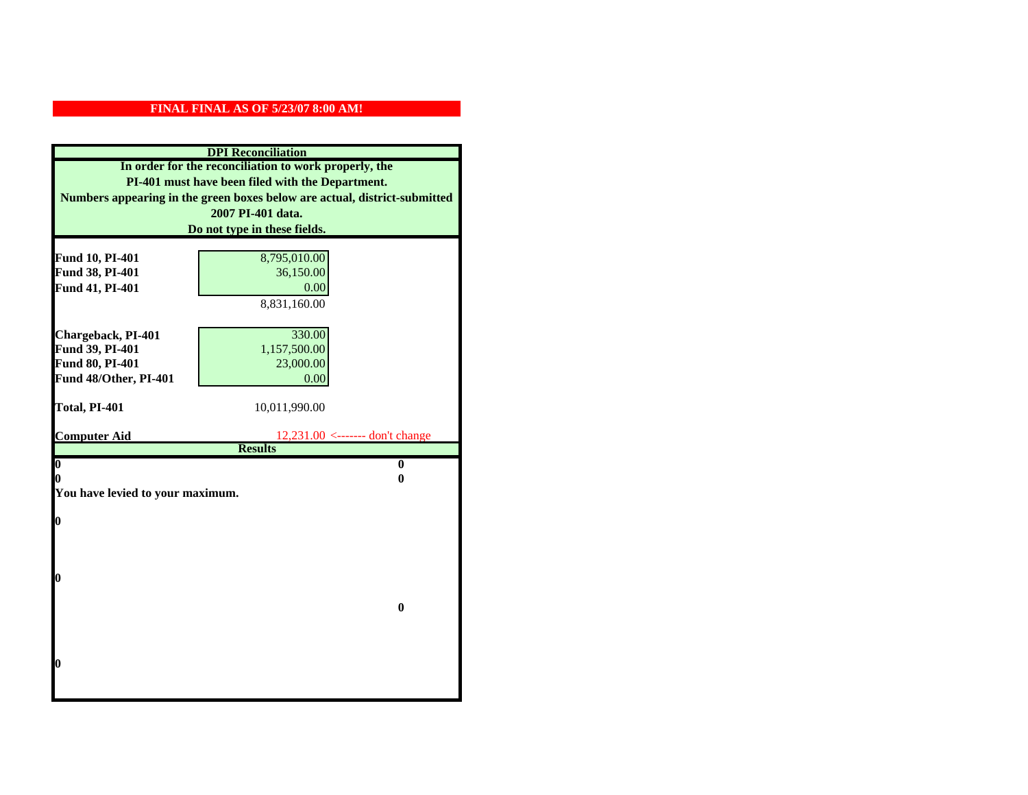**FINAL FINAL AS OF 5/23/07 8:00 AM!**

## DPI Reconciliation

**In order for the reconciliation to work properly, the PI-401 must have been filed with the Department. Numbers appearing in the green boxes below are actual, district-submitted 2007 PI-401 data. Do not type in these fields.**

| | | |
|---|---|---|
| **Fund 10, PI-401** | 8,795,010.00 | |
| **Fund 38, PI-401** | 36,150.00 | |
| **Fund 41, PI-401** | 0.00 | |
| | 8,831,160.00 | |
| **Chargeback, PI-401** | 330.00 | |
| **Fund 39, PI-401** | 1,157,500.00 | |
| **Fund 80, PI-401** | 23,000.00 | |
| **Fund 48/Other, PI-401** | 0.00 | |
| **Total, PI-401** | 10,011,990.00 | |
| **Computer Aid** | 12,231.00 | <------- don't change |

## Results

| | |
|---|---|
| **0** | **0** |
| **0** | **0** |

**You have levied to your maximum.**

**0**

**0**

**0**

**0**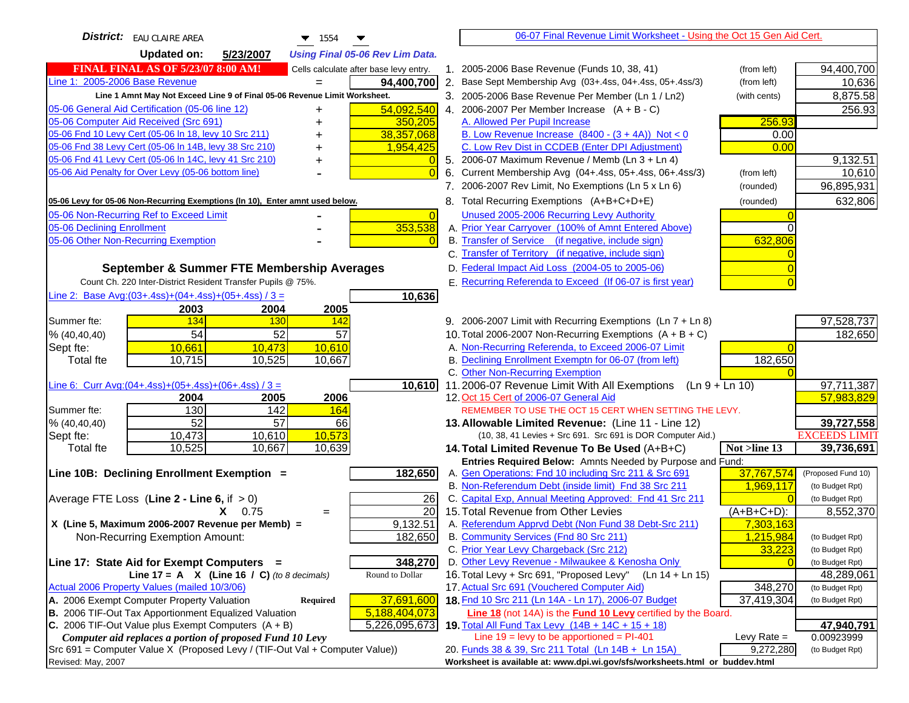**District:** EAU CLAIRE AREA 1554

**Updated on:** 5/23/2007 *Using Final 05-06 Rev Lim Data.*

**FINAL FINAL AS OF 5/23/07 8:00 AM!** Cells calculate after base levy entry.

| Left Side | | |
|---|---|---|
| Line 1: 2005-2006 Base Revenue | = | 94,400,700 |
| Line 1 Amnt May Not Exceed Line 9 of Final 05-06 Revenue Limit Worksheet. | | |
| 05-06 General Aid Certification (05-06 line 12) | + | 54,092,540 |
| 05-06 Computer Aid Received (Src 691) | + | 350,205 |
| 05-06 Fnd 10 Levy Cert (05-06 ln 18, levy 10 Src 211) | + | 38,357,068 |
| 05-06 Fnd 38 Levy Cert (05-06 ln 14B, levy 38 Src 210) | + | 1,954,425 |
| 05-06 Fnd 41 Levy Cert (05-06 ln 14C, levy 41 Src 210) | + | 0 |
| 05-06 Aid Penalty for Over Levy (05-06 bottom line) | - | 0 |

**05-06 Levy for 05-06 Non-Recurring Exemptions (ln 10), Enter amnt used below.**

| | | |
|---|---|---|
| 05-06 Non-Recurring Ref to Exceed Limit | - | 0 |
| 05-06 Declining Enrollment | - | 353,538 |
| 05-06 Other Non-Recurring Exemption | - | 0 |

**September & Summer FTE Membership Averages**

Count Ch. 220 Inter-District Resident Transfer Pupils @ 75%.

Line 2: Base Avg:(03+.4ss)+(04+.4ss)+(05+.4ss) / 3 = **10,636**

| | 2003 | 2004 | 2005 |
|---|---|---|---|
| Summer fte: | 134 | 130 | 142 |
| % (40,40,40) | 54 | 52 | 57 |
| Sept fte: | 10,661 | 10,473 | 10,610 |
| Total fte | 10,715 | 10,525 | 10,667 |

Line 6: Curr Avg:(04+.4ss)+(05+.4ss)+(06+.4ss) / 3 = **10,610**

| | 2004 | 2005 | 2006 |
|---|---|---|---|
| Summer fte: | 130 | 142 | 164 |
| % (40,40,40) | 52 | 57 | 66 |
| Sept fte: | 10,473 | 10,610 | 10,573 |
| Total fte | 10,525 | 10,667 | 10,639 |

**Line 10B: Declining Enrollment Exemption =** **182,650**

| | | |
|---|---|---|
| Average FTE Loss (Line 2 - Line 6, if > 0) | | 26 |
| X 0.75 | = | 20 |
| X (Line 5, Maximum 2006-2007 Revenue per Memb) = | | 9,132.51 |
| Non-Recurring Exemption Amount: | | 182,650 |

**Line 17: State Aid for Exempt Computers =** **348,270**

Line 17 = A X (Line 16 / C) *(to 8 decimals)* Round to Dollar

Actual 2006 Property Values (mailed 10/3/06)

| | | |
|---|---|---|
| A. 2006 Exempt Computer Property Valuation | Required | 37,691,600 |
| B. 2006 TIF-Out Tax Apportionment Equalized Valuation | | 5,188,404,073 |
| C. 2006 TIF-Out Value plus Exempt Computers (A + B) | | 5,226,095,673 |

*Computer aid replaces a portion of proposed Fund 10 Levy*

Src 691 = Computer Value X (Proposed Levy / (TIF-Out Val + Computer Value))

Revised: May, 2007

---

06-07 Final Revenue Limit Worksheet - Using the Oct 15 Gen Aid Cert.

| Line | Description | | Amount |
|---|---|---|---|
| 1. | 2005-2006 Base Revenue (Funds 10, 38, 41) | (from left) | 94,400,700 |
| 2. | Base Sept Membership Avg (03+.4ss, 04+.4ss, 05+.4ss/3) | (from left) | 10,636 |
| 3. | 2005-2006 Base Revenue Per Member (Ln 1 / Ln2) | (with cents) | 8,875.58 |
| 4. | 2006-2007 Per Member Increase (A + B - C) | | 256.93 |
| | A. Allowed Per Pupil Increase | 256.93 | |
| | B. Low Revenue Increase (8400 - (3 + 4A)) Not < 0 | 0.00 | |
| | C. Low Rev Dist in CCDEB (Enter DPI Adjustment) | 0.00 | |
| 5. | 2006-07 Maximum Revenue / Memb (Ln 3 + Ln 4) | | 9,132.51 |
| 6. | Current Membership Avg (04+.4ss, 05+.4ss, 06+.4ss/3) | (from left) | 10,610 |
| 7. | 2006-2007 Rev Limit, No Exemptions (Ln 5 x Ln 6) | (rounded) | 96,895,931 |
| 8. | Total Recurring Exemptions (A+B+C+D+E) | (rounded) | 632,806 |
| | Unused 2005-2006 Recurring Levy Authority | 0 | |
| | A. Prior Year Carryover (100% of Amnt Entered Above) | 0 | |
| | B. Transfer of Service (if negative, include sign) | 632,806 | |
| | C. Transfer of Territory (if negative, include sign) | 0 | |
| | D. Federal Impact Aid Loss (2004-05 to 2005-06) | 0 | |
| | E. Recurring Referenda to Exceed (If 06-07 is first year) | 0 | |
| 9. | 2006-2007 Limit with Recurring Exemptions (Ln 7 + Ln 8) | | 97,528,737 |
| 10. | Total 2006-2007 Non-Recurring Exemptions (A + B + C) | | 182,650 |
| | A. Non-Recurring Referenda, to Exceed 2006-07 Limit | 0 | |
| | B. Declining Enrollment Exemptn for 06-07 (from left) | 182,650 | |
| | C. Other Non-Recurring Exemption | 0 | |
| 11. | 2006-07 Revenue Limit With All Exemptions (Ln 9 + Ln 10) | | 97,711,387 |
| 12. | Oct 15 Cert of 2006-07 General Aid | | 57,983,829 |
| | REMEMBER TO USE THE OCT 15 CERT WHEN SETTING THE LEVY. | | |
| 13. | **Allowable Limited Revenue:** (Line 11 - Line 12) | | 39,727,558 |
| | (10, 38, 41 Levies + Src 691. Src 691 is DOR Computer Aid.) | | EXCEEDS LIMIT |
| 14. | **Total Limited Revenue To Be Used** (A+B+C) | Not >line 13 | 39,736,691 |
| | Entries Required Below: Amnts Needed by Purpose and Fund: | | |
| | A. Gen Operations: Fnd 10 including Src 211 & Src 691 | 37,767,574 | (Proposed Fund 10) |
| | B. Non-Referendum Debt (inside limit) Fnd 38 Src 211 | 1,969,117 | (to Budget Rpt) |
| | C. Capital Exp, Annual Meeting Approved: Fnd 41 Src 211 | 0 | (to Budget Rpt) |
| 15. | Total Revenue from Other Levies | (A+B+C+D): | 8,552,370 |
| | A. Referendum Apprvd Debt (Non Fund 38 Debt-Src 211) | 7,303,163 | |
| | B. Community Services (Fnd 80 Src 211) | 1,215,984 | (to Budget Rpt) |
| | C. Prior Year Levy Chargeback (Src 212) | 33,223 | (to Budget Rpt) |
| | D. Other Levy Revenue - Milwaukee & Kenosha Only | 0 | (to Budget Rpt) |
| 16. | Total Levy + Src 691, "Proposed Levy" (Ln 14 + Ln 15) | | 48,289,061 |
| 17. | Actual Src 691 (Vouchered Computer Aid) | 348,270 | (to Budget Rpt) |
| 18. | Fnd 10 Src 211 (Ln 14A - Ln 17), 2006-07 Budget | 37,419,304 | (to Budget Rpt) |
| | **Line 18** (not 14A) is the **Fund 10 Levy** certified by the Board. | | |
| 19. | Total All Fund Tax Levy (14B + 14C + 15 + 18) | | 47,940,791 |
| | Line 19 = levy to be apportioned = PI-401 | Levy Rate = | 0.00923999 |
| 20. | Funds 38 & 39, Src 211 Total (Ln 14B + Ln 15A) | 9,272,280 | (to Budget Rpt) |

Worksheet is available at: www.dpi.wi.gov/sfs/worksheets.html or buddev.html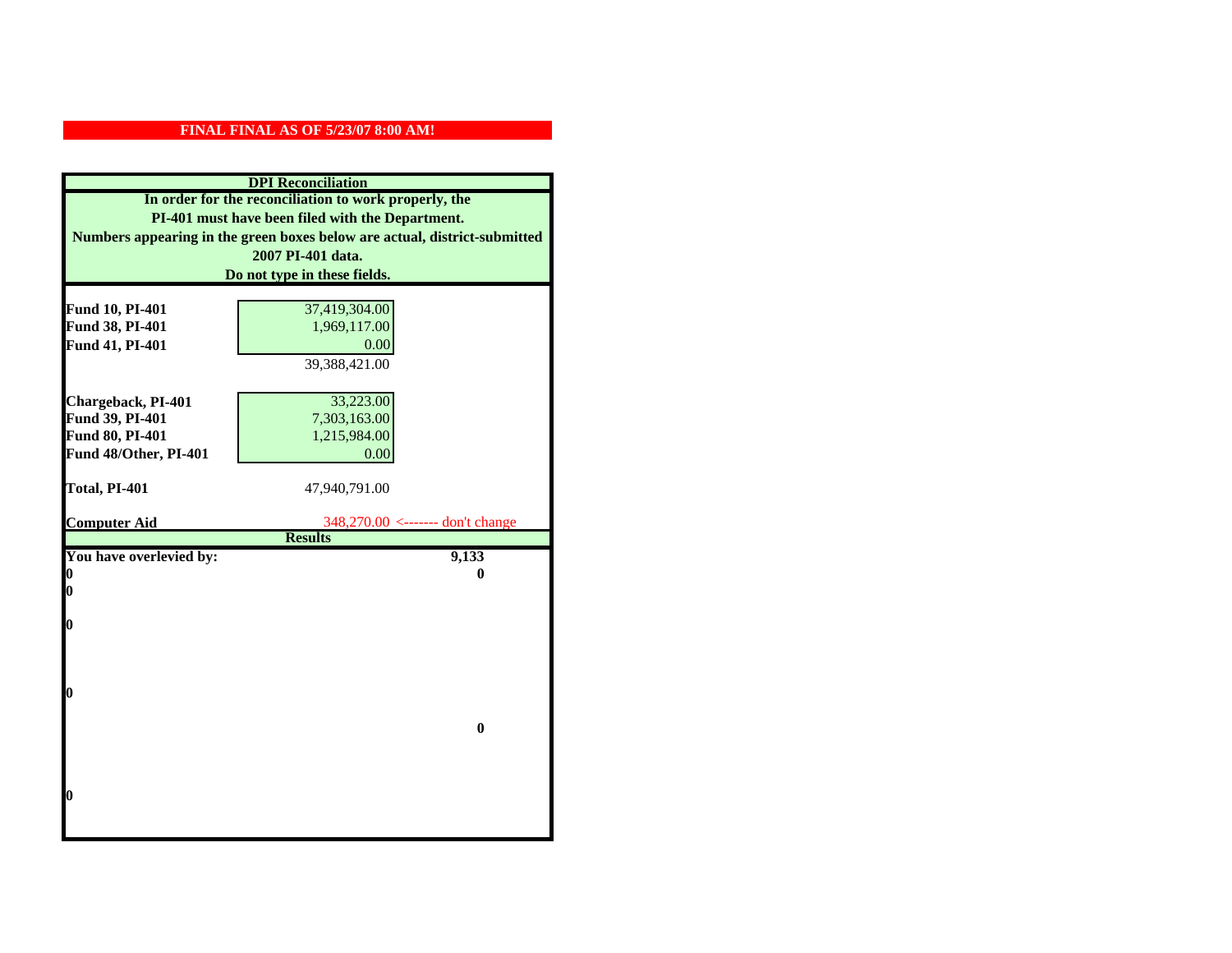**FINAL FINAL AS OF 5/23/07 8:00 AM!**

## DPI Reconciliation

**In order for the reconciliation to work properly, the PI-401 must have been filed with the Department. Numbers appearing in the green boxes below are actual, district-submitted 2007 PI-401 data. Do not type in these fields.**

| | | |
|---|---|---|
| **Fund 10, PI-401** | 37,419,304.00 | |
| **Fund 38, PI-401** | 1,969,117.00 | |
| **Fund 41, PI-401** | 0.00 | |
| | 39,388,421.00 | |
| **Chargeback, PI-401** | 33,223.00 | |
| **Fund 39, PI-401** | 7,303,163.00 | |
| **Fund 80, PI-401** | 1,215,984.00 | |
| **Fund 48/Other, PI-401** | 0.00 | |
| **Total, PI-401** | 47,940,791.00 | |
| **Computer Aid** | 348,270.00 | <------- don't change |

## Results

| | |
|---|---|
| **You have overlevied by:** | **9,133** |
| **0** | **0** |
| **0** | |
| **0** | |
| **0** | |
| | **0** |
| **0** | |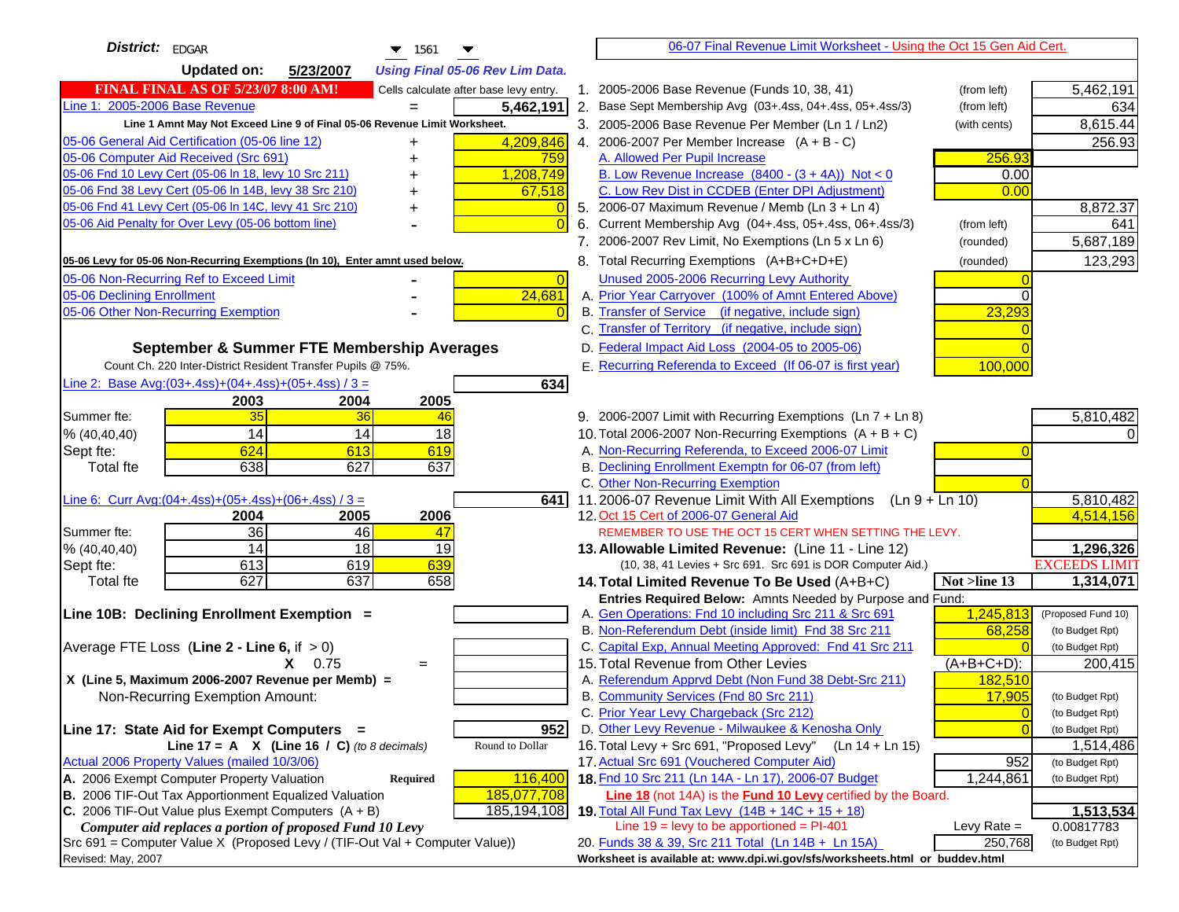**District:** EDGAR 1561

**Updated on:** 5/23/2007 *Using Final 05-06 Rev Lim Data.*

**FINAL FINAL AS OF 5/23/07 8:00 AM!** Cells calculate after base levy entry.

| | | |
|---|---|---|
| Line 1: 2005-2006 Base Revenue | = | 5,462,191 |
| **Line 1 Amnt May Not Exceed Line 9 of Final 05-06 Revenue Limit Worksheet.** | | |
| 05-06 General Aid Certification (05-06 line 12) | + | 4,209,846 |
| 05-06 Computer Aid Received (Src 691) | + | 759 |
| 05-06 Fnd 10 Levy Cert (05-06 ln 18, levy 10 Src 211) | + | 1,208,749 |
| 05-06 Fnd 38 Levy Cert (05-06 ln 14B, levy 38 Src 210) | + | 67,518 |
| 05-06 Fnd 41 Levy Cert (05-06 ln 14C, levy 41 Src 210) | + | 0 |
| 05-06 Aid Penalty for Over Levy (05-06 bottom line) | - | 0 |

**05-06 Levy for 05-06 Non-Recurring Exemptions (ln 10), Enter amnt used below.**

| | | |
|---|---|---|
| 05-06 Non-Recurring Ref to Exceed Limit | - | 0 |
| 05-06 Declining Enrollment | - | 24,681 |
| 05-06 Other Non-Recurring Exemption | - | 0 |

### September & Summer FTE Membership Averages

Count Ch. 220 Inter-District Resident Transfer Pupils @ 75%.

Line 2: Base Avg:(03+.4ss)+(04+.4ss)+(05+.4ss) / 3 = **634**

| | 2003 | 2004 | 2005 |
|---|---|---|---|
| Summer fte: | 35 | 36 | 46 |
| % (40,40,40) | 14 | 14 | 18 |
| Sept fte: | 624 | 613 | 619 |
| Total fte | 638 | 627 | 637 |

Line 6: Curr Avg:(04+.4ss)+(05+.4ss)+(06+.4ss) / 3 = **641**

| | 2004 | 2005 | 2006 |
|---|---|---|---|
| Summer fte: | 36 | 46 | 47 |
| % (40,40,40) | 14 | 18 | 19 |
| Sept fte: | 613 | 619 | 639 |
| Total fte | 627 | 637 | 658 |

**Line 10B: Declining Enrollment Exemption =**

Average FTE Loss (**Line 2 - Line 6**, if > 0)

X 0.75 =

X (Line 5, Maximum 2006-2007 Revenue per Memb) =

Non-Recurring Exemption Amount:

**Line 17: State Aid for Exempt Computers =** 952

Line 17 = A X (Line 16 / C) *(to 8 decimals)* Round to Dollar

Actual 2006 Property Values (mailed 10/3/06)

| | | |
|---|---|---|
| A. 2006 Exempt Computer Property Valuation | Required | 116,400 |
| B. 2006 TIF-Out Tax Apportionment Equalized Valuation | | 185,077,708 |
| C. 2006 TIF-Out Value plus Exempt Computers (A + B) | | 185,194,108 |

*Computer aid replaces a portion of proposed Fund 10 Levy*

Src 691 = Computer Value X (Proposed Levy / (TIF-Out Val + Computer Value))

Revised: May, 2007

---

06-07 Final Revenue Limit Worksheet - Using the Oct 15 Gen Aid Cert.

| | | | |
|---|---|---|---|
| 1. 2005-2006 Base Revenue (Funds 10, 38, 41) | (from left) | | 5,462,191 |
| 2. Base Sept Membership Avg (03+.4ss, 04+.4ss, 05+.4ss/3) | (from left) | | 634 |
| 3. 2005-2006 Base Revenue Per Member (Ln 1 / Ln2) | (with cents) | | 8,615.44 |
| 4. 2006-2007 Per Member Increase (A + B - C) | | | 256.93 |
| A. Allowed Per Pupil Increase | | 256.93 | |
| B. Low Revenue Increase (8400 - (3 + 4A)) Not < 0 | | 0.00 | |
| C. Low Rev Dist in CCDEB (Enter DPI Adjustment) | | 0.00 | |
| 5. 2006-07 Maximum Revenue / Memb (Ln 3 + Ln 4) | | | 8,872.37 |
| 6. Current Membership Avg (04+.4ss, 05+.4ss, 06+.4ss/3) | (from left) | | 641 |
| 7. 2006-2007 Rev Limit, No Exemptions (Ln 5 x Ln 6) | (rounded) | | 5,687,189 |
| 8. Total Recurring Exemptions (A+B+C+D+E) | (rounded) | | 123,293 |
| Unused 2005-2006 Recurring Levy Authority | | 0 | |
| A. Prior Year Carryover (100% of Amnt Entered Above) | | 0 | |
| B. Transfer of Service (if negative, include sign) | | 23,293 | |
| C. Transfer of Territory (if negative, include sign) | | 0 | |
| D. Federal Impact Aid Loss (2004-05 to 2005-06) | | 0 | |
| E. Recurring Referenda to Exceed (If 06-07 is first year) | | 100,000 | |
| 9. 2006-2007 Limit with Recurring Exemptions (Ln 7 + Ln 8) | | | 5,810,482 |
| 10. Total 2006-2007 Non-Recurring Exemptions (A + B + C) | | | 0 |
| A. Non-Recurring Referenda, to Exceed 2006-07 Limit | | 0 | |
| B. Declining Enrollment Exemptn for 06-07 (from left) | | | |
| C. Other Non-Recurring Exemption | | 0 | |
| 11. 2006-07 Revenue Limit With All Exemptions (Ln 9 + Ln 10) | | | 5,810,482 |
| 12. Oct 15 Cert of 2006-07 General Aid | | | 4,514,156 |
| REMEMBER TO USE THE OCT 15 CERT WHEN SETTING THE LEVY. | | | |
| **13. Allowable Limited Revenue:** (Line 11 - Line 12) | | | **1,296,326** |
| (10, 38, 41 Levies + Src 691. Src 691 is DOR Computer Aid.) | | | EXCEEDS LIMIT |
| **14. Total Limited Revenue To Be Used** (A+B+C) | | Not >line 13 | **1,314,071** |
| Entries Required Below: Amnts Needed by Purpose and Fund: | | | |
| A. Gen Operations: Fnd 10 including Src 211 & Src 691 | | 1,245,813 | (Proposed Fund 10) |
| B. Non-Referendum Debt (inside limit) Fnd 38 Src 211 | | 68,258 | (to Budget Rpt) |
| C. Capital Exp, Annual Meeting Approved: Fnd 41 Src 211 | | 0 | (to Budget Rpt) |
| 15. Total Revenue from Other Levies | | (A+B+C+D): | 200,415 |
| A. Referendum Apprvd Debt (Non Fund 38 Debt-Src 211) | | 182,510 | |
| B. Community Services (Fnd 80 Src 211) | | 17,905 | (to Budget Rpt) |
| C. Prior Year Levy Chargeback (Src 212) | | 0 | (to Budget Rpt) |
| D. Other Levy Revenue - Milwaukee & Kenosha Only | | 0 | (to Budget Rpt) |
| 16. Total Levy + Src 691, "Proposed Levy" (Ln 14 + Ln 15) | | | 1,514,486 |
| 17. Actual Src 691 (Vouchered Computer Aid) | | 952 | (to Budget Rpt) |
| **18.** Fnd 10 Src 211 (Ln 14A - Ln 17), 2006-07 Budget | | 1,244,861 | (to Budget Rpt) |
| Line 18 (not 14A) is the **Fund 10 Levy** certified by the Board. | | | |
| **19.** Total All Fund Tax Levy (14B + 14C + 15 + 18) | | | **1,513,534** |
| Line 19 = levy to be apportioned = PI-401 | | Levy Rate = | 0.00817783 |
| 20. Funds 38 & 39, Src 211 Total (Ln 14B + Ln 15A) | | 250,768 | (to Budget Rpt) |

**Worksheet is available at: www.dpi.wi.gov/sfs/worksheets.html or buddev.html**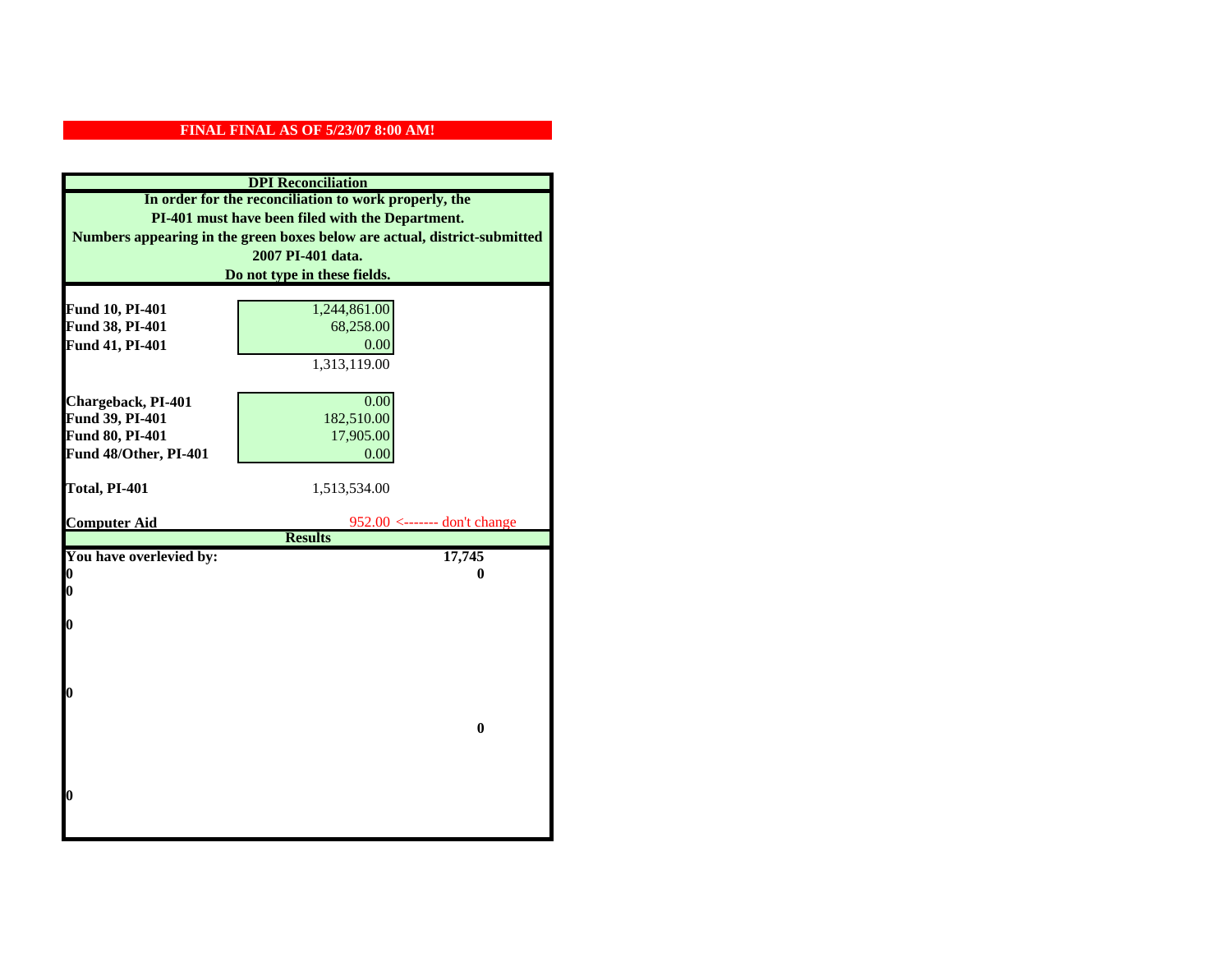**FINAL FINAL AS OF 5/23/07 8:00 AM!**

## DPI Reconciliation

**In order for the reconciliation to work properly, the PI-401 must have been filed with the Department.**
**Numbers appearing in the green boxes below are actual, district-submitted 2007 PI-401 data.**
**Do not type in these fields.**

| | | |
|---|---|---|
| **Fund 10, PI-401** | 1,244,861.00 | |
| **Fund 38, PI-401** | 68,258.00 | |
| **Fund 41, PI-401** | 0.00 | |
| | 1,313,119.00 | |
| **Chargeback, PI-401** | 0.00 | |
| **Fund 39, PI-401** | 182,510.00 | |
| **Fund 80, PI-401** | 17,905.00 | |
| **Fund 48/Other, PI-401** | 0.00 | |
| **Total, PI-401** | 1,513,534.00 | |
| **Computer Aid** | 952.00 | <------- don't change |

## Results

| | |
|---|---|
| **You have overlevied by:** | **17,745** |
| **0** | **0** |
| **0** | |
| **0** | |
| **0** | |
| | **0** |
| **0** | |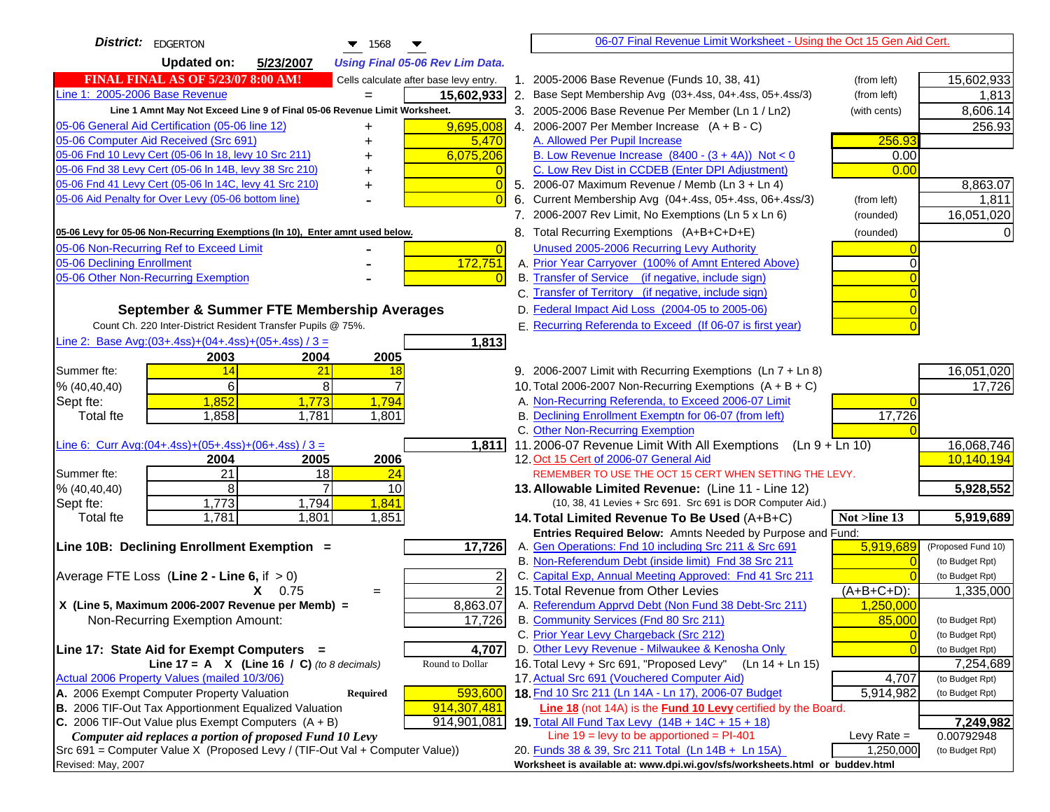**District:** EDGERTON 1568

**Updated on:** 5/23/2007 *Using Final 05-06 Rev Lim Data.*

**FINAL FINAL AS OF 5/23/07 8:00 AM!** Cells calculate after base levy entry.

| | | |
|---|---|---|
| Line 1: 2005-2006 Base Revenue | = | 15,602,933 |

Line 1 Amnt May Not Exceed Line 9 of Final 05-06 Revenue Limit Worksheet.

| | | |
|---|---|---|
| 05-06 General Aid Certification (05-06 line 12) | + | 9,695,008 |
| 05-06 Computer Aid Received (Src 691) | + | 5,470 |
| 05-06 Fnd 10 Levy Cert (05-06 ln 18, levy 10 Src 211) | + | 6,075,206 |
| 05-06 Fnd 38 Levy Cert (05-06 ln 14B, levy 38 Src 210) | + | 0 |
| 05-06 Fnd 41 Levy Cert (05-06 ln 14C, levy 41 Src 210) | + | 0 |
| 05-06 Aid Penalty for Over Levy (05-06 bottom line) | - | 0 |

**05-06 Levy for 05-06 Non-Recurring Exemptions (ln 10), Enter amnt used below.**

| | | |
|---|---|---|
| 05-06 Non-Recurring Ref to Exceed Limit | - | 0 |
| 05-06 Declining Enrollment | - | 172,751 |
| 05-06 Other Non-Recurring Exemption | - | 0 |

## September & Summer FTE Membership Averages

Count Ch. 220 Inter-District Resident Transfer Pupils @ 75%.

Line 2: Base Avg:(03+.4ss)+(04+.4ss)+(05+.4ss) / 3 = **1,813**

| | 2003 | 2004 | 2005 |
|---|---|---|---|
| Summer fte: | 14 | 21 | 18 |
| % (40,40,40) | 6 | 8 | 7 |
| Sept fte: | 1,852 | 1,773 | 1,794 |
| Total fte | 1,858 | 1,781 | 1,801 |

Line 6: Curr Avg:(04+.4ss)+(05+.4ss)+(06+.4ss) / 3 = **1,811**

| | 2004 | 2005 | 2006 |
|---|---|---|---|
| Summer fte: | 21 | 18 | 24 |
| % (40,40,40) | 8 | 7 | 10 |
| Sept fte: | 1,773 | 1,794 | 1,841 |
| Total fte | 1,781 | 1,801 | 1,851 |

**Line 10B: Declining Enrollment Exemption =** 17,726

| | | |
|---|---|---|
| Average FTE Loss (Line 2 - Line 6, if > 0) | | 2 |
| X 0.75 | = | 2 |
| X (Line 5, Maximum 2006-2007 Revenue per Memb) = | | 8,863.07 |
| Non-Recurring Exemption Amount: | | 17,726 |

**Line 17: State Aid for Exempt Computers =** 4,707

Line 17 = A X (Line 16 / C) *(to 8 decimals)* Round to Dollar

Actual 2006 Property Values (mailed 10/3/06)

| | | |
|---|---|---|
| A. 2006 Exempt Computer Property Valuation | Required | 593,600 |
| B. 2006 TIF-Out Tax Apportionment Equalized Valuation | | 914,307,481 |
| C. 2006 TIF-Out Value plus Exempt Computers (A + B) | | 914,901,081 |

*Computer aid replaces a portion of proposed Fund 10 Levy*

Src 691 = Computer Value X (Proposed Levy / (TIF-Out Val + Computer Value))

Revised: May, 2007

---

06-07 Final Revenue Limit Worksheet - Using the Oct 15 Gen Aid Cert.

| | | | |
|---|---|---|---|
| 1. 2005-2006 Base Revenue (Funds 10, 38, 41) | (from left) | | 15,602,933 |
| 2. Base Sept Membership Avg (03+.4ss, 04+.4ss, 05+.4ss/3) | (from left) | | 1,813 |
| 3. 2005-2006 Base Revenue Per Member (Ln 1 / Ln2) | (with cents) | | 8,606.14 |
| 4. 2006-2007 Per Member Increase (A + B - C) | | | 256.93 |
| A. Allowed Per Pupil Increase | | 256.93 | |
| B. Low Revenue Increase (8400 - (3 + 4A)) Not < 0 | | 0.00 | |
| C. Low Rev Dist in CCDEB (Enter DPI Adjustment) | | 0.00 | |
| 5. 2006-07 Maximum Revenue / Memb (Ln 3 + Ln 4) | | | 8,863.07 |
| 6. Current Membership Avg (04+.4ss, 05+.4ss, 06+.4ss/3) | (from left) | | 1,811 |
| 7. 2006-2007 Rev Limit, No Exemptions (Ln 5 x Ln 6) | (rounded) | | 16,051,020 |
| 8. Total Recurring Exemptions (A+B+C+D+E) | (rounded) | | 0 |
| Unused 2005-2006 Recurring Levy Authority | | 0 | |
| A. Prior Year Carryover (100% of Amnt Entered Above) | | 0 | |
| B. Transfer of Service (if negative, include sign) | | 0 | |
| C. Transfer of Territory (if negative, include sign) | | 0 | |
| D. Federal Impact Aid Loss (2004-05 to 2005-06) | | 0 | |
| E. Recurring Referenda to Exceed (If 06-07 is first year) | | 0 | |
| 9. 2006-2007 Limit with Recurring Exemptions (Ln 7 + Ln 8) | | | 16,051,020 |
| 10. Total 2006-2007 Non-Recurring Exemptions (A + B + C) | | | 17,726 |
| A. Non-Recurring Referenda, to Exceed 2006-07 Limit | | 0 | |
| B. Declining Enrollment Exemptn for 06-07 (from left) | | 17,726 | |
| C. Other Non-Recurring Exemption | | 0 | |
| 11. 2006-07 Revenue Limit With All Exemptions (Ln 9 + Ln 10) | | | 16,068,746 |
| 12. Oct 15 Cert of 2006-07 General Aid | | | 10,140,194 |

REMEMBER TO USE THE OCT 15 CERT WHEN SETTING THE LEVY.

| | | | |
|---|---|---|---|
| **13. Allowable Limited Revenue:** (Line 11 - Line 12) | | | **5,928,552** |
| (10, 38, 41 Levies + Src 691. Src 691 is DOR Computer Aid.) | | | |
| **14. Total Limited Revenue To Be Used** (A+B+C) | | Not >line 13 | **5,919,689** |
| Entries Required Below: Amnts Needed by Purpose and Fund: | | | |
| A. Gen Operations: Fnd 10 including Src 211 & Src 691 | | 5,919,689 | (Proposed Fund 10) |
| B. Non-Referendum Debt (inside limit) Fnd 38 Src 211 | | 0 | (to Budget Rpt) |
| C. Capital Exp, Annual Meeting Approved: Fnd 41 Src 211 | | 0 | (to Budget Rpt) |
| 15. Total Revenue from Other Levies | | (A+B+C+D): | 1,335,000 |
| A. Referendum Apprvd Debt (Non Fund 38 Debt-Src 211) | | 1,250,000 | |
| B. Community Services (Fnd 80 Src 211) | | 85,000 | (to Budget Rpt) |
| C. Prior Year Levy Chargeback (Src 212) | | 0 | (to Budget Rpt) |
| D. Other Levy Revenue - Milwaukee & Kenosha Only | | 0 | (to Budget Rpt) |
| 16. Total Levy + Src 691, "Proposed Levy" (Ln 14 + Ln 15) | | | 7,254,689 |
| 17. Actual Src 691 (Vouchered Computer Aid) | | 4,707 | (to Budget Rpt) |
| **18.** Fnd 10 Src 211 (Ln 14A - Ln 17), 2006-07 Budget | | 5,914,982 | (to Budget Rpt) |

**Line 18** (not 14A) is the **Fund 10 Levy** certified by the Board.

| | | | |
|---|---|---|---|
| **19.** Total All Fund Tax Levy (14B + 14C + 15 + 18) | | | **7,249,982** |
| Line 19 = levy to be apportioned = PI-401 | | Levy Rate = | 0.00792948 |
| 20. Funds 38 & 39, Src 211 Total (Ln 14B + Ln 15A) | | 1,250,000 | (to Budget Rpt) |

Worksheet is available at: www.dpi.wi.gov/sfs/worksheets.html or buddev.html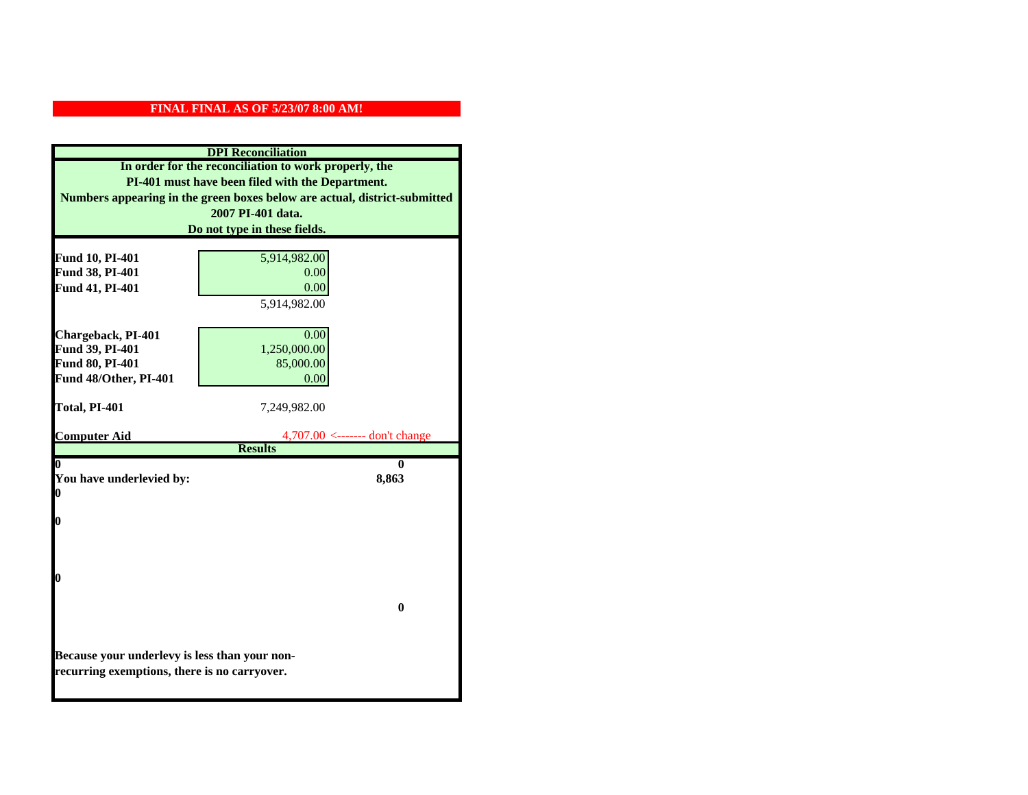**FINAL FINAL AS OF 5/23/07 8:00 AM!**

**DPI Reconciliation**

**In order for the reconciliation to work properly, the PI-401 must have been filed with the Department. Numbers appearing in the green boxes below are actual, district-submitted 2007 PI-401 data. Do not type in these fields.**

| | | |
|---|---|---|
| **Fund 10, PI-401** | 5,914,982.00 | |
| **Fund 38, PI-401** | 0.00 | |
| **Fund 41, PI-401** | 0.00 | |
| | 5,914,982.00 | |
| **Chargeback, PI-401** | 0.00 | |
| **Fund 39, PI-401** | 1,250,000.00 | |
| **Fund 80, PI-401** | 85,000.00 | |
| **Fund 48/Other, PI-401** | 0.00 | |
| **Total, PI-401** | 7,249,982.00 | |
| **Computer Aid** | 4,707.00 | <------- don't change |

**Results**

| | |
|---|---|
| **0** | **0** |
| **You have underlevied by:** | **8,863** |
| **0** | |
| **0** | |
| **0** | |
| | **0** |

**Because your underlevy is less than your non-recurring exemptions, there is no carryover.**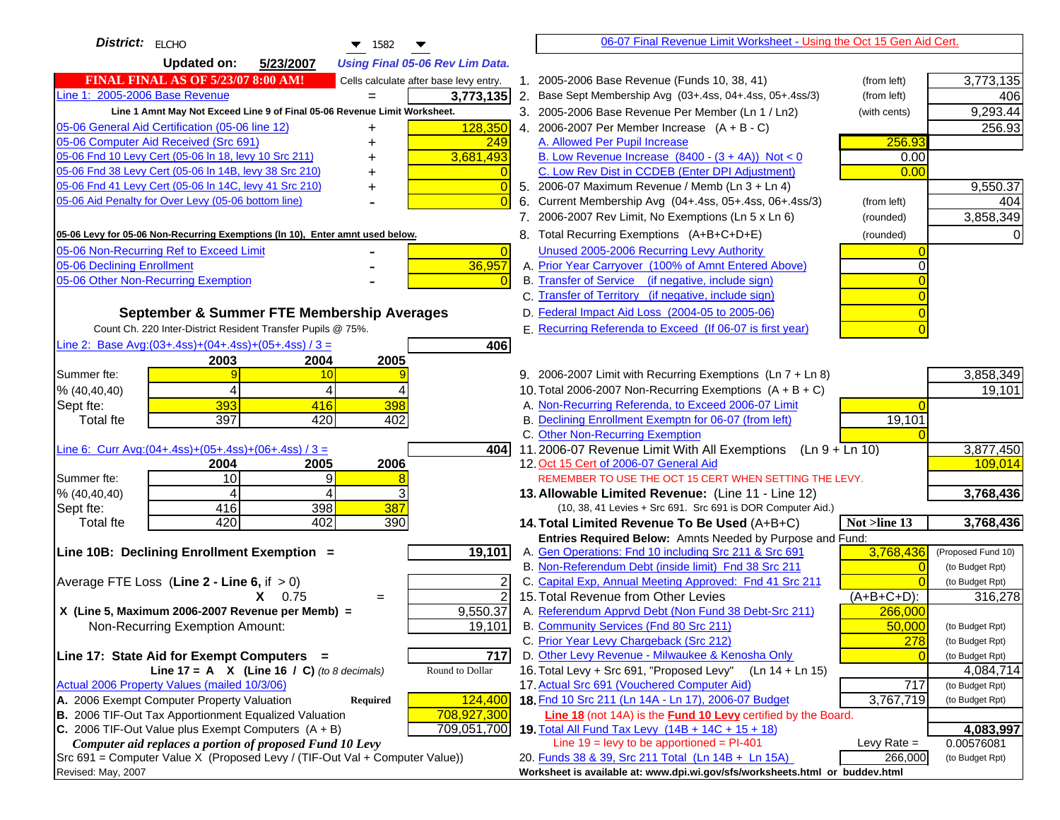**District:** ELCHO 1582

**Updated on:** 5/23/2007 *Using Final 05-06 Rev Lim Data.*

**FINAL FINAL AS OF 5/23/07 8:00 AM!** Cells calculate after base levy entry.

| | | |
|---|---|---|
| Line 1: 2005-2006 Base Revenue | = | 3,773,135 |

Line 1 Amnt May Not Exceed Line 9 of Final 05-06 Revenue Limit Worksheet.

| | | |
|---|---|---|
| 05-06 General Aid Certification (05-06 line 12) | + | 128,350 |
| 05-06 Computer Aid Received (Src 691) | + | 249 |
| 05-06 Fnd 10 Levy Cert (05-06 ln 18, levy 10 Src 211) | + | 3,681,493 |
| 05-06 Fnd 38 Levy Cert (05-06 ln 14B, levy 38 Src 210) | + | 0 |
| 05-06 Fnd 41 Levy Cert (05-06 ln 14C, levy 41 Src 210) | + | 0 |
| 05-06 Aid Penalty for Over Levy (05-06 bottom line) | - | 0 |

**05-06 Levy for 05-06 Non-Recurring Exemptions (ln 10), Enter amnt used below.**

| | | |
|---|---|---|
| 05-06 Non-Recurring Ref to Exceed Limit | - | 0 |
| 05-06 Declining Enrollment | - | 36,957 |
| 05-06 Other Non-Recurring Exemption | - | 0 |

## September & Summer FTE Membership Averages

Count Ch. 220 Inter-District Resident Transfer Pupils @ 75%.

Line 2: Base Avg:(03+.4ss)+(04+.4ss)+(05+.4ss) / 3 = **406**

| | 2003 | 2004 | 2005 |
|---|---|---|---|
| Summer fte: | 9 | 10 | 9 |
| % (40,40,40) | 4 | 4 | 4 |
| Sept fte: | 393 | 416 | 398 |
| Total fte | 397 | 420 | 402 |

Line 6: Curr Avg:(04+.4ss)+(05+.4ss)+(06+.4ss) / 3 = **404**

| | 2004 | 2005 | 2006 |
|---|---|---|---|
| Summer fte: | 10 | 9 | 8 |
| % (40,40,40) | 4 | 4 | 3 |
| Sept fte: | 416 | 398 | 387 |
| Total fte | 420 | 402 | 390 |

**Line 10B: Declining Enrollment Exemption =** **19,101**

| | | |
|---|---|---|
| Average FTE Loss (Line 2 - Line 6, if > 0) | | 2 |
| X 0.75 | = | 2 |
| X (Line 5, Maximum 2006-2007 Revenue per Memb) = | | 9,550.37 |
| Non-Recurring Exemption Amount: | | 19,101 |

**Line 17: State Aid for Exempt Computers =** **717**

Line 17 = A X (Line 16 / C) *(to 8 decimals)* — Round to Dollar

Actual 2006 Property Values (mailed 10/3/06)

| | | |
|---|---|---|
| A. 2006 Exempt Computer Property Valuation | Required | 124,400 |
| B. 2006 TIF-Out Tax Apportionment Equalized Valuation | | 708,927,300 |
| C. 2006 TIF-Out Value plus Exempt Computers (A + B) | | 709,051,700 |

*Computer aid replaces a portion of proposed Fund 10 Levy*

Src 691 = Computer Value X (Proposed Levy / (TIF-Out Val + Computer Value))

Revised: May, 2007

---

06-07 Final Revenue Limit Worksheet - Using the Oct 15 Gen Aid Cert.

| | | | |
|---|---|---|---|
| 1. 2005-2006 Base Revenue (Funds 10, 38, 41) | (from left) | | 3,773,135 |
| 2. Base Sept Membership Avg (03+.4ss, 04+.4ss, 05+.4ss/3) | (from left) | | 406 |
| 3. 2005-2006 Base Revenue Per Member (Ln 1 / Ln2) | (with cents) | | 9,293.44 |
| 4. 2006-2007 Per Member Increase (A + B - C) | | | 256.93 |
| A. Allowed Per Pupil Increase | | 256.93 | |
| B. Low Revenue Increase (8400 - (3 + 4A)) Not < 0 | | 0.00 | |
| C. Low Rev Dist in CCDEB (Enter DPI Adjustment) | | 0.00 | |
| 5. 2006-07 Maximum Revenue / Memb (Ln 3 + Ln 4) | | | 9,550.37 |
| 6. Current Membership Avg (04+.4ss, 05+.4ss, 06+.4ss/3) | (from left) | | 404 |
| 7. 2006-2007 Rev Limit, No Exemptions (Ln 5 x Ln 6) | (rounded) | | 3,858,349 |
| 8. Total Recurring Exemptions (A+B+C+D+E) | (rounded) | | 0 |
| Unused 2005-2006 Recurring Levy Authority | | 0 | |
| A. Prior Year Carryover (100% of Amnt Entered Above) | | 0 | |
| B. Transfer of Service (if negative, include sign) | | 0 | |
| C. Transfer of Territory (if negative, include sign) | | 0 | |
| D. Federal Impact Aid Loss (2004-05 to 2005-06) | | 0 | |
| E. Recurring Referenda to Exceed (If 06-07 is first year) | | 0 | |
| 9. 2006-2007 Limit with Recurring Exemptions (Ln 7 + Ln 8) | | | 3,858,349 |
| 10. Total 2006-2007 Non-Recurring Exemptions (A + B + C) | | | 19,101 |
| A. Non-Recurring Referenda, to Exceed 2006-07 Limit | | 0 | |
| B. Declining Enrollment Exemptn for 06-07 (from left) | | 19,101 | |
| C. Other Non-Recurring Exemption | | 0 | |
| 11. 2006-07 Revenue Limit With All Exemptions (Ln 9 + Ln 10) | | | 3,877,450 |
| 12. Oct 15 Cert of 2006-07 General Aid | | | 109,014 |

REMEMBER TO USE THE OCT 15 CERT WHEN SETTING THE LEVY.

| | | | |
|---|---|---|---|
| **13. Allowable Limited Revenue:** (Line 11 - Line 12) | | | **3,768,436** |
| (10, 38, 41 Levies + Src 691. Src 691 is DOR Computer Aid.) | | | |
| **14. Total Limited Revenue To Be Used** (A+B+C) | | **Not >line 13** | **3,768,436** |
| Entries Required Below: Amnts Needed by Purpose and Fund: | | | |
| A. Gen Operations: Fnd 10 including Src 211 & Src 691 | | 3,768,436 | (Proposed Fund 10) |
| B. Non-Referendum Debt (inside limit) Fnd 38 Src 211 | | 0 | (to Budget Rpt) |
| C. Capital Exp, Annual Meeting Approved: Fnd 41 Src 211 | | 0 | (to Budget Rpt) |
| 15. Total Revenue from Other Levies | | (A+B+C+D): | 316,278 |
| A. Referendum Apprvd Debt (Non Fund 38 Debt-Src 211) | | 266,000 | |
| B. Community Services (Fnd 80 Src 211) | | 50,000 | (to Budget Rpt) |
| C. Prior Year Levy Chargeback (Src 212) | | 278 | (to Budget Rpt) |
| D. Other Levy Revenue - Milwaukee & Kenosha Only | | 0 | (to Budget Rpt) |
| 16. Total Levy + Src 691, "Proposed Levy" (Ln 14 + Ln 15) | | | 4,084,714 |
| 17. Actual Src 691 (Vouchered Computer Aid) | | 717 | (to Budget Rpt) |
| **18.** Fnd 10 Src 211 (Ln 14A - Ln 17), 2006-07 Budget | | 3,767,719 | (to Budget Rpt) |

**Line 18** (not 14A) is the **Fund 10 Levy** certified by the Board.

| | | | |
|---|---|---|---|
| **19.** Total All Fund Tax Levy (14B + 14C + 15 + 18) | | | **4,083,997** |
| Line 19 = levy to be apportioned = PI-401 | | Levy Rate = | 0.00576081 |
| 20. Funds 38 & 39, Src 211 Total (Ln 14B + Ln 15A) | | 266,000 | (to Budget Rpt) |

Worksheet is available at: www.dpi.wi.gov/sfs/worksheets.html or buddev.html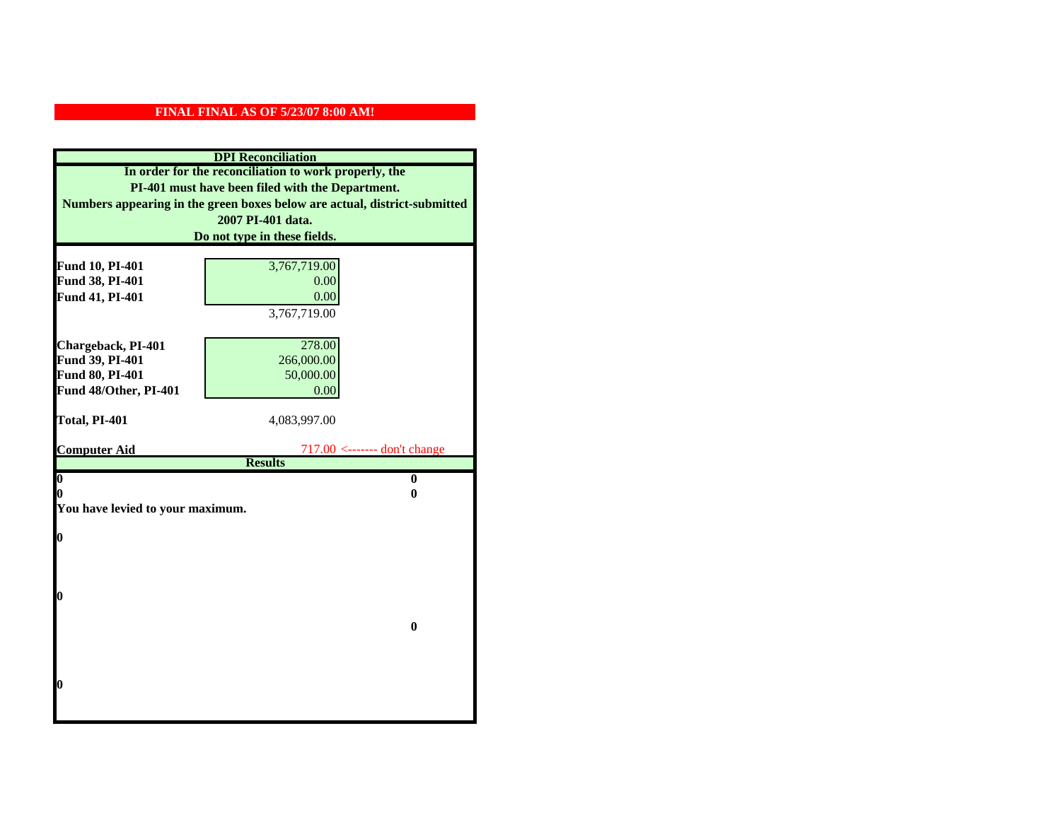**FINAL FINAL AS OF 5/23/07 8:00 AM!**

## DPI Reconciliation

**In order for the reconciliation to work properly, the PI-401 must have been filed with the Department. Numbers appearing in the green boxes below are actual, district-submitted 2007 PI-401 data. Do not type in these fields.**

| | |
|---|---|
| **Fund 10, PI-401** | 3,767,719.00 |
| **Fund 38, PI-401** | 0.00 |
| **Fund 41, PI-401** | 0.00 |
| | 3,767,719.00 |
| **Chargeback, PI-401** | 278.00 |
| **Fund 39, PI-401** | 266,000.00 |
| **Fund 80, PI-401** | 50,000.00 |
| **Fund 48/Other, PI-401** | 0.00 |
| **Total, PI-401** | 4,083,997.00 |
| **Computer Aid** | 717.00 <------- don't change |

## Results

| | |
|---|---|
| **0** | **0** |
| **0** | **0** |

**You have levied to your maximum.**

**0**

**0**

**0**

**0**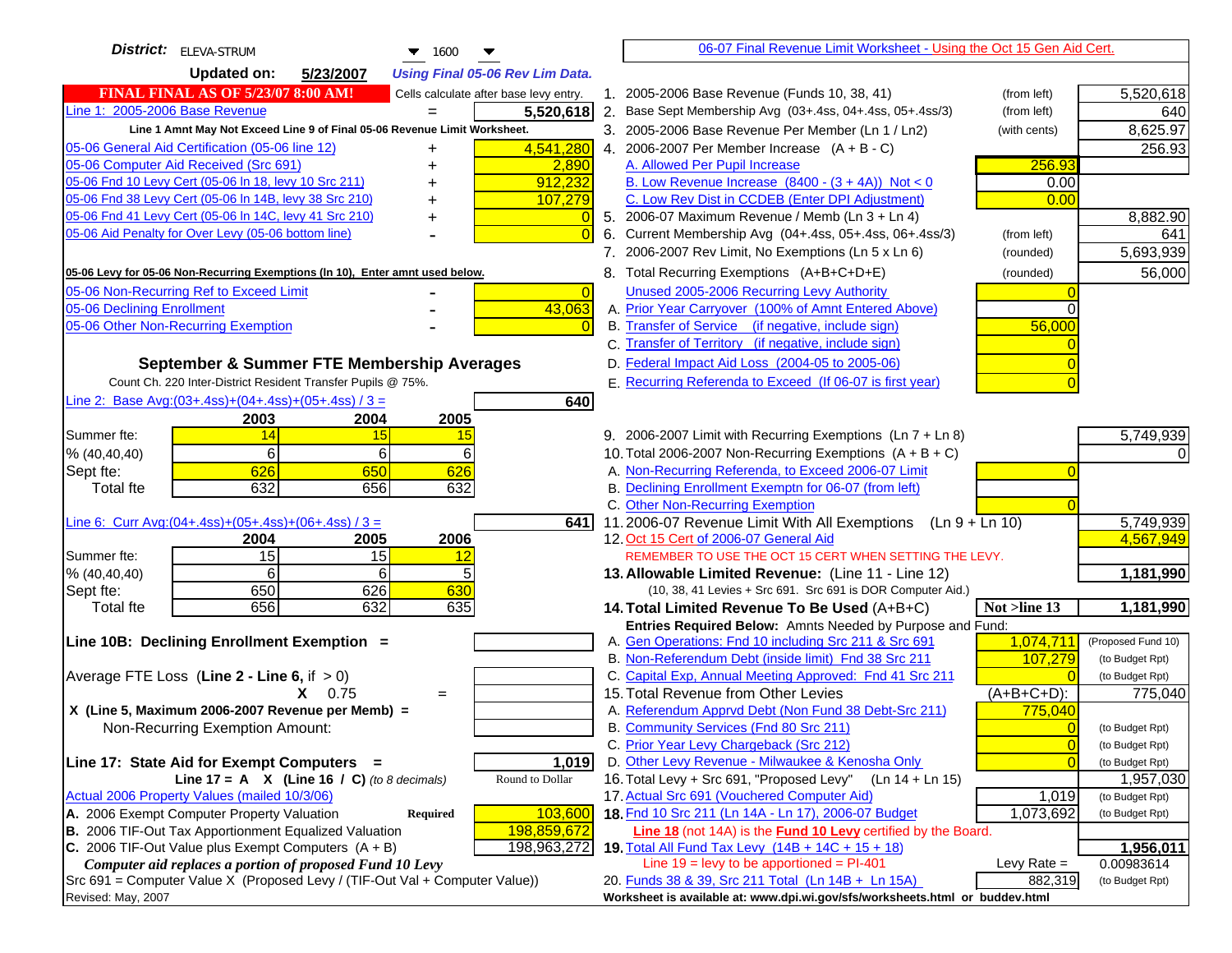**District:** ELEVA-STRUM 1600

**Updated on:** 5/23/2007 *Using Final 05-06 Rev Lim Data.*

06-07 Final Revenue Limit Worksheet - Using the Oct 15 Gen Aid Cert.

**FINAL FINAL AS OF 5/23/07 8:00 AM!** Cells calculate after base levy entry.

| | | |
|---|---|---|
| Line 1: 2005-2006 Base Revenue | = | 5,520,618 |

Line 1 Amnt May Not Exceed Line 9 of Final 05-06 Revenue Limit Worksheet.

| | | |
|---|---|---|
| 05-06 General Aid Certification (05-06 line 12) | + | 4,541,280 |
| 05-06 Computer Aid Received (Src 691) | + | 2,890 |
| 05-06 Fnd 10 Levy Cert (05-06 ln 18, levy 10 Src 211) | + | 912,232 |
| 05-06 Fnd 38 Levy Cert (05-06 ln 14B, levy 38 Src 210) | + | 107,279 |
| 05-06 Fnd 41 Levy Cert (05-06 ln 14C, levy 41 Src 210) | + | 0 |
| 05-06 Aid Penalty for Over Levy (05-06 bottom line) | - | 0 |

**05-06 Levy for 05-06 Non-Recurring Exemptions (ln 10), Enter amnt used below.**

| | | |
|---|---|---|
| 05-06 Non-Recurring Ref to Exceed Limit | - | 0 |
| 05-06 Declining Enrollment | - | 43,063 |
| 05-06 Other Non-Recurring Exemption | - | 0 |

### September & Summer FTE Membership Averages

Count Ch. 220 Inter-District Resident Transfer Pupils @ 75%.

Line 2: Base Avg:(03+.4ss)+(04+.4ss)+(05+.4ss) / 3 = **640**

| | 2003 | 2004 | 2005 |
|---|---|---|---|
| Summer fte: | 14 | 15 | 15 |
| % (40,40,40) | 6 | 6 | 6 |
| Sept fte: | 626 | 650 | 626 |
| Total fte | 632 | 656 | 632 |

Line 6: Curr Avg:(04+.4ss)+(05+.4ss)+(06+.4ss) / 3 = **641**

| | 2004 | 2005 | 2006 |
|---|---|---|---|
| Summer fte: | 15 | 15 | 12 |
| % (40,40,40) | 6 | 6 | 5 |
| Sept fte: | 650 | 626 | 630 |
| Total fte | 656 | 632 | 635 |

**Line 10B: Declining Enrollment Exemption =**

Average FTE Loss (**Line 2 - Line 6**, if > 0)

X 0.75 =

X (Line 5, Maximum 2006-2007 Revenue per Memb) =

Non-Recurring Exemption Amount:

**Line 17: State Aid for Exempt Computers =** 1,019

Line 17 = A X (Line 16 / C) *(to 8 decimals)* Round to Dollar

Actual 2006 Property Values (mailed 10/3/06)

| | | |
|---|---|---|
| A. 2006 Exempt Computer Property Valuation | Required | 103,600 |
| B. 2006 TIF-Out Tax Apportionment Equalized Valuation | | 198,859,672 |
| C. 2006 TIF-Out Value plus Exempt Computers (A + B) | | 198,963,272 |

*Computer aid replaces a portion of proposed Fund 10 Levy*

Src 691 = Computer Value X (Proposed Levy / (TIF-Out Val + Computer Value))

Revised: May, 2007

| | | | |
|---|---|---|---|
| 1. 2005-2006 Base Revenue (Funds 10, 38, 41) | (from left) | | 5,520,618 |
| 2. Base Sept Membership Avg (03+.4ss, 04+.4ss, 05+.4ss/3) | (from left) | | 640 |
| 3. 2005-2006 Base Revenue Per Member (Ln 1 / Ln2) | (with cents) | | 8,625.97 |
| 4. 2006-2007 Per Member Increase (A + B - C) | | | 256.93 |
| A. Allowed Per Pupil Increase | | 256.93 | |
| B. Low Revenue Increase (8400 - (3 + 4A)) Not < 0 | | 0.00 | |
| C. Low Rev Dist in CCDEB (Enter DPI Adjustment) | | 0.00 | |
| 5. 2006-07 Maximum Revenue / Memb (Ln 3 + Ln 4) | | | 8,882.90 |
| 6. Current Membership Avg (04+.4ss, 05+.4ss, 06+.4ss/3) | (from left) | | 641 |
| 7. 2006-2007 Rev Limit, No Exemptions (Ln 5 x Ln 6) | (rounded) | | 5,693,939 |
| 8. Total Recurring Exemptions (A+B+C+D+E) | (rounded) | | 56,000 |
| Unused 2005-2006 Recurring Levy Authority | | 0 | |
| A. Prior Year Carryover (100% of Amnt Entered Above) | | 0 | |
| B. Transfer of Service (if negative, include sign) | | 56,000 | |
| C. Transfer of Territory (if negative, include sign) | | 0 | |
| D. Federal Impact Aid Loss (2004-05 to 2005-06) | | 0 | |
| E. Recurring Referenda to Exceed (If 06-07 is first year) | | 0 | |
| 9. 2006-2007 Limit with Recurring Exemptions (Ln 7 + Ln 8) | | | 5,749,939 |
| 10. Total 2006-2007 Non-Recurring Exemptions (A + B + C) | | | 0 |
| A. Non-Recurring Referenda, to Exceed 2006-07 Limit | | 0 | |
| B. Declining Enrollment Exemptn for 06-07 (from left) | | | |
| C. Other Non-Recurring Exemption | | 0 | |
| 11. 2006-07 Revenue Limit With All Exemptions (Ln 9 + Ln 10) | | | 5,749,939 |
| 12. Oct 15 Cert of 2006-07 General Aid | | | 4,567,949 |
| REMEMBER TO USE THE OCT 15 CERT WHEN SETTING THE LEVY. | | | |
| **13. Allowable Limited Revenue:** (Line 11 - Line 12) | | | **1,181,990** |
| (10, 38, 41 Levies + Src 691. Src 691 is DOR Computer Aid.) | | | |
| **14. Total Limited Revenue To Be Used** (A+B+C) | | Not >line 13 | **1,181,990** |
| Entries Required Below: Amnts Needed by Purpose and Fund: | | | |
| A. Gen Operations: Fnd 10 including Src 211 & Src 691 | | 1,074,711 | (Proposed Fund 10) |
| B. Non-Referendum Debt (inside limit) Fnd 38 Src 211 | | 107,279 | (to Budget Rpt) |
| C. Capital Exp, Annual Meeting Approved: Fnd 41 Src 211 | | 0 | (to Budget Rpt) |
| 15. Total Revenue from Other Levies | | (A+B+C+D): | 775,040 |
| A. Referendum Apprvd Debt (Non Fund 38 Debt-Src 211) | | 775,040 | |
| B. Community Services (Fnd 80 Src 211) | | 0 | (to Budget Rpt) |
| C. Prior Year Levy Chargeback (Src 212) | | 0 | (to Budget Rpt) |
| D. Other Levy Revenue - Milwaukee & Kenosha Only | | 0 | (to Budget Rpt) |
| 16. Total Levy + Src 691, "Proposed Levy" (Ln 14 + Ln 15) | | | 1,957,030 |
| 17. Actual Src 691 (Vouchered Computer Aid) | | 1,019 | (to Budget Rpt) |
| **18.** Fnd 10 Src 211 (Ln 14A - Ln 17), 2006-07 Budget | | 1,073,692 | (to Budget Rpt) |
| **Line 18** (not 14A) is the **Fund 10 Levy** certified by the Board. | | | |
| **19.** Total All Fund Tax Levy (14B + 14C + 15 + 18) | | | **1,956,011** |
| Line 19 = levy to be apportioned = PI-401 | | Levy Rate = | 0.00983614 |
| 20. Funds 38 & 39, Src 211 Total (Ln 14B + Ln 15A) | | 882,319 | (to Budget Rpt) |

**Worksheet is available at: www.dpi.wi.gov/sfs/worksheets.html or buddev.html**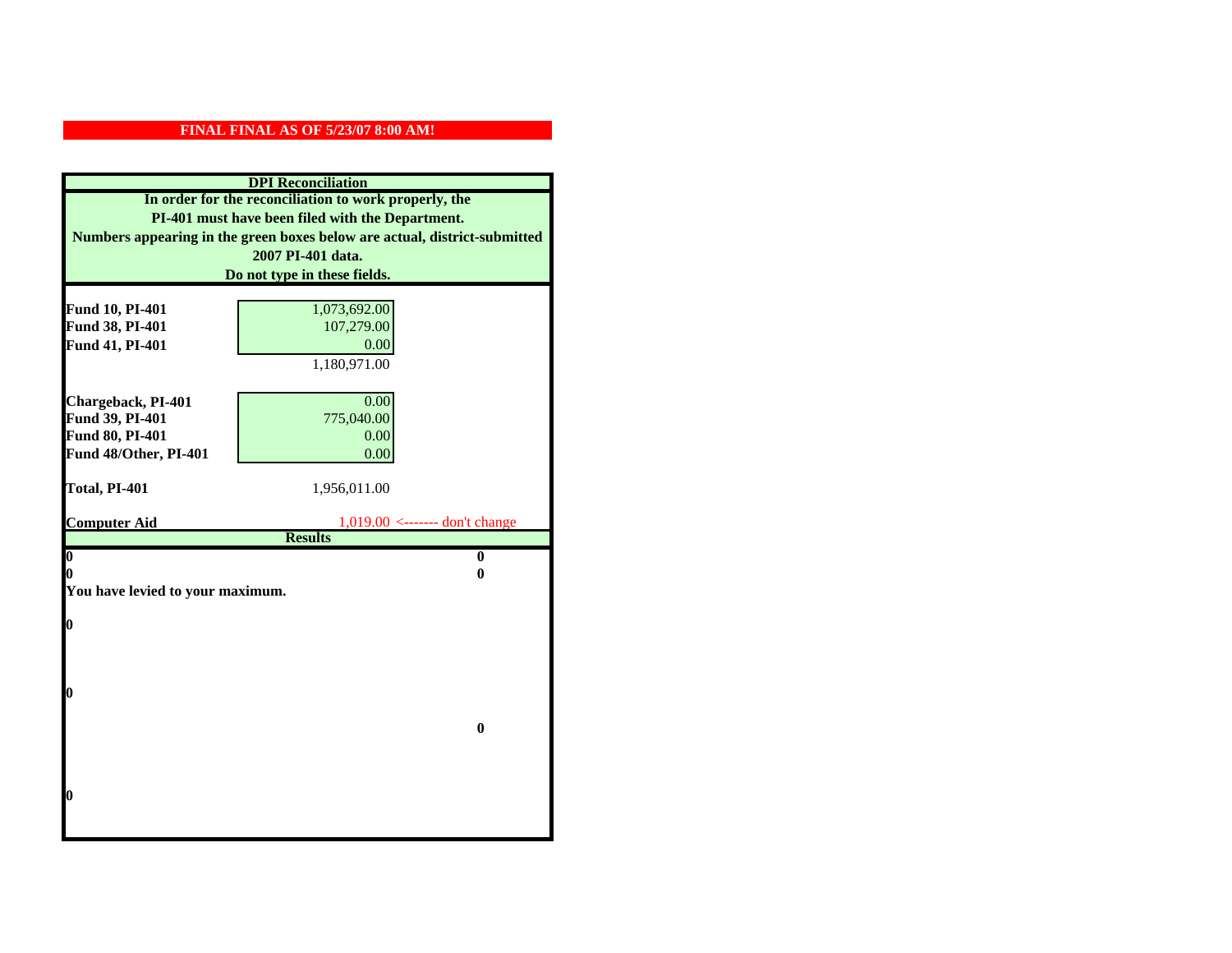**FINAL FINAL AS OF 5/23/07 8:00 AM!**

**DPI Reconciliation**

**In order for the reconciliation to work properly, the PI-401 must have been filed with the Department. Numbers appearing in the green boxes below are actual, district-submitted 2007 PI-401 data. Do not type in these fields.**

| | | |
|---|---|---|
| **Fund 10, PI-401** | 1,073,692.00 | |
| **Fund 38, PI-401** | 107,279.00 | |
| **Fund 41, PI-401** | 0.00 | |
| | 1,180,971.00 | |
| **Chargeback, PI-401** | 0.00 | |
| **Fund 39, PI-401** | 775,040.00 | |
| **Fund 80, PI-401** | 0.00 | |
| **Fund 48/Other, PI-401** | 0.00 | |
| **Total, PI-401** | 1,956,011.00 | |
| **Computer Aid** | 1,019.00 | <------- don't change |

**Results**

| | |
|---|---|
| **0** | **0** |
| **0** | **0** |

**You have levied to your maximum.**

**0**

**0**

**0**

**0**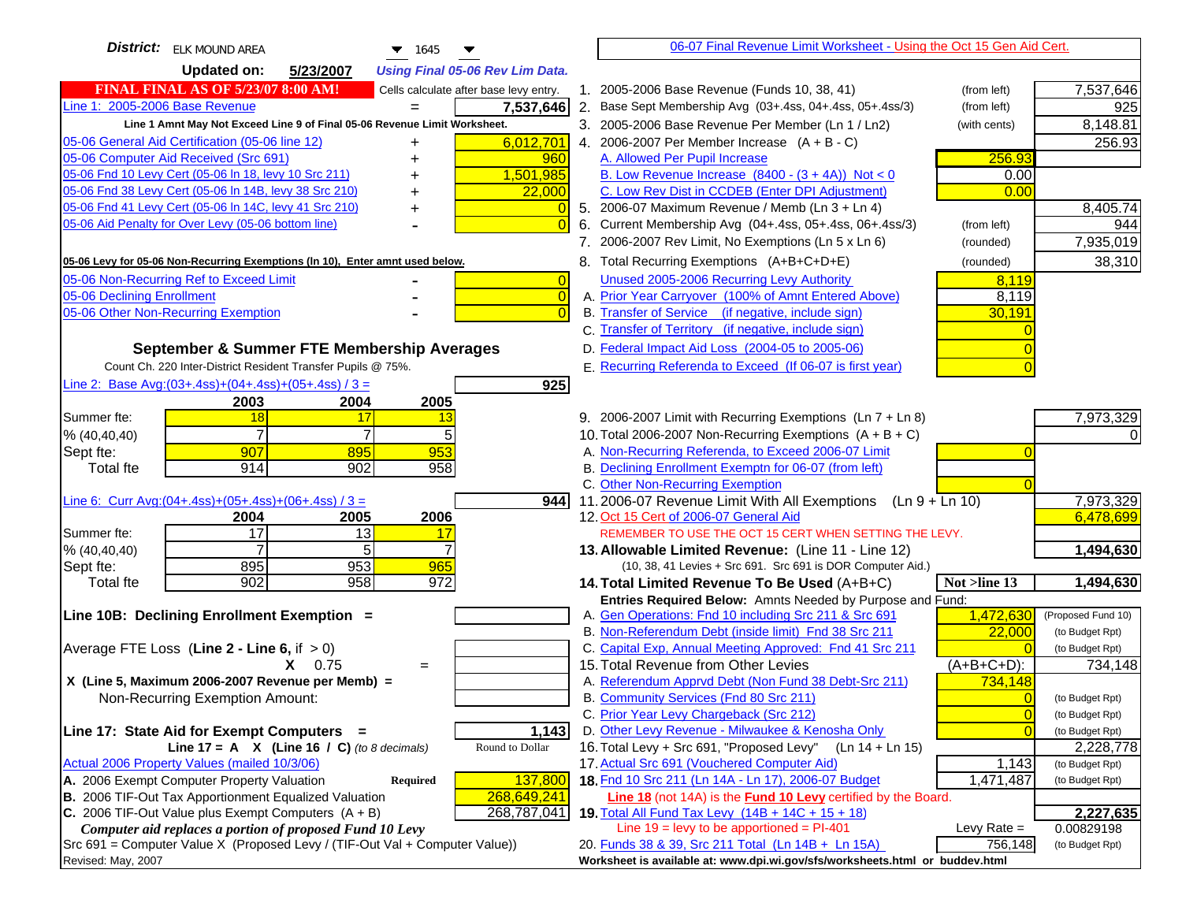**District:** ELK MOUND AREA 1645

**Updated on:** 5/23/2007 *Using Final 05-06 Rev Lim Data.*

**FINAL FINAL AS OF 5/23/07 8:00 AM!** Cells calculate after base levy entry.

| | | |
|---|---|---|
| Line 1: 2005-2006 Base Revenue | = | 7,537,646 |
| **Line 1 Amnt May Not Exceed Line 9 of Final 05-06 Revenue Limit Worksheet.** | | |
| 05-06 General Aid Certification (05-06 line 12) | + | 6,012,701 |
| 05-06 Computer Aid Received (Src 691) | + | 960 |
| 05-06 Fnd 10 Levy Cert (05-06 ln 18, levy 10 Src 211) | + | 1,501,985 |
| 05-06 Fnd 38 Levy Cert (05-06 ln 14B, levy 38 Src 210) | + | 22,000 |
| 05-06 Fnd 41 Levy Cert (05-06 ln 14C, levy 41 Src 210) | + | 0 |
| 05-06 Aid Penalty for Over Levy (05-06 bottom line) | - | 0 |

**05-06 Levy for 05-06 Non-Recurring Exemptions (ln 10), Enter amnt used below.**

| | | |
|---|---|---|
| 05-06 Non-Recurring Ref to Exceed Limit | - | 0 |
| 05-06 Declining Enrollment | - | 0 |
| 05-06 Other Non-Recurring Exemption | - | 0 |

**September & Summer FTE Membership Averages**

Count Ch. 220 Inter-District Resident Transfer Pupils @ 75%.

Line 2: Base Avg:(03+.4ss)+(04+.4ss)+(05+.4ss) / 3 = **925**

| | 2003 | 2004 | 2005 |
|---|---|---|---|
| Summer fte: | 18 | 17 | 13 |
| % (40,40,40) | 7 | 7 | 5 |
| Sept fte: | 907 | 895 | 953 |
| Total fte | 914 | 902 | 958 |

Line 6: Curr Avg:(04+.4ss)+(05+.4ss)+(06+.4ss) / 3 = **944**

| | 2004 | 2005 | 2006 |
|---|---|---|---|
| Summer fte: | 17 | 13 | 17 |
| % (40,40,40) | 7 | 5 | 7 |
| Sept fte: | 895 | 953 | 965 |
| Total fte | 902 | 958 | 972 |

**Line 10B: Declining Enrollment Exemption =**

Average FTE Loss (**Line 2 - Line 6**, if > 0)

X 0.75 =

**X (Line 5, Maximum 2006-2007 Revenue per Memb) =**

Non-Recurring Exemption Amount:

**Line 17: State Aid for Exempt Computers =** **1,143**

**Line 17 = A X (Line 16 / C)** *(to 8 decimals)* Round to Dollar

Actual 2006 Property Values (mailed 10/3/06)

| | | |
|---|---|---|
| **A.** 2006 Exempt Computer Property Valuation | **Required** | 137,800 |
| **B.** 2006 TIF-Out Tax Apportionment Equalized Valuation | | 268,649,241 |
| **C.** 2006 TIF-Out Value plus Exempt Computers (A + B) | | 268,787,041 |

***Computer aid replaces a portion of proposed Fund 10 Levy***

Src 691 = Computer Value X (Proposed Levy / (TIF-Out Val + Computer Value))

Revised: May, 2007

06-07 Final Revenue Limit Worksheet - Using the Oct 15 Gen Aid Cert.

| | | | |
|---|---|---|---|
| 1. 2005-2006 Base Revenue (Funds 10, 38, 41) | (from left) | | 7,537,646 |
| 2. Base Sept Membership Avg (03+.4ss, 04+.4ss, 05+.4ss/3) | (from left) | | 925 |
| 3. 2005-2006 Base Revenue Per Member (Ln 1 / Ln2) | (with cents) | | 8,148.81 |
| 4. 2006-2007 Per Member Increase (A + B - C) | | | 256.93 |
| A. Allowed Per Pupil Increase | | 256.93 | |
| B. Low Revenue Increase (8400 - (3 + 4A)) Not < 0 | | 0.00 | |
| C. Low Rev Dist in CCDEB (Enter DPI Adjustment) | | 0.00 | |
| 5. 2006-07 Maximum Revenue / Memb (Ln 3 + Ln 4) | | | 8,405.74 |
| 6. Current Membership Avg (04+.4ss, 05+.4ss, 06+.4ss/3) | (from left) | | 944 |
| 7. 2006-2007 Rev Limit, No Exemptions (Ln 5 x Ln 6) | (rounded) | | 7,935,019 |
| 8. Total Recurring Exemptions (A+B+C+D+E) | (rounded) | | 38,310 |
| Unused 2005-2006 Recurring Levy Authority | | 8,119 | |
| A. Prior Year Carryover (100% of Amnt Entered Above) | | 8,119 | |
| B. Transfer of Service (if negative, include sign) | | 30,191 | |
| C. Transfer of Territory (if negative, include sign) | | 0 | |
| D. Federal Impact Aid Loss (2004-05 to 2005-06) | | 0 | |
| E. Recurring Referenda to Exceed (If 06-07 is first year) | | 0 | |
| 9. 2006-2007 Limit with Recurring Exemptions (Ln 7 + Ln 8) | | | 7,973,329 |
| 10. Total 2006-2007 Non-Recurring Exemptions (A + B + C) | | | 0 |
| A. Non-Recurring Referenda, to Exceed 2006-07 Limit | | 0 | |
| B. Declining Enrollment Exemptn for 06-07 (from left) | | | |
| C. Other Non-Recurring Exemption | | 0 | |
| 11. 2006-07 Revenue Limit With All Exemptions (Ln 9 + Ln 10) | | | 7,973,329 |
| 12. Oct 15 Cert of 2006-07 General Aid | | | 6,478,699 |
| REMEMBER TO USE THE OCT 15 CERT WHEN SETTING THE LEVY. | | | |
| **13. Allowable Limited Revenue:** (Line 11 - Line 12) | | | **1,494,630** |
| (10, 38, 41 Levies + Src 691. Src 691 is DOR Computer Aid.) | | | |
| **14. Total Limited Revenue To Be Used** (A+B+C) | | **Not >line 13** | **1,494,630** |
| Entries Required Below: Amnts Needed by Purpose and Fund: | | | |
| A. Gen Operations: Fnd 10 including Src 211 & Src 691 | | 1,472,630 | (Proposed Fund 10) |
| B. Non-Referendum Debt (inside limit) Fnd 38 Src 211 | | 22,000 | (to Budget Rpt) |
| C. Capital Exp, Annual Meeting Approved: Fnd 41 Src 211 | | 0 | (to Budget Rpt) |
| 15. Total Revenue from Other Levies | | (A+B+C+D): | 734,148 |
| A. Referendum Apprvd Debt (Non Fund 38 Debt-Src 211) | | 734,148 | |
| B. Community Services (Fnd 80 Src 211) | | 0 | (to Budget Rpt) |
| C. Prior Year Levy Chargeback (Src 212) | | 0 | (to Budget Rpt) |
| D. Other Levy Revenue - Milwaukee & Kenosha Only | | 0 | (to Budget Rpt) |
| 16. Total Levy + Src 691, "Proposed Levy" (Ln 14 + Ln 15) | | | 2,228,778 |
| 17. Actual Src 691 (Vouchered Computer Aid) | | 1,143 | (to Budget Rpt) |
| **18.** Fnd 10 Src 211 (Ln 14A - Ln 17), 2006-07 Budget | | 1,471,487 | (to Budget Rpt) |
| **Line 18** (not 14A) is the **Fund 10 Levy** certified by the Board. | | | |
| **19.** Total All Fund Tax Levy (14B + 14C + 15 + 18) | | | **2,227,635** |
| Line 19 = levy to be apportioned = PI-401 | | Levy Rate = | 0.00829198 |
| 20. Funds 38 & 39, Src 211 Total (Ln 14B + Ln 15A) | | 756,148 | (to Budget Rpt) |

**Worksheet is available at: www.dpi.wi.gov/sfs/worksheets.html or buddev.html**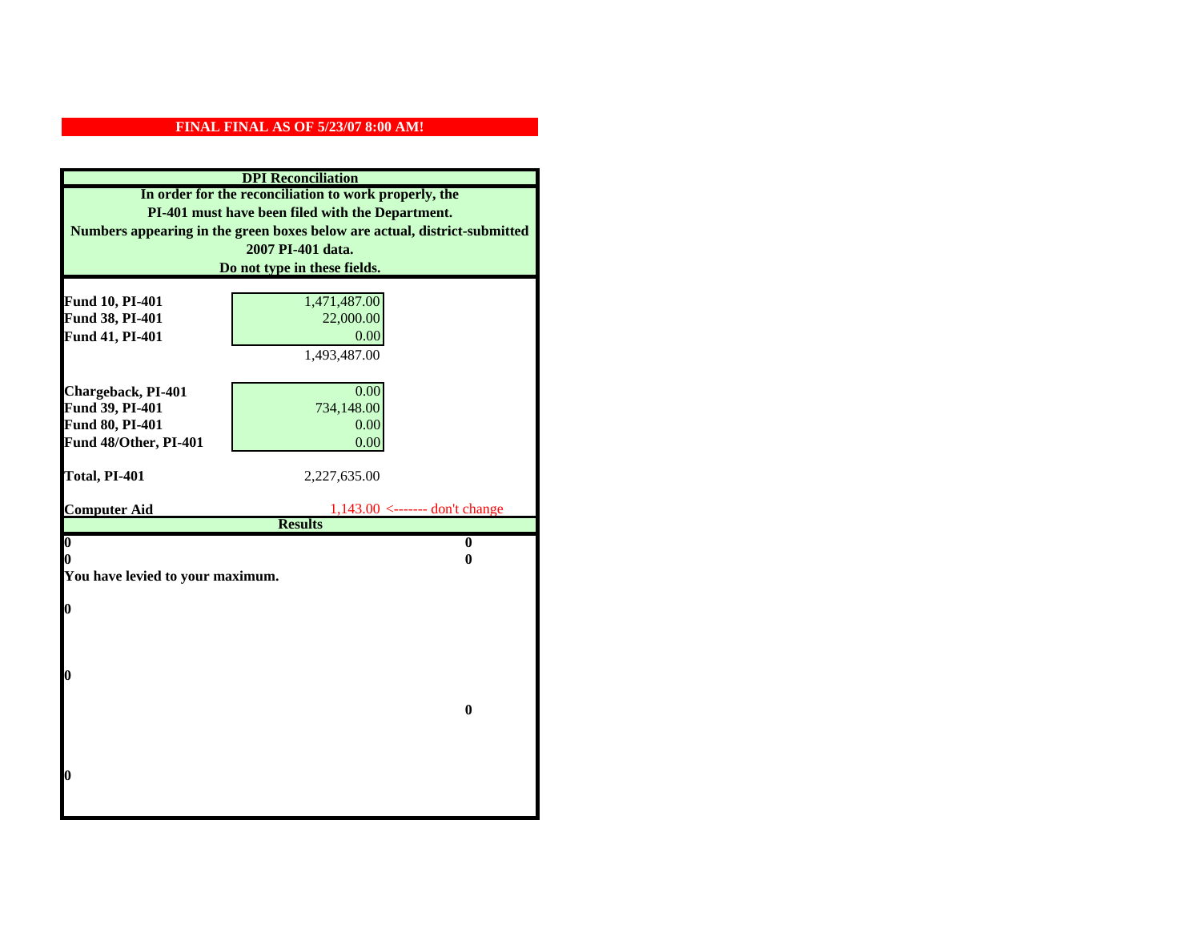**FINAL FINAL AS OF 5/23/07 8:00 AM!**

**DPI Reconciliation**

**In order for the reconciliation to work properly, the PI-401 must have been filed with the Department. Numbers appearing in the green boxes below are actual, district-submitted 2007 PI-401 data. Do not type in these fields.**

| | | |
|---|---|---|
| **Fund 10, PI-401** | 1,471,487.00 | |
| **Fund 38, PI-401** | 22,000.00 | |
| **Fund 41, PI-401** | 0.00 | |
| | 1,493,487.00 | |
| **Chargeback, PI-401** | 0.00 | |
| **Fund 39, PI-401** | 734,148.00 | |
| **Fund 80, PI-401** | 0.00 | |
| **Fund 48/Other, PI-401** | 0.00 | |
| **Total, PI-401** | 2,227,635.00 | |
| **Computer Aid** | 1,143.00 | <------- don't change |

**Results**

| | |
|---|---|
| **0** | **0** |
| **0** | **0** |

**You have levied to your maximum.**

**0**

**0**

**0**

**0**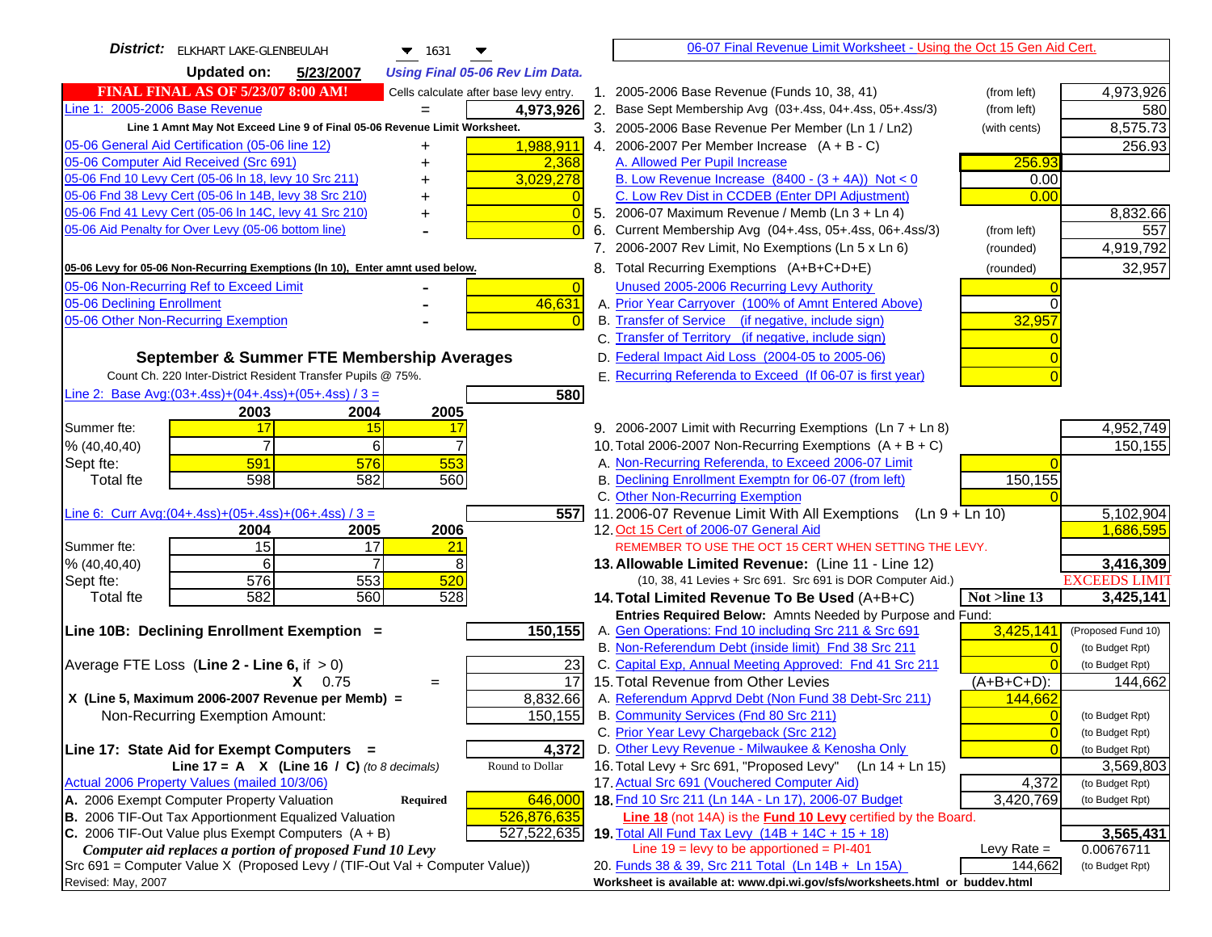**District:** ELKHART LAKE-GLENBEULAH 1631

**Updated on:** 5/23/2007 *Using Final 05-06 Rev Lim Data.*

**FINAL FINAL AS OF 5/23/07 8:00 AM!** Cells calculate after base levy entry.

06-07 Final Revenue Limit Worksheet - Using the Oct 15 Gen Aid Cert.

| | | |
|---|---|---|
| Line 1: 2005-2006 Base Revenue | = | 4,973,926 |
| Line 1 Amnt May Not Exceed Line 9 of Final 05-06 Revenue Limit Worksheet. | | |
| 05-06 General Aid Certification (05-06 line 12) | + | 1,988,911 |
| 05-06 Computer Aid Received (Src 691) | + | 2,368 |
| 05-06 Fnd 10 Levy Cert (05-06 ln 18, levy 10 Src 211) | + | 3,029,278 |
| 05-06 Fnd 38 Levy Cert (05-06 ln 14B, levy 38 Src 210) | + | 0 |
| 05-06 Fnd 41 Levy Cert (05-06 ln 14C, levy 41 Src 210) | + | 0 |
| 05-06 Aid Penalty for Over Levy (05-06 bottom line) | - | 0 |
| 05-06 Levy for 05-06 Non-Recurring Exemptions (ln 10), Enter amnt used below. | | |
| 05-06 Non-Recurring Ref to Exceed Limit | - | 0 |
| 05-06 Declining Enrollment | - | 46,631 |
| 05-06 Other Non-Recurring Exemption | - | 0 |

**September & Summer FTE Membership Averages**

Count Ch. 220 Inter-District Resident Transfer Pupils @ 75%.

Line 2: Base Avg:(03+.4ss)+(04+.4ss)+(05+.4ss) / 3 = **580**

| | 2003 | 2004 | 2005 |
|---|---|---|---|
| Summer fte: | 17 | 15 | 17 |
| % (40,40,40) | 7 | 6 | 7 |
| Sept fte: | 591 | 576 | 553 |
| Total fte | 598 | 582 | 560 |

Line 6: Curr Avg:(04+.4ss)+(05+.4ss)+(06+.4ss) / 3 = **557**

| | 2004 | 2005 | 2006 |
|---|---|---|---|
| Summer fte: | 15 | 17 | 21 |
| % (40,40,40) | 6 | 7 | 8 |
| Sept fte: | 576 | 553 | 520 |
| Total fte | 582 | 560 | 528 |

**Line 10B: Declining Enrollment Exemption =** **150,155**

| | | |
|---|---|---|
| Average FTE Loss (**Line 2 - Line 6**, if > 0) | | 23 |
| X 0.75 | = | 17 |
| X (Line 5, Maximum 2006-2007 Revenue per Memb) = | | 8,832.66 |
| Non-Recurring Exemption Amount: | | 150,155 |

**Line 17: State Aid for Exempt Computers =** **4,372**

Line 17 = A X (Line 16 / C) *(to 8 decimals)* — Round to Dollar

| | | |
|---|---|---|
| Actual 2006 Property Values (mailed 10/3/06) | | |
| A. 2006 Exempt Computer Property Valuation | Required | 646,000 |
| B. 2006 TIF-Out Tax Apportionment Equalized Valuation | | 526,876,635 |
| C. 2006 TIF-Out Value plus Exempt Computers (A + B) | | 527,522,635 |

*Computer aid replaces a portion of proposed Fund 10 Levy*

Src 691 = Computer Value X (Proposed Levy / (TIF-Out Val + Computer Value))

| | | | |
|---|---|---|---|
| 1. 2005-2006 Base Revenue (Funds 10, 38, 41) | (from left) | | 4,973,926 |
| 2. Base Sept Membership Avg (03+.4ss, 04+.4ss, 05+.4ss/3) | (from left) | | 580 |
| 3. 2005-2006 Base Revenue Per Member (Ln 1 / Ln2) | (with cents) | | 8,575.73 |
| 4. 2006-2007 Per Member Increase (A + B - C) | | | 256.93 |
| A. Allowed Per Pupil Increase | | 256.93 | |
| B. Low Revenue Increase (8400 - (3 + 4A)) Not < 0 | | 0.00 | |
| C. Low Rev Dist in CCDEB (Enter DPI Adjustment) | | 0.00 | |
| 5. 2006-07 Maximum Revenue / Memb (Ln 3 + Ln 4) | | | 8,832.66 |
| 6. Current Membership Avg (04+.4ss, 05+.4ss, 06+.4ss/3) | (from left) | | 557 |
| 7. 2006-2007 Rev Limit, No Exemptions (Ln 5 x Ln 6) | (rounded) | | 4,919,792 |
| 8. Total Recurring Exemptions (A+B+C+D+E) | (rounded) | | 32,957 |
| Unused 2005-2006 Recurring Levy Authority | | 0 | |
| A. Prior Year Carryover (100% of Amnt Entered Above) | | 0 | |
| B. Transfer of Service (if negative, include sign) | | 32,957 | |
| C. Transfer of Territory (if negative, include sign) | | 0 | |
| D. Federal Impact Aid Loss (2004-05 to 2005-06) | | 0 | |
| E. Recurring Referenda to Exceed (If 06-07 is first year) | | 0 | |
| 9. 2006-2007 Limit with Recurring Exemptions (Ln 7 + Ln 8) | | | 4,952,749 |
| 10. Total 2006-2007 Non-Recurring Exemptions (A + B + C) | | | 150,155 |
| A. Non-Recurring Referenda, to Exceed 2006-07 Limit | | 0 | |
| B. Declining Enrollment Exemptn for 06-07 (from left) | | 150,155 | |
| C. Other Non-Recurring Exemption | | 0 | |
| 11. 2006-07 Revenue Limit With All Exemptions (Ln 9 + Ln 10) | | | 5,102,904 |
| 12. Oct 15 Cert of 2006-07 General Aid | | | 1,686,595 |
| REMEMBER TO USE THE OCT 15 CERT WHEN SETTING THE LEVY. | | | |
| **13. Allowable Limited Revenue:** (Line 11 - Line 12) | | | **3,416,309** |
| (10, 38, 41 Levies + Src 691. Src 691 is DOR Computer Aid.) | | | EXCEEDS LIMIT |
| **14. Total Limited Revenue To Be Used** (A+B+C) | | Not >line 13 | **3,425,141** |
| Entries Required Below: Amnts Needed by Purpose and Fund: | | | |
| A. Gen Operations: Fnd 10 including Src 211 & Src 691 | | 3,425,141 | (Proposed Fund 10) |
| B. Non-Referendum Debt (inside limit) Fnd 38 Src 211 | | 0 | (to Budget Rpt) |
| C. Capital Exp, Annual Meeting Approved: Fnd 41 Src 211 | | 0 | (to Budget Rpt) |
| 15. Total Revenue from Other Levies | | (A+B+C+D): | 144,662 |
| A. Referendum Apprvd Debt (Non Fund 38 Debt-Src 211) | | 144,662 | |
| B. Community Services (Fnd 80 Src 211) | | 0 | (to Budget Rpt) |
| C. Prior Year Levy Chargeback (Src 212) | | 0 | (to Budget Rpt) |
| D. Other Levy Revenue - Milwaukee & Kenosha Only | | 0 | (to Budget Rpt) |
| 16. Total Levy + Src 691, "Proposed Levy" (Ln 14 + Ln 15) | | | 3,569,803 |
| 17. Actual Src 691 (Vouchered Computer Aid) | | 4,372 | (to Budget Rpt) |
| **18.** Fnd 10 Src 211 (Ln 14A - Ln 17), 2006-07 Budget | | 3,420,769 | (to Budget Rpt) |
| **Line 18** (not 14A) is the **Fund 10 Levy** certified by the Board. | | | |
| **19.** Total All Fund Tax Levy (14B + 14C + 15 + 18) | | | **3,565,431** |
| Line 19 = levy to be apportioned = PI-401 | | Levy Rate = | 0.00676711 |
| 20. Funds 38 & 39, Src 211 Total (Ln 14B + Ln 15A) | | 144,662 | (to Budget Rpt) |

Revised: May, 2007

Worksheet is available at: www.dpi.wi.gov/sfs/worksheets.html or buddev.html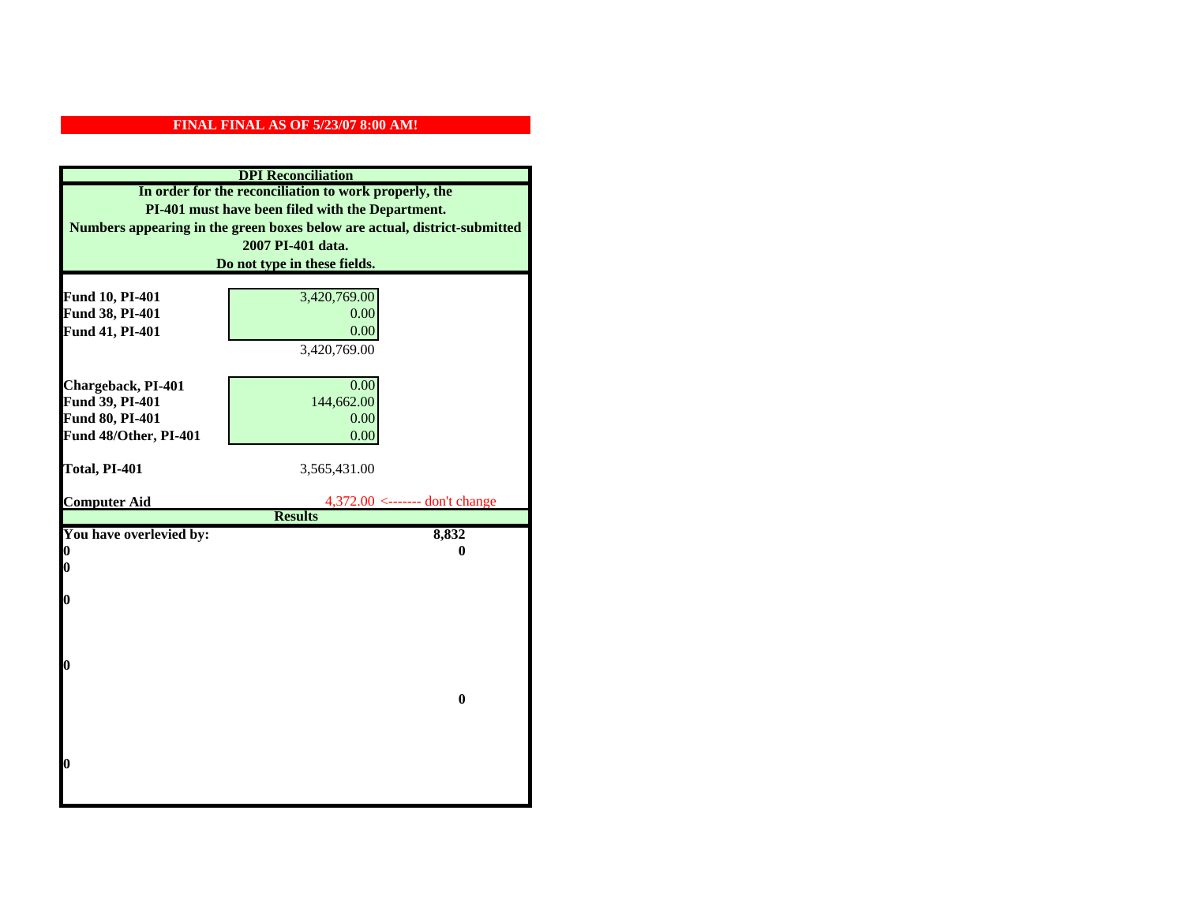**FINAL FINAL AS OF 5/23/07 8:00 AM!**

## DPI Reconciliation

**In order for the reconciliation to work properly, the PI-401 must have been filed with the Department. Numbers appearing in the green boxes below are actual, district-submitted 2007 PI-401 data. Do not type in these fields.**

| | | |
|---|---|---|
| **Fund 10, PI-401** | 3,420,769.00 | |
| **Fund 38, PI-401** | 0.00 | |
| **Fund 41, PI-401** | 0.00 | |
| | 3,420,769.00 | |
| **Chargeback, PI-401** | 0.00 | |
| **Fund 39, PI-401** | 144,662.00 | |
| **Fund 80, PI-401** | 0.00 | |
| **Fund 48/Other, PI-401** | 0.00 | |
| **Total, PI-401** | 3,565,431.00 | |
| **Computer Aid** | 4,372.00 | <------- don't change |

## Results

| | |
|---|---|
| **You have overlevied by:** | **8,832** |
| **0** | **0** |
| **0** | |
| **0** | |
| **0** | |
| | **0** |
| **0** | |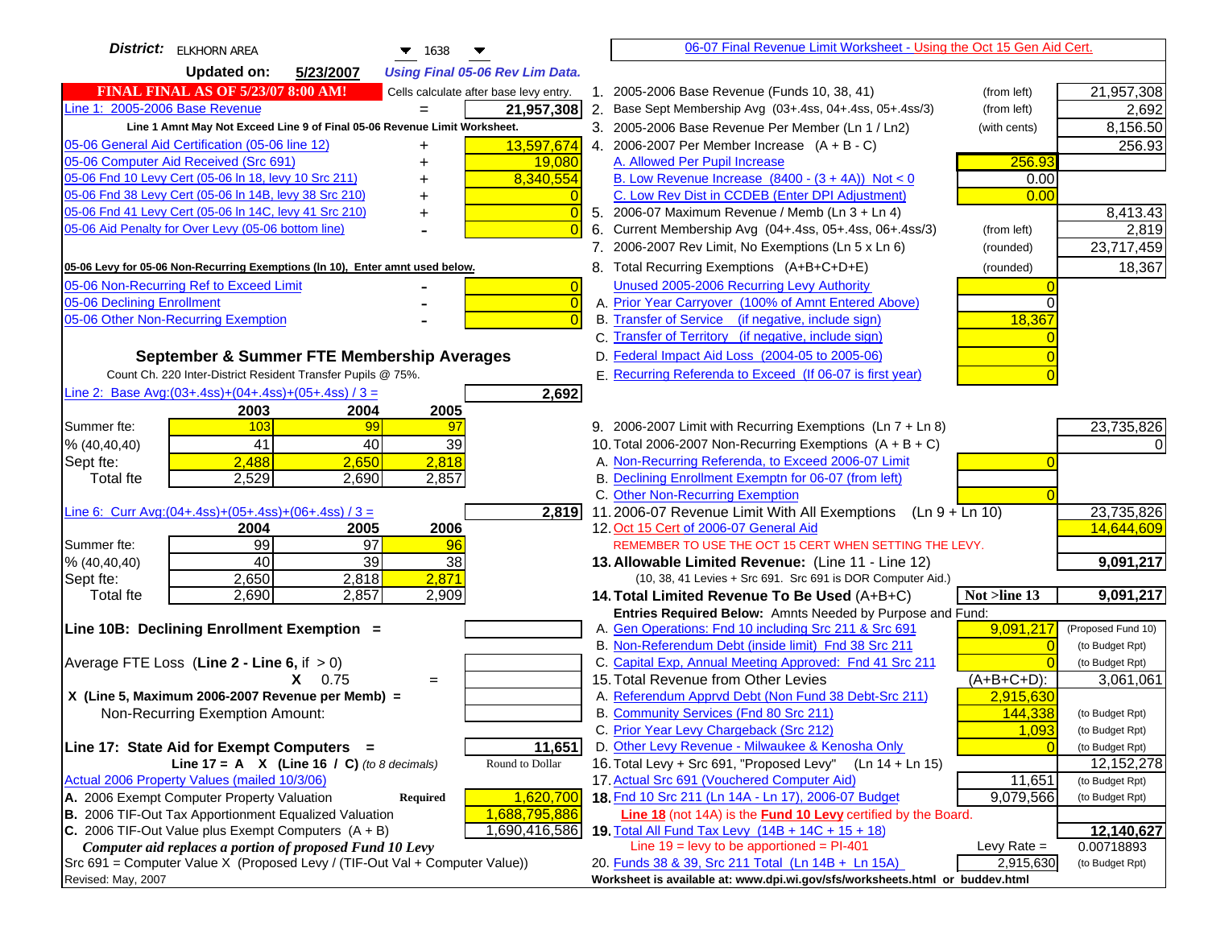**District:** ELKHORN AREA 1638

**Updated on:** 5/23/2007 *Using Final 05-06 Rev Lim Data.*

**FINAL FINAL AS OF 5/23/07 8:00 AM!** Cells calculate after base levy entry.

| | | |
|---|---|---|
| Line 1: 2005-2006 Base Revenue | = | 21,957,308 |
| Line 1 Amnt May Not Exceed Line 9 of Final 05-06 Revenue Limit Worksheet. | | |
| 05-06 General Aid Certification (05-06 line 12) | + | 13,597,674 |
| 05-06 Computer Aid Received (Src 691) | + | 19,080 |
| 05-06 Fnd 10 Levy Cert (05-06 ln 18, levy 10 Src 211) | + | 8,340,554 |
| 05-06 Fnd 38 Levy Cert (05-06 ln 14B, levy 38 Src 210) | + | 0 |
| 05-06 Fnd 41 Levy Cert (05-06 ln 14C, levy 41 Src 210) | + | 0 |
| 05-06 Aid Penalty for Over Levy (05-06 bottom line) | - | 0 |
| **05-06 Levy for 05-06 Non-Recurring Exemptions (ln 10), Enter amnt used below.** | | |
| 05-06 Non-Recurring Ref to Exceed Limit | - | 0 |
| 05-06 Declining Enrollment | - | 0 |
| 05-06 Other Non-Recurring Exemption | - | 0 |

**September & Summer FTE Membership Averages**

Count Ch. 220 Inter-District Resident Transfer Pupils @ 75%.

Line 2: Base Avg:(03+.4ss)+(04+.4ss)+(05+.4ss) / 3 = **2,692**

| | 2003 | 2004 | 2005 |
|---|---|---|---|
| Summer fte: | 103 | 99 | 97 |
| % (40,40,40) | 41 | 40 | 39 |
| Sept fte: | 2,488 | 2,650 | 2,818 |
| Total fte | 2,529 | 2,690 | 2,857 |

Line 6: Curr Avg:(04+.4ss)+(05+.4ss)+(06+.4ss) / 3 = **2,819**

| | 2004 | 2005 | 2006 |
|---|---|---|---|
| Summer fte: | 99 | 97 | 96 |
| % (40,40,40) | 40 | 39 | 38 |
| Sept fte: | 2,650 | 2,818 | 2,871 |
| Total fte | 2,690 | 2,857 | 2,909 |

**Line 10B: Declining Enrollment Exemption =**

Average FTE Loss (**Line 2 - Line 6**, if > 0)

X 0.75 =

X (Line 5, Maximum 2006-2007 Revenue per Memb) =

Non-Recurring Exemption Amount:

**Line 17: State Aid for Exempt Computers =** **11,651**

Line 17 = A X (Line 16 / C) *(to 8 decimals)* Round to Dollar

Actual 2006 Property Values (mailed 10/3/06)

| | | |
|---|---|---|
| A. 2006 Exempt Computer Property Valuation | Required | 1,620,700 |
| B. 2006 TIF-Out Tax Apportionment Equalized Valuation | | 1,688,795,886 |
| C. 2006 TIF-Out Value plus Exempt Computers (A + B) | | 1,690,416,586 |

*Computer aid replaces a portion of proposed Fund 10 Levy*

Src 691 = Computer Value X (Proposed Levy / (TIF-Out Val + Computer Value))

Revised: May, 2007

**06-07 Final Revenue Limit Worksheet - Using the Oct 15 Gen Aid Cert.**

| | | | |
|---|---|---|---|
| 1. 2005-2006 Base Revenue (Funds 10, 38, 41) | (from left) | | 21,957,308 |
| 2. Base Sept Membership Avg (03+.4ss, 04+.4ss, 05+.4ss/3) | (from left) | | 2,692 |
| 3. 2005-2006 Base Revenue Per Member (Ln 1 / Ln2) | (with cents) | | 8,156.50 |
| 4. 2006-2007 Per Member Increase (A + B - C) | | | 256.93 |
| A. Allowed Per Pupil Increase | | 256.93 | |
| B. Low Revenue Increase (8400 - (3 + 4A)) Not < 0 | | 0.00 | |
| C. Low Rev Dist in CCDEB (Enter DPI Adjustment) | | 0.00 | |
| 5. 2006-07 Maximum Revenue / Memb (Ln 3 + Ln 4) | | | 8,413.43 |
| 6. Current Membership Avg (04+.4ss, 05+.4ss, 06+.4ss/3) | (from left) | | 2,819 |
| 7. 2006-2007 Rev Limit, No Exemptions (Ln 5 x Ln 6) | (rounded) | | 23,717,459 |
| 8. Total Recurring Exemptions (A+B+C+D+E) | (rounded) | | 18,367 |
| Unused 2005-2006 Recurring Levy Authority | | 0 | |
| A. Prior Year Carryover (100% of Amnt Entered Above) | | 0 | |
| B. Transfer of Service (if negative, include sign) | | 18,367 | |
| C. Transfer of Territory (if negative, include sign) | | 0 | |
| D. Federal Impact Aid Loss (2004-05 to 2005-06) | | 0 | |
| E. Recurring Referenda to Exceed (If 06-07 is first year) | | 0 | |
| 9. 2006-2007 Limit with Recurring Exemptions (Ln 7 + Ln 8) | | | 23,735,826 |
| 10. Total 2006-2007 Non-Recurring Exemptions (A + B + C) | | | 0 |
| A. Non-Recurring Referenda, to Exceed 2006-07 Limit | | 0 | |
| B. Declining Enrollment Exemptn for 06-07 (from left) | | | |
| C. Other Non-Recurring Exemption | | 0 | |
| 11. 2006-07 Revenue Limit With All Exemptions (Ln 9 + Ln 10) | | | 23,735,826 |
| 12. Oct 15 Cert of 2006-07 General Aid | | | 14,644,609 |
| REMEMBER TO USE THE OCT 15 CERT WHEN SETTING THE LEVY. | | | |
| **13. Allowable Limited Revenue:** (Line 11 - Line 12) | | | **9,091,217** |
| (10, 38, 41 Levies + Src 691. Src 691 is DOR Computer Aid.) | | | |
| **14. Total Limited Revenue To Be Used** (A+B+C) | | Not >line 13 | **9,091,217** |
| Entries Required Below: Amnts Needed by Purpose and Fund: | | | |
| A. Gen Operations: Fnd 10 including Src 211 & Src 691 | | 9,091,217 | (Proposed Fund 10) |
| B. Non-Referendum Debt (inside limit) Fnd 38 Src 211 | | 0 | (to Budget Rpt) |
| C. Capital Exp, Annual Meeting Approved: Fnd 41 Src 211 | | 0 | (to Budget Rpt) |
| 15. Total Revenue from Other Levies | | (A+B+C+D): | 3,061,061 |
| A. Referendum Apprvd Debt (Non Fund 38 Debt-Src 211) | | 2,915,630 | |
| B. Community Services (Fnd 80 Src 211) | | 144,338 | (to Budget Rpt) |
| C. Prior Year Levy Chargeback (Src 212) | | 1,093 | (to Budget Rpt) |
| D. Other Levy Revenue - Milwaukee & Kenosha Only | | 0 | (to Budget Rpt) |
| 16. Total Levy + Src 691, "Proposed Levy" (Ln 14 + Ln 15) | | | 12,152,278 |
| 17. Actual Src 691 (Vouchered Computer Aid) | | 11,651 | (to Budget Rpt) |
| **18.** Fnd 10 Src 211 (Ln 14A - Ln 17), 2006-07 Budget | | 9,079,566 | (to Budget Rpt) |
| **Line 18** (not 14A) is the **Fund 10 Levy** certified by the Board. | | | |
| **19.** Total All Fund Tax Levy (14B + 14C + 15 + 18) | | | **12,140,627** |
| Line 19 = levy to be apportioned = PI-401 | | Levy Rate = | 0.00718893 |
| 20. Funds 38 & 39, Src 211 Total (Ln 14B + Ln 15A) | | 2,915,630 | (to Budget Rpt) |

**Worksheet is available at: www.dpi.wi.gov/sfs/worksheets.html or buddev.html**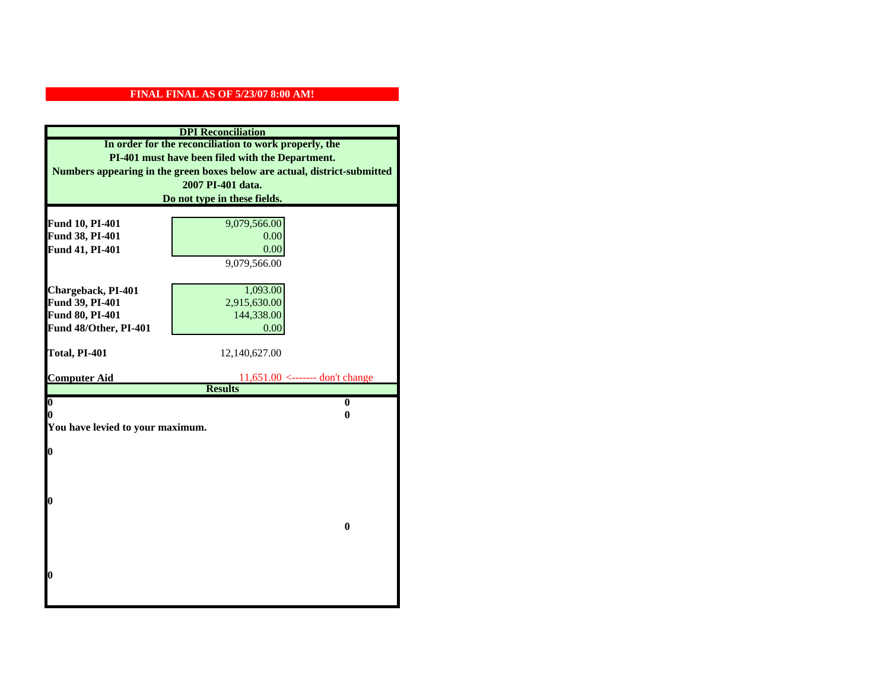**FINAL FINAL AS OF 5/23/07 8:00 AM!**

## DPI Reconciliation

**In order for the reconciliation to work properly, the PI-401 must have been filed with the Department. Numbers appearing in the green boxes below are actual, district-submitted 2007 PI-401 data. Do not type in these fields.**

| | |
|---|---|
| **Fund 10, PI-401** | 9,079,566.00 |
| **Fund 38, PI-401** | 0.00 |
| **Fund 41, PI-401** | 0.00 |
| | 9,079,566.00 |
| | |
| **Chargeback, PI-401** | 1,093.00 |
| **Fund 39, PI-401** | 2,915,630.00 |
| **Fund 80, PI-401** | 144,338.00 |
| **Fund 48/Other, PI-401** | 0.00 |
| | |
| **Total, PI-401** | 12,140,627.00 |
| | |
| **Computer Aid** | 11,651.00 <------- don't change |

## Results

| | |
|---|---|
| **0** | **0** |
| **0** | **0** |

**You have levied to your maximum.**

**0**

**0**

**0**

**0**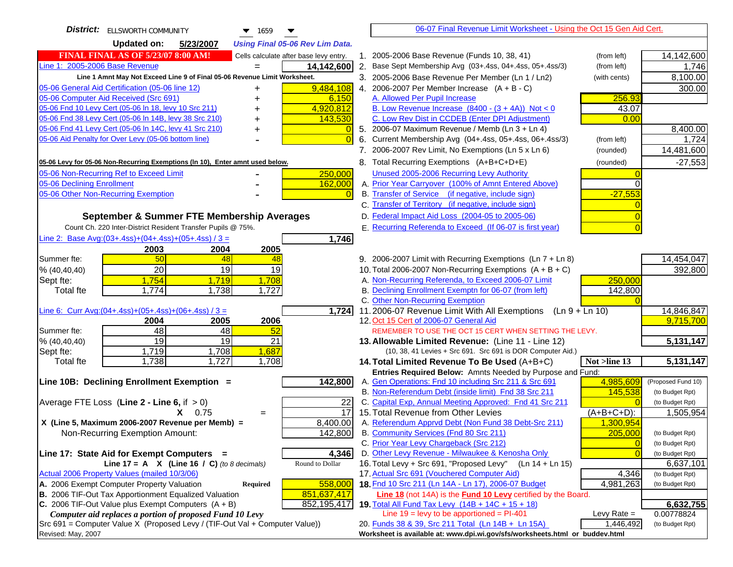**District:** ELLSWORTH COMMUNITY 1659

**Updated on:** 5/23/2007 *Using Final 05-06 Rev Lim Data.*

**FINAL FINAL AS OF 5/23/07 8:00 AM!** Cells calculate after base levy entry.

06-07 Final Revenue Limit Worksheet - Using the Oct 15 Gen Aid Cert.

| Line 1: 2005-2006 Base Revenue | = | 14,142,600 |
|---|---|---|
| **Line 1 Amnt May Not Exceed Line 9 of Final 05-06 Revenue Limit Worksheet.** | | |
| 05-06 General Aid Certification (05-06 line 12) | + | 9,484,108 |
| 05-06 Computer Aid Received (Src 691) | + | 6,150 |
| 05-06 Fnd 10 Levy Cert (05-06 ln 18, levy 10 Src 211) | + | 4,920,812 |
| 05-06 Fnd 38 Levy Cert (05-06 ln 14B, levy 38 Src 210) | + | 143,530 |
| 05-06 Fnd 41 Levy Cert (05-06 ln 14C, levy 41 Src 210) | + | 0 |
| 05-06 Aid Penalty for Over Levy (05-06 bottom line) | - | 0 |

**05-06 Levy for 05-06 Non-Recurring Exemptions (ln 10), Enter amnt used below.**

| | | |
|---|---|---|
| 05-06 Non-Recurring Ref to Exceed Limit | - | 250,000 |
| 05-06 Declining Enrollment | - | 162,000 |
| 05-06 Other Non-Recurring Exemption | - | 0 |

**September & Summer FTE Membership Averages**

Count Ch. 220 Inter-District Resident Transfer Pupils @ 75%.

Line 2: Base Avg:(03+.4ss)+(04+.4ss)+(05+.4ss) / 3 = **1,746**

| | 2003 | 2004 | 2005 |
|---|---|---|---|
| Summer fte: | 50 | 48 | 48 |
| % (40,40,40) | 20 | 19 | 19 |
| Sept fte: | 1,754 | 1,719 | 1,708 |
| Total fte | 1,774 | 1,738 | 1,727 |

Line 6: Curr Avg:(04+.4ss)+(05+.4ss)+(06+.4ss) / 3 = **1,724**

| | 2004 | 2005 | 2006 |
|---|---|---|---|
| Summer fte: | 48 | 48 | 52 |
| % (40,40,40) | 19 | 19 | 21 |
| Sept fte: | 1,719 | 1,708 | 1,687 |
| Total fte | 1,738 | 1,727 | 1,708 |

**Line 10B: Declining Enrollment Exemption =** **142,800**

| | | |
|---|---|---|
| Average FTE Loss (**Line 2 - Line 6**, if > 0) | | 22 |
| **X** 0.75 | = | 17 |
| **X (Line 5, Maximum 2006-2007 Revenue per Memb) =** | | 8,400.00 |
| Non-Recurring Exemption Amount: | | 142,800 |

**Line 17: State Aid for Exempt Computers =** **4,346**

**Line 17 = A X (Line 16 / C)** *(to 8 decimals)* Round to Dollar

Actual 2006 Property Values (mailed 10/3/06)

| | | |
|---|---|---|
| **A.** 2006 Exempt Computer Property Valuation | **Required** | 558,000 |
| **B.** 2006 TIF-Out Tax Apportionment Equalized Valuation | | 851,637,417 |
| **C.** 2006 TIF-Out Value plus Exempt Computers (A + B) | | 852,195,417 |

***Computer aid replaces a portion of proposed Fund 10 Levy***

Src 691 = Computer Value X (Proposed Levy / (TIF-Out Val + Computer Value))

Revised: May, 2007

| | | | |
|---|---|---|---|
| 1. 2005-2006 Base Revenue (Funds 10, 38, 41) | (from left) | | 14,142,600 |
| 2. Base Sept Membership Avg (03+.4ss, 04+.4ss, 05+.4ss/3) | (from left) | | 1,746 |
| 3. 2005-2006 Base Revenue Per Member (Ln 1 / Ln2) | (with cents) | | 8,100.00 |
| 4. 2006-2007 Per Member Increase (A + B - C) | | | 300.00 |
| A. Allowed Per Pupil Increase | | 256.93 | |
| B. Low Revenue Increase (8400 - (3 + 4A)) Not < 0 | | 43.07 | |
| C. Low Rev Dist in CCDEB (Enter DPI Adjustment) | | 0.00 | |
| 5. 2006-07 Maximum Revenue / Memb (Ln 3 + Ln 4) | | | 8,400.00 |
| 6. Current Membership Avg (04+.4ss, 05+.4ss, 06+.4ss/3) | (from left) | | 1,724 |
| 7. 2006-2007 Rev Limit, No Exemptions (Ln 5 x Ln 6) | (rounded) | | 14,481,600 |
| 8. Total Recurring Exemptions (A+B+C+D+E) | (rounded) | | -27,553 |
| Unused 2005-2006 Recurring Levy Authority | | 0 | |
| A. Prior Year Carryover (100% of Amnt Entered Above) | | 0 | |
| B. Transfer of Service (if negative, include sign) | | -27,553 | |
| C. Transfer of Territory (if negative, include sign) | | 0 | |
| D. Federal Impact Aid Loss (2004-05 to 2005-06) | | 0 | |
| E. Recurring Referenda to Exceed (If 06-07 is first year) | | 0 | |
| 9. 2006-2007 Limit with Recurring Exemptions (Ln 7 + Ln 8) | | | 14,454,047 |
| 10. Total 2006-2007 Non-Recurring Exemptions (A + B + C) | | | 392,800 |
| A. Non-Recurring Referenda, to Exceed 2006-07 Limit | | 250,000 | |
| B. Declining Enrollment Exemptn for 06-07 (from left) | | 142,800 | |
| C. Other Non-Recurring Exemption | | 0 | |
| 11. 2006-07 Revenue Limit With All Exemptions (Ln 9 + Ln 10) | | | 14,846,847 |
| 12. Oct 15 Cert of 2006-07 General Aid | | | 9,715,700 |
| REMEMBER TO USE THE OCT 15 CERT WHEN SETTING THE LEVY. | | | |
| **13. Allowable Limited Revenue:** (Line 11 - Line 12) | | | **5,131,147** |
| (10, 38, 41 Levies + Src 691. Src 691 is DOR Computer Aid.) | | | |
| **14. Total Limited Revenue To Be Used** (A+B+C) | | **Not >line 13** | **5,131,147** |
| **Entries Required Below:** Amnts Needed by Purpose and Fund: | | | |
| A. Gen Operations: Fnd 10 including Src 211 & Src 691 | | 4,985,609 | (Proposed Fund 10) |
| B. Non-Referendum Debt (inside limit) Fnd 38 Src 211 | | 145,538 | (to Budget Rpt) |
| C. Capital Exp, Annual Meeting Approved: Fnd 41 Src 211 | | 0 | (to Budget Rpt) |
| 15. Total Revenue from Other Levies | | (A+B+C+D): | 1,505,954 |
| A. Referendum Apprvd Debt (Non Fund 38 Debt-Src 211) | | 1,300,954 | |
| B. Community Services (Fnd 80 Src 211) | | 205,000 | (to Budget Rpt) |
| C. Prior Year Levy Chargeback (Src 212) | | 0 | (to Budget Rpt) |
| D. Other Levy Revenue - Milwaukee & Kenosha Only | | 0 | (to Budget Rpt) |
| 16. Total Levy + Src 691, "Proposed Levy" (Ln 14 + Ln 15) | | | 6,637,101 |
| 17. Actual Src 691 (Vouchered Computer Aid) | | 4,346 | (to Budget Rpt) |
| **18.** Fnd 10 Src 211 (Ln 14A - Ln 17), 2006-07 Budget | | 4,981,263 | (to Budget Rpt) |
| **Line 18** (not 14A) is the **Fund 10 Levy** certified by the Board. | | | |
| **19.** Total All Fund Tax Levy (14B + 14C + 15 + 18) | | | **6,632,755** |
| Line 19 = levy to be apportioned = PI-401 | | Levy Rate = | 0.00778824 |
| 20. Funds 38 & 39, Src 211 Total (Ln 14B + Ln 15A) | | 1,446,492 | (to Budget Rpt) |

**Worksheet is available at: www.dpi.wi.gov/sfs/worksheets.html or buddev.html**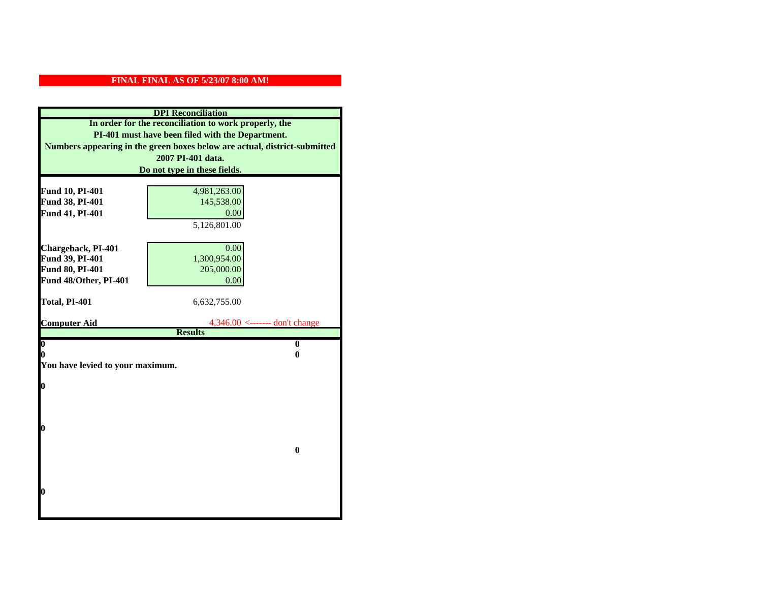**FINAL FINAL AS OF 5/23/07 8:00 AM!**

## DPI Reconciliation

**In order for the reconciliation to work properly, the PI-401 must have been filed with the Department. Numbers appearing in the green boxes below are actual, district-submitted 2007 PI-401 data. Do not type in these fields.**

| | | |
|---|---|---|
| **Fund 10, PI-401** | 4,981,263.00 | |
| **Fund 38, PI-401** | 145,538.00 | |
| **Fund 41, PI-401** | 0.00 | |
| | 5,126,801.00 | |
| | | |
| **Chargeback, PI-401** | 0.00 | |
| **Fund 39, PI-401** | 1,300,954.00 | |
| **Fund 80, PI-401** | 205,000.00 | |
| **Fund 48/Other, PI-401** | 0.00 | |
| | | |
| **Total, PI-401** | 6,632,755.00 | |
| | | |
| **Computer Aid** | 4,346.00 | <------- don't change |

**Results**

| | |
|---|---|
| **0** | **0** |
| **0** | **0** |

**You have levied to your maximum.**

**0**

**0**

**0**

**0**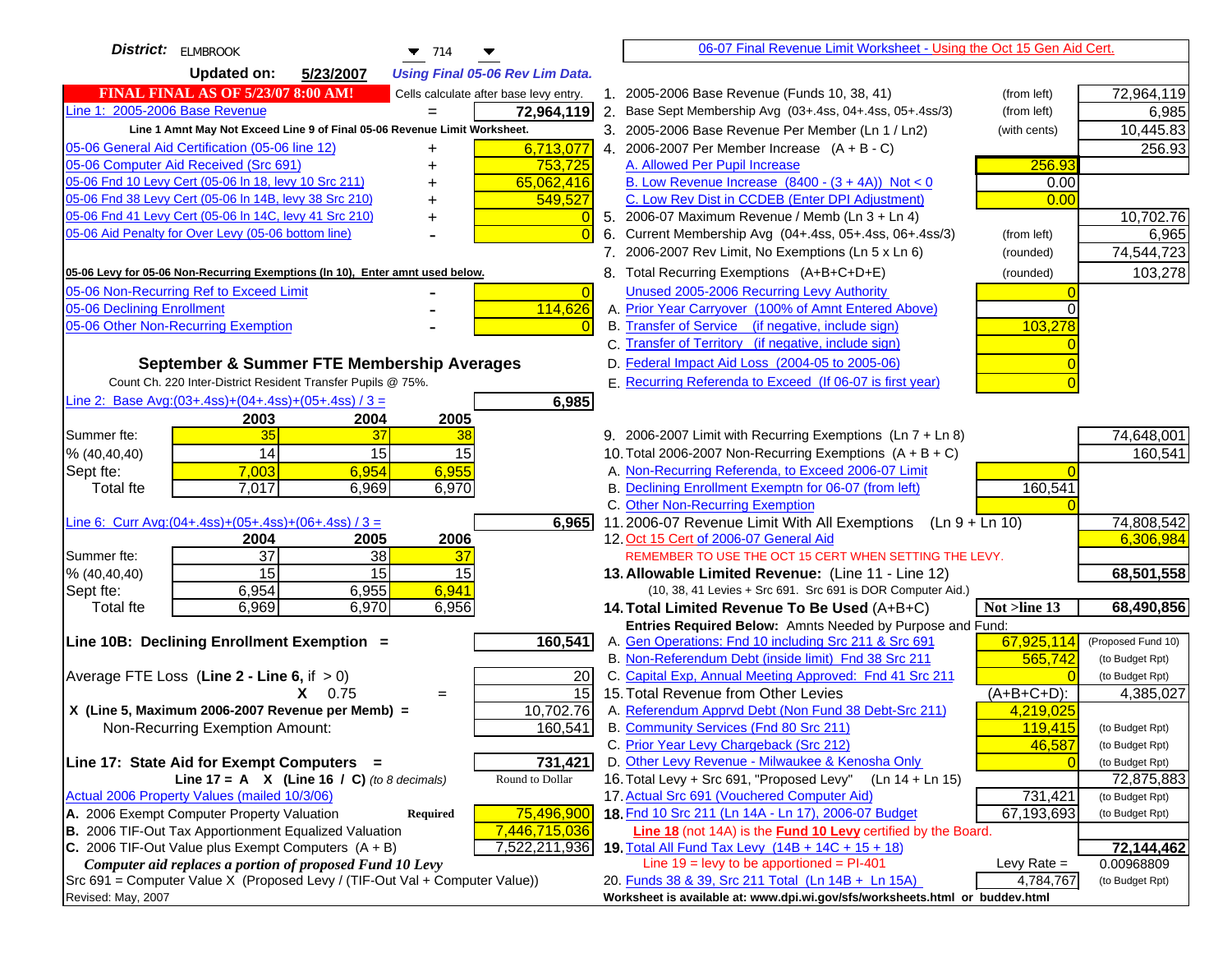**District:** ELMBROOK 714

**Updated on:** 5/23/2007 *Using Final 05-06 Rev Lim Data.*

**FINAL FINAL AS OF 5/23/07 8:00 AM!** Cells calculate after base levy entry.

| | | |
|---|---|---|
| Line 1: 2005-2006 Base Revenue | = | 72,964,119 |
| Line 1 Amnt May Not Exceed Line 9 of Final 05-06 Revenue Limit Worksheet. | | |
| 05-06 General Aid Certification (05-06 line 12) | + | 6,713,077 |
| 05-06 Computer Aid Received (Src 691) | + | 753,725 |
| 05-06 Fnd 10 Levy Cert (05-06 ln 18, levy 10 Src 211) | + | 65,062,416 |
| 05-06 Fnd 38 Levy Cert (05-06 ln 14B, levy 38 Src 210) | + | 549,527 |
| 05-06 Fnd 41 Levy Cert (05-06 ln 14C, levy 41 Src 210) | + | 0 |
| 05-06 Aid Penalty for Over Levy (05-06 bottom line) | - | 0 |

**05-06 Levy for 05-06 Non-Recurring Exemptions (ln 10), Enter amnt used below.**

| | | |
|---|---|---|
| 05-06 Non-Recurring Ref to Exceed Limit | - | 0 |
| 05-06 Declining Enrollment | - | 114,626 |
| 05-06 Other Non-Recurring Exemption | - | 0 |

## September & Summer FTE Membership Averages

Count Ch. 220 Inter-District Resident Transfer Pupils @ 75%.

Line 2: Base Avg:(03+.4ss)+(04+.4ss)+(05+.4ss) / 3 = **6,985**

| | 2003 | 2004 | 2005 |
|---|---|---|---|
| Summer fte: | 35 | 37 | 38 |
| % (40,40,40) | 14 | 15 | 15 |
| Sept fte: | 7,003 | 6,954 | 6,955 |
| Total fte | 7,017 | 6,969 | 6,970 |

Line 6: Curr Avg:(04+.4ss)+(05+.4ss)+(06+.4ss) / 3 = **6,965**

| | 2004 | 2005 | 2006 |
|---|---|---|---|
| Summer fte: | 37 | 38 | 37 |
| % (40,40,40) | 15 | 15 | 15 |
| Sept fte: | 6,954 | 6,955 | 6,941 |
| Total fte | 6,969 | 6,970 | 6,956 |

**Line 10B: Declining Enrollment Exemption =** **160,541**

| | | |
|---|---|---|
| Average FTE Loss (**Line 2 - Line 6**, if > 0) | | 20 |
| X 0.75 | = | 15 |
| X (Line 5, Maximum 2006-2007 Revenue per Memb) = | | 10,702.76 |
| Non-Recurring Exemption Amount: | | 160,541 |

**Line 17: State Aid for Exempt Computers =** **731,421**

**Line 17 = A X (Line 16 / C)** *(to 8 decimals)* Round to Dollar

Actual 2006 Property Values (mailed 10/3/06)

| | | |
|---|---|---|
| A. 2006 Exempt Computer Property Valuation | Required | 75,496,900 |
| B. 2006 TIF-Out Tax Apportionment Equalized Valuation | | 7,446,715,036 |
| C. 2006 TIF-Out Value plus Exempt Computers (A + B) | | 7,522,211,936 |

*Computer aid replaces a portion of proposed Fund 10 Levy*

Src 691 = Computer Value X (Proposed Levy / (TIF-Out Val + Computer Value))

Revised: May, 2007

06-07 Final Revenue Limit Worksheet - Using the Oct 15 Gen Aid Cert.

| | | | |
|---|---|---|---|
| 1. 2005-2006 Base Revenue (Funds 10, 38, 41) | (from left) | | 72,964,119 |
| 2. Base Sept Membership Avg (03+.4ss, 04+.4ss, 05+.4ss/3) | (from left) | | 6,985 |
| 3. 2005-2006 Base Revenue Per Member (Ln 1 / Ln2) | (with cents) | | 10,445.83 |
| 4. 2006-2007 Per Member Increase (A + B - C) | | | 256.93 |
| A. Allowed Per Pupil Increase | | 256.93 | |
| B. Low Revenue Increase (8400 - (3 + 4A)) Not < 0 | | 0.00 | |
| C. Low Rev Dist in CCDEB (Enter DPI Adjustment) | | 0.00 | |
| 5. 2006-07 Maximum Revenue / Memb (Ln 3 + Ln 4) | | | 10,702.76 |
| 6. Current Membership Avg (04+.4ss, 05+.4ss, 06+.4ss/3) | (from left) | | 6,965 |
| 7. 2006-2007 Rev Limit, No Exemptions (Ln 5 x Ln 6) | (rounded) | | 74,544,723 |
| 8. Total Recurring Exemptions (A+B+C+D+E) | (rounded) | | 103,278 |
| Unused 2005-2006 Recurring Levy Authority | | 0 | |
| A. Prior Year Carryover (100% of Amnt Entered Above) | | 0 | |
| B. Transfer of Service (if negative, include sign) | | 103,278 | |
| C. Transfer of Territory (if negative, include sign) | | 0 | |
| D. Federal Impact Aid Loss (2004-05 to 2005-06) | | 0 | |
| E. Recurring Referenda to Exceed (If 06-07 is first year) | | 0 | |
| 9. 2006-2007 Limit with Recurring Exemptions (Ln 7 + Ln 8) | | | 74,648,001 |
| 10. Total 2006-2007 Non-Recurring Exemptions (A + B + C) | | | 160,541 |
| A. Non-Recurring Referenda, to Exceed 2006-07 Limit | | 0 | |
| B. Declining Enrollment Exemptn for 06-07 (from left) | | 160,541 | |
| C. Other Non-Recurring Exemption | | 0 | |
| 11. 2006-07 Revenue Limit With All Exemptions (Ln 9 + Ln 10) | | | 74,808,542 |
| 12. Oct 15 Cert of 2006-07 General Aid | | | 6,306,984 |
| REMEMBER TO USE THE OCT 15 CERT WHEN SETTING THE LEVY. | | | |
| **13. Allowable Limited Revenue:** (Line 11 - Line 12) | | | **68,501,558** |
| (10, 38, 41 Levies + Src 691. Src 691 is DOR Computer Aid.) | | | |
| **14. Total Limited Revenue To Be Used** (A+B+C) | | Not >line 13 | **68,490,856** |
| Entries Required Below: Amnts Needed by Purpose and Fund: | | | |
| A. Gen Operations: Fnd 10 including Src 211 & Src 691 | | 67,925,114 | (Proposed Fund 10) |
| B. Non-Referendum Debt (inside limit) Fnd 38 Src 211 | | 565,742 | (to Budget Rpt) |
| C. Capital Exp, Annual Meeting Approved: Fnd 41 Src 211 | | 0 | (to Budget Rpt) |
| 15. Total Revenue from Other Levies | | (A+B+C+D): | 4,385,027 |
| A. Referendum Apprvd Debt (Non Fund 38 Debt-Src 211) | | 4,219,025 | |
| B. Community Services (Fnd 80 Src 211) | | 119,415 | (to Budget Rpt) |
| C. Prior Year Levy Chargeback (Src 212) | | 46,587 | (to Budget Rpt) |
| D. Other Levy Revenue - Milwaukee & Kenosha Only | | 0 | (to Budget Rpt) |
| 16. Total Levy + Src 691, "Proposed Levy" (Ln 14 + Ln 15) | | | 72,875,883 |
| 17. Actual Src 691 (Vouchered Computer Aid) | | 731,421 | (to Budget Rpt) |
| **18.** Fnd 10 Src 211 (Ln 14A - Ln 17), 2006-07 Budget | | 67,193,693 | (to Budget Rpt) |
| **Line 18** (not 14A) is the **Fund 10 Levy** certified by the Board. | | | |
| **19.** Total All Fund Tax Levy (14B + 14C + 15 + 18) | | | **72,144,462** |
| Line 19 = levy to be apportioned = PI-401 | | Levy Rate = | 0.00968809 |
| 20. Funds 38 & 39, Src 211 Total (Ln 14B + Ln 15A) | | 4,784,767 | (to Budget Rpt) |

Worksheet is available at: www.dpi.wi.gov/sfs/worksheets.html or buddev.html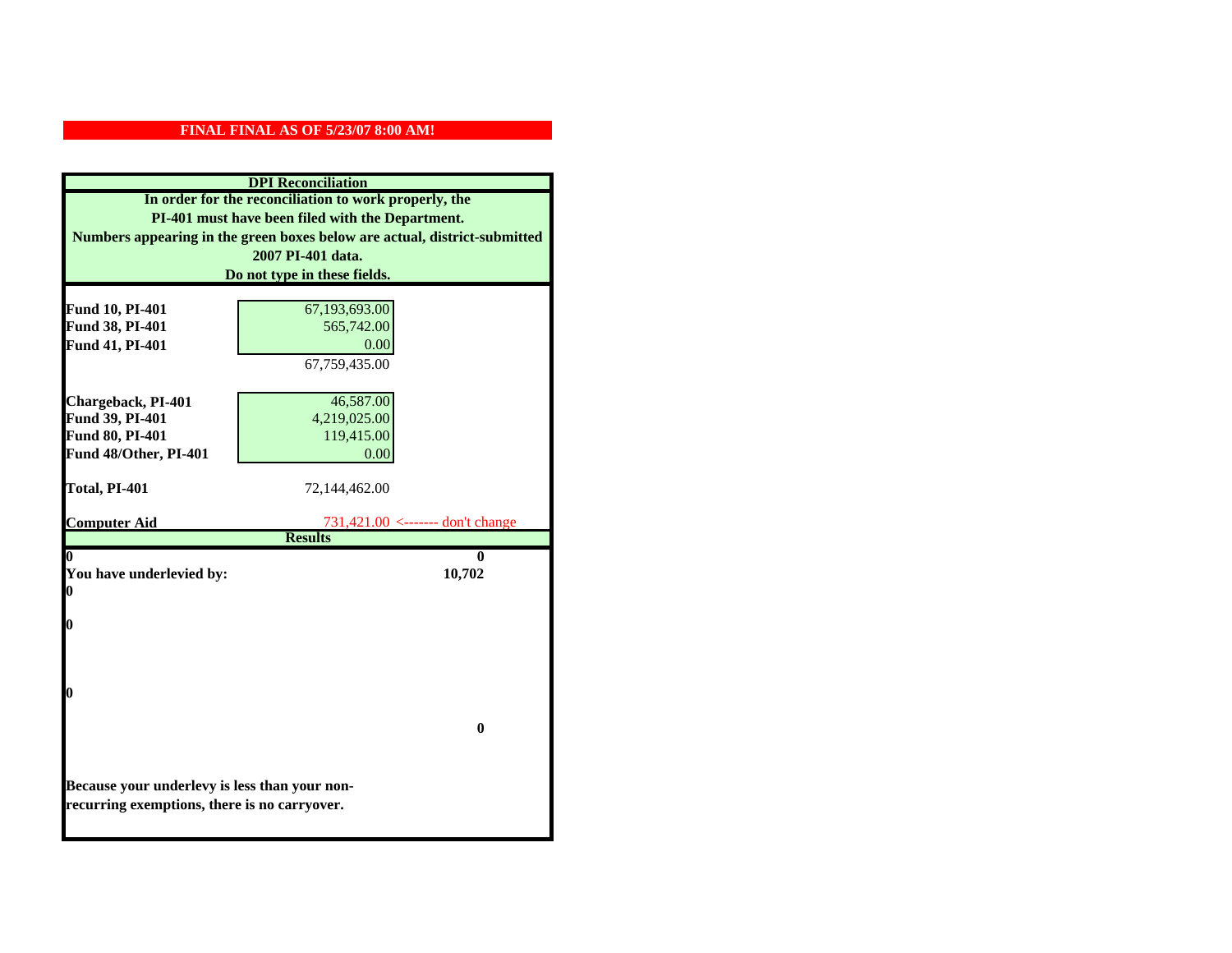**FINAL FINAL AS OF 5/23/07 8:00 AM!**

**DPI Reconciliation**

**In order for the reconciliation to work properly, the PI-401 must have been filed with the Department. Numbers appearing in the green boxes below are actual, district-submitted 2007 PI-401 data. Do not type in these fields.**

| | | |
|---|---|---|
| **Fund 10, PI-401** | 67,193,693.00 | |
| **Fund 38, PI-401** | 565,742.00 | |
| **Fund 41, PI-401** | 0.00 | |
| | 67,759,435.00 | |
| **Chargeback, PI-401** | 46,587.00 | |
| **Fund 39, PI-401** | 4,219,025.00 | |
| **Fund 80, PI-401** | 119,415.00 | |
| **Fund 48/Other, PI-401** | 0.00 | |
| **Total, PI-401** | 72,144,462.00 | |
| **Computer Aid** | 731,421.00 | <------- don't change |

**Results**

| | |
|---|---|
| **0** | **0** |
| **You have underlevied by:** | **10,702** |
| **0** | |
| **0** | |
| **0** | |
| | **0** |

**Because your underlevy is less than your non-recurring exemptions, there is no carryover.**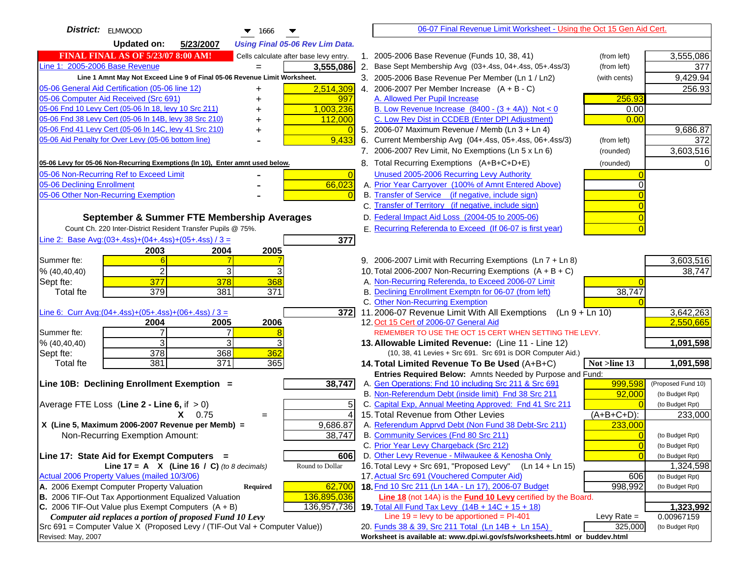**District:** ELMWOOD 1666

**Updated on:** 5/23/2007 *Using Final 05-06 Rev Lim Data.*

**FINAL FINAL AS OF 5/23/07 8:00 AM!** Cells calculate after base levy entry.

| | | |
|---|---|---|
| Line 1: 2005-2006 Base Revenue | = | 3,555,086 |
| Line 1 Amnt May Not Exceed Line 9 of Final 05-06 Revenue Limit Worksheet. | | |
| 05-06 General Aid Certification (05-06 line 12) | + | 2,514,309 |
| 05-06 Computer Aid Received (Src 691) | + | 997 |
| 05-06 Fnd 10 Levy Cert (05-06 ln 18, levy 10 Src 211) | + | 1,003,236 |
| 05-06 Fnd 38 Levy Cert (05-06 ln 14B, levy 38 Src 210) | + | 112,000 |
| 05-06 Fnd 41 Levy Cert (05-06 ln 14C, levy 41 Src 210) | + | 0 |
| 05-06 Aid Penalty for Over Levy (05-06 bottom line) | - | 9,433 |

**05-06 Levy for 05-06 Non-Recurring Exemptions (ln 10), Enter amnt used below.**

| | | |
|---|---|---|
| 05-06 Non-Recurring Ref to Exceed Limit | - | 0 |
| 05-06 Declining Enrollment | - | 66,023 |
| 05-06 Other Non-Recurring Exemption | - | 0 |

**September & Summer FTE Membership Averages**

Count Ch. 220 Inter-District Resident Transfer Pupils @ 75%.

Line 2: Base Avg:(03+.4ss)+(04+.4ss)+(05+.4ss) / 3 = **377**

| | 2003 | 2004 | 2005 |
|---|---|---|---|
| Summer fte: | 6 | 7 | 7 |
| % (40,40,40) | 2 | 3 | 3 |
| Sept fte: | 377 | 378 | 368 |
| Total fte | 379 | 381 | 371 |

Line 6: Curr Avg:(04+.4ss)+(05+.4ss)+(06+.4ss) / 3 = **372**

| | 2004 | 2005 | 2006 |
|---|---|---|---|
| Summer fte: | 7 | 7 | 8 |
| % (40,40,40) | 3 | 3 | 3 |
| Sept fte: | 378 | 368 | 362 |
| Total fte | 381 | 371 | 365 |

**Line 10B: Declining Enrollment Exemption =** **38,747**

| | | |
|---|---|---|
| Average FTE Loss (Line 2 - Line 6, if > 0) | | 5 |
| X 0.75 | = | 4 |
| X (Line 5, Maximum 2006-2007 Revenue per Memb) = | | 9,686.87 |
| Non-Recurring Exemption Amount: | | 38,747 |

**Line 17: State Aid for Exempt Computers =** **606**

Line 17 = A X (Line 16 / C) *(to 8 decimals)* Round to Dollar

Actual 2006 Property Values (mailed 10/3/06)

| | | |
|---|---|---|
| A. 2006 Exempt Computer Property Valuation | Required | 62,700 |
| B. 2006 TIF-Out Tax Apportionment Equalized Valuation | | 136,895,036 |
| C. 2006 TIF-Out Value plus Exempt Computers (A + B) | | 136,957,736 |

*Computer aid replaces a portion of proposed Fund 10 Levy*

Src 691 = Computer Value X (Proposed Levy / (TIF-Out Val + Computer Value))

Revised: May, 2007

---

06-07 Final Revenue Limit Worksheet - Using the Oct 15 Gen Aid Cert.

| | | | |
|---|---|---|---|
| 1. 2005-2006 Base Revenue (Funds 10, 38, 41) | (from left) | | 3,555,086 |
| 2. Base Sept Membership Avg (03+.4ss, 04+.4ss, 05+.4ss/3) | (from left) | | 377 |
| 3. 2005-2006 Base Revenue Per Member (Ln 1 / Ln2) | (with cents) | | 9,429.94 |
| 4. 2006-2007 Per Member Increase (A + B - C) | | | 256.93 |
| A. Allowed Per Pupil Increase | | 256.93 | |
| B. Low Revenue Increase (8400 - (3 + 4A)) Not < 0 | | 0.00 | |
| C. Low Rev Dist in CCDEB (Enter DPI Adjustment) | | 0.00 | |
| 5. 2006-07 Maximum Revenue / Memb (Ln 3 + Ln 4) | | | 9,686.87 |
| 6. Current Membership Avg (04+.4ss, 05+.4ss, 06+.4ss/3) | (from left) | | 372 |
| 7. 2006-2007 Rev Limit, No Exemptions (Ln 5 x Ln 6) | (rounded) | | 3,603,516 |
| 8. Total Recurring Exemptions (A+B+C+D+E) | (rounded) | | 0 |
| Unused 2005-2006 Recurring Levy Authority | | 0 | |
| A. Prior Year Carryover (100% of Amnt Entered Above) | | 0 | |
| B. Transfer of Service (if negative, include sign) | | 0 | |
| C. Transfer of Territory (if negative, include sign) | | 0 | |
| D. Federal Impact Aid Loss (2004-05 to 2005-06) | | 0 | |
| E. Recurring Referenda to Exceed (If 06-07 is first year) | | 0 | |
| 9. 2006-2007 Limit with Recurring Exemptions (Ln 7 + Ln 8) | | | 3,603,516 |
| 10. Total 2006-2007 Non-Recurring Exemptions (A + B + C) | | | 38,747 |
| A. Non-Recurring Referenda, to Exceed 2006-07 Limit | | 0 | |
| B. Declining Enrollment Exemptn for 06-07 (from left) | | 38,747 | |
| C. Other Non-Recurring Exemption | | 0 | |
| 11. 2006-07 Revenue Limit With All Exemptions (Ln 9 + Ln 10) | | | 3,642,263 |
| 12. Oct 15 Cert of 2006-07 General Aid | | | 2,550,665 |
| REMEMBER TO USE THE OCT 15 CERT WHEN SETTING THE LEVY. | | | |
| **13. Allowable Limited Revenue:** (Line 11 - Line 12) | | | **1,091,598** |
| (10, 38, 41 Levies + Src 691. Src 691 is DOR Computer Aid.) | | | |
| **14. Total Limited Revenue To Be Used** (A+B+C) | | Not >line 13 | **1,091,598** |
| Entries Required Below: Amnts Needed by Purpose and Fund: | | | |
| A. Gen Operations: Fnd 10 including Src 211 & Src 691 | | 999,598 | (Proposed Fund 10) |
| B. Non-Referendum Debt (inside limit) Fnd 38 Src 211 | | 92,000 | (to Budget Rpt) |
| C. Capital Exp, Annual Meeting Approved: Fnd 41 Src 211 | | 0 | (to Budget Rpt) |
| 15. Total Revenue from Other Levies | | (A+B+C+D): | 233,000 |
| A. Referendum Apprvd Debt (Non Fund 38 Debt-Src 211) | | 233,000 | |
| B. Community Services (Fnd 80 Src 211) | | 0 | (to Budget Rpt) |
| C. Prior Year Levy Chargeback (Src 212) | | 0 | (to Budget Rpt) |
| D. Other Levy Revenue - Milwaukee & Kenosha Only | | 0 | (to Budget Rpt) |
| 16. Total Levy + Src 691, "Proposed Levy" (Ln 14 + Ln 15) | | | 1,324,598 |
| 17. Actual Src 691 (Vouchered Computer Aid) | | 606 | (to Budget Rpt) |
| **18.** Fnd 10 Src 211 (Ln 14A - Ln 17), 2006-07 Budget | | 998,992 | (to Budget Rpt) |
| Line 18 (not 14A) is the **Fund 10 Levy** certified by the Board. | | | |
| **19.** Total All Fund Tax Levy (14B + 14C + 15 + 18) | | | **1,323,992** |
| Line 19 = levy to be apportioned = PI-401 | | Levy Rate = | 0.00967159 |
| 20. Funds 38 & 39, Src 211 Total (Ln 14B + Ln 15A) | | 325,000 | (to Budget Rpt) |

Worksheet is available at: www.dpi.wi.gov/sfs/worksheets.html or buddev.html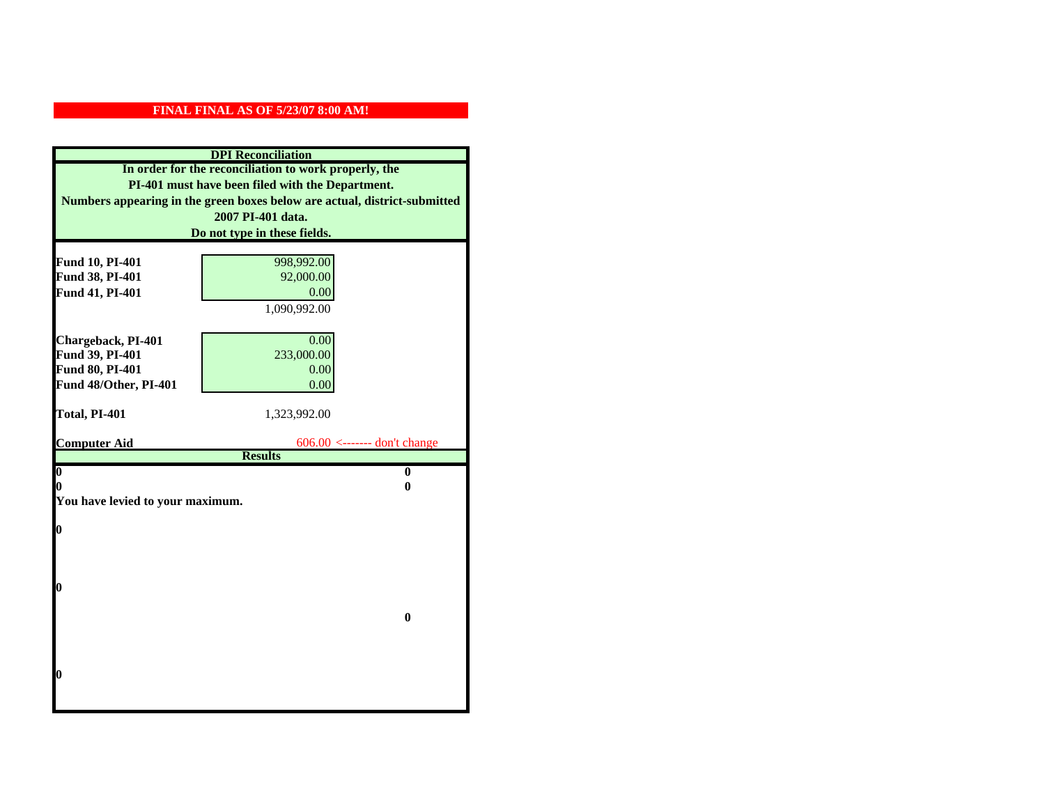**FINAL FINAL AS OF 5/23/07 8:00 AM!**

**DPI Reconciliation**

**In order for the reconciliation to work properly, the PI-401 must have been filed with the Department. Numbers appearing in the green boxes below are actual, district-submitted 2007 PI-401 data. Do not type in these fields.**

| | | |
|---|---|---|
| **Fund 10, PI-401** | 998,992.00 | |
| **Fund 38, PI-401** | 92,000.00 | |
| **Fund 41, PI-401** | 0.00 | |
| | 1,090,992.00 | |
| **Chargeback, PI-401** | 0.00 | |
| **Fund 39, PI-401** | 233,000.00 | |
| **Fund 80, PI-401** | 0.00 | |
| **Fund 48/Other, PI-401** | 0.00 | |
| **Total, PI-401** | 1,323,992.00 | |
| **Computer Aid** | 606.00 | <------- don't change |

**Results**

| | |
|---|---|
| **0** | **0** |
| **0** | **0** |

**You have levied to your maximum.**

**0**

**0**

**0**

**0**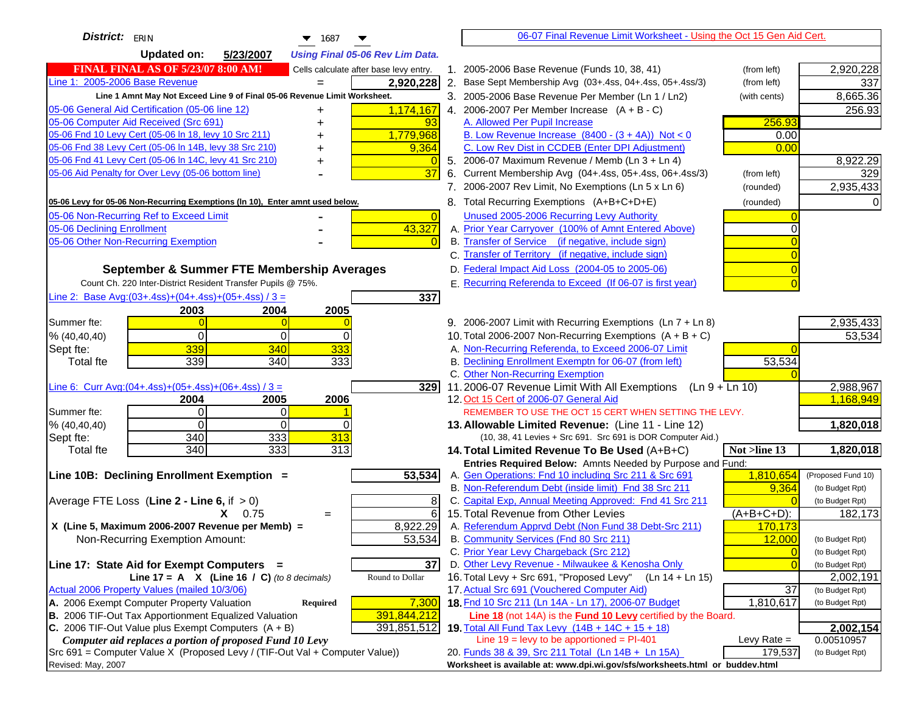**District:** ERIN 1687

**Updated on:** 5/23/2007 *Using Final 05-06 Rev Lim Data.*

**FINAL FINAL AS OF 5/23/07 8:00 AM!** Cells calculate after base levy entry.

| | | |
|---|---|---|
| Line 1: 2005-2006 Base Revenue | = | 2,920,228 |

Line 1 Amnt May Not Exceed Line 9 of Final 05-06 Revenue Limit Worksheet.

| | | |
|---|---|---|
| 05-06 General Aid Certification (05-06 line 12) | + | 1,174,167 |
| 05-06 Computer Aid Received (Src 691) | + | 93 |
| 05-06 Fnd 10 Levy Cert (05-06 ln 18, levy 10 Src 211) | + | 1,779,968 |
| 05-06 Fnd 38 Levy Cert (05-06 ln 14B, levy 38 Src 210) | + | 9,364 |
| 05-06 Fnd 41 Levy Cert (05-06 ln 14C, levy 41 Src 210) | + | 0 |
| 05-06 Aid Penalty for Over Levy (05-06 bottom line) | - | 37 |

**05-06 Levy for 05-06 Non-Recurring Exemptions (ln 10), Enter amnt used below.**

| | | |
|---|---|---|
| 05-06 Non-Recurring Ref to Exceed Limit | - | 0 |
| 05-06 Declining Enrollment | - | 43,327 |
| 05-06 Other Non-Recurring Exemption | - | 0 |

## September & Summer FTE Membership Averages

Count Ch. 220 Inter-District Resident Transfer Pupils @ 75%.

Line 2: Base Avg:(03+.4ss)+(04+.4ss)+(05+.4ss) / 3 = **337**

| | 2003 | 2004 | 2005 |
|---|---|---|---|
| Summer fte: | 0 | 0 | 0 |
| % (40,40,40) | 0 | 0 | 0 |
| Sept fte: | 339 | 340 | 333 |
| Total fte | 339 | 340 | 333 |

Line 6: Curr Avg:(04+.4ss)+(05+.4ss)+(06+.4ss) / 3 = **329**

| | 2004 | 2005 | 2006 |
|---|---|---|---|
| Summer fte: | 0 | 0 | 1 |
| % (40,40,40) | 0 | 0 | 0 |
| Sept fte: | 340 | 333 | 313 |
| Total fte | 340 | 333 | 313 |

**Line 10B: Declining Enrollment Exemption =** **53,534**

| | | |
|---|---|---|
| Average FTE Loss (Line 2 - Line 6, if > 0) | | 8 |
| X 0.75 | = | 6 |
| X (Line 5, Maximum 2006-2007 Revenue per Memb) = | | 8,922.29 |
| Non-Recurring Exemption Amount: | | 53,534 |

**Line 17: State Aid for Exempt Computers =** **37**

Line 17 = A X (Line 16 / C) *(to 8 decimals)* Round to Dollar

| | | |
|---|---|---|
| Actual 2006 Property Values (mailed 10/3/06) | | |
| A. 2006 Exempt Computer Property Valuation | Required | 7,300 |
| B. 2006 TIF-Out Tax Apportionment Equalized Valuation | | 391,844,212 |
| C. 2006 TIF-Out Value plus Exempt Computers (A + B) | | 391,851,512 |

*Computer aid replaces a portion of proposed Fund 10 Levy*

Src 691 = Computer Value X (Proposed Levy / (TIF-Out Val + Computer Value))

Revised: May, 2007

## 06-07 Final Revenue Limit Worksheet - Using the Oct 15 Gen Aid Cert.

| | | | |
|---|---|---|---|
| 1. 2005-2006 Base Revenue (Funds 10, 38, 41) | (from left) | | 2,920,228 |
| 2. Base Sept Membership Avg (03+.4ss, 04+.4ss, 05+.4ss/3) | (from left) | | 337 |
| 3. 2005-2006 Base Revenue Per Member (Ln 1 / Ln2) | (with cents) | | 8,665.36 |
| 4. 2006-2007 Per Member Increase (A + B - C) | | | 256.93 |
| A. Allowed Per Pupil Increase | | 256.93 | |
| B. Low Revenue Increase (8400 - (3 + 4A)) Not < 0 | | 0.00 | |
| C. Low Rev Dist in CCDEB (Enter DPI Adjustment) | | 0.00 | |
| 5. 2006-07 Maximum Revenue / Memb (Ln 3 + Ln 4) | | | 8,922.29 |
| 6. Current Membership Avg (04+.4ss, 05+.4ss, 06+.4ss/3) | (from left) | | 329 |
| 7. 2006-2007 Rev Limit, No Exemptions (Ln 5 x Ln 6) | (rounded) | | 2,935,433 |
| 8. Total Recurring Exemptions (A+B+C+D+E) | (rounded) | | 0 |
| Unused 2005-2006 Recurring Levy Authority | | 0 | |
| A. Prior Year Carryover (100% of Amnt Entered Above) | | 0 | |
| B. Transfer of Service (if negative, include sign) | | 0 | |
| C. Transfer of Territory (if negative, include sign) | | 0 | |
| D. Federal Impact Aid Loss (2004-05 to 2005-06) | | 0 | |
| E. Recurring Referenda to Exceed (If 06-07 is first year) | | 0 | |
| 9. 2006-2007 Limit with Recurring Exemptions (Ln 7 + Ln 8) | | | 2,935,433 |
| 10. Total 2006-2007 Non-Recurring Exemptions (A + B + C) | | | 53,534 |
| A. Non-Recurring Referenda, to Exceed 2006-07 Limit | | 0 | |
| B. Declining Enrollment Exemptn for 06-07 (from left) | | 53,534 | |
| C. Other Non-Recurring Exemption | | 0 | |
| 11. 2006-07 Revenue Limit With All Exemptions (Ln 9 + Ln 10) | | | 2,988,967 |
| 12. Oct 15 Cert of 2006-07 General Aid | | | 1,168,949 |
| REMEMBER TO USE THE OCT 15 CERT WHEN SETTING THE LEVY. | | | |
| **13. Allowable Limited Revenue:** (Line 11 - Line 12) | | | **1,820,018** |
| (10, 38, 41 Levies + Src 691. Src 691 is DOR Computer Aid.) | | | |
| **14. Total Limited Revenue To Be Used** (A+B+C) | | Not >line 13 | **1,820,018** |
| Entries Required Below: Amnts Needed by Purpose and Fund: | | | |
| A. Gen Operations: Fnd 10 including Src 211 & Src 691 | | 1,810,654 | (Proposed Fund 10) |
| B. Non-Referendum Debt (inside limit) Fnd 38 Src 211 | | 9,364 | (to Budget Rpt) |
| C. Capital Exp, Annual Meeting Approved: Fnd 41 Src 211 | | 0 | (to Budget Rpt) |
| 15. Total Revenue from Other Levies | | (A+B+C+D): | 182,173 |
| A. Referendum Apprvd Debt (Non Fund 38 Debt-Src 211) | | 170,173 | |
| B. Community Services (Fnd 80 Src 211) | | 12,000 | (to Budget Rpt) |
| C. Prior Year Levy Chargeback (Src 212) | | 0 | (to Budget Rpt) |
| D. Other Levy Revenue - Milwaukee & Kenosha Only | | 0 | (to Budget Rpt) |
| 16. Total Levy + Src 691, "Proposed Levy" (Ln 14 + Ln 15) | | | 2,002,191 |
| 17. Actual Src 691 (Vouchered Computer Aid) | | 37 | (to Budget Rpt) |
| **18.** Fnd 10 Src 211 (Ln 14A - Ln 17), 2006-07 Budget | | 1,810,617 | (to Budget Rpt) |
| **Line 18** (not 14A) is the **Fund 10 Levy** certified by the Board. | | | |
| **19.** Total All Fund Tax Levy (14B + 14C + 15 + 18) | | | **2,002,154** |
| Line 19 = levy to be apportioned = PI-401 | | Levy Rate = | 0.00510957 |
| 20. Funds 38 & 39, Src 211 Total (Ln 14B + Ln 15A) | | 179,537 | (to Budget Rpt) |

Worksheet is available at: www.dpi.wi.gov/sfs/worksheets.html or buddev.html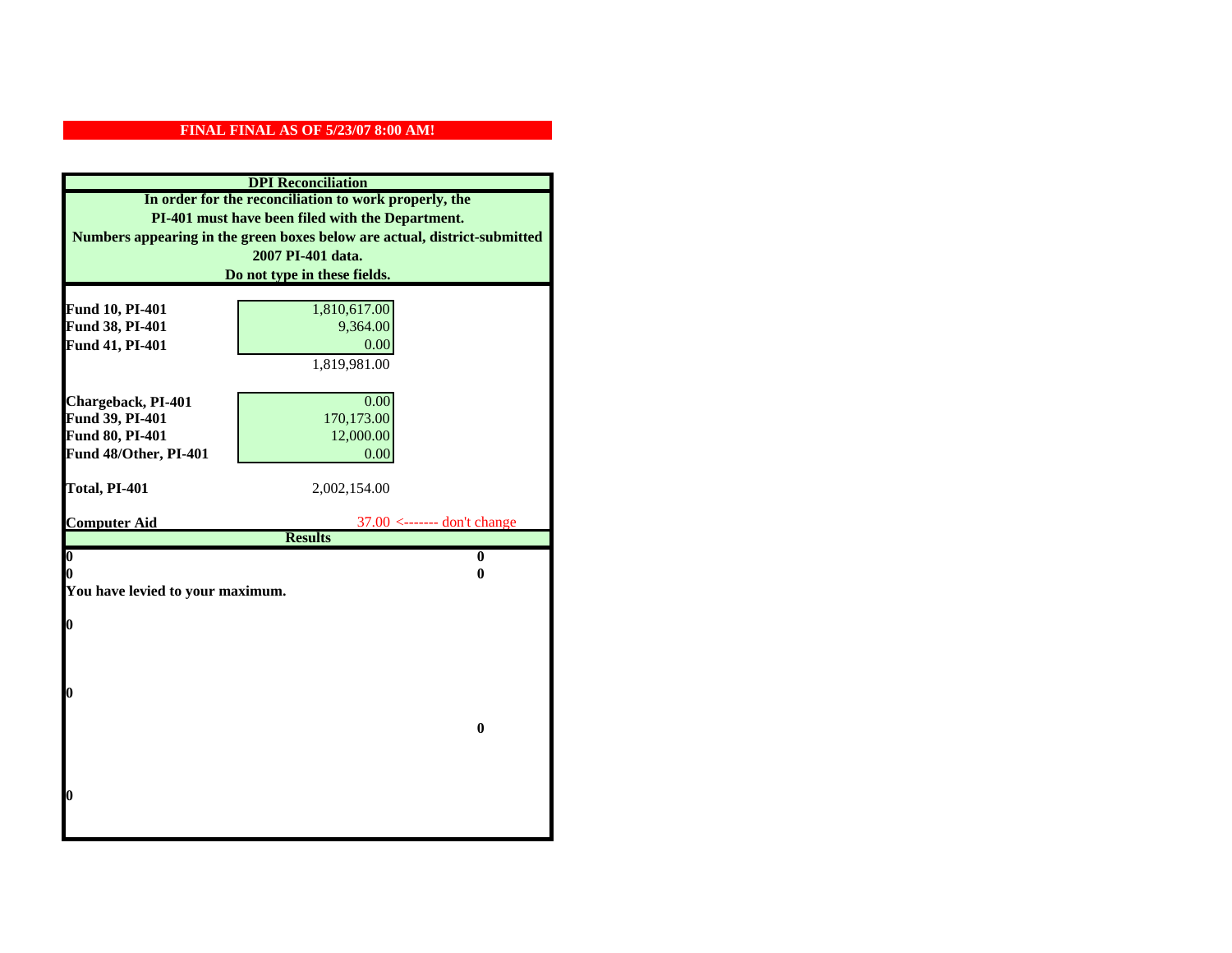**FINAL FINAL AS OF 5/23/07 8:00 AM!**

**DPI Reconciliation**

**In order for the reconciliation to work properly, the PI-401 must have been filed with the Department. Numbers appearing in the green boxes below are actual, district-submitted 2007 PI-401 data. Do not type in these fields.**

| | | |
|---|---|---|
| **Fund 10, PI-401** | 1,810,617.00 | |
| **Fund 38, PI-401** | 9,364.00 | |
| **Fund 41, PI-401** | 0.00 | |
| | 1,819,981.00 | |
| **Chargeback, PI-401** | 0.00 | |
| **Fund 39, PI-401** | 170,173.00 | |
| **Fund 80, PI-401** | 12,000.00 | |
| **Fund 48/Other, PI-401** | 0.00 | |
| **Total, PI-401** | 2,002,154.00 | |
| **Computer Aid** | 37.00 | <------- don't change |

**Results**

| | |
|---|---|
| **0** | **0** |
| **0** | **0** |

**You have levied to your maximum.**

**0**

**0**

**0**

**0**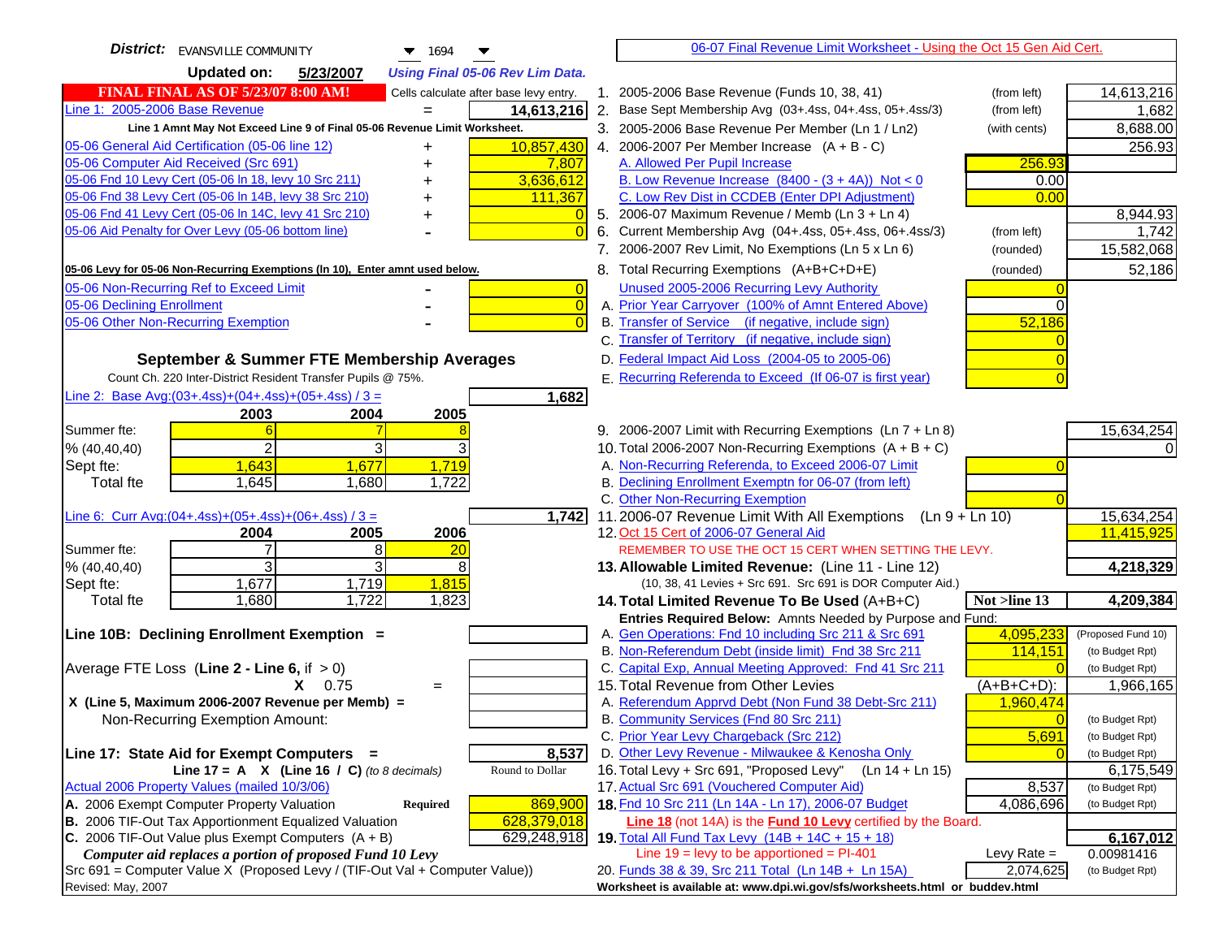**District:** EVANSVILLE COMMUNITY 1694

**Updated on:** 5/23/2007 *Using Final 05-06 Rev Lim Data.*

**FINAL FINAL AS OF 5/23/07 8:00 AM!** Cells calculate after base levy entry.

| | | |
|---|---|---|
| Line 1: 2005-2006 Base Revenue | = | 14,613,216 |
| Line 1 Amnt May Not Exceed Line 9 of Final 05-06 Revenue Limit Worksheet. | | |
| 05-06 General Aid Certification (05-06 line 12) | + | 10,857,430 |
| 05-06 Computer Aid Received (Src 691) | + | 7,807 |
| 05-06 Fnd 10 Levy Cert (05-06 ln 18, levy 10 Src 211) | + | 3,636,612 |
| 05-06 Fnd 38 Levy Cert (05-06 ln 14B, levy 38 Src 210) | + | 111,367 |
| 05-06 Fnd 41 Levy Cert (05-06 ln 14C, levy 41 Src 210) | + | 0 |
| 05-06 Aid Penalty for Over Levy (05-06 bottom line) | - | 0 |

**05-06 Levy for 05-06 Non-Recurring Exemptions (ln 10), Enter amnt used below.**

| | | |
|---|---|---|
| 05-06 Non-Recurring Ref to Exceed Limit | - | 0 |
| 05-06 Declining Enrollment | - | 0 |
| 05-06 Other Non-Recurring Exemption | - | 0 |

**September & Summer FTE Membership Averages**

Count Ch. 220 Inter-District Resident Transfer Pupils @ 75%.

Line 2: Base Avg:(03+.4ss)+(04+.4ss)+(05+.4ss) / 3 = **1,682**

| | 2003 | 2004 | 2005 |
|---|---|---|---|
| Summer fte: | 6 | 7 | 8 |
| % (40,40,40) | 2 | 3 | 3 |
| Sept fte: | 1,643 | 1,677 | 1,719 |
| Total fte | 1,645 | 1,680 | 1,722 |

Line 6: Curr Avg:(04+.4ss)+(05+.4ss)+(06+.4ss) / 3 = **1,742**

| | 2004 | 2005 | 2006 |
|---|---|---|---|
| Summer fte: | 7 | 8 | 20 |
| % (40,40,40) | 3 | 3 | 8 |
| Sept fte: | 1,677 | 1,719 | 1,815 |
| Total fte | 1,680 | 1,722 | 1,823 |

**Line 10B: Declining Enrollment Exemption =**

Average FTE Loss (Line 2 - Line 6, if > 0)

X 0.75 =

X (Line 5, Maximum 2006-2007 Revenue per Memb) =

Non-Recurring Exemption Amount:

**Line 17: State Aid for Exempt Computers =** **8,537**

Line 17 = A X (Line 16 / C) *(to 8 decimals)* Round to Dollar

Actual 2006 Property Values (mailed 10/3/06)

| | | |
|---|---|---|
| A. 2006 Exempt Computer Property Valuation | Required | 869,900 |
| B. 2006 TIF-Out Tax Apportionment Equalized Valuation | | 628,379,018 |
| C. 2006 TIF-Out Value plus Exempt Computers (A + B) | | 629,248,918 |

*Computer aid replaces a portion of proposed Fund 10 Levy*

Src 691 = Computer Value X (Proposed Levy / (TIF-Out Val + Computer Value))

Revised: May, 2007

## 06-07 Final Revenue Limit Worksheet - Using the Oct 15 Gen Aid Cert.

| | | | |
|---|---|---|---|
| 1. 2005-2006 Base Revenue (Funds 10, 38, 41) | (from left) | | 14,613,216 |
| 2. Base Sept Membership Avg (03+.4ss, 04+.4ss, 05+.4ss/3) | (from left) | | 1,682 |
| 3. 2005-2006 Base Revenue Per Member (Ln 1 / Ln2) | (with cents) | | 8,688.00 |
| 4. 2006-2007 Per Member Increase (A + B - C) | | | 256.93 |
| A. Allowed Per Pupil Increase | | 256.93 | |
| B. Low Revenue Increase (8400 - (3 + 4A)) Not < 0 | | 0.00 | |
| C. Low Rev Dist in CCDEB (Enter DPI Adjustment) | | 0.00 | |
| 5. 2006-07 Maximum Revenue / Memb (Ln 3 + Ln 4) | | | 8,944.93 |
| 6. Current Membership Avg (04+.4ss, 05+.4ss, 06+.4ss/3) | (from left) | | 1,742 |
| 7. 2006-2007 Rev Limit, No Exemptions (Ln 5 x Ln 6) | (rounded) | | 15,582,068 |
| 8. Total Recurring Exemptions (A+B+C+D+E) | (rounded) | | 52,186 |
| Unused 2005-2006 Recurring Levy Authority | | 0 | |
| A. Prior Year Carryover (100% of Amnt Entered Above) | | 0 | |
| B. Transfer of Service (if negative, include sign) | | 52,186 | |
| C. Transfer of Territory (if negative, include sign) | | 0 | |
| D. Federal Impact Aid Loss (2004-05 to 2005-06) | | 0 | |
| E. Recurring Referenda to Exceed (If 06-07 is first year) | | 0 | |
| 9. 2006-2007 Limit with Recurring Exemptions (Ln 7 + Ln 8) | | | 15,634,254 |
| 10. Total 2006-2007 Non-Recurring Exemptions (A + B + C) | | | 0 |
| A. Non-Recurring Referenda, to Exceed 2006-07 Limit | | 0 | |
| B. Declining Enrollment Exemptn for 06-07 (from left) | | | |
| C. Other Non-Recurring Exemption | | 0 | |
| 11. 2006-07 Revenue Limit With All Exemptions (Ln 9 + Ln 10) | | | 15,634,254 |
| 12. Oct 15 Cert of 2006-07 General Aid | | | 11,415,925 |
| REMEMBER TO USE THE OCT 15 CERT WHEN SETTING THE LEVY. | | | |
| **13. Allowable Limited Revenue:** (Line 11 - Line 12) | | | **4,218,329** |
| (10, 38, 41 Levies + Src 691. Src 691 is DOR Computer Aid.) | | | |
| **14. Total Limited Revenue To Be Used** (A+B+C) | | Not >line 13 | **4,209,384** |
| Entries Required Below: Amnts Needed by Purpose and Fund: | | | |
| A. Gen Operations: Fnd 10 including Src 211 & Src 691 | | 4,095,233 | (Proposed Fund 10) |
| B. Non-Referendum Debt (inside limit) Fnd 38 Src 211 | | 114,151 | (to Budget Rpt) |
| C. Capital Exp, Annual Meeting Approved: Fnd 41 Src 211 | | 0 | (to Budget Rpt) |
| 15. Total Revenue from Other Levies | | (A+B+C+D): | 1,966,165 |
| A. Referendum Apprvd Debt (Non Fund 38 Debt-Src 211) | | 1,960,474 | |
| B. Community Services (Fnd 80 Src 211) | | 0 | (to Budget Rpt) |
| C. Prior Year Levy Chargeback (Src 212) | | 5,691 | (to Budget Rpt) |
| D. Other Levy Revenue - Milwaukee & Kenosha Only | | 0 | (to Budget Rpt) |
| 16. Total Levy + Src 691, "Proposed Levy" (Ln 14 + Ln 15) | | | 6,175,549 |
| 17. Actual Src 691 (Vouchered Computer Aid) | | 8,537 | (to Budget Rpt) |
| **18.** Fnd 10 Src 211 (Ln 14A - Ln 17), 2006-07 Budget | | 4,086,696 | (to Budget Rpt) |
| **Line 18** (not 14A) is the **Fund 10 Levy** certified by the Board. | | | |
| **19.** Total All Fund Tax Levy (14B + 14C + 15 + 18) | | | **6,167,012** |
| Line 19 = levy to be apportioned = PI-401 | | Levy Rate = | 0.00981416 |
| 20. Funds 38 & 39, Src 211 Total (Ln 14B + Ln 15A) | | 2,074,625 | (to Budget Rpt) |

Worksheet is available at: www.dpi.wi.gov/sfs/worksheets.html or buddev.html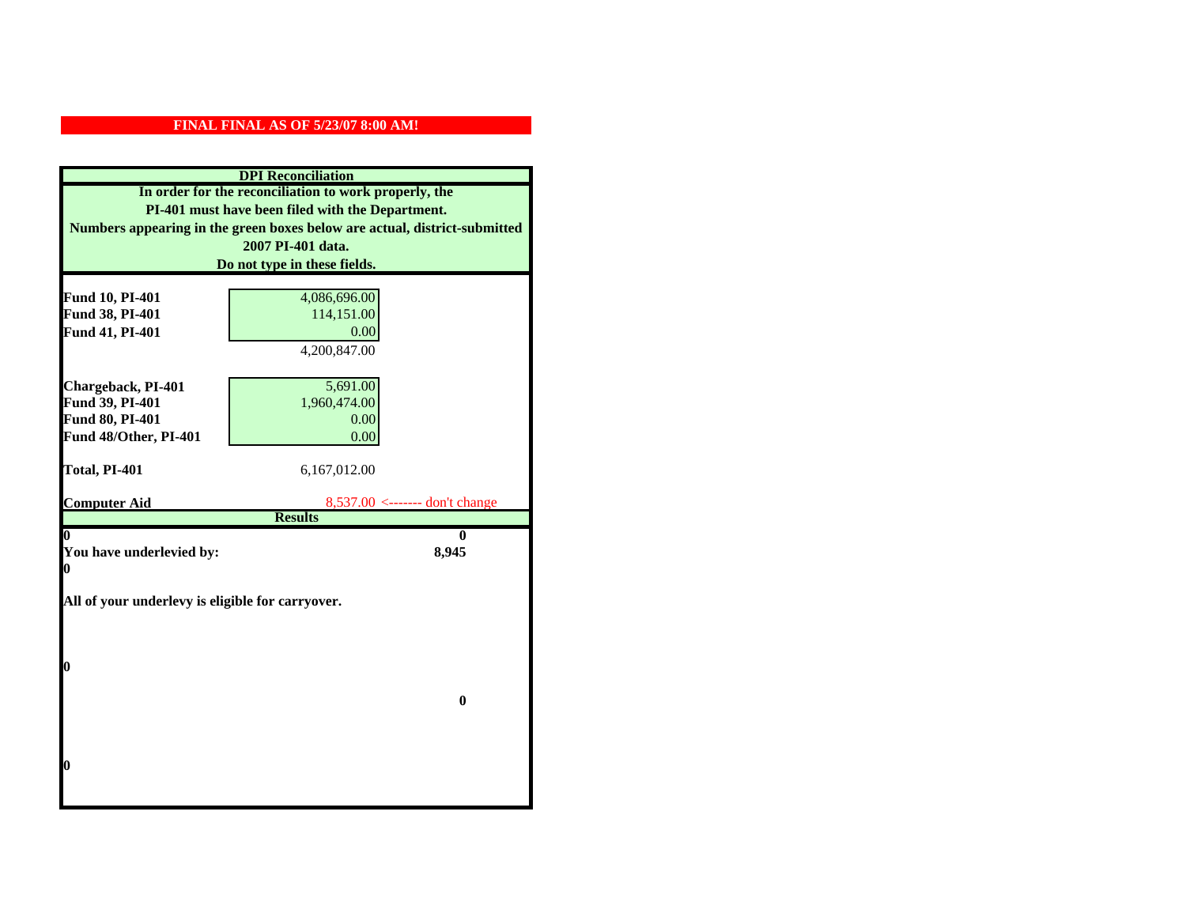**FINAL FINAL AS OF 5/23/07 8:00 AM!**

**DPI Reconciliation**

**In order for the reconciliation to work properly, the PI-401 must have been filed with the Department. Numbers appearing in the green boxes below are actual, district-submitted 2007 PI-401 data. Do not type in these fields.**

| | | |
|---|---|---|
| **Fund 10, PI-401** | 4,086,696.00 | |
| **Fund 38, PI-401** | 114,151.00 | |
| **Fund 41, PI-401** | 0.00 | |
| | 4,200,847.00 | |
| | | |
| **Chargeback, PI-401** | 5,691.00 | |
| **Fund 39, PI-401** | 1,960,474.00 | |
| **Fund 80, PI-401** | 0.00 | |
| **Fund 48/Other, PI-401** | 0.00 | |
| | | |
| **Total, PI-401** | 6,167,012.00 | |
| | | |
| **Computer Aid** | 8,537.00 | <------- don't change |

**Results**

| | |
|---|---|
| **0** | **0** |
| **You have underlevied by:** | **8,945** |
| **0** | |

**All of your underlevy is eligible for carryover.**

**0**

**0**

**0**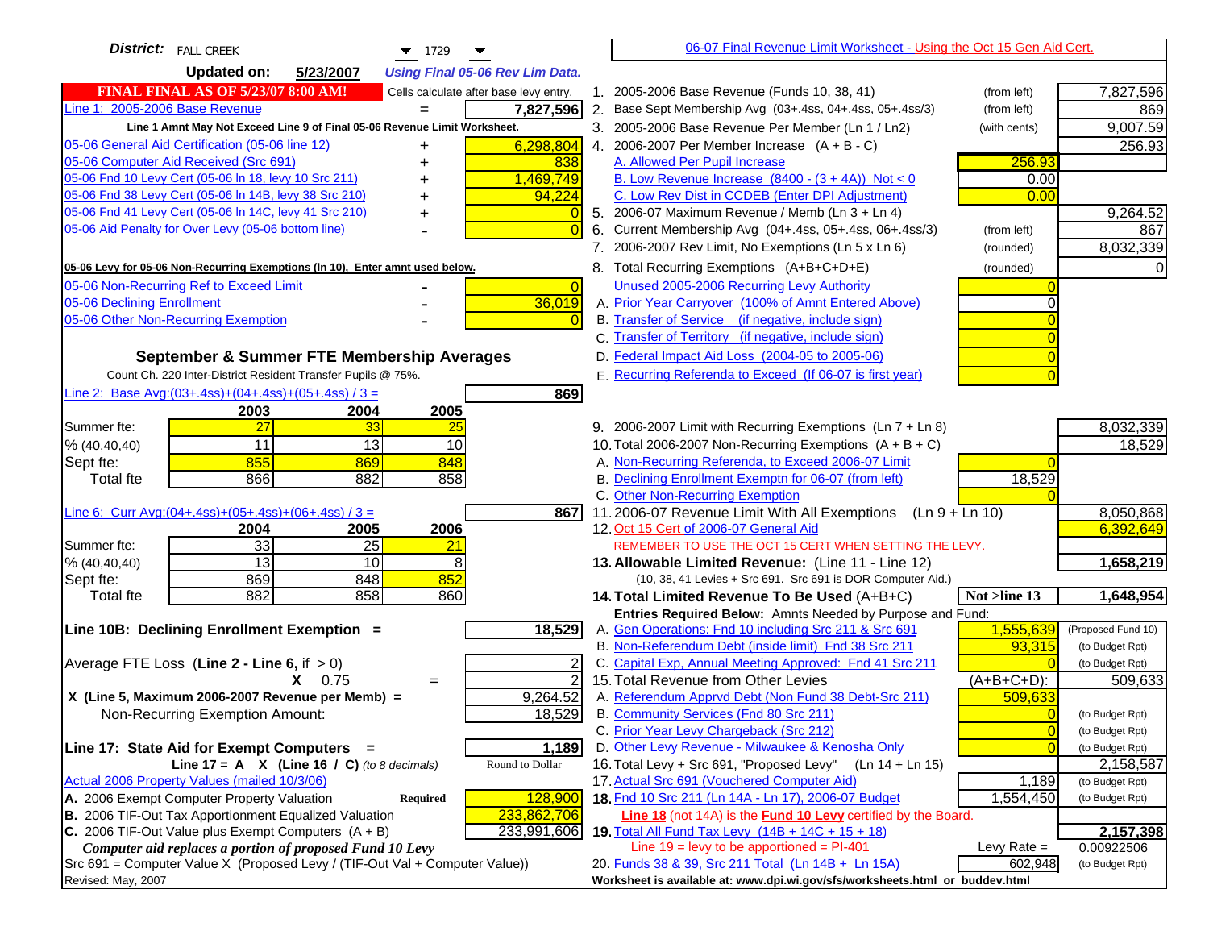**District:** FALL CREEK 1729

**Updated on:** 5/23/2007 *Using Final 05-06 Rev Lim Data.*

**FINAL FINAL AS OF 5/23/07 8:00 AM!** Cells calculate after base levy entry.

| | | |
|---|---|---|
| Line 1: 2005-2006 Base Revenue | = | 7,827,596 |

Line 1 Amnt May Not Exceed Line 9 of Final 05-06 Revenue Limit Worksheet.

| | | |
|---|---|---|
| 05-06 General Aid Certification (05-06 line 12) | + | 6,298,804 |
| 05-06 Computer Aid Received (Src 691) | + | 838 |
| 05-06 Fnd 10 Levy Cert (05-06 ln 18, levy 10 Src 211) | + | 1,469,749 |
| 05-06 Fnd 38 Levy Cert (05-06 ln 14B, levy 38 Src 210) | + | 94,224 |
| 05-06 Fnd 41 Levy Cert (05-06 ln 14C, levy 41 Src 210) | + | 0 |
| 05-06 Aid Penalty for Over Levy (05-06 bottom line) | - | 0 |

**05-06 Levy for 05-06 Non-Recurring Exemptions (ln 10), Enter amnt used below.**

| | | |
|---|---|---|
| 05-06 Non-Recurring Ref to Exceed Limit | - | 0 |
| 05-06 Declining Enrollment | - | 36,019 |
| 05-06 Other Non-Recurring Exemption | - | 0 |

## September & Summer FTE Membership Averages

Count Ch. 220 Inter-District Resident Transfer Pupils @ 75%.

Line 2: Base Avg:(03+.4ss)+(04+.4ss)+(05+.4ss) / 3 = **869**

| | 2003 | 2004 | 2005 |
|---|---|---|---|
| Summer fte: | 27 | 33 | 25 |
| % (40,40,40) | 11 | 13 | 10 |
| Sept fte: | 855 | 869 | 848 |
| Total fte | 866 | 882 | 858 |

Line 6: Curr Avg:(04+.4ss)+(05+.4ss)+(06+.4ss) / 3 = **867**

| | 2004 | 2005 | 2006 |
|---|---|---|---|
| Summer fte: | 33 | 25 | 21 |
| % (40,40,40) | 13 | 10 | 8 |
| Sept fte: | 869 | 848 | 852 |
| Total fte | 882 | 858 | 860 |

**Line 10B: Declining Enrollment Exemption =** **18,529**

| | | |
|---|---|---|
| Average FTE Loss (Line 2 - Line 6, if > 0) | | 2 |
| X 0.75 | = | 2 |
| X (Line 5, Maximum 2006-2007 Revenue per Memb) = | | 9,264.52 |
| Non-Recurring Exemption Amount: | | 18,529 |

**Line 17: State Aid for Exempt Computers =** **1,189**

Line 17 = A X (Line 16 / C) *(to 8 decimals)* Round to Dollar

Actual 2006 Property Values (mailed 10/3/06)

| | | |
|---|---|---|
| A. 2006 Exempt Computer Property Valuation | Required | 128,900 |
| B. 2006 TIF-Out Tax Apportionment Equalized Valuation | | 233,862,706 |
| C. 2006 TIF-Out Value plus Exempt Computers (A + B) | | 233,991,606 |

*Computer aid replaces a portion of proposed Fund 10 Levy*

Src 691 = Computer Value X (Proposed Levy / (TIF-Out Val + Computer Value))

Revised: May, 2007

## 06-07 Final Revenue Limit Worksheet - Using the Oct 15 Gen Aid Cert.

| | | | |
|---|---|---|---|
| 1. 2005-2006 Base Revenue (Funds 10, 38, 41) | (from left) | | 7,827,596 |
| 2. Base Sept Membership Avg (03+.4ss, 04+.4ss, 05+.4ss/3) | (from left) | | 869 |
| 3. 2005-2006 Base Revenue Per Member (Ln 1 / Ln2) | (with cents) | | 9,007.59 |
| 4. 2006-2007 Per Member Increase (A + B - C) | | | 256.93 |
| A. Allowed Per Pupil Increase | | 256.93 | |
| B. Low Revenue Increase (8400 - (3 + 4A)) Not < 0 | | 0.00 | |
| C. Low Rev Dist in CCDEB (Enter DPI Adjustment) | | 0.00 | |
| 5. 2006-07 Maximum Revenue / Memb (Ln 3 + Ln 4) | | | 9,264.52 |
| 6. Current Membership Avg (04+.4ss, 05+.4ss, 06+.4ss/3) | (from left) | | 867 |
| 7. 2006-2007 Rev Limit, No Exemptions (Ln 5 x Ln 6) | (rounded) | | 8,032,339 |
| 8. Total Recurring Exemptions (A+B+C+D+E) | (rounded) | | 0 |
| Unused 2005-2006 Recurring Levy Authority | | 0 | |
| A. Prior Year Carryover (100% of Amnt Entered Above) | | 0 | |
| B. Transfer of Service (if negative, include sign) | | 0 | |
| C. Transfer of Territory (if negative, include sign) | | 0 | |
| D. Federal Impact Aid Loss (2004-05 to 2005-06) | | 0 | |
| E. Recurring Referenda to Exceed (If 06-07 is first year) | | 0 | |
| 9. 2006-2007 Limit with Recurring Exemptions (Ln 7 + Ln 8) | | | 8,032,339 |
| 10. Total 2006-2007 Non-Recurring Exemptions (A + B + C) | | | 18,529 |
| A. Non-Recurring Referenda, to Exceed 2006-07 Limit | | 0 | |
| B. Declining Enrollment Exemptn for 06-07 (from left) | | 18,529 | |
| C. Other Non-Recurring Exemption | | 0 | |
| 11. 2006-07 Revenue Limit With All Exemptions (Ln 9 + Ln 10) | | | 8,050,868 |
| 12. Oct 15 Cert of 2006-07 General Aid | | | 6,392,649 |

REMEMBER TO USE THE OCT 15 CERT WHEN SETTING THE LEVY.

| | | | |
|---|---|---|---|
| **13. Allowable Limited Revenue:** (Line 11 - Line 12) | | | **1,658,219** |
| (10, 38, 41 Levies + Src 691. Src 691 is DOR Computer Aid.) | | | |
| **14. Total Limited Revenue To Be Used** (A+B+C) | | Not >line 13 | **1,648,954** |
| **Entries Required Below:** Amnts Needed by Purpose and Fund: | | | |
| A. Gen Operations: Fnd 10 including Src 211 & Src 691 | | 1,555,639 | (Proposed Fund 10) |
| B. Non-Referendum Debt (inside limit) Fnd 38 Src 211 | | 93,315 | (to Budget Rpt) |
| C. Capital Exp, Annual Meeting Approved: Fnd 41 Src 211 | | 0 | (to Budget Rpt) |
| 15. Total Revenue from Other Levies | | (A+B+C+D): | 509,633 |
| A. Referendum Apprvd Debt (Non Fund 38 Debt-Src 211) | | 509,633 | |
| B. Community Services (Fnd 80 Src 211) | | 0 | (to Budget Rpt) |
| C. Prior Year Levy Chargeback (Src 212) | | 0 | (to Budget Rpt) |
| D. Other Levy Revenue - Milwaukee & Kenosha Only | | 0 | (to Budget Rpt) |
| 16. Total Levy + Src 691, "Proposed Levy" (Ln 14 + Ln 15) | | | 2,158,587 |
| 17. Actual Src 691 (Vouchered Computer Aid) | | 1,189 | (to Budget Rpt) |
| **18.** Fnd 10 Src 211 (Ln 14A - Ln 17), 2006-07 Budget | | 1,554,450 | (to Budget Rpt) |
| **Line 18** (not 14A) is the **Fund 10 Levy** certified by the Board. | | | |
| **19.** Total All Fund Tax Levy (14B + 14C + 15 + 18) | | | **2,157,398** |
| Line 19 = levy to be apportioned = PI-401 | | Levy Rate = | 0.00922506 |
| 20. Funds 38 & 39, Src 211 Total (Ln 14B + Ln 15A) | | 602,948 | (to Budget Rpt) |

Worksheet is available at: www.dpi.wi.gov/sfs/worksheets.html or buddev.html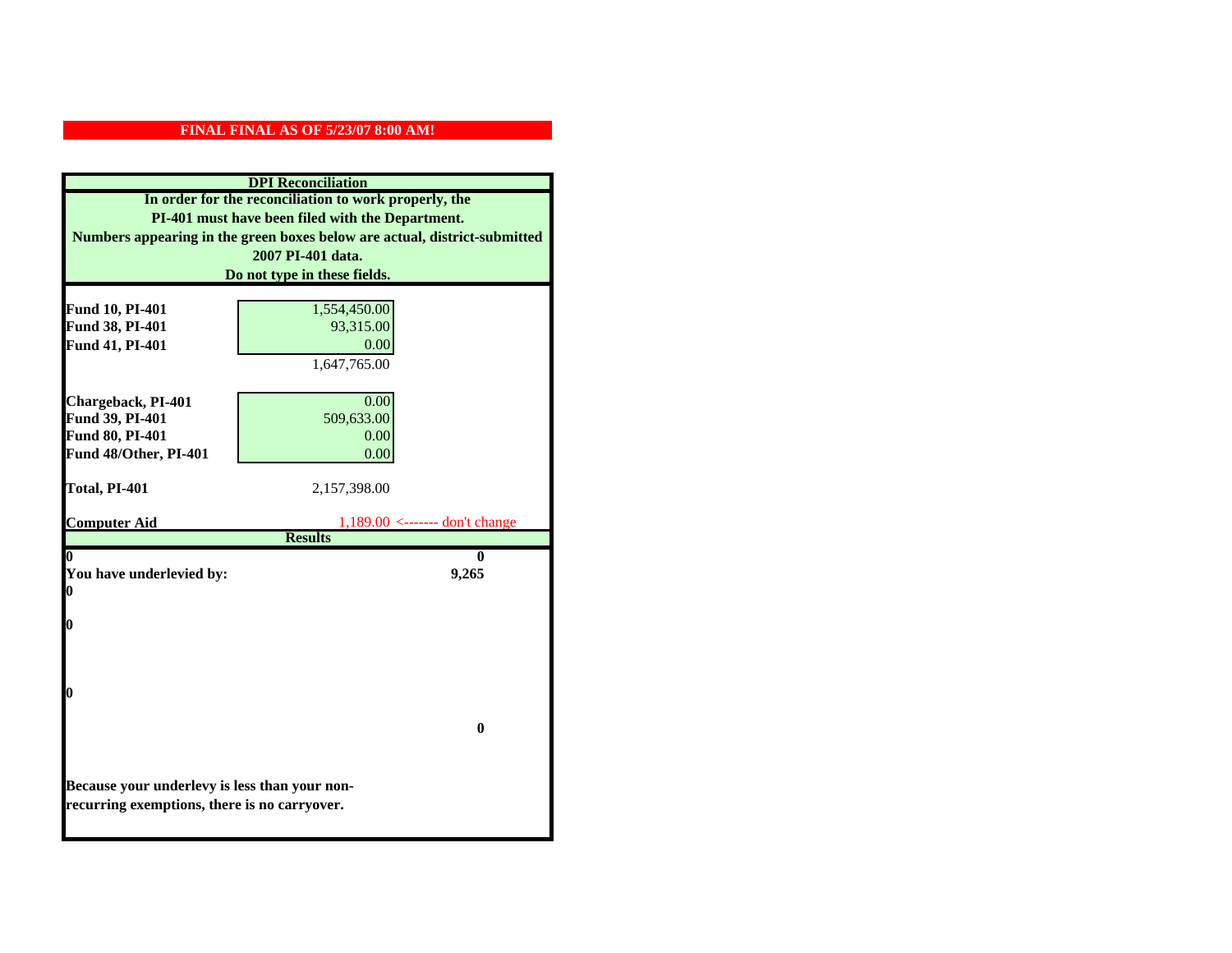**FINAL FINAL AS OF 5/23/07 8:00 AM!**

**DPI Reconciliation**

**In order for the reconciliation to work properly, the PI-401 must have been filed with the Department. Numbers appearing in the green boxes below are actual, district-submitted 2007 PI-401 data. Do not type in these fields.**

| | | |
|---|---|---|
| **Fund 10, PI-401** | 1,554,450.00 | |
| **Fund 38, PI-401** | 93,315.00 | |
| **Fund 41, PI-401** | 0.00 | |
| | 1,647,765.00 | |
| **Chargeback, PI-401** | 0.00 | |
| **Fund 39, PI-401** | 509,633.00 | |
| **Fund 80, PI-401** | 0.00 | |
| **Fund 48/Other, PI-401** | 0.00 | |
| **Total, PI-401** | 2,157,398.00 | |
| **Computer Aid** | 1,189.00 <------- don't change | |

**Results**

| | |
|---|---|
| **0** | **0** |
| **You have underlevied by:** | **9,265** |
| **0** | |
| **0** | |
| **0** | |
| | **0** |

**Because your underlevy is less than your non-recurring exemptions, there is no carryover.**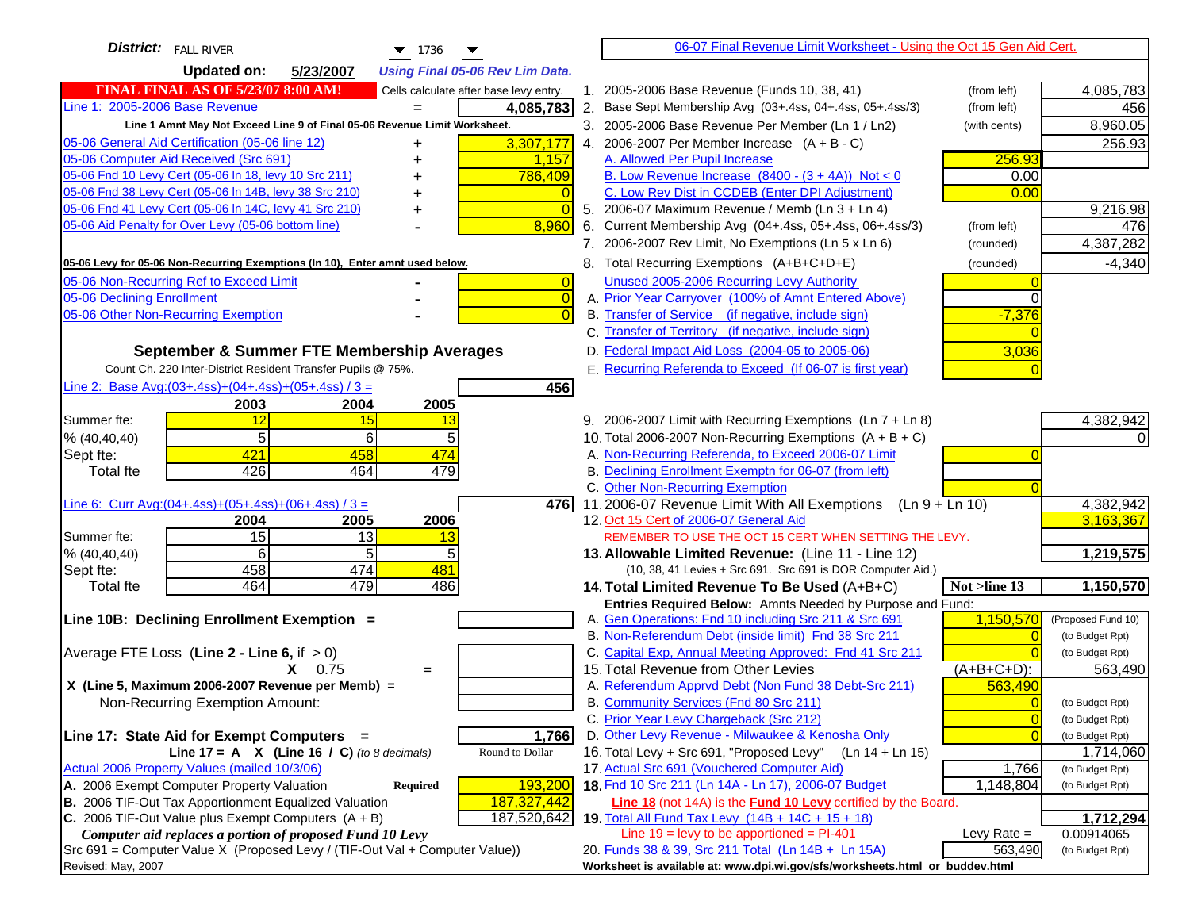**District:** FALL RIVER 1736

**Updated on:** 5/23/2007 *Using Final 05-06 Rev Lim Data.*

**FINAL FINAL AS OF 5/23/07 8:00 AM!** Cells calculate after base levy entry.

| | | |
|---|---|---|
| Line 1: 2005-2006 Base Revenue | = | 4,085,783 |
| Line 1 Amnt May Not Exceed Line 9 of Final 05-06 Revenue Limit Worksheet. | | |
| 05-06 General Aid Certification (05-06 line 12) | + | 3,307,177 |
| 05-06 Computer Aid Received (Src 691) | + | 1,157 |
| 05-06 Fnd 10 Levy Cert (05-06 ln 18, levy 10 Src 211) | + | 786,409 |
| 05-06 Fnd 38 Levy Cert (05-06 ln 14B, levy 38 Src 210) | + | 0 |
| 05-06 Fnd 41 Levy Cert (05-06 ln 14C, levy 41 Src 210) | + | 0 |
| 05-06 Aid Penalty for Over Levy (05-06 bottom line) | - | 8,960 |
| **05-06 Levy for 05-06 Non-Recurring Exemptions (ln 10), Enter amnt used below.** | | |
| 05-06 Non-Recurring Ref to Exceed Limit | - | 0 |
| 05-06 Declining Enrollment | - | 0 |
| 05-06 Other Non-Recurring Exemption | - | 0 |

**September & Summer FTE Membership Averages**

Count Ch. 220 Inter-District Resident Transfer Pupils @ 75%.

Line 2: Base Avg:(03+.4ss)+(04+.4ss)+(05+.4ss) / 3 = **456**

| | 2003 | 2004 | 2005 |
|---|---|---|---|
| Summer fte: | 12 | 15 | 13 |
| % (40,40,40) | 5 | 6 | 5 |
| Sept fte: | 421 | 458 | 474 |
| Total fte | 426 | 464 | 479 |

Line 6: Curr Avg:(04+.4ss)+(05+.4ss)+(06+.4ss) / 3 = **476**

| | 2004 | 2005 | 2006 |
|---|---|---|---|
| Summer fte: | 15 | 13 | 13 |
| % (40,40,40) | 6 | 5 | 5 |
| Sept fte: | 458 | 474 | 481 |
| Total fte | 464 | 479 | 486 |

**Line 10B: Declining Enrollment Exemption =**

Average FTE Loss (**Line 2 - Line 6**, if > 0)

X 0.75 =

X (Line 5, Maximum 2006-2007 Revenue per Memb) =

Non-Recurring Exemption Amount:

**Line 17: State Aid for Exempt Computers =** **1,766**

Line 17 = A X (Line 16 / C) *(to 8 decimals)* Round to Dollar

Actual 2006 Property Values (mailed 10/3/06)

| | | |
|---|---|---|
| A. 2006 Exempt Computer Property Valuation | Required | 193,200 |
| B. 2006 TIF-Out Tax Apportionment Equalized Valuation | | 187,327,442 |
| C. 2006 TIF-Out Value plus Exempt Computers (A + B) | | 187,520,642 |

*Computer aid replaces a portion of proposed Fund 10 Levy*

Src 691 = Computer Value X (Proposed Levy / (TIF-Out Val + Computer Value))

Revised: May, 2007

**06-07 Final Revenue Limit Worksheet - Using the Oct 15 Gen Aid Cert.**

| | | | |
|---|---|---|---|
| 1. 2005-2006 Base Revenue (Funds 10, 38, 41) | (from left) | | 4,085,783 |
| 2. Base Sept Membership Avg (03+.4ss, 04+.4ss, 05+.4ss/3) | (from left) | | 456 |
| 3. 2005-2006 Base Revenue Per Member (Ln 1 / Ln2) | (with cents) | | 8,960.05 |
| 4. 2006-2007 Per Member Increase (A + B - C) | | | 256.93 |
| A. Allowed Per Pupil Increase | | 256.93 | |
| B. Low Revenue Increase (8400 - (3 + 4A)) Not < 0 | | 0.00 | |
| C. Low Rev Dist in CCDEB (Enter DPI Adjustment) | | 0.00 | |
| 5. 2006-07 Maximum Revenue / Memb (Ln 3 + Ln 4) | | | 9,216.98 |
| 6. Current Membership Avg (04+.4ss, 05+.4ss, 06+.4ss/3) | (from left) | | 476 |
| 7. 2006-2007 Rev Limit, No Exemptions (Ln 5 x Ln 6) | (rounded) | | 4,387,282 |
| 8. Total Recurring Exemptions (A+B+C+D+E) | (rounded) | | -4,340 |
| Unused 2005-2006 Recurring Levy Authority | | 0 | |
| A. Prior Year Carryover (100% of Amnt Entered Above) | | 0 | |
| B. Transfer of Service (if negative, include sign) | | -7,376 | |
| C. Transfer of Territory (if negative, include sign) | | 0 | |
| D. Federal Impact Aid Loss (2004-05 to 2005-06) | | 3,036 | |
| E. Recurring Referenda to Exceed (If 06-07 is first year) | | 0 | |
| 9. 2006-2007 Limit with Recurring Exemptions (Ln 7 + Ln 8) | | | 4,382,942 |
| 10. Total 2006-2007 Non-Recurring Exemptions (A + B + C) | | | 0 |
| A. Non-Recurring Referenda, to Exceed 2006-07 Limit | | 0 | |
| B. Declining Enrollment Exemptn for 06-07 (from left) | | | |
| C. Other Non-Recurring Exemption | | 0 | |
| 11. 2006-07 Revenue Limit With All Exemptions (Ln 9 + Ln 10) | | | 4,382,942 |
| 12. Oct 15 Cert of 2006-07 General Aid | | | 3,163,367 |
| REMEMBER TO USE THE OCT 15 CERT WHEN SETTING THE LEVY. | | | |
| **13. Allowable Limited Revenue:** (Line 11 - Line 12) | | | **1,219,575** |
| (10, 38, 41 Levies + Src 691. Src 691 is DOR Computer Aid.) | | | |
| **14. Total Limited Revenue To Be Used** (A+B+C) | | Not >line 13 | **1,150,570** |
| **Entries Required Below: Amnts Needed by Purpose and Fund:** | | | |
| A. Gen Operations: Fnd 10 including Src 211 & Src 691 | | 1,150,570 | (Proposed Fund 10) |
| B. Non-Referendum Debt (inside limit) Fnd 38 Src 211 | | 0 | (to Budget Rpt) |
| C. Capital Exp, Annual Meeting Approved: Fnd 41 Src 211 | | 0 | (to Budget Rpt) |
| 15. Total Revenue from Other Levies | | (A+B+C+D): | 563,490 |
| A. Referendum Apprvd Debt (Non Fund 38 Debt-Src 211) | | 563,490 | |
| B. Community Services (Fnd 80 Src 211) | | 0 | (to Budget Rpt) |
| C. Prior Year Levy Chargeback (Src 212) | | 0 | (to Budget Rpt) |
| D. Other Levy Revenue - Milwaukee & Kenosha Only | | 0 | (to Budget Rpt) |
| 16. Total Levy + Src 691, "Proposed Levy" (Ln 14 + Ln 15) | | | 1,714,060 |
| 17. Actual Src 691 (Vouchered Computer Aid) | | 1,766 | (to Budget Rpt) |
| **18.** Fnd 10 Src 211 (Ln 14A - Ln 17), 2006-07 Budget | | 1,148,804 | (to Budget Rpt) |
| **Line 18** (not 14A) is the **Fund 10 Levy** certified by the Board. | | | |
| **19.** Total All Fund Tax Levy (14B + 14C + 15 + 18) | | | **1,712,294** |
| Line 19 = levy to be apportioned = PI-401 | | Levy Rate = | 0.00914065 |
| 20. Funds 38 & 39, Src 211 Total (Ln 14B + Ln 15A) | | 563,490 | (to Budget Rpt) |

**Worksheet is available at: www.dpi.wi.gov/sfs/worksheets.html or buddev.html**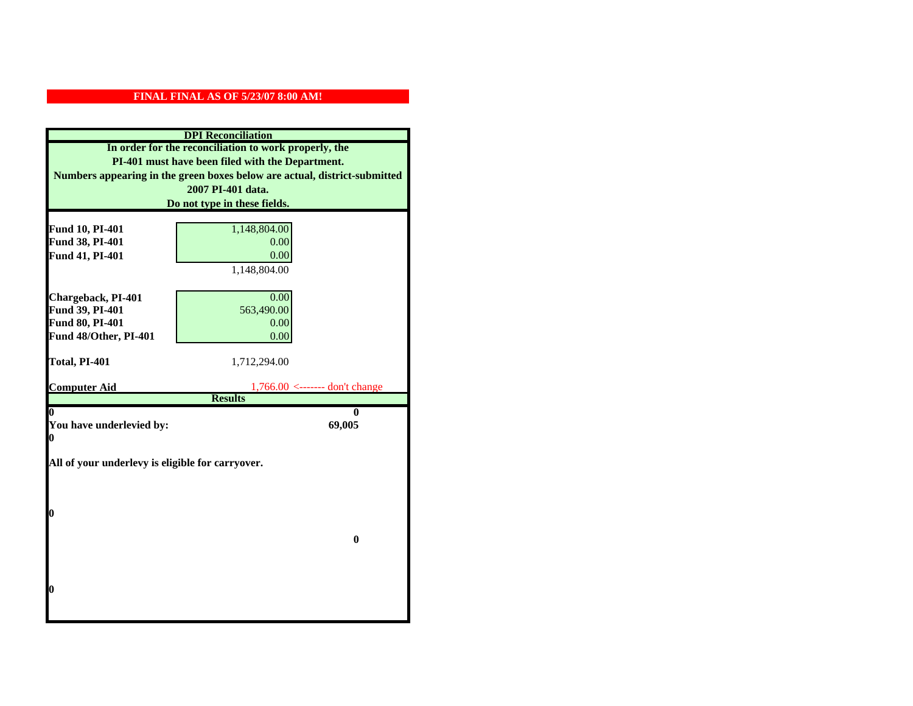**FINAL FINAL AS OF 5/23/07 8:00 AM!**

## DPI Reconciliation

**In order for the reconciliation to work properly, the PI-401 must have been filed with the Department. Numbers appearing in the green boxes below are actual, district-submitted 2007 PI-401 data. Do not type in these fields.**

| | |
|---|---|
| **Fund 10, PI-401** | 1,148,804.00 |
| **Fund 38, PI-401** | 0.00 |
| **Fund 41, PI-401** | 0.00 |
| | 1,148,804.00 |
| **Chargeback, PI-401** | 0.00 |
| **Fund 39, PI-401** | 563,490.00 |
| **Fund 80, PI-401** | 0.00 |
| **Fund 48/Other, PI-401** | 0.00 |
| **Total, PI-401** | 1,712,294.00 |
| **Computer Aid** | 1,766.00 <------- don't change |

**Results**

| | |
|---|---|
| **0** | **0** |
| **You have underlevied by:** | **69,005** |
| **0** | |

**All of your underlevy is eligible for carryover.**

**0**

**0**

**0**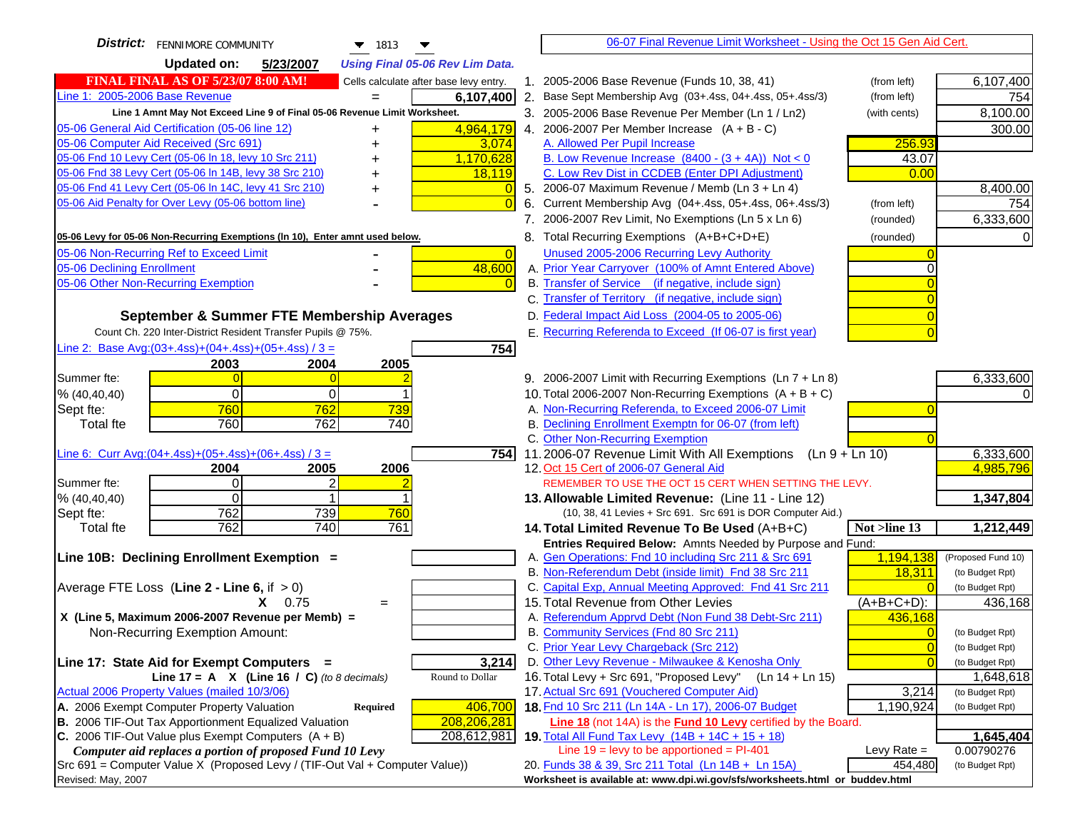**District:** FENNIMORE COMMUNITY 1813

**Updated on:** 5/23/2007 *Using Final 05-06 Rev Lim Data.*

**FINAL FINAL AS OF 5/23/07 8:00 AM!** Cells calculate after base levy entry.

| | | |
|---|---|---|
| Line 1: 2005-2006 Base Revenue | = | 6,107,400 |

Line 1 Amnt May Not Exceed Line 9 of Final 05-06 Revenue Limit Worksheet.

| | | |
|---|---|---|
| 05-06 General Aid Certification (05-06 line 12) | + | 4,964,179 |
| 05-06 Computer Aid Received (Src 691) | + | 3,074 |
| 05-06 Fnd 10 Levy Cert (05-06 ln 18, levy 10 Src 211) | + | 1,170,628 |
| 05-06 Fnd 38 Levy Cert (05-06 ln 14B, levy 38 Src 210) | + | 18,119 |
| 05-06 Fnd 41 Levy Cert (05-06 ln 14C, levy 41 Src 210) | + | 0 |
| 05-06 Aid Penalty for Over Levy (05-06 bottom line) | - | 0 |

**05-06 Levy for 05-06 Non-Recurring Exemptions (ln 10), Enter amnt used below.**

| | | |
|---|---|---|
| 05-06 Non-Recurring Ref to Exceed Limit | - | 0 |
| 05-06 Declining Enrollment | - | 48,600 |
| 05-06 Other Non-Recurring Exemption | - | 0 |

### September & Summer FTE Membership Averages

Count Ch. 220 Inter-District Resident Transfer Pupils @ 75%.

Line 2: Base Avg:(03+.4ss)+(04+.4ss)+(05+.4ss) / 3 = **754**

| | 2003 | 2004 | 2005 |
|---|---|---|---|
| Summer fte: | 0 | 0 | 2 |
| % (40,40,40) | 0 | 0 | 1 |
| Sept fte: | 760 | 762 | 739 |
| Total fte | 760 | 762 | 740 |

Line 6: Curr Avg:(04+.4ss)+(05+.4ss)+(06+.4ss) / 3 = **754**

| | 2004 | 2005 | 2006 |
|---|---|---|---|
| Summer fte: | 0 | 2 | 2 |
| % (40,40,40) | 0 | 1 | 1 |
| Sept fte: | 762 | 739 | 760 |
| Total fte | 762 | 740 | 761 |

**Line 10B: Declining Enrollment Exemption =**

Average FTE Loss (**Line 2 - Line 6**, if > 0)

X 0.75 =

X (Line 5, Maximum 2006-2007 Revenue per Memb) =

Non-Recurring Exemption Amount:

**Line 17: State Aid for Exempt Computers =** **3,214**

Line 17 = A X (Line 16 / C) *(to 8 decimals)* Round to Dollar

Actual 2006 Property Values (mailed 10/3/06)

| | | |
|---|---|---|
| A. 2006 Exempt Computer Property Valuation | Required | 406,700 |
| B. 2006 TIF-Out Tax Apportionment Equalized Valuation | | 208,206,281 |
| C. 2006 TIF-Out Value plus Exempt Computers (A + B) | | 208,612,981 |

*Computer aid replaces a portion of proposed Fund 10 Levy*

Src 691 = Computer Value X (Proposed Levy / (TIF-Out Val + Computer Value))

Revised: May, 2007

---

06-07 Final Revenue Limit Worksheet - Using the Oct 15 Gen Aid Cert.

| | | | |
|---|---|---|---|
| 1. 2005-2006 Base Revenue (Funds 10, 38, 41) | (from left) | | 6,107,400 |
| 2. Base Sept Membership Avg (03+.4ss, 04+.4ss, 05+.4ss/3) | (from left) | | 754 |
| 3. 2005-2006 Base Revenue Per Member (Ln 1 / Ln2) | (with cents) | | 8,100.00 |
| 4. 2006-2007 Per Member Increase (A + B - C) | | | 300.00 |
| A. Allowed Per Pupil Increase | | 256.93 | |
| B. Low Revenue Increase (8400 - (3 + 4A)) Not < 0 | | 43.07 | |
| C. Low Rev Dist in CCDEB (Enter DPI Adjustment) | | 0.00 | |
| 5. 2006-07 Maximum Revenue / Memb (Ln 3 + Ln 4) | | | 8,400.00 |
| 6. Current Membership Avg (04+.4ss, 05+.4ss, 06+.4ss/3) | (from left) | | 754 |
| 7. 2006-2007 Rev Limit, No Exemptions (Ln 5 x Ln 6) | (rounded) | | 6,333,600 |
| 8. Total Recurring Exemptions (A+B+C+D+E) | (rounded) | | 0 |
| Unused 2005-2006 Recurring Levy Authority | | 0 | |
| A. Prior Year Carryover (100% of Amnt Entered Above) | | 0 | |
| B. Transfer of Service (if negative, include sign) | | 0 | |
| C. Transfer of Territory (if negative, include sign) | | 0 | |
| D. Federal Impact Aid Loss (2004-05 to 2005-06) | | 0 | |
| E. Recurring Referenda to Exceed (If 06-07 is first year) | | 0 | |
| 9. 2006-2007 Limit with Recurring Exemptions (Ln 7 + Ln 8) | | | 6,333,600 |
| 10. Total 2006-2007 Non-Recurring Exemptions (A + B + C) | | | 0 |
| A. Non-Recurring Referenda, to Exceed 2006-07 Limit | | 0 | |
| B. Declining Enrollment Exemptn for 06-07 (from left) | | | |
| C. Other Non-Recurring Exemption | | 0 | |
| 11. 2006-07 Revenue Limit With All Exemptions (Ln 9 + Ln 10) | | | 6,333,600 |
| 12. Oct 15 Cert of 2006-07 General Aid | | | 4,985,796 |

REMEMBER TO USE THE OCT 15 CERT WHEN SETTING THE LEVY.

| | | | |
|---|---|---|---|
| **13. Allowable Limited Revenue:** (Line 11 - Line 12) | | | **1,347,804** |
| (10, 38, 41 Levies + Src 691. Src 691 is DOR Computer Aid.) | | | |
| **14. Total Limited Revenue To Be Used** (A+B+C) | | **Not >line 13** | **1,212,449** |
| **Entries Required Below: Amnts Needed by Purpose and Fund:** | | | |
| A. Gen Operations: Fnd 10 including Src 211 & Src 691 | | 1,194,138 | (Proposed Fund 10) |
| B. Non-Referendum Debt (inside limit) Fnd 38 Src 211 | | 18,311 | (to Budget Rpt) |
| C. Capital Exp, Annual Meeting Approved: Fnd 41 Src 211 | | 0 | (to Budget Rpt) |
| 15. Total Revenue from Other Levies | | (A+B+C+D): | 436,168 |
| A. Referendum Apprvd Debt (Non Fund 38 Debt-Src 211) | | 436,168 | |
| B. Community Services (Fnd 80 Src 211) | | 0 | (to Budget Rpt) |
| C. Prior Year Levy Chargeback (Src 212) | | 0 | (to Budget Rpt) |
| D. Other Levy Revenue - Milwaukee & Kenosha Only | | 0 | (to Budget Rpt) |
| 16. Total Levy + Src 691, "Proposed Levy" (Ln 14 + Ln 15) | | | 1,648,618 |
| 17. Actual Src 691 (Vouchered Computer Aid) | | 3,214 | (to Budget Rpt) |
| **18.** Fnd 10 Src 211 (Ln 14A - Ln 17), 2006-07 Budget | | 1,190,924 | (to Budget Rpt) |

**Line 18** (not 14A) is the **Fund 10 Levy** certified by the Board.

| | | | |
|---|---|---|---|
| **19.** Total All Fund Tax Levy (14B + 14C + 15 + 18) | | | **1,645,404** |
| Line 19 = levy to be apportioned = PI-401 | | Levy Rate = | 0.00790276 |
| 20. Funds 38 & 39, Src 211 Total (Ln 14B + Ln 15A) | | 454,480 | (to Budget Rpt) |

**Worksheet is available at: www.dpi.wi.gov/sfs/worksheets.html or buddev.html**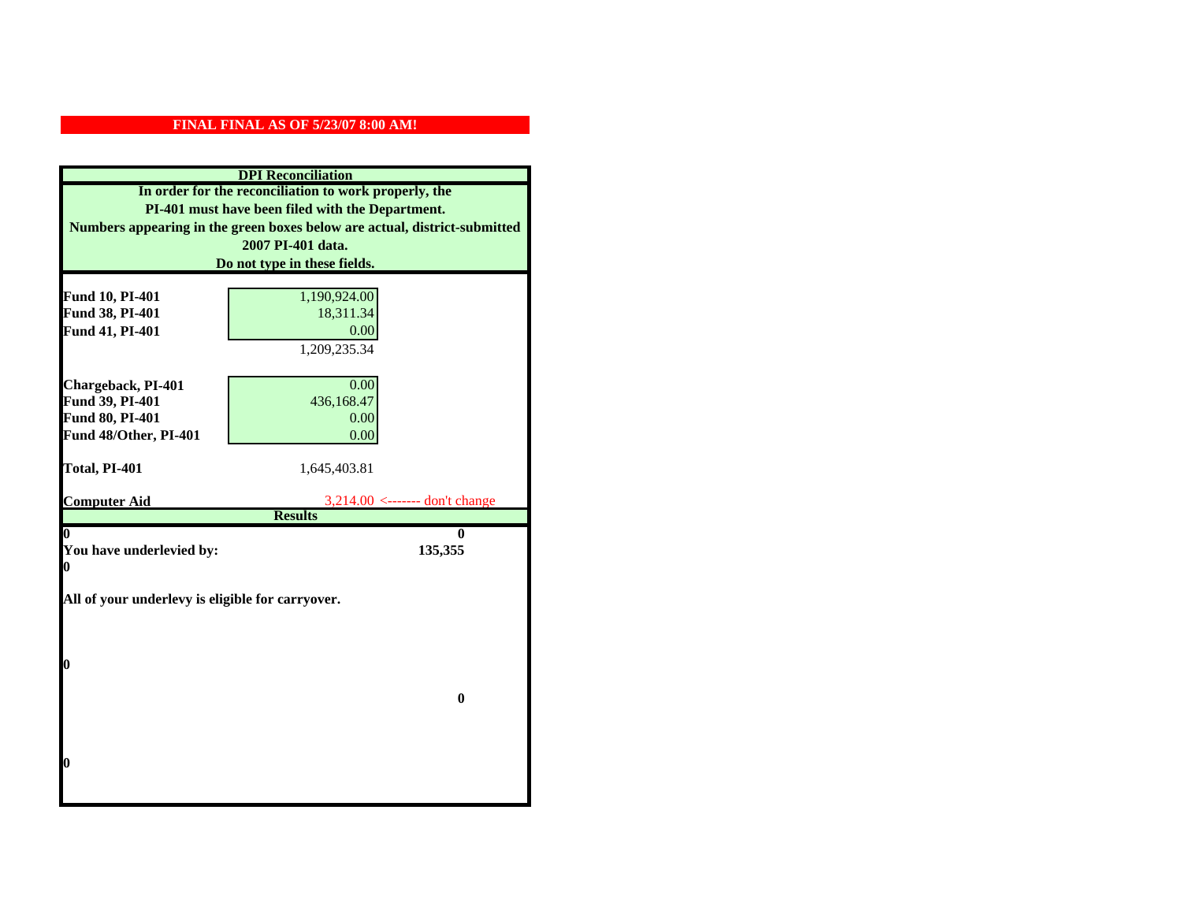**FINAL FINAL AS OF 5/23/07 8:00 AM!**

**DPI Reconciliation**

**In order for the reconciliation to work properly, the PI-401 must have been filed with the Department. Numbers appearing in the green boxes below are actual, district-submitted 2007 PI-401 data. Do not type in these fields.**

| | | |
|---|---|---|
| **Fund 10, PI-401** | 1,190,924.00 | |
| **Fund 38, PI-401** | 18,311.34 | |
| **Fund 41, PI-401** | 0.00 | |
| | 1,209,235.34 | |
| **Chargeback, PI-401** | 0.00 | |
| **Fund 39, PI-401** | 436,168.47 | |
| **Fund 80, PI-401** | 0.00 | |
| **Fund 48/Other, PI-401** | 0.00 | |
| **Total, PI-401** | 1,645,403.81 | |
| **Computer Aid** | 3,214.00 | <------- don't change |

**Results**

| | |
|---|---|
| **0** | **0** |
| **You have underlevied by:** | **135,355** |
| **0** | |

**All of your underlevy is eligible for carryover.**

**0**

**0**

**0**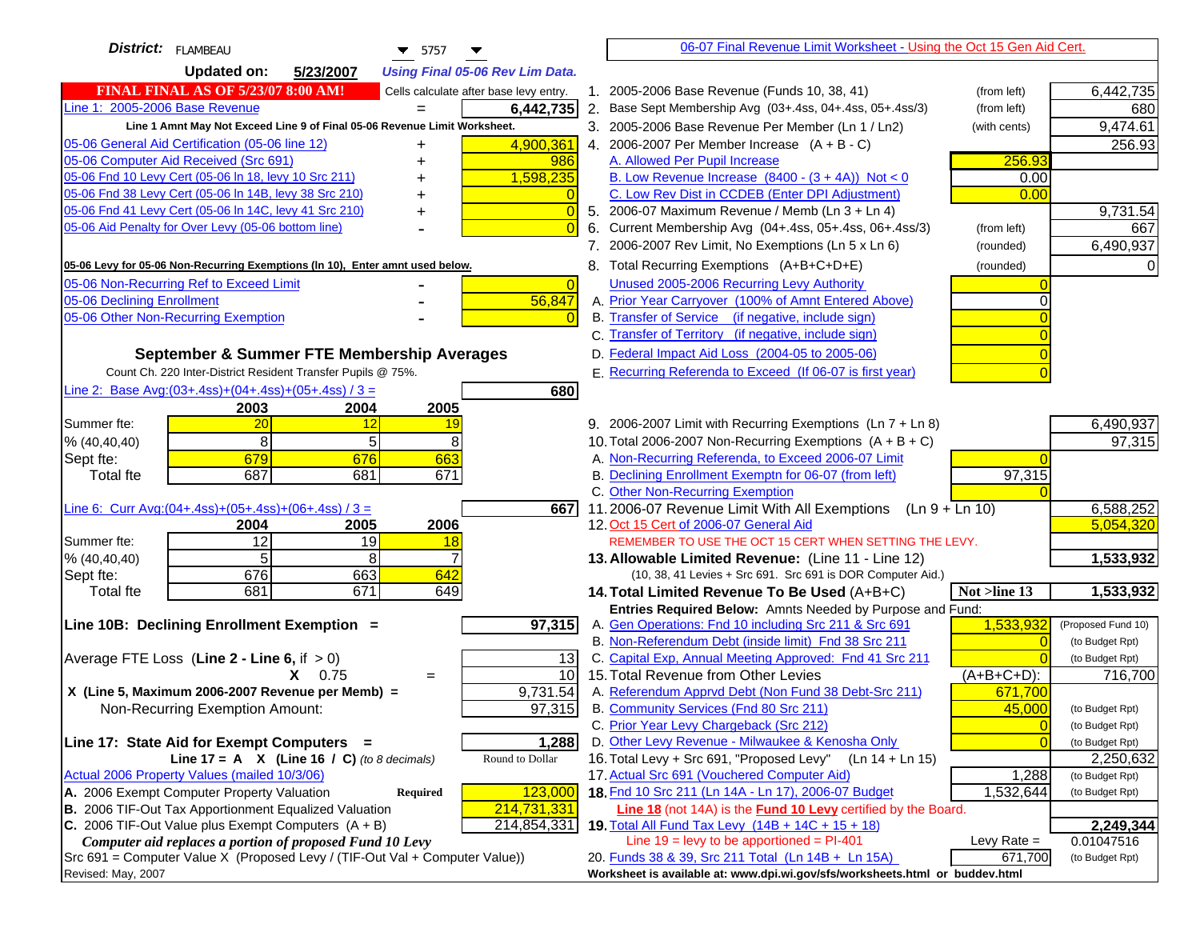**District:** FLAMBEAU 5757

**Updated on:** 5/23/2007 *Using Final 05-06 Rev Lim Data.*

**06-07 Final Revenue Limit Worksheet - Using the Oct 15 Gen Aid Cert.**

**FINAL FINAL AS OF 5/23/07 8:00 AM!** Cells calculate after base levy entry.

| | | |
|---|---|---|
| Line 1: 2005-2006 Base Revenue | = | 6,442,735 |
| *Line 1 Amnt May Not Exceed Line 9 of Final 05-06 Revenue Limit Worksheet.* | | |
| 05-06 General Aid Certification (05-06 line 12) | + | 4,900,361 |
| 05-06 Computer Aid Received (Src 691) | + | 986 |
| 05-06 Fnd 10 Levy Cert (05-06 ln 18, levy 10 Src 211) | + | 1,598,235 |
| 05-06 Fnd 38 Levy Cert (05-06 ln 14B, levy 38 Src 210) | + | 0 |
| 05-06 Fnd 41 Levy Cert (05-06 ln 14C, levy 41 Src 210) | + | 0 |
| 05-06 Aid Penalty for Over Levy (05-06 bottom line) | - | 0 |
| **05-06 Levy for 05-06 Non-Recurring Exemptions (ln 10), Enter amnt used below.** | | |
| 05-06 Non-Recurring Ref to Exceed Limit | - | 0 |
| 05-06 Declining Enrollment | - | 56,847 |
| 05-06 Other Non-Recurring Exemption | - | 0 |

**September & Summer FTE Membership Averages**

Count Ch. 220 Inter-District Resident Transfer Pupils @ 75%.

Line 2: Base Avg:(03+.4ss)+(04+.4ss)+(05+.4ss) / 3 = **680**

| | 2003 | 2004 | 2005 |
|---|---|---|---|
| Summer fte: | 20 | 12 | 19 |
| % (40,40,40) | 8 | 5 | 8 |
| Sept fte: | 679 | 676 | 663 |
| Total fte | 687 | 681 | 671 |

Line 6: Curr Avg:(04+.4ss)+(05+.4ss)+(06+.4ss) / 3 = **667**

| | 2004 | 2005 | 2006 |
|---|---|---|---|
| Summer fte: | 12 | 19 | 18 |
| % (40,40,40) | 5 | 8 | 7 |
| Sept fte: | 676 | 663 | 642 |
| Total fte | 681 | 671 | 649 |

| | | |
|---|---|---|
| **Line 10B: Declining Enrollment Exemption =** | | **97,315** |
| Average FTE Loss (**Line 2 - Line 6**, if > 0) | | 13 |
| X 0.75 | = | 10 |
| **X (Line 5, Maximum 2006-2007 Revenue per Memb) =** | | 9,731.54 |
| Non-Recurring Exemption Amount: | | 97,315 |
| **Line 17: State Aid for Exempt Computers =** | | **1,288** |
| Line 17 = A X (Line 16 / C) *(to 8 decimals)* | | Round to Dollar |
| Actual 2006 Property Values (mailed 10/3/06) | | |
| A. 2006 Exempt Computer Property Valuation | **Required** | 123,000 |
| B. 2006 TIF-Out Tax Apportionment Equalized Valuation | | 214,731,331 |
| C. 2006 TIF-Out Value plus Exempt Computers (A + B) | | 214,854,331 |

***Computer aid replaces a portion of proposed Fund 10 Levy***

Src 691 = Computer Value X (Proposed Levy / (TIF-Out Val + Computer Value))

Revised: May, 2007

| | | | |
|---|---|---|---|
| 1. 2005-2006 Base Revenue (Funds 10, 38, 41) | (from left) | | 6,442,735 |
| 2. Base Sept Membership Avg (03+.4ss, 04+.4ss, 05+.4ss/3) | (from left) | | 680 |
| 3. 2005-2006 Base Revenue Per Member (Ln 1 / Ln2) | (with cents) | | 9,474.61 |
| 4. 2006-2007 Per Member Increase (A + B - C) | | | 256.93 |
| A. Allowed Per Pupil Increase | | 256.93 | |
| B. Low Revenue Increase (8400 - (3 + 4A)) Not < 0 | | 0.00 | |
| C. Low Rev Dist in CCDEB (Enter DPI Adjustment) | | 0.00 | |
| 5. 2006-07 Maximum Revenue / Memb (Ln 3 + Ln 4) | | | 9,731.54 |
| 6. Current Membership Avg (04+.4ss, 05+.4ss, 06+.4ss/3) | (from left) | | 667 |
| 7. 2006-2007 Rev Limit, No Exemptions (Ln 5 x Ln 6) | (rounded) | | 6,490,937 |
| 8. Total Recurring Exemptions (A+B+C+D+E) | (rounded) | | 0 |
| Unused 2005-2006 Recurring Levy Authority | | 0 | |
| A. Prior Year Carryover (100% of Amnt Entered Above) | | 0 | |
| B. Transfer of Service (if negative, include sign) | | 0 | |
| C. Transfer of Territory (if negative, include sign) | | 0 | |
| D. Federal Impact Aid Loss (2004-05 to 2005-06) | | 0 | |
| E. Recurring Referenda to Exceed (If 06-07 is first year) | | 0 | |
| 9. 2006-2007 Limit with Recurring Exemptions (Ln 7 + Ln 8) | | | 6,490,937 |
| 10. Total 2006-2007 Non-Recurring Exemptions (A + B + C) | | | 97,315 |
| A. Non-Recurring Referenda, to Exceed 2006-07 Limit | | 0 | |
| B. Declining Enrollment Exemptn for 06-07 (from left) | | 97,315 | |
| C. Other Non-Recurring Exemption | | 0 | |
| 11. 2006-07 Revenue Limit With All Exemptions (Ln 9 + Ln 10) | | | 6,588,252 |
| 12. Oct 15 Cert of 2006-07 General Aid | | | 5,054,320 |
| REMEMBER TO USE THE OCT 15 CERT WHEN SETTING THE LEVY. | | | |
| **13. Allowable Limited Revenue:** (Line 11 - Line 12) | | | **1,533,932** |
| (10, 38, 41 Levies + Src 691. Src 691 is DOR Computer Aid.) | | | |
| **14. Total Limited Revenue To Be Used** (A+B+C) | | Not >line 13 | **1,533,932** |
| **Entries Required Below:** Amnts Needed by Purpose and Fund: | | | |
| A. Gen Operations: Fnd 10 including Src 211 & Src 691 | | 1,533,932 | (Proposed Fund 10) |
| B. Non-Referendum Debt (inside limit) Fnd 38 Src 211 | | 0 | (to Budget Rpt) |
| C. Capital Exp, Annual Meeting Approved: Fnd 41 Src 211 | | 0 | (to Budget Rpt) |
| 15. Total Revenue from Other Levies | | (A+B+C+D): | 716,700 |
| A. Referendum Apprvd Debt (Non Fund 38 Debt-Src 211) | | 671,700 | |
| B. Community Services (Fnd 80 Src 211) | | 45,000 | (to Budget Rpt) |
| C. Prior Year Levy Chargeback (Src 212) | | 0 | (to Budget Rpt) |
| D. Other Levy Revenue - Milwaukee & Kenosha Only | | 0 | (to Budget Rpt) |
| 16. Total Levy + Src 691, "Proposed Levy" (Ln 14 + Ln 15) | | | 2,250,632 |
| 17. Actual Src 691 (Vouchered Computer Aid) | | 1,288 | (to Budget Rpt) |
| **18.** Fnd 10 Src 211 (Ln 14A - Ln 17), 2006-07 Budget | | 1,532,644 | (to Budget Rpt) |
| **Line 18** (not 14A) is the **Fund 10 Levy** certified by the Board. | | | |
| **19.** Total All Fund Tax Levy (14B + 14C + 15 + 18) | | | **2,249,344** |
| Line 19 = levy to be apportioned = PI-401 | | Levy Rate = | 0.01047516 |
| 20. Funds 38 & 39, Src 211 Total (Ln 14B + Ln 15A) | | 671,700 | (to Budget Rpt) |

**Worksheet is available at: www.dpi.wi.gov/sfs/worksheets.html or buddev.html**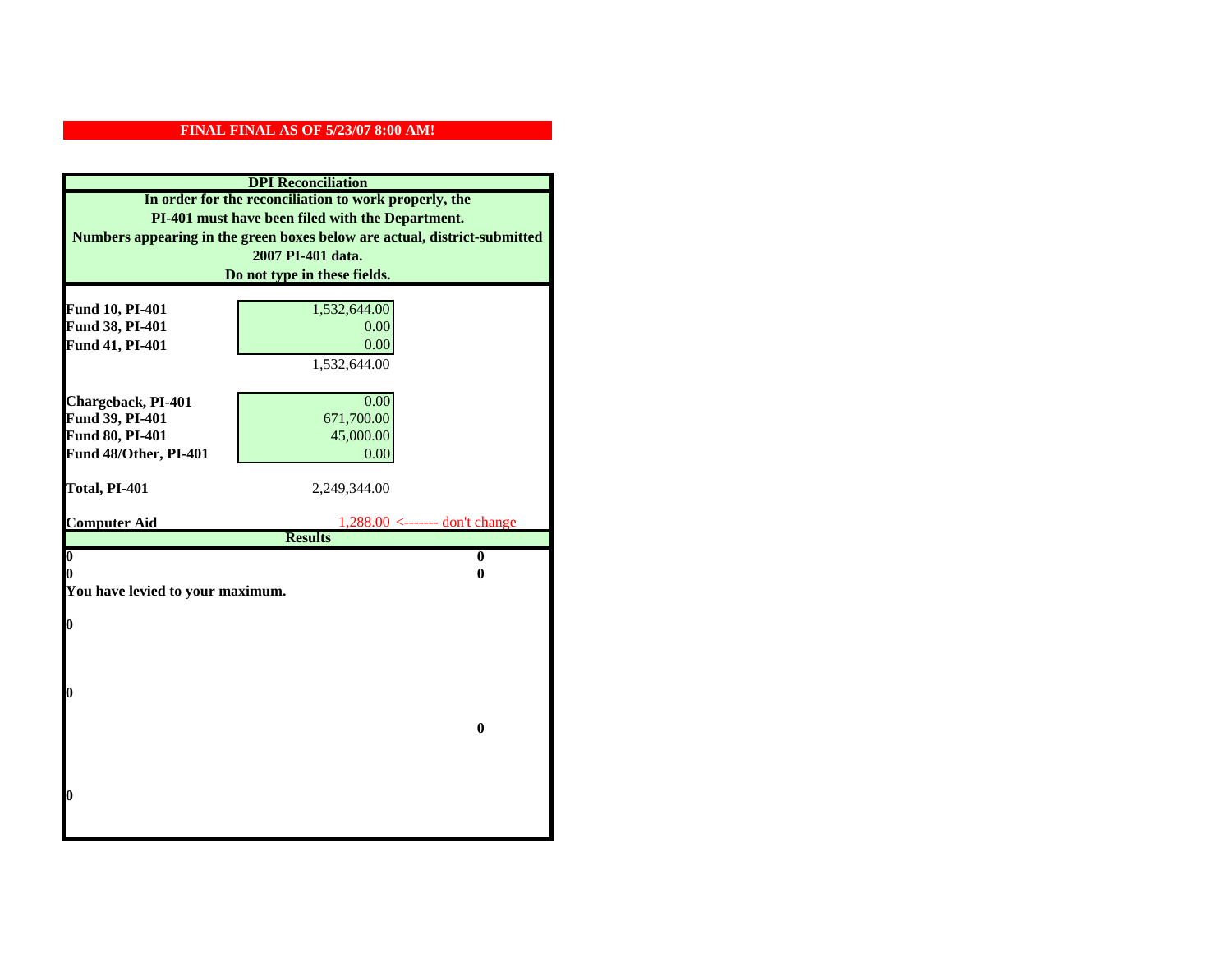**FINAL FINAL AS OF 5/23/07 8:00 AM!**

**DPI Reconciliation**

**In order for the reconciliation to work properly, the PI-401 must have been filed with the Department. Numbers appearing in the green boxes below are actual, district-submitted 2007 PI-401 data. Do not type in these fields.**

| | | |
|---|---|---|
| **Fund 10, PI-401** | 1,532,644.00 | |
| **Fund 38, PI-401** | 0.00 | |
| **Fund 41, PI-401** | 0.00 | |
| | 1,532,644.00 | |
| **Chargeback, PI-401** | 0.00 | |
| **Fund 39, PI-401** | 671,700.00 | |
| **Fund 80, PI-401** | 45,000.00 | |
| **Fund 48/Other, PI-401** | 0.00 | |
| **Total, PI-401** | 2,249,344.00 | |
| **Computer Aid** | 1,288.00 | <------- don't change |

**Results**

| | |
|---|---|
| **0** | **0** |
| **0** | **0** |

**You have levied to your maximum.**

**0**

**0**

**0**

**0**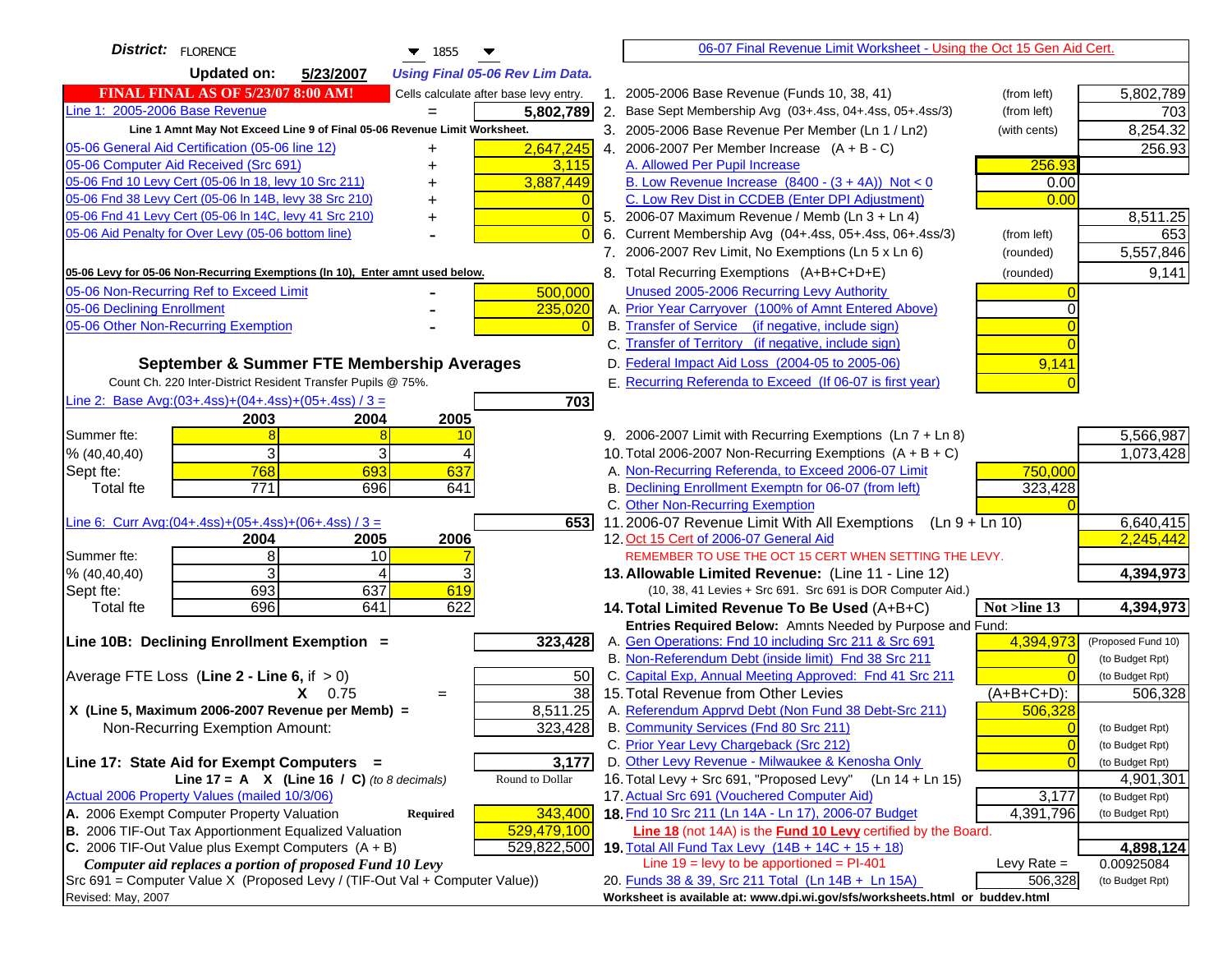**District:** FLORENCE 1855

**Updated on:** 5/23/2007 *Using Final 05-06 Rev Lim Data.*

**FINAL FINAL AS OF 5/23/07 8:00 AM!** Cells calculate after base levy entry.

| | | |
|---|---|---|
| Line 1: 2005-2006 Base Revenue | = | 5,802,789 |
| Line 1 Amnt May Not Exceed Line 9 of Final 05-06 Revenue Limit Worksheet. | | |
| 05-06 General Aid Certification (05-06 line 12) | + | 2,647,245 |
| 05-06 Computer Aid Received (Src 691) | + | 3,115 |
| 05-06 Fnd 10 Levy Cert (05-06 ln 18, levy 10 Src 211) | + | 3,887,449 |
| 05-06 Fnd 38 Levy Cert (05-06 ln 14B, levy 38 Src 210) | + | 0 |
| 05-06 Fnd 41 Levy Cert (05-06 ln 14C, levy 41 Src 210) | + | 0 |
| 05-06 Aid Penalty for Over Levy (05-06 bottom line) | - | 0 |

**05-06 Levy for 05-06 Non-Recurring Exemptions (ln 10), Enter amnt used below.**

| | | |
|---|---|---|
| 05-06 Non-Recurring Ref to Exceed Limit | - | 500,000 |
| 05-06 Declining Enrollment | - | 235,020 |
| 05-06 Other Non-Recurring Exemption | - | 0 |

**September & Summer FTE Membership Averages**

Count Ch. 220 Inter-District Resident Transfer Pupils @ 75%.

Line 2: Base Avg:(03+.4ss)+(04+.4ss)+(05+.4ss) / 3 = **703**

| | 2003 | 2004 | 2005 |
|---|---|---|---|
| Summer fte: | 8 | 8 | 10 |
| % (40,40,40) | 3 | 3 | 4 |
| Sept fte: | 768 | 693 | 637 |
| Total fte | 771 | 696 | 641 |

Line 6: Curr Avg:(04+.4ss)+(05+.4ss)+(06+.4ss) / 3 = **653**

| | 2004 | 2005 | 2006 |
|---|---|---|---|
| Summer fte: | 8 | 10 | 7 |
| % (40,40,40) | 3 | 4 | 3 |
| Sept fte: | 693 | 637 | 619 |
| Total fte | 696 | 641 | 622 |

**Line 10B: Declining Enrollment Exemption =** **323,428**

| | | |
|---|---|---|
| Average FTE Loss (Line 2 - Line 6, if > 0) | | 50 |
| X 0.75 | = | 38 |
| X (Line 5, Maximum 2006-2007 Revenue per Memb) = | | 8,511.25 |
| Non-Recurring Exemption Amount: | | 323,428 |

**Line 17: State Aid for Exempt Computers =** **3,177**

Line 17 = A X (Line 16 / C) *(to 8 decimals)* — Round to Dollar

Actual 2006 Property Values (mailed 10/3/06)

| | | |
|---|---|---|
| A. 2006 Exempt Computer Property Valuation | Required | 343,400 |
| B. 2006 TIF-Out Tax Apportionment Equalized Valuation | | 529,479,100 |
| C. 2006 TIF-Out Value plus Exempt Computers (A + B) | | 529,822,500 |

*Computer aid replaces a portion of proposed Fund 10 Levy*

Src 691 = Computer Value X (Proposed Levy / (TIF-Out Val + Computer Value))

Revised: May, 2007

---

**06-07 Final Revenue Limit Worksheet - Using the Oct 15 Gen Aid Cert.**

| | | | |
|---|---|---|---|
| 1. 2005-2006 Base Revenue (Funds 10, 38, 41) | (from left) | | 5,802,789 |
| 2. Base Sept Membership Avg (03+.4ss, 04+.4ss, 05+.4ss/3) | (from left) | | 703 |
| 3. 2005-2006 Base Revenue Per Member (Ln 1 / Ln2) | (with cents) | | 8,254.32 |
| 4. 2006-2007 Per Member Increase (A + B - C) | | | 256.93 |
| A. Allowed Per Pupil Increase | | 256.93 | |
| B. Low Revenue Increase (8400 - (3 + 4A)) Not < 0 | | 0.00 | |
| C. Low Rev Dist in CCDEB (Enter DPI Adjustment) | | 0.00 | |
| 5. 2006-07 Maximum Revenue / Memb (Ln 3 + Ln 4) | | | 8,511.25 |
| 6. Current Membership Avg (04+.4ss, 05+.4ss, 06+.4ss/3) | (from left) | | 653 |
| 7. 2006-2007 Rev Limit, No Exemptions (Ln 5 x Ln 6) | (rounded) | | 5,557,846 |
| 8. Total Recurring Exemptions (A+B+C+D+E) | (rounded) | | 9,141 |
| Unused 2005-2006 Recurring Levy Authority | | 0 | |
| A. Prior Year Carryover (100% of Amnt Entered Above) | | 0 | |
| B. Transfer of Service (if negative, include sign) | | 0 | |
| C. Transfer of Territory (if negative, include sign) | | 0 | |
| D. Federal Impact Aid Loss (2004-05 to 2005-06) | | 9,141 | |
| E. Recurring Referenda to Exceed (If 06-07 is first year) | | 0 | |
| 9. 2006-2007 Limit with Recurring Exemptions (Ln 7 + Ln 8) | | | 5,566,987 |
| 10. Total 2006-2007 Non-Recurring Exemptions (A + B + C) | | | 1,073,428 |
| A. Non-Recurring Referenda, to Exceed 2006-07 Limit | | 750,000 | |
| B. Declining Enrollment Exemptn for 06-07 (from left) | | 323,428 | |
| C. Other Non-Recurring Exemption | | 0 | |
| 11. 2006-07 Revenue Limit With All Exemptions (Ln 9 + Ln 10) | | | 6,640,415 |
| 12. Oct 15 Cert of 2006-07 General Aid | | | 2,245,442 |
| REMEMBER TO USE THE OCT 15 CERT WHEN SETTING THE LEVY. | | | |
| **13. Allowable Limited Revenue:** (Line 11 - Line 12) | | | **4,394,973** |
| (10, 38, 41 Levies + Src 691. Src 691 is DOR Computer Aid.) | | | |
| **14. Total Limited Revenue To Be Used** (A+B+C) | | Not >line 13 | **4,394,973** |
| Entries Required Below: Amnts Needed by Purpose and Fund: | | | |
| A. Gen Operations: Fnd 10 including Src 211 & Src 691 | | 4,394,973 | (Proposed Fund 10) |
| B. Non-Referendum Debt (inside limit) Fnd 38 Src 211 | | 0 | (to Budget Rpt) |
| C. Capital Exp, Annual Meeting Approved: Fnd 41 Src 211 | | 0 | (to Budget Rpt) |
| 15. Total Revenue from Other Levies | | (A+B+C+D): | 506,328 |
| A. Referendum Apprvd Debt (Non Fund 38 Debt-Src 211) | | 506,328 | |
| B. Community Services (Fnd 80 Src 211) | | 0 | (to Budget Rpt) |
| C. Prior Year Levy Chargeback (Src 212) | | 0 | (to Budget Rpt) |
| D. Other Levy Revenue - Milwaukee & Kenosha Only | | 0 | (to Budget Rpt) |
| 16. Total Levy + Src 691, "Proposed Levy" (Ln 14 + Ln 15) | | | 4,901,301 |
| 17. Actual Src 691 (Vouchered Computer Aid) | | 3,177 | (to Budget Rpt) |
| **18.** Fnd 10 Src 211 (Ln 14A - Ln 17), 2006-07 Budget | | 4,391,796 | (to Budget Rpt) |
| Line 18 (not 14A) is the **Fund 10 Levy** certified by the Board. | | | |
| **19.** Total All Fund Tax Levy (14B + 14C + 15 + 18) | | | **4,898,124** |
| Line 19 = levy to be apportioned = PI-401 | | Levy Rate = | 0.00925084 |
| 20. Funds 38 & 39, Src 211 Total (Ln 14B + Ln 15A) | | 506,328 | (to Budget Rpt) |

Worksheet is available at: www.dpi.wi.gov/sfs/worksheets.html or buddev.html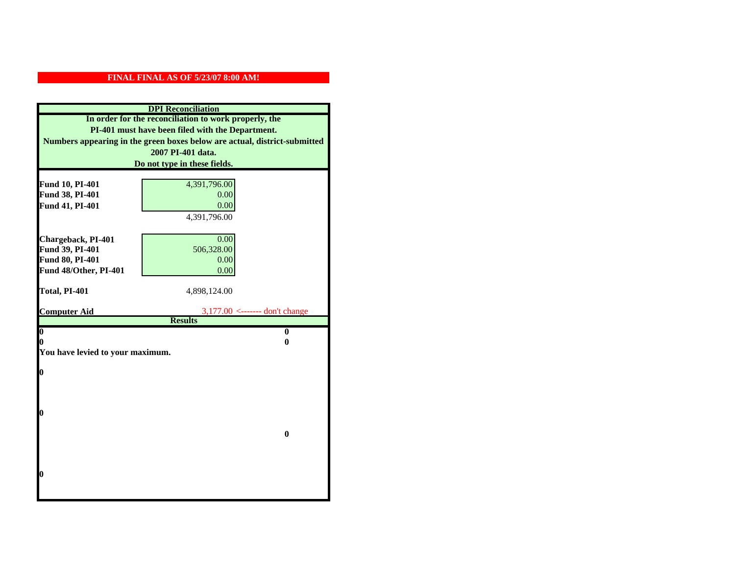**FINAL FINAL AS OF 5/23/07 8:00 AM!**

## DPI Reconciliation

**In order for the reconciliation to work properly, the PI-401 must have been filed with the Department. Numbers appearing in the green boxes below are actual, district-submitted 2007 PI-401 data. Do not type in these fields.**

| | | |
|---|---|---|
| **Fund 10, PI-401** | 4,391,796.00 | |
| **Fund 38, PI-401** | 0.00 | |
| **Fund 41, PI-401** | 0.00 | |
| | 4,391,796.00 | |
| **Chargeback, PI-401** | 0.00 | |
| **Fund 39, PI-401** | 506,328.00 | |
| **Fund 80, PI-401** | 0.00 | |
| **Fund 48/Other, PI-401** | 0.00 | |
| **Total, PI-401** | 4,898,124.00 | |
| **Computer Aid** | 3,177.00 | <------- don't change |

## Results

| | |
|---|---|
| **0** | **0** |
| **0** | **0** |

**You have levied to your maximum.**

**0**

**0**

**0**

**0**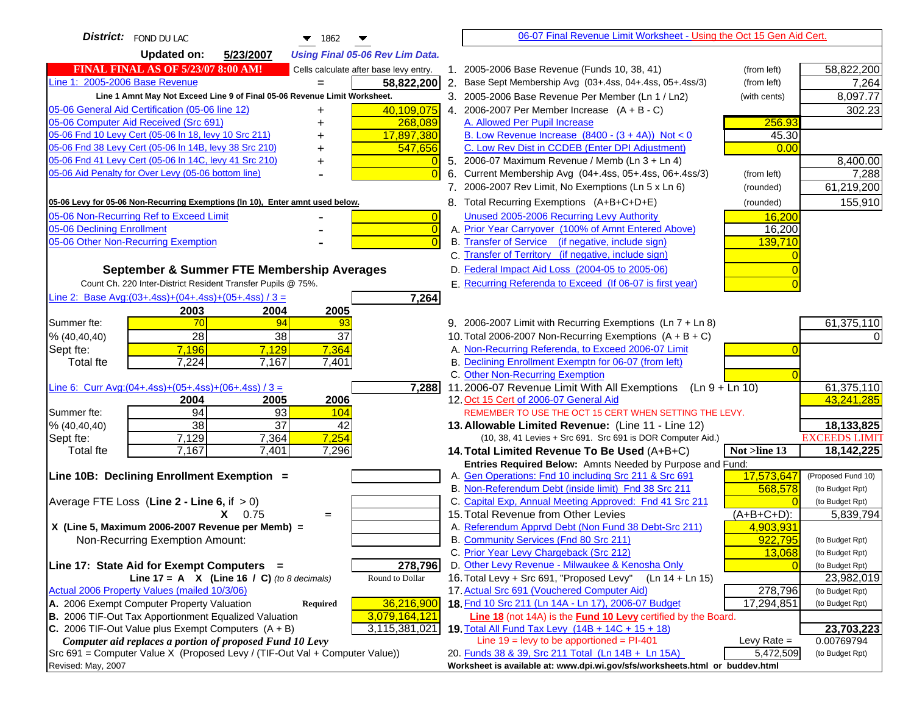**District:** FOND DU LAC 1862

**Updated on:** 5/23/2007 *Using Final 05-06 Rev Lim Data.*

**FINAL FINAL AS OF 5/23/07 8:00 AM!** Cells calculate after base levy entry.

[06-07 Final Revenue Limit Worksheet - Using the Oct 15 Gen Aid Cert.]

| Item | | Amount |
|---|---|---|
| Line 1: 2005-2006 Base Revenue | = | 58,822,200 |
| *Line 1 Amnt May Not Exceed Line 9 of Final 05-06 Revenue Limit Worksheet.* | | |
| 05-06 General Aid Certification (05-06 line 12) | + | 40,109,075 |
| 05-06 Computer Aid Received (Src 691) | + | 268,089 |
| 05-06 Fnd 10 Levy Cert (05-06 ln 18, levy 10 Src 211) | + | 17,897,380 |
| 05-06 Fnd 38 Levy Cert (05-06 ln 14B, levy 38 Src 210) | + | 547,656 |
| 05-06 Fnd 41 Levy Cert (05-06 ln 14C, levy 41 Src 210) | + | 0 |
| 05-06 Aid Penalty for Over Levy (05-06 bottom line) | - | 0 |
| **05-06 Levy for 05-06 Non-Recurring Exemptions (ln 10), Enter amnt used below.** | | |
| 05-06 Non-Recurring Ref to Exceed Limit | - | 0 |
| 05-06 Declining Enrollment | - | 0 |
| 05-06 Other Non-Recurring Exemption | - | 0 |

**September & Summer FTE Membership Averages**

Count Ch. 220 Inter-District Resident Transfer Pupils @ 75%.

Line 2: Base Avg:(03+.4ss)+(04+.4ss)+(05+.4ss) / 3 = **7,264**

| | 2003 | 2004 | 2005 |
|---|---|---|---|
| Summer fte: | 70 | 94 | 93 |
| % (40,40,40) | 28 | 38 | 37 |
| Sept fte: | 7,196 | 7,129 | 7,364 |
| Total fte | 7,224 | 7,167 | 7,401 |

Line 6: Curr Avg:(04+.4ss)+(05+.4ss)+(06+.4ss) / 3 = **7,288**

| | 2004 | 2005 | 2006 |
|---|---|---|---|
| Summer fte: | 94 | 93 | 104 |
| % (40,40,40) | 38 | 37 | 42 |
| Sept fte: | 7,129 | 7,364 | 7,254 |
| Total fte | 7,167 | 7,401 | 7,296 |

**Line 10B: Declining Enrollment Exemption =**

Average FTE Loss (**Line 2 - Line 6**, if > 0)

**X** 0.75 =

**X (Line 5, Maximum 2006-2007 Revenue per Memb) =**

Non-Recurring Exemption Amount:

**Line 17: State Aid for Exempt Computers =** **278,796**

**Line 17 = A X (Line 16 / C)** *(to 8 decimals)* Round to Dollar

Actual 2006 Property Values (mailed 10/3/06)

| | | |
|---|---|---|
| A. 2006 Exempt Computer Property Valuation | Required | 36,216,900 |
| B. 2006 TIF-Out Tax Apportionment Equalized Valuation | | 3,079,164,121 |
| C. 2006 TIF-Out Value plus Exempt Computers (A + B) | | 3,115,381,021 |

*Computer aid replaces a portion of proposed Fund 10 Levy*

Src 691 = Computer Value X (Proposed Levy / (TIF-Out Val + Computer Value))

Revised: May, 2007

| Line | Description | | Amount |
|---|---|---|---|
| 1. | 2005-2006 Base Revenue (Funds 10, 38, 41) | (from left) | 58,822,200 |
| 2. | Base Sept Membership Avg (03+.4ss, 04+.4ss, 05+.4ss/3) | (from left) | 7,264 |
| 3. | 2005-2006 Base Revenue Per Member (Ln 1 / Ln2) | (with cents) | 8,097.77 |
| 4. | 2006-2007 Per Member Increase (A + B - C) | | 302.23 |
| | A. Allowed Per Pupil Increase | 256.93 | |
| | B. Low Revenue Increase (8400 - (3 + 4A)) Not < 0 | 45.30 | |
| | C. Low Rev Dist in CCDEB (Enter DPI Adjustment) | 0.00 | |
| 5. | 2006-07 Maximum Revenue / Memb (Ln 3 + Ln 4) | | 8,400.00 |
| 6. | Current Membership Avg (04+.4ss, 05+.4ss, 06+.4ss/3) | (from left) | 7,288 |
| 7. | 2006-2007 Rev Limit, No Exemptions (Ln 5 x Ln 6) | (rounded) | 61,219,200 |
| 8. | Total Recurring Exemptions (A+B+C+D+E) | (rounded) | 155,910 |
| | Unused 2005-2006 Recurring Levy Authority | 16,200 | |
| | A. Prior Year Carryover (100% of Amnt Entered Above) | 16,200 | |
| | B. Transfer of Service (if negative, include sign) | 139,710 | |
| | C. Transfer of Territory (if negative, include sign) | 0 | |
| | D. Federal Impact Aid Loss (2004-05 to 2005-06) | 0 | |
| | E. Recurring Referenda to Exceed (If 06-07 is first year) | 0 | |
| 9. | 2006-2007 Limit with Recurring Exemptions (Ln 7 + Ln 8) | | 61,375,110 |
| 10. | Total 2006-2007 Non-Recurring Exemptions (A + B + C) | | 0 |
| | A. Non-Recurring Referenda, to Exceed 2006-07 Limit | 0 | |
| | B. Declining Enrollment Exemptn for 06-07 (from left) | | |
| | C. Other Non-Recurring Exemption | 0 | |
| 11. | 2006-07 Revenue Limit With All Exemptions (Ln 9 + Ln 10) | | 61,375,110 |
| 12. | Oct 15 Cert of 2006-07 General Aid | | 43,241,285 |
| | REMEMBER TO USE THE OCT 15 CERT WHEN SETTING THE LEVY. | | |
| **13.** | **Allowable Limited Revenue:** (Line 11 - Line 12) | | **18,133,825** |
| | (10, 38, 41 Levies + Src 691. Src 691 is DOR Computer Aid.) | | EXCEEDS LIMIT |
| **14.** | **Total Limited Revenue To Be Used** (A+B+C) | **Not >line 13** | **18,142,225** |
| | Entries Required Below: Amnts Needed by Purpose and Fund: | | |
| | A. Gen Operations: Fnd 10 including Src 211 & Src 691 | 17,573,647 | (Proposed Fund 10) |
| | B. Non-Referendum Debt (inside limit) Fnd 38 Src 211 | 568,578 | (to Budget Rpt) |
| | C. Capital Exp, Annual Meeting Approved: Fnd 41 Src 211 | 0 | (to Budget Rpt) |
| 15. | Total Revenue from Other Levies | (A+B+C+D): | 5,839,794 |
| | A. Referendum Apprvd Debt (Non Fund 38 Debt-Src 211) | 4,903,931 | |
| | B. Community Services (Fnd 80 Src 211) | 922,795 | (to Budget Rpt) |
| | C. Prior Year Levy Chargeback (Src 212) | 13,068 | (to Budget Rpt) |
| | D. Other Levy Revenue - Milwaukee & Kenosha Only | 0 | (to Budget Rpt) |
| 16. | Total Levy + Src 691, "Proposed Levy" (Ln 14 + Ln 15) | | 23,982,019 |
| 17. | Actual Src 691 (Vouchered Computer Aid) | 278,796 | (to Budget Rpt) |
| **18.** | Fnd 10 Src 211 (Ln 14A - Ln 17), 2006-07 Budget | 17,294,851 | (to Budget Rpt) |
| | **Line 18** (not 14A) is the **Fund 10 Levy** certified by the Board. | | |
| **19.** | Total All Fund Tax Levy (14B + 14C + 15 + 18) | | **23,703,223** |
| | Line 19 = levy to be apportioned = PI-401 | Levy Rate = | 0.00769794 |
| 20. | Funds 38 & 39, Src 211 Total (Ln 14B + Ln 15A) | 5,472,509 | (to Budget Rpt) |

**Worksheet is available at: www.dpi.wi.gov/sfs/worksheets.html or buddev.html**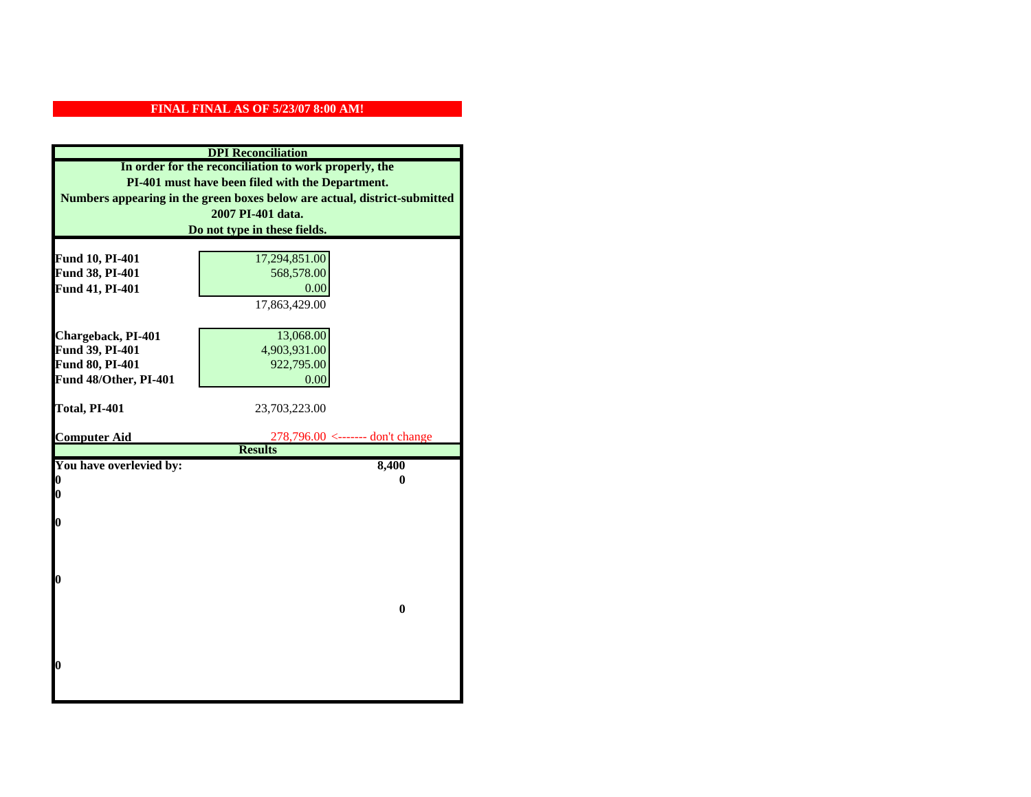**FINAL FINAL AS OF 5/23/07 8:00 AM!**

| DPI Reconciliation | | |
|---|---|---|
| In order for the reconciliation to work properly, the PI-401 must have been filed with the Department. Numbers appearing in the green boxes below are actual, district-submitted 2007 PI-401 data. Do not type in these fields. | | |
| **Fund 10, PI-401** | 17,294,851.00 | |
| **Fund 38, PI-401** | 568,578.00 | |
| **Fund 41, PI-401** | 0.00 | |
| | 17,863,429.00 | |
| **Chargeback, PI-401** | 13,068.00 | |
| **Fund 39, PI-401** | 4,903,931.00 | |
| **Fund 80, PI-401** | 922,795.00 | |
| **Fund 48/Other, PI-401** | 0.00 | |
| **Total, PI-401** | 23,703,223.00 | |
| **Computer Aid** | 278,796.00 | <------- don't change |
| **Results** | | |
| **You have overlevied by:** | | **8,400** |
| **0** | | **0** |
| **0** | | |
| **0** | | |
| **0** | | |
| | | **0** |
| **0** | | |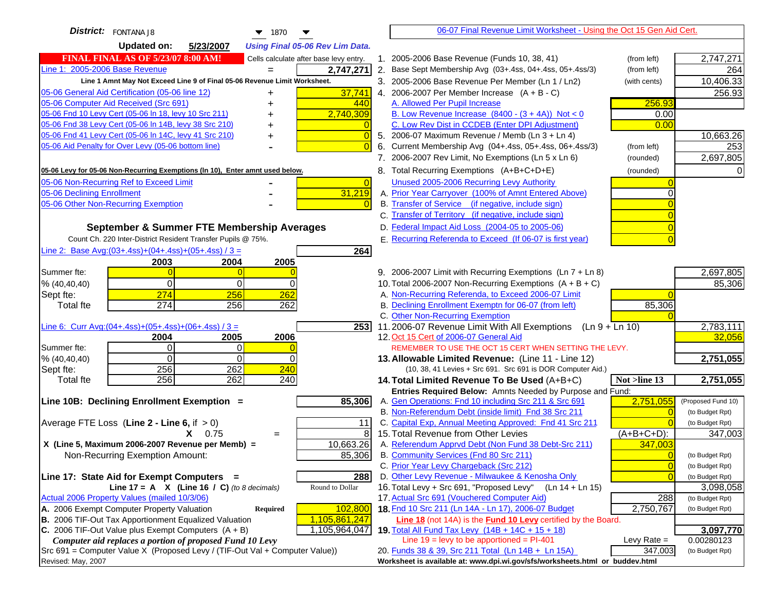**District:** FONTANA J8 &nbsp;&nbsp; 1870

**Updated on:** 5/23/2007 &nbsp;&nbsp; *Using Final 05-06 Rev Lim Data.*

**FINAL FINAL AS OF 5/23/07 8:00 AM!** &nbsp;&nbsp; Cells calculate after base levy entry.

| | | |
|---|---|---|
| Line 1: 2005-2006 Base Revenue | = | 2,747,271 |

Line 1 Amnt May Not Exceed Line 9 of Final 05-06 Revenue Limit Worksheet.

| | | |
|---|---|---|
| 05-06 General Aid Certification (05-06 line 12) | + | 37,741 |
| 05-06 Computer Aid Received (Src 691) | + | 440 |
| 05-06 Fnd 10 Levy Cert (05-06 ln 18, levy 10 Src 211) | + | 2,740,309 |
| 05-06 Fnd 38 Levy Cert (05-06 ln 14B, levy 38 Src 210) | + | 0 |
| 05-06 Fnd 41 Levy Cert (05-06 ln 14C, levy 41 Src 210) | + | 0 |
| 05-06 Aid Penalty for Over Levy (05-06 bottom line) | - | 0 |

**05-06 Levy for 05-06 Non-Recurring Exemptions (ln 10), Enter amnt used below.**

| | | |
|---|---|---|
| 05-06 Non-Recurring Ref to Exceed Limit | - | 0 |
| 05-06 Declining Enrollment | - | 31,219 |
| 05-06 Other Non-Recurring Exemption | - | 0 |

## September & Summer FTE Membership Averages

Count Ch. 220 Inter-District Resident Transfer Pupils @ 75%.

Line 2: Base Avg:(03+.4ss)+(04+.4ss)+(05+.4ss) / 3 = **264**

| | 2003 | 2004 | 2005 |
|---|---|---|---|
| Summer fte: | 0 | 0 | 0 |
| % (40,40,40) | 0 | 0 | 0 |
| Sept fte: | 274 | 256 | 262 |
| Total fte | 274 | 256 | 262 |

Line 6: Curr Avg:(04+.4ss)+(05+.4ss)+(06+.4ss) / 3 = **253**

| | 2004 | 2005 | 2006 |
|---|---|---|---|
| Summer fte: | 0 | 0 | 0 |
| % (40,40,40) | 0 | 0 | 0 |
| Sept fte: | 256 | 262 | 240 |
| Total fte | 256 | 262 | 240 |

**Line 10B: Declining Enrollment Exemption =** **85,306**

| | | |
|---|---|---|
| Average FTE Loss (**Line 2 - Line 6**, if > 0) | | 11 |
| X 0.75 | = | 8 |
| X (Line 5, Maximum 2006-2007 Revenue per Memb) = | | 10,663.26 |
| Non-Recurring Exemption Amount: | | 85,306 |

**Line 17: State Aid for Exempt Computers =** **288**

Line 17 = A X (Line 16 / C) *(to 8 decimals)* &nbsp;&nbsp; Round to Dollar

Actual 2006 Property Values (mailed 10/3/06)

| | | |
|---|---|---|
| A. 2006 Exempt Computer Property Valuation | **Required** | 102,800 |
| B. 2006 TIF-Out Tax Apportionment Equalized Valuation | | 1,105,861,247 |
| C. 2006 TIF-Out Value plus Exempt Computers (A + B) | | 1,105,964,047 |

*Computer aid replaces a portion of proposed Fund 10 Levy*

Src 691 = Computer Value X (Proposed Levy / (TIF-Out Val + Computer Value))

Revised: May, 2007

---

06-07 Final Revenue Limit Worksheet - Using the Oct 15 Gen Aid Cert.

| | | | |
|---|---|---|---|
| 1. 2005-2006 Base Revenue (Funds 10, 38, 41) | (from left) | | 2,747,271 |
| 2. Base Sept Membership Avg (03+.4ss, 04+.4ss, 05+.4ss/3) | (from left) | | 264 |
| 3. 2005-2006 Base Revenue Per Member (Ln 1 / Ln2) | (with cents) | | 10,406.33 |
| 4. 2006-2007 Per Member Increase (A + B - C) | | | 256.93 |
| A. Allowed Per Pupil Increase | | 256.93 | |
| B. Low Revenue Increase (8400 - (3 + 4A)) Not < 0 | | 0.00 | |
| C. Low Rev Dist in CCDEB (Enter DPI Adjustment) | | 0.00 | |
| 5. 2006-07 Maximum Revenue / Memb (Ln 3 + Ln 4) | | | 10,663.26 |
| 6. Current Membership Avg (04+.4ss, 05+.4ss, 06+.4ss/3) | (from left) | | 253 |
| 7. 2006-2007 Rev Limit, No Exemptions (Ln 5 x Ln 6) | (rounded) | | 2,697,805 |
| 8. Total Recurring Exemptions (A+B+C+D+E) | (rounded) | | 0 |
| Unused 2005-2006 Recurring Levy Authority | | 0 | |
| A. Prior Year Carryover (100% of Amnt Entered Above) | | 0 | |
| B. Transfer of Service (if negative, include sign) | | 0 | |
| C. Transfer of Territory (if negative, include sign) | | 0 | |
| D. Federal Impact Aid Loss (2004-05 to 2005-06) | | 0 | |
| E. Recurring Referenda to Exceed (If 06-07 is first year) | | 0 | |
| 9. 2006-2007 Limit with Recurring Exemptions (Ln 7 + Ln 8) | | | 2,697,805 |
| 10. Total 2006-2007 Non-Recurring Exemptions (A + B + C) | | | 85,306 |
| A. Non-Recurring Referenda, to Exceed 2006-07 Limit | | 0 | |
| B. Declining Enrollment Exemptn for 06-07 (from left) | | 85,306 | |
| C. Other Non-Recurring Exemption | | 0 | |
| 11. 2006-07 Revenue Limit With All Exemptions (Ln 9 + Ln 10) | | | 2,783,111 |
| 12. Oct 15 Cert of 2006-07 General Aid | | | 32,056 |

REMEMBER TO USE THE OCT 15 CERT WHEN SETTING THE LEVY.

| | | | |
|---|---|---|---|
| **13. Allowable Limited Revenue:** (Line 11 - Line 12) | | | **2,751,055** |

(10, 38, 41 Levies + Src 691. Src 691 is DOR Computer Aid.)

| | | | |
|---|---|---|---|
| **14. Total Limited Revenue To Be Used** (A+B+C) | | **Not >line 13** | **2,751,055** |
| Entries Required Below: Amnts Needed by Purpose and Fund: | | | |
| A. Gen Operations: Fnd 10 including Src 211 & Src 691 | | 2,751,055 | (Proposed Fund 10) |
| B. Non-Referendum Debt (inside limit) Fnd 38 Src 211 | | 0 | (to Budget Rpt) |
| C. Capital Exp, Annual Meeting Approved: Fnd 41 Src 211 | | 0 | (to Budget Rpt) |
| 15. Total Revenue from Other Levies | | (A+B+C+D): | 347,003 |
| A. Referendum Apprvd Debt (Non Fund 38 Debt-Src 211) | | 347,003 | |
| B. Community Services (Fnd 80 Src 211) | | 0 | (to Budget Rpt) |
| C. Prior Year Levy Chargeback (Src 212) | | 0 | (to Budget Rpt) |
| D. Other Levy Revenue - Milwaukee & Kenosha Only | | 0 | (to Budget Rpt) |
| 16. Total Levy + Src 691, "Proposed Levy" (Ln 14 + Ln 15) | | | 3,098,058 |
| 17. Actual Src 691 (Vouchered Computer Aid) | | 288 | (to Budget Rpt) |
| **18.** Fnd 10 Src 211 (Ln 14A - Ln 17), 2006-07 Budget | | 2,750,767 | (to Budget Rpt) |

**Line 18** (not 14A) is the **Fund 10 Levy** certified by the Board.

| | | | |
|---|---|---|---|
| **19.** Total All Fund Tax Levy (14B + 14C + 15 + 18) | | | **3,097,770** |
| Line 19 = levy to be apportioned = PI-401 | | Levy Rate = | 0.00280123 |
| 20. Funds 38 & 39, Src 211 Total (Ln 14B + Ln 15A) | | 347,003 | (to Budget Rpt) |

**Worksheet is available at: www.dpi.wi.gov/sfs/worksheets.html or buddev.html**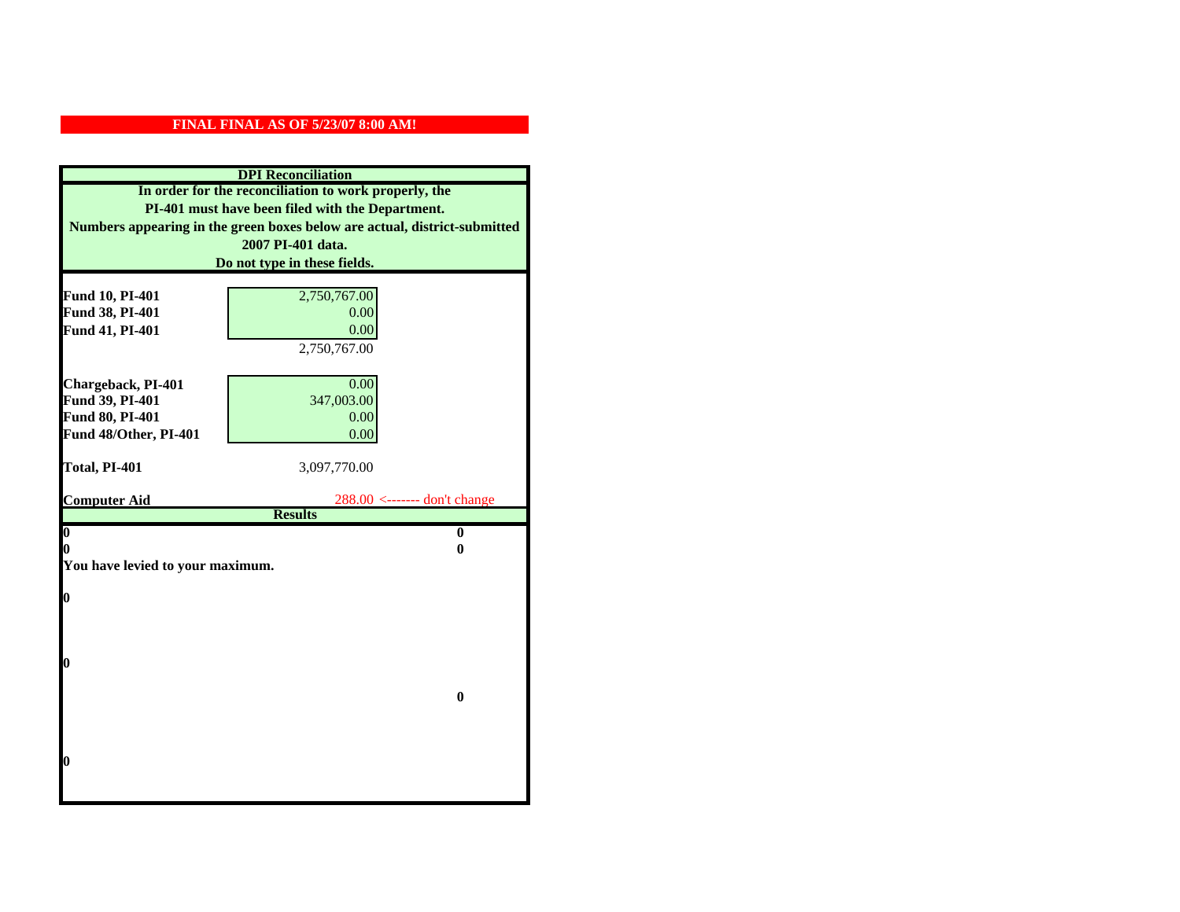**FINAL FINAL AS OF 5/23/07 8:00 AM!**

## DPI Reconciliation

**In order for the reconciliation to work properly, the PI-401 must have been filed with the Department. Numbers appearing in the green boxes below are actual, district-submitted 2007 PI-401 data. Do not type in these fields.**

| | | |
|---|---|---|
| **Fund 10, PI-401** | 2,750,767.00 | |
| **Fund 38, PI-401** | 0.00 | |
| **Fund 41, PI-401** | 0.00 | |
| | 2,750,767.00 | |
| **Chargeback, PI-401** | 0.00 | |
| **Fund 39, PI-401** | 347,003.00 | |
| **Fund 80, PI-401** | 0.00 | |
| **Fund 48/Other, PI-401** | 0.00 | |
| **Total, PI-401** | 3,097,770.00 | |
| **Computer Aid** | 288.00 | <------- don't change |

**Results**

| | |
|---|---|
| **0** | **0** |
| **0** | **0** |

**You have levied to your maximum.**

**0**

**0**

**0**

**0**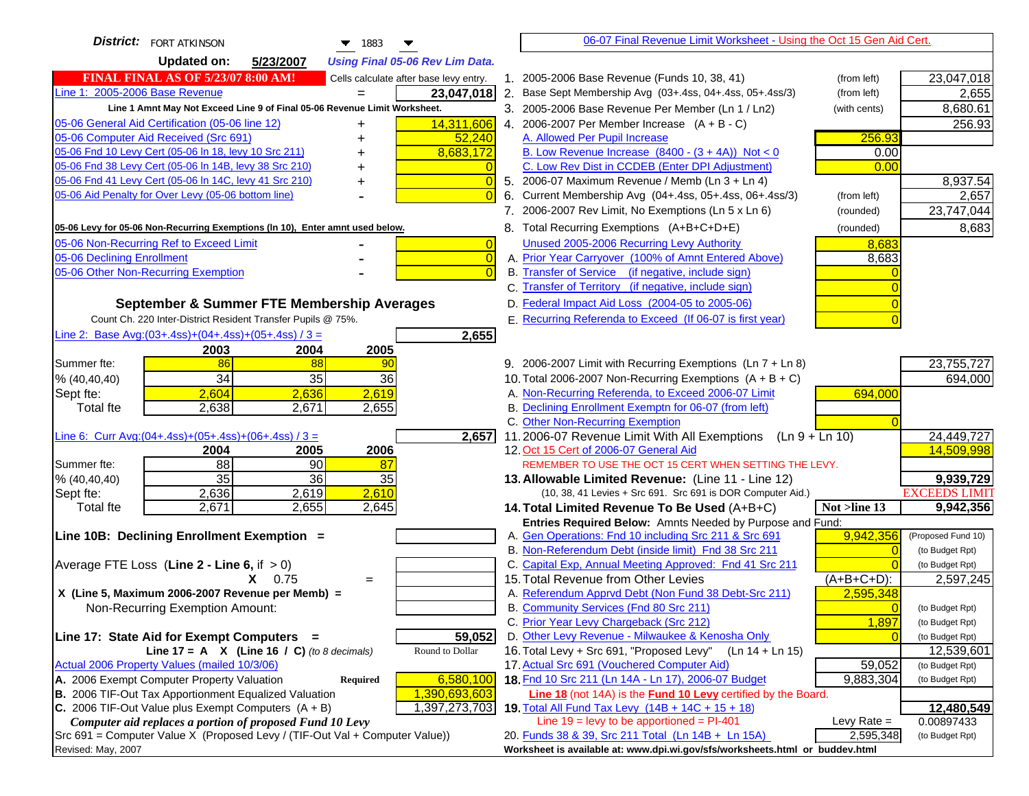**District:** FORT ATKINSON 1883

**Updated on:** 5/23/2007 *Using Final 05-06 Rev Lim Data.*

**FINAL FINAL AS OF 5/23/07 8:00 AM!** Cells calculate after base levy entry.

| | | |
|---|---|---|
| Line 1: 2005-2006 Base Revenue | = | 23,047,018 |
| Line 1 Amnt May Not Exceed Line 9 of Final 05-06 Revenue Limit Worksheet. | | |
| 05-06 General Aid Certification (05-06 line 12) | + | 14,311,606 |
| 05-06 Computer Aid Received (Src 691) | + | 52,240 |
| 05-06 Fnd 10 Levy Cert (05-06 ln 18, levy 10 Src 211) | + | 8,683,172 |
| 05-06 Fnd 38 Levy Cert (05-06 ln 14B, levy 38 Src 210) | + | 0 |
| 05-06 Fnd 41 Levy Cert (05-06 ln 14C, levy 41 Src 210) | + | 0 |
| 05-06 Aid Penalty for Over Levy (05-06 bottom line) | - | 0 |

**05-06 Levy for 05-06 Non-Recurring Exemptions (ln 10), Enter amnt used below.**

| | | |
|---|---|---|
| 05-06 Non-Recurring Ref to Exceed Limit | - | 0 |
| 05-06 Declining Enrollment | - | 0 |
| 05-06 Other Non-Recurring Exemption | - | 0 |

### September & Summer FTE Membership Averages

Count Ch. 220 Inter-District Resident Transfer Pupils @ 75%.

Line 2: Base Avg:(03+.4ss)+(04+.4ss)+(05+.4ss) / 3 = **2,655**

| | 2003 | 2004 | 2005 |
|---|---|---|---|
| Summer fte: | 86 | 88 | 90 |
| % (40,40,40) | 34 | 35 | 36 |
| Sept fte: | 2,604 | 2,636 | 2,619 |
| Total fte | 2,638 | 2,671 | 2,655 |

Line 6: Curr Avg:(04+.4ss)+(05+.4ss)+(06+.4ss) / 3 = **2,657**

| | 2004 | 2005 | 2006 |
|---|---|---|---|
| Summer fte: | 88 | 90 | 87 |
| % (40,40,40) | 35 | 36 | 35 |
| Sept fte: | 2,636 | 2,619 | 2,610 |
| Total fte | 2,671 | 2,655 | 2,645 |

**Line 10B: Declining Enrollment Exemption =**

Average FTE Loss (**Line 2 - Line 6**, if > 0)

X 0.75 =

**X (Line 5, Maximum 2006-2007 Revenue per Memb) =**

Non-Recurring Exemption Amount:

**Line 17: State Aid for Exempt Computers =** **59,052**

Line 17 = A X (Line 16 / C) *(to 8 decimals)* Round to Dollar

Actual 2006 Property Values (mailed 10/3/06)

| | | |
|---|---|---|
| A. 2006 Exempt Computer Property Valuation | Required | 6,580,100 |
| B. 2006 TIF-Out Tax Apportionment Equalized Valuation | | 1,390,693,603 |
| C. 2006 TIF-Out Value plus Exempt Computers (A + B) | | 1,397,273,703 |

*Computer aid replaces a portion of proposed Fund 10 Levy*

Src 691 = Computer Value X (Proposed Levy / (TIF-Out Val + Computer Value))

Revised: May, 2007

## 06-07 Final Revenue Limit Worksheet - Using the Oct 15 Gen Aid Cert.

| | | | |
|---|---|---|---|
| 1. 2005-2006 Base Revenue (Funds 10, 38, 41) | (from left) | | 23,047,018 |
| 2. Base Sept Membership Avg (03+.4ss, 04+.4ss, 05+.4ss/3) | (from left) | | 2,655 |
| 3. 2005-2006 Base Revenue Per Member (Ln 1 / Ln2) | (with cents) | | 8,680.61 |
| 4. 2006-2007 Per Member Increase (A + B - C) | | | 256.93 |
| A. Allowed Per Pupil Increase | | 256.93 | |
| B. Low Revenue Increase (8400 - (3 + 4A)) Not < 0 | | 0.00 | |
| C. Low Rev Dist in CCDEB (Enter DPI Adjustment) | | 0.00 | |
| 5. 2006-07 Maximum Revenue / Memb (Ln 3 + Ln 4) | | | 8,937.54 |
| 6. Current Membership Avg (04+.4ss, 05+.4ss, 06+.4ss/3) | (from left) | | 2,657 |
| 7. 2006-2007 Rev Limit, No Exemptions (Ln 5 x Ln 6) | (rounded) | | 23,747,044 |
| 8. Total Recurring Exemptions (A+B+C+D+E) | (rounded) | | 8,683 |
| Unused 2005-2006 Recurring Levy Authority | | 8,683 | |
| A. Prior Year Carryover (100% of Amnt Entered Above) | | 8,683 | |
| B. Transfer of Service (if negative, include sign) | | 0 | |
| C. Transfer of Territory (if negative, include sign) | | 0 | |
| D. Federal Impact Aid Loss (2004-05 to 2005-06) | | 0 | |
| E. Recurring Referenda to Exceed (If 06-07 is first year) | | 0 | |
| 9. 2006-2007 Limit with Recurring Exemptions (Ln 7 + Ln 8) | | | 23,755,727 |
| 10. Total 2006-2007 Non-Recurring Exemptions (A + B + C) | | | 694,000 |
| A. Non-Recurring Referenda, to Exceed 2006-07 Limit | | 694,000 | |
| B. Declining Enrollment Exemptn for 06-07 (from left) | | | |
| C. Other Non-Recurring Exemption | | 0 | |
| 11. 2006-07 Revenue Limit With All Exemptions (Ln 9 + Ln 10) | | | 24,449,727 |
| 12. Oct 15 Cert of 2006-07 General Aid | | | 14,509,998 |
| REMEMBER TO USE THE OCT 15 CERT WHEN SETTING THE LEVY. | | | |
| **13. Allowable Limited Revenue:** (Line 11 - Line 12) | | | **9,939,729** |
| (10, 38, 41 Levies + Src 691. Src 691 is DOR Computer Aid.) | | | EXCEEDS LIMIT |
| **14. Total Limited Revenue To Be Used** (A+B+C) | | Not >line 13 | **9,942,356** |
| Entries Required Below: Amnts Needed by Purpose and Fund: | | | |
| A. Gen Operations: Fnd 10 including Src 211 & Src 691 | | 9,942,356 | (Proposed Fund 10) |
| B. Non-Referendum Debt (inside limit) Fnd 38 Src 211 | | 0 | (to Budget Rpt) |
| C. Capital Exp, Annual Meeting Approved: Fnd 41 Src 211 | | 0 | (to Budget Rpt) |
| 15. Total Revenue from Other Levies | | (A+B+C+D): | 2,597,245 |
| A. Referendum Apprvd Debt (Non Fund 38 Debt-Src 211) | | 2,595,348 | |
| B. Community Services (Fnd 80 Src 211) | | 0 | (to Budget Rpt) |
| C. Prior Year Levy Chargeback (Src 212) | | 1,897 | (to Budget Rpt) |
| D. Other Levy Revenue - Milwaukee & Kenosha Only | | 0 | (to Budget Rpt) |
| 16. Total Levy + Src 691, "Proposed Levy" (Ln 14 + Ln 15) | | | 12,539,601 |
| 17. Actual Src 691 (Vouchered Computer Aid) | | 59,052 | (to Budget Rpt) |
| **18.** Fnd 10 Src 211 (Ln 14A - Ln 17), 2006-07 Budget | | 9,883,304 | (to Budget Rpt) |
| Line 18 (not 14A) is the **Fund 10 Levy** certified by the Board. | | | |
| **19.** Total All Fund Tax Levy (14B + 14C + 15 + 18) | | | **12,480,549** |
| Line 19 = levy to be apportioned = PI-401 | | Levy Rate = | 0.00897433 |
| 20. Funds 38 & 39, Src 211 Total (Ln 14B + Ln 15A) | | 2,595,348 | (to Budget Rpt) |

Worksheet is available at: www.dpi.wi.gov/sfs/worksheets.html or buddev.html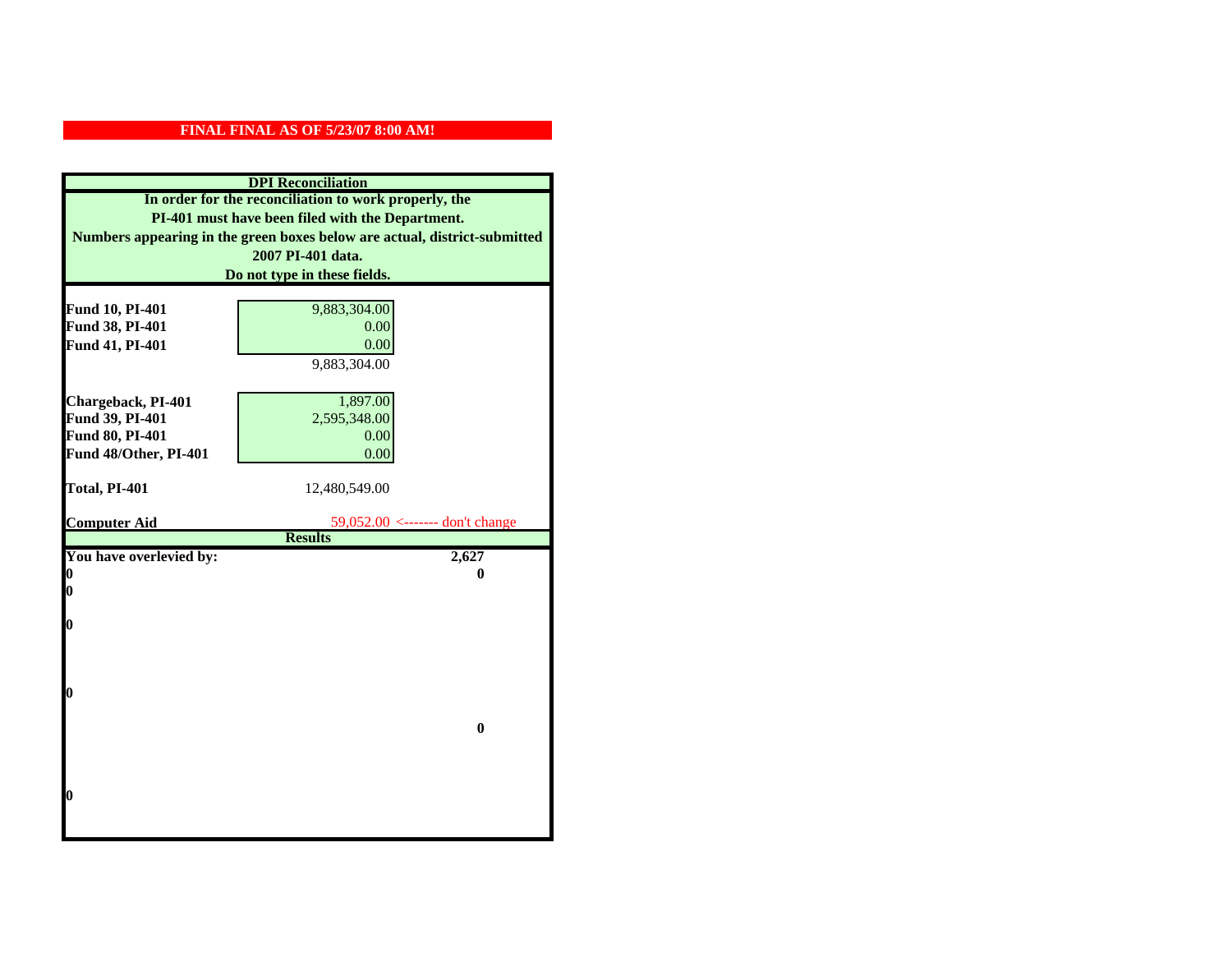**FINAL FINAL AS OF 5/23/07 8:00 AM!**

**DPI Reconciliation**

**In order for the reconciliation to work properly, the PI-401 must have been filed with the Department. Numbers appearing in the green boxes below are actual, district-submitted 2007 PI-401 data. Do not type in these fields.**

| | | |
|---|---|---|
| **Fund 10, PI-401** | 9,883,304.00 | |
| **Fund 38, PI-401** | 0.00 | |
| **Fund 41, PI-401** | 0.00 | |
| | 9,883,304.00 | |
| **Chargeback, PI-401** | 1,897.00 | |
| **Fund 39, PI-401** | 2,595,348.00 | |
| **Fund 80, PI-401** | 0.00 | |
| **Fund 48/Other, PI-401** | 0.00 | |
| **Total, PI-401** | 12,480,549.00 | |
| **Computer Aid** | 59,052.00 | <------- don't change |

**Results**

| | |
|---|---|
| **You have overlevied by:** | **2,627** |
| **0** | **0** |
| **0** | |
| **0** | |
| **0** | |
| | **0** |
| **0** | |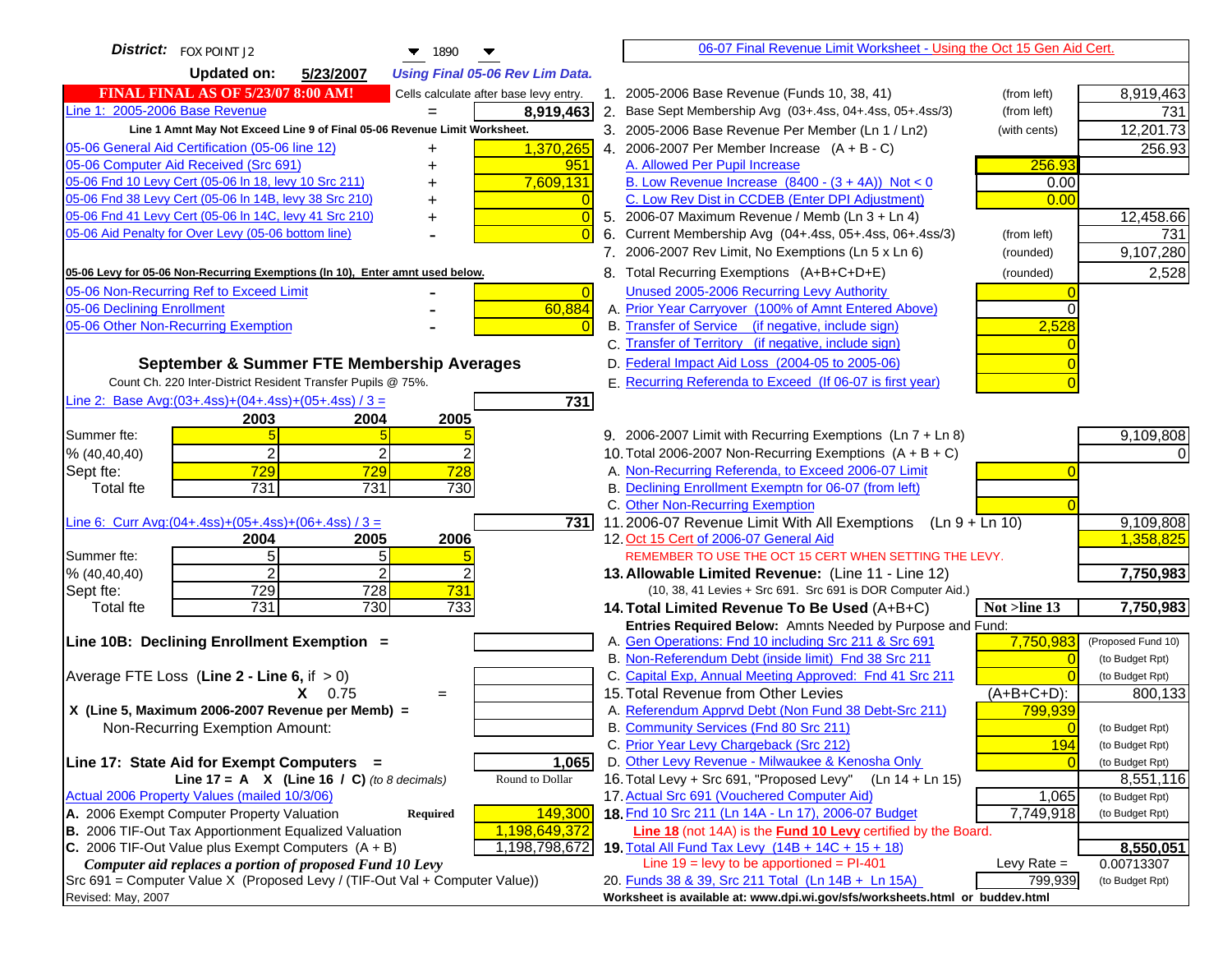**District:** FOX POINT J2 ▼ 1890 ▼

**Updated on:** 5/23/2007 *Using Final 05-06 Rev Lim Data.*

**FINAL FINAL AS OF 5/23/07 8:00 AM!** Cells calculate after base levy entry.

| | | |
|---|---|---|
| Line 1: 2005-2006 Base Revenue | = | 8,919,463 |

Line 1 Amnt May Not Exceed Line 9 of Final 05-06 Revenue Limit Worksheet.

| | | |
|---|---|---|
| 05-06 General Aid Certification (05-06 line 12) | + | 1,370,265 |
| 05-06 Computer Aid Received (Src 691) | + | 951 |
| 05-06 Fnd 10 Levy Cert (05-06 ln 18, levy 10 Src 211) | + | 7,609,131 |
| 05-06 Fnd 38 Levy Cert (05-06 ln 14B, levy 38 Src 210) | + | 0 |
| 05-06 Fnd 41 Levy Cert (05-06 ln 14C, levy 41 Src 210) | + | 0 |
| 05-06 Aid Penalty for Over Levy (05-06 bottom line) | - | 0 |

**05-06 Levy for 05-06 Non-Recurring Exemptions (ln 10), Enter amnt used below.**

| | | |
|---|---|---|
| 05-06 Non-Recurring Ref to Exceed Limit | - | 0 |
| 05-06 Declining Enrollment | - | 60,884 |
| 05-06 Other Non-Recurring Exemption | - | 0 |

### September & Summer FTE Membership Averages

Count Ch. 220 Inter-District Resident Transfer Pupils @ 75%.

Line 2: Base Avg:(03+.4ss)+(04+.4ss)+(05+.4ss) / 3 = **731**

| | 2003 | 2004 | 2005 |
|---|---|---|---|
| Summer fte: | 5 | 5 | 5 |
| % (40,40,40) | 2 | 2 | 2 |
| Sept fte: | 729 | 729 | 728 |
| Total fte | 731 | 731 | 730 |

Line 6: Curr Avg:(04+.4ss)+(05+.4ss)+(06+.4ss) / 3 = **731**

| | 2004 | 2005 | 2006 |
|---|---|---|---|
| Summer fte: | 5 | 5 | 5 |
| % (40,40,40) | 2 | 2 | 2 |
| Sept fte: | 729 | 728 | 731 |
| Total fte | 731 | 730 | 733 |

**Line 10B: Declining Enrollment Exemption =**

Average FTE Loss (**Line 2 - Line 6**, if > 0) =

X 0.75 =

**X (Line 5, Maximum 2006-2007 Revenue per Memb) =**

Non-Recurring Exemption Amount:

**Line 17: State Aid for Exempt Computers =** **1,065**

**Line 17 = A X (Line 16 / C)** *(to 8 decimals)* Round to Dollar

Actual 2006 Property Values (mailed 10/3/06)

| | | |
|---|---|---|
| A. 2006 Exempt Computer Property Valuation | **Required** | 149,300 |
| B. 2006 TIF-Out Tax Apportionment Equalized Valuation | | 1,198,649,372 |
| C. 2006 TIF-Out Value plus Exempt Computers (A + B) | | 1,198,798,672 |

***Computer aid replaces a portion of proposed Fund 10 Levy***

Src 691 = Computer Value X (Proposed Levy / (TIF-Out Val + Computer Value))

Revised: May, 2007

---

06-07 Final Revenue Limit Worksheet - Using the Oct 15 Gen Aid Cert.

| | | | |
|---|---|---|---|
| 1. 2005-2006 Base Revenue (Funds 10, 38, 41) | (from left) | | 8,919,463 |
| 2. Base Sept Membership Avg (03+.4ss, 04+.4ss, 05+.4ss/3) | (from left) | | 731 |
| 3. 2005-2006 Base Revenue Per Member (Ln 1 / Ln2) | (with cents) | | 12,201.73 |
| 4. 2006-2007 Per Member Increase (A + B - C) | | | 256.93 |
| A. Allowed Per Pupil Increase | | 256.93 | |
| B. Low Revenue Increase (8400 - (3 + 4A)) Not < 0 | | 0.00 | |
| C. Low Rev Dist in CCDEB (Enter DPI Adjustment) | | 0.00 | |
| 5. 2006-07 Maximum Revenue / Memb (Ln 3 + Ln 4) | | | 12,458.66 |
| 6. Current Membership Avg (04+.4ss, 05+.4ss, 06+.4ss/3) | (from left) | | 731 |
| 7. 2006-2007 Rev Limit, No Exemptions (Ln 5 x Ln 6) | (rounded) | | 9,107,280 |
| 8. Total Recurring Exemptions (A+B+C+D+E) | (rounded) | | 2,528 |
| Unused 2005-2006 Recurring Levy Authority | | 0 | |
| A. Prior Year Carryover (100% of Amnt Entered Above) | | 0 | |
| B. Transfer of Service (if negative, include sign) | | 2,528 | |
| C. Transfer of Territory (if negative, include sign) | | 0 | |
| D. Federal Impact Aid Loss (2004-05 to 2005-06) | | 0 | |
| E. Recurring Referenda to Exceed (If 06-07 is first year) | | 0 | |
| 9. 2006-2007 Limit with Recurring Exemptions (Ln 7 + Ln 8) | | | 9,109,808 |
| 10. Total 2006-2007 Non-Recurring Exemptions (A + B + C) | | | 0 |
| A. Non-Recurring Referenda, to Exceed 2006-07 Limit | | 0 | |
| B. Declining Enrollment Exemptn for 06-07 (from left) | | | |
| C. Other Non-Recurring Exemption | | 0 | |
| 11. 2006-07 Revenue Limit With All Exemptions (Ln 9 + Ln 10) | | | 9,109,808 |
| 12. Oct 15 Cert of 2006-07 General Aid | | | 1,358,825 |

REMEMBER TO USE THE OCT 15 CERT WHEN SETTING THE LEVY.

| | | | |
|---|---|---|---|
| **13. Allowable Limited Revenue:** (Line 11 - Line 12) | | | **7,750,983** |
| (10, 38, 41 Levies + Src 691. Src 691 is DOR Computer Aid.) | | | |
| **14. Total Limited Revenue To Be Used** (A+B+C) | | **Not >line 13** | **7,750,983** |
| Entries Required Below: Amnts Needed by Purpose and Fund: | | | |
| A. Gen Operations: Fnd 10 including Src 211 & Src 691 | | 7,750,983 | (Proposed Fund 10) |
| B. Non-Referendum Debt (inside limit) Fnd 38 Src 211 | | 0 | (to Budget Rpt) |
| C. Capital Exp, Annual Meeting Approved: Fnd 41 Src 211 | | 0 | (to Budget Rpt) |
| 15. Total Revenue from Other Levies | | (A+B+C+D): | 800,133 |
| A. Referendum Apprvd Debt (Non Fund 38 Debt-Src 211) | | 799,939 | |
| B. Community Services (Fnd 80 Src 211) | | 0 | (to Budget Rpt) |
| C. Prior Year Levy Chargeback (Src 212) | | 194 | (to Budget Rpt) |
| D. Other Levy Revenue - Milwaukee & Kenosha Only | | 0 | (to Budget Rpt) |
| 16. Total Levy + Src 691, "Proposed Levy" (Ln 14 + Ln 15) | | | 8,551,116 |
| 17. Actual Src 691 (Vouchered Computer Aid) | | 1,065 | (to Budget Rpt) |
| **18.** Fnd 10 Src 211 (Ln 14A - Ln 17), 2006-07 Budget | | 7,749,918 | (to Budget Rpt) |

**Line 18** (not 14A) is the **Fund 10 Levy** certified by the Board.

| | | | |
|---|---|---|---|
| **19.** Total All Fund Tax Levy (14B + 14C + 15 + 18) | | | **8,550,051** |
| Line 19 = levy to be apportioned = PI-401 | | Levy Rate = | 0.00713307 |
| 20. Funds 38 & 39, Src 211 Total (Ln 14B + Ln 15A) | | 799,939 | (to Budget Rpt) |

**Worksheet is available at: www.dpi.wi.gov/sfs/worksheets.html or buddev.html**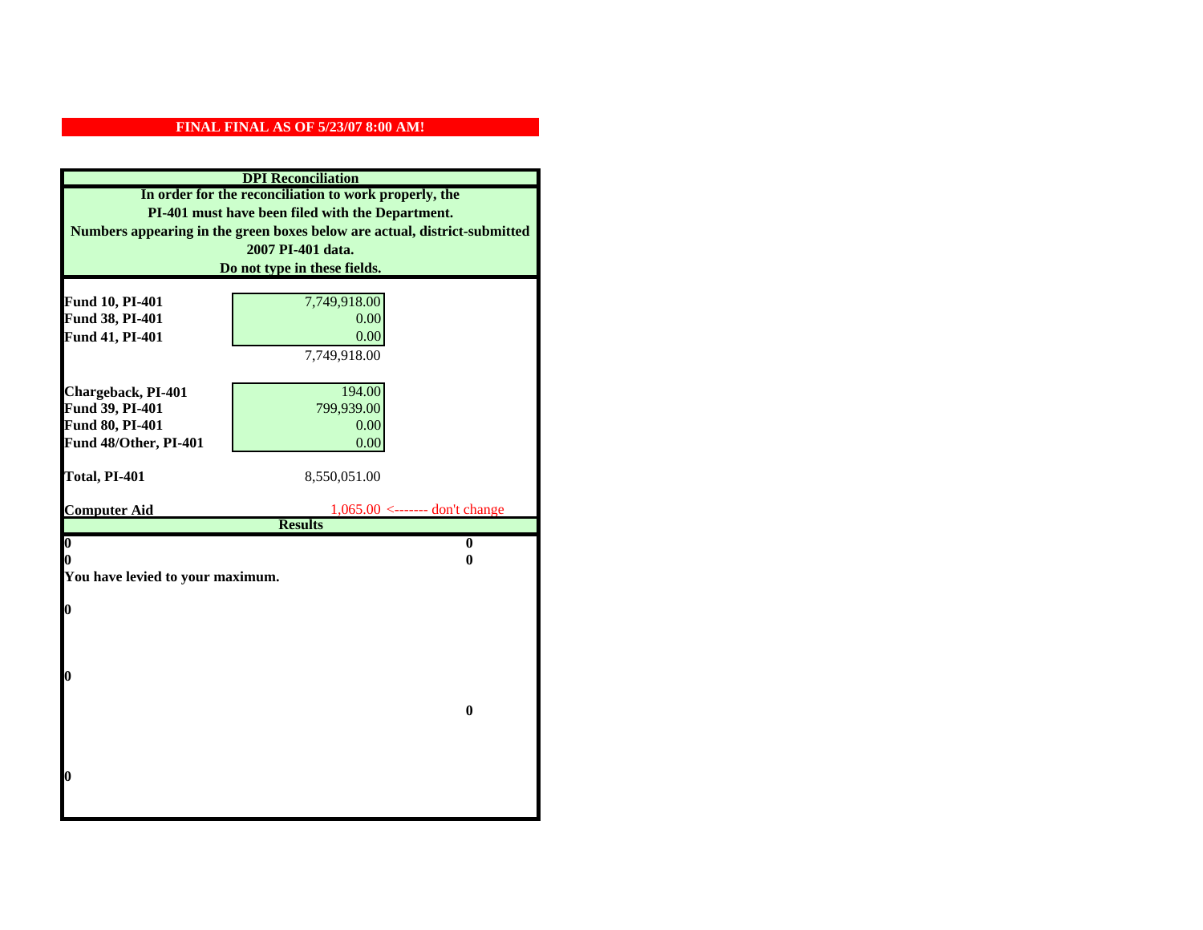**FINAL FINAL AS OF 5/23/07 8:00 AM!**

**DPI Reconciliation**

**In order for the reconciliation to work properly, the PI-401 must have been filed with the Department. Numbers appearing in the green boxes below are actual, district-submitted 2007 PI-401 data. Do not type in these fields.**

| | | |
|---|---|---|
| **Fund 10, PI-401** | 7,749,918.00 | |
| **Fund 38, PI-401** | 0.00 | |
| **Fund 41, PI-401** | 0.00 | |
| | 7,749,918.00 | |
| **Chargeback, PI-401** | 194.00 | |
| **Fund 39, PI-401** | 799,939.00 | |
| **Fund 80, PI-401** | 0.00 | |
| **Fund 48/Other, PI-401** | 0.00 | |
| **Total, PI-401** | 8,550,051.00 | |
| **Computer Aid** | 1,065.00 | <------- don't change |

**Results**

| | |
|---|---|
| **0** | **0** |
| **0** | **0** |

**You have levied to your maximum.**

**0**

**0**

**0**

**0**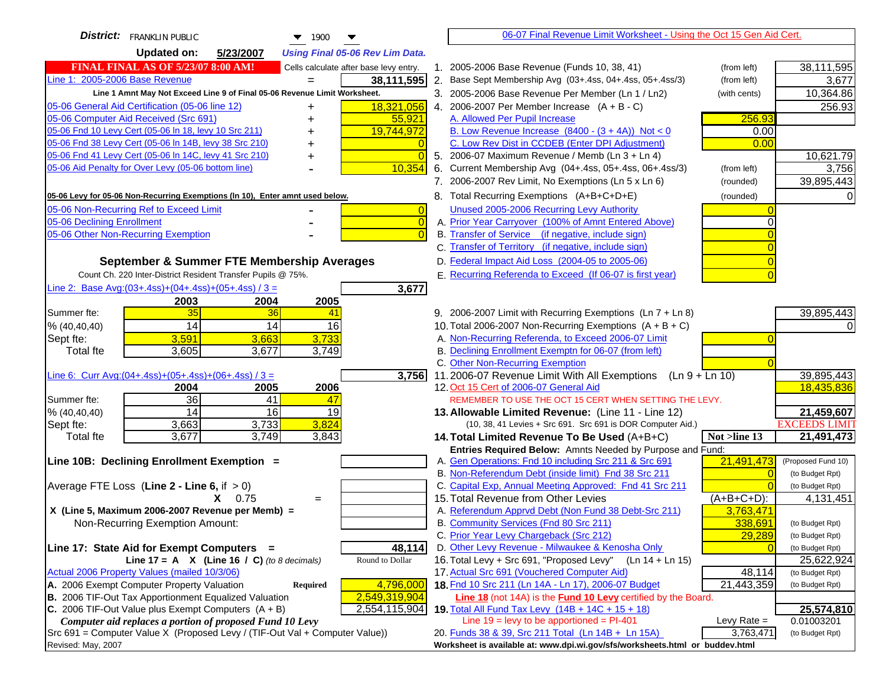**District:** FRANKLIN PUBLIC 1900

**Updated on:** 5/23/2007 *Using Final 05-06 Rev Lim Data.*

**FINAL FINAL AS OF 5/23/07 8:00 AM!** Cells calculate after base levy entry.

| | | |
|---|---|---|
| Line 1: 2005-2006 Base Revenue | = | 38,111,595 |
| Line 1 Amnt May Not Exceed Line 9 of Final 05-06 Revenue Limit Worksheet. | | |
| 05-06 General Aid Certification (05-06 line 12) | + | 18,321,056 |
| 05-06 Computer Aid Received (Src 691) | + | 55,921 |
| 05-06 Fnd 10 Levy Cert (05-06 ln 18, levy 10 Src 211) | + | 19,744,972 |
| 05-06 Fnd 38 Levy Cert (05-06 ln 14B, levy 38 Src 210) | + | 0 |
| 05-06 Fnd 41 Levy Cert (05-06 ln 14C, levy 41 Src 210) | + | 0 |
| 05-06 Aid Penalty for Over Levy (05-06 bottom line) | - | 10,354 |

**05-06 Levy for 05-06 Non-Recurring Exemptions (ln 10), Enter amnt used below.**

| | | |
|---|---|---|
| 05-06 Non-Recurring Ref to Exceed Limit | - | 0 |
| 05-06 Declining Enrollment | - | 0 |
| 05-06 Other Non-Recurring Exemption | - | 0 |

## September & Summer FTE Membership Averages

Count Ch. 220 Inter-District Resident Transfer Pupils @ 75%.

Line 2: Base Avg:(03+.4ss)+(04+.4ss)+(05+.4ss) / 3 = **3,677**

| | 2003 | 2004 | 2005 |
|---|---|---|---|
| Summer fte: | 35 | 36 | 41 |
| % (40,40,40) | 14 | 14 | 16 |
| Sept fte: | 3,591 | 3,663 | 3,733 |
| Total fte | 3,605 | 3,677 | 3,749 |

Line 6: Curr Avg:(04+.4ss)+(05+.4ss)+(06+.4ss) / 3 = **3,756**

| | 2004 | 2005 | 2006 |
|---|---|---|---|
| Summer fte: | 36 | 41 | 47 |
| % (40,40,40) | 14 | 16 | 19 |
| Sept fte: | 3,663 | 3,733 | 3,824 |
| Total fte | 3,677 | 3,749 | 3,843 |

**Line 10B: Declining Enrollment Exemption =**

Average FTE Loss (**Line 2 - Line 6**, if > 0)

X 0.75 =

X (Line 5, Maximum 2006-2007 Revenue per Memb) =

Non-Recurring Exemption Amount:

**Line 17: State Aid for Exempt Computers =** **48,114**

Line 17 = A X (Line 16 / C) *(to 8 decimals)* — Round to Dollar

Actual 2006 Property Values (mailed 10/3/06)

| | | |
|---|---|---|
| A. 2006 Exempt Computer Property Valuation | **Required** | 4,796,000 |
| B. 2006 TIF-Out Tax Apportionment Equalized Valuation | | 2,549,319,904 |
| C. 2006 TIF-Out Value plus Exempt Computers (A + B) | | 2,554,115,904 |

*Computer aid replaces a portion of proposed Fund 10 Levy*

Src 691 = Computer Value X (Proposed Levy / (TIF-Out Val + Computer Value))

Revised: May, 2007

---

06-07 Final Revenue Limit Worksheet - Using the Oct 15 Gen Aid Cert.

| | | | |
|---|---|---|---|
| 1. 2005-2006 Base Revenue (Funds 10, 38, 41) | (from left) | | 38,111,595 |
| 2. Base Sept Membership Avg (03+.4ss, 04+.4ss, 05+.4ss/3) | (from left) | | 3,677 |
| 3. 2005-2006 Base Revenue Per Member (Ln 1 / Ln2) | (with cents) | | 10,364.86 |
| 4. 2006-2007 Per Member Increase (A + B - C) | | | 256.93 |
| A. Allowed Per Pupil Increase | | 256.93 | |
| B. Low Revenue Increase (8400 - (3 + 4A)) Not < 0 | | 0.00 | |
| C. Low Rev Dist in CCDEB (Enter DPI Adjustment) | | 0.00 | |
| 5. 2006-07 Maximum Revenue / Memb (Ln 3 + Ln 4) | | | 10,621.79 |
| 6. Current Membership Avg (04+.4ss, 05+.4ss, 06+.4ss/3) | (from left) | | 3,756 |
| 7. 2006-2007 Rev Limit, No Exemptions (Ln 5 x Ln 6) | (rounded) | | 39,895,443 |
| 8. Total Recurring Exemptions (A+B+C+D+E) | (rounded) | | 0 |
| Unused 2005-2006 Recurring Levy Authority | | 0 | |
| A. Prior Year Carryover (100% of Amnt Entered Above) | | 0 | |
| B. Transfer of Service (if negative, include sign) | | 0 | |
| C. Transfer of Territory (if negative, include sign) | | 0 | |
| D. Federal Impact Aid Loss (2004-05 to 2005-06) | | 0 | |
| E. Recurring Referenda to Exceed (If 06-07 is first year) | | 0 | |
| 9. 2006-2007 Limit with Recurring Exemptions (Ln 7 + Ln 8) | | | 39,895,443 |
| 10. Total 2006-2007 Non-Recurring Exemptions (A + B + C) | | | 0 |
| A. Non-Recurring Referenda, to Exceed 2006-07 Limit | | 0 | |
| B. Declining Enrollment Exemptn for 06-07 (from left) | | | |
| C. Other Non-Recurring Exemption | | 0 | |
| 11. 2006-07 Revenue Limit With All Exemptions (Ln 9 + Ln 10) | | | 39,895,443 |
| 12. Oct 15 Cert of 2006-07 General Aid | | | 18,435,836 |
| REMEMBER TO USE THE OCT 15 CERT WHEN SETTING THE LEVY. | | | |
| **13. Allowable Limited Revenue:** (Line 11 - Line 12) | | | 21,459,607 |
| (10, 38, 41 Levies + Src 691. Src 691 is DOR Computer Aid.) | | | EXCEEDS LIMIT |
| **14. Total Limited Revenue To Be Used** (A+B+C) | | Not >line 13 | 21,491,473 |
| **Entries Required Below:** Amnts Needed by Purpose and Fund: | | | |
| A. Gen Operations: Fnd 10 including Src 211 & Src 691 | | 21,491,473 | (Proposed Fund 10) |
| B. Non-Referendum Debt (inside limit) Fnd 38 Src 211 | | 0 | (to Budget Rpt) |
| C. Capital Exp, Annual Meeting Approved: Fnd 41 Src 211 | | 0 | (to Budget Rpt) |
| 15. Total Revenue from Other Levies | | (A+B+C+D): | 4,131,451 |
| A. Referendum Apprvd Debt (Non Fund 38 Debt-Src 211) | | 3,763,471 | |
| B. Community Services (Fnd 80 Src 211) | | 338,691 | (to Budget Rpt) |
| C. Prior Year Levy Chargeback (Src 212) | | 29,289 | (to Budget Rpt) |
| D. Other Levy Revenue - Milwaukee & Kenosha Only | | 0 | (to Budget Rpt) |
| 16. Total Levy + Src 691, "Proposed Levy" (Ln 14 + Ln 15) | | | 25,622,924 |
| 17. Actual Src 691 (Vouchered Computer Aid) | | 48,114 | (to Budget Rpt) |
| **18.** Fnd 10 Src 211 (Ln 14A - Ln 17), 2006-07 Budget | | 21,443,359 | (to Budget Rpt) |
| **Line 18** (not 14A) is the **Fund 10 Levy** certified by the Board. | | | |
| **19.** Total All Fund Tax Levy (14B + 14C + 15 + 18) | | | **25,574,810** |
| Line 19 = levy to be apportioned = PI-401 | | Levy Rate = | 0.01003201 |
| 20. Funds 38 & 39, Src 211 Total (Ln 14B + Ln 15A) | | 3,763,471 | (to Budget Rpt) |

**Worksheet is available at: www.dpi.wi.gov/sfs/worksheets.html or buddev.html**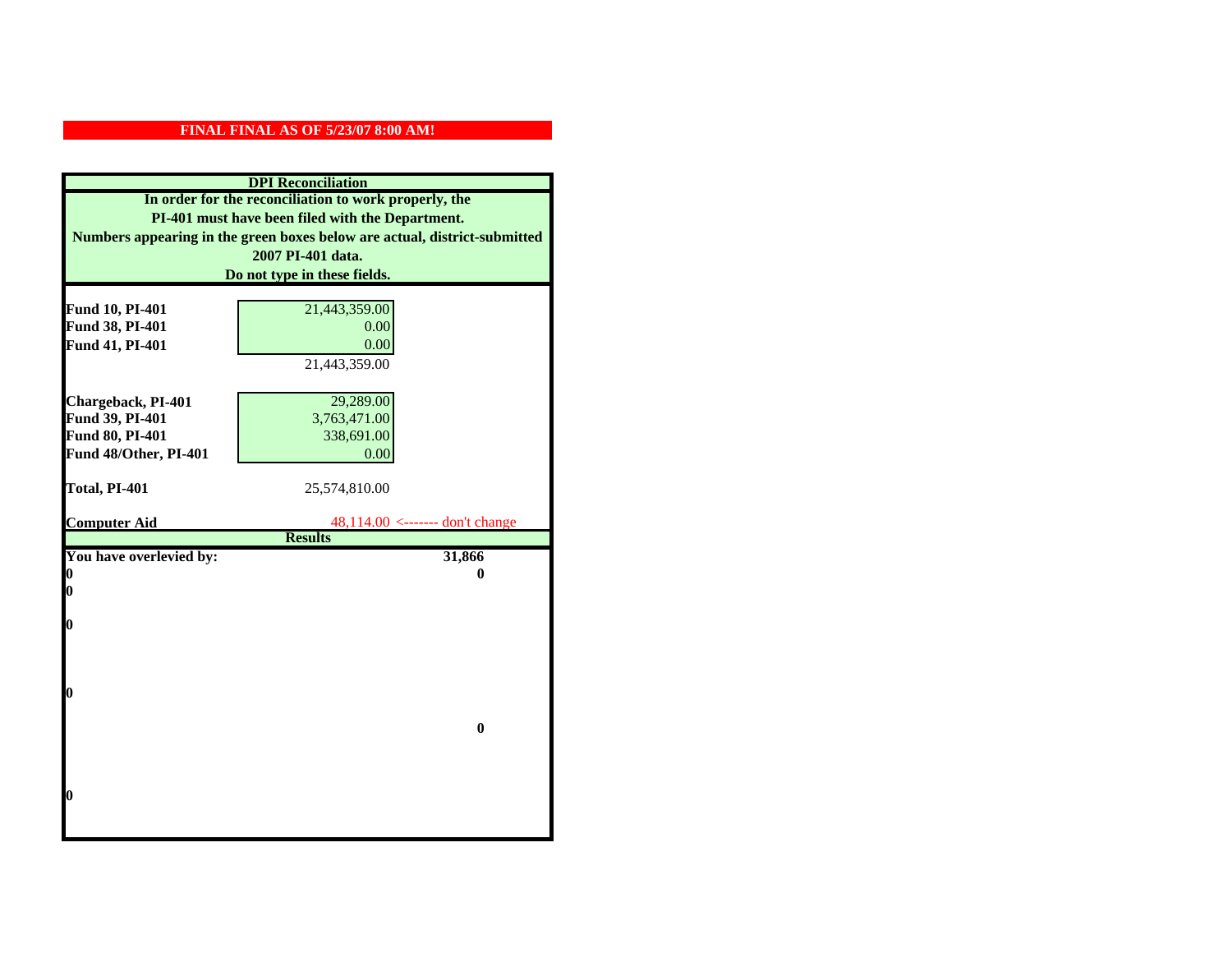**FINAL FINAL AS OF 5/23/07 8:00 AM!**

**DPI Reconciliation**

**In order for the reconciliation to work properly, the PI-401 must have been filed with the Department. Numbers appearing in the green boxes below are actual, district-submitted 2007 PI-401 data. Do not type in these fields.**

| | | |
|---|---|---|
| **Fund 10, PI-401** | 21,443,359.00 | |
| **Fund 38, PI-401** | 0.00 | |
| **Fund 41, PI-401** | 0.00 | |
| | 21,443,359.00 | |
| **Chargeback, PI-401** | 29,289.00 | |
| **Fund 39, PI-401** | 3,763,471.00 | |
| **Fund 80, PI-401** | 338,691.00 | |
| **Fund 48/Other, PI-401** | 0.00 | |
| **Total, PI-401** | 25,574,810.00 | |
| **Computer Aid** | 48,114.00 | <------- don't change |

**Results**

| | |
|---|---|
| **You have overlevied by:** | **31,866** |
| **0** | **0** |
| **0** | |
| **0** | |
| **0** | |
| | **0** |
| **0** | |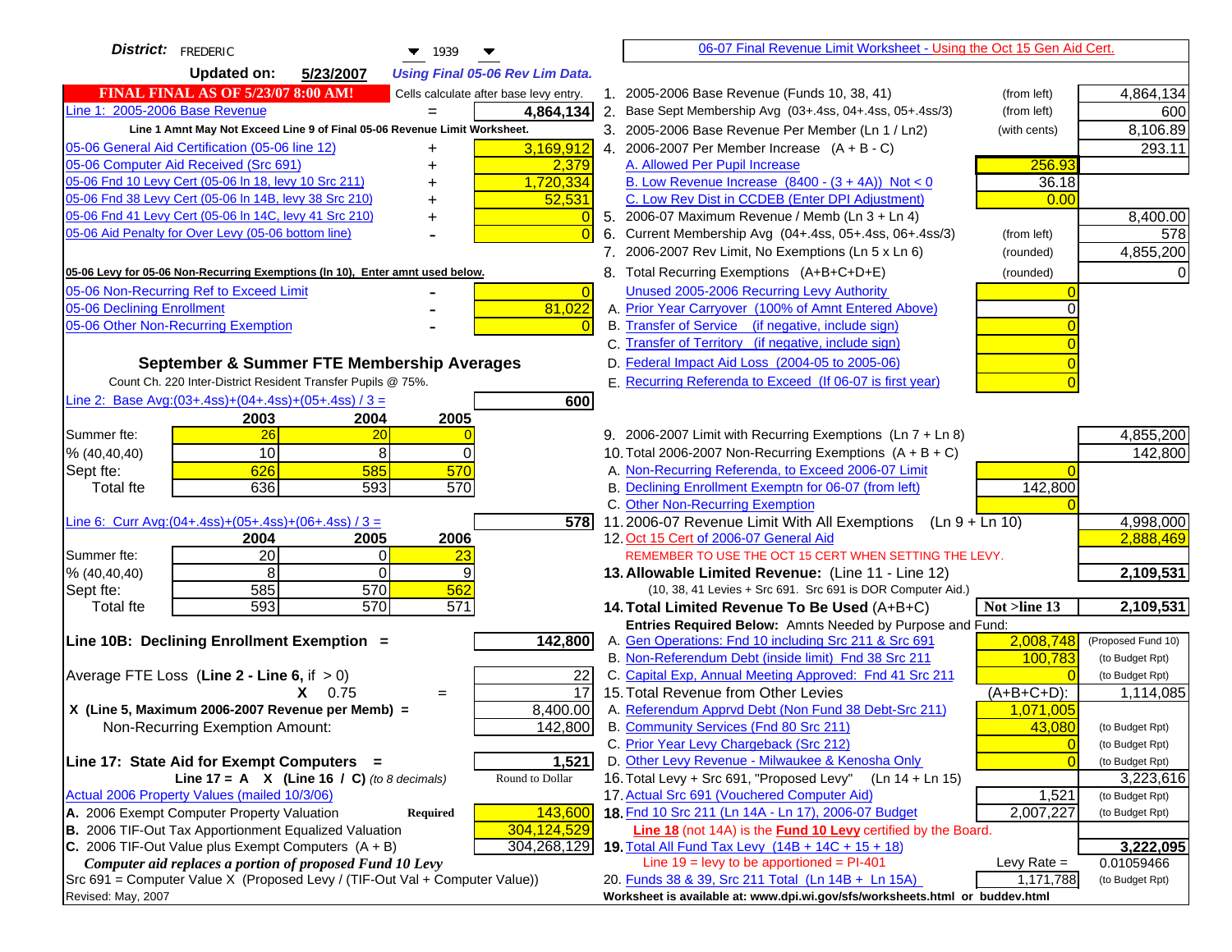**District:** FREDERIC 1939

**Updated on:** 5/23/2007 *Using Final 05-06 Rev Lim Data.*

**FINAL FINAL AS OF 5/23/07 8:00 AM!** Cells calculate after base levy entry.

| | | |
|---|---|---|
| Line 1: 2005-2006 Base Revenue | = | **4,864,134** |

Line 1 Amnt May Not Exceed Line 9 of Final 05-06 Revenue Limit Worksheet.

| | | |
|---|---|---|
| 05-06 General Aid Certification (05-06 line 12) | + | 3,169,912 |
| 05-06 Computer Aid Received (Src 691) | + | 2,379 |
| 05-06 Fnd 10 Levy Cert (05-06 ln 18, levy 10 Src 211) | + | 1,720,334 |
| 05-06 Fnd 38 Levy Cert (05-06 ln 14B, levy 38 Src 210) | + | 52,531 |
| 05-06 Fnd 41 Levy Cert (05-06 ln 14C, levy 41 Src 210) | + | 0 |
| 05-06 Aid Penalty for Over Levy (05-06 bottom line) | - | 0 |

**05-06 Levy for 05-06 Non-Recurring Exemptions (ln 10), Enter amnt used below.**

| | | |
|---|---|---|
| 05-06 Non-Recurring Ref to Exceed Limit | - | 0 |
| 05-06 Declining Enrollment | - | 81,022 |
| 05-06 Other Non-Recurring Exemption | - | 0 |

## September & Summer FTE Membership Averages

Count Ch. 220 Inter-District Resident Transfer Pupils @ 75%.

Line 2: Base Avg:(03+.4ss)+(04+.4ss)+(05+.4ss) / 3 = **600**

| | 2003 | 2004 | 2005 |
|---|---|---|---|
| Summer fte: | 26 | 20 | 0 |
| % (40,40,40) | 10 | 8 | 0 |
| Sept fte: | 626 | 585 | 570 |
| Total fte | 636 | 593 | 570 |

Line 6: Curr Avg:(04+.4ss)+(05+.4ss)+(06+.4ss) / 3 = **578**

| | 2004 | 2005 | 2006 |
|---|---|---|---|
| Summer fte: | 20 | 0 | 23 |
| % (40,40,40) | 8 | 0 | 9 |
| Sept fte: | 585 | 570 | 562 |
| Total fte | 593 | 570 | 571 |

**Line 10B: Declining Enrollment Exemption =** **142,800**

| | | |
|---|---|---|
| Average FTE Loss (**Line 2 - Line 6**, if > 0) | | 22 |
| X 0.75 | = | 17 |
| X (Line 5, Maximum 2006-2007 Revenue per Memb) = | | 8,400.00 |
| Non-Recurring Exemption Amount: | | 142,800 |

**Line 17: State Aid for Exempt Computers =** **1,521**

Line 17 = A X (Line 16 / C) *(to 8 decimals)* Round to Dollar

Actual 2006 Property Values (mailed 10/3/06)

| | | |
|---|---|---|
| A. 2006 Exempt Computer Property Valuation | Required | 143,600 |
| B. 2006 TIF-Out Tax Apportionment Equalized Valuation | | 304,124,529 |
| C. 2006 TIF-Out Value plus Exempt Computers (A + B) | | 304,268,129 |

*Computer aid replaces a portion of proposed Fund 10 Levy*

Src 691 = Computer Value X (Proposed Levy / (TIF-Out Val + Computer Value))

Revised: May, 2007

## 06-07 Final Revenue Limit Worksheet - Using the Oct 15 Gen Aid Cert.

| | | | |
|---|---|---|---|
| 1. 2005-2006 Base Revenue (Funds 10, 38, 41) | (from left) | | 4,864,134 |
| 2. Base Sept Membership Avg (03+.4ss, 04+.4ss, 05+.4ss/3) | (from left) | | 600 |
| 3. 2005-2006 Base Revenue Per Member (Ln 1 / Ln2) | (with cents) | | 8,106.89 |
| 4. 2006-2007 Per Member Increase (A + B - C) | | | 293.11 |
| A. Allowed Per Pupil Increase | | 256.93 | |
| B. Low Revenue Increase (8400 - (3 + 4A)) Not < 0 | | 36.18 | |
| C. Low Rev Dist in CCDEB (Enter DPI Adjustment) | | 0.00 | |
| 5. 2006-07 Maximum Revenue / Memb (Ln 3 + Ln 4) | | | 8,400.00 |
| 6. Current Membership Avg (04+.4ss, 05+.4ss, 06+.4ss/3) | (from left) | | 578 |
| 7. 2006-2007 Rev Limit, No Exemptions (Ln 5 x Ln 6) | (rounded) | | 4,855,200 |
| 8. Total Recurring Exemptions (A+B+C+D+E) | (rounded) | | 0 |
| Unused 2005-2006 Recurring Levy Authority | | 0 | |
| A. Prior Year Carryover (100% of Amnt Entered Above) | | 0 | |
| B. Transfer of Service (if negative, include sign) | | 0 | |
| C. Transfer of Territory (if negative, include sign) | | 0 | |
| D. Federal Impact Aid Loss (2004-05 to 2005-06) | | 0 | |
| E. Recurring Referenda to Exceed (If 06-07 is first year) | | 0 | |
| 9. 2006-2007 Limit with Recurring Exemptions (Ln 7 + Ln 8) | | | 4,855,200 |
| 10. Total 2006-2007 Non-Recurring Exemptions (A + B + C) | | | 142,800 |
| A. Non-Recurring Referenda, to Exceed 2006-07 Limit | | 0 | |
| B. Declining Enrollment Exemptn for 06-07 (from left) | | 142,800 | |
| C. Other Non-Recurring Exemption | | 0 | |
| 11. 2006-07 Revenue Limit With All Exemptions (Ln 9 + Ln 10) | | | 4,998,000 |
| 12. Oct 15 Cert of 2006-07 General Aid | | | 2,888,469 |

REMEMBER TO USE THE OCT 15 CERT WHEN SETTING THE LEVY.

| | | | |
|---|---|---|---|
| **13. Allowable Limited Revenue:** (Line 11 - Line 12) | | | **2,109,531** |
| (10, 38, 41 Levies + Src 691. Src 691 is DOR Computer Aid.) | | | |
| **14. Total Limited Revenue To Be Used** (A+B+C) | | Not >line 13 | **2,109,531** |
| **Entries Required Below:** Amnts Needed by Purpose and Fund: | | | |
| A. Gen Operations: Fnd 10 including Src 211 & Src 691 | | 2,008,748 | (Proposed Fund 10) |
| B. Non-Referendum Debt (inside limit) Fnd 38 Src 211 | | 100,783 | (to Budget Rpt) |
| C. Capital Exp, Annual Meeting Approved: Fnd 41 Src 211 | | 0 | (to Budget Rpt) |
| 15. Total Revenue from Other Levies | | (A+B+C+D): | 1,114,085 |
| A. Referendum Apprvd Debt (Non Fund 38 Debt-Src 211) | | 1,071,005 | |
| B. Community Services (Fnd 80 Src 211) | | 43,080 | (to Budget Rpt) |
| C. Prior Year Levy Chargeback (Src 212) | | 0 | (to Budget Rpt) |
| D. Other Levy Revenue - Milwaukee & Kenosha Only | | 0 | (to Budget Rpt) |
| 16. Total Levy + Src 691, "Proposed Levy" (Ln 14 + Ln 15) | | | 3,223,616 |
| 17. Actual Src 691 (Vouchered Computer Aid) | | 1,521 | (to Budget Rpt) |
| **18.** Fnd 10 Src 211 (Ln 14A - Ln 17), 2006-07 Budget | | 2,007,227 | (to Budget Rpt) |
| **Line 18** (not 14A) is the **Fund 10 Levy** certified by the Board. | | | |
| **19.** Total All Fund Tax Levy (14B + 14C + 15 + 18) | | | **3,222,095** |
| Line 19 = levy to be apportioned = PI-401 | | Levy Rate = | 0.01059466 |
| 20. Funds 38 & 39, Src 211 Total (Ln 14B + Ln 15A) | | 1,171,788 | (to Budget Rpt) |

Worksheet is available at: www.dpi.wi.gov/sfs/worksheets.html or buddev.html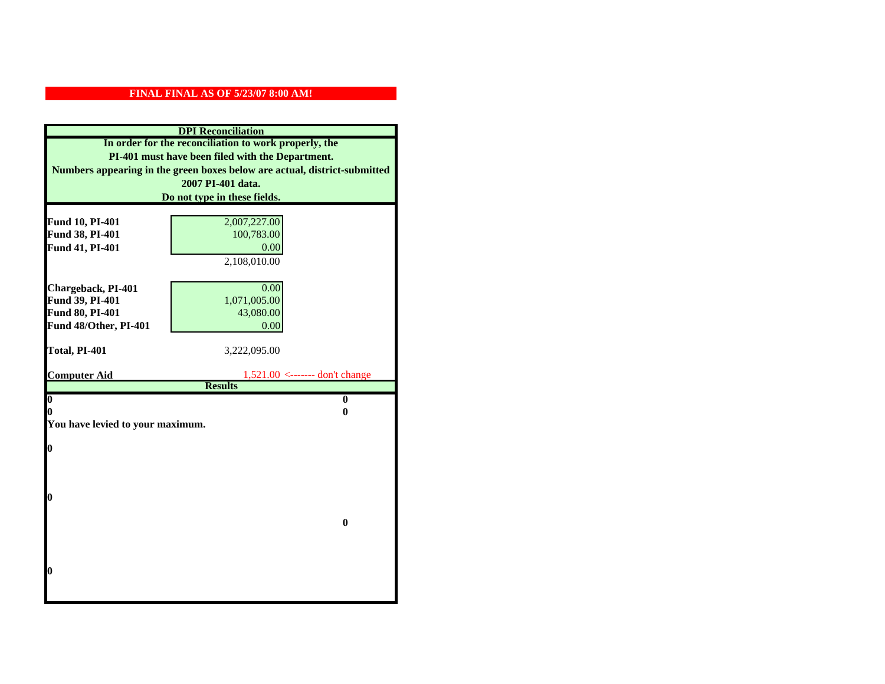**FINAL FINAL AS OF 5/23/07 8:00 AM!**

**DPI Reconciliation**

**In order for the reconciliation to work properly, the PI-401 must have been filed with the Department. Numbers appearing in the green boxes below are actual, district-submitted 2007 PI-401 data. Do not type in these fields.**

| | | |
|---|---|---|
| **Fund 10, PI-401** | 2,007,227.00 | |
| **Fund 38, PI-401** | 100,783.00 | |
| **Fund 41, PI-401** | 0.00 | |
| | 2,108,010.00 | |
| | | |
| **Chargeback, PI-401** | 0.00 | |
| **Fund 39, PI-401** | 1,071,005.00 | |
| **Fund 80, PI-401** | 43,080.00 | |
| **Fund 48/Other, PI-401** | 0.00 | |
| | | |
| **Total, PI-401** | 3,222,095.00 | |
| | | |
| **Computer Aid** | 1,521.00 | <------- don't change |

**Results**

| | |
|---|---|
| **0** | **0** |
| **0** | **0** |

**You have levied to your maximum.**

**0**

**0**

**0**

**0**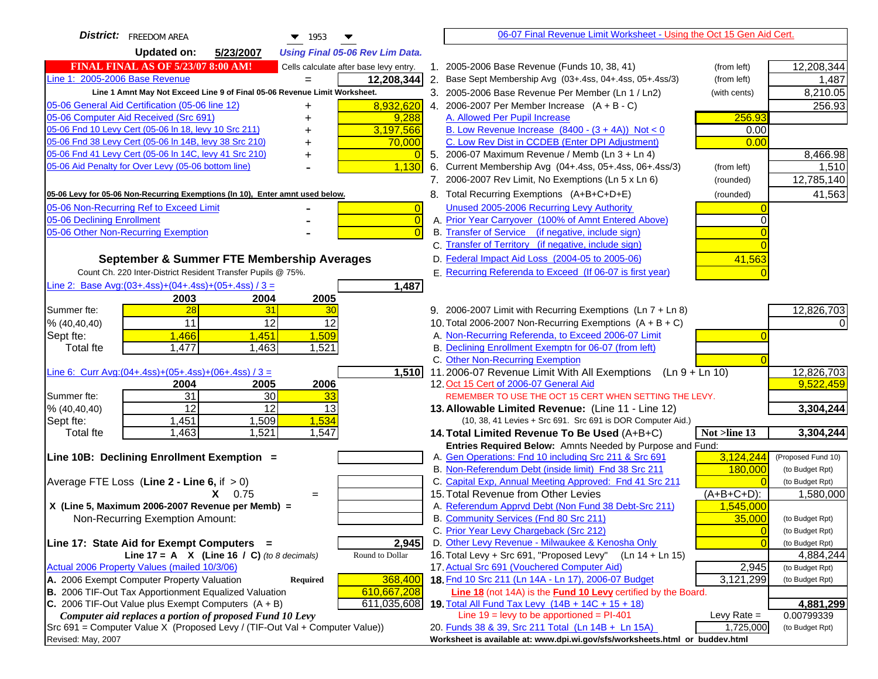**District:** FREEDOM AREA 1953

**Updated on:** 5/23/2007 *Using Final 05-06 Rev Lim Data.*

**FINAL FINAL AS OF 5/23/07 8:00 AM!** Cells calculate after base levy entry.

[06-07 Final Revenue Limit Worksheet - Using the Oct 15 Gen Aid Cert.]

| | | |
|---|---|---|
| Line 1: 2005-2006 Base Revenue | = | 12,208,344 |
| *Line 1 Amnt May Not Exceed Line 9 of Final 05-06 Revenue Limit Worksheet.* | | |
| 05-06 General Aid Certification (05-06 line 12) | + | 8,932,620 |
| 05-06 Computer Aid Received (Src 691) | + | 9,288 |
| 05-06 Fnd 10 Levy Cert (05-06 ln 18, levy 10 Src 211) | + | 3,197,566 |
| 05-06 Fnd 38 Levy Cert (05-06 ln 14B, levy 38 Src 210) | + | 70,000 |
| 05-06 Fnd 41 Levy Cert (05-06 ln 14C, levy 41 Src 210) | + | 0 |
| 05-06 Aid Penalty for Over Levy (05-06 bottom line) | - | 1,130 |

**05-06 Levy for 05-06 Non-Recurring Exemptions (ln 10), Enter amnt used below.**

| | | |
|---|---|---|
| 05-06 Non-Recurring Ref to Exceed Limit | - | 0 |
| 05-06 Declining Enrollment | - | 0 |
| 05-06 Other Non-Recurring Exemption | - | 0 |

## September & Summer FTE Membership Averages

Count Ch. 220 Inter-District Resident Transfer Pupils @ 75%.

Line 2: Base Avg:(03+.4ss)+(04+.4ss)+(05+.4ss) / 3 = **1,487**

| | 2003 | 2004 | 2005 |
|---|---|---|---|
| Summer fte: | 28 | 31 | 30 |
| % (40,40,40) | 11 | 12 | 12 |
| Sept fte: | 1,466 | 1,451 | 1,509 |
| Total fte | 1,477 | 1,463 | 1,521 |

Line 6: Curr Avg:(04+.4ss)+(05+.4ss)+(06+.4ss) / 3 = **1,510**

| | 2004 | 2005 | 2006 |
|---|---|---|---|
| Summer fte: | 31 | 30 | 33 |
| % (40,40,40) | 12 | 12 | 13 |
| Sept fte: | 1,451 | 1,509 | 1,534 |
| Total fte | 1,463 | 1,521 | 1,547 |

**Line 10B: Declining Enrollment Exemption =**

Average FTE Loss (**Line 2 - Line 6**, if > 0)

X 0.75 =

X (Line 5, Maximum 2006-2007 Revenue per Memb) =

Non-Recurring Exemption Amount:

**Line 17: State Aid for Exempt Computers =** 2,945

Line 17 = A X (Line 16 / C) *(to 8 decimals)* Round to Dollar

Actual 2006 Property Values (mailed 10/3/06)

| | | |
|---|---|---|
| A. 2006 Exempt Computer Property Valuation | Required | 368,400 |
| B. 2006 TIF-Out Tax Apportionment Equalized Valuation | | 610,667,208 |
| C. 2006 TIF-Out Value plus Exempt Computers (A + B) | | 611,035,608 |

*Computer aid replaces a portion of proposed Fund 10 Levy*

Src 691 = Computer Value X (Proposed Levy / (TIF-Out Val + Computer Value))

| Line | Description | | | Amount |
|---|---|---|---|---|
| 1. | 2005-2006 Base Revenue (Funds 10, 38, 41) | (from left) | | 12,208,344 |
| 2. | Base Sept Membership Avg (03+.4ss, 04+.4ss, 05+.4ss/3) | (from left) | | 1,487 |
| 3. | 2005-2006 Base Revenue Per Member (Ln 1 / Ln2) | (with cents) | | 8,210.05 |
| 4. | 2006-2007 Per Member Increase (A + B - C) | | | 256.93 |
| | A. Allowed Per Pupil Increase | | 256.93 | |
| | B. Low Revenue Increase (8400 - (3 + 4A)) Not < 0 | | 0.00 | |
| | C. Low Rev Dist in CCDEB (Enter DPI Adjustment) | | 0.00 | |
| 5. | 2006-07 Maximum Revenue / Memb (Ln 3 + Ln 4) | | | 8,466.98 |
| 6. | Current Membership Avg (04+.4ss, 05+.4ss, 06+.4ss/3) | (from left) | | 1,510 |
| 7. | 2006-2007 Rev Limit, No Exemptions (Ln 5 x Ln 6) | (rounded) | | 12,785,140 |
| 8. | Total Recurring Exemptions (A+B+C+D+E) | (rounded) | | 41,563 |
| | Unused 2005-2006 Recurring Levy Authority | | 0 | |
| | A. Prior Year Carryover (100% of Amnt Entered Above) | | 0 | |
| | B. Transfer of Service (if negative, include sign) | | 0 | |
| | C. Transfer of Territory (if negative, include sign) | | 0 | |
| | D. Federal Impact Aid Loss (2004-05 to 2005-06) | | 41,563 | |
| | E. Recurring Referenda to Exceed (If 06-07 is first year) | | 0 | |
| 9. | 2006-2007 Limit with Recurring Exemptions (Ln 7 + Ln 8) | | | 12,826,703 |
| 10. | Total 2006-2007 Non-Recurring Exemptions (A + B + C) | | | 0 |
| | A. Non-Recurring Referenda, to Exceed 2006-07 Limit | | 0 | |
| | B. Declining Enrollment Exemptn for 06-07 (from left) | | | |
| | C. Other Non-Recurring Exemption | | 0 | |
| 11. | 2006-07 Revenue Limit With All Exemptions (Ln 9 + Ln 10) | | | 12,826,703 |
| 12. | Oct 15 Cert of 2006-07 General Aid | | | 9,522,459 |
| | REMEMBER TO USE THE OCT 15 CERT WHEN SETTING THE LEVY. | | | |
| **13.** | **Allowable Limited Revenue:** (Line 11 - Line 12) | | | **3,304,244** |
| | (10, 38, 41 Levies + Src 691. Src 691 is DOR Computer Aid.) | | | |
| **14.** | **Total Limited Revenue To Be Used** (A+B+C) | | Not >line 13 | **3,304,244** |
| | Entries Required Below: Amnts Needed by Purpose and Fund: | | | |
| | A. Gen Operations: Fnd 10 including Src 211 & Src 691 | | 3,124,244 | (Proposed Fund 10) |
| | B. Non-Referendum Debt (inside limit) Fnd 38 Src 211 | | 180,000 | (to Budget Rpt) |
| | C. Capital Exp, Annual Meeting Approved: Fnd 41 Src 211 | | 0 | (to Budget Rpt) |
| 15. | Total Revenue from Other Levies | | (A+B+C+D): | 1,580,000 |
| | A. Referendum Apprvd Debt (Non Fund 38 Debt-Src 211) | | 1,545,000 | |
| | B. Community Services (Fnd 80 Src 211) | | 35,000 | (to Budget Rpt) |
| | C. Prior Year Levy Chargeback (Src 212) | | 0 | (to Budget Rpt) |
| | D. Other Levy Revenue - Milwaukee & Kenosha Only | | 0 | (to Budget Rpt) |
| 16. | Total Levy + Src 691, "Proposed Levy" (Ln 14 + Ln 15) | | | 4,884,244 |
| 17. | Actual Src 691 (Vouchered Computer Aid) | | 2,945 | (to Budget Rpt) |
| **18.** | Fnd 10 Src 211 (Ln 14A - Ln 17), 2006-07 Budget | | 3,121,299 | (to Budget Rpt) |
| | **Line 18** (not 14A) is the **Fund 10 Levy** certified by the Board. | | | |
| **19.** | Total All Fund Tax Levy (14B + 14C + 15 + 18) | | | **4,881,299** |
| | Line 19 = levy to be apportioned = PI-401 | | Levy Rate = | 0.00799339 |
| 20. | Funds 38 & 39, Src 211 Total (Ln 14B + Ln 15A) | | 1,725,000 | (to Budget Rpt) |

Worksheet is available at: www.dpi.wi.gov/sfs/worksheets.html or buddev.html

Revised: May, 2007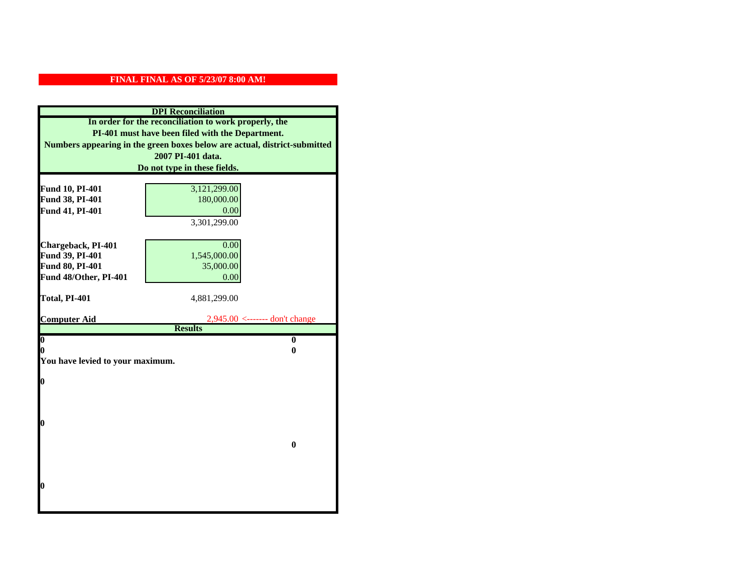**FINAL FINAL AS OF 5/23/07 8:00 AM!**

**DPI Reconciliation**

**In order for the reconciliation to work properly, the PI-401 must have been filed with the Department. Numbers appearing in the green boxes below are actual, district-submitted 2007 PI-401 data. Do not type in these fields.**

| | |
|---|---|
| **Fund 10, PI-401** | 3,121,299.00 |
| **Fund 38, PI-401** | 180,000.00 |
| **Fund 41, PI-401** | 0.00 |
| | 3,301,299.00 |
| **Chargeback, PI-401** | 0.00 |
| **Fund 39, PI-401** | 1,545,000.00 |
| **Fund 80, PI-401** | 35,000.00 |
| **Fund 48/Other, PI-401** | 0.00 |
| **Total, PI-401** | 4,881,299.00 |
| **Computer Aid** | 2,945.00 <------- don't change |

**Results**

| | |
|---|---|
| **0** | **0** |
| **0** | **0** |

**You have levied to your maximum.**

**0**

**0**

**0**

**0**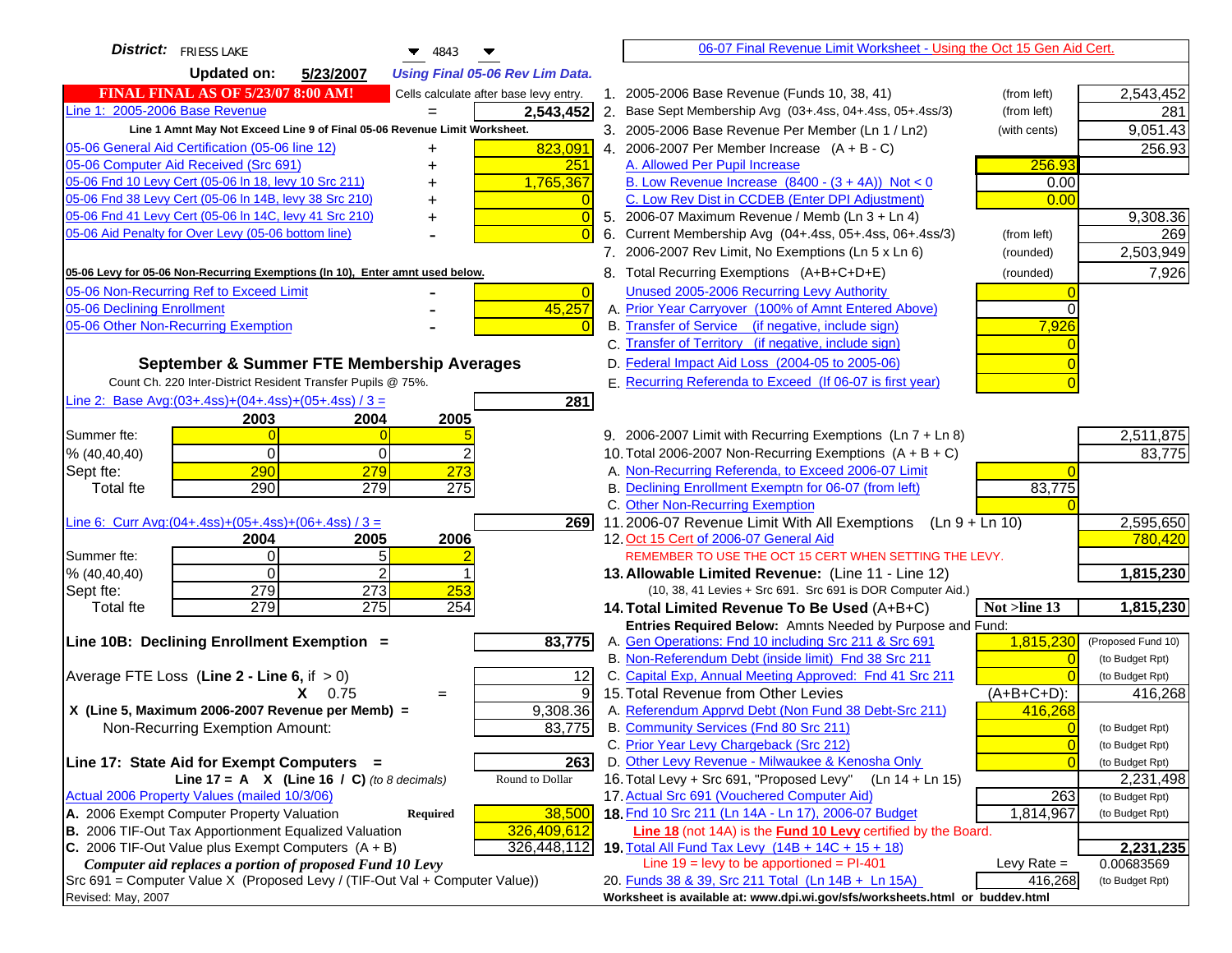**District:** FRIESS LAKE 4843

**Updated on:** 5/23/2007 *Using Final 05-06 Rev Lim Data.*

06-07 Final Revenue Limit Worksheet - Using the Oct 15 Gen Aid Cert.

**FINAL FINAL AS OF 5/23/07 8:00 AM!** Cells calculate after base levy entry.

| | | |
|---|---|---|
| Line 1: 2005-2006 Base Revenue | = | 2,543,452 |

Line 1 Amnt May Not Exceed Line 9 of Final 05-06 Revenue Limit Worksheet.

| | | |
|---|---|---|
| 05-06 General Aid Certification (05-06 line 12) | + | 823,091 |
| 05-06 Computer Aid Received (Src 691) | + | 251 |
| 05-06 Fnd 10 Levy Cert (05-06 ln 18, levy 10 Src 211) | + | 1,765,367 |
| 05-06 Fnd 38 Levy Cert (05-06 ln 14B, levy 38 Src 210) | + | 0 |
| 05-06 Fnd 41 Levy Cert (05-06 ln 14C, levy 41 Src 210) | + | 0 |
| 05-06 Aid Penalty for Over Levy (05-06 bottom line) | - | 0 |

**05-06 Levy for 05-06 Non-Recurring Exemptions (ln 10), Enter amnt used below.**

| | | |
|---|---|---|
| 05-06 Non-Recurring Ref to Exceed Limit | - | 0 |
| 05-06 Declining Enrollment | - | 45,257 |
| 05-06 Other Non-Recurring Exemption | - | 0 |

## September & Summer FTE Membership Averages

Count Ch. 220 Inter-District Resident Transfer Pupils @ 75%.

Line 2: Base Avg:(03+.4ss)+(04+.4ss)+(05+.4ss) / 3 = **281**

| | 2003 | 2004 | 2005 |
|---|---|---|---|
| Summer fte: | 0 | 0 | 5 |
| % (40,40,40) | 0 | 0 | 2 |
| Sept fte: | 290 | 279 | 273 |
| Total fte | 290 | 279 | 275 |

Line 6: Curr Avg:(04+.4ss)+(05+.4ss)+(06+.4ss) / 3 = **269**

| | 2004 | 2005 | 2006 |
|---|---|---|---|
| Summer fte: | 0 | 5 | 2 |
| % (40,40,40) | 0 | 2 | 1 |
| Sept fte: | 279 | 273 | 253 |
| Total fte | 279 | 275 | 254 |

**Line 10B: Declining Enrollment Exemption =** **83,775**

| | | |
|---|---|---|
| Average FTE Loss (Line 2 - Line 6, if > 0) | | 12 |
| X 0.75 | = | 9 |
| X (Line 5, Maximum 2006-2007 Revenue per Memb) = | | 9,308.36 |
| Non-Recurring Exemption Amount: | | 83,775 |

**Line 17: State Aid for Exempt Computers =** **263**

Line 17 = A X (Line 16 / C) *(to 8 decimals)* Round to Dollar

Actual 2006 Property Values (mailed 10/3/06)

| | | |
|---|---|---|
| A. 2006 Exempt Computer Property Valuation | Required | 38,500 |
| B. 2006 TIF-Out Tax Apportionment Equalized Valuation | | 326,409,612 |
| C. 2006 TIF-Out Value plus Exempt Computers (A + B) | | 326,448,112 |

*Computer aid replaces a portion of proposed Fund 10 Levy*

Src 691 = Computer Value X (Proposed Levy / (TIF-Out Val + Computer Value))

Revised: May, 2007

| | | | |
|---|---|---|---|
| 1. 2005-2006 Base Revenue (Funds 10, 38, 41) | (from left) | | 2,543,452 |
| 2. Base Sept Membership Avg (03+.4ss, 04+.4ss, 05+.4ss/3) | (from left) | | 281 |
| 3. 2005-2006 Base Revenue Per Member (Ln 1 / Ln2) | (with cents) | | 9,051.43 |
| 4. 2006-2007 Per Member Increase (A + B - C) | | | 256.93 |
| A. Allowed Per Pupil Increase | | 256.93 | |
| B. Low Revenue Increase (8400 - (3 + 4A)) Not < 0 | | 0.00 | |
| C. Low Rev Dist in CCDEB (Enter DPI Adjustment) | | 0.00 | |
| 5. 2006-07 Maximum Revenue / Memb (Ln 3 + Ln 4) | | | 9,308.36 |
| 6. Current Membership Avg (04+.4ss, 05+.4ss, 06+.4ss/3) | (from left) | | 269 |
| 7. 2006-2007 Rev Limit, No Exemptions (Ln 5 x Ln 6) | (rounded) | | 2,503,949 |
| 8. Total Recurring Exemptions (A+B+C+D+E) | (rounded) | | 7,926 |
| Unused 2005-2006 Recurring Levy Authority | | 0 | |
| A. Prior Year Carryover (100% of Amnt Entered Above) | | 0 | |
| B. Transfer of Service (if negative, include sign) | | 7,926 | |
| C. Transfer of Territory (if negative, include sign) | | 0 | |
| D. Federal Impact Aid Loss (2004-05 to 2005-06) | | 0 | |
| E. Recurring Referenda to Exceed (If 06-07 is first year) | | 0 | |
| 9. 2006-2007 Limit with Recurring Exemptions (Ln 7 + Ln 8) | | | 2,511,875 |
| 10. Total 2006-2007 Non-Recurring Exemptions (A + B + C) | | | 83,775 |
| A. Non-Recurring Referenda, to Exceed 2006-07 Limit | | 0 | |
| B. Declining Enrollment Exemptn for 06-07 (from left) | | 83,775 | |
| C. Other Non-Recurring Exemption | | 0 | |
| 11. 2006-07 Revenue Limit With All Exemptions (Ln 9 + Ln 10) | | | 2,595,650 |
| 12. Oct 15 Cert of 2006-07 General Aid | | | 780,420 |
| REMEMBER TO USE THE OCT 15 CERT WHEN SETTING THE LEVY. | | | |
| **13. Allowable Limited Revenue:** (Line 11 - Line 12) (10, 38, 41 Levies + Src 691. Src 691 is DOR Computer Aid.) | | | **1,815,230** |
| **14. Total Limited Revenue To Be Used** (A+B+C) | | **Not >line 13** | **1,815,230** |
| Entries Required Below: Amnts Needed by Purpose and Fund: | | | |
| A. Gen Operations: Fnd 10 including Src 211 & Src 691 | | 1,815,230 | (Proposed Fund 10) |
| B. Non-Referendum Debt (inside limit) Fnd 38 Src 211 | | 0 | (to Budget Rpt) |
| C. Capital Exp, Annual Meeting Approved: Fnd 41 Src 211 | | 0 | (to Budget Rpt) |
| 15. Total Revenue from Other Levies | | (A+B+C+D): | 416,268 |
| A. Referendum Apprvd Debt (Non Fund 38 Debt-Src 211) | | 416,268 | |
| B. Community Services (Fnd 80 Src 211) | | 0 | (to Budget Rpt) |
| C. Prior Year Levy Chargeback (Src 212) | | 0 | (to Budget Rpt) |
| D. Other Levy Revenue - Milwaukee & Kenosha Only | | 0 | (to Budget Rpt) |
| 16. Total Levy + Src 691, "Proposed Levy" (Ln 14 + Ln 15) | | | 2,231,498 |
| 17. Actual Src 691 (Vouchered Computer Aid) | | 263 | (to Budget Rpt) |
| **18.** Fnd 10 Src 211 (Ln 14A - Ln 17), 2006-07 Budget | | 1,814,967 | (to Budget Rpt) |
| **Line 18** (not 14A) is the **Fund 10 Levy** certified by the Board. | | | |
| **19.** Total All Fund Tax Levy (14B + 14C + 15 + 18) | | | **2,231,235** |
| Line 19 = levy to be apportioned = PI-401 | | Levy Rate = | 0.00683569 |
| 20. Funds 38 & 39, Src 211 Total (Ln 14B + Ln 15A) | | 416,268 | (to Budget Rpt) |

Worksheet is available at: www.dpi.wi.gov/sfs/worksheets.html or buddev.html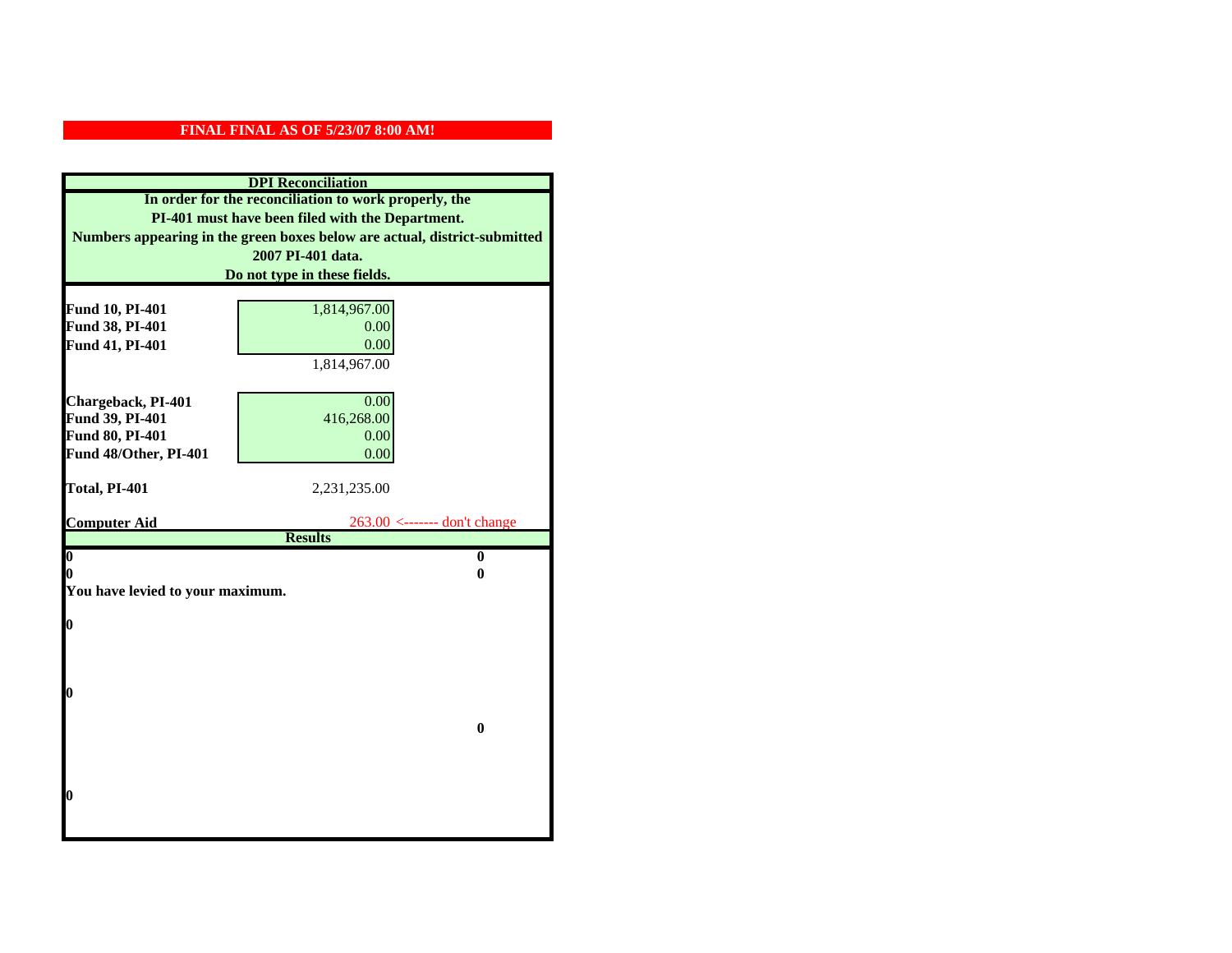**FINAL FINAL AS OF 5/23/07 8:00 AM!**

## DPI Reconciliation

**In order for the reconciliation to work properly, the PI-401 must have been filed with the Department. Numbers appearing in the green boxes below are actual, district-submitted 2007 PI-401 data. Do not type in these fields.**

| | |
|---|---|
| **Fund 10, PI-401** | 1,814,967.00 |
| **Fund 38, PI-401** | 0.00 |
| **Fund 41, PI-401** | 0.00 |
| | 1,814,967.00 |

| | |
|---|---|
| **Chargeback, PI-401** | 0.00 |
| **Fund 39, PI-401** | 416,268.00 |
| **Fund 80, PI-401** | 0.00 |
| **Fund 48/Other, PI-401** | 0.00 |

| | |
|---|---|
| **Total, PI-401** | 2,231,235.00 |

| | | |
|---|---|---|
| **Computer Aid** | 263.00 | <------- don't change |

**Results**

| | |
|---|---|
| **0** | **0** |
| **0** | **0** |

**You have levied to your maximum.**

**0**

**0**

**0**

**0**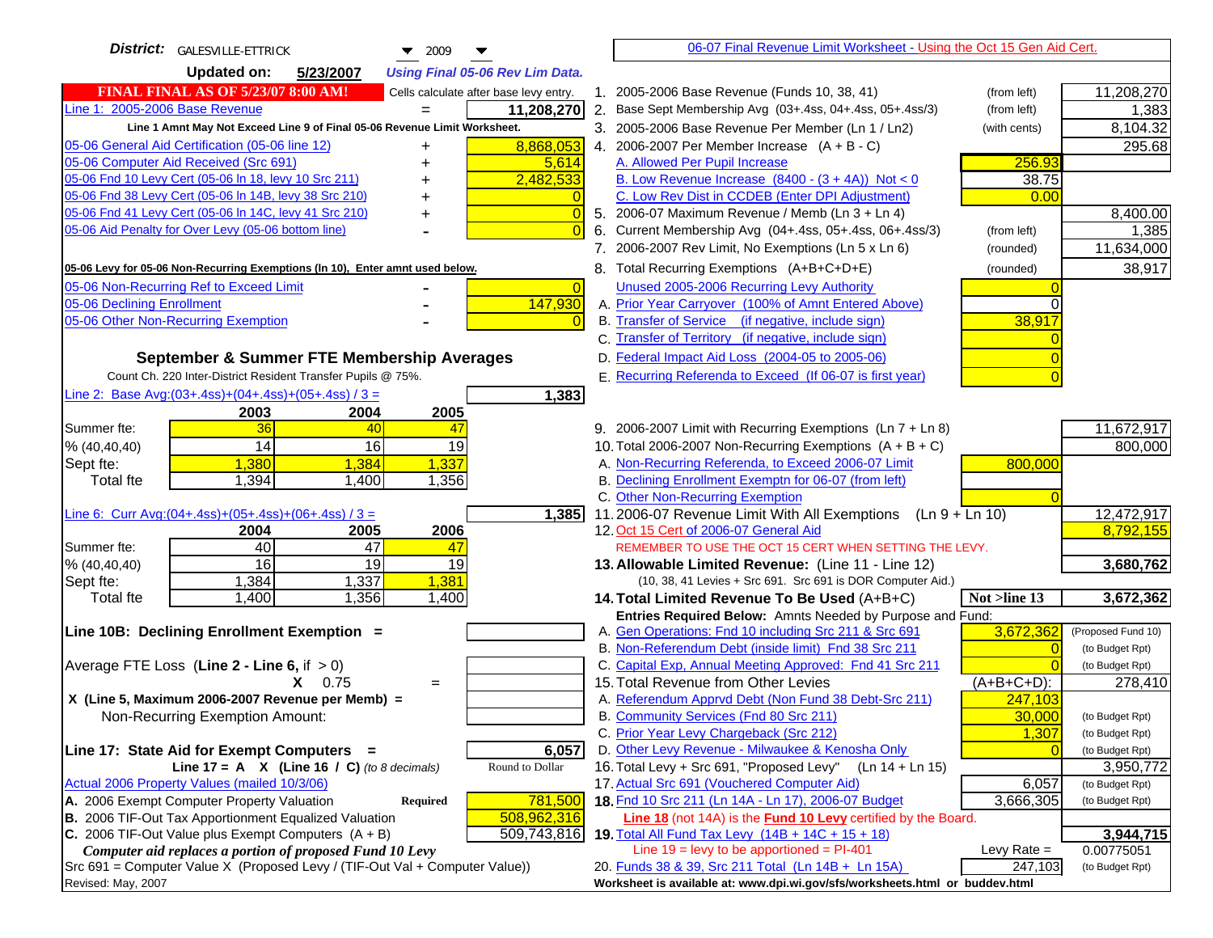**District:** GALESVILLE-ETTRICK 2009

**Updated on:** 5/23/2007 *Using Final 05-06 Rev Lim Data.*

**FINAL FINAL AS OF 5/23/07 8:00 AM!** Cells calculate after base levy entry.

[06-07 Final Revenue Limit Worksheet - Using the Oct 15 Gen Aid Cert.]

| | | |
|---|---|---|
| Line 1: 2005-2006 Base Revenue | = | 11,208,270 |

Line 1 Amnt May Not Exceed Line 9 of Final 05-06 Revenue Limit Worksheet.

| | | |
|---|---|---|
| 05-06 General Aid Certification (05-06 line 12) | + | 8,868,053 |
| 05-06 Computer Aid Received (Src 691) | + | 5,614 |
| 05-06 Fnd 10 Levy Cert (05-06 ln 18, levy 10 Src 211) | + | 2,482,533 |
| 05-06 Fnd 38 Levy Cert (05-06 ln 14B, levy 38 Src 210) | + | 0 |
| 05-06 Fnd 41 Levy Cert (05-06 ln 14C, levy 41 Src 210) | + | 0 |
| 05-06 Aid Penalty for Over Levy (05-06 bottom line) | - | 0 |

**05-06 Levy for 05-06 Non-Recurring Exemptions (ln 10), Enter amnt used below.**

| | | |
|---|---|---|
| 05-06 Non-Recurring Ref to Exceed Limit | - | 0 |
| 05-06 Declining Enrollment | - | 147,930 |
| 05-06 Other Non-Recurring Exemption | - | 0 |

**September & Summer FTE Membership Averages**

Count Ch. 220 Inter-District Resident Transfer Pupils @ 75%.

Line 2: Base Avg:(03+.4ss)+(04+.4ss)+(05+.4ss) / 3 = **1,383**

| | 2003 | 2004 | 2005 |
|---|---|---|---|
| Summer fte: | 36 | 40 | 47 |
| % (40,40,40) | 14 | 16 | 19 |
| Sept fte: | 1,380 | 1,384 | 1,337 |
| Total fte | 1,394 | 1,400 | 1,356 |

Line 6: Curr Avg:(04+.4ss)+(05+.4ss)+(06+.4ss) / 3 = **1,385**

| | 2004 | 2005 | 2006 |
|---|---|---|---|
| Summer fte: | 40 | 47 | 47 |
| % (40,40,40) | 16 | 19 | 19 |
| Sept fte: | 1,384 | 1,337 | 1,381 |
| Total fte | 1,400 | 1,356 | 1,400 |

**Line 10B: Declining Enrollment Exemption =**

Average FTE Loss (**Line 2 - Line 6**, if > 0)

X 0.75 =

X (Line 5, Maximum 2006-2007 Revenue per Memb) =

Non-Recurring Exemption Amount:

**Line 17: State Aid for Exempt Computers =** **6,057**

Line 17 = A X (Line 16 / C) *(to 8 decimals)* Round to Dollar

Actual 2006 Property Values (mailed 10/3/06)

| | | |
|---|---|---|
| A. 2006 Exempt Computer Property Valuation | **Required** | 781,500 |
| B. 2006 TIF-Out Tax Apportionment Equalized Valuation | | 508,962,316 |
| C. 2006 TIF-Out Value plus Exempt Computers (A + B) | | 509,743,816 |

*Computer aid replaces a portion of proposed Fund 10 Levy*

Src 691 = Computer Value X (Proposed Levy / (TIF-Out Val + Computer Value))

Revised: May, 2007

| | | | |
|---|---|---|---|
| 1. 2005-2006 Base Revenue (Funds 10, 38, 41) | (from left) | | 11,208,270 |
| 2. Base Sept Membership Avg (03+.4ss, 04+.4ss, 05+.4ss/3) | (from left) | | 1,383 |
| 3. 2005-2006 Base Revenue Per Member (Ln 1 / Ln2) | (with cents) | | 8,104.32 |
| 4. 2006-2007 Per Member Increase (A + B - C) | | | 295.68 |
| A. Allowed Per Pupil Increase | | 256.93 | |
| B. Low Revenue Increase (8400 - (3 + 4A)) Not < 0 | | 38.75 | |
| C. Low Rev Dist in CCDEB (Enter DPI Adjustment) | | 0.00 | |
| 5. 2006-07 Maximum Revenue / Memb (Ln 3 + Ln 4) | | | 8,400.00 |
| 6. Current Membership Avg (04+.4ss, 05+.4ss, 06+.4ss/3) | (from left) | | 1,385 |
| 7. 2006-2007 Rev Limit, No Exemptions (Ln 5 x Ln 6) | (rounded) | | 11,634,000 |
| 8. Total Recurring Exemptions (A+B+C+D+E) | (rounded) | | 38,917 |
| Unused 2005-2006 Recurring Levy Authority | | 0 | |
| A. Prior Year Carryover (100% of Amnt Entered Above) | | 0 | |
| B. Transfer of Service (if negative, include sign) | | 38,917 | |
| C. Transfer of Territory (if negative, include sign) | | 0 | |
| D. Federal Impact Aid Loss (2004-05 to 2005-06) | | 0 | |
| E. Recurring Referenda to Exceed (If 06-07 is first year) | | 0 | |
| 9. 2006-2007 Limit with Recurring Exemptions (Ln 7 + Ln 8) | | | 11,672,917 |
| 10. Total 2006-2007 Non-Recurring Exemptions (A + B + C) | | | 800,000 |
| A. Non-Recurring Referenda, to Exceed 2006-07 Limit | | 800,000 | |
| B. Declining Enrollment Exemptn for 06-07 (from left) | | | |
| C. Other Non-Recurring Exemption | | 0 | |
| 11. 2006-07 Revenue Limit With All Exemptions (Ln 9 + Ln 10) | | | 12,472,917 |
| 12. Oct 15 Cert of 2006-07 General Aid | | | 8,792,155 |

REMEMBER TO USE THE OCT 15 CERT WHEN SETTING THE LEVY.

| | | | |
|---|---|---|---|
| **13. Allowable Limited Revenue:** (Line 11 - Line 12) | | | **3,680,762** |
| (10, 38, 41 Levies + Src 691. Src 691 is DOR Computer Aid.) | | | |
| **14. Total Limited Revenue To Be Used** (A+B+C) | | **Not >line 13** | **3,672,362** |
| Entries Required Below: Amnts Needed by Purpose and Fund: | | | |
| A. Gen Operations: Fnd 10 including Src 211 & Src 691 | | 3,672,362 | (Proposed Fund 10) |
| B. Non-Referendum Debt (inside limit) Fnd 38 Src 211 | | 0 | (to Budget Rpt) |
| C. Capital Exp, Annual Meeting Approved: Fnd 41 Src 211 | | 0 | (to Budget Rpt) |
| 15. Total Revenue from Other Levies | | (A+B+C+D): | 278,410 |
| A. Referendum Apprvd Debt (Non Fund 38 Debt-Src 211) | | 247,103 | |
| B. Community Services (Fnd 80 Src 211) | | 30,000 | (to Budget Rpt) |
| C. Prior Year Levy Chargeback (Src 212) | | 1,307 | (to Budget Rpt) |
| D. Other Levy Revenue - Milwaukee & Kenosha Only | | 0 | (to Budget Rpt) |
| 16. Total Levy + Src 691, "Proposed Levy" (Ln 14 + Ln 15) | | | 3,950,772 |
| 17. Actual Src 691 (Vouchered Computer Aid) | | 6,057 | (to Budget Rpt) |
| **18.** Fnd 10 Src 211 (Ln 14A - Ln 17), 2006-07 Budget | | 3,666,305 | (to Budget Rpt) |

**Line 18** (not 14A) is the **Fund 10 Levy** certified by the Board.

| | | | |
|---|---|---|---|
| **19.** Total All Fund Tax Levy (14B + 14C + 15 + 18) | | | **3,944,715** |
| Line 19 = levy to be apportioned = PI-401 | | Levy Rate = | 0.00775051 |
| 20. Funds 38 & 39, Src 211 Total (Ln 14B + Ln 15A) | | 247,103 | (to Budget Rpt) |

**Worksheet is available at: www.dpi.wi.gov/sfs/worksheets.html or buddev.html**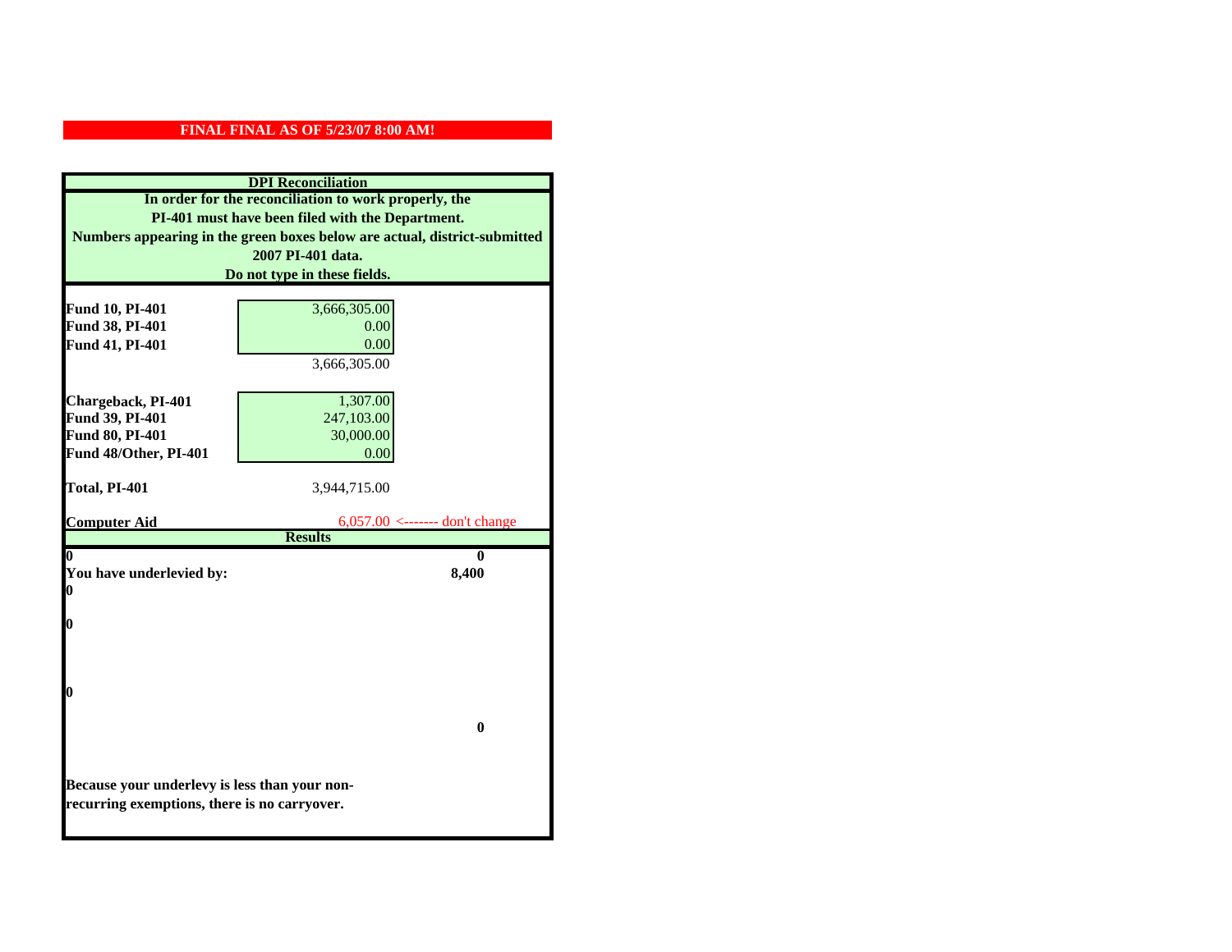**FINAL FINAL AS OF 5/23/07 8:00 AM!**

**DPI Reconciliation**

**In order for the reconciliation to work properly, the PI-401 must have been filed with the Department. Numbers appearing in the green boxes below are actual, district-submitted 2007 PI-401 data. Do not type in these fields.**

| | | |
|---|---|---|
| **Fund 10, PI-401** | 3,666,305.00 | |
| **Fund 38, PI-401** | 0.00 | |
| **Fund 41, PI-401** | 0.00 | |
| | 3,666,305.00 | |
| **Chargeback, PI-401** | 1,307.00 | |
| **Fund 39, PI-401** | 247,103.00 | |
| **Fund 80, PI-401** | 30,000.00 | |
| **Fund 48/Other, PI-401** | 0.00 | |
| **Total, PI-401** | 3,944,715.00 | |
| **Computer Aid** | 6,057.00 | <------- don't change |

**Results**

| | |
|---|---|
| **0** | **0** |
| **You have underlevied by:** | **8,400** |
| **0** | |
| **0** | |
| **0** | |
| | **0** |

**Because your underlevy is less than your non-recurring exemptions, there is no carryover.**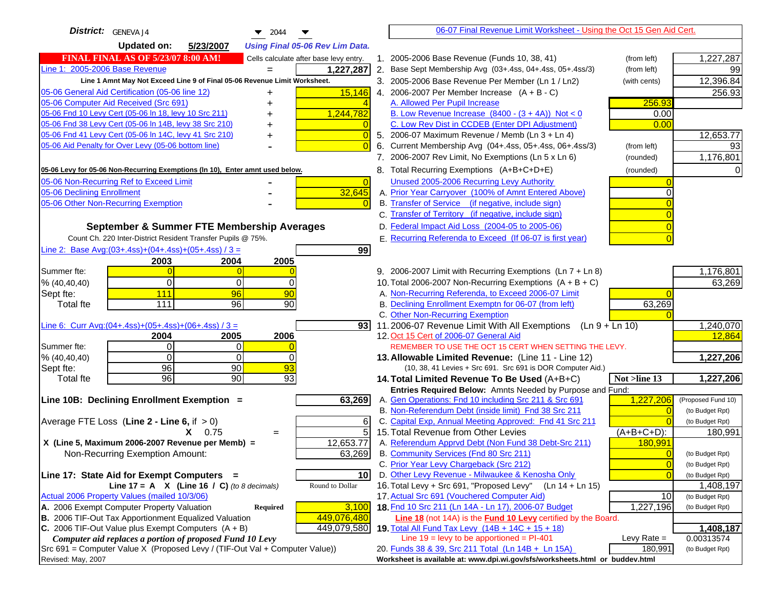**District:** GENEVA J4 ▼ 2044 ▼

**Updated on:** 5/23/2007 *Using Final 05-06 Rev Lim Data.*

[06-07 Final Revenue Limit Worksheet - Using the Oct 15 Gen Aid Cert.](#)

**FINAL FINAL AS OF 5/23/07 8:00 AM!** Cells calculate after base levy entry.

| | | |
|---|---|---|
| Line 1: 2005-2006 Base Revenue | = | 1,227,287 |

Line 1 Amnt May Not Exceed Line 9 of Final 05-06 Revenue Limit Worksheet.

| | | |
|---|---|---|
| 05-06 General Aid Certification (05-06 line 12) | + | 15,146 |
| 05-06 Computer Aid Received (Src 691) | + | 4 |
| 05-06 Fnd 10 Levy Cert (05-06 ln 18, levy 10 Src 211) | + | 1,244,782 |
| 05-06 Fnd 38 Levy Cert (05-06 ln 14B, levy 38 Src 210) | + | 0 |
| 05-06 Fnd 41 Levy Cert (05-06 ln 14C, levy 41 Src 210) | + | 0 |
| 05-06 Aid Penalty for Over Levy (05-06 bottom line) | - | 0 |

**05-06 Levy for 05-06 Non-Recurring Exemptions (ln 10), Enter amnt used below.**

| | | |
|---|---|---|
| 05-06 Non-Recurring Ref to Exceed Limit | - | 0 |
| 05-06 Declining Enrollment | - | 32,645 |
| 05-06 Other Non-Recurring Exemption | - | 0 |

**September & Summer FTE Membership Averages**

Count Ch. 220 Inter-District Resident Transfer Pupils @ 75%.

Line 2: Base Avg:(03+.4ss)+(04+.4ss)+(05+.4ss) / 3 = **99**

| | 2003 | 2004 | 2005 |
|---|---|---|---|
| Summer fte: | 0 | 0 | 0 |
| % (40,40,40) | 0 | 0 | 0 |
| Sept fte: | 111 | 96 | 90 |
| Total fte | 111 | 96 | 90 |

Line 6: Curr Avg:(04+.4ss)+(05+.4ss)+(06+.4ss) / 3 = **93**

| | 2004 | 2005 | 2006 |
|---|---|---|---|
| Summer fte: | 0 | 0 | 0 |
| % (40,40,40) | 0 | 0 | 0 |
| Sept fte: | 96 | 90 | 93 |
| Total fte | 96 | 90 | 93 |

**Line 10B: Declining Enrollment Exemption =** **63,269**

| | | |
|---|---|---|
| Average FTE Loss (Line 2 - Line 6, if > 0) | | 6 |
| X 0.75 | = | 5 |
| X (Line 5, Maximum 2006-2007 Revenue per Memb) = | | 12,653.77 |
| Non-Recurring Exemption Amount: | | 63,269 |

**Line 17: State Aid for Exempt Computers =** **10**

Line 17 = A X (Line 16 / C) *(to 8 decimals)* Round to Dollar

Actual 2006 Property Values (mailed 10/3/06)

| | | |
|---|---|---|
| A. 2006 Exempt Computer Property Valuation | Required | 3,100 |
| B. 2006 TIF-Out Tax Apportionment Equalized Valuation | | 449,076,480 |
| C. 2006 TIF-Out Value plus Exempt Computers (A + B) | | 449,079,580 |

*Computer aid replaces a portion of proposed Fund 10 Levy*

Src 691 = Computer Value X (Proposed Levy / (TIF-Out Val + Computer Value))

Revised: May, 2007

| | | | |
|---|---|---|---|
| 1. 2005-2006 Base Revenue (Funds 10, 38, 41) | (from left) | | 1,227,287 |
| 2. Base Sept Membership Avg (03+.4ss, 04+.4ss, 05+.4ss/3) | (from left) | | 99 |
| 3. 2005-2006 Base Revenue Per Member (Ln 1 / Ln2) | (with cents) | | 12,396.84 |
| 4. 2006-2007 Per Member Increase (A + B - C) | | | 256.93 |
| A. Allowed Per Pupil Increase | | 256.93 | |
| B. Low Revenue Increase (8400 - (3 + 4A)) Not < 0 | | 0.00 | |
| C. Low Rev Dist in CCDEB (Enter DPI Adjustment) | | 0.00 | |
| 5. 2006-07 Maximum Revenue / Memb (Ln 3 + Ln 4) | | | 12,653.77 |
| 6. Current Membership Avg (04+.4ss, 05+.4ss, 06+.4ss/3) | (from left) | | 93 |
| 7. 2006-2007 Rev Limit, No Exemptions (Ln 5 x Ln 6) | (rounded) | | 1,176,801 |
| 8. Total Recurring Exemptions (A+B+C+D+E) | (rounded) | | 0 |
| Unused 2005-2006 Recurring Levy Authority | | 0 | |
| A. Prior Year Carryover (100% of Amnt Entered Above) | | 0 | |
| B. Transfer of Service (if negative, include sign) | | 0 | |
| C. Transfer of Territory (if negative, include sign) | | 0 | |
| D. Federal Impact Aid Loss (2004-05 to 2005-06) | | 0 | |
| E. Recurring Referenda to Exceed (If 06-07 is first year) | | 0 | |
| 9. 2006-2007 Limit with Recurring Exemptions (Ln 7 + Ln 8) | | | 1,176,801 |
| 10. Total 2006-2007 Non-Recurring Exemptions (A + B + C) | | | 63,269 |
| A. Non-Recurring Referenda, to Exceed 2006-07 Limit | | 0 | |
| B. Declining Enrollment Exemptn for 06-07 (from left) | | 63,269 | |
| C. Other Non-Recurring Exemption | | 0 | |
| 11. 2006-07 Revenue Limit With All Exemptions (Ln 9 + Ln 10) | | | 1,240,070 |
| 12. Oct 15 Cert of 2006-07 General Aid | | | 12,864 |

REMEMBER TO USE THE OCT 15 CERT WHEN SETTING THE LEVY.

| | | | |
|---|---|---|---|
| **13. Allowable Limited Revenue:** (Line 11 - Line 12) | | | **1,227,206** |
| (10, 38, 41 Levies + Src 691. Src 691 is DOR Computer Aid.) | | | |
| **14. Total Limited Revenue To Be Used** (A+B+C) | | Not >line 13 | **1,227,206** |
| **Entries Required Below:** Amnts Needed by Purpose and Fund: | | | |
| A. Gen Operations: Fnd 10 including Src 211 & Src 691 | | 1,227,206 | (Proposed Fund 10) |
| B. Non-Referendum Debt (inside limit) Fnd 38 Src 211 | | 0 | (to Budget Rpt) |
| C. Capital Exp, Annual Meeting Approved: Fnd 41 Src 211 | | 0 | (to Budget Rpt) |
| 15. Total Revenue from Other Levies | | (A+B+C+D): | 180,991 |
| A. Referendum Apprvd Debt (Non Fund 38 Debt-Src 211) | | 180,991 | |
| B. Community Services (Fnd 80 Src 211) | | 0 | (to Budget Rpt) |
| C. Prior Year Levy Chargeback (Src 212) | | 0 | (to Budget Rpt) |
| D. Other Levy Revenue - Milwaukee & Kenosha Only | | 0 | (to Budget Rpt) |
| 16. Total Levy + Src 691, "Proposed Levy" (Ln 14 + Ln 15) | | | 1,408,197 |
| 17. Actual Src 691 (Vouchered Computer Aid) | | 10 | (to Budget Rpt) |
| **18.** Fnd 10 Src 211 (Ln 14A - Ln 17), 2006-07 Budget | | 1,227,196 | (to Budget Rpt) |

**Line 18** (not 14A) is the **Fund 10 Levy** certified by the Board.

| | | | |
|---|---|---|---|
| **19.** Total All Fund Tax Levy (14B + 14C + 15 + 18) | | | **1,408,187** |
| Line 19 = levy to be apportioned = PI-401 | | Levy Rate = | 0.00313574 |
| 20. Funds 38 & 39, Src 211 Total (Ln 14B + Ln 15A) | | 180,991 | (to Budget Rpt) |

Worksheet is available at: www.dpi.wi.gov/sfs/worksheets.html or buddev.html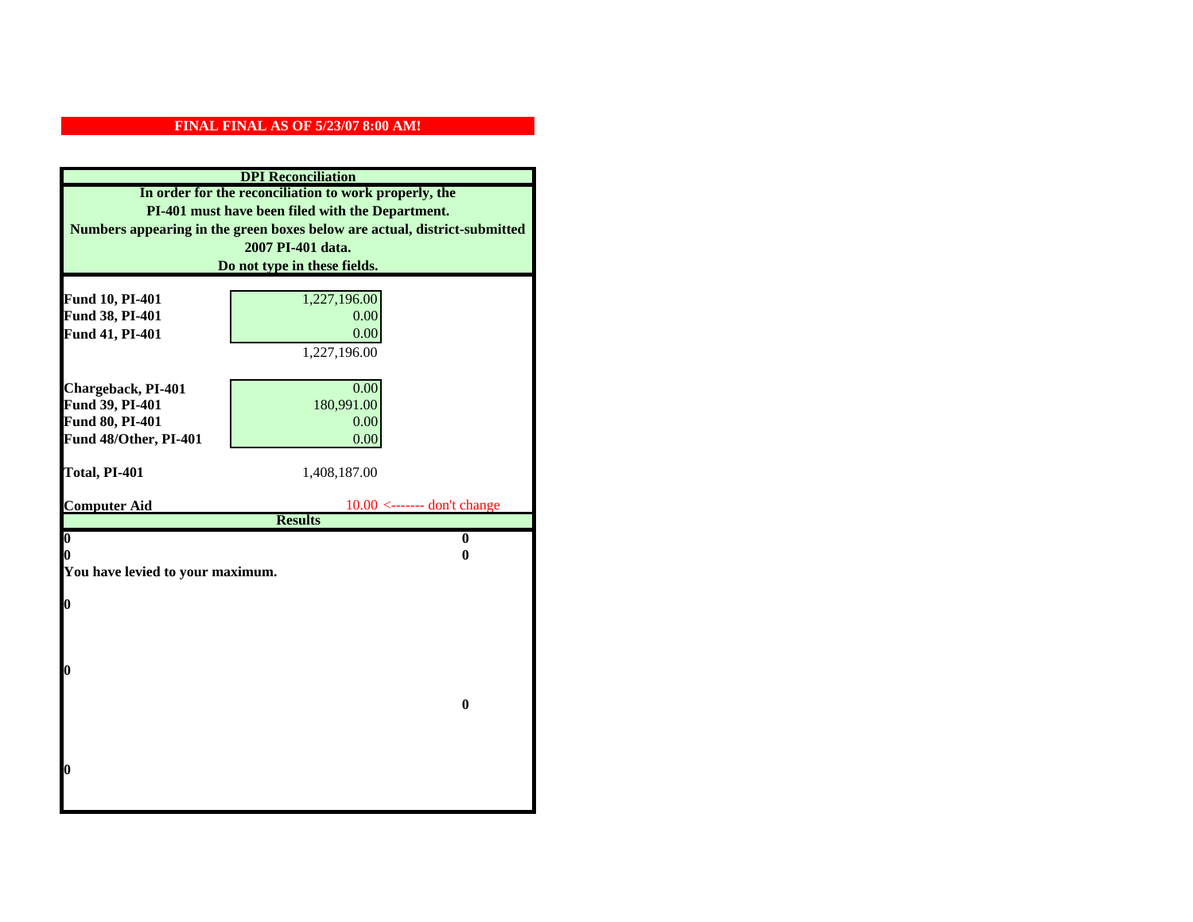**FINAL FINAL AS OF 5/23/07 8:00 AM!**

**DPI Reconciliation**

**In order for the reconciliation to work properly, the PI-401 must have been filed with the Department. Numbers appearing in the green boxes below are actual, district-submitted 2007 PI-401 data. Do not type in these fields.**

| | | |
|---|---|---|
| **Fund 10, PI-401** | 1,227,196.00 | |
| **Fund 38, PI-401** | 0.00 | |
| **Fund 41, PI-401** | 0.00 | |
| | 1,227,196.00 | |
| **Chargeback, PI-401** | 0.00 | |
| **Fund 39, PI-401** | 180,991.00 | |
| **Fund 80, PI-401** | 0.00 | |
| **Fund 48/Other, PI-401** | 0.00 | |
| **Total, PI-401** | 1,408,187.00 | |
| **Computer Aid** | 10.00 | <------- don't change |

**Results**

| | |
|---|---|
| **0** | **0** |
| **0** | **0** |

**You have levied to your maximum.**

**0**

**0**

**0**

**0**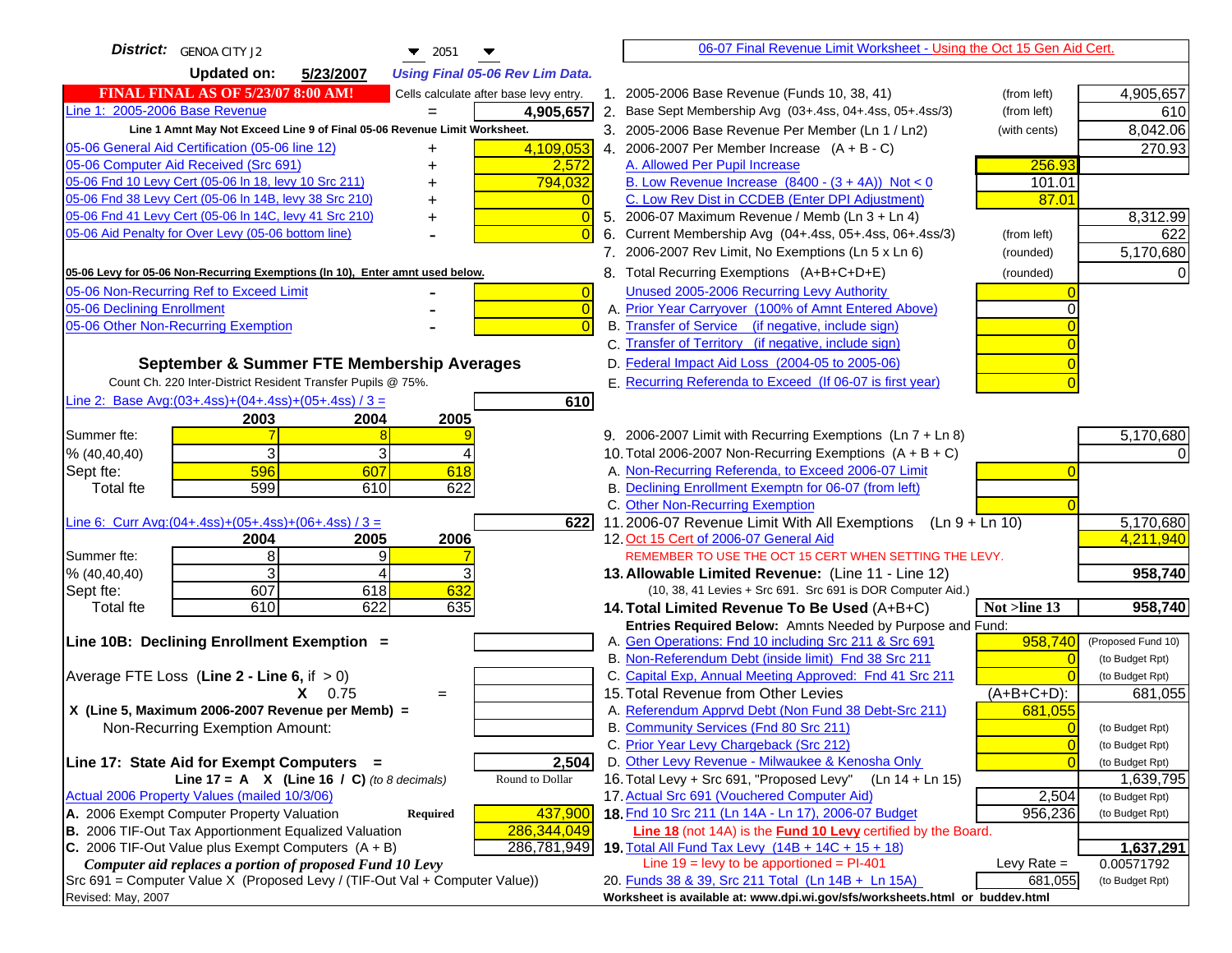**District:** GENOA CITY J2 — 2051

**Updated on:** 5/23/2007 — *Using Final 05-06 Rev Lim Data.*

**FINAL FINAL AS OF 5/23/07 8:00 AM!** — Cells calculate after base levy entry.

| | | |
|---|---|---|
| Line 1: 2005-2006 Base Revenue | = | 4,905,657 |

Line 1 Amnt May Not Exceed Line 9 of Final 05-06 Revenue Limit Worksheet.

| | | |
|---|---|---|
| 05-06 General Aid Certification (05-06 line 12) | + | 4,109,053 |
| 05-06 Computer Aid Received (Src 691) | + | 2,572 |
| 05-06 Fnd 10 Levy Cert (05-06 ln 18, levy 10 Src 211) | + | 794,032 |
| 05-06 Fnd 38 Levy Cert (05-06 ln 14B, levy 38 Src 210) | + | 0 |
| 05-06 Fnd 41 Levy Cert (05-06 ln 14C, levy 41 Src 210) | + | 0 |
| 05-06 Aid Penalty for Over Levy (05-06 bottom line) | - | 0 |

05-06 Levy for 05-06 Non-Recurring Exemptions (ln 10), Enter amnt used below.

| | | |
|---|---|---|
| 05-06 Non-Recurring Ref to Exceed Limit | - | 0 |
| 05-06 Declining Enrollment | - | 0 |
| 05-06 Other Non-Recurring Exemption | - | 0 |

## September & Summer FTE Membership Averages

Count Ch. 220 Inter-District Resident Transfer Pupils @ 75%.

Line 2: Base Avg:(03+.4ss)+(04+.4ss)+(05+.4ss) / 3 = **610**

| | 2003 | 2004 | 2005 |
|---|---|---|---|
| Summer fte: | 7 | 8 | 9 |
| % (40,40,40) | 3 | 3 | 4 |
| Sept fte: | 596 | 607 | 618 |
| Total fte | 599 | 610 | 622 |

Line 6: Curr Avg:(04+.4ss)+(05+.4ss)+(06+.4ss) / 3 = **622**

| | 2004 | 2005 | 2006 |
|---|---|---|---|
| Summer fte: | 8 | 9 | 7 |
| % (40,40,40) | 3 | 4 | 3 |
| Sept fte: | 607 | 618 | 632 |
| Total fte | 610 | 622 | 635 |

**Line 10B: Declining Enrollment Exemption =**

Average FTE Loss (Line 2 - Line 6, if > 0)

X 0.75 =

X (Line 5, Maximum 2006-2007 Revenue per Memb) =

Non-Recurring Exemption Amount:

**Line 17: State Aid for Exempt Computers =** 2,504

Line 17 = A X (Line 16 / C) *(to 8 decimals)* — Round to Dollar

Actual 2006 Property Values (mailed 10/3/06)

| | | |
|---|---|---|
| A. 2006 Exempt Computer Property Valuation | Required | 437,900 |
| B. 2006 TIF-Out Tax Apportionment Equalized Valuation | | 286,344,049 |
| C. 2006 TIF-Out Value plus Exempt Computers (A + B) | | 286,781,949 |

*Computer aid replaces a portion of proposed Fund 10 Levy*

Src 691 = Computer Value X (Proposed Levy / (TIF-Out Val + Computer Value))

Revised: May, 2007

## 06-07 Final Revenue Limit Worksheet - Using the Oct 15 Gen Aid Cert.

| | | | |
|---|---|---|---|
| 1. 2005-2006 Base Revenue (Funds 10, 38, 41) | (from left) | | 4,905,657 |
| 2. Base Sept Membership Avg (03+.4ss, 04+.4ss, 05+.4ss/3) | (from left) | | 610 |
| 3. 2005-2006 Base Revenue Per Member (Ln 1 / Ln2) | (with cents) | | 8,042.06 |
| 4. 2006-2007 Per Member Increase (A + B - C) | | | 270.93 |
| A. Allowed Per Pupil Increase | | 256.93 | |
| B. Low Revenue Increase (8400 - (3 + 4A)) Not < 0 | | 101.01 | |
| C. Low Rev Dist in CCDEB (Enter DPI Adjustment) | | 87.01 | |
| 5. 2006-07 Maximum Revenue / Memb (Ln 3 + Ln 4) | | | 8,312.99 |
| 6. Current Membership Avg (04+.4ss, 05+.4ss, 06+.4ss/3) | (from left) | | 622 |
| 7. 2006-2007 Rev Limit, No Exemptions (Ln 5 x Ln 6) | (rounded) | | 5,170,680 |
| 8. Total Recurring Exemptions (A+B+C+D+E) | (rounded) | | 0 |
| Unused 2005-2006 Recurring Levy Authority | | 0 | |
| A. Prior Year Carryover (100% of Amnt Entered Above) | | 0 | |
| B. Transfer of Service (if negative, include sign) | | 0 | |
| C. Transfer of Territory (if negative, include sign) | | 0 | |
| D. Federal Impact Aid Loss (2004-05 to 2005-06) | | 0 | |
| E. Recurring Referenda to Exceed (If 06-07 is first year) | | 0 | |
| 9. 2006-2007 Limit with Recurring Exemptions (Ln 7 + Ln 8) | | | 5,170,680 |
| 10. Total 2006-2007 Non-Recurring Exemptions (A + B + C) | | | 0 |
| A. Non-Recurring Referenda, to Exceed 2006-07 Limit | | 0 | |
| B. Declining Enrollment Exemptn for 06-07 (from left) | | | |
| C. Other Non-Recurring Exemption | | 0 | |
| 11. 2006-07 Revenue Limit With All Exemptions (Ln 9 + Ln 10) | | | 5,170,680 |
| 12. Oct 15 Cert of 2006-07 General Aid | | | 4,211,940 |
| REMEMBER TO USE THE OCT 15 CERT WHEN SETTING THE LEVY. | | | |
| **13. Allowable Limited Revenue:** (Line 11 - Line 12) | | | **958,740** |
| (10, 38, 41 Levies + Src 691. Src 691 is DOR Computer Aid.) | | | |
| **14. Total Limited Revenue To Be Used** (A+B+C) | | Not >line 13 | **958,740** |
| Entries Required Below: Amnts Needed by Purpose and Fund: | | | |
| A. Gen Operations: Fnd 10 including Src 211 & Src 691 | | 958,740 | (Proposed Fund 10) |
| B. Non-Referendum Debt (inside limit) Fnd 38 Src 211 | | 0 | (to Budget Rpt) |
| C. Capital Exp, Annual Meeting Approved: Fnd 41 Src 211 | | 0 | (to Budget Rpt) |
| 15. Total Revenue from Other Levies | | (A+B+C+D): | 681,055 |
| A. Referendum Apprvd Debt (Non Fund 38 Debt-Src 211) | | 681,055 | |
| B. Community Services (Fnd 80 Src 211) | | 0 | (to Budget Rpt) |
| C. Prior Year Levy Chargeback (Src 212) | | 0 | (to Budget Rpt) |
| D. Other Levy Revenue - Milwaukee & Kenosha Only | | 0 | (to Budget Rpt) |
| 16. Total Levy + Src 691, "Proposed Levy" (Ln 14 + Ln 15) | | | 1,639,795 |
| 17. Actual Src 691 (Vouchered Computer Aid) | | 2,504 | (to Budget Rpt) |
| **18.** Fnd 10 Src 211 (Ln 14A - Ln 17), 2006-07 Budget | | 956,236 | (to Budget Rpt) |
| Line 18 (not 14A) is the Fund 10 Levy certified by the Board. | | | |
| **19.** Total All Fund Tax Levy (14B + 14C + 15 + 18) | | | **1,637,291** |
| Line 19 = levy to be apportioned = PI-401 | | Levy Rate = | 0.00571792 |
| 20. Funds 38 & 39, Src 211 Total (Ln 14B + Ln 15A) | | 681,055 | (to Budget Rpt) |

Worksheet is available at: www.dpi.wi.gov/sfs/worksheets.html or buddev.html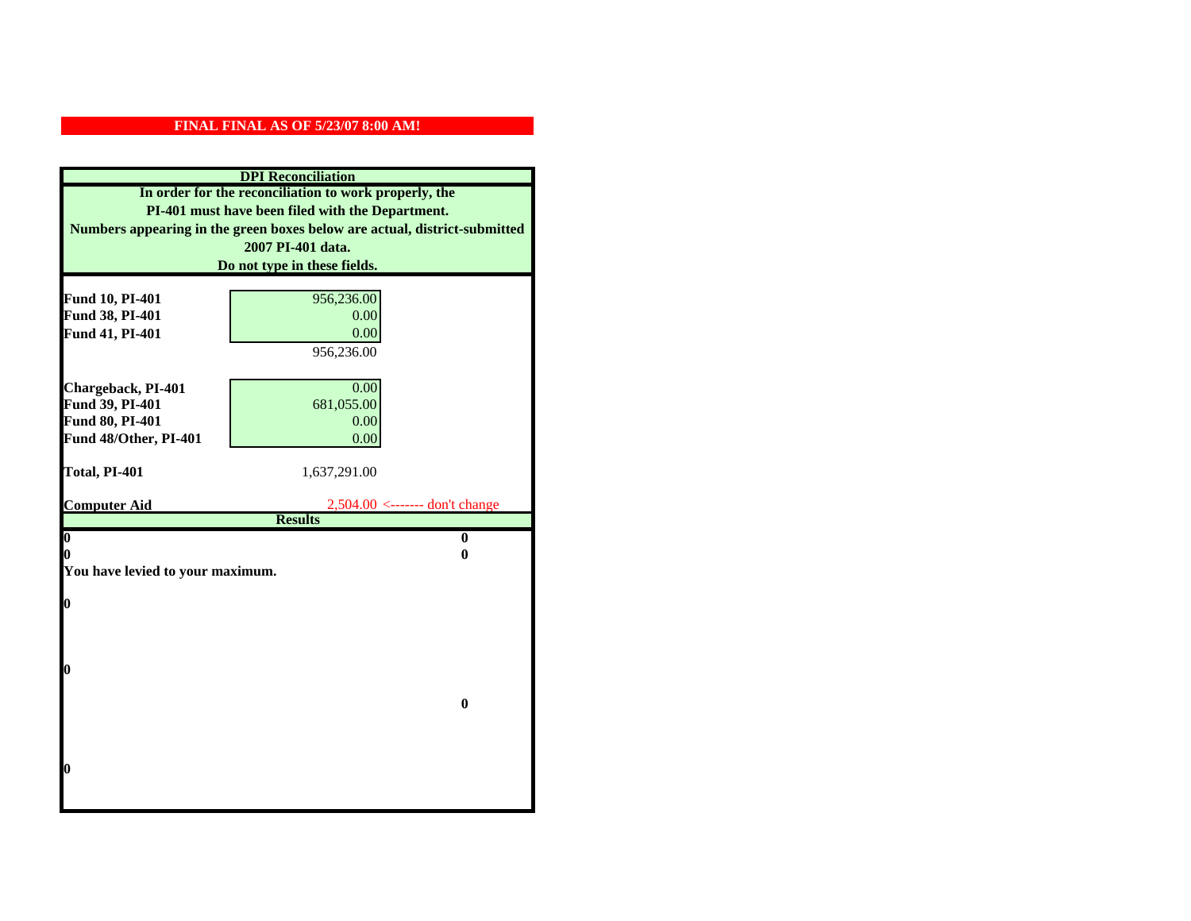**FINAL FINAL AS OF 5/23/07 8:00 AM!**

## DPI Reconciliation

**In order for the reconciliation to work properly, the PI-401 must have been filed with the Department. Numbers appearing in the green boxes below are actual, district-submitted 2007 PI-401 data. Do not type in these fields.**

| | | |
|---|---|---|
| **Fund 10, PI-401** | 956,236.00 | |
| **Fund 38, PI-401** | 0.00 | |
| **Fund 41, PI-401** | 0.00 | |
| | 956,236.00 | |
| **Chargeback, PI-401** | 0.00 | |
| **Fund 39, PI-401** | 681,055.00 | |
| **Fund 80, PI-401** | 0.00 | |
| **Fund 48/Other, PI-401** | 0.00 | |
| **Total, PI-401** | 1,637,291.00 | |
| **Computer Aid** | 2,504.00 | <------- don't change |

## Results

| | |
|---|---|
| **0** | **0** |
| **0** | **0** |

**You have levied to your maximum.**

**0**

**0**

**0**

**0**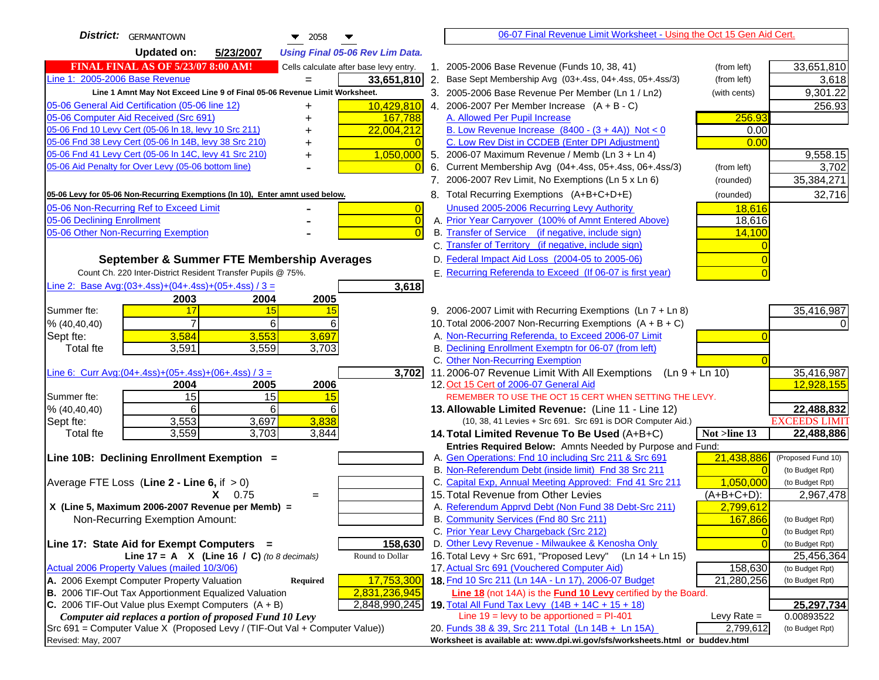**District:** GERMANTOWN 2058

**Updated on:** 5/23/2007 *Using Final 05-06 Rev Lim Data.*

06-07 Final Revenue Limit Worksheet - Using the Oct 15 Gen Aid Cert.

**FINAL FINAL AS OF 5/23/07 8:00 AM!** Cells calculate after base levy entry.

| | | |
|---|---|---|
| Line 1: 2005-2006 Base Revenue | = | 33,651,810 |
| *Line 1 Amnt May Not Exceed Line 9 of Final 05-06 Revenue Limit Worksheet.* | | |
| 05-06 General Aid Certification (05-06 line 12) | + | 10,429,810 |
| 05-06 Computer Aid Received (Src 691) | + | 167,788 |
| 05-06 Fnd 10 Levy Cert (05-06 ln 18, levy 10 Src 211) | + | 22,004,212 |
| 05-06 Fnd 38 Levy Cert (05-06 ln 14B, levy 38 Src 210) | + | 0 |
| 05-06 Fnd 41 Levy Cert (05-06 ln 14C, levy 41 Src 210) | + | 1,050,000 |
| 05-06 Aid Penalty for Over Levy (05-06 bottom line) | - | 0 |

**05-06 Levy for 05-06 Non-Recurring Exemptions (ln 10), Enter amnt used below.**

| | | |
|---|---|---|
| 05-06 Non-Recurring Ref to Exceed Limit | - | 0 |
| 05-06 Declining Enrollment | - | 0 |
| 05-06 Other Non-Recurring Exemption | - | 0 |

**September & Summer FTE Membership Averages**

Count Ch. 220 Inter-District Resident Transfer Pupils @ 75%.

Line 2: Base Avg:(03+.4ss)+(04+.4ss)+(05+.4ss) / 3 = **3,618**

| | 2003 | 2004 | 2005 |
|---|---|---|---|
| Summer fte: | 17 | 15 | 15 |
| % (40,40,40) | 7 | 6 | 6 |
| Sept fte: | 3,584 | 3,553 | 3,697 |
| Total fte | 3,591 | 3,559 | 3,703 |

Line 6: Curr Avg:(04+.4ss)+(05+.4ss)+(06+.4ss) / 3 = **3,702**

| | 2004 | 2005 | 2006 |
|---|---|---|---|
| Summer fte: | 15 | 15 | 15 |
| % (40,40,40) | 6 | 6 | 6 |
| Sept fte: | 3,553 | 3,697 | 3,838 |
| Total fte | 3,559 | 3,703 | 3,844 |

**Line 10B: Declining Enrollment Exemption =**

Average FTE Loss (**Line 2 - Line 6**, if > 0)

X 0.75 =

**X (Line 5, Maximum 2006-2007 Revenue per Memb) =**

Non-Recurring Exemption Amount:

**Line 17: State Aid for Exempt Computers =** **158,630**

**Line 17 = A X (Line 16 / C)** *(to 8 decimals)* Round to Dollar

Actual 2006 Property Values (mailed 10/3/06)

| | | |
|---|---|---|
| A. 2006 Exempt Computer Property Valuation | **Required** | 17,753,300 |
| B. 2006 TIF-Out Tax Apportionment Equalized Valuation | | 2,831,236,945 |
| C. 2006 TIF-Out Value plus Exempt Computers (A + B) | | 2,848,990,245 |

***Computer aid replaces a portion of proposed Fund 10 Levy***

Src 691 = Computer Value X (Proposed Levy / (TIF-Out Val + Computer Value))

Revised: May, 2007

| Line | Description | | Amount |
|---|---|---|---|
| 1. | 2005-2006 Base Revenue (Funds 10, 38, 41) | (from left) | 33,651,810 |
| 2. | Base Sept Membership Avg (03+.4ss, 04+.4ss, 05+.4ss/3) | (from left) | 3,618 |
| 3. | 2005-2006 Base Revenue Per Member (Ln 1 / Ln2) | (with cents) | 9,301.22 |
| 4. | 2006-2007 Per Member Increase (A + B - C) | | 256.93 |
| | A. Allowed Per Pupil Increase | 256.93 | |
| | B. Low Revenue Increase (8400 - (3 + 4A)) Not < 0 | 0.00 | |
| | C. Low Rev Dist in CCDEB (Enter DPI Adjustment) | 0.00 | |
| 5. | 2006-07 Maximum Revenue / Memb (Ln 3 + Ln 4) | | 9,558.15 |
| 6. | Current Membership Avg (04+.4ss, 05+.4ss, 06+.4ss/3) | (from left) | 3,702 |
| 7. | 2006-2007 Rev Limit, No Exemptions (Ln 5 x Ln 6) | (rounded) | 35,384,271 |
| 8. | Total Recurring Exemptions (A+B+C+D+E) | (rounded) | 32,716 |
| | Unused 2005-2006 Recurring Levy Authority | 18,616 | |
| | A. Prior Year Carryover (100% of Amnt Entered Above) | 18,616 | |
| | B. Transfer of Service (if negative, include sign) | 14,100 | |
| | C. Transfer of Territory (if negative, include sign) | 0 | |
| | D. Federal Impact Aid Loss (2004-05 to 2005-06) | 0 | |
| | E. Recurring Referenda to Exceed (If 06-07 is first year) | 0 | |
| 9. | 2006-2007 Limit with Recurring Exemptions (Ln 7 + Ln 8) | | 35,416,987 |
| 10. | Total 2006-2007 Non-Recurring Exemptions (A + B + C) | | 0 |
| | A. Non-Recurring Referenda, to Exceed 2006-07 Limit | 0 | |
| | B. Declining Enrollment Exemptn for 06-07 (from left) | | |
| | C. Other Non-Recurring Exemption | 0 | |
| 11. | 2006-07 Revenue Limit With All Exemptions (Ln 9 + Ln 10) | | 35,416,987 |
| 12. | Oct 15 Cert of 2006-07 General Aid | | 12,928,155 |
| | REMEMBER TO USE THE OCT 15 CERT WHEN SETTING THE LEVY. | | |
| **13.** | **Allowable Limited Revenue:** (Line 11 - Line 12) | | **22,488,832** |
| | (10, 38, 41 Levies + Src 691. Src 691 is DOR Computer Aid.) | | EXCEEDS LIMIT |
| **14.** | **Total Limited Revenue To Be Used** (A+B+C) | **Not >line 13** | **22,488,886** |
| | Entries Required Below: Amnts Needed by Purpose and Fund: | | |
| | A. Gen Operations: Fnd 10 including Src 211 & Src 691 | 21,438,886 | (Proposed Fund 10) |
| | B. Non-Referendum Debt (inside limit) Fnd 38 Src 211 | 0 | (to Budget Rpt) |
| | C. Capital Exp, Annual Meeting Approved: Fnd 41 Src 211 | 1,050,000 | (to Budget Rpt) |
| 15. | Total Revenue from Other Levies | (A+B+C+D): | 2,967,478 |
| | A. Referendum Apprvd Debt (Non Fund 38 Debt-Src 211) | 2,799,612 | |
| | B. Community Services (Fnd 80 Src 211) | 167,866 | (to Budget Rpt) |
| | C. Prior Year Levy Chargeback (Src 212) | 0 | (to Budget Rpt) |
| | D. Other Levy Revenue - Milwaukee & Kenosha Only | 0 | (to Budget Rpt) |
| 16. | Total Levy + Src 691, "Proposed Levy" (Ln 14 + Ln 15) | | 25,456,364 |
| 17. | Actual Src 691 (Vouchered Computer Aid) | 158,630 | (to Budget Rpt) |
| **18.** | Fnd 10 Src 211 (Ln 14A - Ln 17), 2006-07 Budget | 21,280,256 | (to Budget Rpt) |
| | **Line 18** (not 14A) is the **Fund 10 Levy** certified by the Board. | | |
| **19.** | Total All Fund Tax Levy (14B + 14C + 15 + 18) | | **25,297,734** |
| | Line 19 = levy to be apportioned = PI-401 | Levy Rate = | 0.00893522 |
| 20. | Funds 38 & 39, Src 211 Total (Ln 14B + Ln 15A) | 2,799,612 | (to Budget Rpt) |

**Worksheet is available at: www.dpi.wi.gov/sfs/worksheets.html or buddev.html**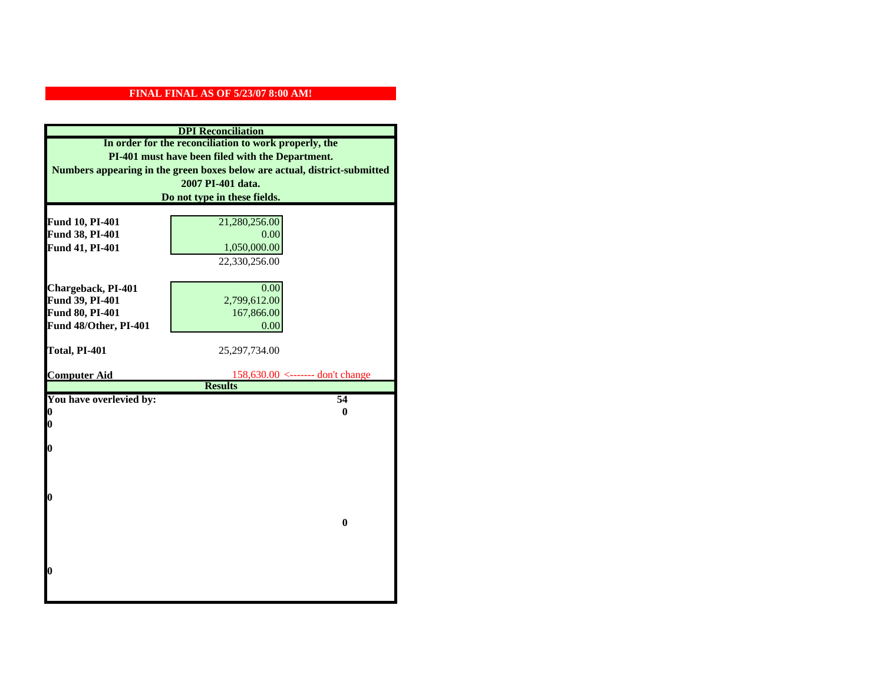**FINAL FINAL AS OF 5/23/07 8:00 AM!**

**DPI Reconciliation**

**In order for the reconciliation to work properly, the PI-401 must have been filed with the Department. Numbers appearing in the green boxes below are actual, district-submitted 2007 PI-401 data. Do not type in these fields.**

| | | |
|---|---|---|
| **Fund 10, PI-401** | 21,280,256.00 | |
| **Fund 38, PI-401** | 0.00 | |
| **Fund 41, PI-401** | 1,050,000.00 | |
| | 22,330,256.00 | |
| **Chargeback, PI-401** | 0.00 | |
| **Fund 39, PI-401** | 2,799,612.00 | |
| **Fund 80, PI-401** | 167,866.00 | |
| **Fund 48/Other, PI-401** | 0.00 | |
| **Total, PI-401** | 25,297,734.00 | |
| **Computer Aid** | 158,630.00 | <------- don't change |

**Results**

| | |
|---|---|
| **You have overlevied by:** | **54** |
| **0** | **0** |
| **0** | |
| **0** | |
| **0** | |
| | **0** |
| **0** | |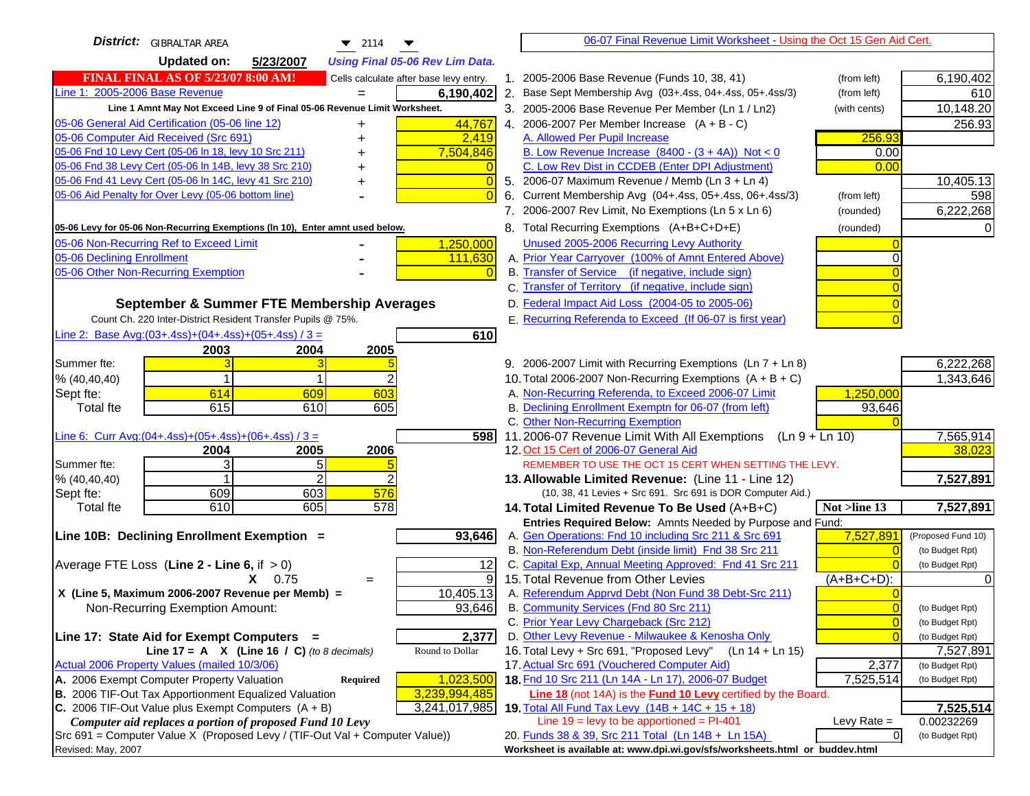**District:** GIBRALTAR AREA 2114

**Updated on:** 5/23/2007 *Using Final 05-06 Rev Lim Data.*

**FINAL FINAL AS OF 5/23/07 8:00 AM!** Cells calculate after base levy entry.

| | | |
|---|---|---|
| Line 1: 2005-2006 Base Revenue | = | 6,190,402 |

Line 1 Amnt May Not Exceed Line 9 of Final 05-06 Revenue Limit Worksheet.

| | | |
|---|---|---|
| 05-06 General Aid Certification (05-06 line 12) | + | 44,767 |
| 05-06 Computer Aid Received (Src 691) | + | 2,419 |
| 05-06 Fnd 10 Levy Cert (05-06 ln 18, levy 10 Src 211) | + | 7,504,846 |
| 05-06 Fnd 38 Levy Cert (05-06 ln 14B, levy 38 Src 210) | + | 0 |
| 05-06 Fnd 41 Levy Cert (05-06 ln 14C, levy 41 Src 210) | + | 0 |
| 05-06 Aid Penalty for Over Levy (05-06 bottom line) | - | 0 |

**05-06 Levy for 05-06 Non-Recurring Exemptions (ln 10), Enter amnt used below.**

| | | |
|---|---|---|
| 05-06 Non-Recurring Ref to Exceed Limit | - | 1,250,000 |
| 05-06 Declining Enrollment | - | 111,630 |
| 05-06 Other Non-Recurring Exemption | - | 0 |

## September & Summer FTE Membership Averages

Count Ch. 220 Inter-District Resident Transfer Pupils @ 75%.

Line 2: Base Avg:(03+.4ss)+(04+.4ss)+(05+.4ss) / 3 = **610**

| | 2003 | 2004 | 2005 |
|---|---|---|---|
| Summer fte: | 3 | 3 | 5 |
| % (40,40,40) | 1 | 1 | 2 |
| Sept fte: | 614 | 609 | 603 |
| Total fte | 615 | 610 | 605 |

Line 6: Curr Avg:(04+.4ss)+(05+.4ss)+(06+.4ss) / 3 = **598**

| | 2004 | 2005 | 2006 |
|---|---|---|---|
| Summer fte: | 3 | 5 | 5 |
| % (40,40,40) | 1 | 2 | 2 |
| Sept fte: | 609 | 603 | 576 |
| Total fte | 610 | 605 | 578 |

**Line 10B: Declining Enrollment Exemption =** **93,646**

| | | |
|---|---|---|
| Average FTE Loss (Line 2 - Line 6, if > 0) | | 12 |
| X 0.75 | = | 9 |
| X (Line 5, Maximum 2006-2007 Revenue per Memb) = | | 10,405.13 |
| Non-Recurring Exemption Amount: | | 93,646 |

**Line 17: State Aid for Exempt Computers =** **2,377**

Line 17 = A X (Line 16 / C) *(to 8 decimals)* Round to Dollar

Actual 2006 Property Values (mailed 10/3/06)

| | | |
|---|---|---|
| A. 2006 Exempt Computer Property Valuation | Required | 1,023,500 |
| B. 2006 TIF-Out Tax Apportionment Equalized Valuation | | 3,239,994,485 |
| C. 2006 TIF-Out Value plus Exempt Computers (A + B) | | 3,241,017,985 |

*Computer aid replaces a portion of proposed Fund 10 Levy*

Src 691 = Computer Value X (Proposed Levy / (TIF-Out Val + Computer Value))

Revised: May, 2007

06-07 Final Revenue Limit Worksheet - Using the Oct 15 Gen Aid Cert.

| | | | |
|---|---|---|---|
| 1. 2005-2006 Base Revenue (Funds 10, 38, 41) | (from left) | | 6,190,402 |
| 2. Base Sept Membership Avg (03+.4ss, 04+.4ss, 05+.4ss/3) | (from left) | | 610 |
| 3. 2005-2006 Base Revenue Per Member (Ln 1 / Ln2) | (with cents) | | 10,148.20 |
| 4. 2006-2007 Per Member Increase (A + B - C) | | | 256.93 |
| A. Allowed Per Pupil Increase | | 256.93 | |
| B. Low Revenue Increase (8400 - (3 + 4A)) Not < 0 | | 0.00 | |
| C. Low Rev Dist in CCDEB (Enter DPI Adjustment) | | 0.00 | |
| 5. 2006-07 Maximum Revenue / Memb (Ln 3 + Ln 4) | | | 10,405.13 |
| 6. Current Membership Avg (04+.4ss, 05+.4ss, 06+.4ss/3) | (from left) | | 598 |
| 7. 2006-2007 Rev Limit, No Exemptions (Ln 5 x Ln 6) | (rounded) | | 6,222,268 |
| 8. Total Recurring Exemptions (A+B+C+D+E) | (rounded) | | 0 |
| Unused 2005-2006 Recurring Levy Authority | | 0 | |
| A. Prior Year Carryover (100% of Amnt Entered Above) | | 0 | |
| B. Transfer of Service (if negative, include sign) | | 0 | |
| C. Transfer of Territory (if negative, include sign) | | 0 | |
| D. Federal Impact Aid Loss (2004-05 to 2005-06) | | 0 | |
| E. Recurring Referenda to Exceed (If 06-07 is first year) | | 0 | |
| 9. 2006-2007 Limit with Recurring Exemptions (Ln 7 + Ln 8) | | | 6,222,268 |
| 10. Total 2006-2007 Non-Recurring Exemptions (A + B + C) | | | 1,343,646 |
| A. Non-Recurring Referenda, to Exceed 2006-07 Limit | | 1,250,000 | |
| B. Declining Enrollment Exemptn for 06-07 (from left) | | 93,646 | |
| C. Other Non-Recurring Exemption | | 0 | |
| 11. 2006-07 Revenue Limit With All Exemptions (Ln 9 + Ln 10) | | | 7,565,914 |
| 12. Oct 15 Cert of 2006-07 General Aid | | | 38,023 |
| REMEMBER TO USE THE OCT 15 CERT WHEN SETTING THE LEVY. | | | |
| **13. Allowable Limited Revenue:** (Line 11 - Line 12) | | | **7,527,891** |
| (10, 38, 41 Levies + Src 691. Src 691 is DOR Computer Aid.) | | | |
| **14. Total Limited Revenue To Be Used** (A+B+C) | | **Not >line 13** | **7,527,891** |
| Entries Required Below: Amnts Needed by Purpose and Fund: | | | |
| A. Gen Operations: Fnd 10 including Src 211 & Src 691 | | 7,527,891 | (Proposed Fund 10) |
| B. Non-Referendum Debt (inside limit) Fnd 38 Src 211 | | 0 | (to Budget Rpt) |
| C. Capital Exp, Annual Meeting Approved: Fnd 41 Src 211 | | 0 | (to Budget Rpt) |
| 15. Total Revenue from Other Levies | | (A+B+C+D): | 0 |
| A. Referendum Apprvd Debt (Non Fund 38 Debt-Src 211) | | 0 | |
| B. Community Services (Fnd 80 Src 211) | | 0 | (to Budget Rpt) |
| C. Prior Year Levy Chargeback (Src 212) | | 0 | (to Budget Rpt) |
| D. Other Levy Revenue - Milwaukee & Kenosha Only | | 0 | (to Budget Rpt) |
| 16. Total Levy + Src 691, "Proposed Levy" (Ln 14 + Ln 15) | | | 7,527,891 |
| 17. Actual Src 691 (Vouchered Computer Aid) | | 2,377 | (to Budget Rpt) |
| **18.** Fnd 10 Src 211 (Ln 14A - Ln 17), 2006-07 Budget | | 7,525,514 | (to Budget Rpt) |
| Line 18 (not 14A) is the **Fund 10 Levy** certified by the Board. | | | |
| **19.** Total All Fund Tax Levy (14B + 14C + 15 + 18) | | | **7,525,514** |
| Line 19 = levy to be apportioned = PI-401 | | Levy Rate = | 0.00232269 |
| 20. Funds 38 & 39, Src 211 Total (Ln 14B + Ln 15A) | | 0 | (to Budget Rpt) |

Worksheet is available at: www.dpi.wi.gov/sfs/worksheets.html or buddev.html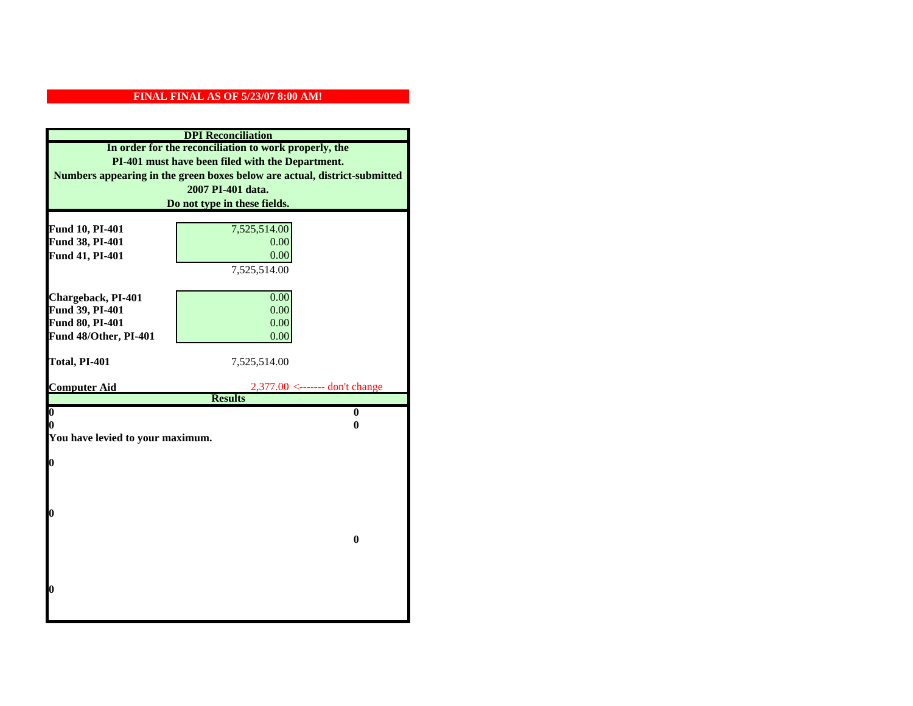**FINAL FINAL AS OF 5/23/07 8:00 AM!**

## DPI Reconciliation

**In order for the reconciliation to work properly, the PI-401 must have been filed with the Department. Numbers appearing in the green boxes below are actual, district-submitted 2007 PI-401 data. Do not type in these fields.**

| | | |
|---|---|---|
| **Fund 10, PI-401** | 7,525,514.00 | |
| **Fund 38, PI-401** | 0.00 | |
| **Fund 41, PI-401** | 0.00 | |
| | 7,525,514.00 | |
| **Chargeback, PI-401** | 0.00 | |
| **Fund 39, PI-401** | 0.00 | |
| **Fund 80, PI-401** | 0.00 | |
| **Fund 48/Other, PI-401** | 0.00 | |
| **Total, PI-401** | 7,525,514.00 | |
| **Computer Aid** | 2,377.00 | <------- don't change |

**Results**

| | |
|---|---|
| **0** | **0** |
| **0** | **0** |

**You have levied to your maximum.**

**0**

**0**

**0**

**0**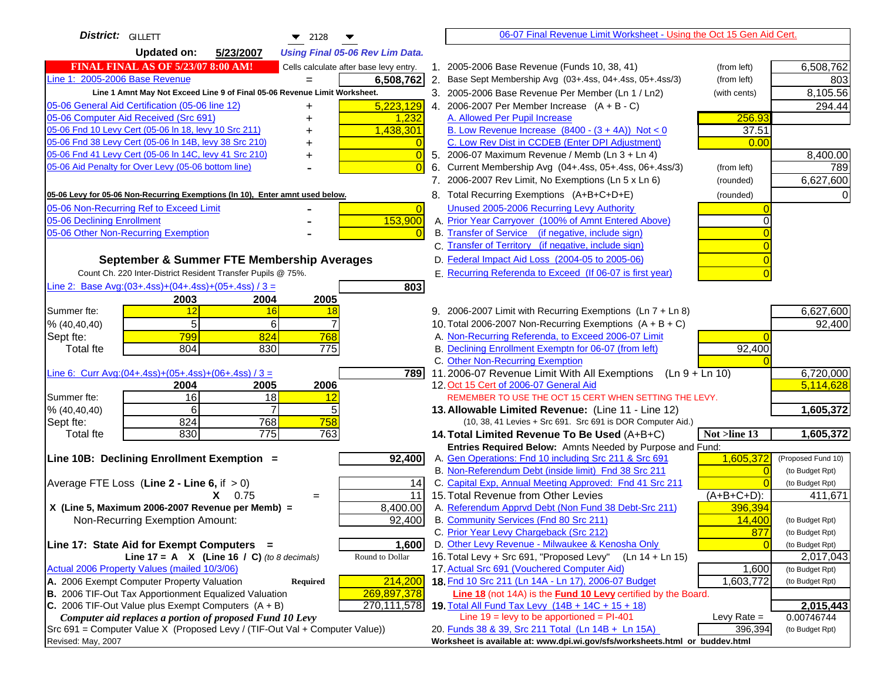**District:** GILLETT 2128

**Updated on:** 5/23/2007 *Using Final 05-06 Rev Lim Data.*

**FINAL FINAL AS OF 5/23/07 8:00 AM!** Cells calculate after base levy entry.

| | | |
|---|---|---|
| Line 1: 2005-2006 Base Revenue | = | **6,508,762** |

Line 1 Amnt May Not Exceed Line 9 of Final 05-06 Revenue Limit Worksheet.

| | | |
|---|---|---|
| 05-06 General Aid Certification (05-06 line 12) | + | 5,223,129 |
| 05-06 Computer Aid Received (Src 691) | + | 1,232 |
| 05-06 Fnd 10 Levy Cert (05-06 ln 18, levy 10 Src 211) | + | 1,438,301 |
| 05-06 Fnd 38 Levy Cert (05-06 ln 14B, levy 38 Src 210) | + | 0 |
| 05-06 Fnd 41 Levy Cert (05-06 ln 14C, levy 41 Src 210) | + | 0 |
| 05-06 Aid Penalty for Over Levy (05-06 bottom line) | - | 0 |

**05-06 Levy for 05-06 Non-Recurring Exemptions (ln 10), Enter amnt used below.**

| | | |
|---|---|---|
| 05-06 Non-Recurring Ref to Exceed Limit | - | 0 |
| 05-06 Declining Enrollment | - | 153,900 |
| 05-06 Other Non-Recurring Exemption | - | 0 |

## September & Summer FTE Membership Averages

Count Ch. 220 Inter-District Resident Transfer Pupils @ 75%.

Line 2: Base Avg:(03+.4ss)+(04+.4ss)+(05+.4ss) / 3 = **803**

| | 2003 | 2004 | 2005 |
|---|---|---|---|
| Summer fte: | 12 | 16 | 18 |
| % (40,40,40) | 5 | 6 | 7 |
| Sept fte: | 799 | 824 | 768 |
| Total fte | 804 | 830 | 775 |

Line 6: Curr Avg:(04+.4ss)+(05+.4ss)+(06+.4ss) / 3 = **789**

| | 2004 | 2005 | 2006 |
|---|---|---|---|
| Summer fte: | 16 | 18 | 12 |
| % (40,40,40) | 6 | 7 | 5 |
| Sept fte: | 824 | 768 | 758 |
| Total fte | 830 | 775 | 763 |

**Line 10B: Declining Enrollment Exemption =** **92,400**

| | |
|---|---|
| Average FTE Loss (Line 2 - Line 6, if > 0) | 14 |
| X 0.75 = | 11 |
| X (Line 5, Maximum 2006-2007 Revenue per Memb) = | 8,400.00 |
| Non-Recurring Exemption Amount: | 92,400 |

**Line 17: State Aid for Exempt Computers =** **1,600**

Line 17 = A X (Line 16 / C) *(to 8 decimals)* — Round to Dollar

Actual 2006 Property Values (mailed 10/3/06)

| | | |
|---|---|---|
| A. 2006 Exempt Computer Property Valuation | Required | 214,200 |
| B. 2006 TIF-Out Tax Apportionment Equalized Valuation | | 269,897,378 |
| C. 2006 TIF-Out Value plus Exempt Computers (A + B) | | 270,111,578 |

*Computer aid replaces a portion of proposed Fund 10 Levy*

Src 691 = Computer Value X (Proposed Levy / (TIF-Out Val + Computer Value))

Revised: May, 2007

---

06-07 Final Revenue Limit Worksheet - Using the Oct 15 Gen Aid Cert.

| | | | |
|---|---|---|---|
| 1. 2005-2006 Base Revenue (Funds 10, 38, 41) | (from left) | | 6,508,762 |
| 2. Base Sept Membership Avg (03+.4ss, 04+.4ss, 05+.4ss/3) | (from left) | | 803 |
| 3. 2005-2006 Base Revenue Per Member (Ln 1 / Ln2) | (with cents) | | 8,105.56 |
| 4. 2006-2007 Per Member Increase (A + B - C) | | | 294.44 |
| A. Allowed Per Pupil Increase | | 256.93 | |
| B. Low Revenue Increase (8400 - (3 + 4A)) Not < 0 | | 37.51 | |
| C. Low Rev Dist in CCDEB (Enter DPI Adjustment) | | 0.00 | |
| 5. 2006-07 Maximum Revenue / Memb (Ln 3 + Ln 4) | | | 8,400.00 |
| 6. Current Membership Avg (04+.4ss, 05+.4ss, 06+.4ss/3) | (from left) | | 789 |
| 7. 2006-2007 Rev Limit, No Exemptions (Ln 5 x Ln 6) | (rounded) | | 6,627,600 |
| 8. Total Recurring Exemptions (A+B+C+D+E) | (rounded) | | 0 |
| Unused 2005-2006 Recurring Levy Authority | | 0 | |
| A. Prior Year Carryover (100% of Amnt Entered Above) | | 0 | |
| B. Transfer of Service (if negative, include sign) | | 0 | |
| C. Transfer of Territory (if negative, include sign) | | 0 | |
| D. Federal Impact Aid Loss (2004-05 to 2005-06) | | 0 | |
| E. Recurring Referenda to Exceed (If 06-07 is first year) | | 0 | |
| 9. 2006-2007 Limit with Recurring Exemptions (Ln 7 + Ln 8) | | | 6,627,600 |
| 10. Total 2006-2007 Non-Recurring Exemptions (A + B + C) | | | 92,400 |
| A. Non-Recurring Referenda, to Exceed 2006-07 Limit | | 0 | |
| B. Declining Enrollment Exemptn for 06-07 (from left) | | 92,400 | |
| C. Other Non-Recurring Exemption | | 0 | |
| 11. 2006-07 Revenue Limit With All Exemptions (Ln 9 + Ln 10) | | | 6,720,000 |
| 12. Oct 15 Cert of 2006-07 General Aid | | | 5,114,628 |
| REMEMBER TO USE THE OCT 15 CERT WHEN SETTING THE LEVY. | | | |
| **13. Allowable Limited Revenue:** (Line 11 - Line 12) | | | **1,605,372** |
| (10, 38, 41 Levies + Src 691. Src 691 is DOR Computer Aid.) | | | |
| **14. Total Limited Revenue To Be Used** (A+B+C) | | Not >line 13 | **1,605,372** |
| Entries Required Below: Amnts Needed by Purpose and Fund: | | | |
| A. Gen Operations: Fnd 10 including Src 211 & Src 691 | | 1,605,372 | (Proposed Fund 10) |
| B. Non-Referendum Debt (inside limit) Fnd 38 Src 211 | | 0 | (to Budget Rpt) |
| C. Capital Exp, Annual Meeting Approved: Fnd 41 Src 211 | | 0 | (to Budget Rpt) |
| 15. Total Revenue from Other Levies | | (A+B+C+D): | 411,671 |
| A. Referendum Apprvd Debt (Non Fund 38 Debt-Src 211) | | 396,394 | |
| B. Community Services (Fnd 80 Src 211) | | 14,400 | (to Budget Rpt) |
| C. Prior Year Levy Chargeback (Src 212) | | 877 | (to Budget Rpt) |
| D. Other Levy Revenue - Milwaukee & Kenosha Only | | 0 | (to Budget Rpt) |
| 16. Total Levy + Src 691, "Proposed Levy" (Ln 14 + Ln 15) | | | 2,017,043 |
| 17. Actual Src 691 (Vouchered Computer Aid) | | 1,600 | (to Budget Rpt) |
| **18.** Fnd 10 Src 211 (Ln 14A - Ln 17), 2006-07 Budget | | 1,603,772 | (to Budget Rpt) |
| Line 18 (not 14A) is the **Fund 10 Levy** certified by the Board. | | | |
| **19.** Total All Fund Tax Levy (14B + 14C + 15 + 18) | | | **2,015,443** |
| Line 19 = levy to be apportioned = PI-401 | | Levy Rate = | 0.00746744 |
| 20. Funds 38 & 39, Src 211 Total (Ln 14B + Ln 15A) | | 396,394 | (to Budget Rpt) |

Worksheet is available at: www.dpi.wi.gov/sfs/worksheets.html or buddev.html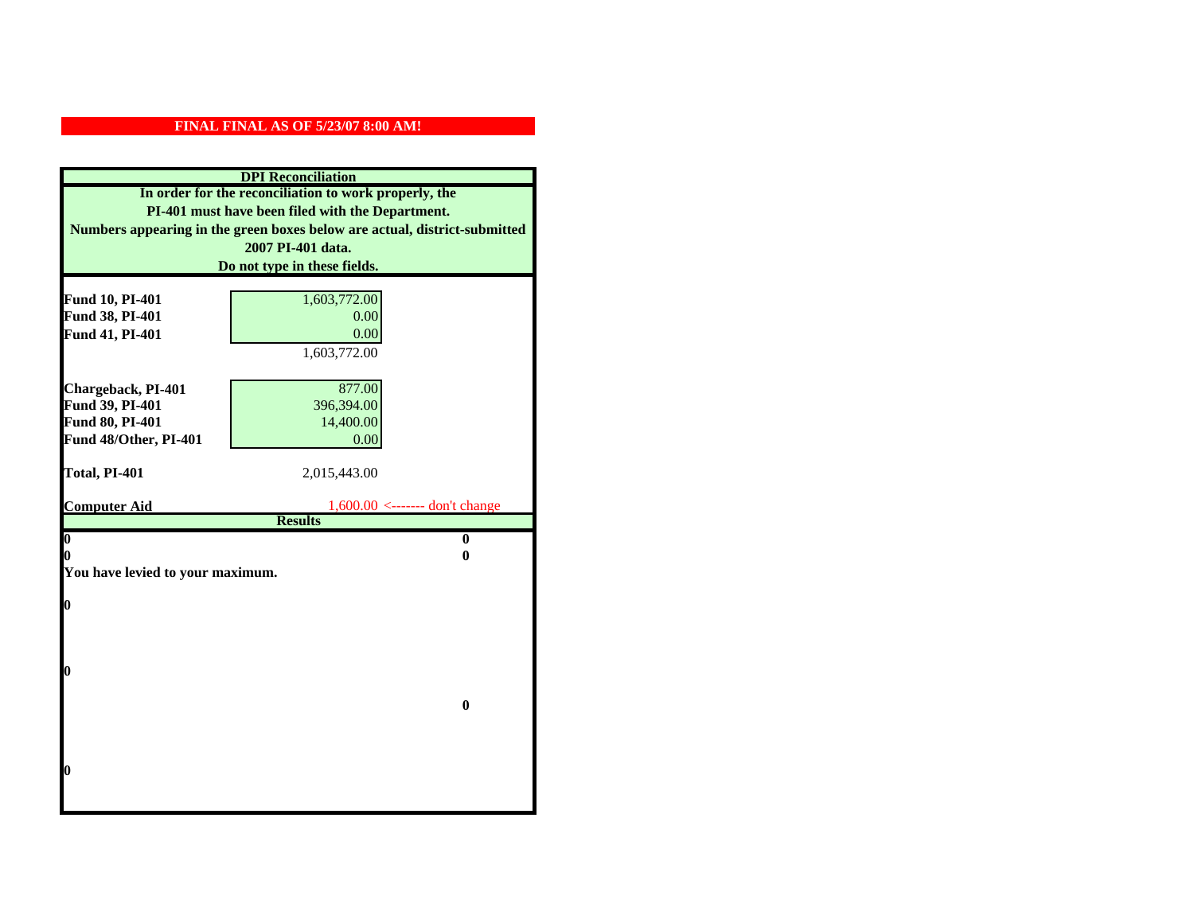**FINAL FINAL AS OF 5/23/07 8:00 AM!**

## DPI Reconciliation

**In order for the reconciliation to work properly, the PI-401 must have been filed with the Department. Numbers appearing in the green boxes below are actual, district-submitted 2007 PI-401 data. Do not type in these fields.**

| | | |
|---|---|---|
| **Fund 10, PI-401** | 1,603,772.00 | |
| **Fund 38, PI-401** | 0.00 | |
| **Fund 41, PI-401** | 0.00 | |
| | 1,603,772.00 | |
| | | |
| **Chargeback, PI-401** | 877.00 | |
| **Fund 39, PI-401** | 396,394.00 | |
| **Fund 80, PI-401** | 14,400.00 | |
| **Fund 48/Other, PI-401** | 0.00 | |
| | | |
| **Total, PI-401** | 2,015,443.00 | |
| | | |
| **Computer Aid** | 1,600.00 | <------- don't change |

**Results**

| | |
|---|---|
| **0** | **0** |
| **0** | **0** |

**You have levied to your maximum.**

**0**

**0**

**0**

**0**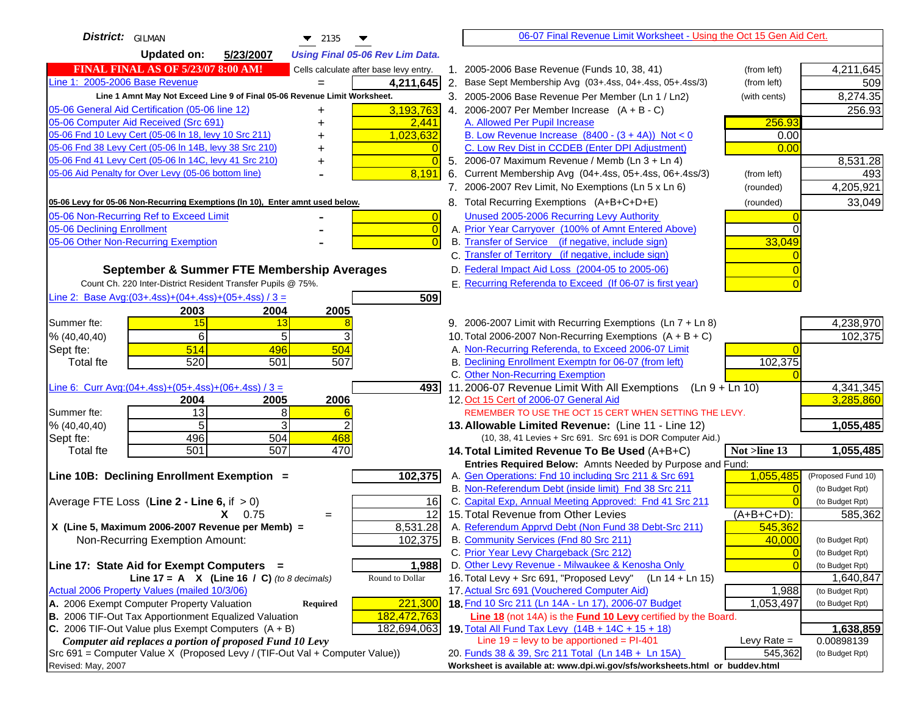**District:** GILMAN 2135

**Updated on:** 5/23/2007 *Using Final 05-06 Rev Lim Data.*

**FINAL FINAL AS OF 5/23/07 8:00 AM!** Cells calculate after base levy entry.

| | | |
|---|---|---|
| Line 1: 2005-2006 Base Revenue | = | 4,211,645 |

Line 1 Amnt May Not Exceed Line 9 of Final 05-06 Revenue Limit Worksheet.

| | | |
|---|---|---|
| 05-06 General Aid Certification (05-06 line 12) | + | 3,193,763 |
| 05-06 Computer Aid Received (Src 691) | + | 2,441 |
| 05-06 Fnd 10 Levy Cert (05-06 ln 18, levy 10 Src 211) | + | 1,023,632 |
| 05-06 Fnd 38 Levy Cert (05-06 ln 14B, levy 38 Src 210) | + | 0 |
| 05-06 Fnd 41 Levy Cert (05-06 ln 14C, levy 41 Src 210) | + | 0 |
| 05-06 Aid Penalty for Over Levy (05-06 bottom line) | - | 8,191 |

**05-06 Levy for 05-06 Non-Recurring Exemptions (ln 10), Enter amnt used below.**

| | | |
|---|---|---|
| 05-06 Non-Recurring Ref to Exceed Limit | - | 0 |
| 05-06 Declining Enrollment | - | 0 |
| 05-06 Other Non-Recurring Exemption | - | 0 |

## September & Summer FTE Membership Averages

Count Ch. 220 Inter-District Resident Transfer Pupils @ 75%.

Line 2: Base Avg:(03+.4ss)+(04+.4ss)+(05+.4ss) / 3 = **509**

| | 2003 | 2004 | 2005 |
|---|---|---|---|
| Summer fte: | 15 | 13 | 8 |
| % (40,40,40) | 6 | 5 | 3 |
| Sept fte: | 514 | 496 | 504 |
| Total fte | 520 | 501 | 507 |

Line 6: Curr Avg:(04+.4ss)+(05+.4ss)+(06+.4ss) / 3 = **493**

| | 2004 | 2005 | 2006 |
|---|---|---|---|
| Summer fte: | 13 | 8 | 6 |
| % (40,40,40) | 5 | 3 | 2 |
| Sept fte: | 496 | 504 | 468 |
| Total fte | 501 | 507 | 470 |

**Line 10B: Declining Enrollment Exemption =** **102,375**

| | | |
|---|---|---|
| Average FTE Loss (**Line 2 - Line 6**, if > 0) | | 16 |
| X 0.75 | = | 12 |
| X (Line 5, Maximum 2006-2007 Revenue per Memb) = | | 8,531.28 |
| Non-Recurring Exemption Amount: | | 102,375 |

**Line 17: State Aid for Exempt Computers =** **1,988**

Line 17 = A X (Line 16 / C) *(to 8 decimals)* Round to Dollar

| | | |
|---|---|---|
| Actual 2006 Property Values (mailed 10/3/06) | | |
| A. 2006 Exempt Computer Property Valuation | Required | 221,300 |
| B. 2006 TIF-Out Tax Apportionment Equalized Valuation | | 182,472,763 |
| C. 2006 TIF-Out Value plus Exempt Computers (A + B) | | 182,694,063 |

*Computer aid replaces a portion of proposed Fund 10 Levy*

Src 691 = Computer Value X (Proposed Levy / (TIF-Out Val + Computer Value))

Revised: May, 2007

## 06-07 Final Revenue Limit Worksheet - Using the Oct 15 Gen Aid Cert.

| | | | |
|---|---|---|---|
| 1. 2005-2006 Base Revenue (Funds 10, 38, 41) | (from left) | | 4,211,645 |
| 2. Base Sept Membership Avg (03+.4ss, 04+.4ss, 05+.4ss/3) | (from left) | | 509 |
| 3. 2005-2006 Base Revenue Per Member (Ln 1 / Ln2) | (with cents) | | 8,274.35 |
| 4. 2006-2007 Per Member Increase (A + B - C) | | | 256.93 |
| A. Allowed Per Pupil Increase | | 256.93 | |
| B. Low Revenue Increase (8400 - (3 + 4A)) Not < 0 | | 0.00 | |
| C. Low Rev Dist in CCDEB (Enter DPI Adjustment) | | 0.00 | |
| 5. 2006-07 Maximum Revenue / Memb (Ln 3 + Ln 4) | | | 8,531.28 |
| 6. Current Membership Avg (04+.4ss, 05+.4ss, 06+.4ss/3) | (from left) | | 493 |
| 7. 2006-2007 Rev Limit, No Exemptions (Ln 5 x Ln 6) | (rounded) | | 4,205,921 |
| 8. Total Recurring Exemptions (A+B+C+D+E) | (rounded) | | 33,049 |
| Unused 2005-2006 Recurring Levy Authority | | 0 | |
| A. Prior Year Carryover (100% of Amnt Entered Above) | | 0 | |
| B. Transfer of Service (if negative, include sign) | | 33,049 | |
| C. Transfer of Territory (if negative, include sign) | | 0 | |
| D. Federal Impact Aid Loss (2004-05 to 2005-06) | | 0 | |
| E. Recurring Referenda to Exceed (If 06-07 is first year) | | 0 | |
| 9. 2006-2007 Limit with Recurring Exemptions (Ln 7 + Ln 8) | | | 4,238,970 |
| 10. Total 2006-2007 Non-Recurring Exemptions (A + B + C) | | | 102,375 |
| A. Non-Recurring Referenda, to Exceed 2006-07 Limit | | 0 | |
| B. Declining Enrollment Exemptn for 06-07 (from left) | | 102,375 | |
| C. Other Non-Recurring Exemption | | 0 | |
| 11. 2006-07 Revenue Limit With All Exemptions (Ln 9 + Ln 10) | | | 4,341,345 |
| 12. Oct 15 Cert of 2006-07 General Aid | | | 3,285,860 |
| REMEMBER TO USE THE OCT 15 CERT WHEN SETTING THE LEVY. | | | |
| **13. Allowable Limited Revenue:** (Line 11 - Line 12) | | | **1,055,485** |
| (10, 38, 41 Levies + Src 691. Src 691 is DOR Computer Aid.) | | | |
| **14. Total Limited Revenue To Be Used** (A+B+C) | | Not >line 13 | **1,055,485** |
| Entries Required Below: Amnts Needed by Purpose and Fund: | | | |
| A. Gen Operations: Fnd 10 including Src 211 & Src 691 | | 1,055,485 | (Proposed Fund 10) |
| B. Non-Referendum Debt (inside limit) Fnd 38 Src 211 | | 0 | (to Budget Rpt) |
| C. Capital Exp, Annual Meeting Approved: Fnd 41 Src 211 | | 0 | (to Budget Rpt) |
| 15. Total Revenue from Other Levies | | (A+B+C+D): | 585,362 |
| A. Referendum Apprvd Debt (Non Fund 38 Debt-Src 211) | | 545,362 | |
| B. Community Services (Fnd 80 Src 211) | | 40,000 | (to Budget Rpt) |
| C. Prior Year Levy Chargeback (Src 212) | | 0 | (to Budget Rpt) |
| D. Other Levy Revenue - Milwaukee & Kenosha Only | | 0 | (to Budget Rpt) |
| 16. Total Levy + Src 691, "Proposed Levy" (Ln 14 + Ln 15) | | | 1,640,847 |
| 17. Actual Src 691 (Vouchered Computer Aid) | | 1,988 | (to Budget Rpt) |
| **18.** Fnd 10 Src 211 (Ln 14A - Ln 17), 2006-07 Budget | | 1,053,497 | (to Budget Rpt) |
| **Line 18** (not 14A) is the **Fund 10 Levy** certified by the Board. | | | |
| **19.** Total All Fund Tax Levy (14B + 14C + 15 + 18) | | | **1,638,859** |
| Line 19 = levy to be apportioned = PI-401 | | Levy Rate = | 0.00898139 |
| 20. Funds 38 & 39, Src 211 Total (Ln 14B + Ln 15A) | | 545,362 | (to Budget Rpt) |

Worksheet is available at: www.dpi.wi.gov/sfs/worksheets.html or buddev.html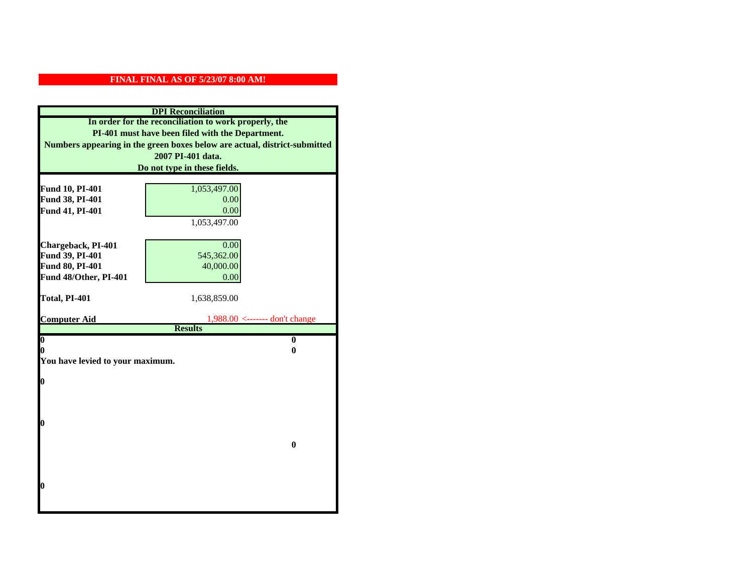**FINAL FINAL AS OF 5/23/07 8:00 AM!**

## DPI Reconciliation

**In order for the reconciliation to work properly, the PI-401 must have been filed with the Department. Numbers appearing in the green boxes below are actual, district-submitted 2007 PI-401 data. Do not type in these fields.**

| | | |
|---|---|---|
| **Fund 10, PI-401** | 1,053,497.00 | |
| **Fund 38, PI-401** | 0.00 | |
| **Fund 41, PI-401** | 0.00 | |
| | 1,053,497.00 | |
| | | |
| **Chargeback, PI-401** | 0.00 | |
| **Fund 39, PI-401** | 545,362.00 | |
| **Fund 80, PI-401** | 40,000.00 | |
| **Fund 48/Other, PI-401** | 0.00 | |
| | | |
| **Total, PI-401** | 1,638,859.00 | |
| | | |
| **Computer Aid** | 1,988.00 | <------- don't change |

**Results**

| | |
|---|---|
| **0** | **0** |
| **0** | **0** |
| **You have levied to your maximum.** | |
| **0** | |
| **0** | |
| | **0** |
| **0** | |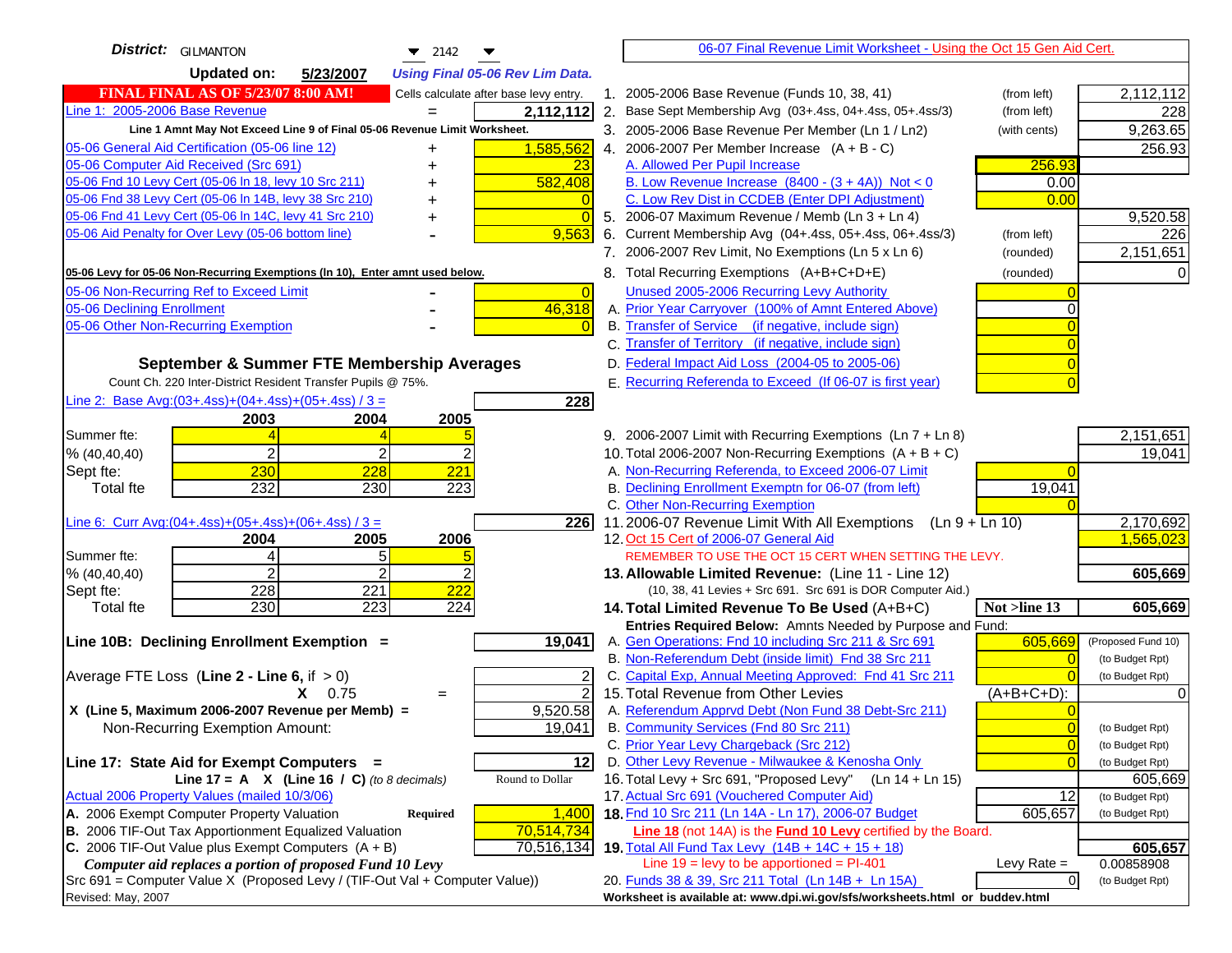**District:** GILMANTON 2142

**Updated on:** 5/23/2007 *Using Final 05-06 Rev Lim Data.*

**FINAL FINAL AS OF 5/23/07 8:00 AM!** Cells calculate after base levy entry.

| | | |
|---|---|---|
| Line 1: 2005-2006 Base Revenue | = | 2,112,112 |
| Line 1 Amnt May Not Exceed Line 9 of Final 05-06 Revenue Limit Worksheet. | | |
| 05-06 General Aid Certification (05-06 line 12) | + | 1,585,562 |
| 05-06 Computer Aid Received (Src 691) | + | 23 |
| 05-06 Fnd 10 Levy Cert (05-06 ln 18, levy 10 Src 211) | + | 582,408 |
| 05-06 Fnd 38 Levy Cert (05-06 ln 14B, levy 38 Src 210) | + | 0 |
| 05-06 Fnd 41 Levy Cert (05-06 ln 14C, levy 41 Src 210) | + | 0 |
| 05-06 Aid Penalty for Over Levy (05-06 bottom line) | - | 9,563 |

**05-06 Levy for 05-06 Non-Recurring Exemptions (ln 10), Enter amnt used below.**

| | | |
|---|---|---|
| 05-06 Non-Recurring Ref to Exceed Limit | - | 0 |
| 05-06 Declining Enrollment | - | 46,318 |
| 05-06 Other Non-Recurring Exemption | - | 0 |

## September & Summer FTE Membership Averages

Count Ch. 220 Inter-District Resident Transfer Pupils @ 75%.

Line 2: Base Avg:(03+.4ss)+(04+.4ss)+(05+.4ss) / 3 = **228**

| | 2003 | 2004 | 2005 |
|---|---|---|---|
| Summer fte: | 4 | 4 | 5 |
| % (40,40,40) | 2 | 2 | 2 |
| Sept fte: | 230 | 228 | 221 |
| Total fte | 232 | 230 | 223 |

Line 6: Curr Avg:(04+.4ss)+(05+.4ss)+(06+.4ss) / 3 = **226**

| | 2004 | 2005 | 2006 |
|---|---|---|---|
| Summer fte: | 4 | 5 | 5 |
| % (40,40,40) | 2 | 2 | 2 |
| Sept fte: | 228 | 221 | 222 |
| Total fte | 230 | 223 | 224 |

**Line 10B: Declining Enrollment Exemption =** **19,041**

| | | |
|---|---|---|
| Average FTE Loss (Line 2 - Line 6, if > 0) | | 2 |
| X 0.75 | = | 2 |
| X (Line 5, Maximum 2006-2007 Revenue per Memb) = | | 9,520.58 |
| Non-Recurring Exemption Amount: | | 19,041 |

**Line 17: State Aid for Exempt Computers =** **12**

Line 17 = A X (Line 16 / C) *(to 8 decimals)* — Round to Dollar

Actual 2006 Property Values (mailed 10/3/06)

| | | |
|---|---|---|
| A. 2006 Exempt Computer Property Valuation | Required | 1,400 |
| B. 2006 TIF-Out Tax Apportionment Equalized Valuation | | 70,514,734 |
| C. 2006 TIF-Out Value plus Exempt Computers (A + B) | | 70,516,134 |

*Computer aid replaces a portion of proposed Fund 10 Levy*

Src 691 = Computer Value X (Proposed Levy / (TIF-Out Val + Computer Value))

Revised: May, 2007

---

06-07 Final Revenue Limit Worksheet - Using the Oct 15 Gen Aid Cert.

| | | | |
|---|---|---|---|
| 1. 2005-2006 Base Revenue (Funds 10, 38, 41) | (from left) | | 2,112,112 |
| 2. Base Sept Membership Avg (03+.4ss, 04+.4ss, 05+.4ss/3) | (from left) | | 228 |
| 3. 2005-2006 Base Revenue Per Member (Ln 1 / Ln2) | (with cents) | | 9,263.65 |
| 4. 2006-2007 Per Member Increase (A + B - C) | | | 256.93 |
| A. Allowed Per Pupil Increase | | 256.93 | |
| B. Low Revenue Increase (8400 - (3 + 4A)) Not < 0 | | 0.00 | |
| C. Low Rev Dist in CCDEB (Enter DPI Adjustment) | | 0.00 | |
| 5. 2006-07 Maximum Revenue / Memb (Ln 3 + Ln 4) | | | 9,520.58 |
| 6. Current Membership Avg (04+.4ss, 05+.4ss, 06+.4ss/3) | (from left) | | 226 |
| 7. 2006-2007 Rev Limit, No Exemptions (Ln 5 x Ln 6) | (rounded) | | 2,151,651 |
| 8. Total Recurring Exemptions (A+B+C+D+E) | (rounded) | | 0 |
| Unused 2005-2006 Recurring Levy Authority | | 0 | |
| A. Prior Year Carryover (100% of Amnt Entered Above) | | 0 | |
| B. Transfer of Service (if negative, include sign) | | 0 | |
| C. Transfer of Territory (if negative, include sign) | | 0 | |
| D. Federal Impact Aid Loss (2004-05 to 2005-06) | | 0 | |
| E. Recurring Referenda to Exceed (If 06-07 is first year) | | 0 | |
| 9. 2006-2007 Limit with Recurring Exemptions (Ln 7 + Ln 8) | | | 2,151,651 |
| 10. Total 2006-2007 Non-Recurring Exemptions (A + B + C) | | | 19,041 |
| A. Non-Recurring Referenda, to Exceed 2006-07 Limit | | 0 | |
| B. Declining Enrollment Exemptn for 06-07 (from left) | | 19,041 | |
| C. Other Non-Recurring Exemption | | 0 | |
| 11. 2006-07 Revenue Limit With All Exemptions (Ln 9 + Ln 10) | | | 2,170,692 |
| 12. Oct 15 Cert of 2006-07 General Aid | | | 1,565,023 |
| REMEMBER TO USE THE OCT 15 CERT WHEN SETTING THE LEVY. | | | |
| **13. Allowable Limited Revenue:** (Line 11 - Line 12) | | | **605,669** |
| (10, 38, 41 Levies + Src 691. Src 691 is DOR Computer Aid.) | | | |
| **14. Total Limited Revenue To Be Used** (A+B+C) | | Not >line 13 | **605,669** |
| **Entries Required Below:** Amnts Needed by Purpose and Fund: | | | |
| A. Gen Operations: Fnd 10 including Src 211 & Src 691 | | 605,669 | (Proposed Fund 10) |
| B. Non-Referendum Debt (inside limit) Fnd 38 Src 211 | | 0 | (to Budget Rpt) |
| C. Capital Exp, Annual Meeting Approved: Fnd 41 Src 211 | | 0 | (to Budget Rpt) |
| 15. Total Revenue from Other Levies | | (A+B+C+D): | 0 |
| A. Referendum Apprvd Debt (Non Fund 38 Debt-Src 211) | | 0 | |
| B. Community Services (Fnd 80 Src 211) | | 0 | (to Budget Rpt) |
| C. Prior Year Levy Chargeback (Src 212) | | 0 | (to Budget Rpt) |
| D. Other Levy Revenue - Milwaukee & Kenosha Only | | 0 | (to Budget Rpt) |
| 16. Total Levy + Src 691, "Proposed Levy" (Ln 14 + Ln 15) | | | 605,669 |
| 17. Actual Src 691 (Vouchered Computer Aid) | | 12 | (to Budget Rpt) |
| **18.** Fnd 10 Src 211 (Ln 14A - Ln 17), 2006-07 Budget | | 605,657 | (to Budget Rpt) |
| **Line 18** (not 14A) is the **Fund 10 Levy** certified by the Board. | | | |
| **19.** Total All Fund Tax Levy (14B + 14C + 15 + 18) | | | **605,657** |
| Line 19 = levy to be apportioned = PI-401 | | Levy Rate = | 0.00858908 |
| 20. Funds 38 & 39, Src 211 Total (Ln 14B + Ln 15A) | | 0 | (to Budget Rpt) |

Worksheet is available at: www.dpi.wi.gov/sfs/worksheets.html or buddev.html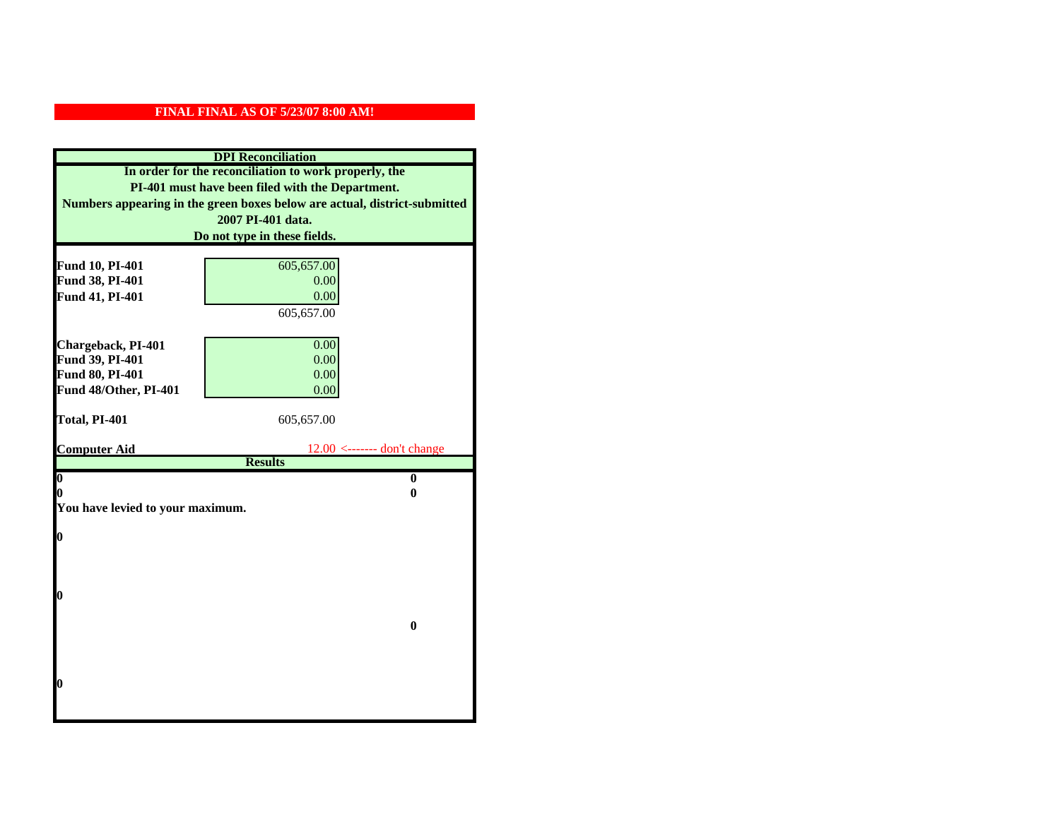**FINAL FINAL AS OF 5/23/07 8:00 AM!**

## DPI Reconciliation

**In order for the reconciliation to work properly, the PI-401 must have been filed with the Department. Numbers appearing in the green boxes below are actual, district-submitted 2007 PI-401 data. Do not type in these fields.**

| | |
|---|---|
| **Fund 10, PI-401** | 605,657.00 |
| **Fund 38, PI-401** | 0.00 |
| **Fund 41, PI-401** | 0.00 |
| | 605,657.00 |
| **Chargeback, PI-401** | 0.00 |
| **Fund 39, PI-401** | 0.00 |
| **Fund 80, PI-401** | 0.00 |
| **Fund 48/Other, PI-401** | 0.00 |
| **Total, PI-401** | 605,657.00 |
| **Computer Aid** | 12.00 <------- don't change |

**Results**

| | |
|---|---|
| **0** | **0** |
| **0** | **0** |

**You have levied to your maximum.**

**0**

**0**

**0**

**0**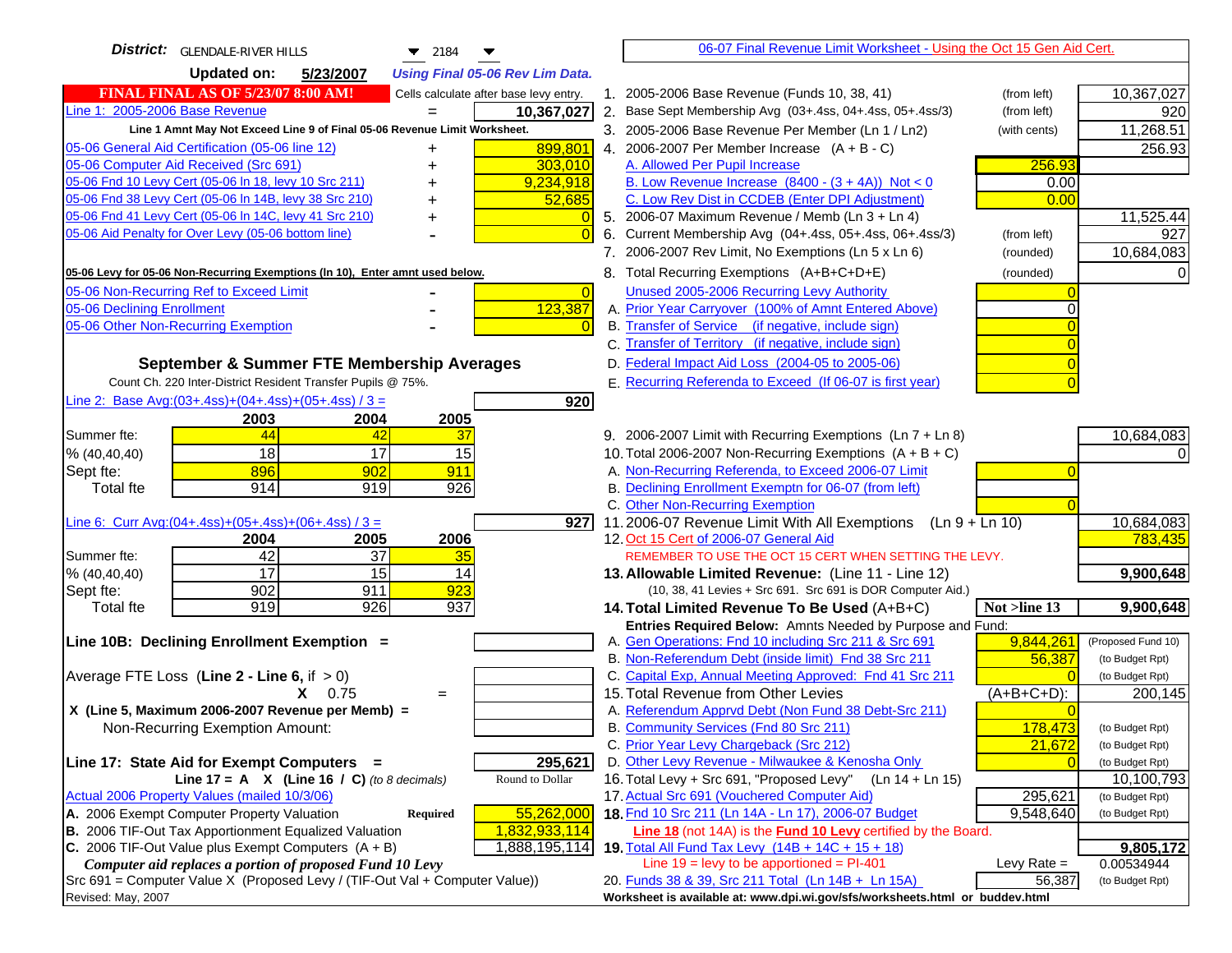**District:** GLENDALE-RIVER HILLS 2184

**Updated on:** 5/23/2007 *Using Final 05-06 Rev Lim Data.*

**FINAL FINAL AS OF 5/23/07 8:00 AM!** Cells calculate after base levy entry.

[06-07 Final Revenue Limit Worksheet - Using the Oct 15 Gen Aid Cert.]

| | | |
|---|---|---|
| Line 1: 2005-2006 Base Revenue | = | 10,367,027 |

**Line 1 Amnt May Not Exceed Line 9 of Final 05-06 Revenue Limit Worksheet.**

| | | |
|---|---|---|
| 05-06 General Aid Certification (05-06 line 12) | + | 899,801 |
| 05-06 Computer Aid Received (Src 691) | + | 303,010 |
| 05-06 Fnd 10 Levy Cert (05-06 ln 18, levy 10 Src 211) | + | 9,234,918 |
| 05-06 Fnd 38 Levy Cert (05-06 ln 14B, levy 38 Src 210) | + | 52,685 |
| 05-06 Fnd 41 Levy Cert (05-06 ln 14C, levy 41 Src 210) | + | 0 |
| 05-06 Aid Penalty for Over Levy (05-06 bottom line) | - | 0 |

**05-06 Levy for 05-06 Non-Recurring Exemptions (ln 10), Enter amnt used below.**

| | | |
|---|---|---|
| 05-06 Non-Recurring Ref to Exceed Limit | - | 0 |
| 05-06 Declining Enrollment | - | 123,387 |
| 05-06 Other Non-Recurring Exemption | - | 0 |

## September & Summer FTE Membership Averages

Count Ch. 220 Inter-District Resident Transfer Pupils @ 75%.

Line 2: Base Avg:(03+.4ss)+(04+.4ss)+(05+.4ss) / 3 = **920**

| | 2003 | 2004 | 2005 |
|---|---|---|---|
| Summer fte: | 44 | 42 | 37 |
| % (40,40,40) | 18 | 17 | 15 |
| Sept fte: | 896 | 902 | 911 |
| Total fte | 914 | 919 | 926 |

Line 6: Curr Avg:(04+.4ss)+(05+.4ss)+(06+.4ss) / 3 = **927**

| | 2004 | 2005 | 2006 |
|---|---|---|---|
| Summer fte: | 42 | 37 | 35 |
| % (40,40,40) | 17 | 15 | 14 |
| Sept fte: | 902 | 911 | 923 |
| Total fte | 919 | 926 | 937 |

**Line 10B: Declining Enrollment Exemption =**

Average FTE Loss (Line 2 - Line 6, if > 0)

X 0.75 =

X (Line 5, Maximum 2006-2007 Revenue per Memb) =

Non-Recurring Exemption Amount:

**Line 17: State Aid for Exempt Computers =** 295,621

Line 17 = A X (Line 16 / C) *(to 8 decimals)* Round to Dollar

Actual 2006 Property Values (mailed 10/3/06)

| | | |
|---|---|---|
| A. 2006 Exempt Computer Property Valuation | Required | 55,262,000 |
| B. 2006 TIF-Out Tax Apportionment Equalized Valuation | | 1,832,933,114 |
| C. 2006 TIF-Out Value plus Exempt Computers (A + B) | | 1,888,195,114 |

*Computer aid replaces a portion of proposed Fund 10 Levy*

Src 691 = Computer Value X (Proposed Levy / (TIF-Out Val + Computer Value))

Revised: May, 2007

| | | | |
|---|---|---|---|
| 1. 2005-2006 Base Revenue (Funds 10, 38, 41) | (from left) | | 10,367,027 |
| 2. Base Sept Membership Avg (03+.4ss, 04+.4ss, 05+.4ss/3) | (from left) | | 920 |
| 3. 2005-2006 Base Revenue Per Member (Ln 1 / Ln2) | (with cents) | | 11,268.51 |
| 4. 2006-2007 Per Member Increase (A + B - C) | | | 256.93 |
| A. Allowed Per Pupil Increase | | 256.93 | |
| B. Low Revenue Increase (8400 - (3 + 4A)) Not < 0 | | 0.00 | |
| C. Low Rev Dist in CCDEB (Enter DPI Adjustment) | | 0.00 | |
| 5. 2006-07 Maximum Revenue / Memb (Ln 3 + Ln 4) | | | 11,525.44 |
| 6. Current Membership Avg (04+.4ss, 05+.4ss, 06+.4ss/3) | (from left) | | 927 |
| 7. 2006-2007 Rev Limit, No Exemptions (Ln 5 x Ln 6) | (rounded) | | 10,684,083 |
| 8. Total Recurring Exemptions (A+B+C+D+E) | (rounded) | | 0 |
| Unused 2005-2006 Recurring Levy Authority | | 0 | |
| A. Prior Year Carryover (100% of Amnt Entered Above) | | 0 | |
| B. Transfer of Service (if negative, include sign) | | 0 | |
| C. Transfer of Territory (if negative, include sign) | | 0 | |
| D. Federal Impact Aid Loss (2004-05 to 2005-06) | | 0 | |
| E. Recurring Referenda to Exceed (If 06-07 is first year) | | 0 | |
| 9. 2006-2007 Limit with Recurring Exemptions (Ln 7 + Ln 8) | | | 10,684,083 |
| 10. Total 2006-2007 Non-Recurring Exemptions (A + B + C) | | | 0 |
| A. Non-Recurring Referenda, to Exceed 2006-07 Limit | | 0 | |
| B. Declining Enrollment Exemptn for 06-07 (from left) | | | |
| C. Other Non-Recurring Exemption | | 0 | |
| 11. 2006-07 Revenue Limit With All Exemptions (Ln 9 + Ln 10) | | | 10,684,083 |
| 12. Oct 15 Cert of 2006-07 General Aid | | | 783,435 |
| REMEMBER TO USE THE OCT 15 CERT WHEN SETTING THE LEVY. | | | |
| **13. Allowable Limited Revenue:** (Line 11 - Line 12) | | | **9,900,648** |
| (10, 38, 41 Levies + Src 691. Src 691 is DOR Computer Aid.) | | | |
| **14. Total Limited Revenue To Be Used** (A+B+C) | | Not >line 13 | **9,900,648** |
| **Entries Required Below:** Amnts Needed by Purpose and Fund: | | | |
| A. Gen Operations: Fnd 10 including Src 211 & Src 691 | | 9,844,261 | (Proposed Fund 10) |
| B. Non-Referendum Debt (inside limit) Fnd 38 Src 211 | | 56,387 | (to Budget Rpt) |
| C. Capital Exp, Annual Meeting Approved: Fnd 41 Src 211 | | 0 | (to Budget Rpt) |
| 15. Total Revenue from Other Levies | | (A+B+C+D): | 200,145 |
| A. Referendum Apprvd Debt (Non Fund 38 Debt-Src 211) | | 0 | |
| B. Community Services (Fnd 80 Src 211) | | 178,473 | (to Budget Rpt) |
| C. Prior Year Levy Chargeback (Src 212) | | 21,672 | (to Budget Rpt) |
| D. Other Levy Revenue - Milwaukee & Kenosha Only | | 0 | (to Budget Rpt) |
| 16. Total Levy + Src 691, "Proposed Levy" (Ln 14 + Ln 15) | | | 10,100,793 |
| 17. Actual Src 691 (Vouchered Computer Aid) | | 295,621 | (to Budget Rpt) |
| **18.** Fnd 10 Src 211 (Ln 14A - Ln 17), 2006-07 Budget | | 9,548,640 | (to Budget Rpt) |
| **Line 18** (not 14A) is the **Fund 10 Levy** certified by the Board. | | | |
| **19.** Total All Fund Tax Levy (14B + 14C + 15 + 18) | | | **9,805,172** |
| Line 19 = levy to be apportioned = PI-401 | | Levy Rate = | 0.00534944 |
| 20. Funds 38 & 39, Src 211 Total (Ln 14B + Ln 15A) | | 56,387 | (to Budget Rpt) |

Worksheet is available at: www.dpi.wi.gov/sfs/worksheets.html or buddev.html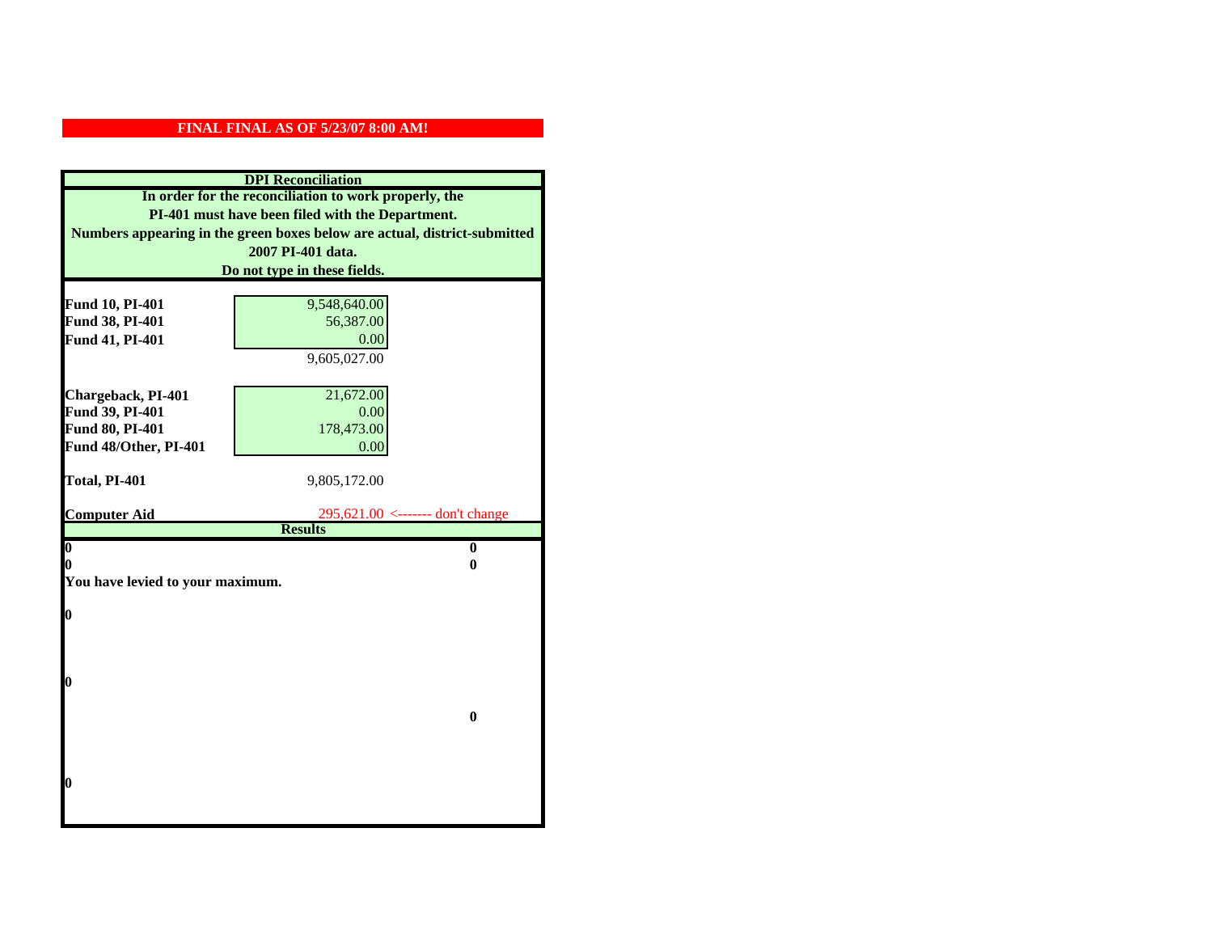**FINAL FINAL AS OF 5/23/07 8:00 AM!**

**DPI Reconciliation**

**In order for the reconciliation to work properly, the PI-401 must have been filed with the Department. Numbers appearing in the green boxes below are actual, district-submitted 2007 PI-401 data. Do not type in these fields.**

| | | |
|---|---|---|
| **Fund 10, PI-401** | 9,548,640.00 | |
| **Fund 38, PI-401** | 56,387.00 | |
| **Fund 41, PI-401** | 0.00 | |
| | 9,605,027.00 | |
| **Chargeback, PI-401** | 21,672.00 | |
| **Fund 39, PI-401** | 0.00 | |
| **Fund 80, PI-401** | 178,473.00 | |
| **Fund 48/Other, PI-401** | 0.00 | |
| **Total, PI-401** | 9,805,172.00 | |
| **Computer Aid** | 295,621.00 | <------- don't change |

**Results**

| | |
|---|---|
| **0** | **0** |
| **0** | **0** |

**You have levied to your maximum.**

**0**

**0**

**0**

**0**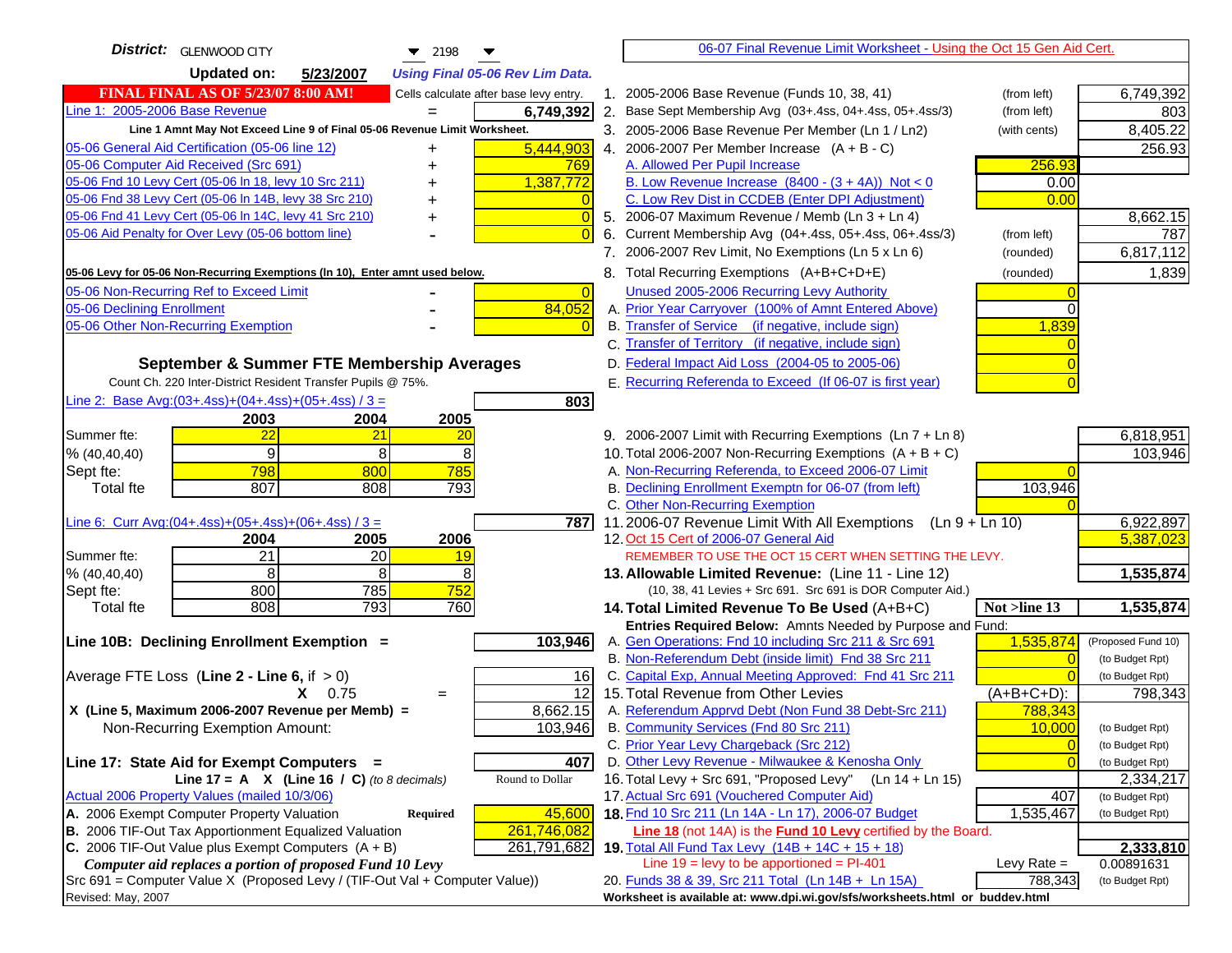**District:** GLENWOOD CITY 2198

**Updated on:** 5/23/2007 *Using Final 05-06 Rev Lim Data.*

**FINAL FINAL AS OF 5/23/07 8:00 AM!** Cells calculate after base levy entry.

| | | |
|---|---|---|
| Line 1: 2005-2006 Base Revenue | = | 6,749,392 |

Line 1 Amnt May Not Exceed Line 9 of Final 05-06 Revenue Limit Worksheet.

| | | |
|---|---|---|
| 05-06 General Aid Certification (05-06 line 12) | + | 5,444,903 |
| 05-06 Computer Aid Received (Src 691) | + | 769 |
| 05-06 Fnd 10 Levy Cert (05-06 ln 18, levy 10 Src 211) | + | 1,387,772 |
| 05-06 Fnd 38 Levy Cert (05-06 ln 14B, levy 38 Src 210) | + | 0 |
| 05-06 Fnd 41 Levy Cert (05-06 ln 14C, levy 41 Src 210) | + | 0 |
| 05-06 Aid Penalty for Over Levy (05-06 bottom line) | - | 0 |

**05-06 Levy for 05-06 Non-Recurring Exemptions (ln 10), Enter amnt used below.**

| | | |
|---|---|---|
| 05-06 Non-Recurring Ref to Exceed Limit | - | 0 |
| 05-06 Declining Enrollment | - | 84,052 |
| 05-06 Other Non-Recurring Exemption | - | 0 |

**September & Summer FTE Membership Averages**

Count Ch. 220 Inter-District Resident Transfer Pupils @ 75%.

Line 2: Base Avg:(03+.4ss)+(04+.4ss)+(05+.4ss) / 3 = **803**

| | 2003 | 2004 | 2005 |
|---|---|---|---|
| Summer fte: | 22 | 21 | 20 |
| % (40,40,40) | 9 | 8 | 8 |
| Sept fte: | 798 | 800 | 785 |
| Total fte | 807 | 808 | 793 |

Line 6: Curr Avg:(04+.4ss)+(05+.4ss)+(06+.4ss) / 3 = **787**

| | 2004 | 2005 | 2006 |
|---|---|---|---|
| Summer fte: | 21 | 20 | 19 |
| % (40,40,40) | 8 | 8 | 8 |
| Sept fte: | 800 | 785 | 752 |
| Total fte | 808 | 793 | 760 |

**Line 10B: Declining Enrollment Exemption =** **103,946**

| | | |
|---|---|---|
| Average FTE Loss (**Line 2 - Line 6**, if > 0) | | 16 |
| X 0.75 | = | 12 |
| X (Line 5, Maximum 2006-2007 Revenue per Memb) = | | 8,662.15 |
| Non-Recurring Exemption Amount: | | 103,946 |

**Line 17: State Aid for Exempt Computers =** **407**

Line 17 = A X (Line 16 / C) *(to 8 decimals)* Round to Dollar

Actual 2006 Property Values (mailed 10/3/06)

| | | |
|---|---|---|
| A. 2006 Exempt Computer Property Valuation | Required | 45,600 |
| B. 2006 TIF-Out Tax Apportionment Equalized Valuation | | 261,746,082 |
| C. 2006 TIF-Out Value plus Exempt Computers (A + B) | | 261,791,682 |

*Computer aid replaces a portion of proposed Fund 10 Levy*

Src 691 = Computer Value X (Proposed Levy / (TIF-Out Val + Computer Value))

Revised: May, 2007

**06-07 Final Revenue Limit Worksheet - Using the Oct 15 Gen Aid Cert.**

| | | | |
|---|---|---|---|
| 1. 2005-2006 Base Revenue (Funds 10, 38, 41) | (from left) | | 6,749,392 |
| 2. Base Sept Membership Avg (03+.4ss, 04+.4ss, 05+.4ss/3) | (from left) | | 803 |
| 3. 2005-2006 Base Revenue Per Member (Ln 1 / Ln2) | (with cents) | | 8,405.22 |
| 4. 2006-2007 Per Member Increase (A + B - C) | | | 256.93 |
| A. Allowed Per Pupil Increase | | 256.93 | |
| B. Low Revenue Increase (8400 - (3 + 4A)) Not < 0 | | 0.00 | |
| C. Low Rev Dist in CCDEB (Enter DPI Adjustment) | | 0.00 | |
| 5. 2006-07 Maximum Revenue / Memb (Ln 3 + Ln 4) | | | 8,662.15 |
| 6. Current Membership Avg (04+.4ss, 05+.4ss, 06+.4ss/3) | (from left) | | 787 |
| 7. 2006-2007 Rev Limit, No Exemptions (Ln 5 x Ln 6) | (rounded) | | 6,817,112 |
| 8. Total Recurring Exemptions (A+B+C+D+E) | (rounded) | | 1,839 |
| Unused 2005-2006 Recurring Levy Authority | | 0 | |
| A. Prior Year Carryover (100% of Amnt Entered Above) | | 0 | |
| B. Transfer of Service (if negative, include sign) | | 1,839 | |
| C. Transfer of Territory (if negative, include sign) | | 0 | |
| D. Federal Impact Aid Loss (2004-05 to 2005-06) | | 0 | |
| E. Recurring Referenda to Exceed (If 06-07 is first year) | | 0 | |
| 9. 2006-2007 Limit with Recurring Exemptions (Ln 7 + Ln 8) | | | 6,818,951 |
| 10. Total 2006-2007 Non-Recurring Exemptions (A + B + C) | | | 103,946 |
| A. Non-Recurring Referenda, to Exceed 2006-07 Limit | | 0 | |
| B. Declining Enrollment Exemptn for 06-07 (from left) | | 103,946 | |
| C. Other Non-Recurring Exemption | | 0 | |
| 11. 2006-07 Revenue Limit With All Exemptions (Ln 9 + Ln 10) | | | 6,922,897 |
| 12. Oct 15 Cert of 2006-07 General Aid | | | 5,387,023 |

REMEMBER TO USE THE OCT 15 CERT WHEN SETTING THE LEVY.

| | | | |
|---|---|---|---|
| **13. Allowable Limited Revenue:** (Line 11 - Line 12) | | | **1,535,874** |

(10, 38, 41 Levies + Src 691. Src 691 is DOR Computer Aid.)

| | | | |
|---|---|---|---|
| **14. Total Limited Revenue To Be Used** (A+B+C) | | Not >line 13 | **1,535,874** |

Entries Required Below: Amnts Needed by Purpose and Fund:

| | | |
|---|---|---|
| A. Gen Operations: Fnd 10 including Src 211 & Src 691 | 1,535,874 | (Proposed Fund 10) |
| B. Non-Referendum Debt (inside limit) Fnd 38 Src 211 | 0 | (to Budget Rpt) |
| C. Capital Exp, Annual Meeting Approved: Fnd 41 Src 211 | 0 | (to Budget Rpt) |
| 15. Total Revenue from Other Levies | (A+B+C+D): | 798,343 |
| A. Referendum Apprvd Debt (Non Fund 38 Debt-Src 211) | 788,343 | |
| B. Community Services (Fnd 80 Src 211) | 10,000 | (to Budget Rpt) |
| C. Prior Year Levy Chargeback (Src 212) | 0 | (to Budget Rpt) |
| D. Other Levy Revenue - Milwaukee & Kenosha Only | 0 | (to Budget Rpt) |
| 16. Total Levy + Src 691, "Proposed Levy" (Ln 14 + Ln 15) | | 2,334,217 |
| 17. Actual Src 691 (Vouchered Computer Aid) | 407 | (to Budget Rpt) |
| **18.** Fnd 10 Src 211 (Ln 14A - Ln 17), 2006-07 Budget | 1,535,467 | (to Budget Rpt) |

**Line 18** (not 14A) is the **Fund 10 Levy** certified by the Board.

| | | |
|---|---|---|
| **19.** Total All Fund Tax Levy (14B + 14C + 15 + 18) | | **2,333,810** |
| Line 19 = levy to be apportioned = PI-401 | Levy Rate = | 0.00891631 |
| 20. Funds 38 & 39, Src 211 Total (Ln 14B + Ln 15A) | 788,343 | (to Budget Rpt) |

Worksheet is available at: www.dpi.wi.gov/sfs/worksheets.html or buddev.html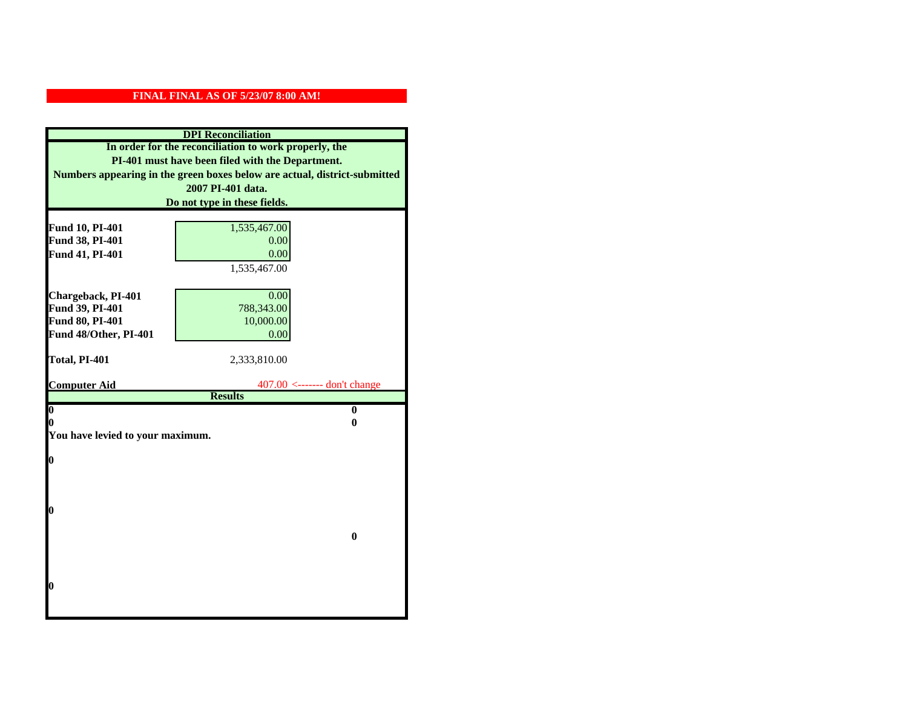**FINAL FINAL AS OF 5/23/07 8:00 AM!**

**DPI Reconciliation**

**In order for the reconciliation to work properly, the PI-401 must have been filed with the Department. Numbers appearing in the green boxes below are actual, district-submitted 2007 PI-401 data. Do not type in these fields.**

| | | |
|---|---|---|
| **Fund 10, PI-401** | 1,535,467.00 | |
| **Fund 38, PI-401** | 0.00 | |
| **Fund 41, PI-401** | 0.00 | |
| | 1,535,467.00 | |
| **Chargeback, PI-401** | 0.00 | |
| **Fund 39, PI-401** | 788,343.00 | |
| **Fund 80, PI-401** | 10,000.00 | |
| **Fund 48/Other, PI-401** | 0.00 | |
| **Total, PI-401** | 2,333,810.00 | |
| **Computer Aid** | 407.00 | <------- don't change |

**Results**

| | |
|---|---|
| **0** | **0** |
| **0** | **0** |

**You have levied to your maximum.**

**0**

**0**

**0**

**0**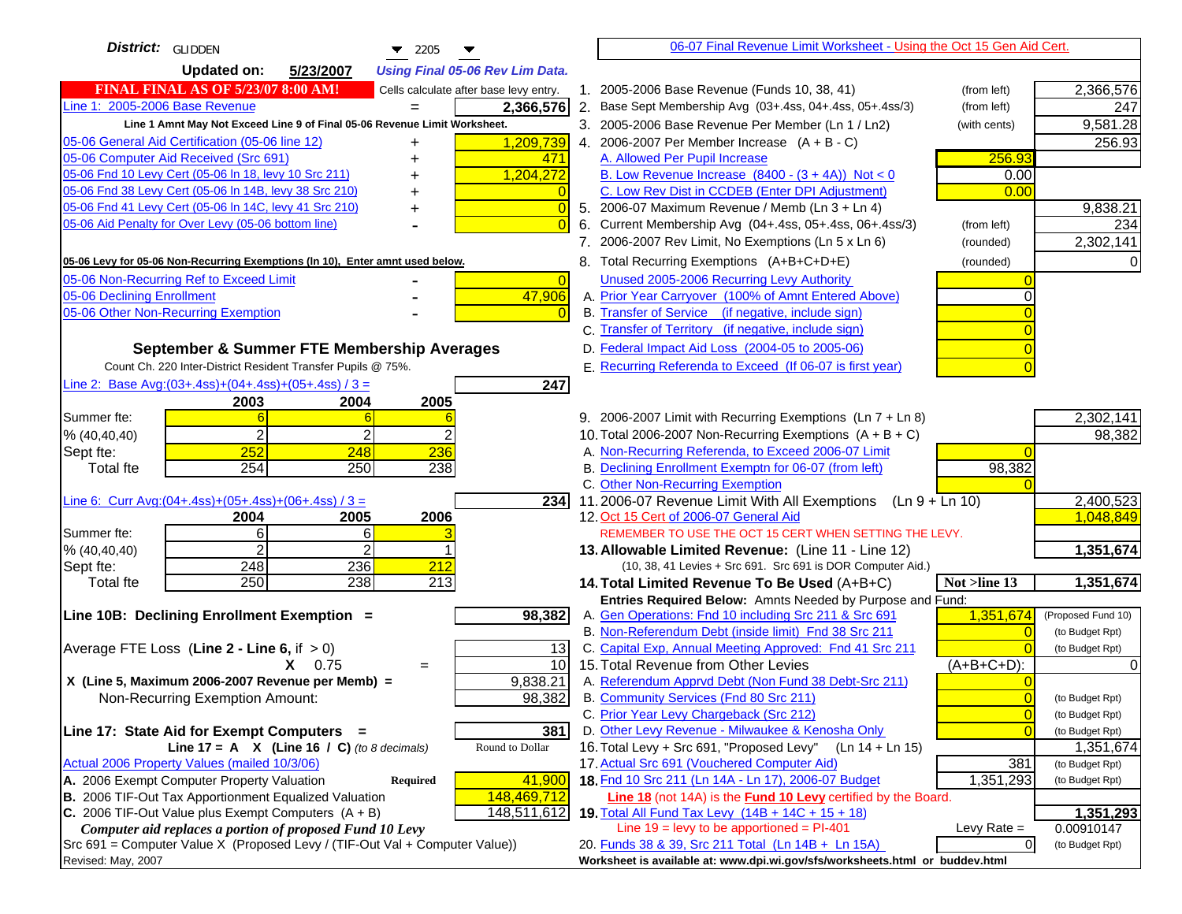**District:** GLIDDEN 2205

**Updated on:** 5/23/2007 *Using Final 05-06 Rev Lim Data.*

**FINAL FINAL AS OF 5/23/07 8:00 AM!** Cells calculate after base levy entry.

| | | |
|---|---|---|
| Line 1: 2005-2006 Base Revenue | = | 2,366,576 |

Line 1 Amnt May Not Exceed Line 9 of Final 05-06 Revenue Limit Worksheet.

| | | |
|---|---|---|
| 05-06 General Aid Certification (05-06 line 12) | + | 1,209,739 |
| 05-06 Computer Aid Received (Src 691) | + | 471 |
| 05-06 Fnd 10 Levy Cert (05-06 ln 18, levy 10 Src 211) | + | 1,204,272 |
| 05-06 Fnd 38 Levy Cert (05-06 ln 14B, levy 38 Src 210) | + | 0 |
| 05-06 Fnd 41 Levy Cert (05-06 ln 14C, levy 41 Src 210) | + | 0 |
| 05-06 Aid Penalty for Over Levy (05-06 bottom line) | - | 0 |

**05-06 Levy for 05-06 Non-Recurring Exemptions (ln 10), Enter amnt used below.**

| | | |
|---|---|---|
| 05-06 Non-Recurring Ref to Exceed Limit | - | 0 |
| 05-06 Declining Enrollment | - | 47,906 |
| 05-06 Other Non-Recurring Exemption | - | 0 |

## September & Summer FTE Membership Averages

Count Ch. 220 Inter-District Resident Transfer Pupils @ 75%.

Line 2: Base Avg:(03+.4ss)+(04+.4ss)+(05+.4ss) / 3 = **247**

| | 2003 | 2004 | 2005 |
|---|---|---|---|
| Summer fte: | 6 | 6 | 6 |
| % (40,40,40) | 2 | 2 | 2 |
| Sept fte: | 252 | 248 | 236 |
| Total fte | 254 | 250 | 238 |

Line 6: Curr Avg:(04+.4ss)+(05+.4ss)+(06+.4ss) / 3 = **234**

| | 2004 | 2005 | 2006 |
|---|---|---|---|
| Summer fte: | 6 | 6 | 3 |
| % (40,40,40) | 2 | 2 | 1 |
| Sept fte: | 248 | 236 | 212 |
| Total fte | 250 | 238 | 213 |

| | | |
|---|---|---|
| **Line 10B: Declining Enrollment Exemption =** | | **98,382** |
| Average FTE Loss (**Line 2 - Line 6**, if > 0) | | 13 |
| X 0.75 | = | 10 |
| X (Line 5, Maximum 2006-2007 Revenue per Memb) = | | 9,838.21 |
| Non-Recurring Exemption Amount: | | 98,382 |
| **Line 17: State Aid for Exempt Computers =** | | **381** |
| Line 17 = A X (Line 16 / C) *(to 8 decimals)* | | Round to Dollar |

Actual 2006 Property Values (mailed 10/3/06)

| | | |
|---|---|---|
| A. 2006 Exempt Computer Property Valuation | **Required** | 41,900 |
| B. 2006 TIF-Out Tax Apportionment Equalized Valuation | | 148,469,712 |
| C. 2006 TIF-Out Value plus Exempt Computers (A + B) | | 148,511,612 |

*Computer aid replaces a portion of proposed Fund 10 Levy*

Src 691 = Computer Value X (Proposed Levy / (TIF-Out Val + Computer Value))

Revised: May, 2007

06-07 Final Revenue Limit Worksheet - Using the Oct 15 Gen Aid Cert.

| | | | |
|---|---|---|---|
| 1. 2005-2006 Base Revenue (Funds 10, 38, 41) | (from left) | | 2,366,576 |
| 2. Base Sept Membership Avg (03+.4ss, 04+.4ss, 05+.4ss/3) | (from left) | | 247 |
| 3. 2005-2006 Base Revenue Per Member (Ln 1 / Ln2) | (with cents) | | 9,581.28 |
| 4. 2006-2007 Per Member Increase (A + B - C) | | | 256.93 |
| A. Allowed Per Pupil Increase | | 256.93 | |
| B. Low Revenue Increase (8400 - (3 + 4A)) Not < 0 | | 0.00 | |
| C. Low Rev Dist in CCDEB (Enter DPI Adjustment) | | 0.00 | |
| 5. 2006-07 Maximum Revenue / Memb (Ln 3 + Ln 4) | | | 9,838.21 |
| 6. Current Membership Avg (04+.4ss, 05+.4ss, 06+.4ss/3) | (from left) | | 234 |
| 7. 2006-2007 Rev Limit, No Exemptions (Ln 5 x Ln 6) | (rounded) | | 2,302,141 |
| 8. Total Recurring Exemptions (A+B+C+D+E) | (rounded) | | 0 |
| Unused 2005-2006 Recurring Levy Authority | | 0 | |
| A. Prior Year Carryover (100% of Amnt Entered Above) | | 0 | |
| B. Transfer of Service (if negative, include sign) | | 0 | |
| C. Transfer of Territory (if negative, include sign) | | 0 | |
| D. Federal Impact Aid Loss (2004-05 to 2005-06) | | 0 | |
| E. Recurring Referenda to Exceed (If 06-07 is first year) | | 0 | |
| 9. 2006-2007 Limit with Recurring Exemptions (Ln 7 + Ln 8) | | | 2,302,141 |
| 10. Total 2006-2007 Non-Recurring Exemptions (A + B + C) | | | 98,382 |
| A. Non-Recurring Referenda, to Exceed 2006-07 Limit | | 0 | |
| B. Declining Enrollment Exemptn for 06-07 (from left) | | 98,382 | |
| C. Other Non-Recurring Exemption | | 0 | |
| 11. 2006-07 Revenue Limit With All Exemptions (Ln 9 + Ln 10) | | | 2,400,523 |
| 12. Oct 15 Cert of 2006-07 General Aid | | | 1,048,849 |
| REMEMBER TO USE THE OCT 15 CERT WHEN SETTING THE LEVY. | | | |
| **13. Allowable Limited Revenue:** (Line 11 - Line 12) | | | **1,351,674** |
| (10, 38, 41 Levies + Src 691. Src 691 is DOR Computer Aid.) | | | |
| **14. Total Limited Revenue To Be Used** (A+B+C) | | **Not >line 13** | **1,351,674** |
| **Entries Required Below:** Amnts Needed by Purpose and Fund: | | | |
| A. Gen Operations: Fnd 10 including Src 211 & Src 691 | | 1,351,674 | (Proposed Fund 10) |
| B. Non-Referendum Debt (inside limit) Fnd 38 Src 211 | | 0 | (to Budget Rpt) |
| C. Capital Exp, Annual Meeting Approved: Fnd 41 Src 211 | | 0 | (to Budget Rpt) |
| 15. Total Revenue from Other Levies | | (A+B+C+D): | 0 |
| A. Referendum Apprvd Debt (Non Fund 38 Debt-Src 211) | | 0 | |
| B. Community Services (Fnd 80 Src 211) | | 0 | (to Budget Rpt) |
| C. Prior Year Levy Chargeback (Src 212) | | 0 | (to Budget Rpt) |
| D. Other Levy Revenue - Milwaukee & Kenosha Only | | 0 | (to Budget Rpt) |
| 16. Total Levy + Src 691, "Proposed Levy" (Ln 14 + Ln 15) | | | 1,351,674 |
| 17. Actual Src 691 (Vouchered Computer Aid) | | 381 | (to Budget Rpt) |
| **18.** Fnd 10 Src 211 (Ln 14A - Ln 17), 2006-07 Budget | | 1,351,293 | (to Budget Rpt) |
| **Line 18** (not 14A) is the **Fund 10 Levy** certified by the Board. | | | |
| **19.** Total All Fund Tax Levy (14B + 14C + 15 + 18) | | | **1,351,293** |
| Line 19 = levy to be apportioned = PI-401 | | Levy Rate = | 0.00910147 |
| 20. Funds 38 & 39, Src 211 Total (Ln 14B + Ln 15A) | | 0 | (to Budget Rpt) |

Worksheet is available at: www.dpi.wi.gov/sfs/worksheets.html or buddev.html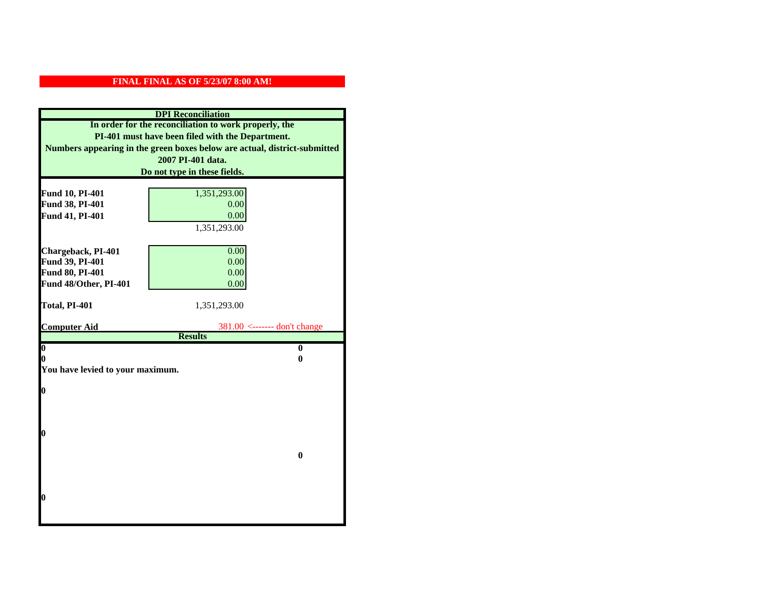**FINAL FINAL AS OF 5/23/07 8:00 AM!**

**DPI Reconciliation**

**In order for the reconciliation to work properly, the PI-401 must have been filed with the Department. Numbers appearing in the green boxes below are actual, district-submitted 2007 PI-401 data. Do not type in these fields.**

| | | |
|---|---|---|
| **Fund 10, PI-401** | 1,351,293.00 | |
| **Fund 38, PI-401** | 0.00 | |
| **Fund 41, PI-401** | 0.00 | |
| | 1,351,293.00 | |
| **Chargeback, PI-401** | 0.00 | |
| **Fund 39, PI-401** | 0.00 | |
| **Fund 80, PI-401** | 0.00 | |
| **Fund 48/Other, PI-401** | 0.00 | |
| **Total, PI-401** | 1,351,293.00 | |
| **Computer Aid** | 381.00 | <------- don't change |

**Results**

| | |
|---|---|
| **0** | **0** |
| **0** | **0** |

**You have levied to your maximum.**

**0**

**0**

**0**

**0**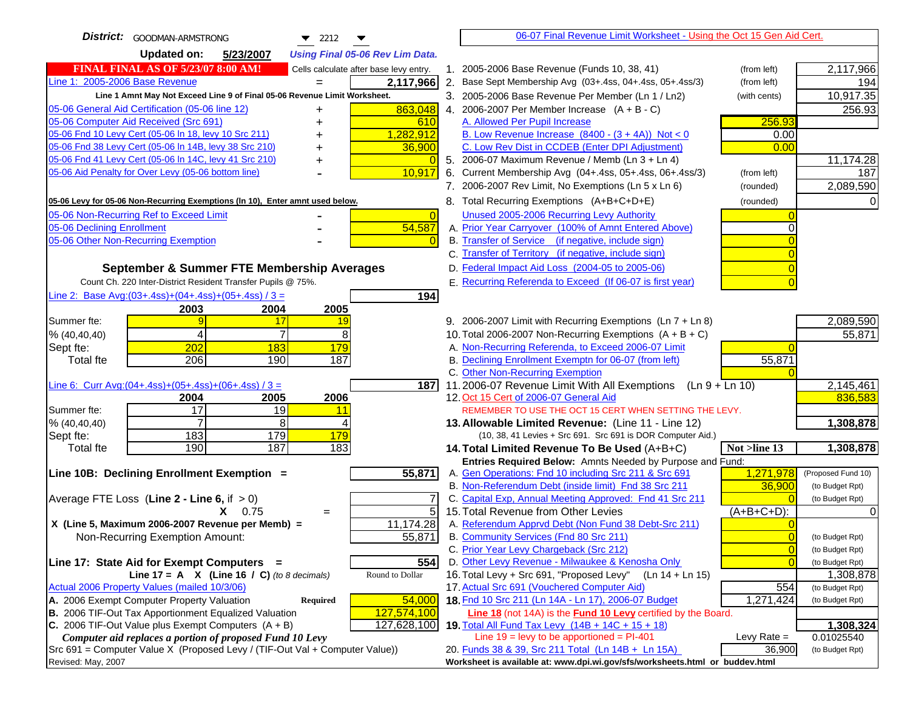**District:** GOODMAN-ARMSTRONG 2212

**Updated on:** 5/23/2007 *Using Final 05-06 Rev Lim Data.*

**FINAL FINAL AS OF 5/23/07 8:00 AM!** Cells calculate after base levy entry.

| | | |
|---|---|---|
| Line 1: 2005-2006 Base Revenue | = | 2,117,966 |
| *Line 1 Amnt May Not Exceed Line 9 of Final 05-06 Revenue Limit Worksheet.* | | |
| 05-06 General Aid Certification (05-06 line 12) | + | 863,048 |
| 05-06 Computer Aid Received (Src 691) | + | 610 |
| 05-06 Fnd 10 Levy Cert (05-06 ln 18, levy 10 Src 211) | + | 1,282,912 |
| 05-06 Fnd 38 Levy Cert (05-06 ln 14B, levy 38 Src 210) | + | 36,900 |
| 05-06 Fnd 41 Levy Cert (05-06 ln 14C, levy 41 Src 210) | + | 0 |
| 05-06 Aid Penalty for Over Levy (05-06 bottom line) | - | 10,917 |

**05-06 Levy for 05-06 Non-Recurring Exemptions (ln 10), Enter amnt used below.**

| | | |
|---|---|---|
| 05-06 Non-Recurring Ref to Exceed Limit | - | 0 |
| 05-06 Declining Enrollment | - | 54,587 |
| 05-06 Other Non-Recurring Exemption | - | 0 |

### September & Summer FTE Membership Averages

Count Ch. 220 Inter-District Resident Transfer Pupils @ 75%.

Line 2: Base Avg:(03+.4ss)+(04+.4ss)+(05+.4ss) / 3 = **194**

| | 2003 | 2004 | 2005 |
|---|---|---|---|
| Summer fte: | 9 | 17 | 19 |
| % (40,40,40) | 4 | 7 | 8 |
| Sept fte: | 202 | 183 | 179 |
| Total fte | 206 | 190 | 187 |

Line 6: Curr Avg:(04+.4ss)+(05+.4ss)+(06+.4ss) / 3 = **187**

| | 2004 | 2005 | 2006 |
|---|---|---|---|
| Summer fte: | 17 | 19 | 11 |
| % (40,40,40) | 7 | 8 | 4 |
| Sept fte: | 183 | 179 | 179 |
| Total fte | 190 | 187 | 183 |

**Line 10B: Declining Enrollment Exemption =** **55,871**

| | |
|---|---|
| Average FTE Loss (Line 2 - Line 6, if > 0) | 7 |
| X 0.75 = | 5 |
| X (Line 5, Maximum 2006-2007 Revenue per Memb) = | 11,174.28 |
| Non-Recurring Exemption Amount: | 55,871 |

**Line 17: State Aid for Exempt Computers =** **554**

Line 17 = A X (Line 16 / C) *(to 8 decimals)* Round to Dollar

Actual 2006 Property Values (mailed 10/3/06)

| | | |
|---|---|---|
| A. 2006 Exempt Computer Property Valuation | Required | 54,000 |
| B. 2006 TIF-Out Tax Apportionment Equalized Valuation | | 127,574,100 |
| C. 2006 TIF-Out Value plus Exempt Computers (A + B) | | 127,628,100 |

*Computer aid replaces a portion of proposed Fund 10 Levy*

Src 691 = Computer Value X (Proposed Levy / (TIF-Out Val + Computer Value))

Revised: May, 2007

---

06-07 Final Revenue Limit Worksheet - Using the Oct 15 Gen Aid Cert.

| | | | |
|---|---|---|---|
| 1. 2005-2006 Base Revenue (Funds 10, 38, 41) | (from left) | | 2,117,966 |
| 2. Base Sept Membership Avg (03+.4ss, 04+.4ss, 05+.4ss/3) | (from left) | | 194 |
| 3. 2005-2006 Base Revenue Per Member (Ln 1 / Ln2) | (with cents) | | 10,917.35 |
| 4. 2006-2007 Per Member Increase (A + B - C) | | | 256.93 |
| A. Allowed Per Pupil Increase | | 256.93 | |
| B. Low Revenue Increase (8400 - (3 + 4A)) Not < 0 | | 0.00 | |
| C. Low Rev Dist in CCDEB (Enter DPI Adjustment) | | 0.00 | |
| 5. 2006-07 Maximum Revenue / Memb (Ln 3 + Ln 4) | | | 11,174.28 |
| 6. Current Membership Avg (04+.4ss, 05+.4ss, 06+.4ss/3) | (from left) | | 187 |
| 7. 2006-2007 Rev Limit, No Exemptions (Ln 5 x Ln 6) | (rounded) | | 2,089,590 |
| 8. Total Recurring Exemptions (A+B+C+D+E) | (rounded) | | 0 |
| Unused 2005-2006 Recurring Levy Authority | | 0 | |
| A. Prior Year Carryover (100% of Amnt Entered Above) | | 0 | |
| B. Transfer of Service (if negative, include sign) | | 0 | |
| C. Transfer of Territory (if negative, include sign) | | 0 | |
| D. Federal Impact Aid Loss (2004-05 to 2005-06) | | 0 | |
| E. Recurring Referenda to Exceed (If 06-07 is first year) | | 0 | |
| 9. 2006-2007 Limit with Recurring Exemptions (Ln 7 + Ln 8) | | | 2,089,590 |
| 10. Total 2006-2007 Non-Recurring Exemptions (A + B + C) | | | 55,871 |
| A. Non-Recurring Referenda, to Exceed 2006-07 Limit | | 0 | |
| B. Declining Enrollment Exemptn for 06-07 (from left) | | 55,871 | |
| C. Other Non-Recurring Exemption | | 0 | |
| 11. 2006-07 Revenue Limit With All Exemptions (Ln 9 + Ln 10) | | | 2,145,461 |
| 12. Oct 15 Cert of 2006-07 General Aid | | | 836,583 |
| REMEMBER TO USE THE OCT 15 CERT WHEN SETTING THE LEVY. | | | |
| **13. Allowable Limited Revenue:** (Line 11 - Line 12) | | | **1,308,878** |
| (10, 38, 41 Levies + Src 691. Src 691 is DOR Computer Aid.) | | | |
| **14. Total Limited Revenue To Be Used** (A+B+C) | | Not >line 13 | **1,308,878** |
| Entries Required Below: Amnts Needed by Purpose and Fund: | | | |
| A. Gen Operations: Fnd 10 including Src 211 & Src 691 | | 1,271,978 | (Proposed Fund 10) |
| B. Non-Referendum Debt (inside limit) Fnd 38 Src 211 | | 36,900 | (to Budget Rpt) |
| C. Capital Exp, Annual Meeting Approved: Fnd 41 Src 211 | | 0 | (to Budget Rpt) |
| 15. Total Revenue from Other Levies | | (A+B+C+D): | 0 |
| A. Referendum Apprvd Debt (Non Fund 38 Debt-Src 211) | | 0 | |
| B. Community Services (Fnd 80 Src 211) | | 0 | (to Budget Rpt) |
| C. Prior Year Levy Chargeback (Src 212) | | 0 | (to Budget Rpt) |
| D. Other Levy Revenue - Milwaukee & Kenosha Only | | 0 | (to Budget Rpt) |
| 16. Total Levy + Src 691, "Proposed Levy" (Ln 14 + Ln 15) | | | 1,308,878 |
| 17. Actual Src 691 (Vouchered Computer Aid) | | 554 | (to Budget Rpt) |
| **18.** Fnd 10 Src 211 (Ln 14A - Ln 17), 2006-07 Budget | | 1,271,424 | (to Budget Rpt) |
| **Line 18** (not 14A) is the **Fund 10 Levy** certified by the Board. | | | |
| **19.** Total All Fund Tax Levy (14B + 14C + 15 + 18) | | | **1,308,324** |
| Line 19 = levy to be apportioned = PI-401 | | Levy Rate = | 0.01025540 |
| 20. Funds 38 & 39, Src 211 Total (Ln 14B + Ln 15A) | | 36,900 | (to Budget Rpt) |

Worksheet is available at: www.dpi.wi.gov/sfs/worksheets.html or buddev.html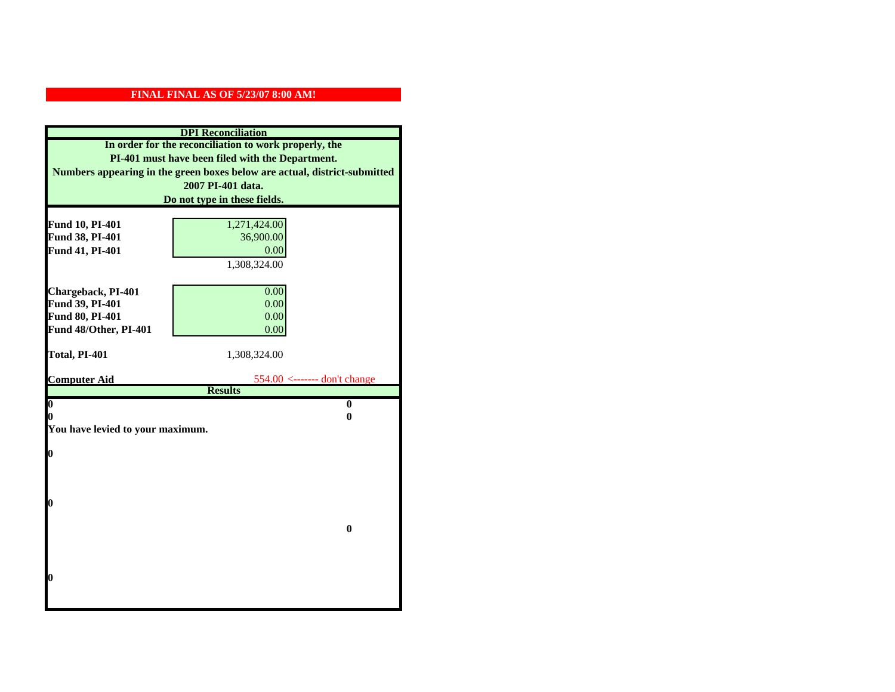**FINAL FINAL AS OF 5/23/07 8:00 AM!**

**DPI Reconciliation**

**In order for the reconciliation to work properly, the PI-401 must have been filed with the Department. Numbers appearing in the green boxes below are actual, district-submitted 2007 PI-401 data. Do not type in these fields.**

| | | |
|---|---|---|
| **Fund 10, PI-401** | 1,271,424.00 | |
| **Fund 38, PI-401** | 36,900.00 | |
| **Fund 41, PI-401** | 0.00 | |
| | 1,308,324.00 | |
| **Chargeback, PI-401** | 0.00 | |
| **Fund 39, PI-401** | 0.00 | |
| **Fund 80, PI-401** | 0.00 | |
| **Fund 48/Other, PI-401** | 0.00 | |
| **Total, PI-401** | 1,308,324.00 | |
| **Computer Aid** | 554.00 | <------- don't change |

**Results**

| | |
|---|---|
| **0** | **0** |
| **0** | **0** |

**You have levied to your maximum.**

**0**

**0**

**0**

**0**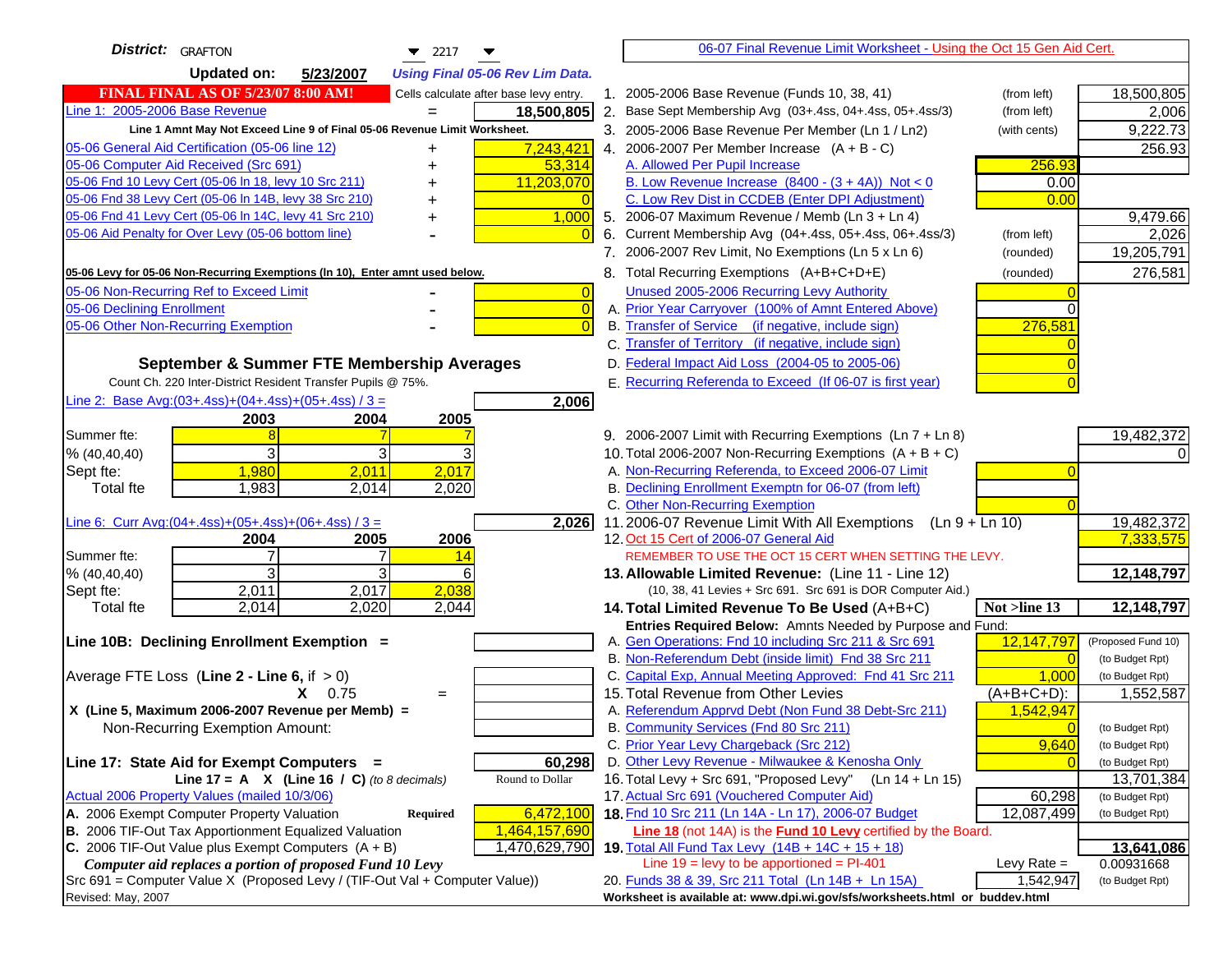**District:** GRAFTON 2217

**Updated on:** 5/23/2007 *Using Final 05-06 Rev Lim Data.*

06-07 Final Revenue Limit Worksheet - Using the Oct 15 Gen Aid Cert.

**FINAL FINAL AS OF 5/23/07 8:00 AM!** Cells calculate after base levy entry.

| | | |
|---|---|---|
| Line 1: 2005-2006 Base Revenue | = | 18,500,805 |

Line 1 Amnt May Not Exceed Line 9 of Final 05-06 Revenue Limit Worksheet.

| | | |
|---|---|---|
| 05-06 General Aid Certification (05-06 line 12) | + | 7,243,421 |
| 05-06 Computer Aid Received (Src 691) | + | 53,314 |
| 05-06 Fnd 10 Levy Cert (05-06 ln 18, levy 10 Src 211) | + | 11,203,070 |
| 05-06 Fnd 38 Levy Cert (05-06 ln 14B, levy 38 Src 210) | + | 0 |
| 05-06 Fnd 41 Levy Cert (05-06 ln 14C, levy 41 Src 210) | + | 1,000 |
| 05-06 Aid Penalty for Over Levy (05-06 bottom line) | - | 0 |

**05-06 Levy for 05-06 Non-Recurring Exemptions (ln 10), Enter amnt used below.**

| | | |
|---|---|---|
| 05-06 Non-Recurring Ref to Exceed Limit | - | 0 |
| 05-06 Declining Enrollment | - | 0 |
| 05-06 Other Non-Recurring Exemption | - | 0 |

### September & Summer FTE Membership Averages

Count Ch. 220 Inter-District Resident Transfer Pupils @ 75%.

Line 2: Base Avg:(03+.4ss)+(04+.4ss)+(05+.4ss) / 3 = **2,006**

| | 2003 | 2004 | 2005 |
|---|---|---|---|
| Summer fte: | 8 | 7 | 7 |
| % (40,40,40) | 3 | 3 | 3 |
| Sept fte: | 1,980 | 2,011 | 2,017 |
| Total fte | 1,983 | 2,014 | 2,020 |

Line 6: Curr Avg:(04+.4ss)+(05+.4ss)+(06+.4ss) / 3 = **2,026**

| | 2004 | 2005 | 2006 |
|---|---|---|---|
| Summer fte: | 7 | 7 | 14 |
| % (40,40,40) | 3 | 3 | 6 |
| Sept fte: | 2,011 | 2,017 | 2,038 |
| Total fte | 2,014 | 2,020 | 2,044 |

**Line 10B: Declining Enrollment Exemption =**

Average FTE Loss (**Line 2 - Line 6**, if > 0)
X 0.75 =
**X (Line 5, Maximum 2006-2007 Revenue per Memb) =**
Non-Recurring Exemption Amount:

**Line 17: State Aid for Exempt Computers =** **60,298**
**Line 17 = A X (Line 16 / C)** *(to 8 decimals)* Round to Dollar

Actual 2006 Property Values (mailed 10/3/06)

| | | |
|---|---|---|
| A. 2006 Exempt Computer Property Valuation | **Required** | 6,472,100 |
| B. 2006 TIF-Out Tax Apportionment Equalized Valuation | | 1,464,157,690 |
| C. 2006 TIF-Out Value plus Exempt Computers (A + B) | | 1,470,629,790 |

***Computer aid replaces a portion of proposed Fund 10 Levy***
Src 691 = Computer Value X (Proposed Levy / (TIF-Out Val + Computer Value))

Revised: May, 2007

| | | | |
|---|---|---|---|
| 1. 2005-2006 Base Revenue (Funds 10, 38, 41) | (from left) | | 18,500,805 |
| 2. Base Sept Membership Avg (03+.4ss, 04+.4ss, 05+.4ss/3) | (from left) | | 2,006 |
| 3. 2005-2006 Base Revenue Per Member (Ln 1 / Ln2) | (with cents) | | 9,222.73 |
| 4. 2006-2007 Per Member Increase (A + B - C) | | | 256.93 |
| A. Allowed Per Pupil Increase | | 256.93 | |
| B. Low Revenue Increase (8400 - (3 + 4A)) Not < 0 | | 0.00 | |
| C. Low Rev Dist in CCDEB (Enter DPI Adjustment) | | 0.00 | |
| 5. 2006-07 Maximum Revenue / Memb (Ln 3 + Ln 4) | | | 9,479.66 |
| 6. Current Membership Avg (04+.4ss, 05+.4ss, 06+.4ss/3) | (from left) | | 2,026 |
| 7. 2006-2007 Rev Limit, No Exemptions (Ln 5 x Ln 6) | (rounded) | | 19,205,791 |
| 8. Total Recurring Exemptions (A+B+C+D+E) | (rounded) | | 276,581 |
| Unused 2005-2006 Recurring Levy Authority | | 0 | |
| A. Prior Year Carryover (100% of Amnt Entered Above) | | 0 | |
| B. Transfer of Service (if negative, include sign) | | 276,581 | |
| C. Transfer of Territory (if negative, include sign) | | 0 | |
| D. Federal Impact Aid Loss (2004-05 to 2005-06) | | 0 | |
| E. Recurring Referenda to Exceed (If 06-07 is first year) | | 0 | |
| 9. 2006-2007 Limit with Recurring Exemptions (Ln 7 + Ln 8) | | | 19,482,372 |
| 10. Total 2006-2007 Non-Recurring Exemptions (A + B + C) | | | 0 |
| A. Non-Recurring Referenda, to Exceed 2006-07 Limit | | 0 | |
| B. Declining Enrollment Exemptn for 06-07 (from left) | | | |
| C. Other Non-Recurring Exemption | | 0 | |
| 11. 2006-07 Revenue Limit With All Exemptions (Ln 9 + Ln 10) | | | 19,482,372 |
| 12. Oct 15 Cert of 2006-07 General Aid | | | 7,333,575 |
| REMEMBER TO USE THE OCT 15 CERT WHEN SETTING THE LEVY. | | | |
| **13. Allowable Limited Revenue:** (Line 11 - Line 12) | | | **12,148,797** |
| (10, 38, 41 Levies + Src 691. Src 691 is DOR Computer Aid.) | | | |
| **14. Total Limited Revenue To Be Used** (A+B+C) | | **Not >line 13** | **12,148,797** |
| Entries Required Below: Amnts Needed by Purpose and Fund: | | | |
| A. Gen Operations: Fnd 10 including Src 211 & Src 691 | | 12,147,797 | (Proposed Fund 10) |
| B. Non-Referendum Debt (inside limit) Fnd 38 Src 211 | | 0 | (to Budget Rpt) |
| C. Capital Exp, Annual Meeting Approved: Fnd 41 Src 211 | | 1,000 | (to Budget Rpt) |
| 15. Total Revenue from Other Levies | | (A+B+C+D): | 1,552,587 |
| A. Referendum Apprvd Debt (Non Fund 38 Debt-Src 211) | | 1,542,947 | |
| B. Community Services (Fnd 80 Src 211) | | 0 | (to Budget Rpt) |
| C. Prior Year Levy Chargeback (Src 212) | | 9,640 | (to Budget Rpt) |
| D. Other Levy Revenue - Milwaukee & Kenosha Only | | 0 | (to Budget Rpt) |
| 16. Total Levy + Src 691, "Proposed Levy" (Ln 14 + Ln 15) | | | 13,701,384 |
| 17. Actual Src 691 (Vouchered Computer Aid) | | 60,298 | (to Budget Rpt) |
| **18.** Fnd 10 Src 211 (Ln 14A - Ln 17), 2006-07 Budget | | 12,087,499 | (to Budget Rpt) |
| **Line 18** (not 14A) is the **Fund 10 Levy** certified by the Board. | | | |
| **19.** Total All Fund Tax Levy (14B + 14C + 15 + 18) | | | **13,641,086** |
| Line 19 = levy to be apportioned = PI-401 | | Levy Rate = | 0.00931668 |
| 20. Funds 38 & 39, Src 211 Total (Ln 14B + Ln 15A) | | 1,542,947 | (to Budget Rpt) |

**Worksheet is available at: www.dpi.wi.gov/sfs/worksheets.html or buddev.html**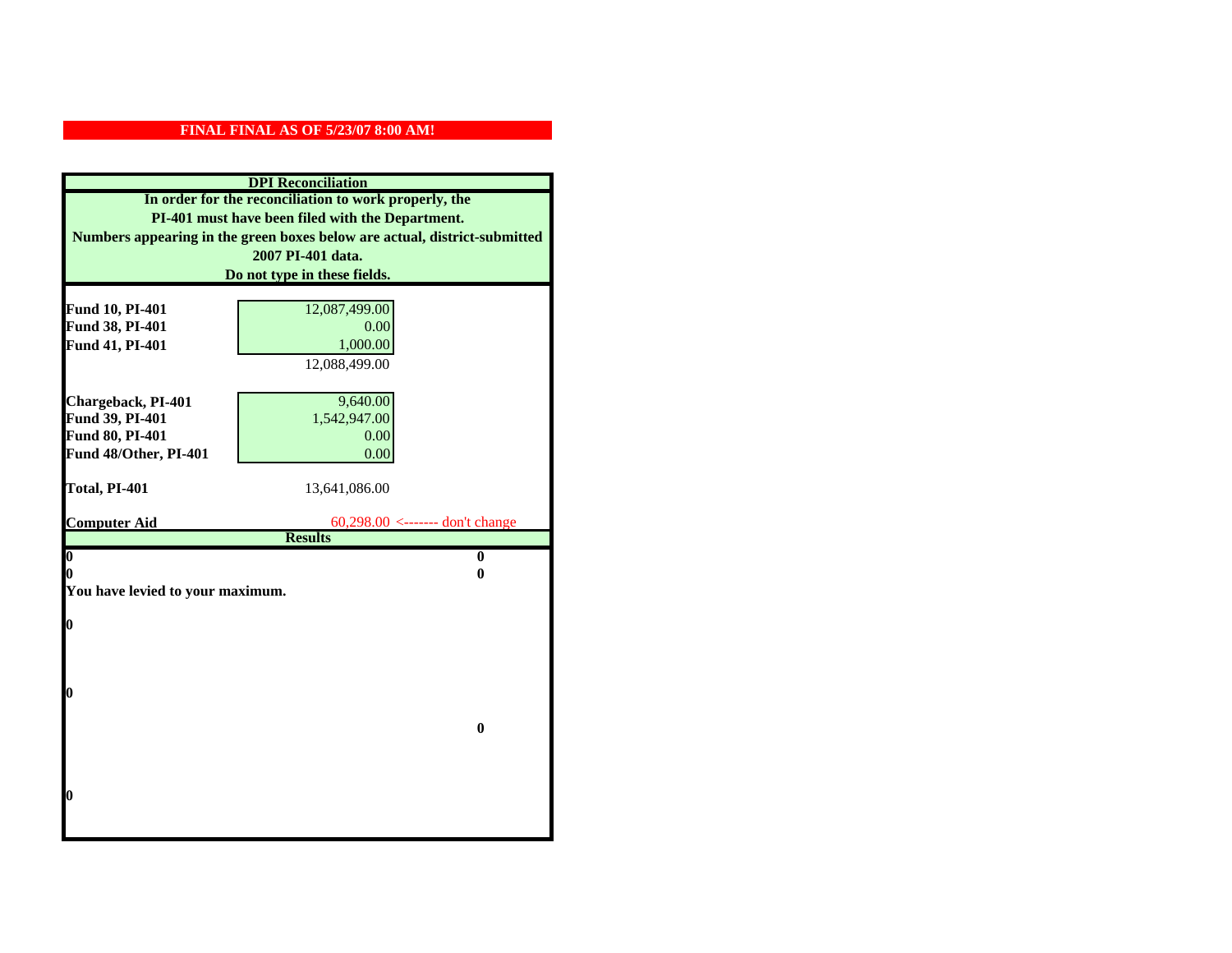**FINAL FINAL AS OF 5/23/07 8:00 AM!**

## DPI Reconciliation

**In order for the reconciliation to work properly, the PI-401 must have been filed with the Department.**
**Numbers appearing in the green boxes below are actual, district-submitted 2007 PI-401 data.**
**Do not type in these fields.**

| | |
|---|---|
| **Fund 10, PI-401** | 12,087,499.00 |
| **Fund 38, PI-401** | 0.00 |
| **Fund 41, PI-401** | 1,000.00 |
| | 12,088,499.00 |
| | |
| **Chargeback, PI-401** | 9,640.00 |
| **Fund 39, PI-401** | 1,542,947.00 |
| **Fund 80, PI-401** | 0.00 |
| **Fund 48/Other, PI-401** | 0.00 |
| | |
| **Total, PI-401** | 13,641,086.00 |
| | |
| **Computer Aid** | 60,298.00 <------- don't change |

## Results

| | |
|---|---|
| **0** | **0** |
| **0** | **0** |

**You have levied to your maximum.**

**0**

**0**

**0**

**0**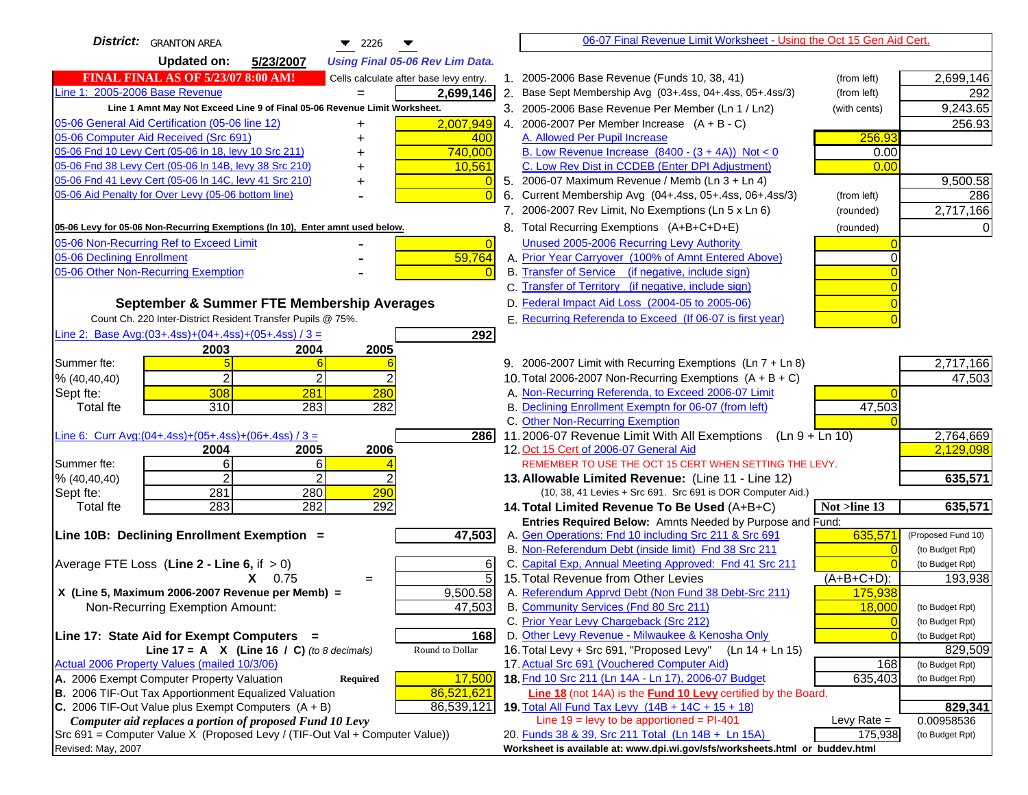**District:** GRANTON AREA 2226

**Updated on:** 5/23/2007 *Using Final 05-06 Rev Lim Data.*

[06-07 Final Revenue Limit Worksheet - Using the Oct 15 Gen Aid Cert.](#)

**FINAL FINAL AS OF 5/23/07 8:00 AM!** Cells calculate after base levy entry.

| | | |
|---|---|---|
| Line 1: 2005-2006 Base Revenue | = | 2,699,146 |

**Line 1 Amnt May Not Exceed Line 9 of Final 05-06 Revenue Limit Worksheet.**

| | | |
|---|---|---|
| 05-06 General Aid Certification (05-06 line 12) | + | 2,007,949 |
| 05-06 Computer Aid Received (Src 691) | + | 400 |
| 05-06 Fnd 10 Levy Cert (05-06 ln 18, levy 10 Src 211) | + | 740,000 |
| 05-06 Fnd 38 Levy Cert (05-06 ln 14B, levy 38 Src 210) | + | 10,561 |
| 05-06 Fnd 41 Levy Cert (05-06 ln 14C, levy 41 Src 210) | + | 0 |
| 05-06 Aid Penalty for Over Levy (05-06 bottom line) | - | 0 |

**05-06 Levy for 05-06 Non-Recurring Exemptions (ln 10), Enter amnt used below.**

| | | |
|---|---|---|
| 05-06 Non-Recurring Ref to Exceed Limit | - | 0 |
| 05-06 Declining Enrollment | - | 59,764 |
| 05-06 Other Non-Recurring Exemption | - | 0 |

## September & Summer FTE Membership Averages

Count Ch. 220 Inter-District Resident Transfer Pupils @ 75%.

Line 2: Base Avg:(03+.4ss)+(04+.4ss)+(05+.4ss) / 3 = **292**

| | 2003 | 2004 | 2005 |
|---|---|---|---|
| Summer fte: | 5 | 6 | 6 |
| % (40,40,40) | 2 | 2 | 2 |
| Sept fte: | 308 | 281 | 280 |
| Total fte | 310 | 283 | 282 |

Line 6: Curr Avg:(04+.4ss)+(05+.4ss)+(06+.4ss) / 3 = **286**

| | 2004 | 2005 | 2006 |
|---|---|---|---|
| Summer fte: | 6 | 6 | 4 |
| % (40,40,40) | 2 | 2 | 2 |
| Sept fte: | 281 | 280 | 290 |
| Total fte | 283 | 282 | 292 |

**Line 10B: Declining Enrollment Exemption =** **47,503**

| | | |
|---|---|---|
| Average FTE Loss (Line 2 - Line 6, if > 0) | | 6 |
| X 0.75 | = | 5 |
| X (Line 5, Maximum 2006-2007 Revenue per Memb) = | | 9,500.58 |
| Non-Recurring Exemption Amount: | | 47,503 |

**Line 17: State Aid for Exempt Computers =** **168**

Line 17 = A X (Line 16 / C) *(to 8 decimals)* Round to Dollar

Actual 2006 Property Values (mailed 10/3/06)

| | | |
|---|---|---|
| A. 2006 Exempt Computer Property Valuation | Required | 17,500 |
| B. 2006 TIF-Out Tax Apportionment Equalized Valuation | | 86,521,621 |
| C. 2006 TIF-Out Value plus Exempt Computers (A + B) | | 86,539,121 |

*Computer aid replaces a portion of proposed Fund 10 Levy*

Src 691 = Computer Value X (Proposed Levy / (TIF-Out Val + Computer Value))

Revised: May, 2007

| | | | |
|---|---|---|---|
| 1. 2005-2006 Base Revenue (Funds 10, 38, 41) | (from left) | | 2,699,146 |
| 2. Base Sept Membership Avg (03+.4ss, 04+.4ss, 05+.4ss/3) | (from left) | | 292 |
| 3. 2005-2006 Base Revenue Per Member (Ln 1 / Ln2) | (with cents) | | 9,243.65 |
| 4. 2006-2007 Per Member Increase (A + B - C) | | | 256.93 |
| A. Allowed Per Pupil Increase | | 256.93 | |
| B. Low Revenue Increase (8400 - (3 + 4A)) Not < 0 | | 0.00 | |
| C. Low Rev Dist in CCDEB (Enter DPI Adjustment) | | 0.00 | |
| 5. 2006-07 Maximum Revenue / Memb (Ln 3 + Ln 4) | | | 9,500.58 |
| 6. Current Membership Avg (04+.4ss, 05+.4ss, 06+.4ss/3) | (from left) | | 286 |
| 7. 2006-2007 Rev Limit, No Exemptions (Ln 5 x Ln 6) | (rounded) | | 2,717,166 |
| 8. Total Recurring Exemptions (A+B+C+D+E) | (rounded) | | 0 |
| Unused 2005-2006 Recurring Levy Authority | | 0 | |
| A. Prior Year Carryover (100% of Amnt Entered Above) | | 0 | |
| B. Transfer of Service (if negative, include sign) | | 0 | |
| C. Transfer of Territory (if negative, include sign) | | 0 | |
| D. Federal Impact Aid Loss (2004-05 to 2005-06) | | 0 | |
| E. Recurring Referenda to Exceed (If 06-07 is first year) | | 0 | |
| 9. 2006-2007 Limit with Recurring Exemptions (Ln 7 + Ln 8) | | | 2,717,166 |
| 10. Total 2006-2007 Non-Recurring Exemptions (A + B + C) | | | 47,503 |
| A. Non-Recurring Referenda, to Exceed 2006-07 Limit | | 0 | |
| B. Declining Enrollment Exemptn for 06-07 (from left) | | 47,503 | |
| C. Other Non-Recurring Exemption | | 0 | |
| 11. 2006-07 Revenue Limit With All Exemptions (Ln 9 + Ln 10) | | | 2,764,669 |
| 12. Oct 15 Cert of 2006-07 General Aid | | | 2,129,098 |

REMEMBER TO USE THE OCT 15 CERT WHEN SETTING THE LEVY.

| | | | |
|---|---|---|---|
| **13. Allowable Limited Revenue:** (Line 11 - Line 12) | | | **635,571** |
| (10, 38, 41 Levies + Src 691. Src 691 is DOR Computer Aid.) | | | |
| **14. Total Limited Revenue To Be Used** (A+B+C) | | Not >line 13 | **635,571** |
| **Entries Required Below:** Amnts Needed by Purpose and Fund: | | | |
| A. Gen Operations: Fnd 10 including Src 211 & Src 691 | | 635,571 | (Proposed Fund 10) |
| B. Non-Referendum Debt (inside limit) Fnd 38 Src 211 | | 0 | (to Budget Rpt) |
| C. Capital Exp, Annual Meeting Approved: Fnd 41 Src 211 | | 0 | (to Budget Rpt) |
| 15. Total Revenue from Other Levies | | (A+B+C+D): | 193,938 |
| A. Referendum Apprvd Debt (Non Fund 38 Debt-Src 211) | | 175,938 | |
| B. Community Services (Fnd 80 Src 211) | | 18,000 | (to Budget Rpt) |
| C. Prior Year Levy Chargeback (Src 212) | | 0 | (to Budget Rpt) |
| D. Other Levy Revenue - Milwaukee & Kenosha Only | | 0 | (to Budget Rpt) |
| 16. Total Levy + Src 691, "Proposed Levy" (Ln 14 + Ln 15) | | | 829,509 |
| 17. Actual Src 691 (Vouchered Computer Aid) | | 168 | (to Budget Rpt) |
| **18.** Fnd 10 Src 211 (Ln 14A - Ln 17), 2006-07 Budget | | 635,403 | (to Budget Rpt) |

**Line 18** (not 14A) is the **Fund 10 Levy** certified by the Board.

| | | |
|---|---|---|
| **19.** Total All Fund Tax Levy (14B + 14C + 15 + 18) | | **829,341** |
| Line 19 = levy to be apportioned = PI-401 | Levy Rate = | 0.00958536 |
| 20. Funds 38 & 39, Src 211 Total (Ln 14B + Ln 15A) | 175,938 | (to Budget Rpt) |

**Worksheet is available at: www.dpi.wi.gov/sfs/worksheets.html or buddev.html**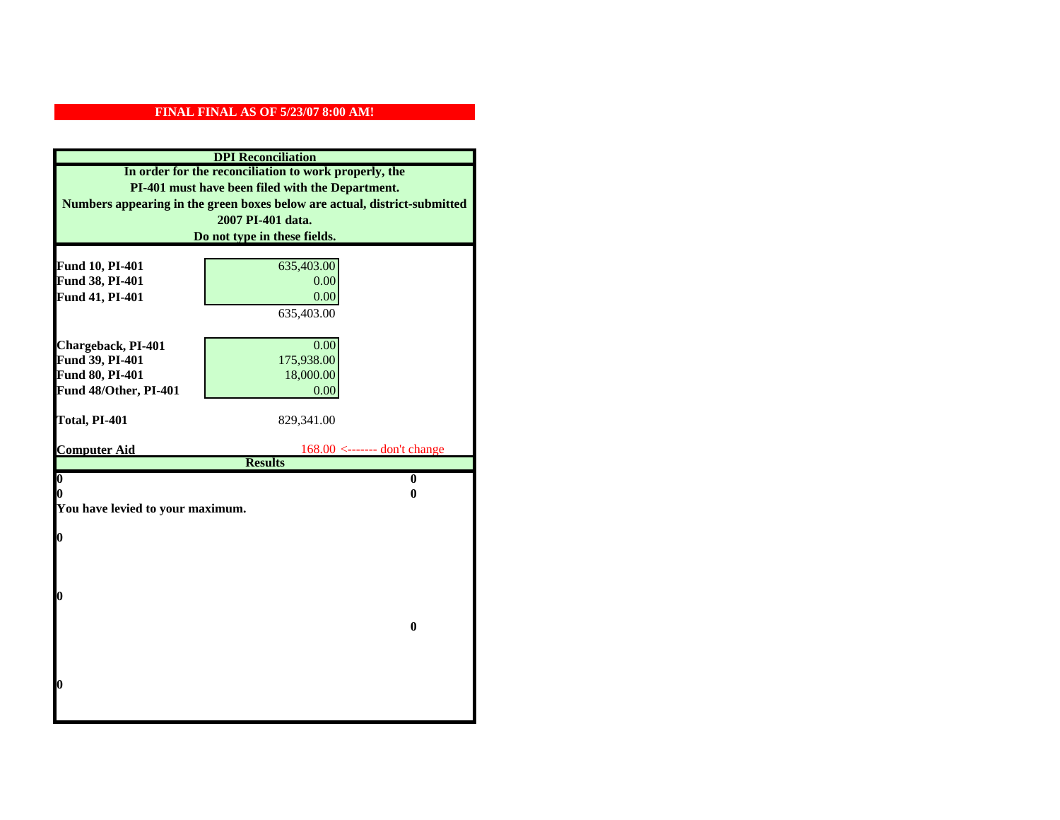**FINAL FINAL AS OF 5/23/07 8:00 AM!**

**DPI Reconciliation**

**In order for the reconciliation to work properly, the PI-401 must have been filed with the Department. Numbers appearing in the green boxes below are actual, district-submitted 2007 PI-401 data. Do not type in these fields.**

| | |
|---|---|
| **Fund 10, PI-401** | 635,403.00 |
| **Fund 38, PI-401** | 0.00 |
| **Fund 41, PI-401** | 0.00 |
| | 635,403.00 |
| | |
| **Chargeback, PI-401** | 0.00 |
| **Fund 39, PI-401** | 175,938.00 |
| **Fund 80, PI-401** | 18,000.00 |
| **Fund 48/Other, PI-401** | 0.00 |
| | |
| **Total, PI-401** | 829,341.00 |
| | |
| **Computer Aid** | 168.00 <------- don't change |

**Results**

| | |
|---|---|
| **0** | **0** |
| **0** | **0** |

**You have levied to your maximum.**

**0**

**0**

**0**

**0**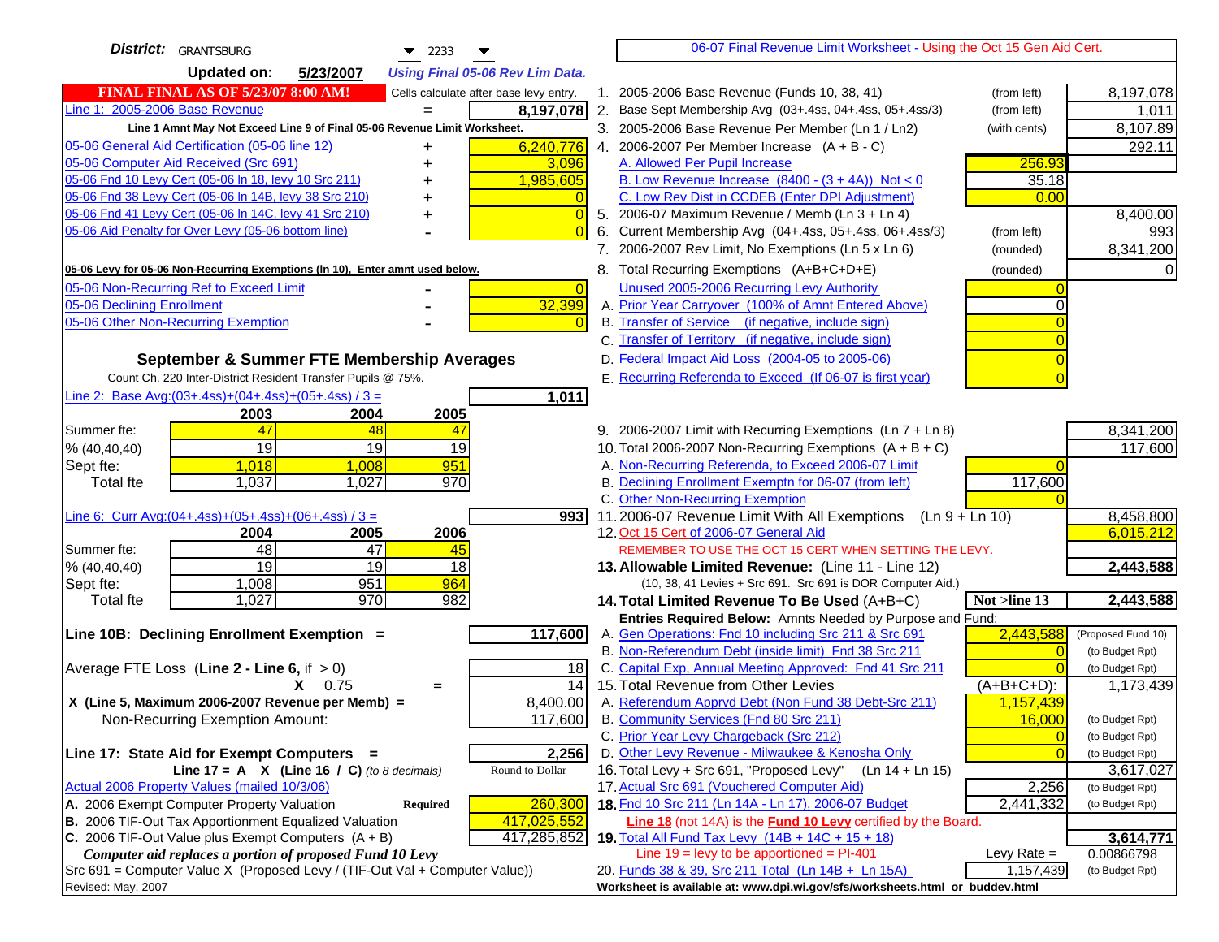**District:** GRANTSBURG 2233

**Updated on:** 5/23/2007 *Using Final 05-06 Rev Lim Data.*

06-07 Final Revenue Limit Worksheet - Using the Oct 15 Gen Aid Cert.

**FINAL FINAL AS OF 5/23/07 8:00 AM!** Cells calculate after base levy entry.

| | | |
|---|---|---|
| Line 1: 2005-2006 Base Revenue | = | 8,197,078 |

Line 1 Amnt May Not Exceed Line 9 of Final 05-06 Revenue Limit Worksheet.

| | | |
|---|---|---|
| 05-06 General Aid Certification (05-06 line 12) | + | 6,240,776 |
| 05-06 Computer Aid Received (Src 691) | + | 3,096 |
| 05-06 Fnd 10 Levy Cert (05-06 ln 18, levy 10 Src 211) | + | 1,985,605 |
| 05-06 Fnd 38 Levy Cert (05-06 ln 14B, levy 38 Src 210) | + | 0 |
| 05-06 Fnd 41 Levy Cert (05-06 ln 14C, levy 41 Src 210) | + | 0 |
| 05-06 Aid Penalty for Over Levy (05-06 bottom line) | - | 0 |

05-06 Levy for 05-06 Non-Recurring Exemptions (ln 10), Enter amnt used below.

| | | |
|---|---|---|
| 05-06 Non-Recurring Ref to Exceed Limit | - | 0 |
| 05-06 Declining Enrollment | - | 32,399 |
| 05-06 Other Non-Recurring Exemption | - | 0 |

## September & Summer FTE Membership Averages

Count Ch. 220 Inter-District Resident Transfer Pupils @ 75%.

Line 2: Base Avg:(03+.4ss)+(04+.4ss)+(05+.4ss) / 3 = **1,011**

| | 2003 | 2004 | 2005 |
|---|---|---|---|
| Summer fte: | 47 | 48 | 47 |
| % (40,40,40) | 19 | 19 | 19 |
| Sept fte: | 1,018 | 1,008 | 951 |
| Total fte | 1,037 | 1,027 | 970 |

Line 6: Curr Avg:(04+.4ss)+(05+.4ss)+(06+.4ss) / 3 = **993**

| | 2004 | 2005 | 2006 |
|---|---|---|---|
| Summer fte: | 48 | 47 | 45 |
| % (40,40,40) | 19 | 19 | 18 |
| Sept fte: | 1,008 | 951 | 964 |
| Total fte | 1,027 | 970 | 982 |

**Line 10B: Declining Enrollment Exemption =** **117,600**

| | |
|---|---|
| Average FTE Loss (Line 2 - Line 6, if > 0) | 18 |
| X 0.75 = | 14 |
| X (Line 5, Maximum 2006-2007 Revenue per Memb) = | 8,400.00 |
| Non-Recurring Exemption Amount: | 117,600 |

**Line 17: State Aid for Exempt Computers =** **2,256**

Line 17 = A X (Line 16 / C) *(to 8 decimals)* Round to Dollar

Actual 2006 Property Values (mailed 10/3/06)

| | | |
|---|---|---|
| A. 2006 Exempt Computer Property Valuation | Required | 260,300 |
| B. 2006 TIF-Out Tax Apportionment Equalized Valuation | | 417,025,552 |
| C. 2006 TIF-Out Value plus Exempt Computers (A + B) | | 417,285,852 |

*Computer aid replaces a portion of proposed Fund 10 Levy*

Src 691 = Computer Value X (Proposed Levy / (TIF-Out Val + Computer Value))

| | | | |
|---|---|---|---|
| 1. 2005-2006 Base Revenue (Funds 10, 38, 41) | (from left) | | 8,197,078 |
| 2. Base Sept Membership Avg (03+.4ss, 04+.4ss, 05+.4ss/3) | (from left) | | 1,011 |
| 3. 2005-2006 Base Revenue Per Member (Ln 1 / Ln2) | (with cents) | | 8,107.89 |
| 4. 2006-2007 Per Member Increase (A + B - C) | | | 292.11 |
| A. Allowed Per Pupil Increase | | 256.93 | |
| B. Low Revenue Increase (8400 - (3 + 4A)) Not < 0 | | 35.18 | |
| C. Low Rev Dist in CCDEB (Enter DPI Adjustment) | | 0.00 | |
| 5. 2006-07 Maximum Revenue / Memb (Ln 3 + Ln 4) | | | 8,400.00 |
| 6. Current Membership Avg (04+.4ss, 05+.4ss, 06+.4ss/3) | (from left) | | 993 |
| 7. 2006-2007 Rev Limit, No Exemptions (Ln 5 x Ln 6) | (rounded) | | 8,341,200 |
| 8. Total Recurring Exemptions (A+B+C+D+E) | (rounded) | | 0 |
| Unused 2005-2006 Recurring Levy Authority | | 0 | |
| A. Prior Year Carryover (100% of Amnt Entered Above) | | 0 | |
| B. Transfer of Service (if negative, include sign) | | 0 | |
| C. Transfer of Territory (if negative, include sign) | | 0 | |
| D. Federal Impact Aid Loss (2004-05 to 2005-06) | | 0 | |
| E. Recurring Referenda to Exceed (If 06-07 is first year) | | 0 | |
| 9. 2006-2007 Limit with Recurring Exemptions (Ln 7 + Ln 8) | | | 8,341,200 |
| 10. Total 2006-2007 Non-Recurring Exemptions (A + B + C) | | | 117,600 |
| A. Non-Recurring Referenda, to Exceed 2006-07 Limit | | 0 | |
| B. Declining Enrollment Exemptn for 06-07 (from left) | | 117,600 | |
| C. Other Non-Recurring Exemption | | 0 | |
| 11. 2006-07 Revenue Limit With All Exemptions (Ln 9 + Ln 10) | | | 8,458,800 |
| 12. Oct 15 Cert of 2006-07 General Aid | | | 6,015,212 |

REMEMBER TO USE THE OCT 15 CERT WHEN SETTING THE LEVY.

| | | | |
|---|---|---|---|
| **13. Allowable Limited Revenue:** (Line 11 - Line 12) | | | **2,443,588** |
| (10, 38, 41 Levies + Src 691. Src 691 is DOR Computer Aid.) | | | |
| **14. Total Limited Revenue To Be Used** (A+B+C) | | Not >line 13 | **2,443,588** |
| **Entries Required Below:** Amnts Needed by Purpose and Fund: | | | |
| A. Gen Operations: Fnd 10 including Src 211 & Src 691 | | 2,443,588 | (Proposed Fund 10) |
| B. Non-Referendum Debt (inside limit) Fnd 38 Src 211 | | 0 | (to Budget Rpt) |
| C. Capital Exp, Annual Meeting Approved: Fnd 41 Src 211 | | 0 | (to Budget Rpt) |
| 15. Total Revenue from Other Levies | | (A+B+C+D): | 1,173,439 |
| A. Referendum Apprvd Debt (Non Fund 38 Debt-Src 211) | | 1,157,439 | |
| B. Community Services (Fnd 80 Src 211) | | 16,000 | (to Budget Rpt) |
| C. Prior Year Levy Chargeback (Src 212) | | 0 | (to Budget Rpt) |
| D. Other Levy Revenue - Milwaukee & Kenosha Only | | 0 | (to Budget Rpt) |
| 16. Total Levy + Src 691, "Proposed Levy" (Ln 14 + Ln 15) | | | 3,617,027 |
| 17. Actual Src 691 (Vouchered Computer Aid) | | 2,256 | (to Budget Rpt) |
| **18.** Fnd 10 Src 211 (Ln 14A - Ln 17), 2006-07 Budget | | 2,441,332 | (to Budget Rpt) |
| Line 18 (not 14A) is the **Fund 10 Levy** certified by the Board. | | | |
| **19.** Total All Fund Tax Levy (14B + 14C + 15 + 18) | | | **3,614,771** |
| Line 19 = levy to be apportioned = PI-401 | | Levy Rate = | 0.00866798 |
| 20. Funds 38 & 39, Src 211 Total (Ln 14B + Ln 15A) | | 1,157,439 | (to Budget Rpt) |

Worksheet is available at: www.dpi.wi.gov/sfs/worksheets.html or buddev.html

Revised: May, 2007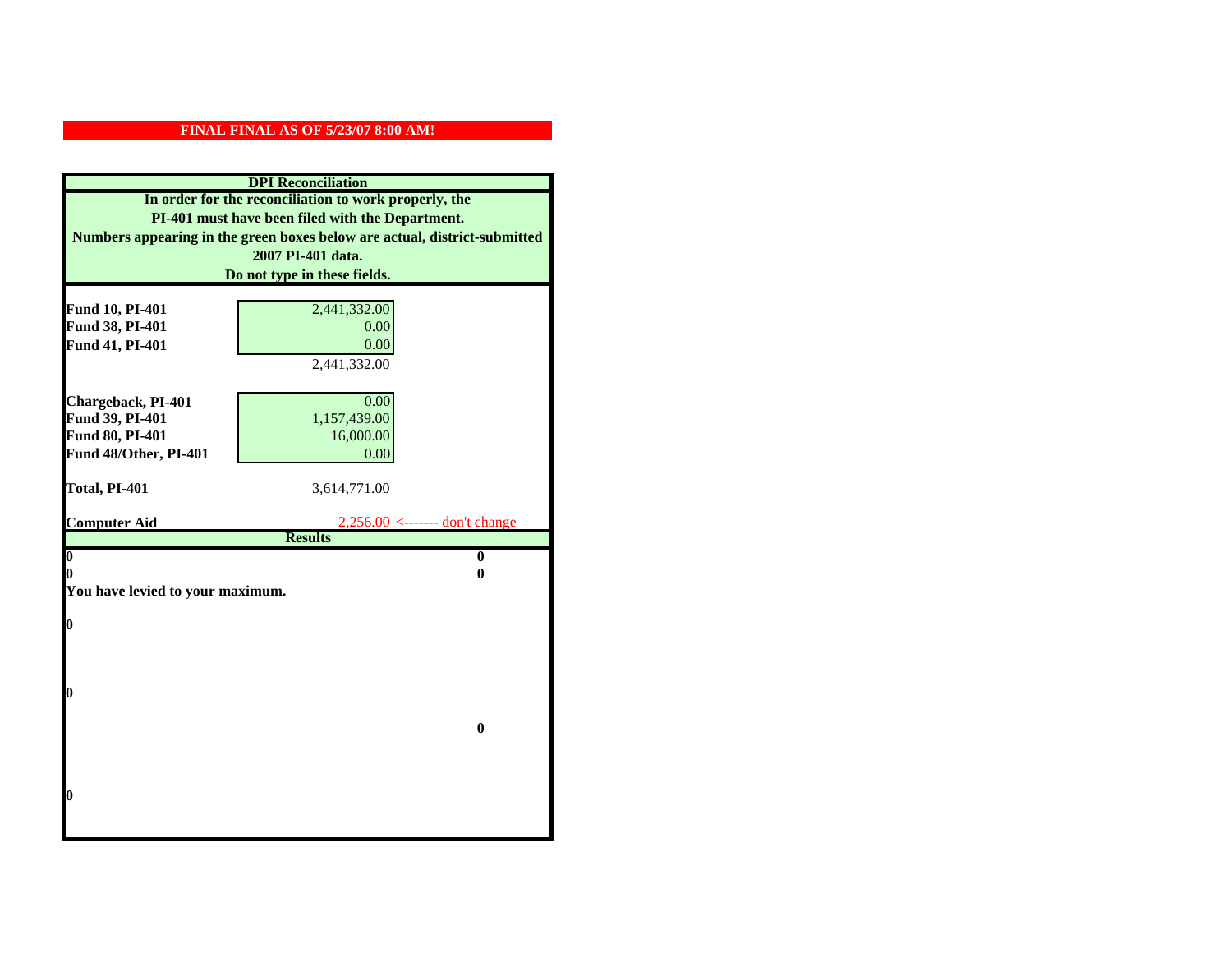**FINAL FINAL AS OF 5/23/07 8:00 AM!**

**DPI Reconciliation**

**In order for the reconciliation to work properly, the PI-401 must have been filed with the Department. Numbers appearing in the green boxes below are actual, district-submitted 2007 PI-401 data. Do not type in these fields.**

| | | |
|---|---|---|
| **Fund 10, PI-401** | 2,441,332.00 | |
| **Fund 38, PI-401** | 0.00 | |
| **Fund 41, PI-401** | 0.00 | |
| | 2,441,332.00 | |
| **Chargeback, PI-401** | 0.00 | |
| **Fund 39, PI-401** | 1,157,439.00 | |
| **Fund 80, PI-401** | 16,000.00 | |
| **Fund 48/Other, PI-401** | 0.00 | |
| **Total, PI-401** | 3,614,771.00 | |
| **Computer Aid** | 2,256.00 | <------- don't change |

**Results**

| | |
|---|---|
| **0** | **0** |
| **0** | **0** |

**You have levied to your maximum.**

**0**

**0**

**0**

**0**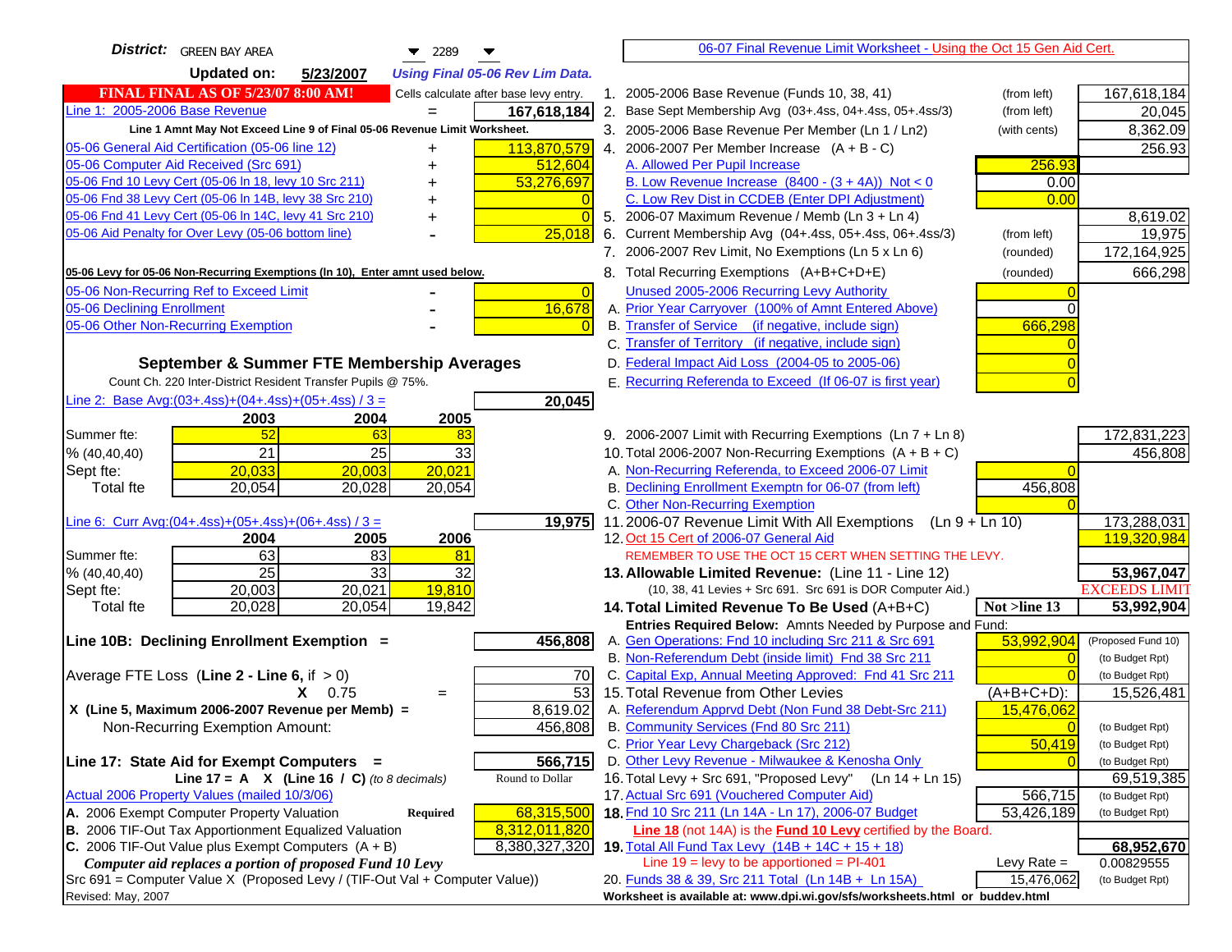**District:** GREEN BAY AREA 2289

**Updated on:** 5/23/2007 *Using Final 05-06 Rev Lim Data.*

**FINAL FINAL AS OF 5/23/07 8:00 AM!** Cells calculate after base levy entry.

| | | |
|---|---|---|
| Line 1: 2005-2006 Base Revenue | = | 167,618,184 |

Line 1 Amnt May Not Exceed Line 9 of Final 05-06 Revenue Limit Worksheet.

| | | |
|---|---|---|
| 05-06 General Aid Certification (05-06 line 12) | + | 113,870,579 |
| 05-06 Computer Aid Received (Src 691) | + | 512,604 |
| 05-06 Fnd 10 Levy Cert (05-06 ln 18, levy 10 Src 211) | + | 53,276,697 |
| 05-06 Fnd 38 Levy Cert (05-06 ln 14B, levy 38 Src 210) | + | 0 |
| 05-06 Fnd 41 Levy Cert (05-06 ln 14C, levy 41 Src 210) | + | 0 |
| 05-06 Aid Penalty for Over Levy (05-06 bottom line) | - | 25,018 |

**05-06 Levy for 05-06 Non-Recurring Exemptions (ln 10), Enter amnt used below.**

| | | |
|---|---|---|
| 05-06 Non-Recurring Ref to Exceed Limit | - | 0 |
| 05-06 Declining Enrollment | - | 16,678 |
| 05-06 Other Non-Recurring Exemption | - | 0 |

## September & Summer FTE Membership Averages

Count Ch. 220 Inter-District Resident Transfer Pupils @ 75%.

Line 2: Base Avg:(03+.4ss)+(04+.4ss)+(05+.4ss) / 3 = **20,045**

| | 2003 | 2004 | 2005 |
|---|---|---|---|
| Summer fte: | 52 | 63 | 83 |
| % (40,40,40) | 21 | 25 | 33 |
| Sept fte: | 20,033 | 20,003 | 20,021 |
| Total fte | 20,054 | 20,028 | 20,054 |

Line 6: Curr Avg:(04+.4ss)+(05+.4ss)+(06+.4ss) / 3 = **19,975**

| | 2004 | 2005 | 2006 |
|---|---|---|---|
| Summer fte: | 63 | 83 | 81 |
| % (40,40,40) | 25 | 33 | 32 |
| Sept fte: | 20,003 | 20,021 | 19,810 |
| Total fte | 20,028 | 20,054 | 19,842 |

**Line 10B: Declining Enrollment Exemption =** **456,808**

| | | |
|---|---|---|
| Average FTE Loss (Line 2 - Line 6, if > 0) | | 70 |
| X 0.75 | = | 53 |
| X (Line 5, Maximum 2006-2007 Revenue per Memb) = | | 8,619.02 |
| Non-Recurring Exemption Amount: | | 456,808 |

**Line 17: State Aid for Exempt Computers =** **566,715**

Line 17 = A X (Line 16 / C) *(to 8 decimals)* — Round to Dollar

Actual 2006 Property Values (mailed 10/3/06)

| | | |
|---|---|---|
| A. 2006 Exempt Computer Property Valuation | Required | 68,315,500 |
| B. 2006 TIF-Out Tax Apportionment Equalized Valuation | | 8,312,011,820 |
| C. 2006 TIF-Out Value plus Exempt Computers (A + B) | | 8,380,327,320 |

*Computer aid replaces a portion of proposed Fund 10 Levy*

Src 691 = Computer Value X (Proposed Levy / (TIF-Out Val + Computer Value))

Revised: May, 2007

---

06-07 Final Revenue Limit Worksheet - Using the Oct 15 Gen Aid Cert.

| | | | |
|---|---|---|---|
| 1. 2005-2006 Base Revenue (Funds 10, 38, 41) | (from left) | | 167,618,184 |
| 2. Base Sept Membership Avg (03+.4ss, 04+.4ss, 05+.4ss/3) | (from left) | | 20,045 |
| 3. 2005-2006 Base Revenue Per Member (Ln 1 / Ln2) | (with cents) | | 8,362.09 |
| 4. 2006-2007 Per Member Increase (A + B - C) | | | 256.93 |
| A. Allowed Per Pupil Increase | | 256.93 | |
| B. Low Revenue Increase (8400 - (3 + 4A)) Not < 0 | | 0.00 | |
| C. Low Rev Dist in CCDEB (Enter DPI Adjustment) | | 0.00 | |
| 5. 2006-07 Maximum Revenue / Memb (Ln 3 + Ln 4) | | | 8,619.02 |
| 6. Current Membership Avg (04+.4ss, 05+.4ss, 06+.4ss/3) | (from left) | | 19,975 |
| 7. 2006-2007 Rev Limit, No Exemptions (Ln 5 x Ln 6) | (rounded) | | 172,164,925 |
| 8. Total Recurring Exemptions (A+B+C+D+E) | (rounded) | | 666,298 |
| Unused 2005-2006 Recurring Levy Authority | | 0 | |
| A. Prior Year Carryover (100% of Amnt Entered Above) | | 0 | |
| B. Transfer of Service (if negative, include sign) | | 666,298 | |
| C. Transfer of Territory (if negative, include sign) | | 0 | |
| D. Federal Impact Aid Loss (2004-05 to 2005-06) | | 0 | |
| E. Recurring Referenda to Exceed (If 06-07 is first year) | | 0 | |
| 9. 2006-2007 Limit with Recurring Exemptions (Ln 7 + Ln 8) | | | 172,831,223 |
| 10. Total 2006-2007 Non-Recurring Exemptions (A + B + C) | | | 456,808 |
| A. Non-Recurring Referenda, to Exceed 2006-07 Limit | | 0 | |
| B. Declining Enrollment Exemptn for 06-07 (from left) | | 456,808 | |
| C. Other Non-Recurring Exemption | | 0 | |
| 11. 2006-07 Revenue Limit With All Exemptions (Ln 9 + Ln 10) | | | 173,288,031 |
| 12. Oct 15 Cert of 2006-07 General Aid | | | 119,320,984 |

REMEMBER TO USE THE OCT 15 CERT WHEN SETTING THE LEVY.

| | | | |
|---|---|---|---|
| **13. Allowable Limited Revenue:** (Line 11 - Line 12) | | | **53,967,047** |
| (10, 38, 41 Levies + Src 691. Src 691 is DOR Computer Aid.) | | | EXCEEDS LIMIT |
| **14. Total Limited Revenue To Be Used** (A+B+C) | | Not >line 13 | **53,992,904** |
| Entries Required Below: Amnts Needed by Purpose and Fund: | | | |
| A. Gen Operations: Fnd 10 including Src 211 & Src 691 | | 53,992,904 | (Proposed Fund 10) |
| B. Non-Referendum Debt (inside limit) Fnd 38 Src 211 | | 0 | (to Budget Rpt) |
| C. Capital Exp, Annual Meeting Approved: Fnd 41 Src 211 | | 0 | (to Budget Rpt) |
| 15. Total Revenue from Other Levies | | (A+B+C+D): | 15,526,481 |
| A. Referendum Apprvd Debt (Non Fund 38 Debt-Src 211) | | 15,476,062 | |
| B. Community Services (Fnd 80 Src 211) | | 0 | (to Budget Rpt) |
| C. Prior Year Levy Chargeback (Src 212) | | 50,419 | (to Budget Rpt) |
| D. Other Levy Revenue - Milwaukee & Kenosha Only | | 0 | (to Budget Rpt) |
| 16. Total Levy + Src 691, "Proposed Levy" (Ln 14 + Ln 15) | | | 69,519,385 |
| 17. Actual Src 691 (Vouchered Computer Aid) | | 566,715 | (to Budget Rpt) |
| **18.** Fnd 10 Src 211 (Ln 14A - Ln 17), 2006-07 Budget | | 53,426,189 | (to Budget Rpt) |

Line 18 (not 14A) is the **Fund 10 Levy** certified by the Board.

| | | | |
|---|---|---|---|
| **19.** Total All Fund Tax Levy (14B + 14C + 15 + 18) | | | **68,952,670** |
| Line 19 = levy to be apportioned = PI-401 | | Levy Rate = | 0.00829555 |
| 20. Funds 38 & 39, Src 211 Total (Ln 14B + Ln 15A) | | 15,476,062 | (to Budget Rpt) |

Worksheet is available at: www.dpi.wi.gov/sfs/worksheets.html or buddev.html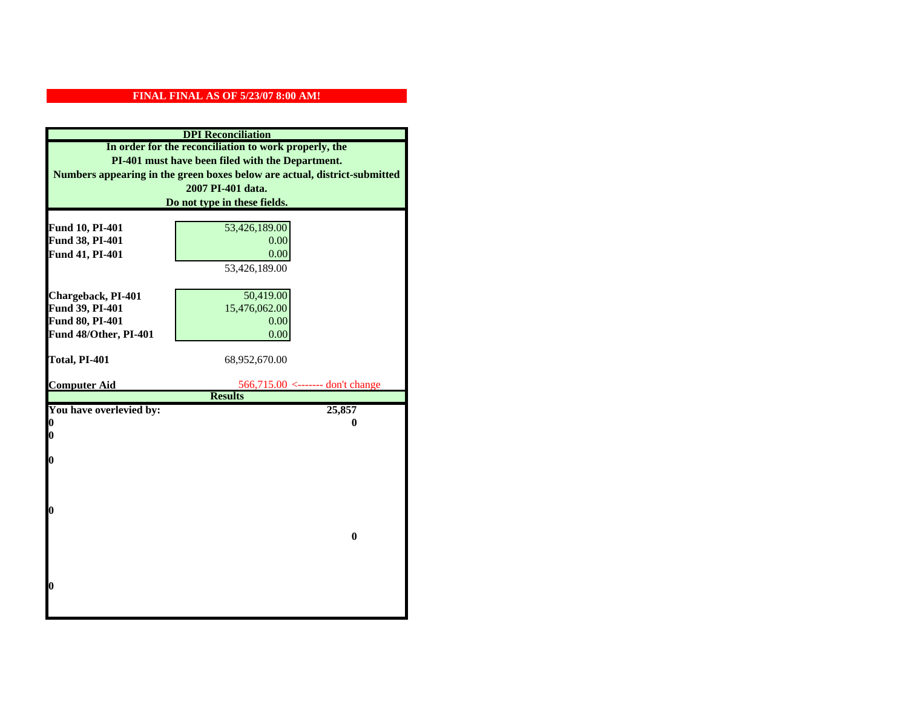**FINAL FINAL AS OF 5/23/07 8:00 AM!**

## DPI Reconciliation

**In order for the reconciliation to work properly, the PI-401 must have been filed with the Department. Numbers appearing in the green boxes below are actual, district-submitted 2007 PI-401 data. Do not type in these fields.**

| | |
|---|---|
| **Fund 10, PI-401** | 53,426,189.00 |
| **Fund 38, PI-401** | 0.00 |
| **Fund 41, PI-401** | 0.00 |
| | 53,426,189.00 |
| **Chargeback, PI-401** | 50,419.00 |
| **Fund 39, PI-401** | 15,476,062.00 |
| **Fund 80, PI-401** | 0.00 |
| **Fund 48/Other, PI-401** | 0.00 |
| **Total, PI-401** | 68,952,670.00 |
| **Computer Aid** | 566,715.00 <------- don't change |

## Results

| | |
|---|---|
| **You have overlevied by:** | **25,857** |
| **0** | **0** |
| **0** | |
| **0** | |
| **0** | |
| | **0** |
| **0** | |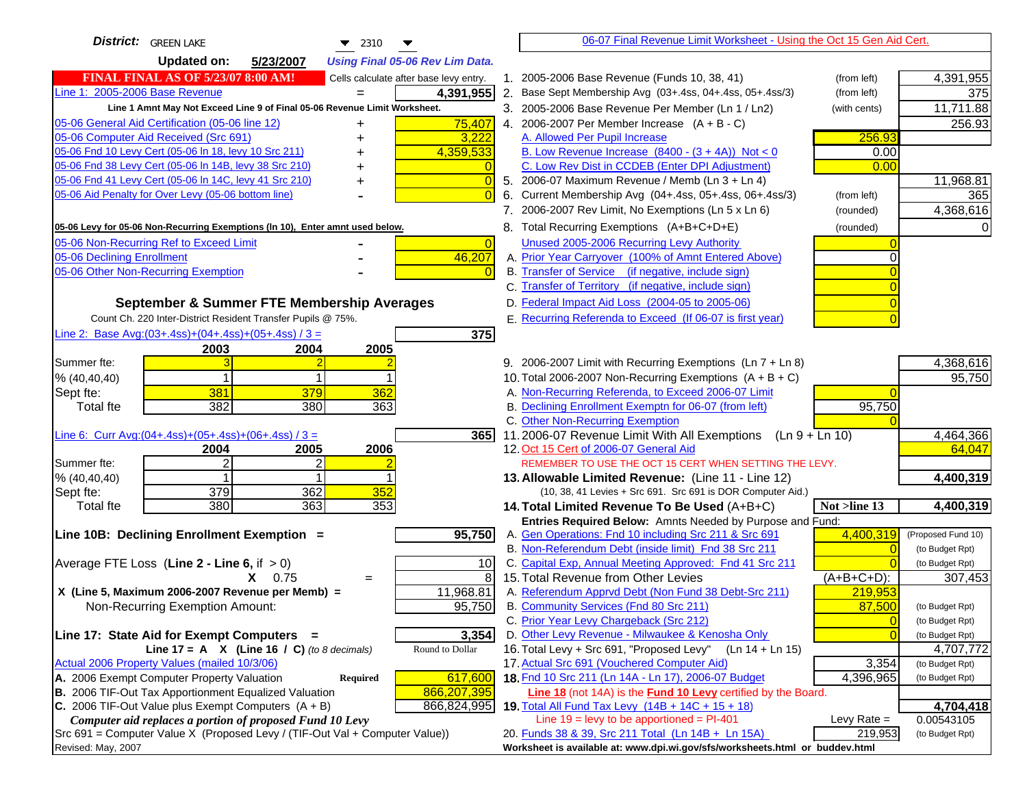**District:** GREEN LAKE 2310

**Updated on:** 5/23/2007 *Using Final 05-06 Rev Lim Data.*

**FINAL FINAL AS OF 5/23/07 8:00 AM!** Cells calculate after base levy entry.

| | | |
|---|---|---|
| Line 1: 2005-2006 Base Revenue | = | 4,391,955 |

Line 1 Amnt May Not Exceed Line 9 of Final 05-06 Revenue Limit Worksheet.

| | | |
|---|---|---|
| 05-06 General Aid Certification (05-06 line 12) | + | 75,407 |
| 05-06 Computer Aid Received (Src 691) | + | 3,222 |
| 05-06 Fnd 10 Levy Cert (05-06 ln 18, levy 10 Src 211) | + | 4,359,533 |
| 05-06 Fnd 38 Levy Cert (05-06 ln 14B, levy 38 Src 210) | + | 0 |
| 05-06 Fnd 41 Levy Cert (05-06 ln 14C, levy 41 Src 210) | + | 0 |
| 05-06 Aid Penalty for Over Levy (05-06 bottom line) | - | 0 |

05-06 Levy for 05-06 Non-Recurring Exemptions (ln 10), Enter amnt used below.

| | | |
|---|---|---|
| 05-06 Non-Recurring Ref to Exceed Limit | - | 0 |
| 05-06 Declining Enrollment | - | 46,207 |
| 05-06 Other Non-Recurring Exemption | - | 0 |

## September & Summer FTE Membership Averages

Count Ch. 220 Inter-District Resident Transfer Pupils @ 75%.

Line 2: Base Avg:(03+.4ss)+(04+.4ss)+(05+.4ss) / 3 = **375**

| | 2003 | 2004 | 2005 |
|---|---|---|---|
| Summer fte: | 3 | 2 | 2 |
| % (40,40,40) | 1 | 1 | 1 |
| Sept fte: | 381 | 379 | 362 |
| Total fte | 382 | 380 | 363 |

Line 6: Curr Avg:(04+.4ss)+(05+.4ss)+(06+.4ss) / 3 = **365**

| | 2004 | 2005 | 2006 |
|---|---|---|---|
| Summer fte: | 2 | 2 | 2 |
| % (40,40,40) | 1 | 1 | 1 |
| Sept fte: | 379 | 362 | 352 |
| Total fte | 380 | 363 | 353 |

| | | |
|---|---|---|
| **Line 10B: Declining Enrollment Exemption =** | | **95,750** |
| Average FTE Loss (Line 2 - Line 6, if > 0) | | 10 |
| X 0.75 | = | 8 |
| X (Line 5, Maximum 2006-2007 Revenue per Memb) = | | 11,968.81 |
| Non-Recurring Exemption Amount: | | 95,750 |
| **Line 17: State Aid for Exempt Computers =** | | **3,354** |
| Line 17 = A X (Line 16 / C) *(to 8 decimals)* | | Round to Dollar |
| Actual 2006 Property Values (mailed 10/3/06) | | |
| A. 2006 Exempt Computer Property Valuation | Required | 617,600 |
| B. 2006 TIF-Out Tax Apportionment Equalized Valuation | | 866,207,395 |
| C. 2006 TIF-Out Value plus Exempt Computers (A + B) | | 866,824,995 |

*Computer aid replaces a portion of proposed Fund 10 Levy*

Src 691 = Computer Value X (Proposed Levy / (TIF-Out Val + Computer Value))

Revised: May, 2007

## 06-07 Final Revenue Limit Worksheet - Using the Oct 15 Gen Aid Cert.

| | | | |
|---|---|---|---|
| 1. 2005-2006 Base Revenue (Funds 10, 38, 41) | (from left) | | 4,391,955 |
| 2. Base Sept Membership Avg (03+.4ss, 04+.4ss, 05+.4ss/3) | (from left) | | 375 |
| 3. 2005-2006 Base Revenue Per Member (Ln 1 / Ln2) | (with cents) | | 11,711.88 |
| 4. 2006-2007 Per Member Increase (A + B - C) | | | 256.93 |
| A. Allowed Per Pupil Increase | | 256.93 | |
| B. Low Revenue Increase (8400 - (3 + 4A)) Not < 0 | | 0.00 | |
| C. Low Rev Dist in CCDEB (Enter DPI Adjustment) | | 0.00 | |
| 5. 2006-07 Maximum Revenue / Memb (Ln 3 + Ln 4) | | | 11,968.81 |
| 6. Current Membership Avg (04+.4ss, 05+.4ss, 06+.4ss/3) | (from left) | | 365 |
| 7. 2006-2007 Rev Limit, No Exemptions (Ln 5 x Ln 6) | (rounded) | | 4,368,616 |
| 8. Total Recurring Exemptions (A+B+C+D+E) | (rounded) | | 0 |
| Unused 2005-2006 Recurring Levy Authority | | 0 | |
| A. Prior Year Carryover (100% of Amnt Entered Above) | | 0 | |
| B. Transfer of Service (if negative, include sign) | | 0 | |
| C. Transfer of Territory (if negative, include sign) | | 0 | |
| D. Federal Impact Aid Loss (2004-05 to 2005-06) | | 0 | |
| E. Recurring Referenda to Exceed (If 06-07 is first year) | | 0 | |
| 9. 2006-2007 Limit with Recurring Exemptions (Ln 7 + Ln 8) | | | 4,368,616 |
| 10. Total 2006-2007 Non-Recurring Exemptions (A + B + C) | | | 95,750 |
| A. Non-Recurring Referenda, to Exceed 2006-07 Limit | | 0 | |
| B. Declining Enrollment Exemptn for 06-07 (from left) | | 95,750 | |
| C. Other Non-Recurring Exemption | | 0 | |
| 11. 2006-07 Revenue Limit With All Exemptions (Ln 9 + Ln 10) | | | 4,464,366 |
| 12. Oct 15 Cert of 2006-07 General Aid | | | 64,047 |
| REMEMBER TO USE THE OCT 15 CERT WHEN SETTING THE LEVY. | | | |
| **13. Allowable Limited Revenue: (Line 11 - Line 12)** | | | **4,400,319** |
| (10, 38, 41 Levies + Src 691. Src 691 is DOR Computer Aid.) | | | |
| **14. Total Limited Revenue To Be Used (A+B+C)** | | **Not >line 13** | **4,400,319** |
| Entries Required Below: Amnts Needed by Purpose and Fund: | | | |
| A. Gen Operations: Fnd 10 including Src 211 & Src 691 | | 4,400,319 | (Proposed Fund 10) |
| B. Non-Referendum Debt (inside limit) Fnd 38 Src 211 | | 0 | (to Budget Rpt) |
| C. Capital Exp, Annual Meeting Approved: Fnd 41 Src 211 | | 0 | (to Budget Rpt) |
| 15. Total Revenue from Other Levies | | (A+B+C+D): | 307,453 |
| A. Referendum Apprvd Debt (Non Fund 38 Debt-Src 211) | | 219,953 | |
| B. Community Services (Fnd 80 Src 211) | | 87,500 | (to Budget Rpt) |
| C. Prior Year Levy Chargeback (Src 212) | | 0 | (to Budget Rpt) |
| D. Other Levy Revenue - Milwaukee & Kenosha Only | | 0 | (to Budget Rpt) |
| 16. Total Levy + Src 691, "Proposed Levy" (Ln 14 + Ln 15) | | | 4,707,772 |
| 17. Actual Src 691 (Vouchered Computer Aid) | | 3,354 | (to Budget Rpt) |
| **18.** Fnd 10 Src 211 (Ln 14A - Ln 17), 2006-07 Budget | | 4,396,965 | (to Budget Rpt) |
| Line 18 (not 14A) is the Fund 10 Levy certified by the Board. | | | |
| **19.** Total All Fund Tax Levy (14B + 14C + 15 + 18) | | | **4,704,418** |
| Line 19 = levy to be apportioned = PI-401 | | Levy Rate = | 0.00543105 |
| 20. Funds 38 & 39, Src 211 Total (Ln 14B + Ln 15A) | | 219,953 | (to Budget Rpt) |

Worksheet is available at: www.dpi.wi.gov/sfs/worksheets.html or buddev.html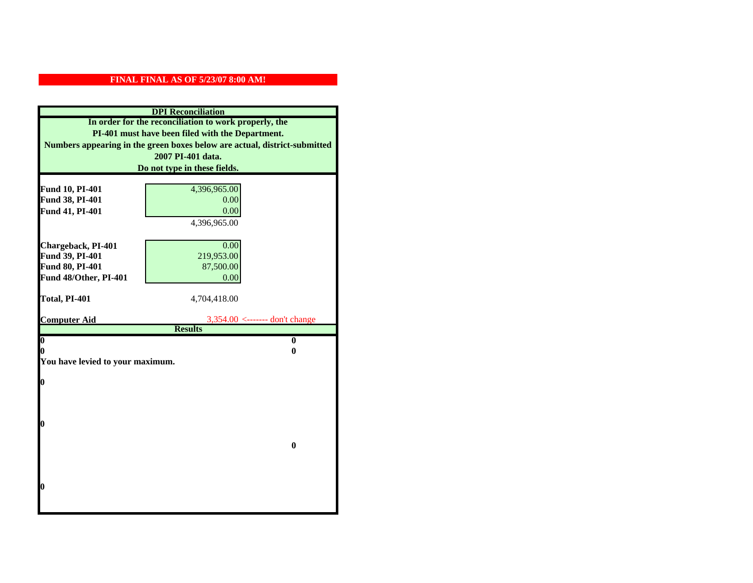**FINAL FINAL AS OF 5/23/07 8:00 AM!**

**DPI Reconciliation**

**In order for the reconciliation to work properly, the PI-401 must have been filed with the Department. Numbers appearing in the green boxes below are actual, district-submitted 2007 PI-401 data. Do not type in these fields.**

| | | |
|---|---|---|
| **Fund 10, PI-401** | 4,396,965.00 | |
| **Fund 38, PI-401** | 0.00 | |
| **Fund 41, PI-401** | 0.00 | |
| | 4,396,965.00 | |
| **Chargeback, PI-401** | 0.00 | |
| **Fund 39, PI-401** | 219,953.00 | |
| **Fund 80, PI-401** | 87,500.00 | |
| **Fund 48/Other, PI-401** | 0.00 | |
| **Total, PI-401** | 4,704,418.00 | |
| **Computer Aid** | 3,354.00 | <------- don't change |

**Results**

| | |
|---|---|
| **0** | **0** |
| **0** | **0** |

**You have levied to your maximum.**

**0**

**0**

**0**

**0**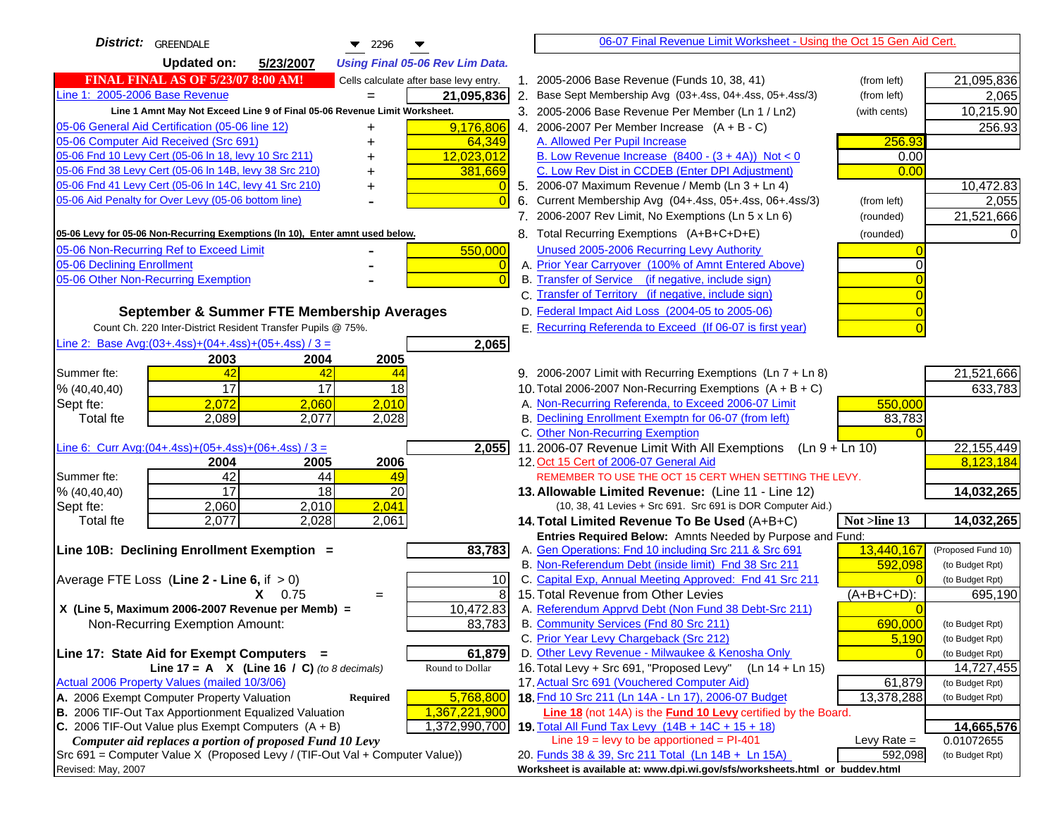**District:** GREENDALE 2296

**Updated on:** 5/23/2007 *Using Final 05-06 Rev Lim Data.*

**FINAL FINAL AS OF 5/23/07 8:00 AM!** Cells calculate after base levy entry.

[06-07 Final Revenue Limit Worksheet - Using the Oct 15 Gen Aid Cert.]

| Item | | Amount |
|---|---|---|
| Line 1: 2005-2006 Base Revenue | = | 21,095,836 |

**Line 1 Amnt May Not Exceed Line 9 of Final 05-06 Revenue Limit Worksheet.**

| Item | | Amount |
|---|---|---|
| 05-06 General Aid Certification (05-06 line 12) | + | 9,176,806 |
| 05-06 Computer Aid Received (Src 691) | + | 64,349 |
| 05-06 Fnd 10 Levy Cert (05-06 ln 18, levy 10 Src 211) | + | 12,023,012 |
| 05-06 Fnd 38 Levy Cert (05-06 ln 14B, levy 38 Src 210) | + | 381,669 |
| 05-06 Fnd 41 Levy Cert (05-06 ln 14C, levy 41 Src 210) | + | 0 |
| 05-06 Aid Penalty for Over Levy (05-06 bottom line) | - | 0 |

**05-06 Levy for 05-06 Non-Recurring Exemptions (ln 10), Enter amnt used below.**

| Item | | Amount |
|---|---|---|
| 05-06 Non-Recurring Ref to Exceed Limit | - | 550,000 |
| 05-06 Declining Enrollment | - | 0 |
| 05-06 Other Non-Recurring Exemption | - | 0 |

## September & Summer FTE Membership Averages

Count Ch. 220 Inter-District Resident Transfer Pupils @ 75%.

Line 2: Base Avg:(03+.4ss)+(04+.4ss)+(05+.4ss) / 3 = **2,065**

| | 2003 | 2004 | 2005 |
|---|---|---|---|
| Summer fte: | 42 | 42 | 44 |
| % (40,40,40) | 17 | 17 | 18 |
| Sept fte: | 2,072 | 2,060 | 2,010 |
| Total fte | 2,089 | 2,077 | 2,028 |

Line 6: Curr Avg:(04+.4ss)+(05+.4ss)+(06+.4ss) / 3 = **2,055**

| | 2004 | 2005 | 2006 |
|---|---|---|---|
| Summer fte: | 42 | 44 | 49 |
| % (40,40,40) | 17 | 18 | 20 |
| Sept fte: | 2,060 | 2,010 | 2,041 |
| Total fte | 2,077 | 2,028 | 2,061 |

**Line 10B: Declining Enrollment Exemption =** **83,783**

| | | |
|---|---|---|
| Average FTE Loss (**Line 2 - Line 6**, if > 0) | | 10 |
| X 0.75 | = | 8 |
| X (Line 5, Maximum 2006-2007 Revenue per Memb) = | | 10,472.83 |
| Non-Recurring Exemption Amount: | | 83,783 |

**Line 17: State Aid for Exempt Computers =** **61,879**

Line 17 = A X (Line 16 / C) *(to 8 decimals)* Round to Dollar

| Actual 2006 Property Values (mailed 10/3/06) | | |
|---|---|---|
| A. 2006 Exempt Computer Property Valuation | Required | 5,768,800 |
| B. 2006 TIF-Out Tax Apportionment Equalized Valuation | | 1,367,221,900 |
| C. 2006 TIF-Out Value plus Exempt Computers (A + B) | | 1,372,990,700 |

*Computer aid replaces a portion of proposed Fund 10 Levy*

Src 691 = Computer Value X (Proposed Levy / (TIF-Out Val + Computer Value))

Revised: May, 2007

| Line | Description | | Amount |
|---|---|---|---|
| 1. | 2005-2006 Base Revenue (Funds 10, 38, 41) | (from left) | 21,095,836 |
| 2. | Base Sept Membership Avg (03+.4ss, 04+.4ss, 05+.4ss/3) | (from left) | 2,065 |
| 3. | 2005-2006 Base Revenue Per Member (Ln 1 / Ln2) | (with cents) | 10,215.90 |
| 4. | 2006-2007 Per Member Increase (A + B - C) | | 256.93 |
| | A. Allowed Per Pupil Increase | 256.93 | |
| | B. Low Revenue Increase (8400 - (3 + 4A)) Not < 0 | 0.00 | |
| | C. Low Rev Dist in CCDEB (Enter DPI Adjustment) | 0.00 | |
| 5. | 2006-07 Maximum Revenue / Memb (Ln 3 + Ln 4) | | 10,472.83 |
| 6. | Current Membership Avg (04+.4ss, 05+.4ss, 06+.4ss/3) | (from left) | 2,055 |
| 7. | 2006-2007 Rev Limit, No Exemptions (Ln 5 x Ln 6) | (rounded) | 21,521,666 |
| 8. | Total Recurring Exemptions (A+B+C+D+E) | (rounded) | 0 |
| | Unused 2005-2006 Recurring Levy Authority | 0 | |
| | A. Prior Year Carryover (100% of Amnt Entered Above) | 0 | |
| | B. Transfer of Service (if negative, include sign) | 0 | |
| | C. Transfer of Territory (if negative, include sign) | 0 | |
| | D. Federal Impact Aid Loss (2004-05 to 2005-06) | 0 | |
| | E. Recurring Referenda to Exceed (If 06-07 is first year) | 0 | |
| 9. | 2006-2007 Limit with Recurring Exemptions (Ln 7 + Ln 8) | | 21,521,666 |
| 10. | Total 2006-2007 Non-Recurring Exemptions (A + B + C) | | 633,783 |
| | A. Non-Recurring Referenda, to Exceed 2006-07 Limit | 550,000 | |
| | B. Declining Enrollment Exemptn for 06-07 (from left) | 83,783 | |
| | C. Other Non-Recurring Exemption | 0 | |
| 11. | 2006-07 Revenue Limit With All Exemptions (Ln 9 + Ln 10) | | 22,155,449 |
| 12. | Oct 15 Cert of 2006-07 General Aid | | 8,123,184 |
| | REMEMBER TO USE THE OCT 15 CERT WHEN SETTING THE LEVY. | | |
| **13.** | **Allowable Limited Revenue:** (Line 11 - Line 12) | | **14,032,265** |
| | (10, 38, 41 Levies + Src 691. Src 691 is DOR Computer Aid.) | | |
| **14.** | **Total Limited Revenue To Be Used** (A+B+C) | **Not >line 13** | **14,032,265** |
| | **Entries Required Below:** Amnts Needed by Purpose and Fund: | | |
| | A. Gen Operations: Fnd 10 including Src 211 & Src 691 | 13,440,167 | (Proposed Fund 10) |
| | B. Non-Referendum Debt (inside limit) Fnd 38 Src 211 | 592,098 | (to Budget Rpt) |
| | C. Capital Exp, Annual Meeting Approved: Fnd 41 Src 211 | 0 | (to Budget Rpt) |
| 15. | Total Revenue from Other Levies | (A+B+C+D): | 695,190 |
| | A. Referendum Apprvd Debt (Non Fund 38 Debt-Src 211) | 0 | |
| | B. Community Services (Fnd 80 Src 211) | 690,000 | (to Budget Rpt) |
| | C. Prior Year Levy Chargeback (Src 212) | 5,190 | (to Budget Rpt) |
| | D. Other Levy Revenue - Milwaukee & Kenosha Only | 0 | (to Budget Rpt) |
| 16. | Total Levy + Src 691, "Proposed Levy" (Ln 14 + Ln 15) | | 14,727,455 |
| 17. | Actual Src 691 (Vouchered Computer Aid) | 61,879 | (to Budget Rpt) |
| **18.** | Fnd 10 Src 211 (Ln 14A - Ln 17), 2006-07 Budget | 13,378,288 | (to Budget Rpt) |
| | **Line 18** (not 14A) is the **Fund 10 Levy** certified by the Board. | | |
| **19.** | Total All Fund Tax Levy (14B + 14C + 15 + 18) | | **14,665,576** |
| | Line 19 = levy to be apportioned = PI-401 | Levy Rate = | 0.01072655 |
| 20. | Funds 38 & 39, Src 211 Total (Ln 14B + Ln 15A) | 592,098 | (to Budget Rpt) |

**Worksheet is available at: www.dpi.wi.gov/sfs/worksheets.html or buddev.html**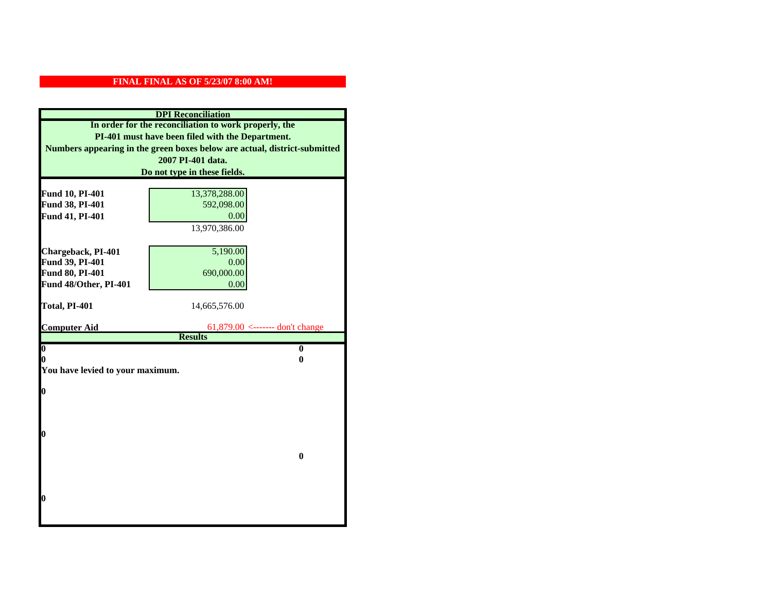**FINAL FINAL AS OF 5/23/07 8:00 AM!**

**DPI Reconciliation**

**In order for the reconciliation to work properly, the PI-401 must have been filed with the Department. Numbers appearing in the green boxes below are actual, district-submitted 2007 PI-401 data. Do not type in these fields.**

| | | |
|---|---|---|
| **Fund 10, PI-401** | 13,378,288.00 | |
| **Fund 38, PI-401** | 592,098.00 | |
| **Fund 41, PI-401** | 0.00 | |
| | 13,970,386.00 | |
| **Chargeback, PI-401** | 5,190.00 | |
| **Fund 39, PI-401** | 0.00 | |
| **Fund 80, PI-401** | 690,000.00 | |
| **Fund 48/Other, PI-401** | 0.00 | |
| **Total, PI-401** | 14,665,576.00 | |
| **Computer Aid** | 61,879.00 | <------- don't change |

**Results**

| | |
|---|---|
| **0** | **0** |
| **0** | **0** |

**You have levied to your maximum.**

**0**

**0**

**0**

**0**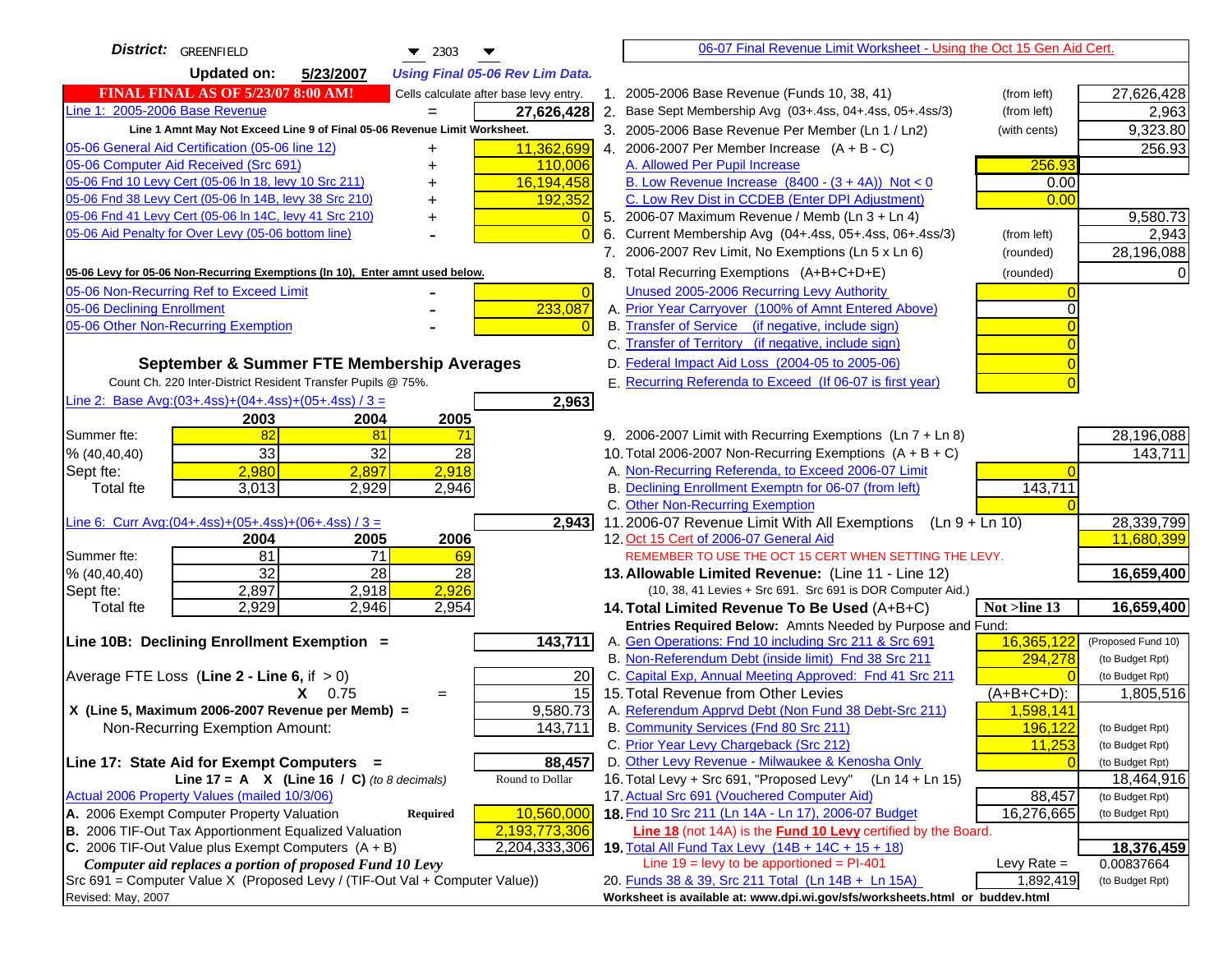**District:** GREENFIELD 2303

**Updated on:** 5/23/2007 *Using Final 05-06 Rev Lim Data.*

06-07 Final Revenue Limit Worksheet - Using the Oct 15 Gen Aid Cert.

**FINAL FINAL AS OF 5/23/07 8:00 AM!** Cells calculate after base levy entry.

| | | |
|---|---|---|
| Line 1: 2005-2006 Base Revenue | = | 27,626,428 |

Line 1 Amnt May Not Exceed Line 9 of Final 05-06 Revenue Limit Worksheet.

| | | |
|---|---|---|
| 05-06 General Aid Certification (05-06 line 12) | + | 11,362,699 |
| 05-06 Computer Aid Received (Src 691) | + | 110,006 |
| 05-06 Fnd 10 Levy Cert (05-06 ln 18, levy 10 Src 211) | + | 16,194,458 |
| 05-06 Fnd 38 Levy Cert (05-06 ln 14B, levy 38 Src 210) | + | 192,352 |
| 05-06 Fnd 41 Levy Cert (05-06 ln 14C, levy 41 Src 210) | + | 0 |
| 05-06 Aid Penalty for Over Levy (05-06 bottom line) | - | 0 |

**05-06 Levy for 05-06 Non-Recurring Exemptions (ln 10), Enter amnt used below.**

| | | |
|---|---|---|
| 05-06 Non-Recurring Ref to Exceed Limit | - | 0 |
| 05-06 Declining Enrollment | - | 233,087 |
| 05-06 Other Non-Recurring Exemption | - | 0 |

**September & Summer FTE Membership Averages**

Count Ch. 220 Inter-District Resident Transfer Pupils @ 75%.

Line 2: Base Avg:(03+.4ss)+(04+.4ss)+(05+.4ss) / 3 = **2,963**

| | 2003 | 2004 | 2005 |
|---|---|---|---|
| Summer fte: | 82 | 81 | 71 |
| % (40,40,40) | 33 | 32 | 28 |
| Sept fte: | 2,980 | 2,897 | 2,918 |
| Total fte | 3,013 | 2,929 | 2,946 |

Line 6: Curr Avg:(04+.4ss)+(05+.4ss)+(06+.4ss) / 3 = **2,943**

| | 2004 | 2005 | 2006 |
|---|---|---|---|
| Summer fte: | 81 | 71 | 69 |
| % (40,40,40) | 32 | 28 | 28 |
| Sept fte: | 2,897 | 2,918 | 2,926 |
| Total fte | 2,929 | 2,946 | 2,954 |

**Line 10B: Declining Enrollment Exemption =** **143,711**

| | | |
|---|---|---|
| Average FTE Loss (**Line 2 - Line 6**, if > 0) | | 20 |
| | X 0.75 = | 15 |
| X (Line 5, Maximum 2006-2007 Revenue per Memb) = | | 9,580.73 |
| Non-Recurring Exemption Amount: | | 143,711 |

**Line 17: State Aid for Exempt Computers =** **88,457**

**Line 17 = A X (Line 16 / C)** *(to 8 decimals)* Round to Dollar

Actual 2006 Property Values (mailed 10/3/06)

| | | |
|---|---|---|
| A. 2006 Exempt Computer Property Valuation | **Required** | 10,560,000 |
| B. 2006 TIF-Out Tax Apportionment Equalized Valuation | | 2,193,773,306 |
| C. 2006 TIF-Out Value plus Exempt Computers (A + B) | | 2,204,333,306 |

*Computer aid replaces a portion of proposed Fund 10 Levy*

Src 691 = Computer Value X (Proposed Levy / (TIF-Out Val + Computer Value))

Revised: May, 2007

| | | | |
|---|---|---|---|
| 1. 2005-2006 Base Revenue (Funds 10, 38, 41) | (from left) | | 27,626,428 |
| 2. Base Sept Membership Avg (03+.4ss, 04+.4ss, 05+.4ss/3) | (from left) | | 2,963 |
| 3. 2005-2006 Base Revenue Per Member (Ln 1 / Ln2) | (with cents) | | 9,323.80 |
| 4. 2006-2007 Per Member Increase (A + B - C) | | | 256.93 |
| A. Allowed Per Pupil Increase | | 256.93 | |
| B. Low Revenue Increase (8400 - (3 + 4A)) Not < 0 | | 0.00 | |
| C. Low Rev Dist in CCDEB (Enter DPI Adjustment) | | 0.00 | |
| 5. 2006-07 Maximum Revenue / Memb (Ln 3 + Ln 4) | | | 9,580.73 |
| 6. Current Membership Avg (04+.4ss, 05+.4ss, 06+.4ss/3) | (from left) | | 2,943 |
| 7. 2006-2007 Rev Limit, No Exemptions (Ln 5 x Ln 6) | (rounded) | | 28,196,088 |
| 8. Total Recurring Exemptions (A+B+C+D+E) | (rounded) | | 0 |
| Unused 2005-2006 Recurring Levy Authority | | 0 | |
| A. Prior Year Carryover (100% of Amnt Entered Above) | | 0 | |
| B. Transfer of Service (if negative, include sign) | | 0 | |
| C. Transfer of Territory (if negative, include sign) | | 0 | |
| D. Federal Impact Aid Loss (2004-05 to 2005-06) | | 0 | |
| E. Recurring Referenda to Exceed (If 06-07 is first year) | | 0 | |
| 9. 2006-2007 Limit with Recurring Exemptions (Ln 7 + Ln 8) | | | 28,196,088 |
| 10. Total 2006-2007 Non-Recurring Exemptions (A + B + C) | | | 143,711 |
| A. Non-Recurring Referenda, to Exceed 2006-07 Limit | | 0 | |
| B. Declining Enrollment Exemptn for 06-07 (from left) | | 143,711 | |
| C. Other Non-Recurring Exemption | | 0 | |
| 11. 2006-07 Revenue Limit With All Exemptions (Ln 9 + Ln 10) | | | 28,339,799 |
| 12. Oct 15 Cert of 2006-07 General Aid | | | 11,680,399 |
| REMEMBER TO USE THE OCT 15 CERT WHEN SETTING THE LEVY. | | | |
| **13. Allowable Limited Revenue:** (Line 11 - Line 12) | | | **16,659,400** |
| (10, 38, 41 Levies + Src 691. Src 691 is DOR Computer Aid.) | | | |
| **14. Total Limited Revenue To Be Used** (A+B+C) | | Not >line 13 | **16,659,400** |
| Entries Required Below: Amnts Needed by Purpose and Fund: | | | |
| A. Gen Operations: Fnd 10 including Src 211 & Src 691 | | 16,365,122 | (Proposed Fund 10) |
| B. Non-Referendum Debt (inside limit) Fnd 38 Src 211 | | 294,278 | (to Budget Rpt) |
| C. Capital Exp, Annual Meeting Approved: Fnd 41 Src 211 | | 0 | (to Budget Rpt) |
| 15. Total Revenue from Other Levies | | (A+B+C+D): | 1,805,516 |
| A. Referendum Apprvd Debt (Non Fund 38 Debt-Src 211) | | 1,598,141 | |
| B. Community Services (Fnd 80 Src 211) | | 196,122 | (to Budget Rpt) |
| C. Prior Year Levy Chargeback (Src 212) | | 11,253 | (to Budget Rpt) |
| D. Other Levy Revenue - Milwaukee & Kenosha Only | | 0 | (to Budget Rpt) |
| 16. Total Levy + Src 691, "Proposed Levy" (Ln 14 + Ln 15) | | | 18,464,916 |
| 17. Actual Src 691 (Vouchered Computer Aid) | | 88,457 | (to Budget Rpt) |
| **18.** Fnd 10 Src 211 (Ln 14A - Ln 17), 2006-07 Budget | | 16,276,665 | (to Budget Rpt) |
| Line 18 (not 14A) is the Fund 10 Levy certified by the Board. | | | |
| **19.** Total All Fund Tax Levy (14B + 14C + 15 + 18) | | | **18,376,459** |
| Line 19 = levy to be apportioned = PI-401 | | Levy Rate = | 0.00837664 |
| 20. Funds 38 & 39, Src 211 Total (Ln 14B + Ln 15A) | | 1,892,419 | (to Budget Rpt) |

Worksheet is available at: www.dpi.wi.gov/sfs/worksheets.html or buddev.html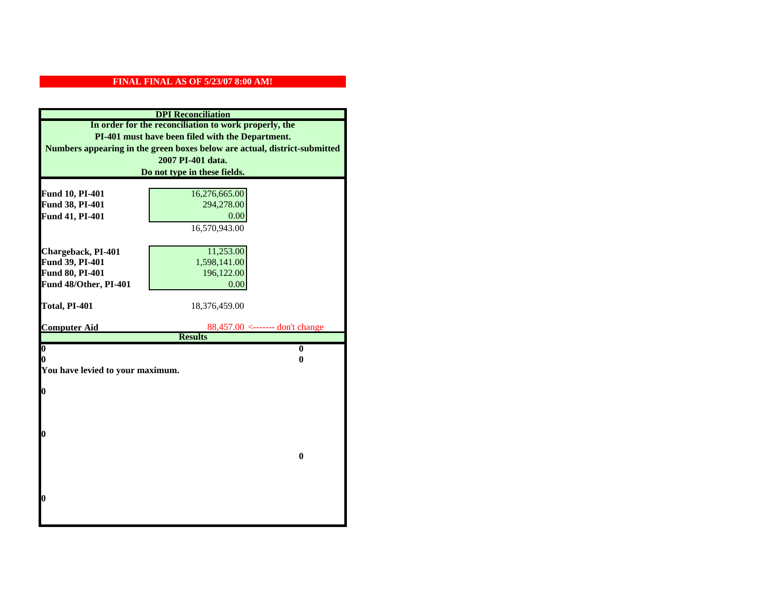**FINAL FINAL AS OF 5/23/07 8:00 AM!**

## DPI Reconciliation

**In order for the reconciliation to work properly, the PI-401 must have been filed with the Department. Numbers appearing in the green boxes below are actual, district-submitted 2007 PI-401 data. Do not type in these fields.**

| | | |
|---|---|---|
| **Fund 10, PI-401** | 16,276,665.00 | |
| **Fund 38, PI-401** | 294,278.00 | |
| **Fund 41, PI-401** | 0.00 | |
| | 16,570,943.00 | |
| **Chargeback, PI-401** | 11,253.00 | |
| **Fund 39, PI-401** | 1,598,141.00 | |
| **Fund 80, PI-401** | 196,122.00 | |
| **Fund 48/Other, PI-401** | 0.00 | |
| **Total, PI-401** | 18,376,459.00 | |
| **Computer Aid** | 88,457.00 | <------- don't change |

## Results

| | |
|---|---|
| **0** | **0** |
| **0** | **0** |

**You have levied to your maximum.**

**0**

**0**

**0**

**0**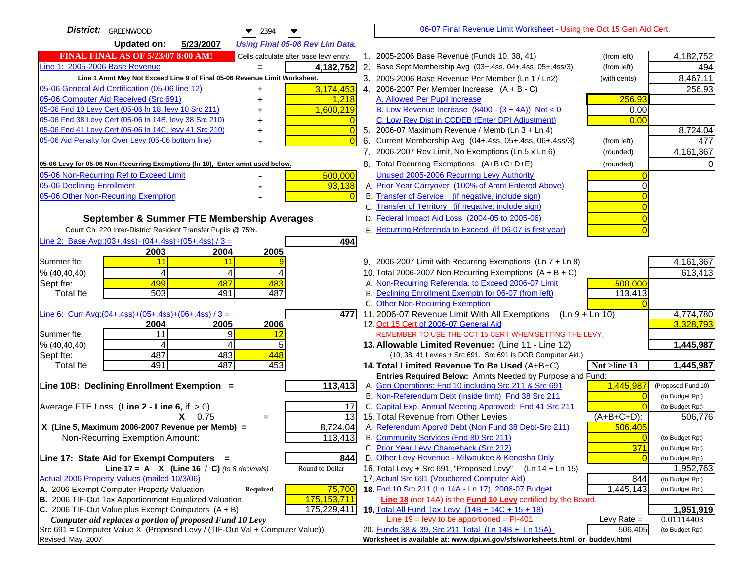**District:** GREENWOOD 2394

**Updated on:** 5/23/2007 *Using Final 05-06 Rev Lim Data.*

**FINAL FINAL AS OF 5/23/07 8:00 AM!** Cells calculate after base levy entry.

| | | |
|---|---|---|
| Line 1: 2005-2006 Base Revenue | = | 4,182,752 |

Line 1 Amnt May Not Exceed Line 9 of Final 05-06 Revenue Limit Worksheet.

| | | |
|---|---|---|
| 05-06 General Aid Certification (05-06 line 12) | + | 3,174,453 |
| 05-06 Computer Aid Received (Src 691) | + | 1,218 |
| 05-06 Fnd 10 Levy Cert (05-06 ln 18, levy 10 Src 211) | + | 1,600,219 |
| 05-06 Fnd 38 Levy Cert (05-06 ln 14B, levy 38 Src 210) | + | 0 |
| 05-06 Fnd 41 Levy Cert (05-06 ln 14C, levy 41 Src 210) | + | 0 |
| 05-06 Aid Penalty for Over Levy (05-06 bottom line) | - | 0 |

**05-06 Levy for 05-06 Non-Recurring Exemptions (ln 10), Enter amnt used below.**

| | | |
|---|---|---|
| 05-06 Non-Recurring Ref to Exceed Limit | - | 500,000 |
| 05-06 Declining Enrollment | - | 93,138 |
| 05-06 Other Non-Recurring Exemption | - | 0 |

## September & Summer FTE Membership Averages

Count Ch. 220 Inter-District Resident Transfer Pupils @ 75%.

Line 2: Base Avg:(03+.4ss)+(04+.4ss)+(05+.4ss) / 3 = **494**

| | 2003 | 2004 | 2005 |
|---|---|---|---|
| Summer fte: | 11 | 11 | 9 |
| % (40,40,40) | 4 | 4 | 4 |
| Sept fte: | 499 | 487 | 483 |
| Total fte | 503 | 491 | 487 |

Line 6: Curr Avg:(04+.4ss)+(05+.4ss)+(06+.4ss) / 3 = **477**

| | 2004 | 2005 | 2006 |
|---|---|---|---|
| Summer fte: | 11 | 9 | 12 |
| % (40,40,40) | 4 | 4 | 5 |
| Sept fte: | 487 | 483 | 448 |
| Total fte | 491 | 487 | 453 |

**Line 10B: Declining Enrollment Exemption =** **113,413**

| | | |
|---|---|---|
| Average FTE Loss (**Line 2 - Line 6**, if > 0) | | 17 |
| | X 0.75 = | 13 |
| **X (Line 5, Maximum 2006-2007 Revenue per Memb) =** | | 8,724.04 |
| Non-Recurring Exemption Amount: | | 113,413 |

**Line 17: State Aid for Exempt Computers =** **844**

Line 17 = A X (Line 16 / C) *(to 8 decimals)* Round to Dollar

Actual 2006 Property Values (mailed 10/3/06)

| | | |
|---|---|---|
| A. 2006 Exempt Computer Property Valuation | **Required** | 75,700 |
| B. 2006 TIF-Out Tax Apportionment Equalized Valuation | | 175,153,711 |
| C. 2006 TIF-Out Value plus Exempt Computers (A + B) | | 175,229,411 |

***Computer aid replaces a portion of proposed Fund 10 Levy***

Src 691 = Computer Value X (Proposed Levy / (TIF-Out Val + Computer Value))

Revised: May, 2007

---

06-07 Final Revenue Limit Worksheet - Using the Oct 15 Gen Aid Cert.

| | | | |
|---|---|---|---|
| 1. 2005-2006 Base Revenue (Funds 10, 38, 41) | (from left) | | 4,182,752 |
| 2. Base Sept Membership Avg (03+.4ss, 04+.4ss, 05+.4ss/3) | (from left) | | 494 |
| 3. 2005-2006 Base Revenue Per Member (Ln 1 / Ln2) | (with cents) | | 8,467.11 |
| 4. 2006-2007 Per Member Increase (A + B - C) | | | 256.93 |
| A. Allowed Per Pupil Increase | | 256.93 | |
| B. Low Revenue Increase (8400 - (3 + 4A)) Not < 0 | | 0.00 | |
| C. Low Rev Dist in CCDEB (Enter DPI Adjustment) | | 0.00 | |
| 5. 2006-07 Maximum Revenue / Memb (Ln 3 + Ln 4) | | | 8,724.04 |
| 6. Current Membership Avg (04+.4ss, 05+.4ss, 06+.4ss/3) | (from left) | | 477 |
| 7. 2006-2007 Rev Limit, No Exemptions (Ln 5 x Ln 6) | (rounded) | | 4,161,367 |
| 8. Total Recurring Exemptions (A+B+C+D+E) | (rounded) | | 0 |
| Unused 2005-2006 Recurring Levy Authority | | 0 | |
| A. Prior Year Carryover (100% of Amnt Entered Above) | | 0 | |
| B. Transfer of Service (if negative, include sign) | | 0 | |
| C. Transfer of Territory (if negative, include sign) | | 0 | |
| D. Federal Impact Aid Loss (2004-05 to 2005-06) | | 0 | |
| E. Recurring Referenda to Exceed (If 06-07 is first year) | | 0 | |
| 9. 2006-2007 Limit with Recurring Exemptions (Ln 7 + Ln 8) | | | 4,161,367 |
| 10. Total 2006-2007 Non-Recurring Exemptions (A + B + C) | | | 613,413 |
| A. Non-Recurring Referenda, to Exceed 2006-07 Limit | | 500,000 | |
| B. Declining Enrollment Exemptn for 06-07 (from left) | | 113,413 | |
| C. Other Non-Recurring Exemption | | 0 | |
| 11. 2006-07 Revenue Limit With All Exemptions (Ln 9 + Ln 10) | | | 4,774,780 |
| 12. Oct 15 Cert of 2006-07 General Aid | | | 3,328,793 |

REMEMBER TO USE THE OCT 15 CERT WHEN SETTING THE LEVY.

| | | | |
|---|---|---|---|
| **13. Allowable Limited Revenue:** (Line 11 - Line 12) | | | **1,445,987** |

(10, 38, 41 Levies + Src 691. Src 691 is DOR Computer Aid.)

| | | | |
|---|---|---|---|
| **14. Total Limited Revenue To Be Used** (A+B+C) | | **Not >line 13** | **1,445,987** |

Entries Required Below: Amnts Needed by Purpose and Fund:

| | | | |
|---|---|---|---|
| A. Gen Operations: Fnd 10 including Src 211 & Src 691 | | 1,445,987 | (Proposed Fund 10) |
| B. Non-Referendum Debt (inside limit) Fnd 38 Src 211 | | 0 | (to Budget Rpt) |
| C. Capital Exp, Annual Meeting Approved: Fnd 41 Src 211 | | 0 | (to Budget Rpt) |
| 15. Total Revenue from Other Levies | | (A+B+C+D): | 506,776 |
| A. Referendum Apprvd Debt (Non Fund 38 Debt-Src 211) | | 506,405 | |
| B. Community Services (Fnd 80 Src 211) | | 0 | (to Budget Rpt) |
| C. Prior Year Levy Chargeback (Src 212) | | 371 | (to Budget Rpt) |
| D. Other Levy Revenue - Milwaukee & Kenosha Only | | 0 | (to Budget Rpt) |
| 16. Total Levy + Src 691, "Proposed Levy" (Ln 14 + Ln 15) | | | 1,952,763 |
| 17. Actual Src 691 (Vouchered Computer Aid) | | 844 | (to Budget Rpt) |
| **18.** Fnd 10 Src 211 (Ln 14A - Ln 17), 2006-07 Budget | | 1,445,143 | (to Budget Rpt) |

Line 18 (not 14A) is the **Fund 10 Levy** certified by the Board.

| | | | |
|---|---|---|---|
| **19.** Total All Fund Tax Levy (14B + 14C + 15 + 18) | | | **1,951,919** |
| Line 19 = levy to be apportioned = PI-401 | | Levy Rate = | 0.01114403 |
| 20. Funds 38 & 39, Src 211 Total (Ln 14B + Ln 15A) | | 506,405 | (to Budget Rpt) |

Worksheet is available at: www.dpi.wi.gov/sfs/worksheets.html or buddev.html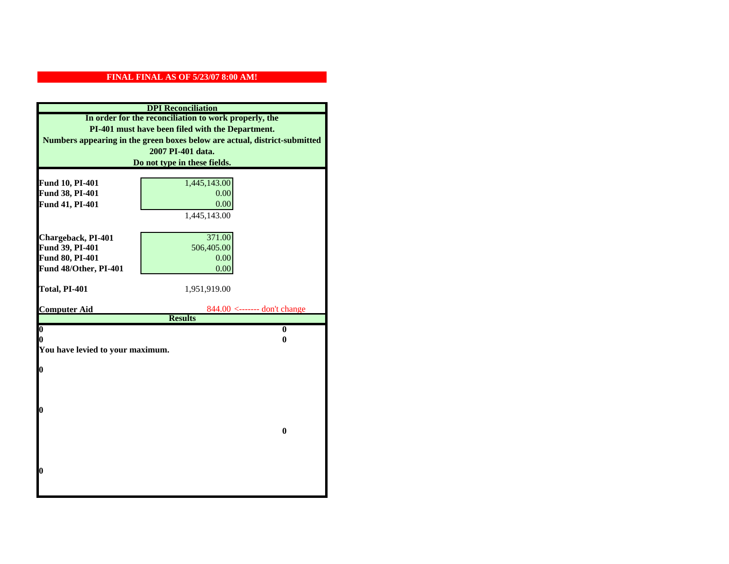**FINAL FINAL AS OF 5/23/07 8:00 AM!**

**DPI Reconciliation**

**In order for the reconciliation to work properly, the PI-401 must have been filed with the Department. Numbers appearing in the green boxes below are actual, district-submitted 2007 PI-401 data. Do not type in these fields.**

| | | |
|---|---|---|
| **Fund 10, PI-401** | 1,445,143.00 | |
| **Fund 38, PI-401** | 0.00 | |
| **Fund 41, PI-401** | 0.00 | |
| | 1,445,143.00 | |
| **Chargeback, PI-401** | 371.00 | |
| **Fund 39, PI-401** | 506,405.00 | |
| **Fund 80, PI-401** | 0.00 | |
| **Fund 48/Other, PI-401** | 0.00 | |
| **Total, PI-401** | 1,951,919.00 | |
| **Computer Aid** | 844.00 | <------- don't change |

**Results**

| | |
|---|---|
| **0** | **0** |
| **0** | **0** |

**You have levied to your maximum.**

**0**

**0**

**0**

**0**